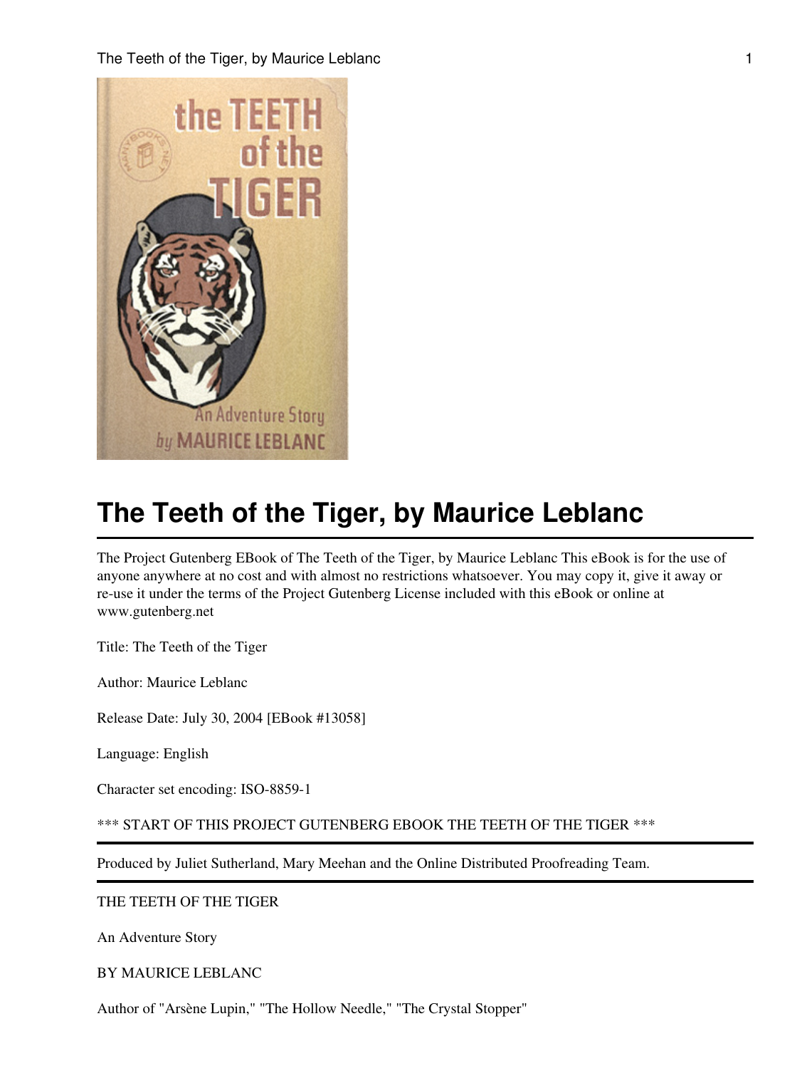# The Teeth of the Tiger, by Maurice Leblanc

The Project Gutenberg EBook of The Teeth of the Tiger, by Maurice Leblanc This eBook is for the use of anyone anywhere at no cost and with almost no restrictions whatsoever. You may copy it, give it away or re-use it under the terms of the Project Gutenberg License included with this eBook or online at www.gutenberg.net

Title: The Teeth of the Tiger

Author: Maurice Leblanc

Release Date: July 30, 2004 [EBook #13058]

Language: English

Character set encoding: ISO-8859-1

*** START OF THIS PROJECT GUTENBERG EBOOK THE TEETH OF THE TIGER ***

---

Produced by Juliet Sutherland, Mary Meehan and the Online Distributed Proofreading Team.

---

THE TEETH OF THE TIGER

An Adventure Story

BY MAURICE LEBLANC

Author of "Arsène Lupin," "The Hollow Needle," "The Crystal Stopper"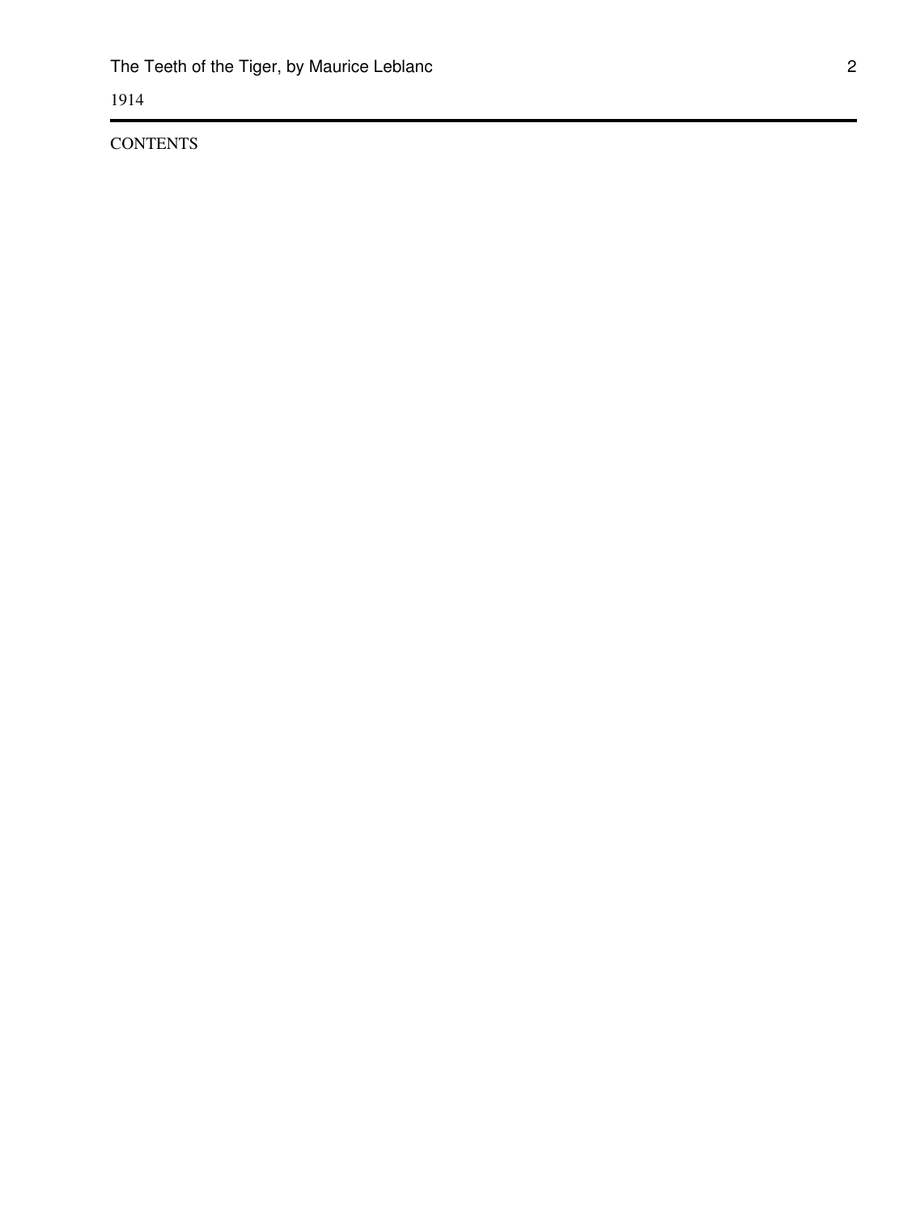1914

CONTENTS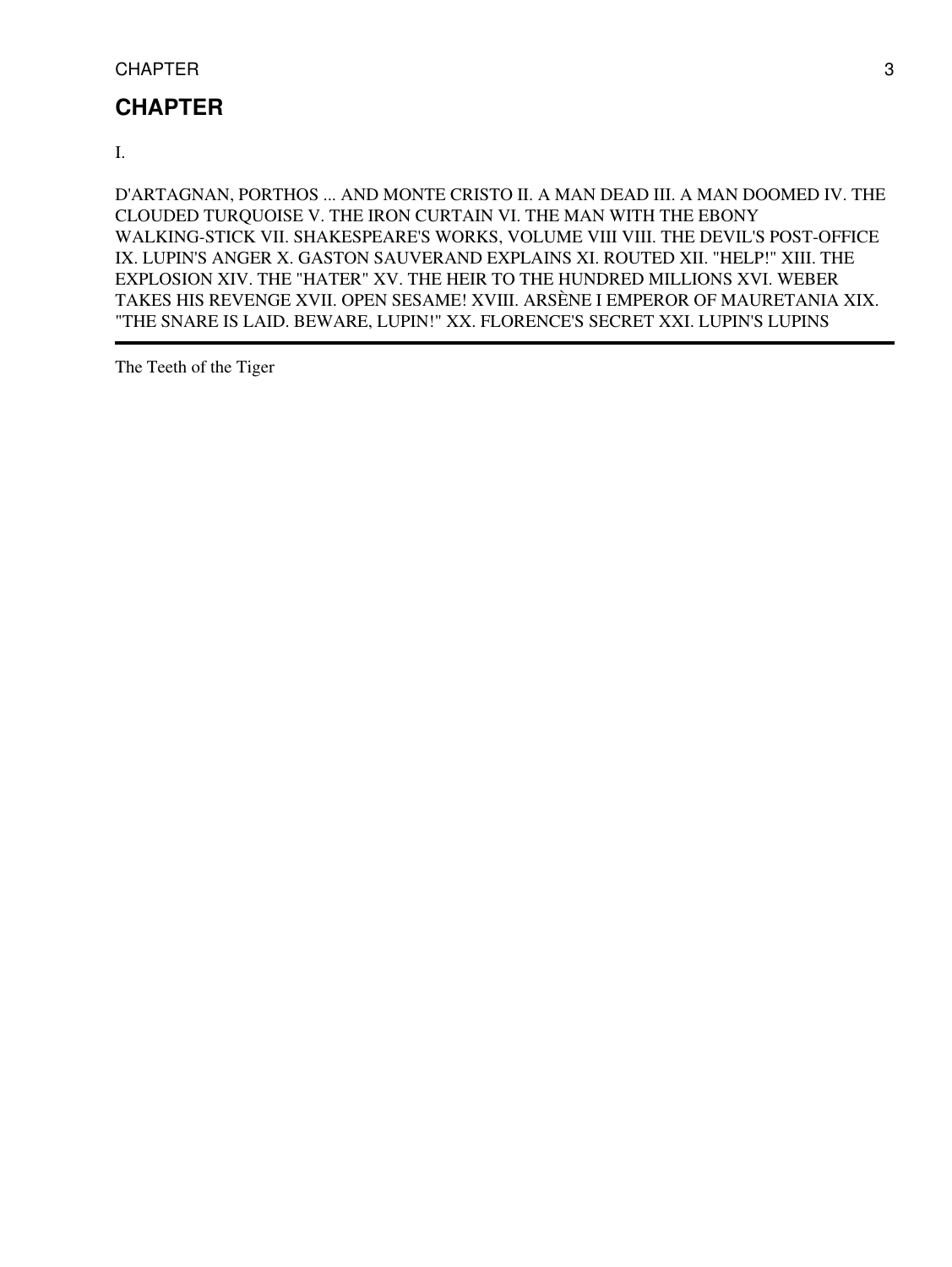## CHAPTER

I.

D'ARTAGNAN, PORTHOS ... AND MONTE CRISTO II. A MAN DEAD III. A MAN DOOMED IV. THE CLOUDED TURQUOISE V. THE IRON CURTAIN VI. THE MAN WITH THE EBONY WALKING-STICK VII. SHAKESPEARE'S WORKS, VOLUME VIII VIII. THE DEVIL'S POST-OFFICE IX. LUPIN'S ANGER X. GASTON SAUVERAND EXPLAINS XI. ROUTED XII. "HELP!" XIII. THE EXPLOSION XIV. THE "HATER" XV. THE HEIR TO THE HUNDRED MILLIONS XVI. WEBER TAKES HIS REVENGE XVII. OPEN SESAME! XVIII. ARSÈNE I EMPEROR OF MAURETANIA XIX. "THE SNARE IS LAID. BEWARE, LUPIN!" XX. FLORENCE'S SECRET XXI. LUPIN'S LUPINS

---

The Teeth of the Tiger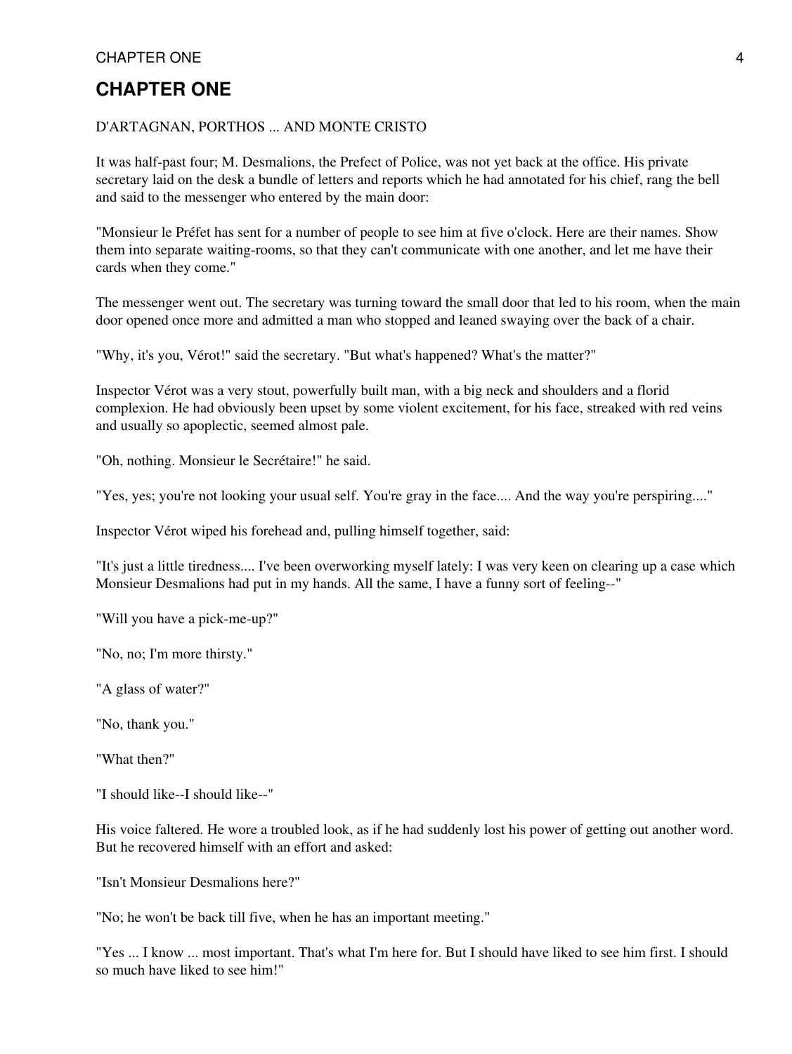# CHAPTER ONE

D'ARTAGNAN, PORTHOS ... AND MONTE CRISTO

It was half-past four; M. Desmalions, the Prefect of Police, was not yet back at the office. His private secretary laid on the desk a bundle of letters and reports which he had annotated for his chief, rang the bell and said to the messenger who entered by the main door:

"Monsieur le Préfet has sent for a number of people to see him at five o'clock. Here are their names. Show them into separate waiting-rooms, so that they can't communicate with one another, and let me have their cards when they come."

The messenger went out. The secretary was turning toward the small door that led to his room, when the main door opened once more and admitted a man who stopped and leaned swaying over the back of a chair.

"Why, it's you, Vérot!" said the secretary. "But what's happened? What's the matter?"

Inspector Vérot was a very stout, powerfully built man, with a big neck and shoulders and a florid complexion. He had obviously been upset by some violent excitement, for his face, streaked with red veins and usually so apoplectic, seemed almost pale.

"Oh, nothing. Monsieur le Secrétaire!" he said.

"Yes, yes; you're not looking your usual self. You're gray in the face.... And the way you're perspiring...."

Inspector Vérot wiped his forehead and, pulling himself together, said:

"It's just a little tiredness.... I've been overworking myself lately: I was very keen on clearing up a case which Monsieur Desmalions had put in my hands. All the same, I have a funny sort of feeling--"

"Will you have a pick-me-up?"

"No, no; I'm more thirsty."

"A glass of water?"

"No, thank you."

"What then?"

"I should like--I should like--"

His voice faltered. He wore a troubled look, as if he had suddenly lost his power of getting out another word. But he recovered himself with an effort and asked:

"Isn't Monsieur Desmalions here?"

"No; he won't be back till five, when he has an important meeting."

"Yes ... I know ... most important. That's what I'm here for. But I should have liked to see him first. I should so much have liked to see him!"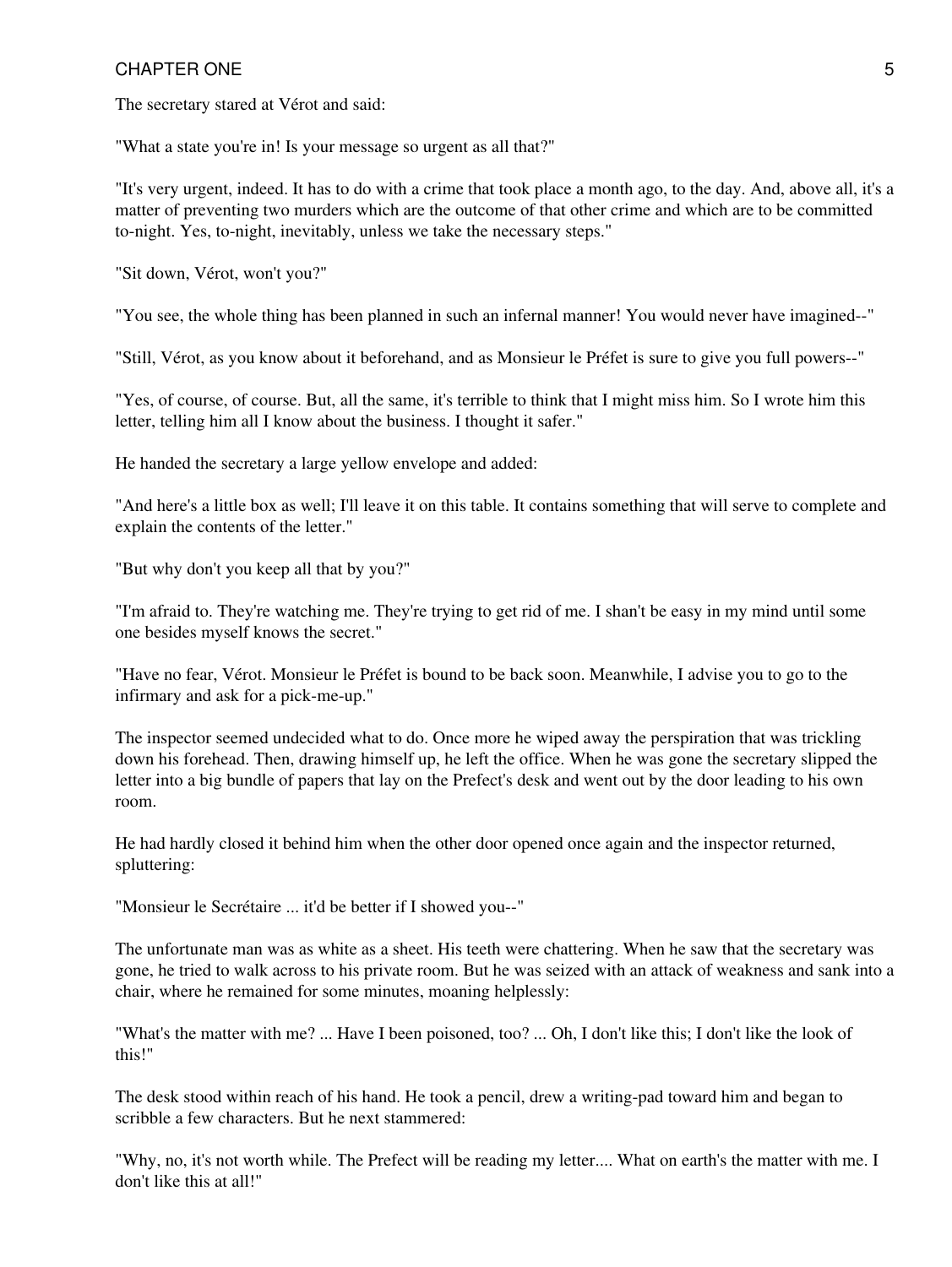The secretary stared at Vérot and said:

"What a state you're in! Is your message so urgent as all that?"

"It's very urgent, indeed. It has to do with a crime that took place a month ago, to the day. And, above all, it's a matter of preventing two murders which are the outcome of that other crime and which are to be committed to-night. Yes, to-night, inevitably, unless we take the necessary steps."

"Sit down, Vérot, won't you?"

"You see, the whole thing has been planned in such an infernal manner! You would never have imagined--"

"Still, Vérot, as you know about it beforehand, and as Monsieur le Préfet is sure to give you full powers--"

"Yes, of course, of course. But, all the same, it's terrible to think that I might miss him. So I wrote him this letter, telling him all I know about the business. I thought it safer."

He handed the secretary a large yellow envelope and added:

"And here's a little box as well; I'll leave it on this table. It contains something that will serve to complete and explain the contents of the letter."

"But why don't you keep all that by you?"

"I'm afraid to. They're watching me. They're trying to get rid of me. I shan't be easy in my mind until some one besides myself knows the secret."

"Have no fear, Vérot. Monsieur le Préfet is bound to be back soon. Meanwhile, I advise you to go to the infirmary and ask for a pick-me-up."

The inspector seemed undecided what to do. Once more he wiped away the perspiration that was trickling down his forehead. Then, drawing himself up, he left the office. When he was gone the secretary slipped the letter into a big bundle of papers that lay on the Prefect's desk and went out by the door leading to his own room.

He had hardly closed it behind him when the other door opened once again and the inspector returned, spluttering:

"Monsieur le Secrétaire ... it'd be better if I showed you--"

The unfortunate man was as white as a sheet. His teeth were chattering. When he saw that the secretary was gone, he tried to walk across to his private room. But he was seized with an attack of weakness and sank into a chair, where he remained for some minutes, moaning helplessly:

"What's the matter with me? ... Have I been poisoned, too? ... Oh, I don't like this; I don't like the look of this!"

The desk stood within reach of his hand. He took a pencil, drew a writing-pad toward him and began to scribble a few characters. But he next stammered:

"Why, no, it's not worth while. The Prefect will be reading my letter.... What on earth's the matter with me. I don't like this at all!"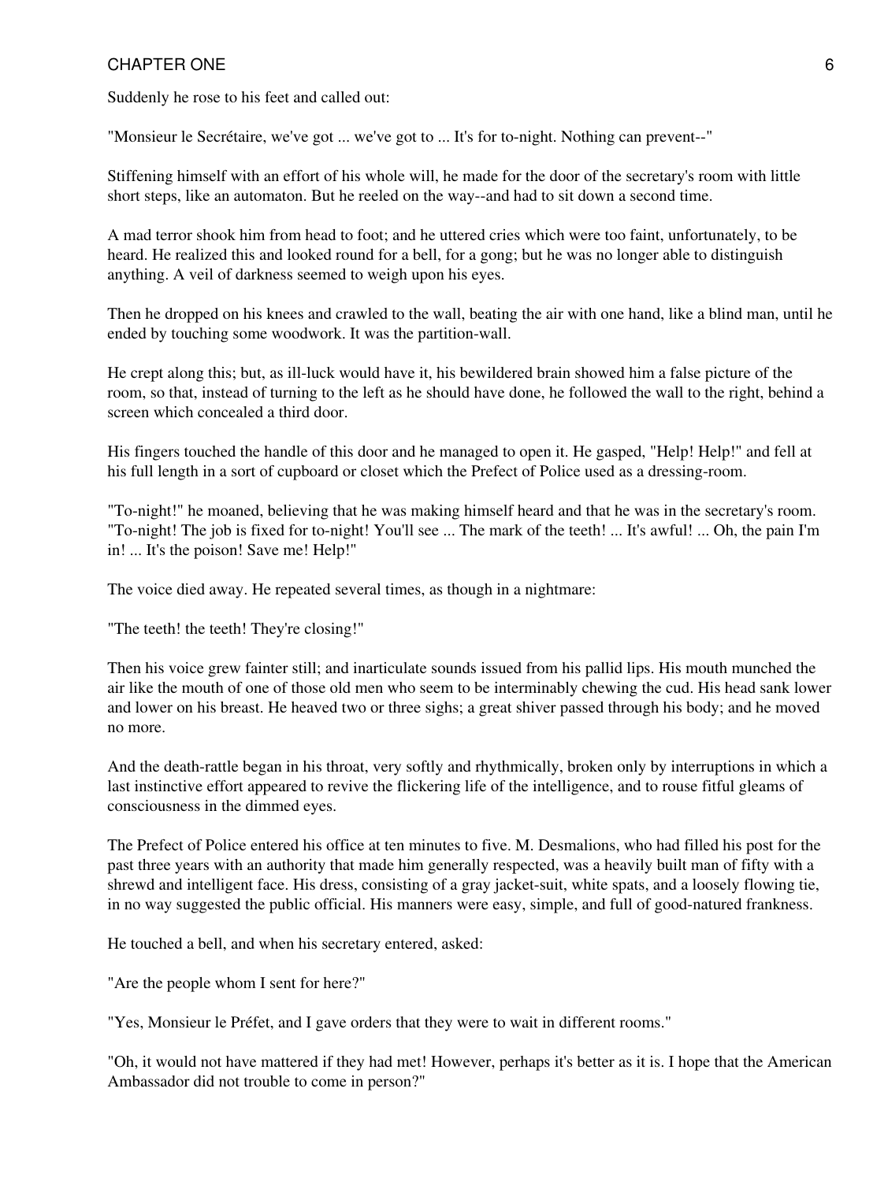Suddenly he rose to his feet and called out:

"Monsieur le Secrétaire, we've got ... we've got to ... It's for to-night. Nothing can prevent--"

Stiffening himself with an effort of his whole will, he made for the door of the secretary's room with little short steps, like an automaton. But he reeled on the way--and had to sit down a second time.

A mad terror shook him from head to foot; and he uttered cries which were too faint, unfortunately, to be heard. He realized this and looked round for a bell, for a gong; but he was no longer able to distinguish anything. A veil of darkness seemed to weigh upon his eyes.

Then he dropped on his knees and crawled to the wall, beating the air with one hand, like a blind man, until he ended by touching some woodwork. It was the partition-wall.

He crept along this; but, as ill-luck would have it, his bewildered brain showed him a false picture of the room, so that, instead of turning to the left as he should have done, he followed the wall to the right, behind a screen which concealed a third door.

His fingers touched the handle of this door and he managed to open it. He gasped, "Help! Help!" and fell at his full length in a sort of cupboard or closet which the Prefect of Police used as a dressing-room.

"To-night!" he moaned, believing that he was making himself heard and that he was in the secretary's room. "To-night! The job is fixed for to-night! You'll see ... The mark of the teeth! ... It's awful! ... Oh, the pain I'm in! ... It's the poison! Save me! Help!"

The voice died away. He repeated several times, as though in a nightmare:

"The teeth! the teeth! They're closing!"

Then his voice grew fainter still; and inarticulate sounds issued from his pallid lips. His mouth munched the air like the mouth of one of those old men who seem to be interminably chewing the cud. His head sank lower and lower on his breast. He heaved two or three sighs; a great shiver passed through his body; and he moved no more.

And the death-rattle began in his throat, very softly and rhythmically, broken only by interruptions in which a last instinctive effort appeared to revive the flickering life of the intelligence, and to rouse fitful gleams of consciousness in the dimmed eyes.

The Prefect of Police entered his office at ten minutes to five. M. Desmalions, who had filled his post for the past three years with an authority that made him generally respected, was a heavily built man of fifty with a shrewd and intelligent face. His dress, consisting of a gray jacket-suit, white spats, and a loosely flowing tie, in no way suggested the public official. His manners were easy, simple, and full of good-natured frankness.

He touched a bell, and when his secretary entered, asked:

"Are the people whom I sent for here?"

"Yes, Monsieur le Préfet, and I gave orders that they were to wait in different rooms."

"Oh, it would not have mattered if they had met! However, perhaps it's better as it is. I hope that the American Ambassador did not trouble to come in person?"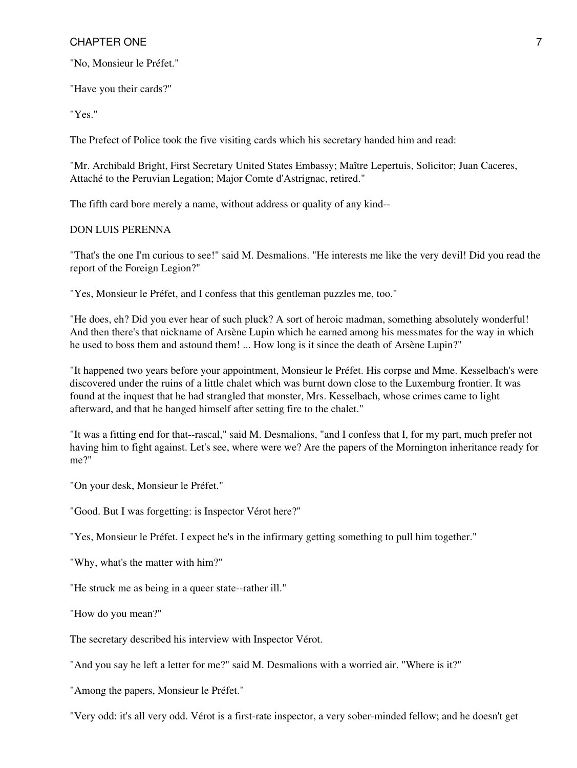"No, Monsieur le Préfet."

"Have you their cards?"

"Yes."

The Prefect of Police took the five visiting cards which his secretary handed him and read:

"Mr. Archibald Bright, First Secretary United States Embassy; Maître Lepertuis, Solicitor; Juan Caceres, Attaché to the Peruvian Legation; Major Comte d'Astrignac, retired."

The fifth card bore merely a name, without address or quality of any kind--

DON LUIS PERENNA

"That's the one I'm curious to see!" said M. Desmalions. "He interests me like the very devil! Did you read the report of the Foreign Legion?"

"Yes, Monsieur le Préfet, and I confess that this gentleman puzzles me, too."

"He does, eh? Did you ever hear of such pluck? A sort of heroic madman, something absolutely wonderful! And then there's that nickname of Arsène Lupin which he earned among his messmates for the way in which he used to boss them and astound them! ... How long is it since the death of Arsène Lupin?"

"It happened two years before your appointment, Monsieur le Préfet. His corpse and Mme. Kesselbach's were discovered under the ruins of a little chalet which was burnt down close to the Luxemburg frontier. It was found at the inquest that he had strangled that monster, Mrs. Kesselbach, whose crimes came to light afterward, and that he hanged himself after setting fire to the chalet."

"It was a fitting end for that--rascal," said M. Desmalions, "and I confess that I, for my part, much prefer not having him to fight against. Let's see, where were we? Are the papers of the Mornington inheritance ready for me?"

"On your desk, Monsieur le Préfet."

"Good. But I was forgetting: is Inspector Vérot here?"

"Yes, Monsieur le Préfet. I expect he's in the infirmary getting something to pull him together."

"Why, what's the matter with him?"

"He struck me as being in a queer state--rather ill."

"How do you mean?"

The secretary described his interview with Inspector Vérot.

"And you say he left a letter for me?" said M. Desmalions with a worried air. "Where is it?"

"Among the papers, Monsieur le Préfet."

"Very odd: it's all very odd. Vérot is a first-rate inspector, a very sober-minded fellow; and he doesn't get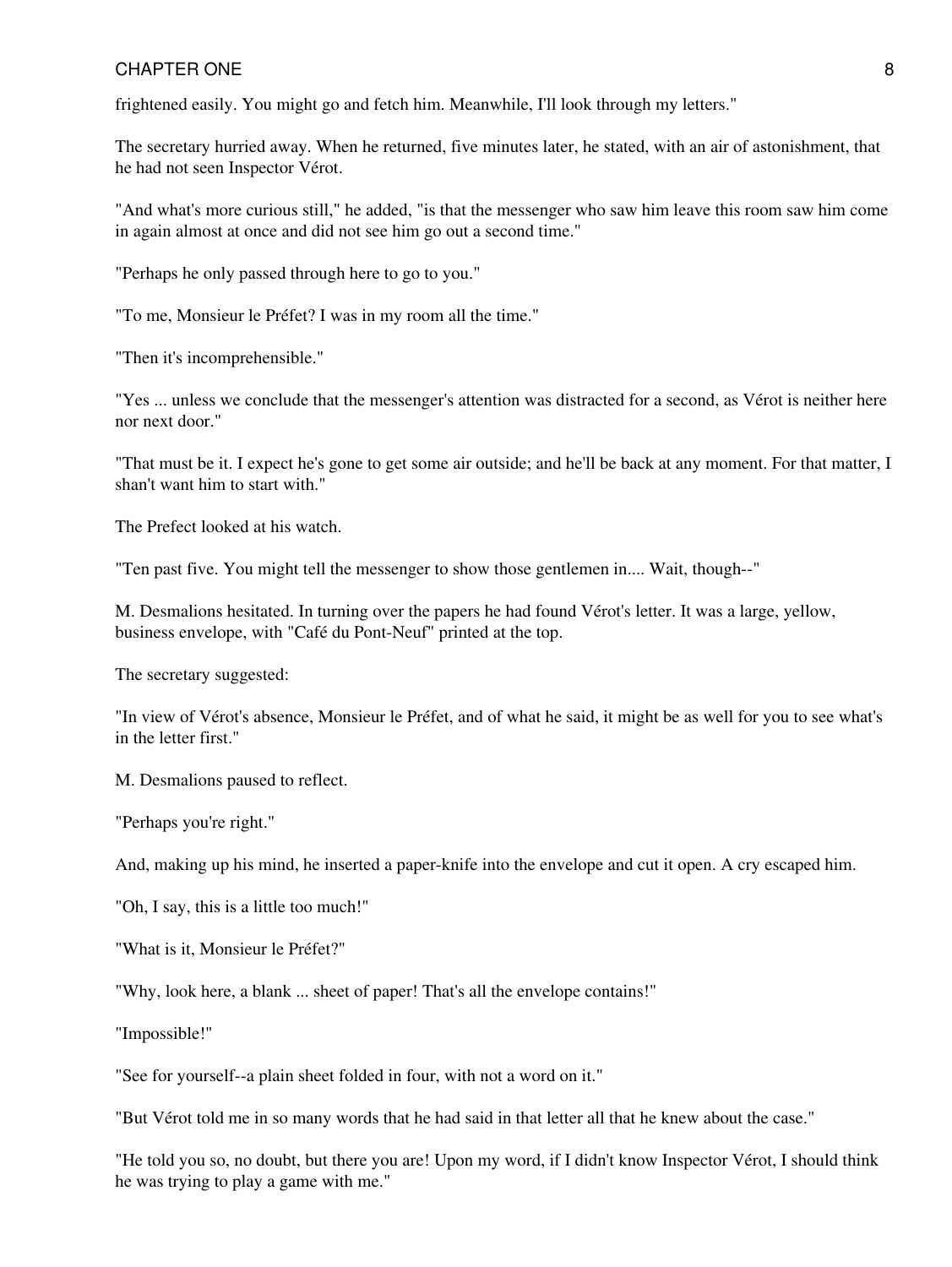frightened easily. You might go and fetch him. Meanwhile, I'll look through my letters."

The secretary hurried away. When he returned, five minutes later, he stated, with an air of astonishment, that he had not seen Inspector Vérot.

"And what's more curious still," he added, "is that the messenger who saw him leave this room saw him come in again almost at once and did not see him go out a second time."

"Perhaps he only passed through here to go to you."

"To me, Monsieur le Préfet? I was in my room all the time."

"Then it's incomprehensible."

"Yes ... unless we conclude that the messenger's attention was distracted for a second, as Vérot is neither here nor next door."

"That must be it. I expect he's gone to get some air outside; and he'll be back at any moment. For that matter, I shan't want him to start with."

The Prefect looked at his watch.

"Ten past five. You might tell the messenger to show those gentlemen in.... Wait, though--"

M. Desmalions hesitated. In turning over the papers he had found Vérot's letter. It was a large, yellow, business envelope, with "Café du Pont-Neuf" printed at the top.

The secretary suggested:

"In view of Vérot's absence, Monsieur le Préfet, and of what he said, it might be as well for you to see what's in the letter first."

M. Desmalions paused to reflect.

"Perhaps you're right."

And, making up his mind, he inserted a paper-knife into the envelope and cut it open. A cry escaped him.

"Oh, I say, this is a little too much!"

"What is it, Monsieur le Préfet?"

"Why, look here, a blank ... sheet of paper! That's all the envelope contains!"

"Impossible!"

"See for yourself--a plain sheet folded in four, with not a word on it."

"But Vérot told me in so many words that he had said in that letter all that he knew about the case."

"He told you so, no doubt, but there you are! Upon my word, if I didn't know Inspector Vérot, I should think he was trying to play a game with me."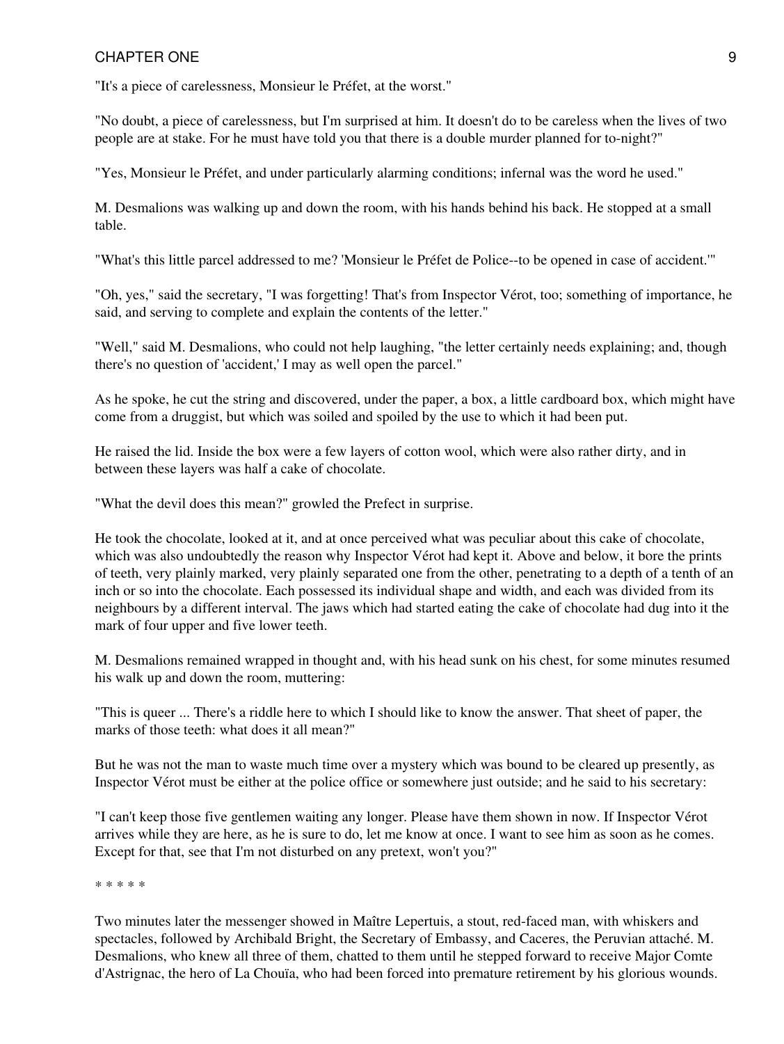"It's a piece of carelessness, Monsieur le Préfet, at the worst."

"No doubt, a piece of carelessness, but I'm surprised at him. It doesn't do to be careless when the lives of two people are at stake. For he must have told you that there is a double murder planned for to-night?"

"Yes, Monsieur le Préfet, and under particularly alarming conditions; infernal was the word he used."

M. Desmalions was walking up and down the room, with his hands behind his back. He stopped at a small table.

"What's this little parcel addressed to me? 'Monsieur le Préfet de Police--to be opened in case of accident.'"

"Oh, yes," said the secretary, "I was forgetting! That's from Inspector Vérot, too; something of importance, he said, and serving to complete and explain the contents of the letter."

"Well," said M. Desmalions, who could not help laughing, "the letter certainly needs explaining; and, though there's no question of 'accident,' I may as well open the parcel."

As he spoke, he cut the string and discovered, under the paper, a box, a little cardboard box, which might have come from a druggist, but which was soiled and spoiled by the use to which it had been put.

He raised the lid. Inside the box were a few layers of cotton wool, which were also rather dirty, and in between these layers was half a cake of chocolate.

"What the devil does this mean?" growled the Prefect in surprise.

He took the chocolate, looked at it, and at once perceived what was peculiar about this cake of chocolate, which was also undoubtedly the reason why Inspector Vérot had kept it. Above and below, it bore the prints of teeth, very plainly marked, very plainly separated one from the other, penetrating to a depth of a tenth of an inch or so into the chocolate. Each possessed its individual shape and width, and each was divided from its neighbours by a different interval. The jaws which had started eating the cake of chocolate had dug into it the mark of four upper and five lower teeth.

M. Desmalions remained wrapped in thought and, with his head sunk on his chest, for some minutes resumed his walk up and down the room, muttering:

"This is queer ... There's a riddle here to which I should like to know the answer. That sheet of paper, the marks of those teeth: what does it all mean?"

But he was not the man to waste much time over a mystery which was bound to be cleared up presently, as Inspector Vérot must be either at the police office or somewhere just outside; and he said to his secretary:

"I can't keep those five gentlemen waiting any longer. Please have them shown in now. If Inspector Vérot arrives while they are here, as he is sure to do, let me know at once. I want to see him as soon as he comes. Except for that, see that I'm not disturbed on any pretext, won't you?"

* * * * *

Two minutes later the messenger showed in Maître Lepertuis, a stout, red-faced man, with whiskers and spectacles, followed by Archibald Bright, the Secretary of Embassy, and Caceres, the Peruvian attaché. M. Desmalions, who knew all three of them, chatted to them until he stepped forward to receive Major Comte d'Astrignac, the hero of La Chouïa, who had been forced into premature retirement by his glorious wounds.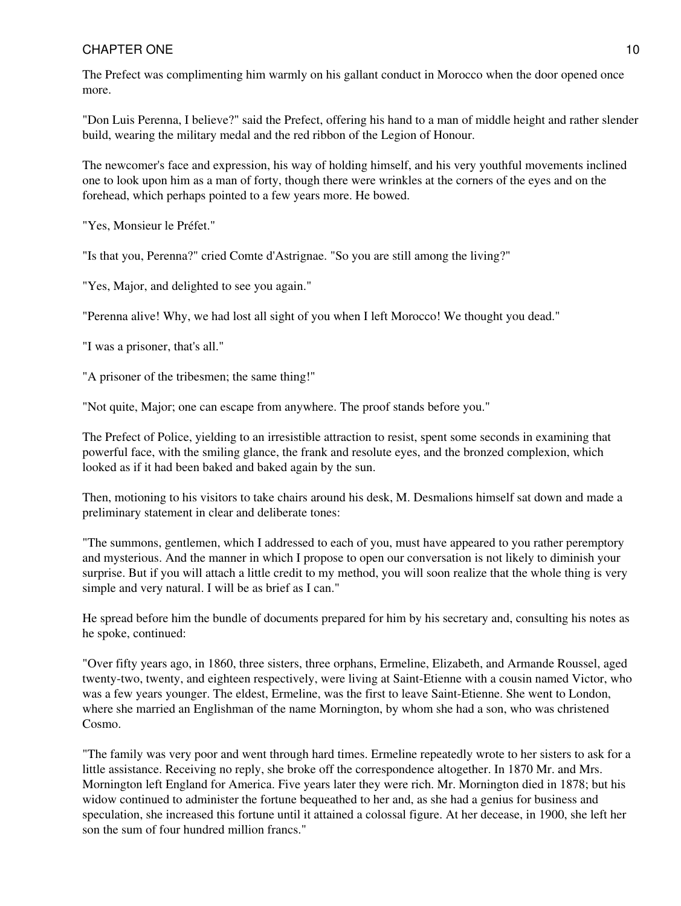The Prefect was complimenting him warmly on his gallant conduct in Morocco when the door opened once more.

"Don Luis Perenna, I believe?" said the Prefect, offering his hand to a man of middle height and rather slender build, wearing the military medal and the red ribbon of the Legion of Honour.

The newcomer's face and expression, his way of holding himself, and his very youthful movements inclined one to look upon him as a man of forty, though there were wrinkles at the corners of the eyes and on the forehead, which perhaps pointed to a few years more. He bowed.

"Yes, Monsieur le Préfet."

"Is that you, Perenna?" cried Comte d'Astrignac. "So you are still among the living?"

"Yes, Major, and delighted to see you again."

"Perenna alive! Why, we had lost all sight of you when I left Morocco! We thought you dead."

"I was a prisoner, that's all."

"A prisoner of the tribesmen; the same thing!"

"Not quite, Major; one can escape from anywhere. The proof stands before you."

The Prefect of Police, yielding to an irresistible attraction to resist, spent some seconds in examining that powerful face, with the smiling glance, the frank and resolute eyes, and the bronzed complexion, which looked as if it had been baked and baked again by the sun.

Then, motioning to his visitors to take chairs around his desk, M. Desmalions himself sat down and made a preliminary statement in clear and deliberate tones:

"The summons, gentlemen, which I addressed to each of you, must have appeared to you rather peremptory and mysterious. And the manner in which I propose to open our conversation is not likely to diminish your surprise. But if you will attach a little credit to my method, you will soon realize that the whole thing is very simple and very natural. I will be as brief as I can."

He spread before him the bundle of documents prepared for him by his secretary and, consulting his notes as he spoke, continued:

"Over fifty years ago, in 1860, three sisters, three orphans, Ermeline, Elizabeth, and Armande Roussel, aged twenty-two, twenty, and eighteen respectively, were living at Saint-Etienne with a cousin named Victor, who was a few years younger. The eldest, Ermeline, was the first to leave Saint-Etienne. She went to London, where she married an Englishman of the name Mornington, by whom she had a son, who was christened Cosmo.

"The family was very poor and went through hard times. Ermeline repeatedly wrote to her sisters to ask for a little assistance. Receiving no reply, she broke off the correspondence altogether. In 1870 Mr. and Mrs. Mornington left England for America. Five years later they were rich. Mr. Mornington died in 1878; but his widow continued to administer the fortune bequeathed to her and, as she had a genius for business and speculation, she increased this fortune until it attained a colossal figure. At her decease, in 1900, she left her son the sum of four hundred million francs."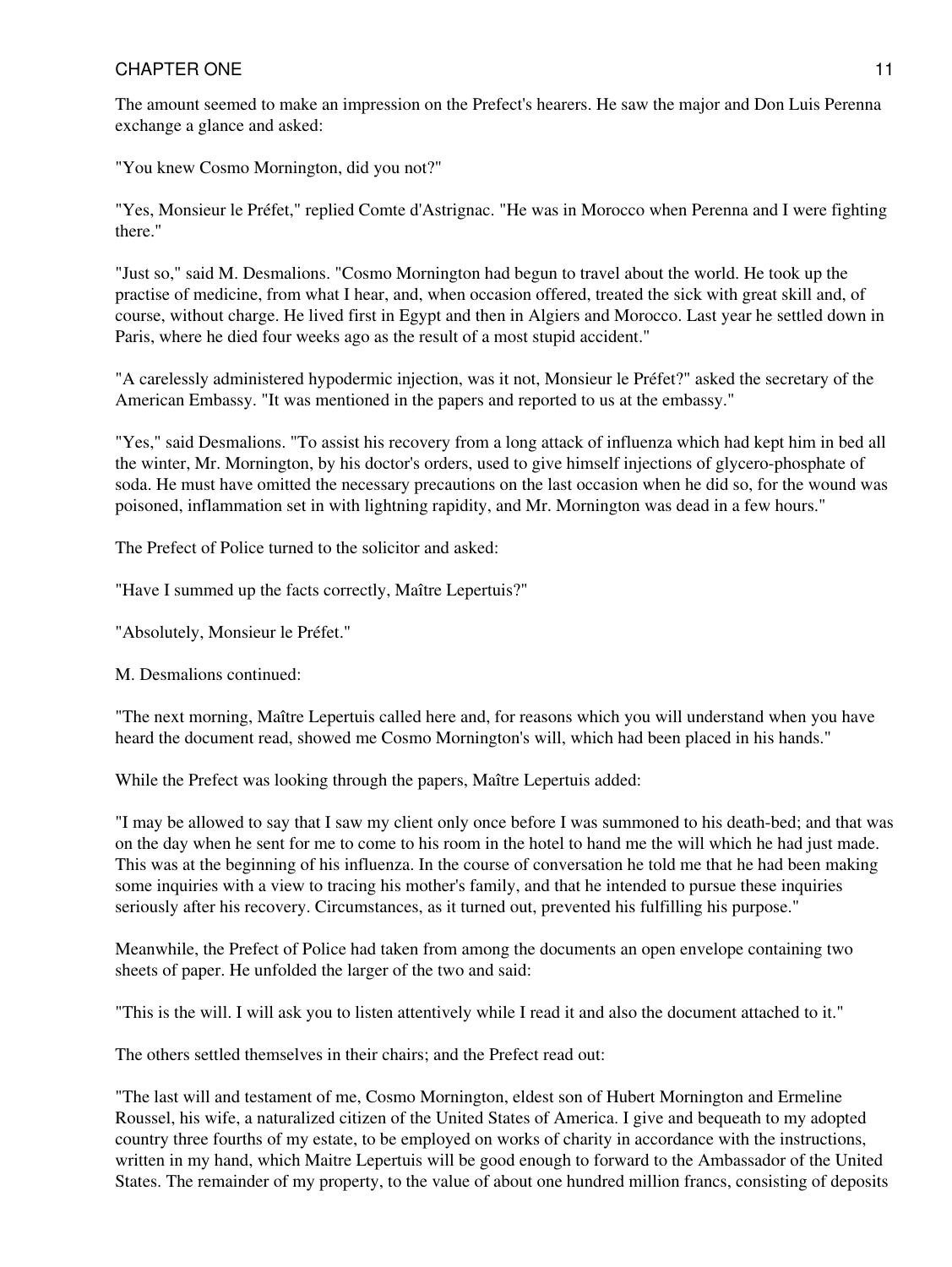The amount seemed to make an impression on the Prefect's hearers. He saw the major and Don Luis Perenna exchange a glance and asked:

"You knew Cosmo Mornington, did you not?"

"Yes, Monsieur le Préfet," replied Comte d'Astrignac. "He was in Morocco when Perenna and I were fighting there."

"Just so," said M. Desmalions. "Cosmo Mornington had begun to travel about the world. He took up the practise of medicine, from what I hear, and, when occasion offered, treated the sick with great skill and, of course, without charge. He lived first in Egypt and then in Algiers and Morocco. Last year he settled down in Paris, where he died four weeks ago as the result of a most stupid accident."

"A carelessly administered hypodermic injection, was it not, Monsieur le Préfet?" asked the secretary of the American Embassy. "It was mentioned in the papers and reported to us at the embassy."

"Yes," said Desmalions. "To assist his recovery from a long attack of influenza which had kept him in bed all the winter, Mr. Mornington, by his doctor's orders, used to give himself injections of glycero-phosphate of soda. He must have omitted the necessary precautions on the last occasion when he did so, for the wound was poisoned, inflammation set in with lightning rapidity, and Mr. Mornington was dead in a few hours."

The Prefect of Police turned to the solicitor and asked:

"Have I summed up the facts correctly, Maître Lepertuis?"

"Absolutely, Monsieur le Préfet."

M. Desmalions continued:

"The next morning, Maître Lepertuis called here and, for reasons which you will understand when you have heard the document read, showed me Cosmo Mornington's will, which had been placed in his hands."

While the Prefect was looking through the papers, Maître Lepertuis added:

"I may be allowed to say that I saw my client only once before I was summoned to his death-bed; and that was on the day when he sent for me to come to his room in the hotel to hand me the will which he had just made. This was at the beginning of his influenza. In the course of conversation he told me that he had been making some inquiries with a view to tracing his mother's family, and that he intended to pursue these inquiries seriously after his recovery. Circumstances, as it turned out, prevented his fulfilling his purpose."

Meanwhile, the Prefect of Police had taken from among the documents an open envelope containing two sheets of paper. He unfolded the larger of the two and said:

"This is the will. I will ask you to listen attentively while I read it and also the document attached to it."

The others settled themselves in their chairs; and the Prefect read out:

"The last will and testament of me, Cosmo Mornington, eldest son of Hubert Mornington and Ermeline Roussel, his wife, a naturalized citizen of the United States of America. I give and bequeath to my adopted country three fourths of my estate, to be employed on works of charity in accordance with the instructions, written in my hand, which Maitre Lepertuis will be good enough to forward to the Ambassador of the United States. The remainder of my property, to the value of about one hundred million francs, consisting of deposits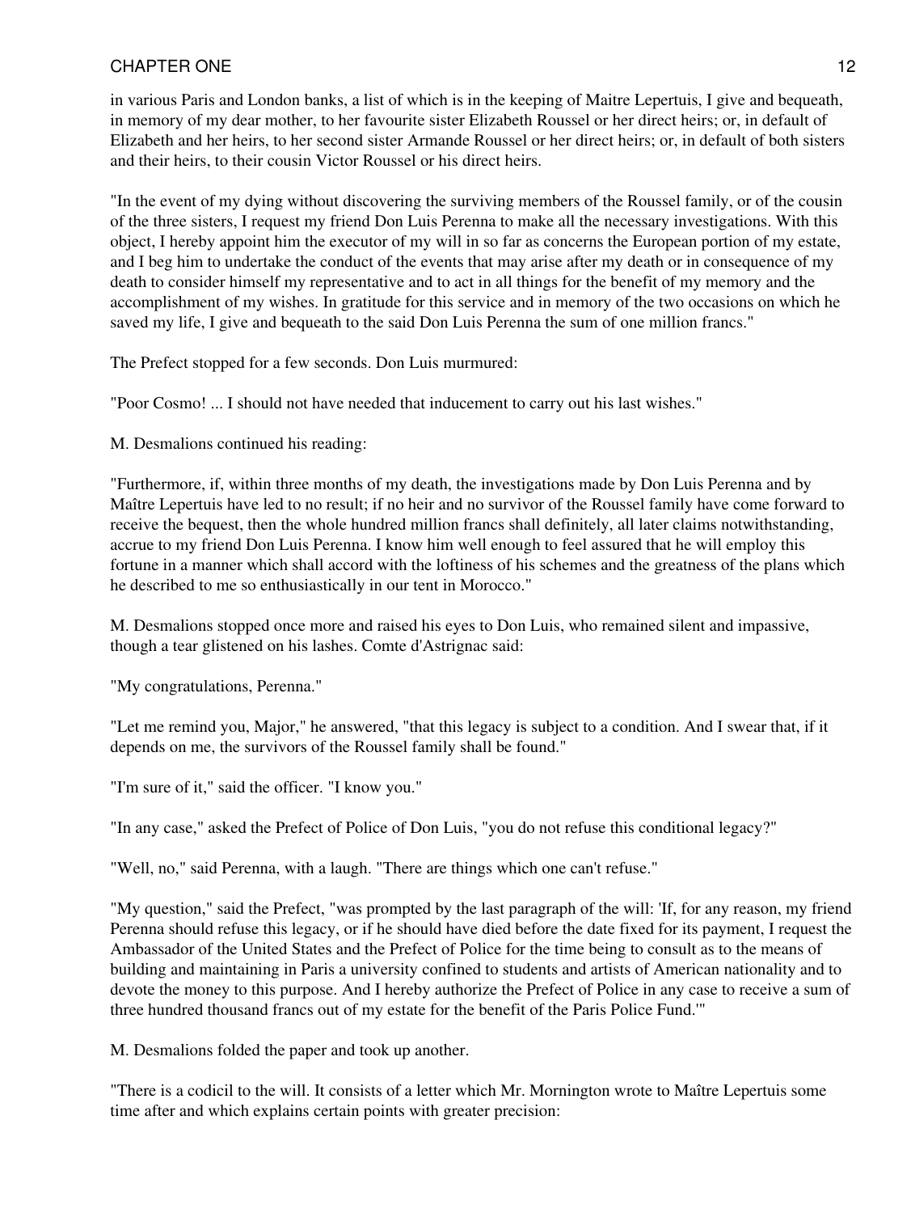in various Paris and London banks, a list of which is in the keeping of Maitre Lepertuis, I give and bequeath, in memory of my dear mother, to her favourite sister Elizabeth Roussel or her direct heirs; or, in default of Elizabeth and her heirs, to her second sister Armande Roussel or her direct heirs; or, in default of both sisters and their heirs, to their cousin Victor Roussel or his direct heirs.

"In the event of my dying without discovering the surviving members of the Roussel family, or of the cousin of the three sisters, I request my friend Don Luis Perenna to make all the necessary investigations. With this object, I hereby appoint him the executor of my will in so far as concerns the European portion of my estate, and I beg him to undertake the conduct of the events that may arise after my death or in consequence of my death to consider himself my representative and to act in all things for the benefit of my memory and the accomplishment of my wishes. In gratitude for this service and in memory of the two occasions on which he saved my life, I give and bequeath to the said Don Luis Perenna the sum of one million francs."

The Prefect stopped for a few seconds. Don Luis murmured:

"Poor Cosmo! ... I should not have needed that inducement to carry out his last wishes."

M. Desmalions continued his reading:

"Furthermore, if, within three months of my death, the investigations made by Don Luis Perenna and by Maître Lepertuis have led to no result; if no heir and no survivor of the Roussel family have come forward to receive the bequest, then the whole hundred million francs shall definitely, all later claims notwithstanding, accrue to my friend Don Luis Perenna. I know him well enough to feel assured that he will employ this fortune in a manner which shall accord with the loftiness of his schemes and the greatness of the plans which he described to me so enthusiastically in our tent in Morocco."

M. Desmalions stopped once more and raised his eyes to Don Luis, who remained silent and impassive, though a tear glistened on his lashes. Comte d'Astrignac said:

"My congratulations, Perenna."

"Let me remind you, Major," he answered, "that this legacy is subject to a condition. And I swear that, if it depends on me, the survivors of the Roussel family shall be found."

"I'm sure of it," said the officer. "I know you."

"In any case," asked the Prefect of Police of Don Luis, "you do not refuse this conditional legacy?"

"Well, no," said Perenna, with a laugh. "There are things which one can't refuse."

"My question," said the Prefect, "was prompted by the last paragraph of the will: 'If, for any reason, my friend Perenna should refuse this legacy, or if he should have died before the date fixed for its payment, I request the Ambassador of the United States and the Prefect of Police for the time being to consult as to the means of building and maintaining in Paris a university confined to students and artists of American nationality and to devote the money to this purpose. And I hereby authorize the Prefect of Police in any case to receive a sum of three hundred thousand francs out of my estate for the benefit of the Paris Police Fund.'"

M. Desmalions folded the paper and took up another.

"There is a codicil to the will. It consists of a letter which Mr. Mornington wrote to Maître Lepertuis some time after and which explains certain points with greater precision: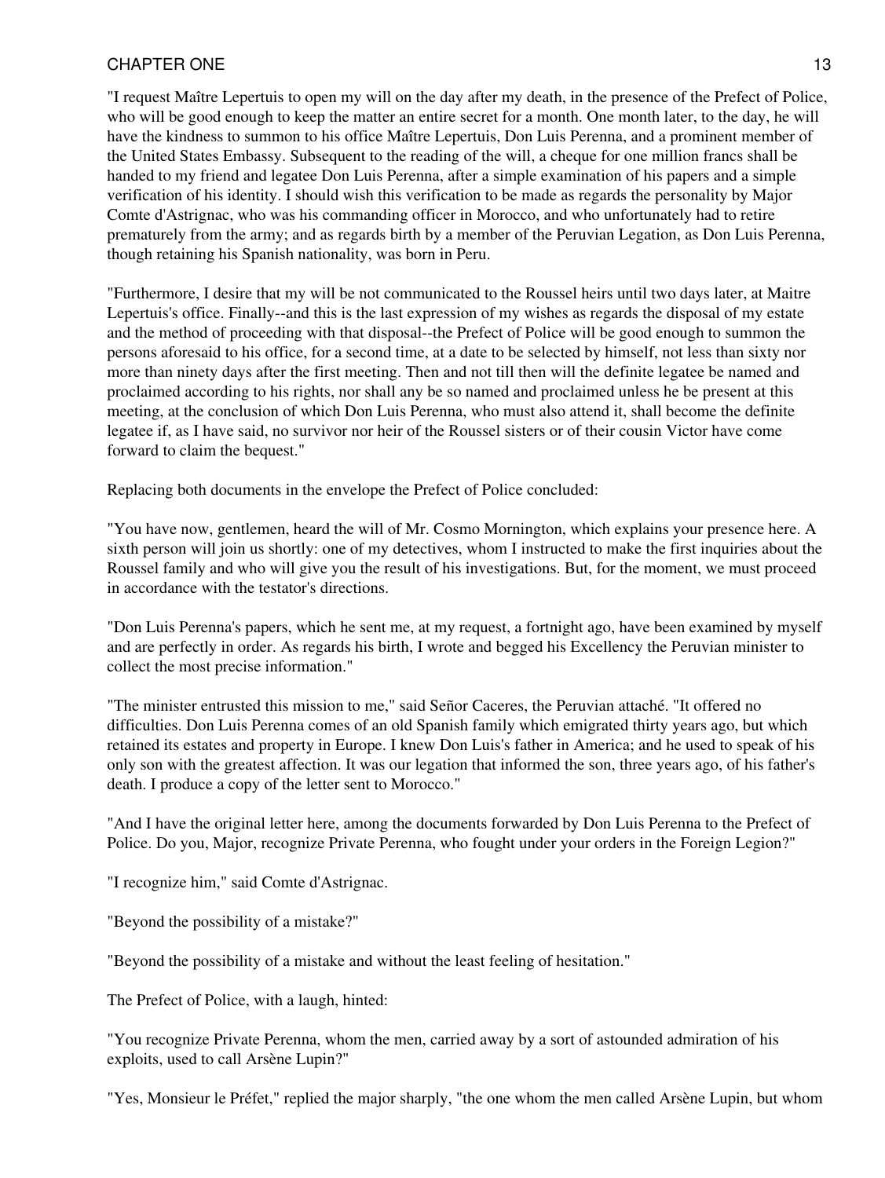"I request Maître Lepertuis to open my will on the day after my death, in the presence of the Prefect of Police, who will be good enough to keep the matter an entire secret for a month. One month later, to the day, he will have the kindness to summon to his office Maître Lepertuis, Don Luis Perenna, and a prominent member of the United States Embassy. Subsequent to the reading of the will, a cheque for one million francs shall be handed to my friend and legatee Don Luis Perenna, after a simple examination of his papers and a simple verification of his identity. I should wish this verification to be made as regards the personality by Major Comte d'Astrignac, who was his commanding officer in Morocco, and who unfortunately had to retire prematurely from the army; and as regards birth by a member of the Peruvian Legation, as Don Luis Perenna, though retaining his Spanish nationality, was born in Peru.

"Furthermore, I desire that my will be not communicated to the Roussel heirs until two days later, at Maitre Lepertuis's office. Finally--and this is the last expression of my wishes as regards the disposal of my estate and the method of proceeding with that disposal--the Prefect of Police will be good enough to summon the persons aforesaid to his office, for a second time, at a date to be selected by himself, not less than sixty nor more than ninety days after the first meeting. Then and not till then will the definite legatee be named and proclaimed according to his rights, nor shall any be so named and proclaimed unless he be present at this meeting, at the conclusion of which Don Luis Perenna, who must also attend it, shall become the definite legatee if, as I have said, no survivor nor heir of the Roussel sisters or of their cousin Victor have come forward to claim the bequest."

Replacing both documents in the envelope the Prefect of Police concluded:

"You have now, gentlemen, heard the will of Mr. Cosmo Mornington, which explains your presence here. A sixth person will join us shortly: one of my detectives, whom I instructed to make the first inquiries about the Roussel family and who will give you the result of his investigations. But, for the moment, we must proceed in accordance with the testator's directions.

"Don Luis Perenna's papers, which he sent me, at my request, a fortnight ago, have been examined by myself and are perfectly in order. As regards his birth, I wrote and begged his Excellency the Peruvian minister to collect the most precise information."

"The minister entrusted this mission to me," said Señor Caceres, the Peruvian attaché. "It offered no difficulties. Don Luis Perenna comes of an old Spanish family which emigrated thirty years ago, but which retained its estates and property in Europe. I knew Don Luis's father in America; and he used to speak of his only son with the greatest affection. It was our legation that informed the son, three years ago, of his father's death. I produce a copy of the letter sent to Morocco."

"And I have the original letter here, among the documents forwarded by Don Luis Perenna to the Prefect of Police. Do you, Major, recognize Private Perenna, who fought under your orders in the Foreign Legion?"

"I recognize him," said Comte d'Astrignac.

"Beyond the possibility of a mistake?"

"Beyond the possibility of a mistake and without the least feeling of hesitation."

The Prefect of Police, with a laugh, hinted:

"You recognize Private Perenna, whom the men, carried away by a sort of astounded admiration of his exploits, used to call Arsène Lupin?"

"Yes, Monsieur le Préfet," replied the major sharply, "the one whom the men called Arsène Lupin, but whom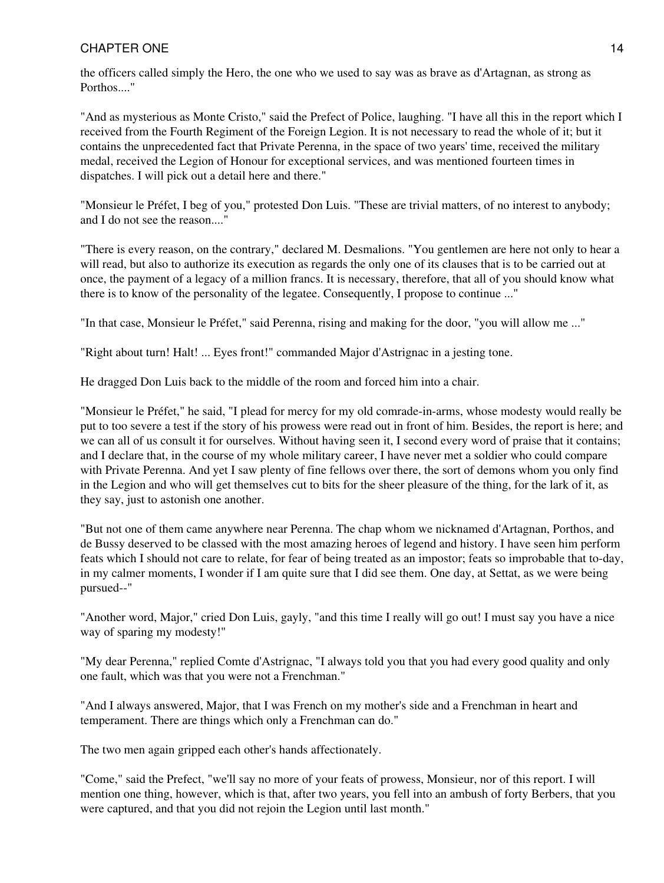the officers called simply the Hero, the one who we used to say was as brave as d'Artagnan, as strong as Porthos...."

"And as mysterious as Monte Cristo," said the Prefect of Police, laughing. "I have all this in the report which I received from the Fourth Regiment of the Foreign Legion. It is not necessary to read the whole of it; but it contains the unprecedented fact that Private Perenna, in the space of two years' time, received the military medal, received the Legion of Honour for exceptional services, and was mentioned fourteen times in dispatches. I will pick out a detail here and there."

"Monsieur le Préfet, I beg of you," protested Don Luis. "These are trivial matters, of no interest to anybody; and I do not see the reason...."

"There is every reason, on the contrary," declared M. Desmalions. "You gentlemen are here not only to hear a will read, but also to authorize its execution as regards the only one of its clauses that is to be carried out at once, the payment of a legacy of a million francs. It is necessary, therefore, that all of you should know what there is to know of the personality of the legatee. Consequently, I propose to continue ..."

"In that case, Monsieur le Préfet," said Perenna, rising and making for the door, "you will allow me ..."

"Right about turn! Halt! ... Eyes front!" commanded Major d'Astrignac in a jesting tone.

He dragged Don Luis back to the middle of the room and forced him into a chair.

"Monsieur le Préfet," he said, "I plead for mercy for my old comrade-in-arms, whose modesty would really be put to too severe a test if the story of his prowess were read out in front of him. Besides, the report is here; and we can all of us consult it for ourselves. Without having seen it, I second every word of praise that it contains; and I declare that, in the course of my whole military career, I have never met a soldier who could compare with Private Perenna. And yet I saw plenty of fine fellows over there, the sort of demons whom you only find in the Legion and who will get themselves cut to bits for the sheer pleasure of the thing, for the lark of it, as they say, just to astonish one another.

"But not one of them came anywhere near Perenna. The chap whom we nicknamed d'Artagnan, Porthos, and de Bussy deserved to be classed with the most amazing heroes of legend and history. I have seen him perform feats which I should not care to relate, for fear of being treated as an impostor; feats so improbable that to-day, in my calmer moments, I wonder if I am quite sure that I did see them. One day, at Settat, as we were being pursued--"

"Another word, Major," cried Don Luis, gayly, "and this time I really will go out! I must say you have a nice way of sparing my modesty!"

"My dear Perenna," replied Comte d'Astrignac, "I always told you that you had every good quality and only one fault, which was that you were not a Frenchman."

"And I always answered, Major, that I was French on my mother's side and a Frenchman in heart and temperament. There are things which only a Frenchman can do."

The two men again gripped each other's hands affectionately.

"Come," said the Prefect, "we'll say no more of your feats of prowess, Monsieur, nor of this report. I will mention one thing, however, which is that, after two years, you fell into an ambush of forty Berbers, that you were captured, and that you did not rejoin the Legion until last month."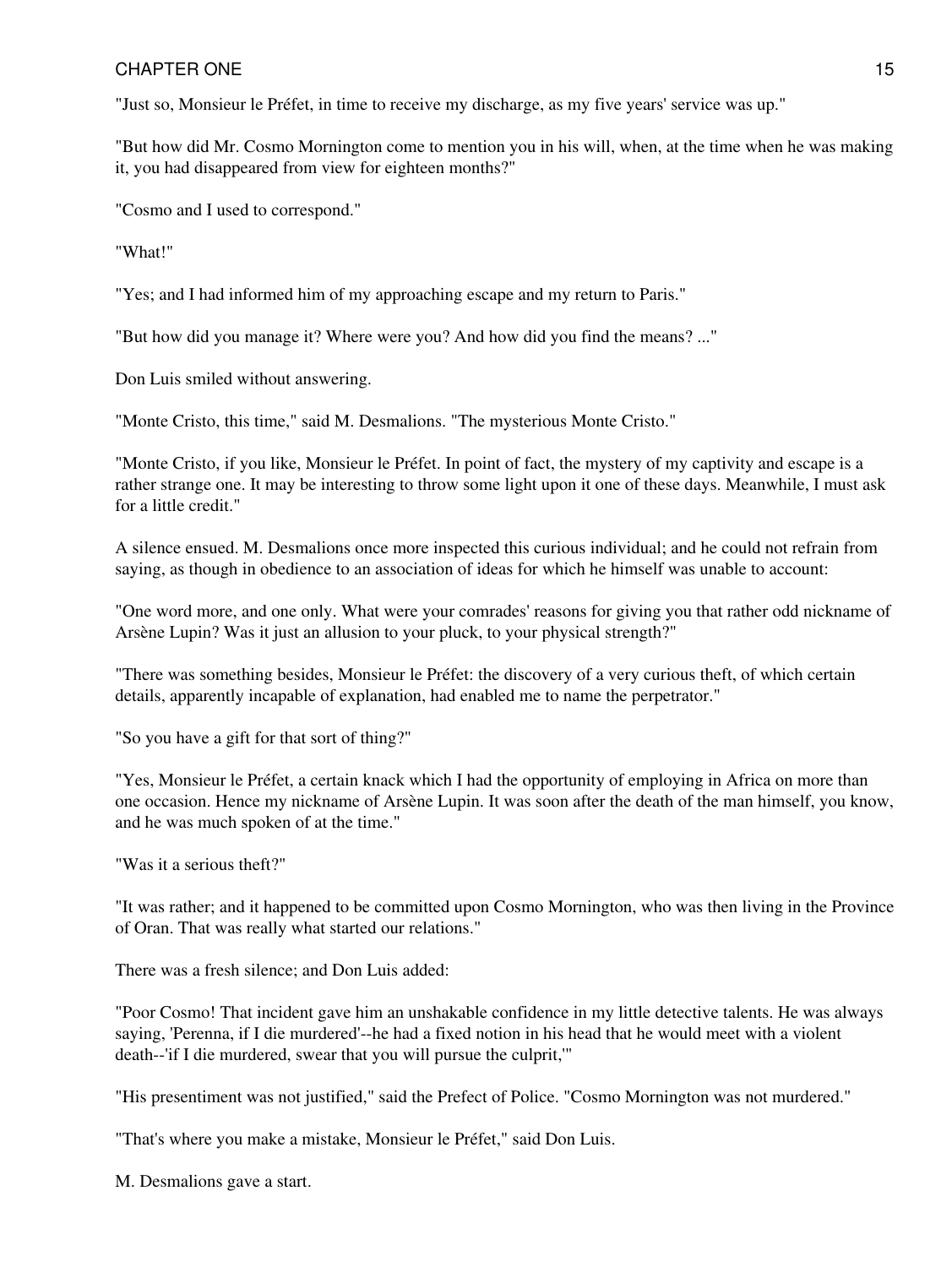"Just so, Monsieur le Préfet, in time to receive my discharge, as my five years' service was up."

"But how did Mr. Cosmo Mornington come to mention you in his will, when, at the time when he was making it, you had disappeared from view for eighteen months?"

"Cosmo and I used to correspond."

"What!"

"Yes; and I had informed him of my approaching escape and my return to Paris."

"But how did you manage it? Where were you? And how did you find the means? ..."

Don Luis smiled without answering.

"Monte Cristo, this time," said M. Desmalions. "The mysterious Monte Cristo."

"Monte Cristo, if you like, Monsieur le Préfet. In point of fact, the mystery of my captivity and escape is a rather strange one. It may be interesting to throw some light upon it one of these days. Meanwhile, I must ask for a little credit."

A silence ensued. M. Desmalions once more inspected this curious individual; and he could not refrain from saying, as though in obedience to an association of ideas for which he himself was unable to account:

"One word more, and one only. What were your comrades' reasons for giving you that rather odd nickname of Arsène Lupin? Was it just an allusion to your pluck, to your physical strength?"

"There was something besides, Monsieur le Préfet: the discovery of a very curious theft, of which certain details, apparently incapable of explanation, had enabled me to name the perpetrator."

"So you have a gift for that sort of thing?"

"Yes, Monsieur le Préfet, a certain knack which I had the opportunity of employing in Africa on more than one occasion. Hence my nickname of Arsène Lupin. It was soon after the death of the man himself, you know, and he was much spoken of at the time."

"Was it a serious theft?"

"It was rather; and it happened to be committed upon Cosmo Mornington, who was then living in the Province of Oran. That was really what started our relations."

There was a fresh silence; and Don Luis added:

"Poor Cosmo! That incident gave him an unshakable confidence in my little detective talents. He was always saying, 'Perenna, if I die murdered'--he had a fixed notion in his head that he would meet with a violent death--'if I die murdered, swear that you will pursue the culprit,'"

"His presentiment was not justified," said the Prefect of Police. "Cosmo Mornington was not murdered."

"That's where you make a mistake, Monsieur le Préfet," said Don Luis.

M. Desmalions gave a start.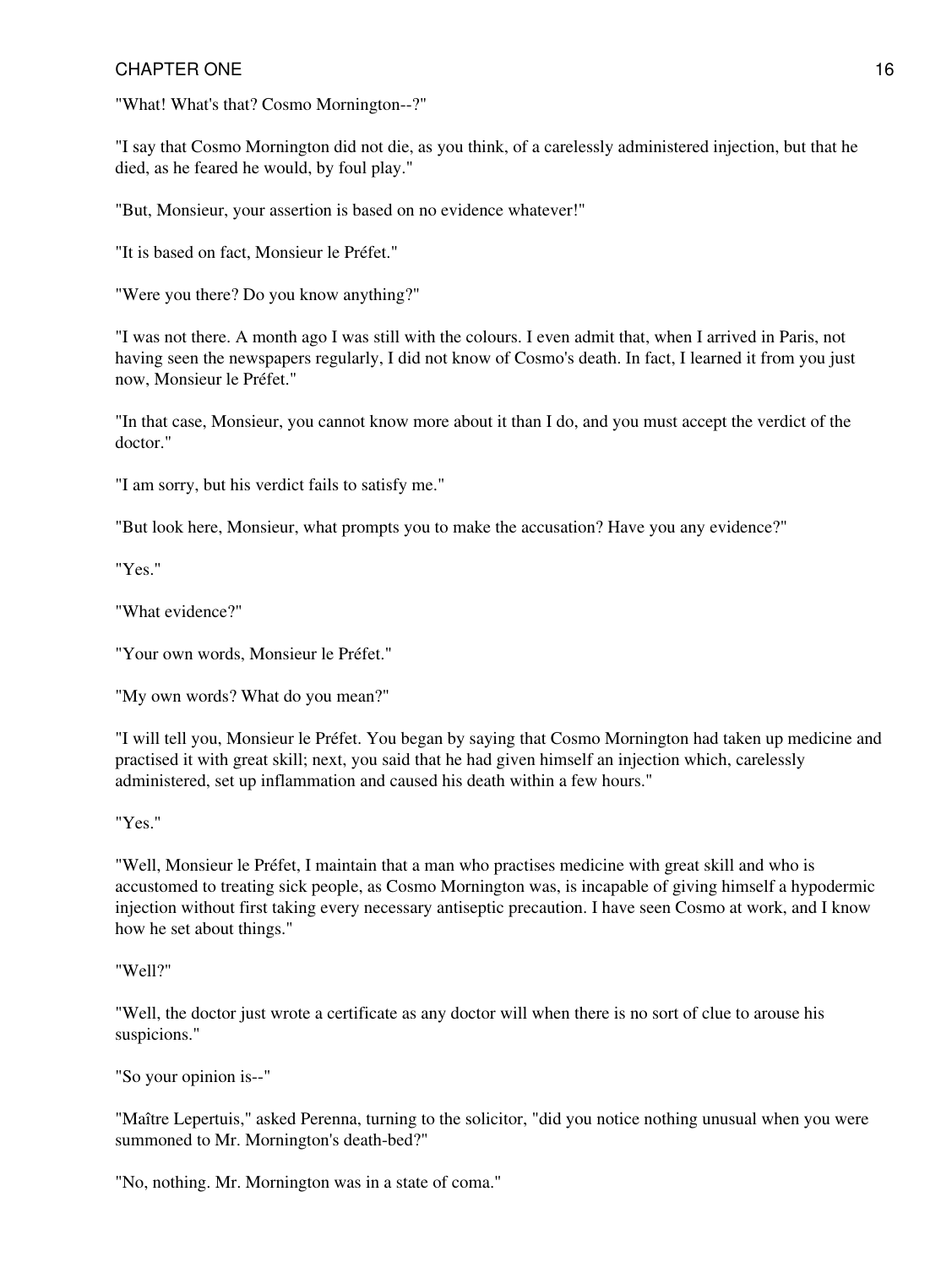"What! What's that? Cosmo Mornington--?"

"I say that Cosmo Mornington did not die, as you think, of a carelessly administered injection, but that he died, as he feared he would, by foul play."

"But, Monsieur, your assertion is based on no evidence whatever!"

"It is based on fact, Monsieur le Préfet."

"Were you there? Do you know anything?"

"I was not there. A month ago I was still with the colours. I even admit that, when I arrived in Paris, not having seen the newspapers regularly, I did not know of Cosmo's death. In fact, I learned it from you just now, Monsieur le Préfet."

"In that case, Monsieur, you cannot know more about it than I do, and you must accept the verdict of the doctor."

"I am sorry, but his verdict fails to satisfy me."

"But look here, Monsieur, what prompts you to make the accusation? Have you any evidence?"

"Yes."

"What evidence?"

"Your own words, Monsieur le Préfet."

"My own words? What do you mean?"

"I will tell you, Monsieur le Préfet. You began by saying that Cosmo Mornington had taken up medicine and practised it with great skill; next, you said that he had given himself an injection which, carelessly administered, set up inflammation and caused his death within a few hours."

"Yes."

"Well, Monsieur le Préfet, I maintain that a man who practises medicine with great skill and who is accustomed to treating sick people, as Cosmo Mornington was, is incapable of giving himself a hypodermic injection without first taking every necessary antiseptic precaution. I have seen Cosmo at work, and I know how he set about things."

"Well?"

"Well, the doctor just wrote a certificate as any doctor will when there is no sort of clue to arouse his suspicions."

"So your opinion is--"

"Maître Lepertuis," asked Perenna, turning to the solicitor, "did you notice nothing unusual when you were summoned to Mr. Mornington's death-bed?"

"No, nothing. Mr. Mornington was in a state of coma."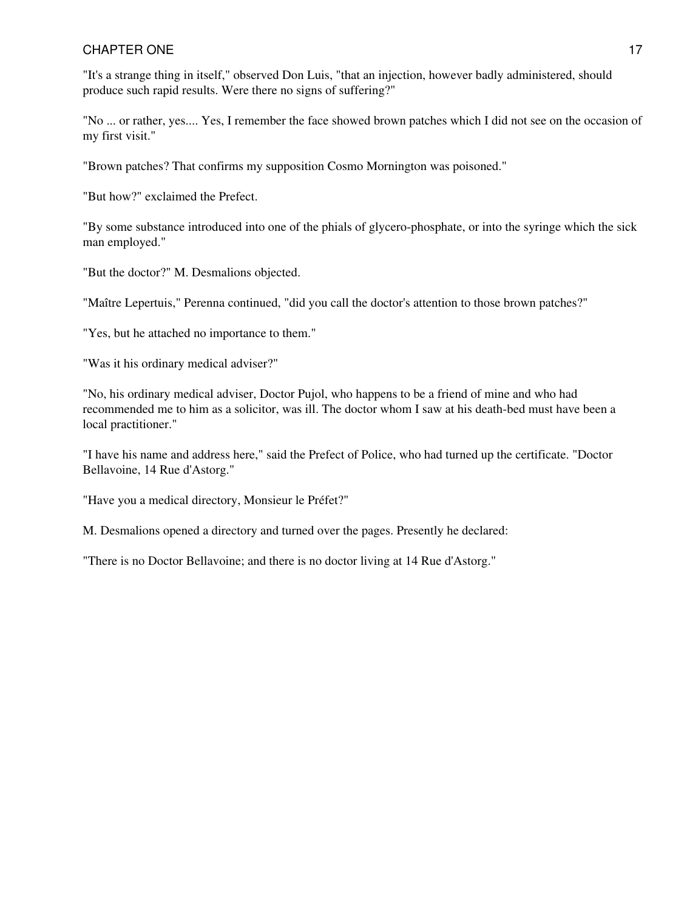"It's a strange thing in itself," observed Don Luis, "that an injection, however badly administered, should produce such rapid results. Were there no signs of suffering?"

"No ... or rather, yes.... Yes, I remember the face showed brown patches which I did not see on the occasion of my first visit."

"Brown patches? That confirms my supposition Cosmo Mornington was poisoned."

"But how?" exclaimed the Prefect.

"By some substance introduced into one of the phials of glycero-phosphate, or into the syringe which the sick man employed."

"But the doctor?" M. Desmalions objected.

"Maître Lepertuis," Perenna continued, "did you call the doctor's attention to those brown patches?"

"Yes, but he attached no importance to them."

"Was it his ordinary medical adviser?"

"No, his ordinary medical adviser, Doctor Pujol, who happens to be a friend of mine and who had recommended me to him as a solicitor, was ill. The doctor whom I saw at his death-bed must have been a local practitioner."

"I have his name and address here," said the Prefect of Police, who had turned up the certificate. "Doctor Bellavoine, 14 Rue d'Astorg."

"Have you a medical directory, Monsieur le Préfet?"

M. Desmalions opened a directory and turned over the pages. Presently he declared:

"There is no Doctor Bellavoine; and there is no doctor living at 14 Rue d'Astorg."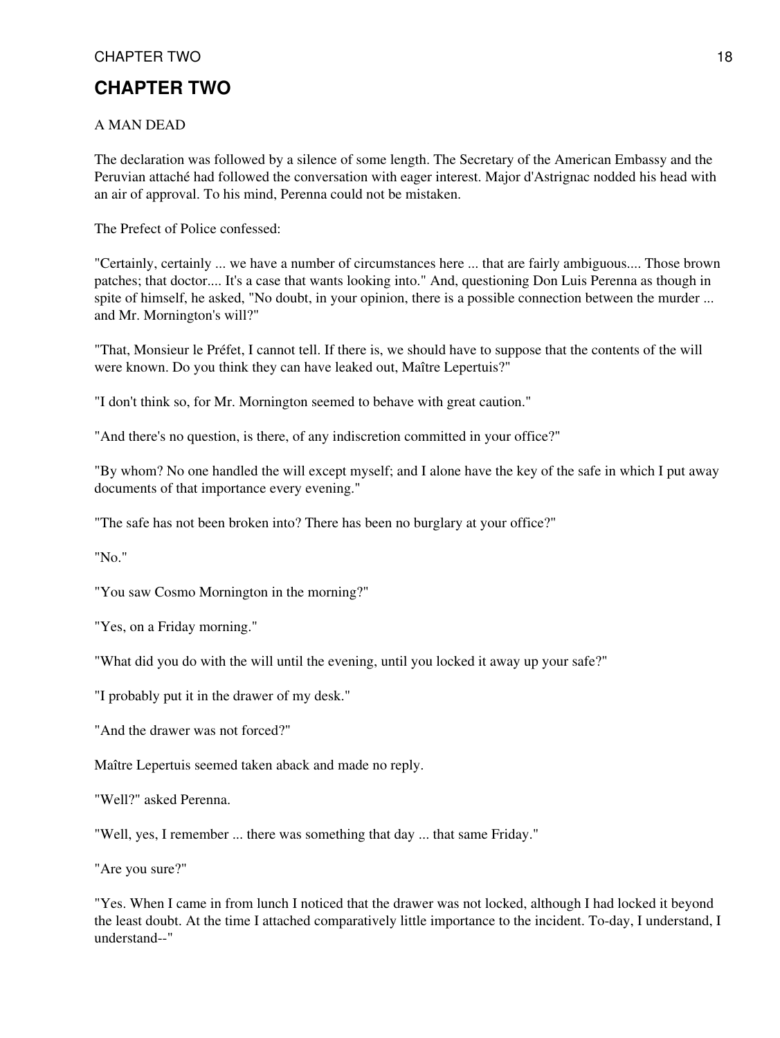## CHAPTER TWO

A MAN DEAD

The declaration was followed by a silence of some length. The Secretary of the American Embassy and the Peruvian attaché had followed the conversation with eager interest. Major d'Astrignac nodded his head with an air of approval. To his mind, Perenna could not be mistaken.

The Prefect of Police confessed:

"Certainly, certainly ... we have a number of circumstances here ... that are fairly ambiguous.... Those brown patches; that doctor.... It's a case that wants looking into." And, questioning Don Luis Perenna as though in spite of himself, he asked, "No doubt, in your opinion, there is a possible connection between the murder ... and Mr. Mornington's will?"

"That, Monsieur le Préfet, I cannot tell. If there is, we should have to suppose that the contents of the will were known. Do you think they can have leaked out, Maître Lepertuis?"

"I don't think so, for Mr. Mornington seemed to behave with great caution."

"And there's no question, is there, of any indiscretion committed in your office?"

"By whom? No one handled the will except myself; and I alone have the key of the safe in which I put away documents of that importance every evening."

"The safe has not been broken into? There has been no burglary at your office?"

"No."

"You saw Cosmo Mornington in the morning?"

"Yes, on a Friday morning."

"What did you do with the will until the evening, until you locked it away up your safe?"

"I probably put it in the drawer of my desk."

"And the drawer was not forced?"

Maître Lepertuis seemed taken aback and made no reply.

"Well?" asked Perenna.

"Well, yes, I remember ... there was something that day ... that same Friday."

"Are you sure?"

"Yes. When I came in from lunch I noticed that the drawer was not locked, although I had locked it beyond the least doubt. At the time I attached comparatively little importance to the incident. To-day, I understand, I understand--"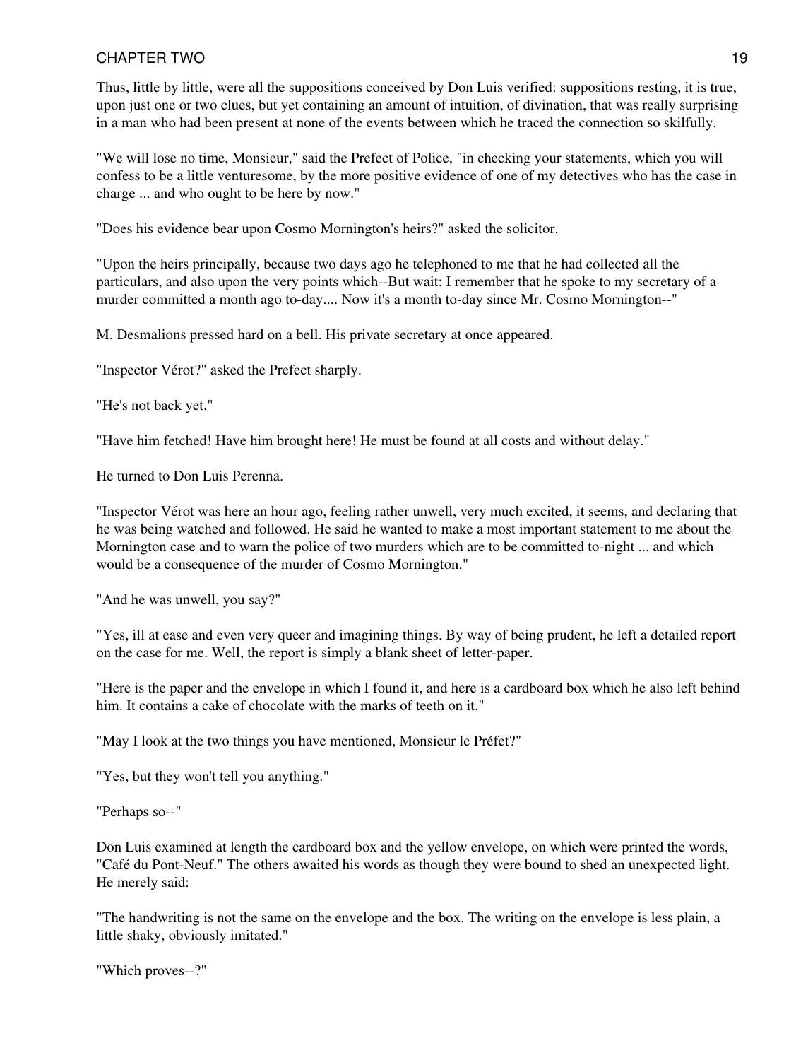Thus, little by little, were all the suppositions conceived by Don Luis verified: suppositions resting, it is true, upon just one or two clues, but yet containing an amount of intuition, of divination, that was really surprising in a man who had been present at none of the events between which he traced the connection so skilfully.

"We will lose no time, Monsieur," said the Prefect of Police, "in checking your statements, which you will confess to be a little venturesome, by the more positive evidence of one of my detectives who has the case in charge ... and who ought to be here by now."

"Does his evidence bear upon Cosmo Mornington's heirs?" asked the solicitor.

"Upon the heirs principally, because two days ago he telephoned to me that he had collected all the particulars, and also upon the very points which--But wait: I remember that he spoke to my secretary of a murder committed a month ago to-day.... Now it's a month to-day since Mr. Cosmo Mornington--"

M. Desmalions pressed hard on a bell. His private secretary at once appeared.

"Inspector Vérot?" asked the Prefect sharply.

"He's not back yet."

"Have him fetched! Have him brought here! He must be found at all costs and without delay."

He turned to Don Luis Perenna.

"Inspector Vérot was here an hour ago, feeling rather unwell, very much excited, it seems, and declaring that he was being watched and followed. He said he wanted to make a most important statement to me about the Mornington case and to warn the police of two murders which are to be committed to-night ... and which would be a consequence of the murder of Cosmo Mornington."

"And he was unwell, you say?"

"Yes, ill at ease and even very queer and imagining things. By way of being prudent, he left a detailed report on the case for me. Well, the report is simply a blank sheet of letter-paper.

"Here is the paper and the envelope in which I found it, and here is a cardboard box which he also left behind him. It contains a cake of chocolate with the marks of teeth on it."

"May I look at the two things you have mentioned, Monsieur le Préfet?"

"Yes, but they won't tell you anything."

"Perhaps so--"

Don Luis examined at length the cardboard box and the yellow envelope, on which were printed the words, "Café du Pont-Neuf." The others awaited his words as though they were bound to shed an unexpected light. He merely said:

"The handwriting is not the same on the envelope and the box. The writing on the envelope is less plain, a little shaky, obviously imitated."

"Which proves--?"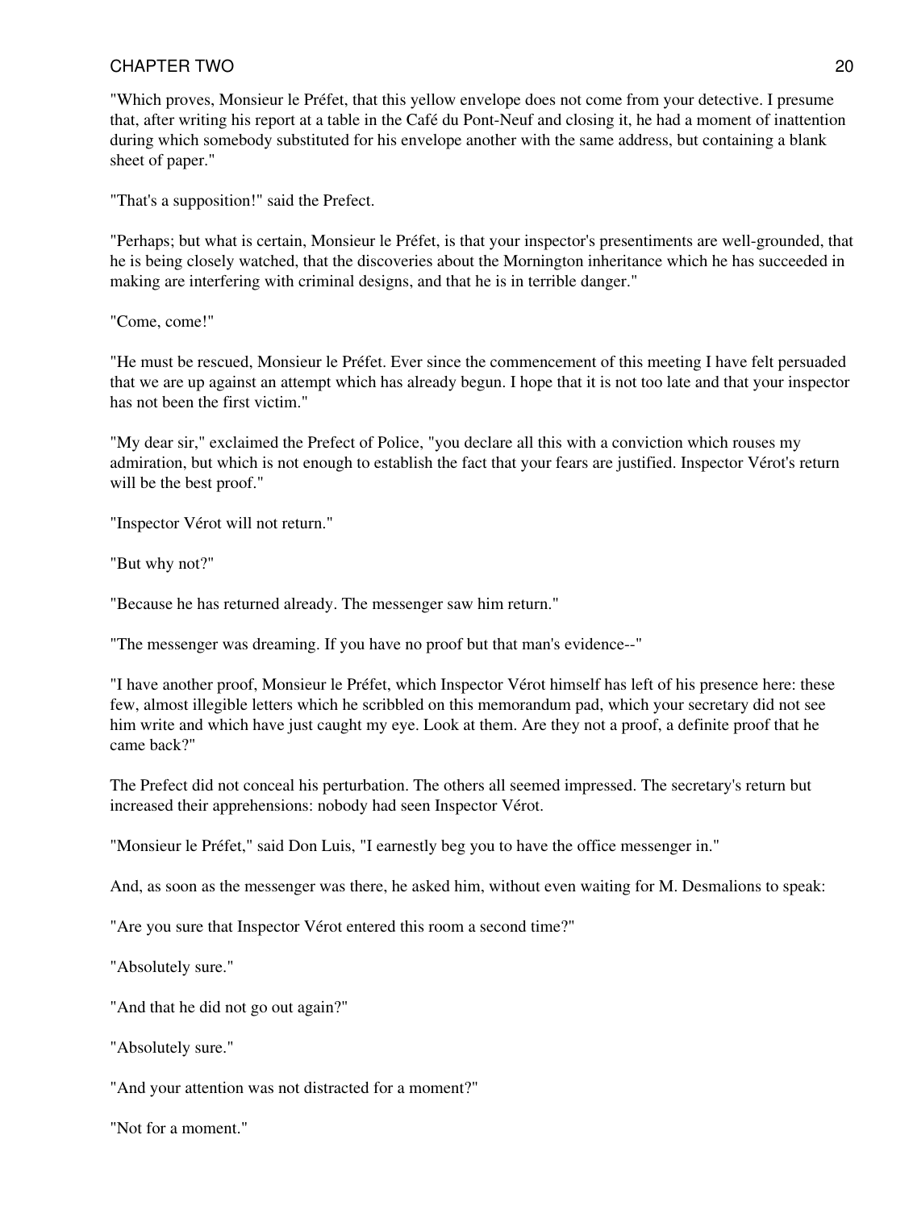"Which proves, Monsieur le Préfet, that this yellow envelope does not come from your detective. I presume that, after writing his report at a table in the Café du Pont-Neuf and closing it, he had a moment of inattention during which somebody substituted for his envelope another with the same address, but containing a blank sheet of paper."

"That's a supposition!" said the Prefect.

"Perhaps; but what is certain, Monsieur le Préfet, is that your inspector's presentiments are well-grounded, that he is being closely watched, that the discoveries about the Mornington inheritance which he has succeeded in making are interfering with criminal designs, and that he is in terrible danger."

"Come, come!"

"He must be rescued, Monsieur le Préfet. Ever since the commencement of this meeting I have felt persuaded that we are up against an attempt which has already begun. I hope that it is not too late and that your inspector has not been the first victim."

"My dear sir," exclaimed the Prefect of Police, "you declare all this with a conviction which rouses my admiration, but which is not enough to establish the fact that your fears are justified. Inspector Vérot's return will be the best proof."

"Inspector Vérot will not return."

"But why not?"

"Because he has returned already. The messenger saw him return."

"The messenger was dreaming. If you have no proof but that man's evidence--"

"I have another proof, Monsieur le Préfet, which Inspector Vérot himself has left of his presence here: these few, almost illegible letters which he scribbled on this memorandum pad, which your secretary did not see him write and which have just caught my eye. Look at them. Are they not a proof, a definite proof that he came back?"

The Prefect did not conceal his perturbation. The others all seemed impressed. The secretary's return but increased their apprehensions: nobody had seen Inspector Vérot.

"Monsieur le Préfet," said Don Luis, "I earnestly beg you to have the office messenger in."

And, as soon as the messenger was there, he asked him, without even waiting for M. Desmalions to speak:

"Are you sure that Inspector Vérot entered this room a second time?"

"Absolutely sure."

"And that he did not go out again?"

"Absolutely sure."

"And your attention was not distracted for a moment?"

"Not for a moment."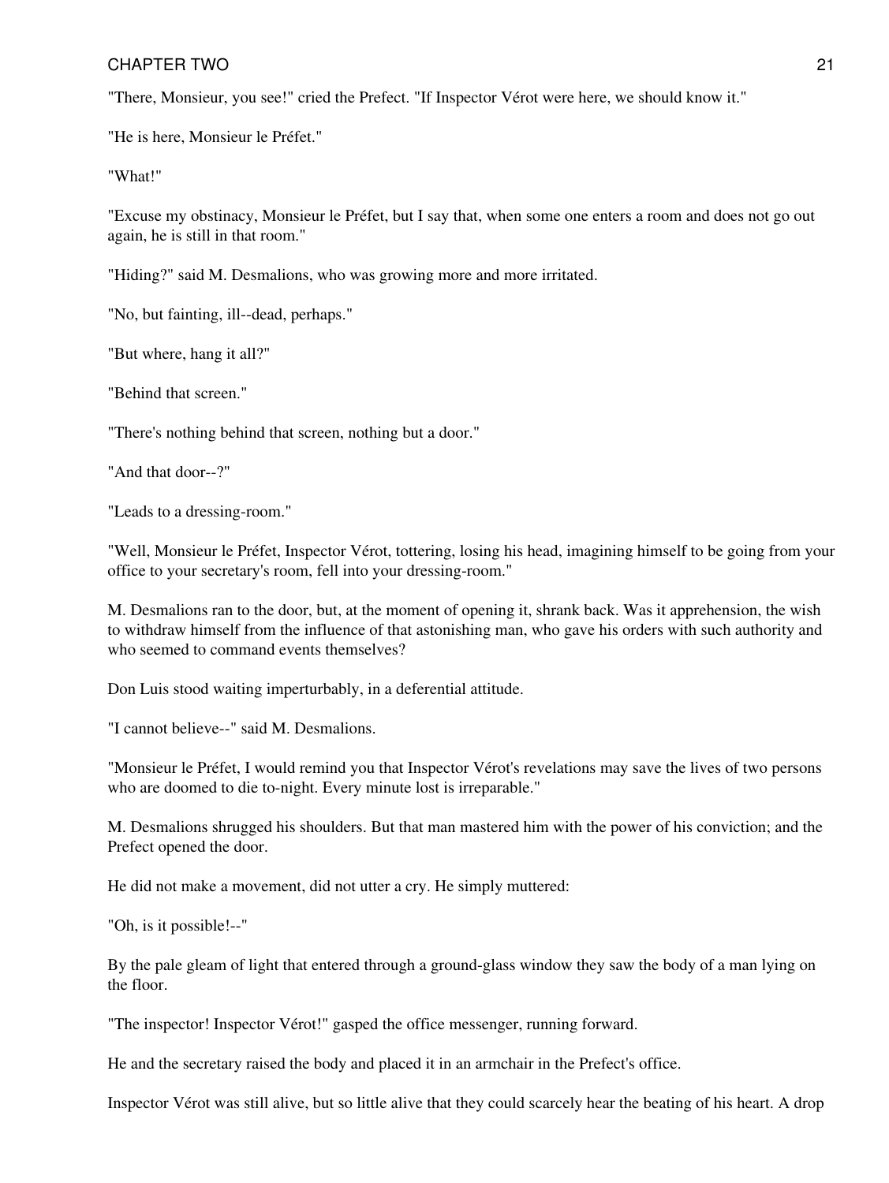"There, Monsieur, you see!" cried the Prefect. "If Inspector Vérot were here, we should know it."

"He is here, Monsieur le Préfet."

"What!"

"Excuse my obstinacy, Monsieur le Préfet, but I say that, when some one enters a room and does not go out again, he is still in that room."

"Hiding?" said M. Desmalions, who was growing more and more irritated.

"No, but fainting, ill--dead, perhaps."

"But where, hang it all?"

"Behind that screen."

"There's nothing behind that screen, nothing but a door."

"And that door--?"

"Leads to a dressing-room."

"Well, Monsieur le Préfet, Inspector Vérot, tottering, losing his head, imagining himself to be going from your office to your secretary's room, fell into your dressing-room."

M. Desmalions ran to the door, but, at the moment of opening it, shrank back. Was it apprehension, the wish to withdraw himself from the influence of that astonishing man, who gave his orders with such authority and who seemed to command events themselves?

Don Luis stood waiting imperturbably, in a deferential attitude.

"I cannot believe--" said M. Desmalions.

"Monsieur le Préfet, I would remind you that Inspector Vérot's revelations may save the lives of two persons who are doomed to die to-night. Every minute lost is irreparable."

M. Desmalions shrugged his shoulders. But that man mastered him with the power of his conviction; and the Prefect opened the door.

He did not make a movement, did not utter a cry. He simply muttered:

"Oh, is it possible!--"

By the pale gleam of light that entered through a ground-glass window they saw the body of a man lying on the floor.

"The inspector! Inspector Vérot!" gasped the office messenger, running forward.

He and the secretary raised the body and placed it in an armchair in the Prefect's office.

Inspector Vérot was still alive, but so little alive that they could scarcely hear the beating of his heart. A drop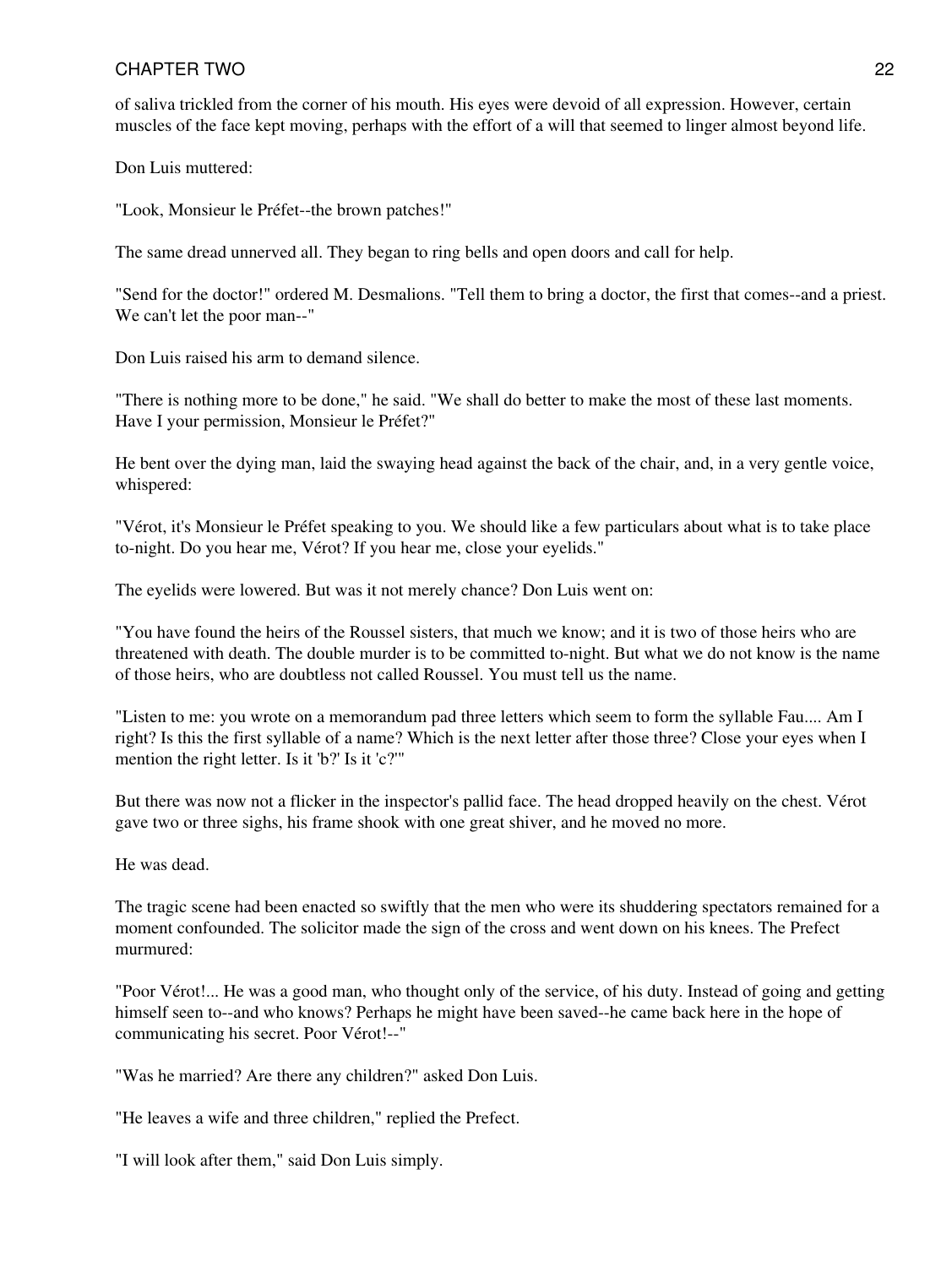of saliva trickled from the corner of his mouth. His eyes were devoid of all expression. However, certain muscles of the face kept moving, perhaps with the effort of a will that seemed to linger almost beyond life.

Don Luis muttered:

"Look, Monsieur le Préfet--the brown patches!"

The same dread unnerved all. They began to ring bells and open doors and call for help.

"Send for the doctor!" ordered M. Desmalions. "Tell them to bring a doctor, the first that comes--and a priest. We can't let the poor man--"

Don Luis raised his arm to demand silence.

"There is nothing more to be done," he said. "We shall do better to make the most of these last moments. Have I your permission, Monsieur le Préfet?"

He bent over the dying man, laid the swaying head against the back of the chair, and, in a very gentle voice, whispered:

"Vérot, it's Monsieur le Préfet speaking to you. We should like a few particulars about what is to take place to-night. Do you hear me, Vérot? If you hear me, close your eyelids."

The eyelids were lowered. But was it not merely chance? Don Luis went on:

"You have found the heirs of the Roussel sisters, that much we know; and it is two of those heirs who are threatened with death. The double murder is to be committed to-night. But what we do not know is the name of those heirs, who are doubtless not called Roussel. You must tell us the name.

"Listen to me: you wrote on a memorandum pad three letters which seem to form the syllable Fau.... Am I right? Is this the first syllable of a name? Which is the next letter after those three? Close your eyes when I mention the right letter. Is it 'b?' Is it 'c?'"

But there was now not a flicker in the inspector's pallid face. The head dropped heavily on the chest. Vérot gave two or three sighs, his frame shook with one great shiver, and he moved no more.

He was dead.

The tragic scene had been enacted so swiftly that the men who were its shuddering spectators remained for a moment confounded. The solicitor made the sign of the cross and went down on his knees. The Prefect murmured:

"Poor Vérot!... He was a good man, who thought only of the service, of his duty. Instead of going and getting himself seen to--and who knows? Perhaps he might have been saved--he came back here in the hope of communicating his secret. Poor Vérot!--"

"Was he married? Are there any children?" asked Don Luis.

"He leaves a wife and three children," replied the Prefect.

"I will look after them," said Don Luis simply.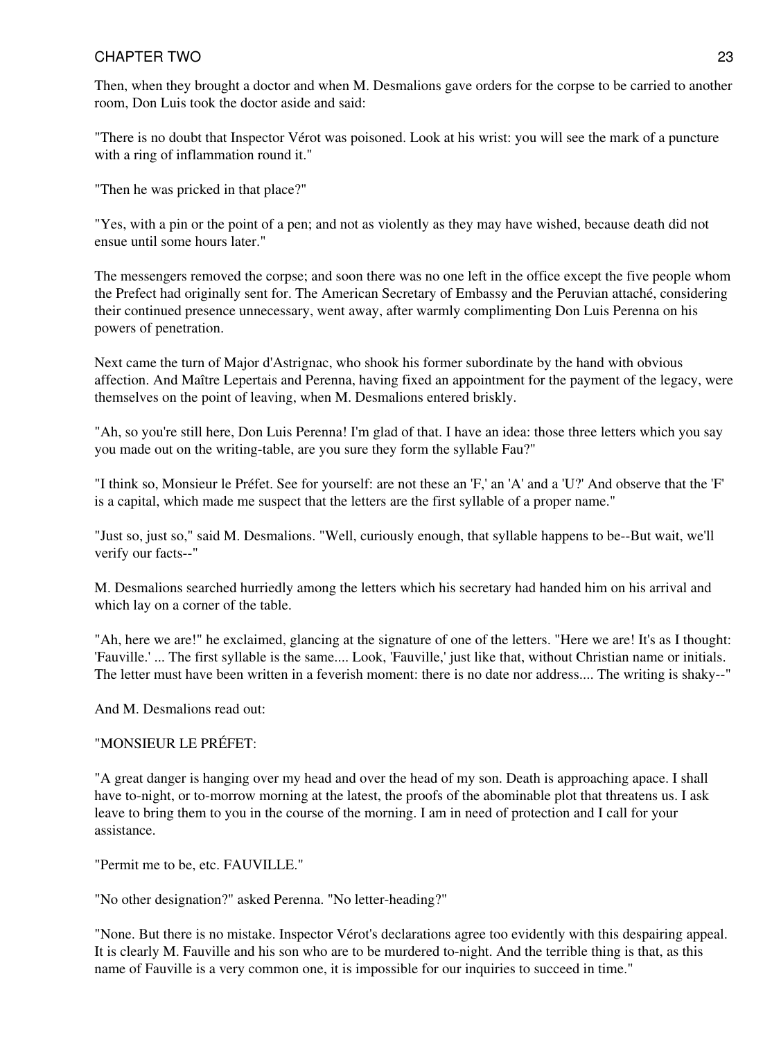Then, when they brought a doctor and when M. Desmalions gave orders for the corpse to be carried to another room, Don Luis took the doctor aside and said:

"There is no doubt that Inspector Vérot was poisoned. Look at his wrist: you will see the mark of a puncture with a ring of inflammation round it."

"Then he was pricked in that place?"

"Yes, with a pin or the point of a pen; and not as violently as they may have wished, because death did not ensue until some hours later."

The messengers removed the corpse; and soon there was no one left in the office except the five people whom the Prefect had originally sent for. The American Secretary of Embassy and the Peruvian attaché, considering their continued presence unnecessary, went away, after warmly complimenting Don Luis Perenna on his powers of penetration.

Next came the turn of Major d'Astrignac, who shook his former subordinate by the hand with obvious affection. And Maître Lepertais and Perenna, having fixed an appointment for the payment of the legacy, were themselves on the point of leaving, when M. Desmalions entered briskly.

"Ah, so you're still here, Don Luis Perenna! I'm glad of that. I have an idea: those three letters which you say you made out on the writing-table, are you sure they form the syllable Fau?"

"I think so, Monsieur le Préfet. See for yourself: are not these an 'F,' an 'A' and a 'U?' And observe that the 'F' is a capital, which made me suspect that the letters are the first syllable of a proper name."

"Just so, just so," said M. Desmalions. "Well, curiously enough, that syllable happens to be--But wait, we'll verify our facts--"

M. Desmalions searched hurriedly among the letters which his secretary had handed him on his arrival and which lay on a corner of the table.

"Ah, here we are!" he exclaimed, glancing at the signature of one of the letters. "Here we are! It's as I thought: 'Fauville.' ... The first syllable is the same.... Look, 'Fauville,' just like that, without Christian name or initials. The letter must have been written in a feverish moment: there is no date nor address.... The writing is shaky--"

And M. Desmalions read out:

"MONSIEUR LE PRÉFET:

"A great danger is hanging over my head and over the head of my son. Death is approaching apace. I shall have to-night, or to-morrow morning at the latest, the proofs of the abominable plot that threatens us. I ask leave to bring them to you in the course of the morning. I am in need of protection and I call for your assistance.

"Permit me to be, etc. FAUVILLE."

"No other designation?" asked Perenna. "No letter-heading?"

"None. But there is no mistake. Inspector Vérot's declarations agree too evidently with this despairing appeal. It is clearly M. Fauville and his son who are to be murdered to-night. And the terrible thing is that, as this name of Fauville is a very common one, it is impossible for our inquiries to succeed in time."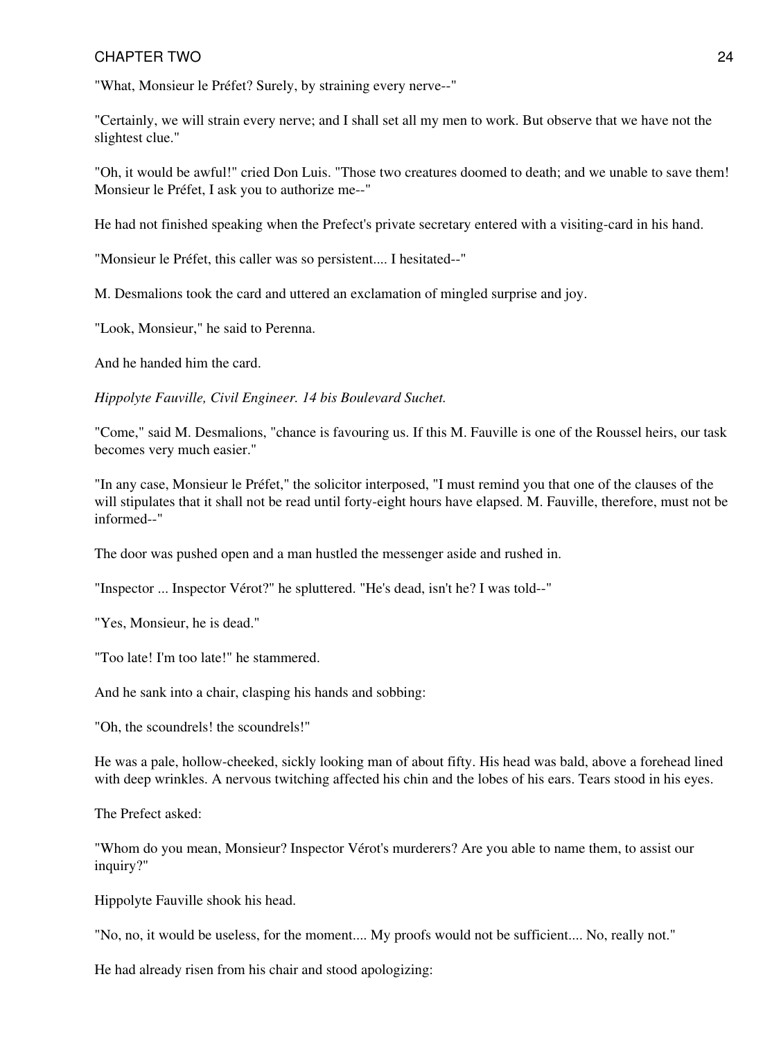"What, Monsieur le Préfet? Surely, by straining every nerve--"

"Certainly, we will strain every nerve; and I shall set all my men to work. But observe that we have not the slightest clue."

"Oh, it would be awful!" cried Don Luis. "Those two creatures doomed to death; and we unable to save them! Monsieur le Préfet, I ask you to authorize me--"

He had not finished speaking when the Prefect's private secretary entered with a visiting-card in his hand.

"Monsieur le Préfet, this caller was so persistent.... I hesitated--"

M. Desmalions took the card and uttered an exclamation of mingled surprise and joy.

"Look, Monsieur," he said to Perenna.

And he handed him the card.

*Hippolyte Fauville, Civil Engineer. 14 bis Boulevard Suchet.*

"Come," said M. Desmalions, "chance is favouring us. If this M. Fauville is one of the Roussel heirs, our task becomes very much easier."

"In any case, Monsieur le Préfet," the solicitor interposed, "I must remind you that one of the clauses of the will stipulates that it shall not be read until forty-eight hours have elapsed. M. Fauville, therefore, must not be informed--"

The door was pushed open and a man hustled the messenger aside and rushed in.

"Inspector ... Inspector Vérot?" he spluttered. "He's dead, isn't he? I was told--"

"Yes, Monsieur, he is dead."

"Too late! I'm too late!" he stammered.

And he sank into a chair, clasping his hands and sobbing:

"Oh, the scoundrels! the scoundrels!"

He was a pale, hollow-cheeked, sickly looking man of about fifty. His head was bald, above a forehead lined with deep wrinkles. A nervous twitching affected his chin and the lobes of his ears. Tears stood in his eyes.

The Prefect asked:

"Whom do you mean, Monsieur? Inspector Vérot's murderers? Are you able to name them, to assist our inquiry?"

Hippolyte Fauville shook his head.

"No, no, it would be useless, for the moment.... My proofs would not be sufficient.... No, really not."

He had already risen from his chair and stood apologizing: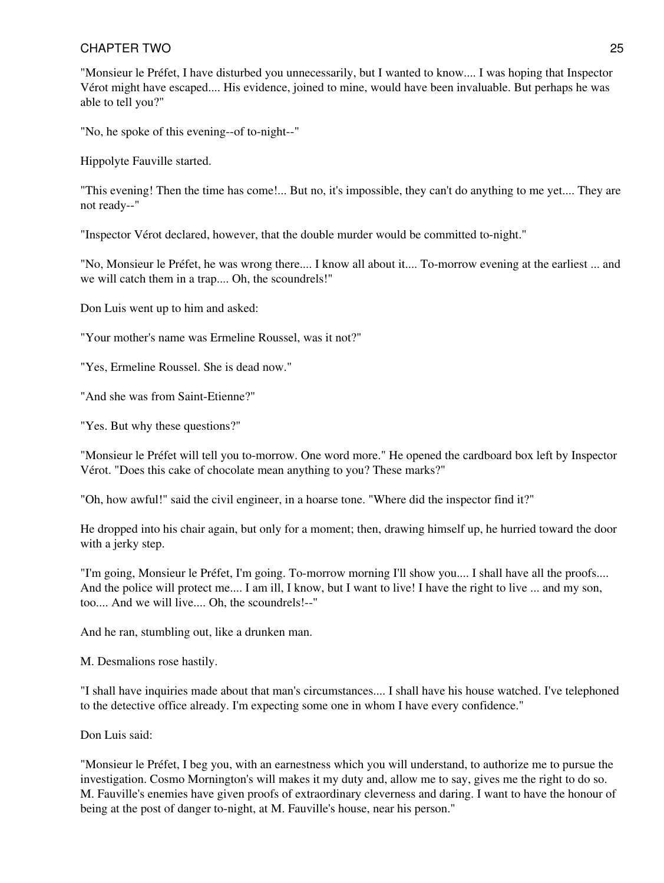"Monsieur le Préfet, I have disturbed you unnecessarily, but I wanted to know.... I was hoping that Inspector Vérot might have escaped.... His evidence, joined to mine, would have been invaluable. But perhaps he was able to tell you?"

"No, he spoke of this evening--of to-night--"

Hippolyte Fauville started.

"This evening! Then the time has come!... But no, it's impossible, they can't do anything to me yet.... They are not ready--"

"Inspector Vérot declared, however, that the double murder would be committed to-night."

"No, Monsieur le Préfet, he was wrong there.... I know all about it.... To-morrow evening at the earliest ... and we will catch them in a trap.... Oh, the scoundrels!"

Don Luis went up to him and asked:

"Your mother's name was Ermeline Roussel, was it not?"

"Yes, Ermeline Roussel. She is dead now."

"And she was from Saint-Etienne?"

"Yes. But why these questions?"

"Monsieur le Préfet will tell you to-morrow. One word more." He opened the cardboard box left by Inspector Vérot. "Does this cake of chocolate mean anything to you? These marks?"

"Oh, how awful!" said the civil engineer, in a hoarse tone. "Where did the inspector find it?"

He dropped into his chair again, but only for a moment; then, drawing himself up, he hurried toward the door with a jerky step.

"I'm going, Monsieur le Préfet, I'm going. To-morrow morning I'll show you.... I shall have all the proofs.... And the police will protect me.... I am ill, I know, but I want to live! I have the right to live ... and my son, too.... And we will live.... Oh, the scoundrels!--"

And he ran, stumbling out, like a drunken man.

M. Desmalions rose hastily.

"I shall have inquiries made about that man's circumstances.... I shall have his house watched. I've telephoned to the detective office already. I'm expecting some one in whom I have every confidence."

Don Luis said:

"Monsieur le Préfet, I beg you, with an earnestness which you will understand, to authorize me to pursue the investigation. Cosmo Mornington's will makes it my duty and, allow me to say, gives me the right to do so. M. Fauville's enemies have given proofs of extraordinary cleverness and daring. I want to have the honour of being at the post of danger to-night, at M. Fauville's house, near his person."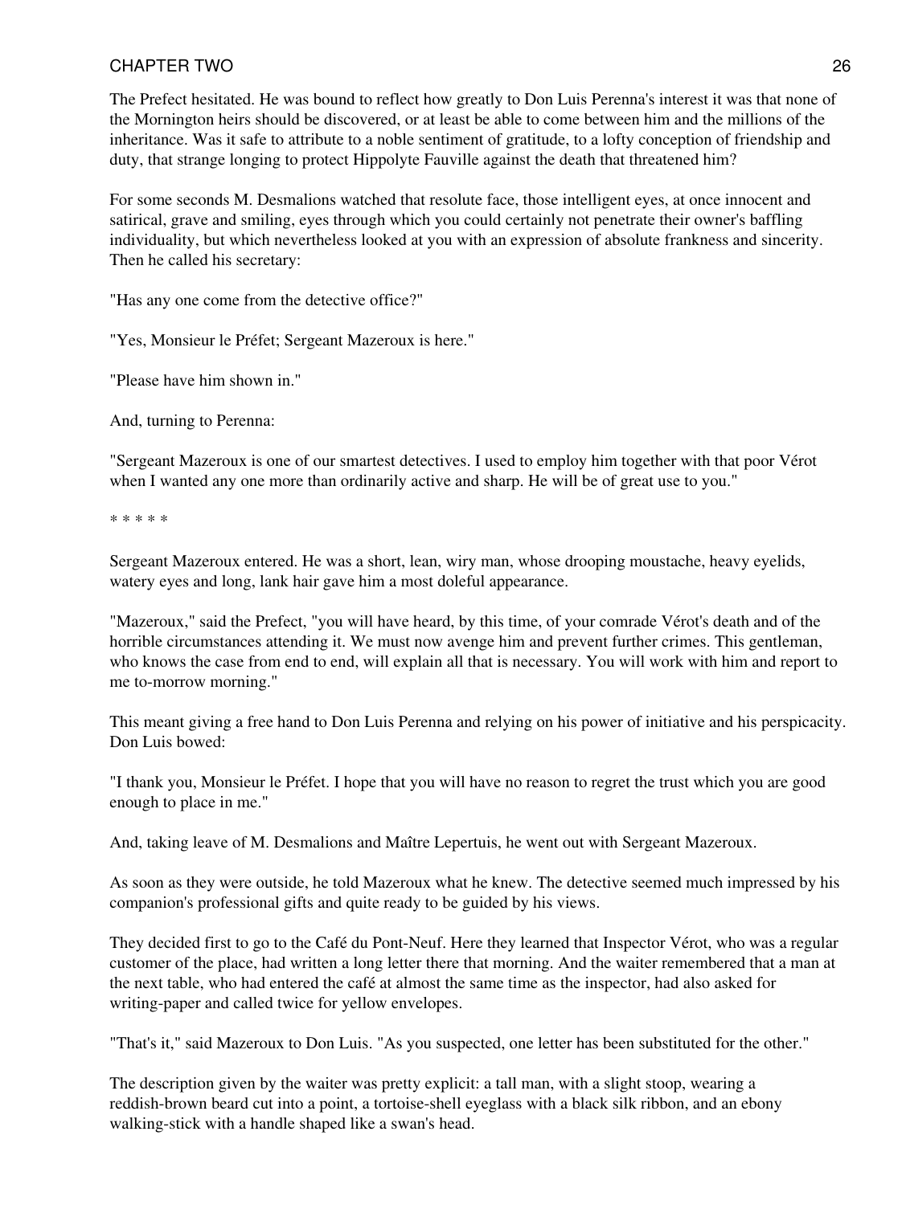The Prefect hesitated. He was bound to reflect how greatly to Don Luis Perenna's interest it was that none of the Mornington heirs should be discovered, or at least be able to come between him and the millions of the inheritance. Was it safe to attribute to a noble sentiment of gratitude, to a lofty conception of friendship and duty, that strange longing to protect Hippolyte Fauville against the death that threatened him?

For some seconds M. Desmalions watched that resolute face, those intelligent eyes, at once innocent and satirical, grave and smiling, eyes through which you could certainly not penetrate their owner's baffling individuality, but which nevertheless looked at you with an expression of absolute frankness and sincerity. Then he called his secretary:

"Has any one come from the detective office?"

"Yes, Monsieur le Préfet; Sergeant Mazeroux is here."

"Please have him shown in."

And, turning to Perenna:

"Sergeant Mazeroux is one of our smartest detectives. I used to employ him together with that poor Vérot when I wanted any one more than ordinarily active and sharp. He will be of great use to you."

* * * * *

Sergeant Mazeroux entered. He was a short, lean, wiry man, whose drooping moustache, heavy eyelids, watery eyes and long, lank hair gave him a most doleful appearance.

"Mazeroux," said the Prefect, "you will have heard, by this time, of your comrade Vérot's death and of the horrible circumstances attending it. We must now avenge him and prevent further crimes. This gentleman, who knows the case from end to end, will explain all that is necessary. You will work with him and report to me to-morrow morning."

This meant giving a free hand to Don Luis Perenna and relying on his power of initiative and his perspicacity. Don Luis bowed:

"I thank you, Monsieur le Préfet. I hope that you will have no reason to regret the trust which you are good enough to place in me."

And, taking leave of M. Desmalions and Maître Lepertuis, he went out with Sergeant Mazeroux.

As soon as they were outside, he told Mazeroux what he knew. The detective seemed much impressed by his companion's professional gifts and quite ready to be guided by his views.

They decided first to go to the Café du Pont-Neuf. Here they learned that Inspector Vérot, who was a regular customer of the place, had written a long letter there that morning. And the waiter remembered that a man at the next table, who had entered the café at almost the same time as the inspector, had also asked for writing-paper and called twice for yellow envelopes.

"That's it," said Mazeroux to Don Luis. "As you suspected, one letter has been substituted for the other."

The description given by the waiter was pretty explicit: a tall man, with a slight stoop, wearing a reddish-brown beard cut into a point, a tortoise-shell eyeglass with a black silk ribbon, and an ebony walking-stick with a handle shaped like a swan's head.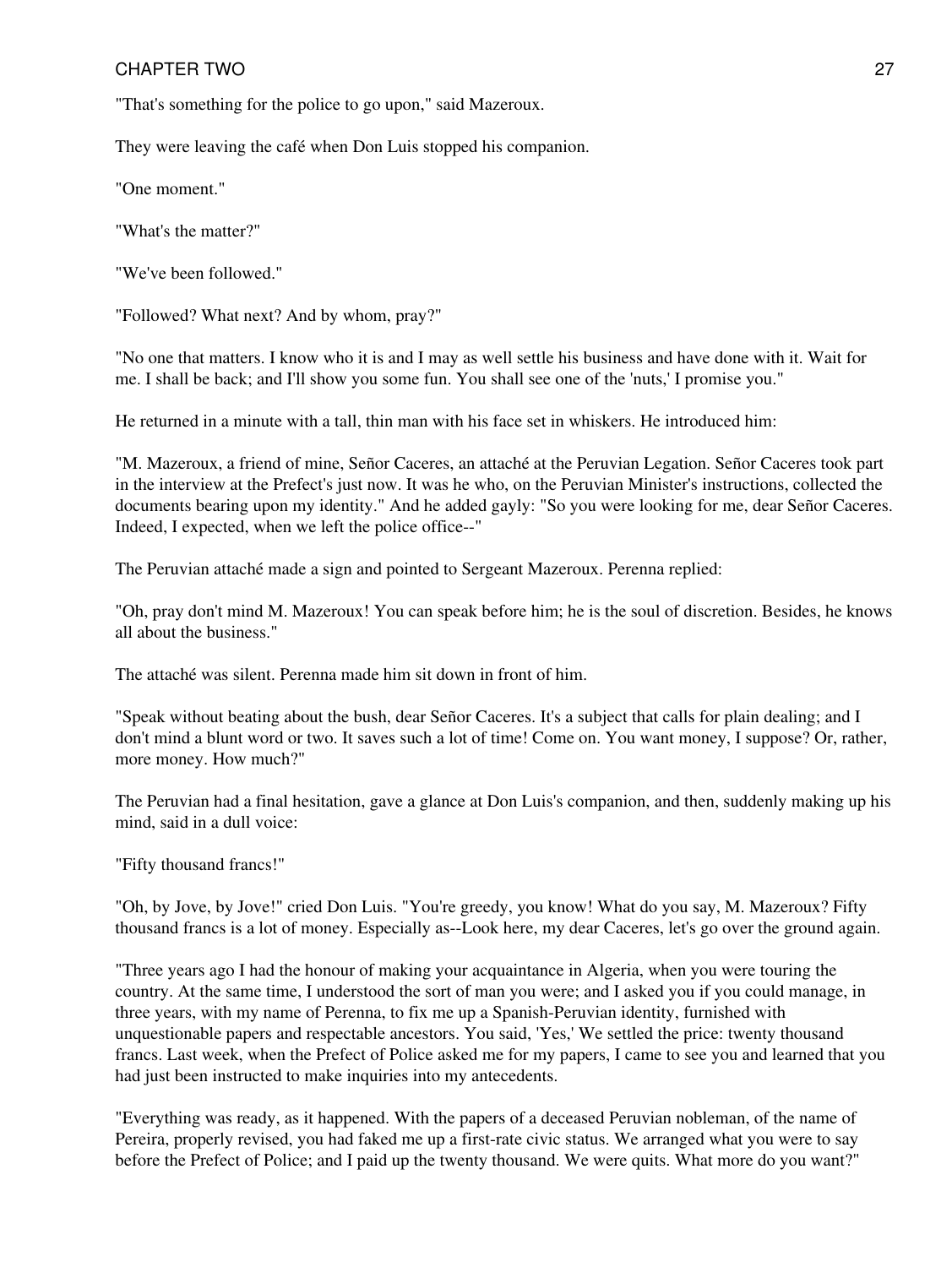"That's something for the police to go upon," said Mazeroux.

They were leaving the café when Don Luis stopped his companion.

"One moment."

"What's the matter?"

"We've been followed."

"Followed? What next? And by whom, pray?"

"No one that matters. I know who it is and I may as well settle his business and have done with it. Wait for me. I shall be back; and I'll show you some fun. You shall see one of the 'nuts,' I promise you."

He returned in a minute with a tall, thin man with his face set in whiskers. He introduced him:

"M. Mazeroux, a friend of mine, Señor Caceres, an attaché at the Peruvian Legation. Señor Caceres took part in the interview at the Prefect's just now. It was he who, on the Peruvian Minister's instructions, collected the documents bearing upon my identity." And he added gayly: "So you were looking for me, dear Señor Caceres. Indeed, I expected, when we left the police office--"

The Peruvian attaché made a sign and pointed to Sergeant Mazeroux. Perenna replied:

"Oh, pray don't mind M. Mazeroux! You can speak before him; he is the soul of discretion. Besides, he knows all about the business."

The attaché was silent. Perenna made him sit down in front of him.

"Speak without beating about the bush, dear Señor Caceres. It's a subject that calls for plain dealing; and I don't mind a blunt word or two. It saves such a lot of time! Come on. You want money, I suppose? Or, rather, more money. How much?"

The Peruvian had a final hesitation, gave a glance at Don Luis's companion, and then, suddenly making up his mind, said in a dull voice:

"Fifty thousand francs!"

"Oh, by Jove, by Jove!" cried Don Luis. "You're greedy, you know! What do you say, M. Mazeroux? Fifty thousand francs is a lot of money. Especially as--Look here, my dear Caceres, let's go over the ground again.

"Three years ago I had the honour of making your acquaintance in Algeria, when you were touring the country. At the same time, I understood the sort of man you were; and I asked you if you could manage, in three years, with my name of Perenna, to fix me up a Spanish-Peruvian identity, furnished with unquestionable papers and respectable ancestors. You said, 'Yes,' We settled the price: twenty thousand francs. Last week, when the Prefect of Police asked me for my papers, I came to see you and learned that you had just been instructed to make inquiries into my antecedents.

"Everything was ready, as it happened. With the papers of a deceased Peruvian nobleman, of the name of Pereira, properly revised, you had faked me up a first-rate civic status. We arranged what you were to say before the Prefect of Police; and I paid up the twenty thousand. We were quits. What more do you want?"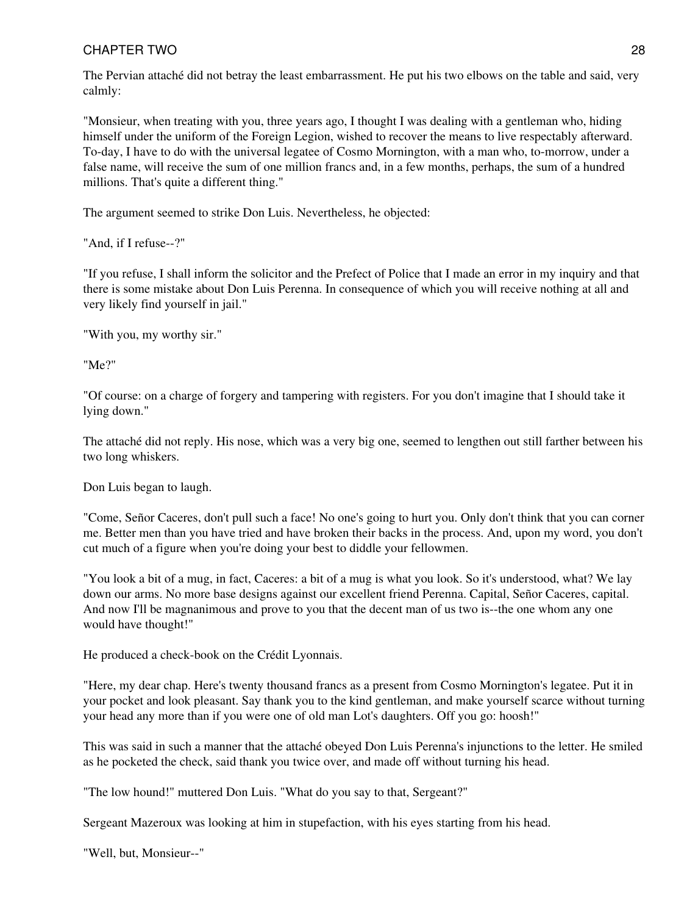The Pervian attaché did not betray the least embarrassment. He put his two elbows on the table and said, very calmly:

"Monsieur, when treating with you, three years ago, I thought I was dealing with a gentleman who, hiding himself under the uniform of the Foreign Legion, wished to recover the means to live respectably afterward. To-day, I have to do with the universal legatee of Cosmo Mornington, with a man who, to-morrow, under a false name, will receive the sum of one million francs and, in a few months, perhaps, the sum of a hundred millions. That's quite a different thing."

The argument seemed to strike Don Luis. Nevertheless, he objected:

"And, if I refuse--?"

"If you refuse, I shall inform the solicitor and the Prefect of Police that I made an error in my inquiry and that there is some mistake about Don Luis Perenna. In consequence of which you will receive nothing at all and very likely find yourself in jail."

"With you, my worthy sir."

"Me?"

"Of course: on a charge of forgery and tampering with registers. For you don't imagine that I should take it lying down."

The attaché did not reply. His nose, which was a very big one, seemed to lengthen out still farther between his two long whiskers.

Don Luis began to laugh.

"Come, Señor Caceres, don't pull such a face! No one's going to hurt you. Only don't think that you can corner me. Better men than you have tried and have broken their backs in the process. And, upon my word, you don't cut much of a figure when you're doing your best to diddle your fellowmen.

"You look a bit of a mug, in fact, Caceres: a bit of a mug is what you look. So it's understood, what? We lay down our arms. No more base designs against our excellent friend Perenna. Capital, Señor Caceres, capital. And now I'll be magnanimous and prove to you that the decent man of us two is--the one whom any one would have thought!"

He produced a check-book on the Crédit Lyonnais.

"Here, my dear chap. Here's twenty thousand francs as a present from Cosmo Mornington's legatee. Put it in your pocket and look pleasant. Say thank you to the kind gentleman, and make yourself scarce without turning your head any more than if you were one of old man Lot's daughters. Off you go: hoosh!"

This was said in such a manner that the attaché obeyed Don Luis Perenna's injunctions to the letter. He smiled as he pocketed the check, said thank you twice over, and made off without turning his head.

"The low hound!" muttered Don Luis. "What do you say to that, Sergeant?"

Sergeant Mazeroux was looking at him in stupefaction, with his eyes starting from his head.

"Well, but, Monsieur--"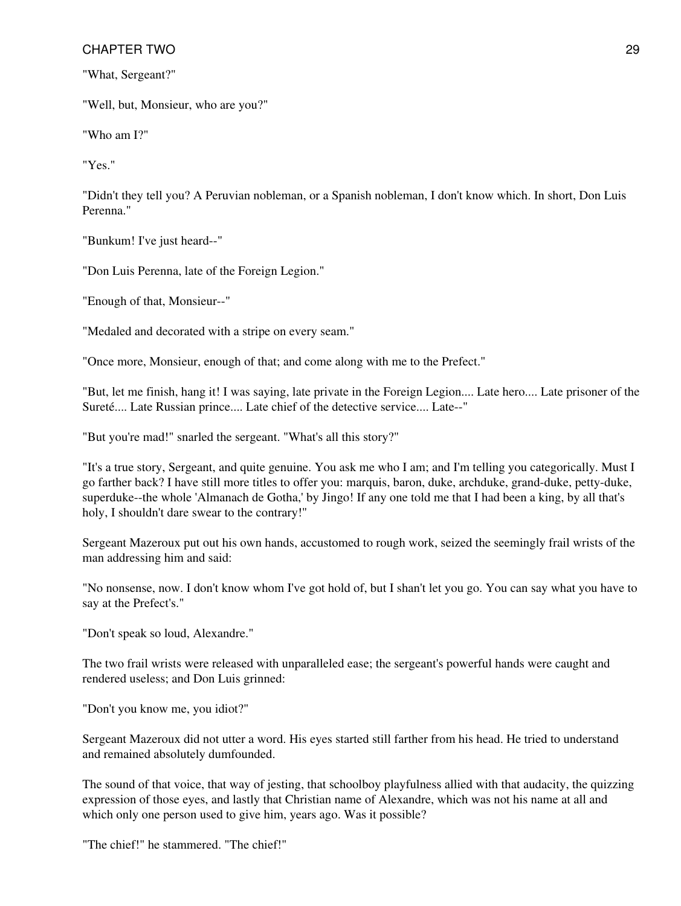"What, Sergeant?"

"Well, but, Monsieur, who are you?"

"Who am I?"

"Yes."

"Didn't they tell you? A Peruvian nobleman, or a Spanish nobleman, I don't know which. In short, Don Luis Perenna."

"Bunkum! I've just heard--"

"Don Luis Perenna, late of the Foreign Legion."

"Enough of that, Monsieur--"

"Medaled and decorated with a stripe on every seam."

"Once more, Monsieur, enough of that; and come along with me to the Prefect."

"But, let me finish, hang it! I was saying, late private in the Foreign Legion.... Late hero.... Late prisoner of the Sureté.... Late Russian prince.... Late chief of the detective service.... Late--"

"But you're mad!" snarled the sergeant. "What's all this story?"

"It's a true story, Sergeant, and quite genuine. You ask me who I am; and I'm telling you categorically. Must I go farther back? I have still more titles to offer you: marquis, baron, duke, archduke, grand-duke, petty-duke, superduke--the whole 'Almanach de Gotha,' by Jingo! If any one told me that I had been a king, by all that's holy, I shouldn't dare swear to the contrary!"

Sergeant Mazeroux put out his own hands, accustomed to rough work, seized the seemingly frail wrists of the man addressing him and said:

"No nonsense, now. I don't know whom I've got hold of, but I shan't let you go. You can say what you have to say at the Prefect's."

"Don't speak so loud, Alexandre."

The two frail wrists were released with unparalleled ease; the sergeant's powerful hands were caught and rendered useless; and Don Luis grinned:

"Don't you know me, you idiot?"

Sergeant Mazeroux did not utter a word. His eyes started still farther from his head. He tried to understand and remained absolutely dumfounded.

The sound of that voice, that way of jesting, that schoolboy playfulness allied with that audacity, the quizzing expression of those eyes, and lastly that Christian name of Alexandre, which was not his name at all and which only one person used to give him, years ago. Was it possible?

"The chief!" he stammered. "The chief!"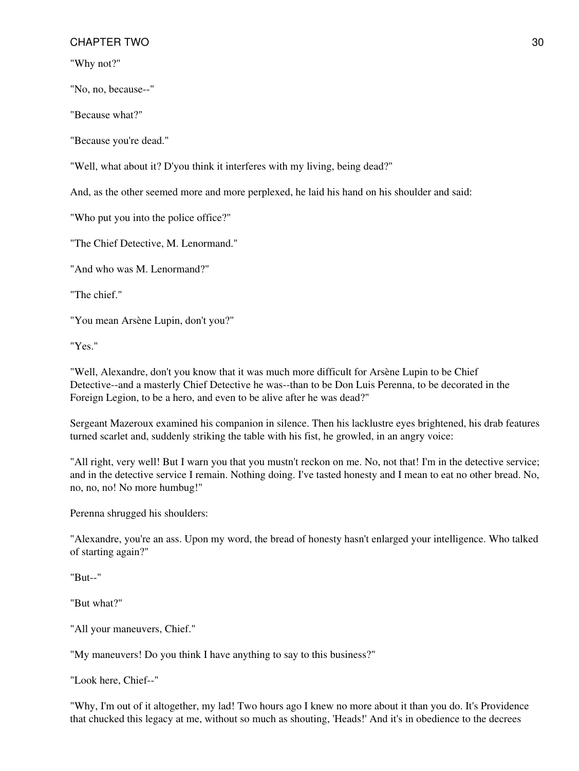"Why not?"

"No, no, because--"

"Because what?"

"Because you're dead."

"Well, what about it? D'you think it interferes with my living, being dead?"

And, as the other seemed more and more perplexed, he laid his hand on his shoulder and said:

"Who put you into the police office?"

"The Chief Detective, M. Lenormand."

"And who was M. Lenormand?"

"The chief."

"You mean Arsène Lupin, don't you?"

"Yes."

"Well, Alexandre, don't you know that it was much more difficult for Arsène Lupin to be Chief Detective--and a masterly Chief Detective he was--than to be Don Luis Perenna, to be decorated in the Foreign Legion, to be a hero, and even to be alive after he was dead?"

Sergeant Mazeroux examined his companion in silence. Then his lacklustre eyes brightened, his drab features turned scarlet and, suddenly striking the table with his fist, he growled, in an angry voice:

"All right, very well! But I warn you that you mustn't reckon on me. No, not that! I'm in the detective service; and in the detective service I remain. Nothing doing. I've tasted honesty and I mean to eat no other bread. No, no, no, no! No more humbug!"

Perenna shrugged his shoulders:

"Alexandre, you're an ass. Upon my word, the bread of honesty hasn't enlarged your intelligence. Who talked of starting again?"

"But--"

"But what?"

"All your maneuvers, Chief."

"My maneuvers! Do you think I have anything to say to this business?"

"Look here, Chief--"

"Why, I'm out of it altogether, my lad! Two hours ago I knew no more about it than you do. It's Providence that chucked this legacy at me, without so much as shouting, 'Heads!' And it's in obedience to the decrees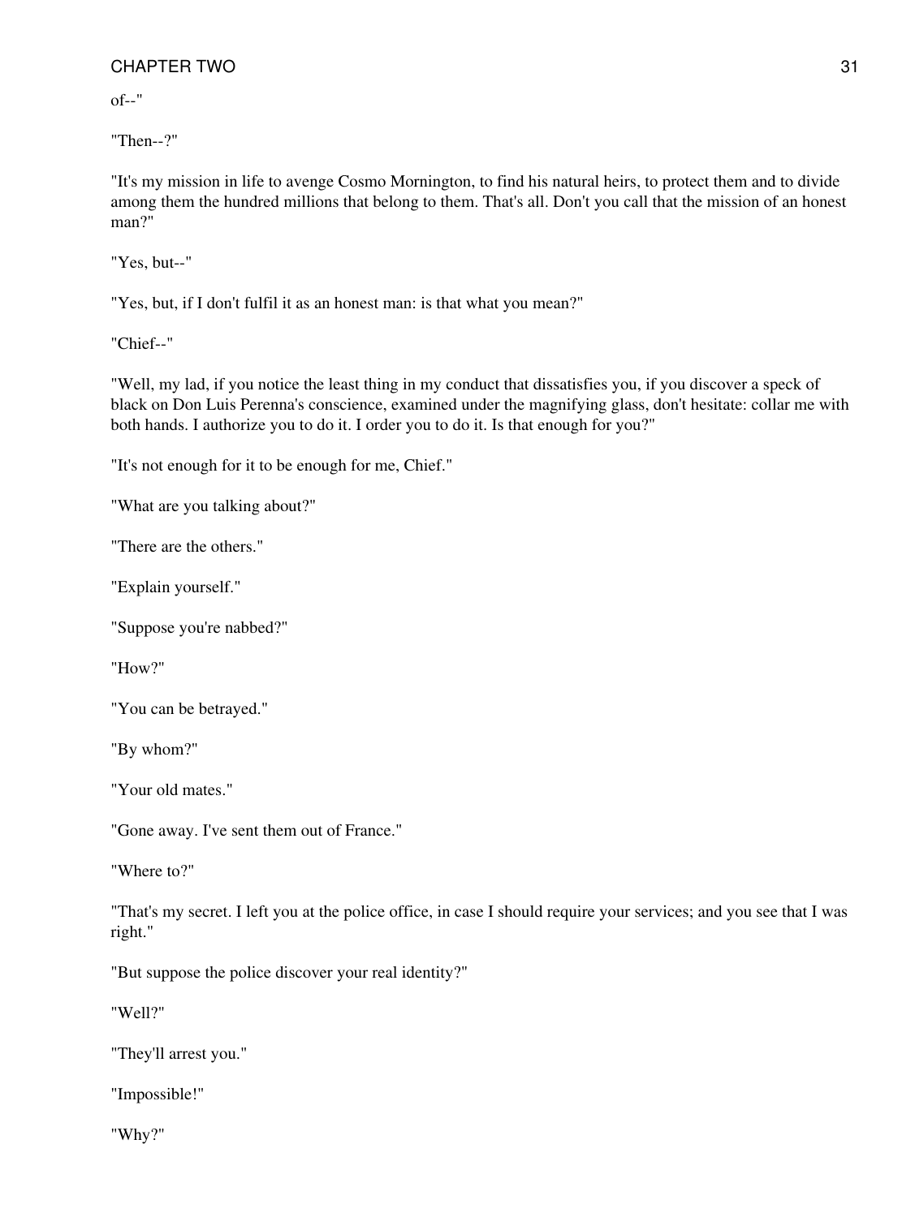of--"

"Then--?"

"It's my mission in life to avenge Cosmo Mornington, to find his natural heirs, to protect them and to divide among them the hundred millions that belong to them. That's all. Don't you call that the mission of an honest man?"

"Yes, but--"

"Yes, but, if I don't fulfil it as an honest man: is that what you mean?"

"Chief--"

"Well, my lad, if you notice the least thing in my conduct that dissatisfies you, if you discover a speck of black on Don Luis Perenna's conscience, examined under the magnifying glass, don't hesitate: collar me with both hands. I authorize you to do it. I order you to do it. Is that enough for you?"

"It's not enough for it to be enough for me, Chief."

"What are you talking about?"

"There are the others."

"Explain yourself."

"Suppose you're nabbed?"

"How?"

"You can be betrayed."

"By whom?"

"Your old mates."

"Gone away. I've sent them out of France."

"Where to?"

"That's my secret. I left you at the police office, in case I should require your services; and you see that I was right."

"But suppose the police discover your real identity?"

"Well?"

"They'll arrest you."

"Impossible!"

"Why?"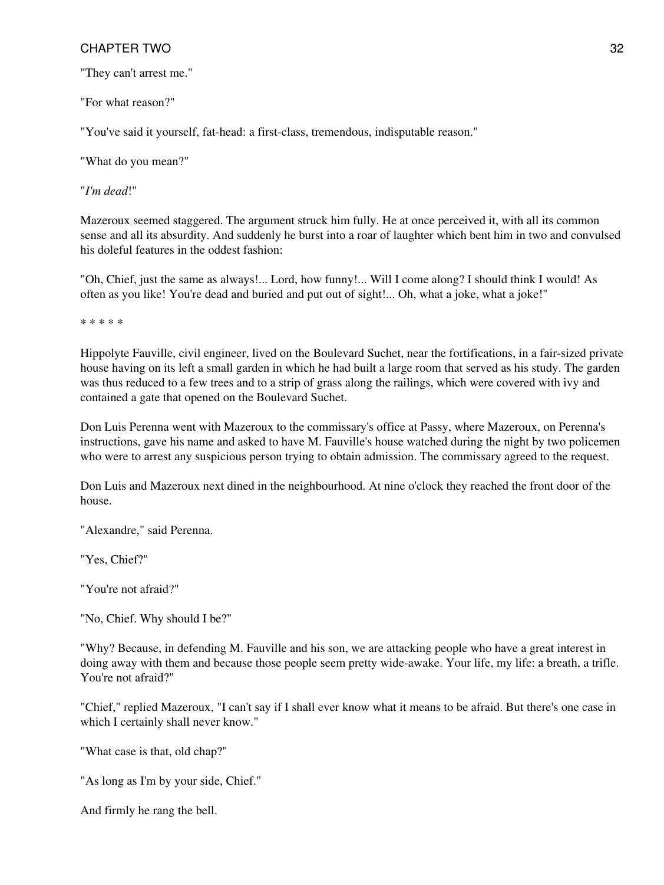"They can't arrest me."

"For what reason?"

"You've said it yourself, fat-head: a first-class, tremendous, indisputable reason."

"What do you mean?"

"*I'm dead*!"

Mazeroux seemed staggered. The argument struck him fully. He at once perceived it, with all its common sense and all its absurdity. And suddenly he burst into a roar of laughter which bent him in two and convulsed his doleful features in the oddest fashion:

"Oh, Chief, just the same as always!... Lord, how funny!... Will I come along? I should think I would! As often as you like! You're dead and buried and put out of sight!... Oh, what a joke, what a joke!"

* * * * *

Hippolyte Fauville, civil engineer, lived on the Boulevard Suchet, near the fortifications, in a fair-sized private house having on its left a small garden in which he had built a large room that served as his study. The garden was thus reduced to a few trees and to a strip of grass along the railings, which were covered with ivy and contained a gate that opened on the Boulevard Suchet.

Don Luis Perenna went with Mazeroux to the commissary's office at Passy, where Mazeroux, on Perenna's instructions, gave his name and asked to have M. Fauville's house watched during the night by two policemen who were to arrest any suspicious person trying to obtain admission. The commissary agreed to the request.

Don Luis and Mazeroux next dined in the neighbourhood. At nine o'clock they reached the front door of the house.

"Alexandre," said Perenna.

"Yes, Chief?"

"You're not afraid?"

"No, Chief. Why should I be?"

"Why? Because, in defending M. Fauville and his son, we are attacking people who have a great interest in doing away with them and because those people seem pretty wide-awake. Your life, my life: a breath, a trifle. You're not afraid?"

"Chief," replied Mazeroux, "I can't say if I shall ever know what it means to be afraid. But there's one case in which I certainly shall never know."

"What case is that, old chap?"

"As long as I'm by your side, Chief."

And firmly he rang the bell.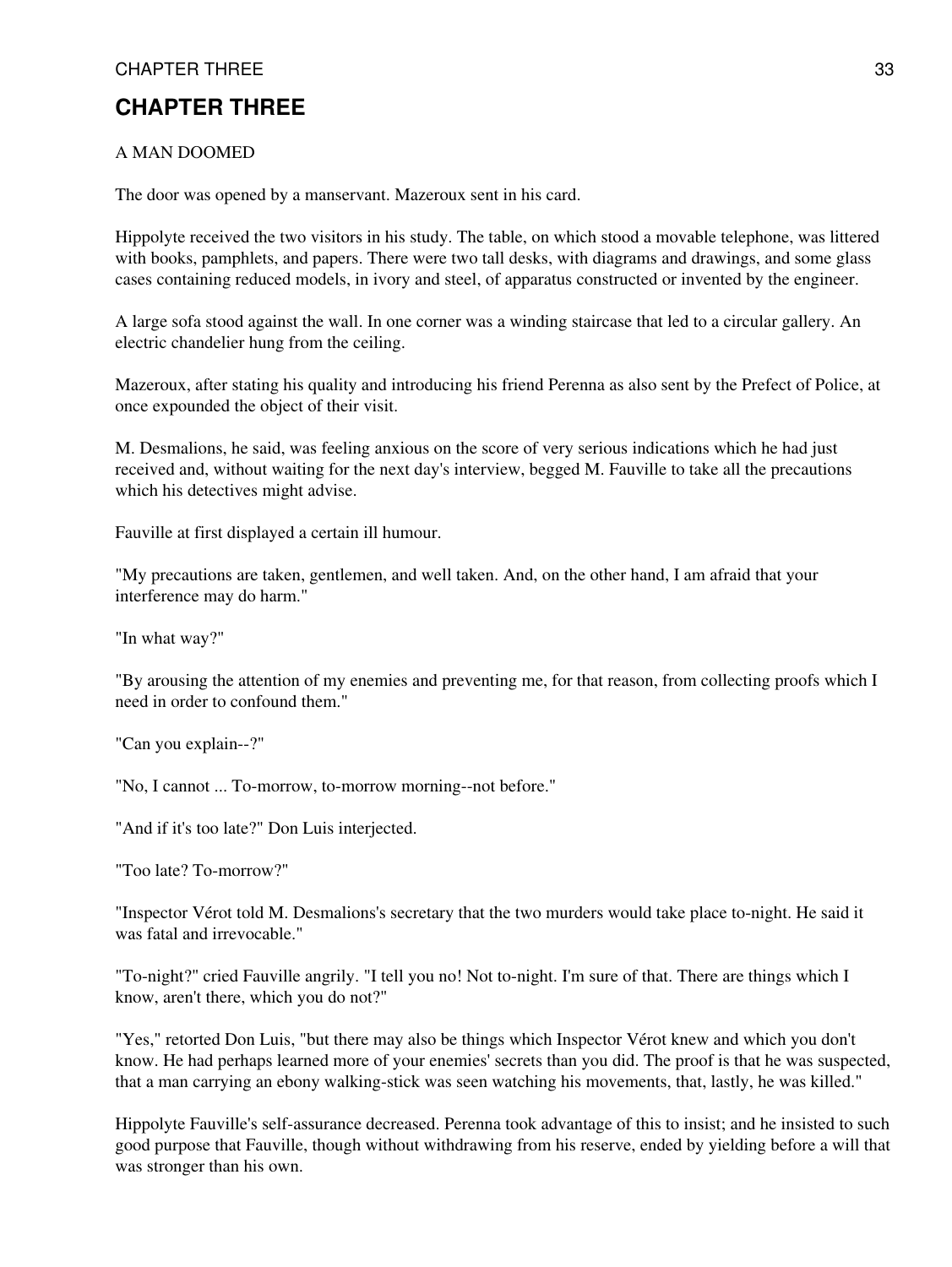## CHAPTER THREE

A MAN DOOMED

The door was opened by a manservant. Mazeroux sent in his card.

Hippolyte received the two visitors in his study. The table, on which stood a movable telephone, was littered with books, pamphlets, and papers. There were two tall desks, with diagrams and drawings, and some glass cases containing reduced models, in ivory and steel, of apparatus constructed or invented by the engineer.

A large sofa stood against the wall. In one corner was a winding staircase that led to a circular gallery. An electric chandelier hung from the ceiling.

Mazeroux, after stating his quality and introducing his friend Perenna as also sent by the Prefect of Police, at once expounded the object of their visit.

M. Desmalions, he said, was feeling anxious on the score of very serious indications which he had just received and, without waiting for the next day's interview, begged M. Fauville to take all the precautions which his detectives might advise.

Fauville at first displayed a certain ill humour.

"My precautions are taken, gentlemen, and well taken. And, on the other hand, I am afraid that your interference may do harm."

"In what way?"

"By arousing the attention of my enemies and preventing me, for that reason, from collecting proofs which I need in order to confound them."

"Can you explain--?"

"No, I cannot ... To-morrow, to-morrow morning--not before."

"And if it's too late?" Don Luis interjected.

"Too late? To-morrow?"

"Inspector Vérot told M. Desmalions's secretary that the two murders would take place to-night. He said it was fatal and irrevocable."

"To-night?" cried Fauville angrily. "I tell you no! Not to-night. I'm sure of that. There are things which I know, aren't there, which you do not?"

"Yes," retorted Don Luis, "but there may also be things which Inspector Vérot knew and which you don't know. He had perhaps learned more of your enemies' secrets than you did. The proof is that he was suspected, that a man carrying an ebony walking-stick was seen watching his movements, that, lastly, he was killed."

Hippolyte Fauville's self-assurance decreased. Perenna took advantage of this to insist; and he insisted to such good purpose that Fauville, though without withdrawing from his reserve, ended by yielding before a will that was stronger than his own.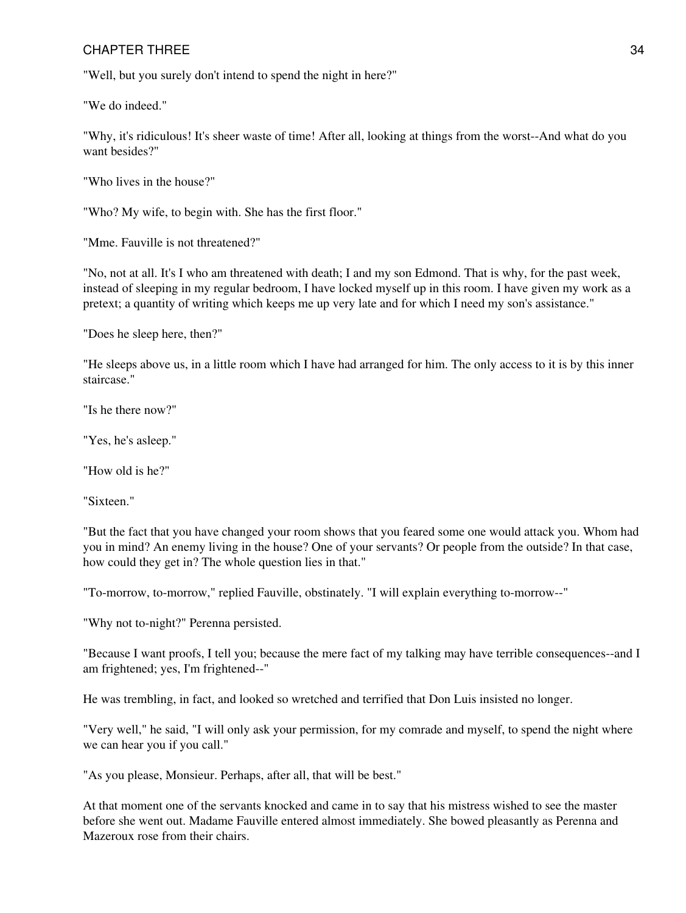"Well, but you surely don't intend to spend the night in here?"

"We do indeed."

"Why, it's ridiculous! It's sheer waste of time! After all, looking at things from the worst--And what do you want besides?"

"Who lives in the house?"

"Who? My wife, to begin with. She has the first floor."

"Mme. Fauville is not threatened?"

"No, not at all. It's I who am threatened with death; I and my son Edmond. That is why, for the past week, instead of sleeping in my regular bedroom, I have locked myself up in this room. I have given my work as a pretext; a quantity of writing which keeps me up very late and for which I need my son's assistance."

"Does he sleep here, then?"

"He sleeps above us, in a little room which I have had arranged for him. The only access to it is by this inner staircase."

"Is he there now?"

"Yes, he's asleep."

"How old is he?"

"Sixteen."

"But the fact that you have changed your room shows that you feared some one would attack you. Whom had you in mind? An enemy living in the house? One of your servants? Or people from the outside? In that case, how could they get in? The whole question lies in that."

"To-morrow, to-morrow," replied Fauville, obstinately. "I will explain everything to-morrow--"

"Why not to-night?" Perenna persisted.

"Because I want proofs, I tell you; because the mere fact of my talking may have terrible consequences--and I am frightened; yes, I'm frightened--"

He was trembling, in fact, and looked so wretched and terrified that Don Luis insisted no longer.

"Very well," he said, "I will only ask your permission, for my comrade and myself, to spend the night where we can hear you if you call."

"As you please, Monsieur. Perhaps, after all, that will be best."

At that moment one of the servants knocked and came in to say that his mistress wished to see the master before she went out. Madame Fauville entered almost immediately. She bowed pleasantly as Perenna and Mazeroux rose from their chairs.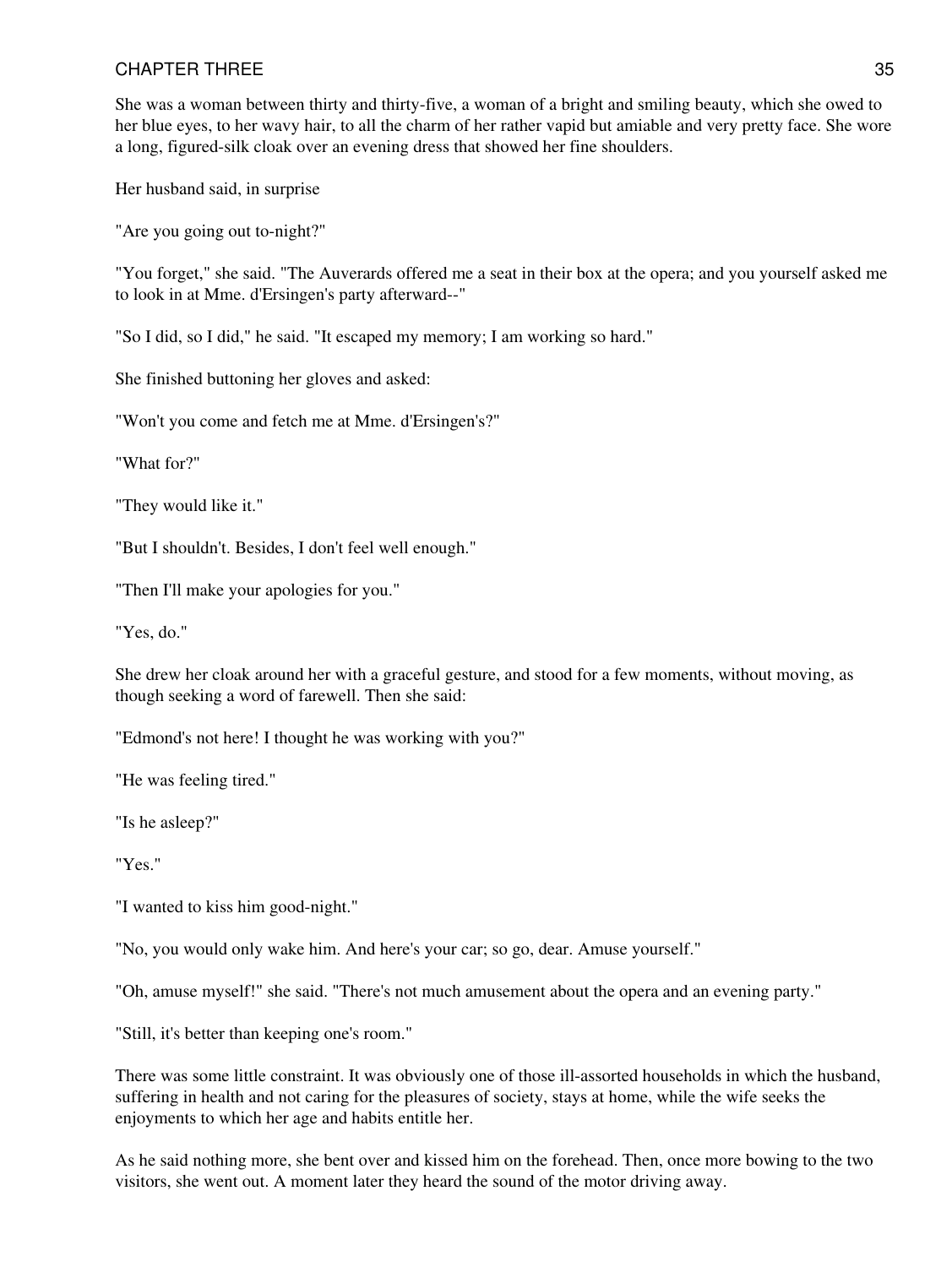She was a woman between thirty and thirty-five, a woman of a bright and smiling beauty, which she owed to her blue eyes, to her wavy hair, to all the charm of her rather vapid but amiable and very pretty face. She wore a long, figured-silk cloak over an evening dress that showed her fine shoulders.

Her husband said, in surprise

"Are you going out to-night?"

"You forget," she said. "The Auverards offered me a seat in their box at the opera; and you yourself asked me to look in at Mme. d'Ersingen's party afterward--"

"So I did, so I did," he said. "It escaped my memory; I am working so hard."

She finished buttoning her gloves and asked:

"Won't you come and fetch me at Mme. d'Ersingen's?"

"What for?"

"They would like it."

"But I shouldn't. Besides, I don't feel well enough."

"Then I'll make your apologies for you."

"Yes, do."

She drew her cloak around her with a graceful gesture, and stood for a few moments, without moving, as though seeking a word of farewell. Then she said:

"Edmond's not here! I thought he was working with you?"

"He was feeling tired."

"Is he asleep?"

"Yes."

"I wanted to kiss him good-night."

"No, you would only wake him. And here's your car; so go, dear. Amuse yourself."

"Oh, amuse myself!" she said. "There's not much amusement about the opera and an evening party."

"Still, it's better than keeping one's room."

There was some little constraint. It was obviously one of those ill-assorted households in which the husband, suffering in health and not caring for the pleasures of society, stays at home, while the wife seeks the enjoyments to which her age and habits entitle her.

As he said nothing more, she bent over and kissed him on the forehead. Then, once more bowing to the two visitors, she went out. A moment later they heard the sound of the motor driving away.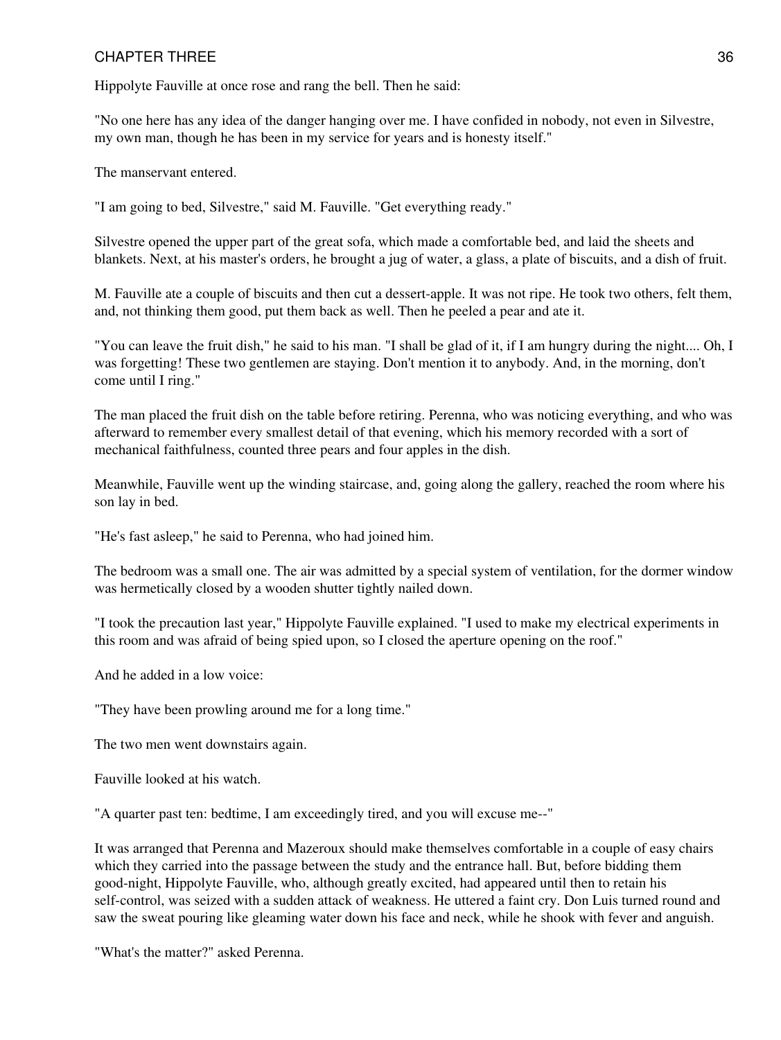Hippolyte Fauville at once rose and rang the bell. Then he said:

"No one here has any idea of the danger hanging over me. I have confided in nobody, not even in Silvestre, my own man, though he has been in my service for years and is honesty itself."

The manservant entered.

"I am going to bed, Silvestre," said M. Fauville. "Get everything ready."

Silvestre opened the upper part of the great sofa, which made a comfortable bed, and laid the sheets and blankets. Next, at his master's orders, he brought a jug of water, a glass, a plate of biscuits, and a dish of fruit.

M. Fauville ate a couple of biscuits and then cut a dessert-apple. It was not ripe. He took two others, felt them, and, not thinking them good, put them back as well. Then he peeled a pear and ate it.

"You can leave the fruit dish," he said to his man. "I shall be glad of it, if I am hungry during the night.... Oh, I was forgetting! These two gentlemen are staying. Don't mention it to anybody. And, in the morning, don't come until I ring."

The man placed the fruit dish on the table before retiring. Perenna, who was noticing everything, and who was afterward to remember every smallest detail of that evening, which his memory recorded with a sort of mechanical faithfulness, counted three pears and four apples in the dish.

Meanwhile, Fauville went up the winding staircase, and, going along the gallery, reached the room where his son lay in bed.

"He's fast asleep," he said to Perenna, who had joined him.

The bedroom was a small one. The air was admitted by a special system of ventilation, for the dormer window was hermetically closed by a wooden shutter tightly nailed down.

"I took the precaution last year," Hippolyte Fauville explained. "I used to make my electrical experiments in this room and was afraid of being spied upon, so I closed the aperture opening on the roof."

And he added in a low voice:

"They have been prowling around me for a long time."

The two men went downstairs again.

Fauville looked at his watch.

"A quarter past ten: bedtime, I am exceedingly tired, and you will excuse me--"

It was arranged that Perenna and Mazeroux should make themselves comfortable in a couple of easy chairs which they carried into the passage between the study and the entrance hall. But, before bidding them good-night, Hippolyte Fauville, who, although greatly excited, had appeared until then to retain his self-control, was seized with a sudden attack of weakness. He uttered a faint cry. Don Luis turned round and saw the sweat pouring like gleaming water down his face and neck, while he shook with fever and anguish.

"What's the matter?" asked Perenna.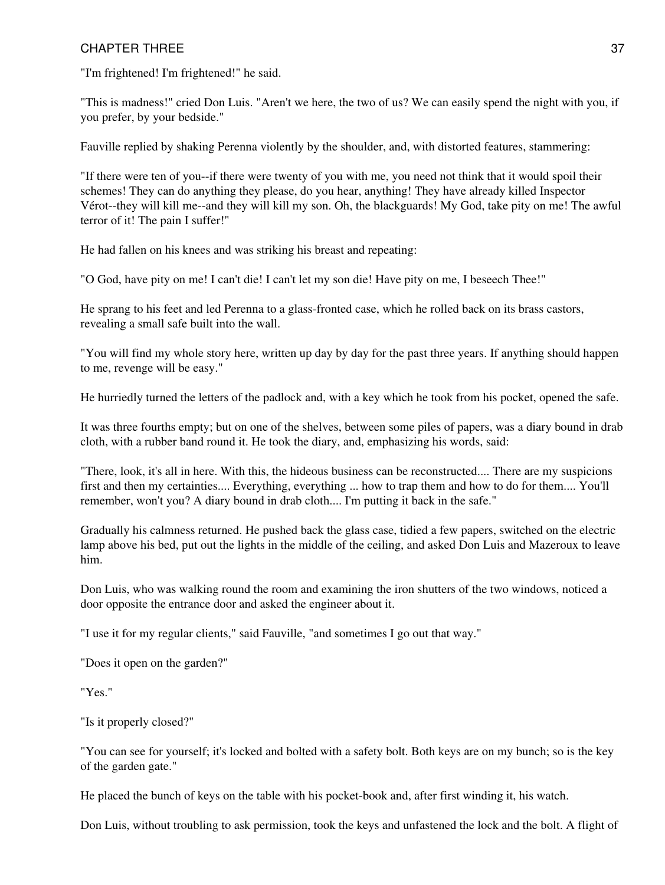"I'm frightened! I'm frightened!" he said.

"This is madness!" cried Don Luis. "Aren't we here, the two of us? We can easily spend the night with you, if you prefer, by your bedside."

Fauville replied by shaking Perenna violently by the shoulder, and, with distorted features, stammering:

"If there were ten of you--if there were twenty of you with me, you need not think that it would spoil their schemes! They can do anything they please, do you hear, anything! They have already killed Inspector Vérot--they will kill me--and they will kill my son. Oh, the blackguards! My God, take pity on me! The awful terror of it! The pain I suffer!"

He had fallen on his knees and was striking his breast and repeating:

"O God, have pity on me! I can't die! I can't let my son die! Have pity on me, I beseech Thee!"

He sprang to his feet and led Perenna to a glass-fronted case, which he rolled back on its brass castors, revealing a small safe built into the wall.

"You will find my whole story here, written up day by day for the past three years. If anything should happen to me, revenge will be easy."

He hurriedly turned the letters of the padlock and, with a key which he took from his pocket, opened the safe.

It was three fourths empty; but on one of the shelves, between some piles of papers, was a diary bound in drab cloth, with a rubber band round it. He took the diary, and, emphasizing his words, said:

"There, look, it's all in here. With this, the hideous business can be reconstructed.... There are my suspicions first and then my certainties.... Everything, everything ... how to trap them and how to do for them.... You'll remember, won't you? A diary bound in drab cloth.... I'm putting it back in the safe."

Gradually his calmness returned. He pushed back the glass case, tidied a few papers, switched on the electric lamp above his bed, put out the lights in the middle of the ceiling, and asked Don Luis and Mazeroux to leave him.

Don Luis, who was walking round the room and examining the iron shutters of the two windows, noticed a door opposite the entrance door and asked the engineer about it.

"I use it for my regular clients," said Fauville, "and sometimes I go out that way."

"Does it open on the garden?"

"Yes."

"Is it properly closed?"

"You can see for yourself; it's locked and bolted with a safety bolt. Both keys are on my bunch; so is the key of the garden gate."

He placed the bunch of keys on the table with his pocket-book and, after first winding it, his watch.

Don Luis, without troubling to ask permission, took the keys and unfastened the lock and the bolt. A flight of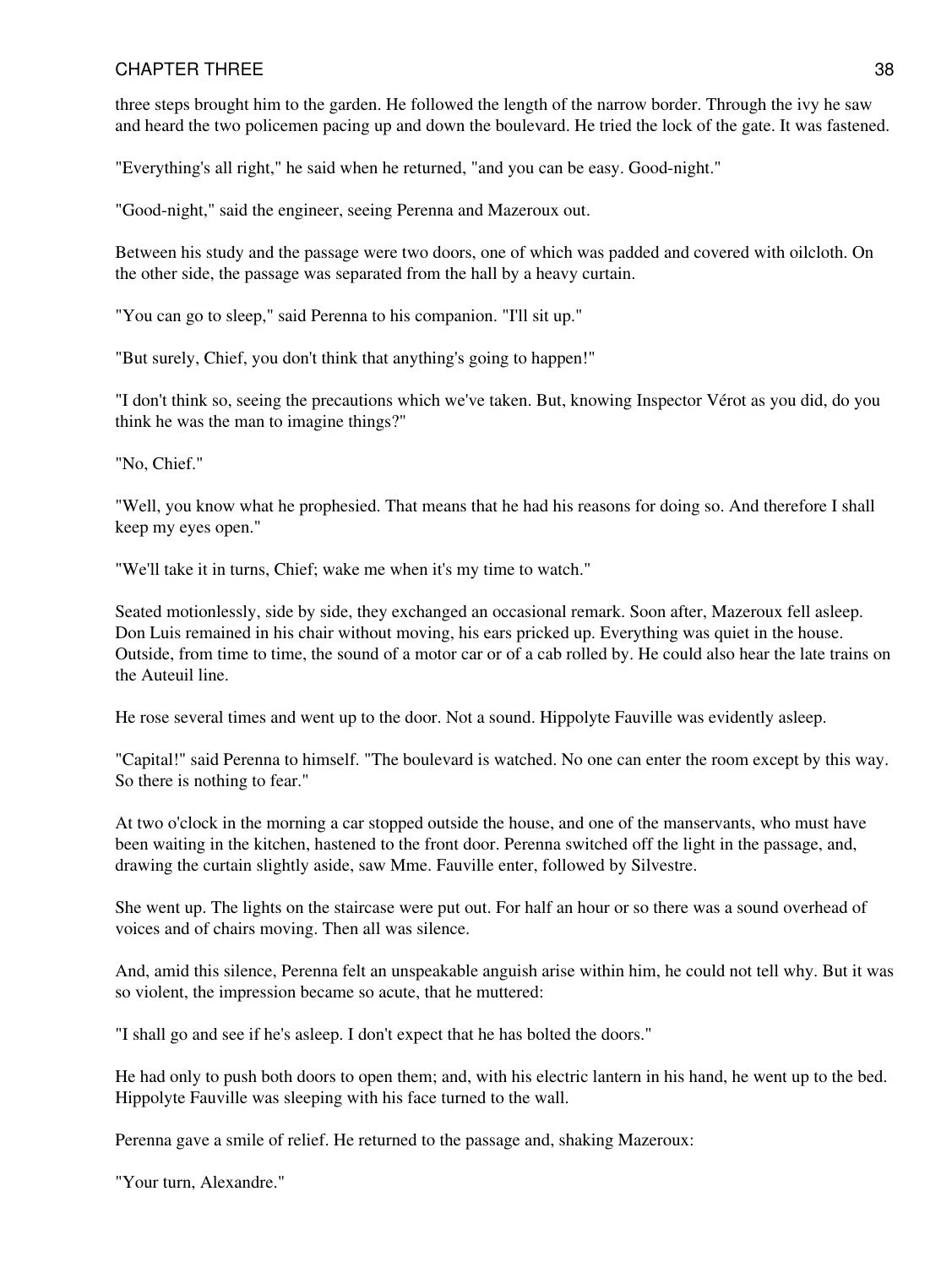three steps brought him to the garden. He followed the length of the narrow border. Through the ivy he saw and heard the two policemen pacing up and down the boulevard. He tried the lock of the gate. It was fastened.

"Everything's all right," he said when he returned, "and you can be easy. Good-night."

"Good-night," said the engineer, seeing Perenna and Mazeroux out.

Between his study and the passage were two doors, one of which was padded and covered with oilcloth. On the other side, the passage was separated from the hall by a heavy curtain.

"You can go to sleep," said Perenna to his companion. "I'll sit up."

"But surely, Chief, you don't think that anything's going to happen!"

"I don't think so, seeing the precautions which we've taken. But, knowing Inspector Vérot as you did, do you think he was the man to imagine things?"

"No, Chief."

"Well, you know what he prophesied. That means that he had his reasons for doing so. And therefore I shall keep my eyes open."

"We'll take it in turns, Chief; wake me when it's my time to watch."

Seated motionlessly, side by side, they exchanged an occasional remark. Soon after, Mazeroux fell asleep. Don Luis remained in his chair without moving, his ears pricked up. Everything was quiet in the house. Outside, from time to time, the sound of a motor car or of a cab rolled by. He could also hear the late trains on the Auteuil line.

He rose several times and went up to the door. Not a sound. Hippolyte Fauville was evidently asleep.

"Capital!" said Perenna to himself. "The boulevard is watched. No one can enter the room except by this way. So there is nothing to fear."

At two o'clock in the morning a car stopped outside the house, and one of the manservants, who must have been waiting in the kitchen, hastened to the front door. Perenna switched off the light in the passage, and, drawing the curtain slightly aside, saw Mme. Fauville enter, followed by Silvestre.

She went up. The lights on the staircase were put out. For half an hour or so there was a sound overhead of voices and of chairs moving. Then all was silence.

And, amid this silence, Perenna felt an unspeakable anguish arise within him, he could not tell why. But it was so violent, the impression became so acute, that he muttered:

"I shall go and see if he's asleep. I don't expect that he has bolted the doors."

He had only to push both doors to open them; and, with his electric lantern in his hand, he went up to the bed. Hippolyte Fauville was sleeping with his face turned to the wall.

Perenna gave a smile of relief. He returned to the passage and, shaking Mazeroux:

"Your turn, Alexandre."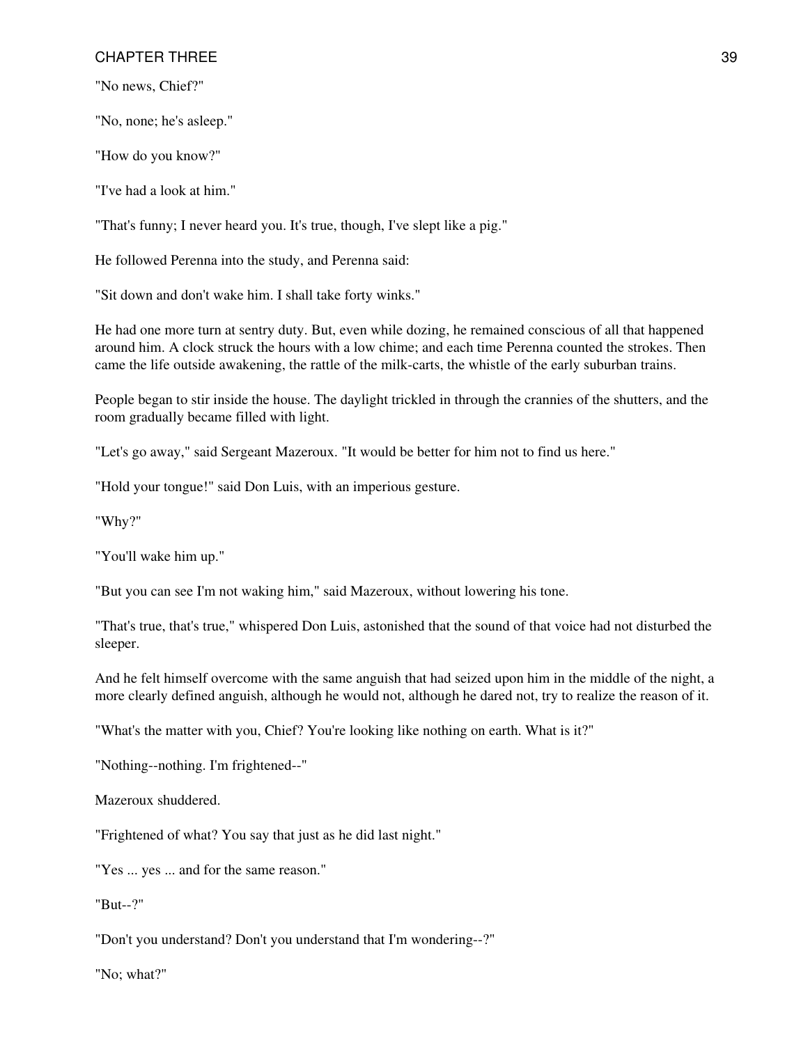"No news, Chief?"

"No, none; he's asleep."

"How do you know?"

"I've had a look at him."

"That's funny; I never heard you. It's true, though, I've slept like a pig."

He followed Perenna into the study, and Perenna said:

"Sit down and don't wake him. I shall take forty winks."

He had one more turn at sentry duty. But, even while dozing, he remained conscious of all that happened around him. A clock struck the hours with a low chime; and each time Perenna counted the strokes. Then came the life outside awakening, the rattle of the milk-carts, the whistle of the early suburban trains.

People began to stir inside the house. The daylight trickled in through the crannies of the shutters, and the room gradually became filled with light.

"Let's go away," said Sergeant Mazeroux. "It would be better for him not to find us here."

"Hold your tongue!" said Don Luis, with an imperious gesture.

"Why?"

"You'll wake him up."

"But you can see I'm not waking him," said Mazeroux, without lowering his tone.

"That's true, that's true," whispered Don Luis, astonished that the sound of that voice had not disturbed the sleeper.

And he felt himself overcome with the same anguish that had seized upon him in the middle of the night, a more clearly defined anguish, although he would not, although he dared not, try to realize the reason of it.

"What's the matter with you, Chief? You're looking like nothing on earth. What is it?"

"Nothing--nothing. I'm frightened--"

Mazeroux shuddered.

"Frightened of what? You say that just as he did last night."

"Yes ... yes ... and for the same reason."

"But--?"

"Don't you understand? Don't you understand that I'm wondering--?"

"No; what?"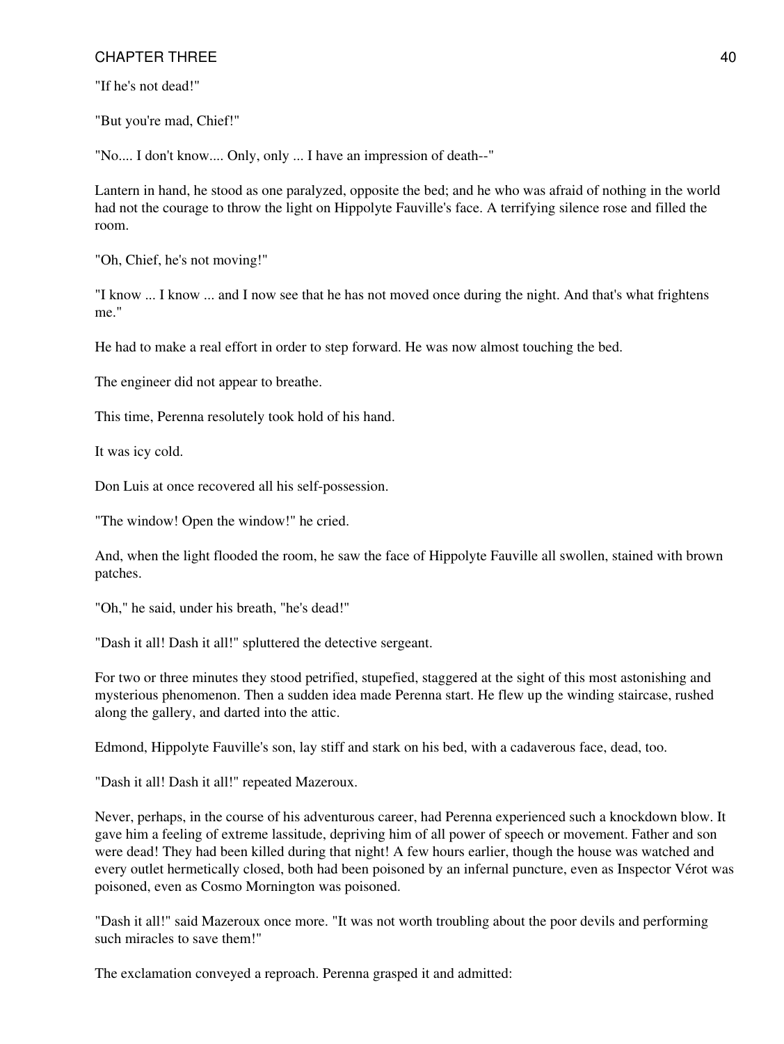"If he's not dead!"

"But you're mad, Chief!"

"No.... I don't know.... Only, only ... I have an impression of death--"

Lantern in hand, he stood as one paralyzed, opposite the bed; and he who was afraid of nothing in the world had not the courage to throw the light on Hippolyte Fauville's face. A terrifying silence rose and filled the room.

"Oh, Chief, he's not moving!"

"I know ... I know ... and I now see that he has not moved once during the night. And that's what frightens me."

He had to make a real effort in order to step forward. He was now almost touching the bed.

The engineer did not appear to breathe.

This time, Perenna resolutely took hold of his hand.

It was icy cold.

Don Luis at once recovered all his self-possession.

"The window! Open the window!" he cried.

And, when the light flooded the room, he saw the face of Hippolyte Fauville all swollen, stained with brown patches.

"Oh," he said, under his breath, "he's dead!"

"Dash it all! Dash it all!" spluttered the detective sergeant.

For two or three minutes they stood petrified, stupefied, staggered at the sight of this most astonishing and mysterious phenomenon. Then a sudden idea made Perenna start. He flew up the winding staircase, rushed along the gallery, and darted into the attic.

Edmond, Hippolyte Fauville's son, lay stiff and stark on his bed, with a cadaverous face, dead, too.

"Dash it all! Dash it all!" repeated Mazeroux.

Never, perhaps, in the course of his adventurous career, had Perenna experienced such a knockdown blow. It gave him a feeling of extreme lassitude, depriving him of all power of speech or movement. Father and son were dead! They had been killed during that night! A few hours earlier, though the house was watched and every outlet hermetically closed, both had been poisoned by an infernal puncture, even as Inspector Vérot was poisoned, even as Cosmo Mornington was poisoned.

"Dash it all!" said Mazeroux once more. "It was not worth troubling about the poor devils and performing such miracles to save them!"

The exclamation conveyed a reproach. Perenna grasped it and admitted: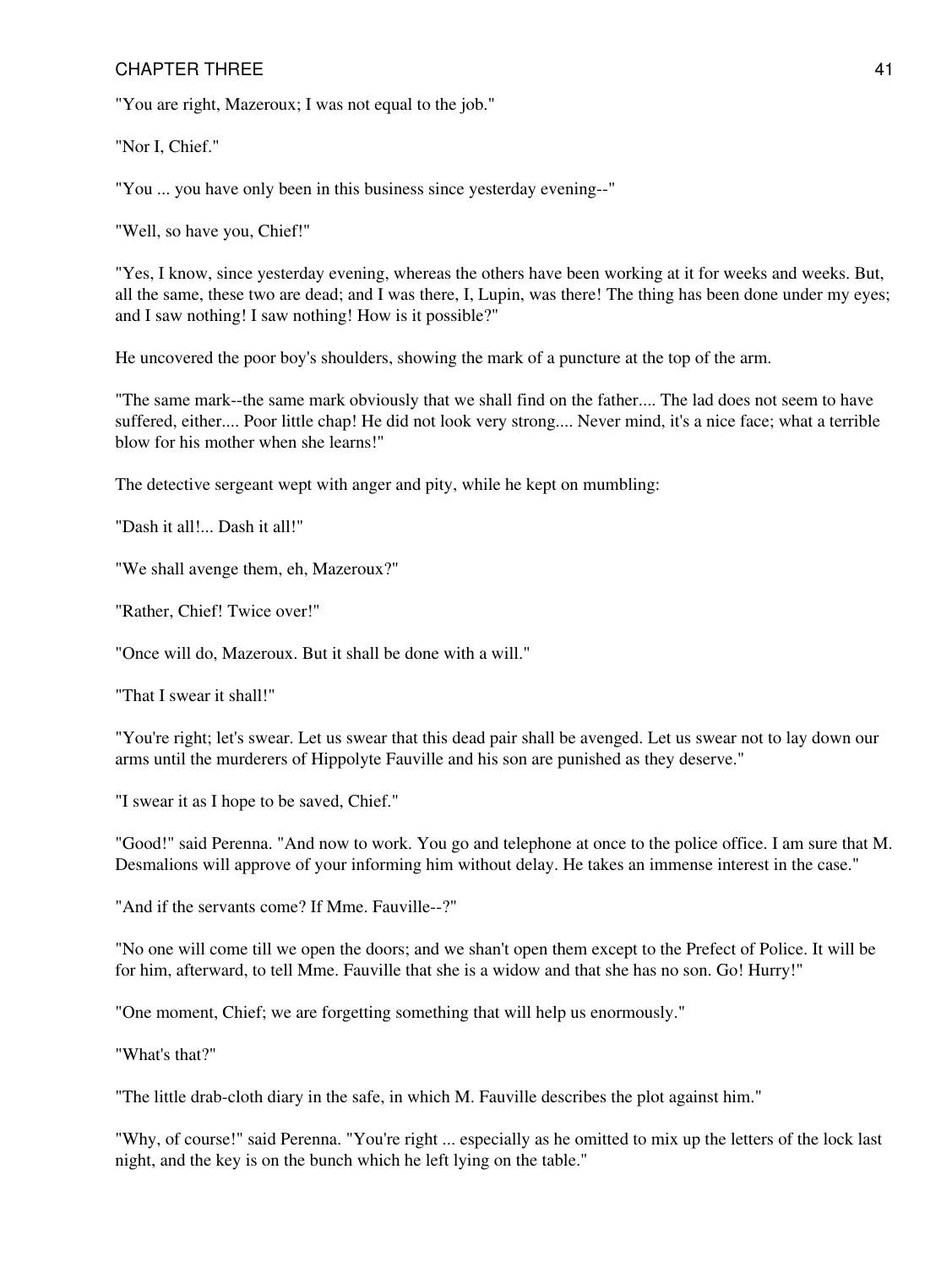"You are right, Mazeroux; I was not equal to the job."

"Nor I, Chief."

"You ... you have only been in this business since yesterday evening--"

"Well, so have you, Chief!"

"Yes, I know, since yesterday evening, whereas the others have been working at it for weeks and weeks. But, all the same, these two are dead; and I was there, I, Lupin, was there! The thing has been done under my eyes; and I saw nothing! I saw nothing! How is it possible?"

He uncovered the poor boy's shoulders, showing the mark of a puncture at the top of the arm.

"The same mark--the same mark obviously that we shall find on the father.... The lad does not seem to have suffered, either.... Poor little chap! He did not look very strong.... Never mind, it's a nice face; what a terrible blow for his mother when she learns!"

The detective sergeant wept with anger and pity, while he kept on mumbling:

"Dash it all!... Dash it all!"

"We shall avenge them, eh, Mazeroux?"

"Rather, Chief! Twice over!"

"Once will do, Mazeroux. But it shall be done with a will."

"That I swear it shall!"

"You're right; let's swear. Let us swear that this dead pair shall be avenged. Let us swear not to lay down our arms until the murderers of Hippolyte Fauville and his son are punished as they deserve."

"I swear it as I hope to be saved, Chief."

"Good!" said Perenna. "And now to work. You go and telephone at once to the police office. I am sure that M. Desmalions will approve of your informing him without delay. He takes an immense interest in the case."

"And if the servants come? If Mme. Fauville--?"

"No one will come till we open the doors; and we shan't open them except to the Prefect of Police. It will be for him, afterward, to tell Mme. Fauville that she is a widow and that she has no son. Go! Hurry!"

"One moment, Chief; we are forgetting something that will help us enormously."

"What's that?"

"The little drab-cloth diary in the safe, in which M. Fauville describes the plot against him."

"Why, of course!" said Perenna. "You're right ... especially as he omitted to mix up the letters of the lock last night, and the key is on the bunch which he left lying on the table."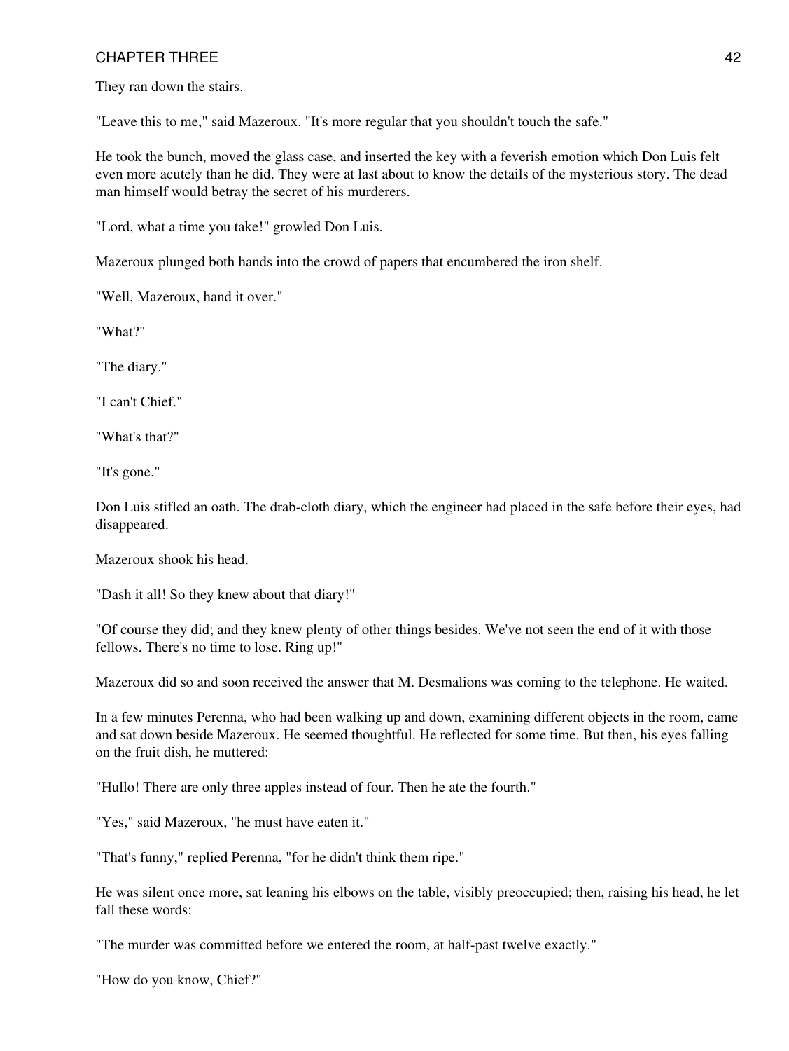They ran down the stairs.

"Leave this to me," said Mazeroux. "It's more regular that you shouldn't touch the safe."

He took the bunch, moved the glass case, and inserted the key with a feverish emotion which Don Luis felt even more acutely than he did. They were at last about to know the details of the mysterious story. The dead man himself would betray the secret of his murderers.

"Lord, what a time you take!" growled Don Luis.

Mazeroux plunged both hands into the crowd of papers that encumbered the iron shelf.

"Well, Mazeroux, hand it over."

"What?"

"The diary."

"I can't Chief."

"What's that?"

"It's gone."

Don Luis stifled an oath. The drab-cloth diary, which the engineer had placed in the safe before their eyes, had disappeared.

Mazeroux shook his head.

"Dash it all! So they knew about that diary!"

"Of course they did; and they knew plenty of other things besides. We've not seen the end of it with those fellows. There's no time to lose. Ring up!"

Mazeroux did so and soon received the answer that M. Desmalions was coming to the telephone. He waited.

In a few minutes Perenna, who had been walking up and down, examining different objects in the room, came and sat down beside Mazeroux. He seemed thoughtful. He reflected for some time. But then, his eyes falling on the fruit dish, he muttered:

"Hullo! There are only three apples instead of four. Then he ate the fourth."

"Yes," said Mazeroux, "he must have eaten it."

"That's funny," replied Perenna, "for he didn't think them ripe."

He was silent once more, sat leaning his elbows on the table, visibly preoccupied; then, raising his head, he let fall these words:

"The murder was committed before we entered the room, at half-past twelve exactly."

"How do you know, Chief?"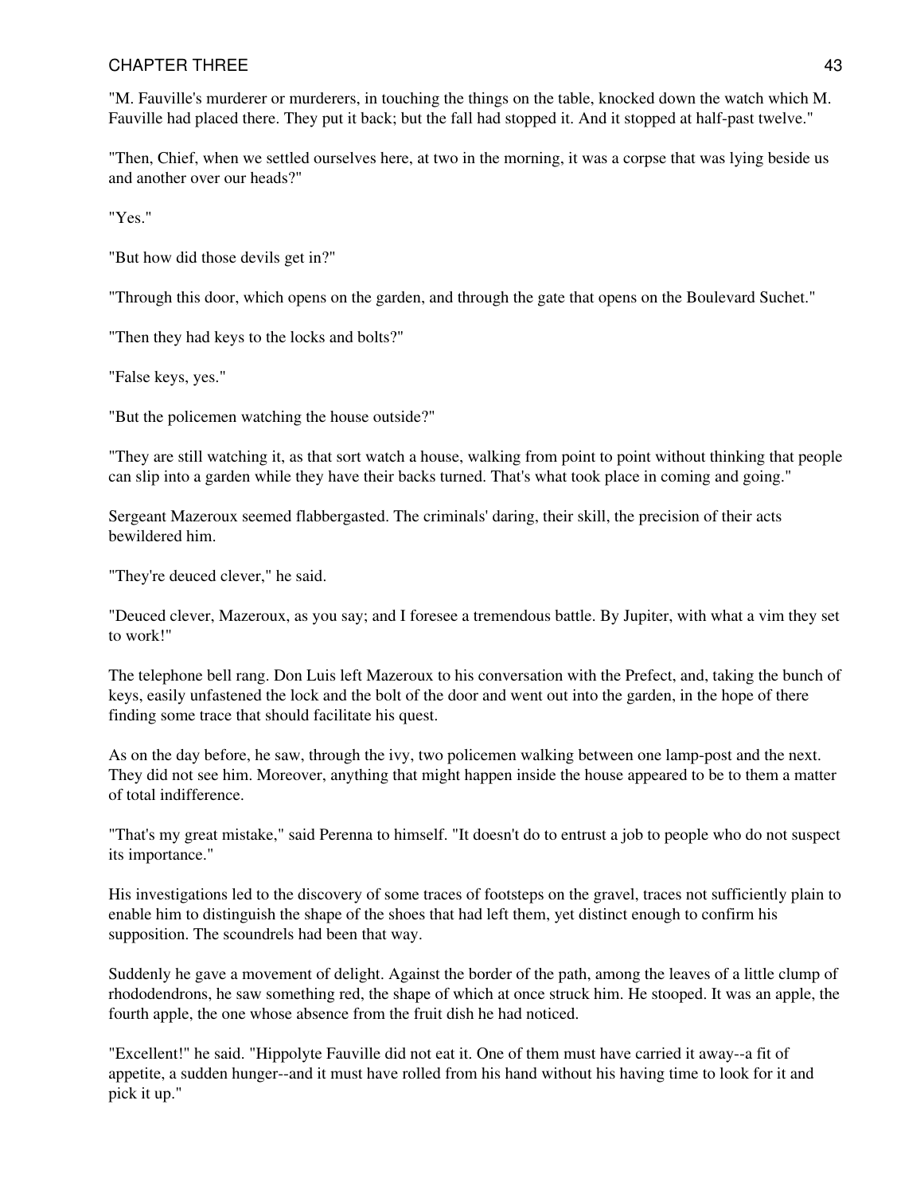"M. Fauville's murderer or murderers, in touching the things on the table, knocked down the watch which M. Fauville had placed there. They put it back; but the fall had stopped it. And it stopped at half-past twelve."

"Then, Chief, when we settled ourselves here, at two in the morning, it was a corpse that was lying beside us and another over our heads?"

"Yes."

"But how did those devils get in?"

"Through this door, which opens on the garden, and through the gate that opens on the Boulevard Suchet."

"Then they had keys to the locks and bolts?"

"False keys, yes."

"But the policemen watching the house outside?"

"They are still watching it, as that sort watch a house, walking from point to point without thinking that people can slip into a garden while they have their backs turned. That's what took place in coming and going."

Sergeant Mazeroux seemed flabbergasted. The criminals' daring, their skill, the precision of their acts bewildered him.

"They're deuced clever," he said.

"Deuced clever, Mazeroux, as you say; and I foresee a tremendous battle. By Jupiter, with what a vim they set to work!"

The telephone bell rang. Don Luis left Mazeroux to his conversation with the Prefect, and, taking the bunch of keys, easily unfastened the lock and the bolt of the door and went out into the garden, in the hope of there finding some trace that should facilitate his quest.

As on the day before, he saw, through the ivy, two policemen walking between one lamp-post and the next. They did not see him. Moreover, anything that might happen inside the house appeared to be to them a matter of total indifference.

"That's my great mistake," said Perenna to himself. "It doesn't do to entrust a job to people who do not suspect its importance."

His investigations led to the discovery of some traces of footsteps on the gravel, traces not sufficiently plain to enable him to distinguish the shape of the shoes that had left them, yet distinct enough to confirm his supposition. The scoundrels had been that way.

Suddenly he gave a movement of delight. Against the border of the path, among the leaves of a little clump of rhododendrons, he saw something red, the shape of which at once struck him. He stooped. It was an apple, the fourth apple, the one whose absence from the fruit dish he had noticed.

"Excellent!" he said. "Hippolyte Fauville did not eat it. One of them must have carried it away--a fit of appetite, a sudden hunger--and it must have rolled from his hand without his having time to look for it and pick it up."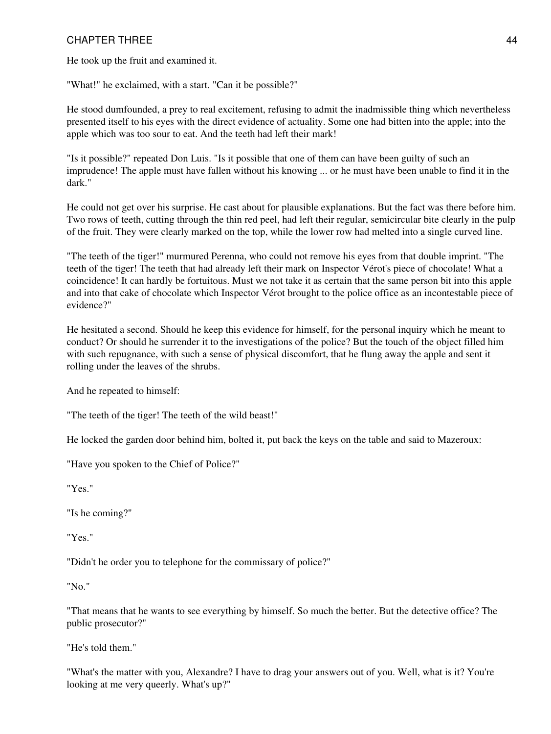He took up the fruit and examined it.

"What!" he exclaimed, with a start. "Can it be possible?"

He stood dumfounded, a prey to real excitement, refusing to admit the inadmissible thing which nevertheless presented itself to his eyes with the direct evidence of actuality. Some one had bitten into the apple; into the apple which was too sour to eat. And the teeth had left their mark!

"Is it possible?" repeated Don Luis. "Is it possible that one of them can have been guilty of such an imprudence! The apple must have fallen without his knowing ... or he must have been unable to find it in the dark."

He could not get over his surprise. He cast about for plausible explanations. But the fact was there before him. Two rows of teeth, cutting through the thin red peel, had left their regular, semicircular bite clearly in the pulp of the fruit. They were clearly marked on the top, while the lower row had melted into a single curved line.

"The teeth of the tiger!" murmured Perenna, who could not remove his eyes from that double imprint. "The teeth of the tiger! The teeth that had already left their mark on Inspector Vérot's piece of chocolate! What a coincidence! It can hardly be fortuitous. Must we not take it as certain that the same person bit into this apple and into that cake of chocolate which Inspector Vérot brought to the police office as an incontestable piece of evidence?"

He hesitated a second. Should he keep this evidence for himself, for the personal inquiry which he meant to conduct? Or should he surrender it to the investigations of the police? But the touch of the object filled him with such repugnance, with such a sense of physical discomfort, that he flung away the apple and sent it rolling under the leaves of the shrubs.

And he repeated to himself:

"The teeth of the tiger! The teeth of the wild beast!"

He locked the garden door behind him, bolted it, put back the keys on the table and said to Mazeroux:

"Have you spoken to the Chief of Police?"

"Yes."

"Is he coming?"

"Yes."

"Didn't he order you to telephone for the commissary of police?"

"No."

"That means that he wants to see everything by himself. So much the better. But the detective office? The public prosecutor?"

"He's told them."

"What's the matter with you, Alexandre? I have to drag your answers out of you. Well, what is it? You're looking at me very queerly. What's up?"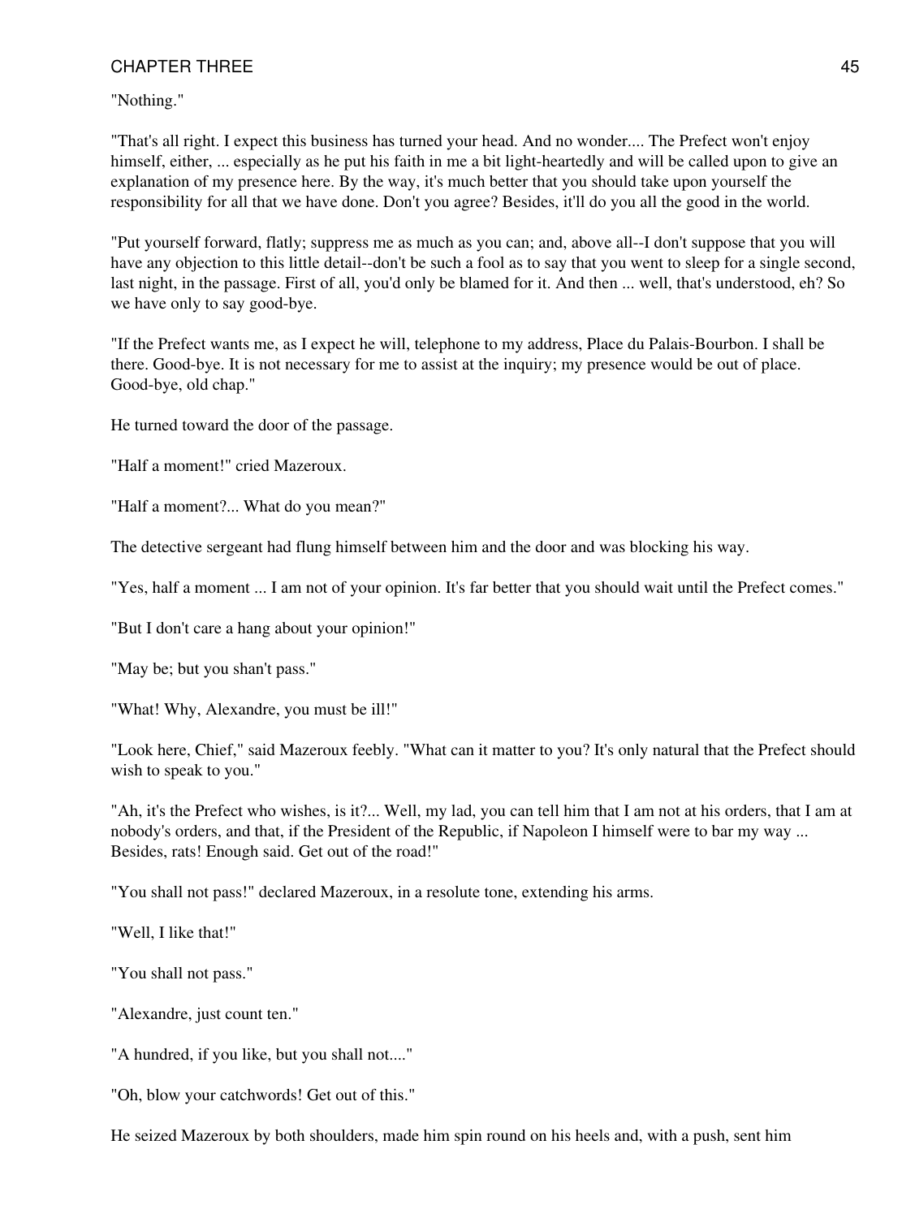"Nothing."

"That's all right. I expect this business has turned your head. And no wonder.... The Prefect won't enjoy himself, either, ... especially as he put his faith in me a bit light-heartedly and will be called upon to give an explanation of my presence here. By the way, it's much better that you should take upon yourself the responsibility for all that we have done. Don't you agree? Besides, it'll do you all the good in the world.

"Put yourself forward, flatly; suppress me as much as you can; and, above all--I don't suppose that you will have any objection to this little detail--don't be such a fool as to say that you went to sleep for a single second, last night, in the passage. First of all, you'd only be blamed for it. And then ... well, that's understood, eh? So we have only to say good-bye.

"If the Prefect wants me, as I expect he will, telephone to my address, Place du Palais-Bourbon. I shall be there. Good-bye. It is not necessary for me to assist at the inquiry; my presence would be out of place. Good-bye, old chap."

He turned toward the door of the passage.

"Half a moment!" cried Mazeroux.

"Half a moment?... What do you mean?"

The detective sergeant had flung himself between him and the door and was blocking his way.

"Yes, half a moment ... I am not of your opinion. It's far better that you should wait until the Prefect comes."

"But I don't care a hang about your opinion!"

"May be; but you shan't pass."

"What! Why, Alexandre, you must be ill!"

"Look here, Chief," said Mazeroux feebly. "What can it matter to you? It's only natural that the Prefect should wish to speak to you."

"Ah, it's the Prefect who wishes, is it?... Well, my lad, you can tell him that I am not at his orders, that I am at nobody's orders, and that, if the President of the Republic, if Napoleon I himself were to bar my way ... Besides, rats! Enough said. Get out of the road!"

"You shall not pass!" declared Mazeroux, in a resolute tone, extending his arms.

"Well, I like that!"

"You shall not pass."

"Alexandre, just count ten."

"A hundred, if you like, but you shall not...."

"Oh, blow your catchwords! Get out of this."

He seized Mazeroux by both shoulders, made him spin round on his heels and, with a push, sent him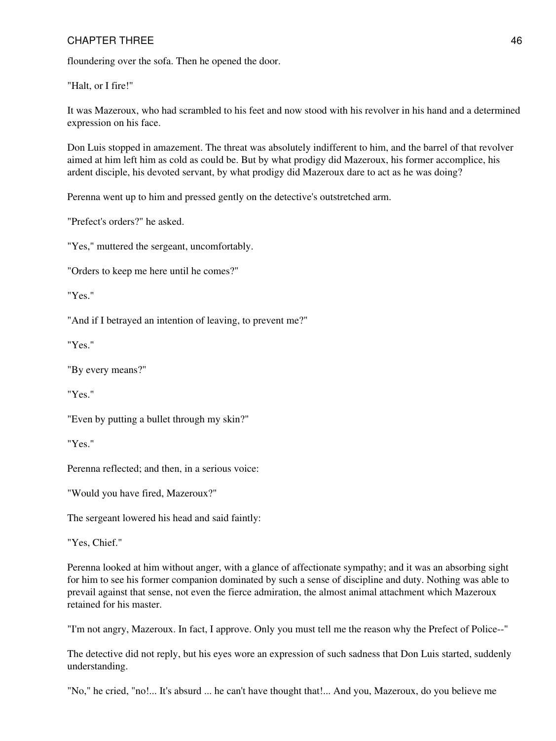floundering over the sofa. Then he opened the door.

"Halt, or I fire!"

It was Mazeroux, who had scrambled to his feet and now stood with his revolver in his hand and a determined expression on his face.

Don Luis stopped in amazement. The threat was absolutely indifferent to him, and the barrel of that revolver aimed at him left him as cold as could be. But by what prodigy did Mazeroux, his former accomplice, his ardent disciple, his devoted servant, by what prodigy did Mazeroux dare to act as he was doing?

Perenna went up to him and pressed gently on the detective's outstretched arm.

"Prefect's orders?" he asked.

"Yes," muttered the sergeant, uncomfortably.

"Orders to keep me here until he comes?"

"Yes."

"And if I betrayed an intention of leaving, to prevent me?"

"Yes."

"By every means?"

"Yes."

"Even by putting a bullet through my skin?"

"Yes."

Perenna reflected; and then, in a serious voice:

"Would you have fired, Mazeroux?"

The sergeant lowered his head and said faintly:

"Yes, Chief."

Perenna looked at him without anger, with a glance of affectionate sympathy; and it was an absorbing sight for him to see his former companion dominated by such a sense of discipline and duty. Nothing was able to prevail against that sense, not even the fierce admiration, the almost animal attachment which Mazeroux retained for his master.

"I'm not angry, Mazeroux. In fact, I approve. Only you must tell me the reason why the Prefect of Police--"

The detective did not reply, but his eyes wore an expression of such sadness that Don Luis started, suddenly understanding.

"No," he cried, "no!... It's absurd ... he can't have thought that!... And you, Mazeroux, do you believe me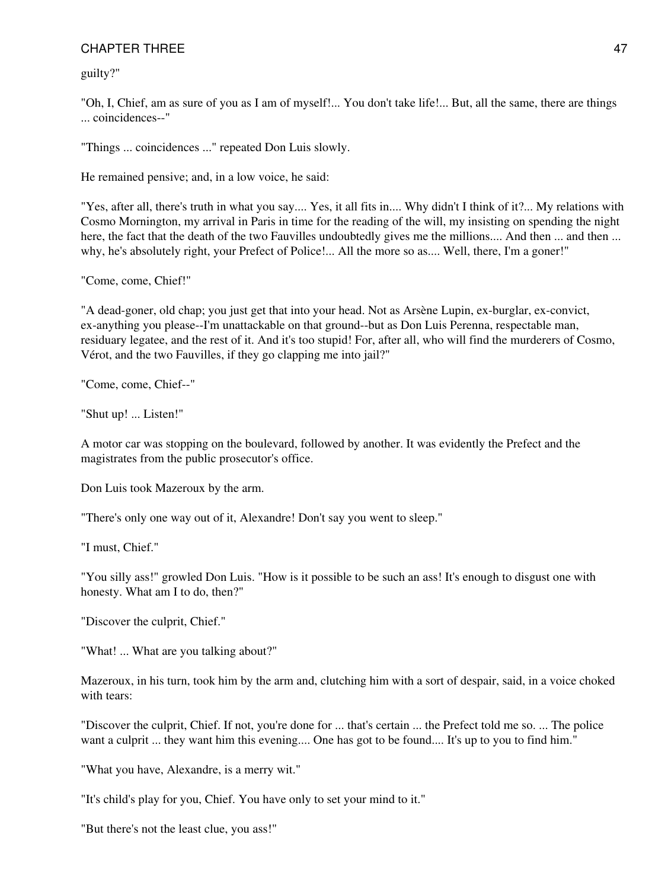guilty?"

"Oh, I, Chief, am as sure of you as I am of myself!... You don't take life!... But, all the same, there are things ... coincidences--"

"Things ... coincidences ..." repeated Don Luis slowly.

He remained pensive; and, in a low voice, he said:

"Yes, after all, there's truth in what you say.... Yes, it all fits in.... Why didn't I think of it?... My relations with Cosmo Mornington, my arrival in Paris in time for the reading of the will, my insisting on spending the night here, the fact that the death of the two Fauvilles undoubtedly gives me the millions.... And then ... and then ... why, he's absolutely right, your Prefect of Police!... All the more so as.... Well, there, I'm a goner!"

"Come, come, Chief!"

"A dead-goner, old chap; you just get that into your head. Not as Arsène Lupin, ex-burglar, ex-convict, ex-anything you please--I'm unattackable on that ground--but as Don Luis Perenna, respectable man, residuary legatee, and the rest of it. And it's too stupid! For, after all, who will find the murderers of Cosmo, Vérot, and the two Fauvilles, if they go clapping me into jail?"

"Come, come, Chief--"

"Shut up! ... Listen!"

A motor car was stopping on the boulevard, followed by another. It was evidently the Prefect and the magistrates from the public prosecutor's office.

Don Luis took Mazeroux by the arm.

"There's only one way out of it, Alexandre! Don't say you went to sleep."

"I must, Chief."

"You silly ass!" growled Don Luis. "How is it possible to be such an ass! It's enough to disgust one with honesty. What am I to do, then?"

"Discover the culprit, Chief."

"What! ... What are you talking about?"

Mazeroux, in his turn, took him by the arm and, clutching him with a sort of despair, said, in a voice choked with tears:

"Discover the culprit, Chief. If not, you're done for ... that's certain ... the Prefect told me so. ... The police want a culprit ... they want him this evening.... One has got to be found.... It's up to you to find him."

"What you have, Alexandre, is a merry wit."

"It's child's play for you, Chief. You have only to set your mind to it."

"But there's not the least clue, you ass!"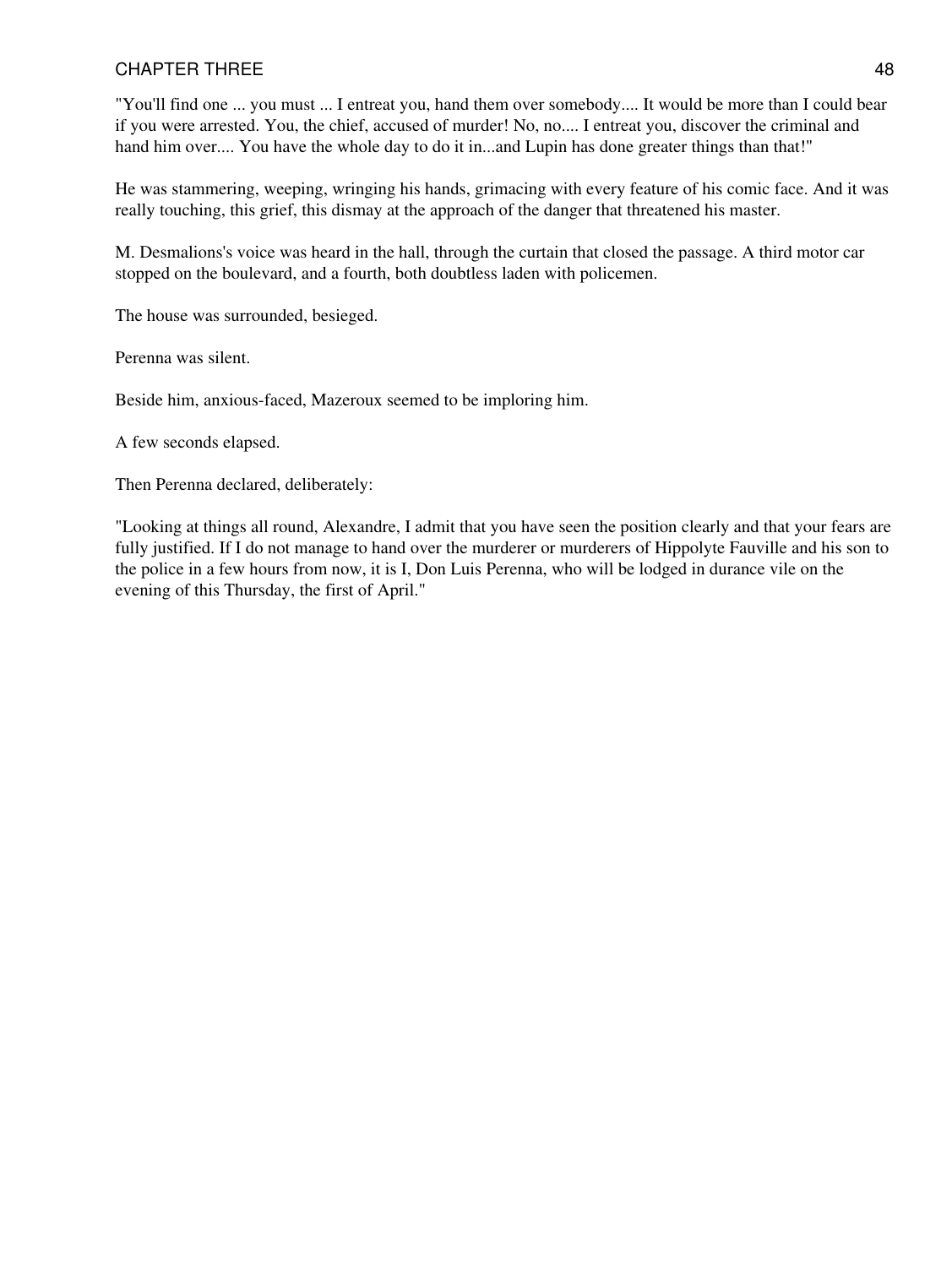"You'll find one ... you must ... I entreat you, hand them over somebody.... It would be more than I could bear if you were arrested. You, the chief, accused of murder! No, no.... I entreat you, discover the criminal and hand him over.... You have the whole day to do it in...and Lupin has done greater things than that!"

He was stammering, weeping, wringing his hands, grimacing with every feature of his comic face. And it was really touching, this grief, this dismay at the approach of the danger that threatened his master.

M. Desmalions's voice was heard in the hall, through the curtain that closed the passage. A third motor car stopped on the boulevard, and a fourth, both doubtless laden with policemen.

The house was surrounded, besieged.

Perenna was silent.

Beside him, anxious-faced, Mazeroux seemed to be imploring him.

A few seconds elapsed.

Then Perenna declared, deliberately:

"Looking at things all round, Alexandre, I admit that you have seen the position clearly and that your fears are fully justified. If I do not manage to hand over the murderer or murderers of Hippolyte Fauville and his son to the police in a few hours from now, it is I, Don Luis Perenna, who will be lodged in durance vile on the evening of this Thursday, the first of April."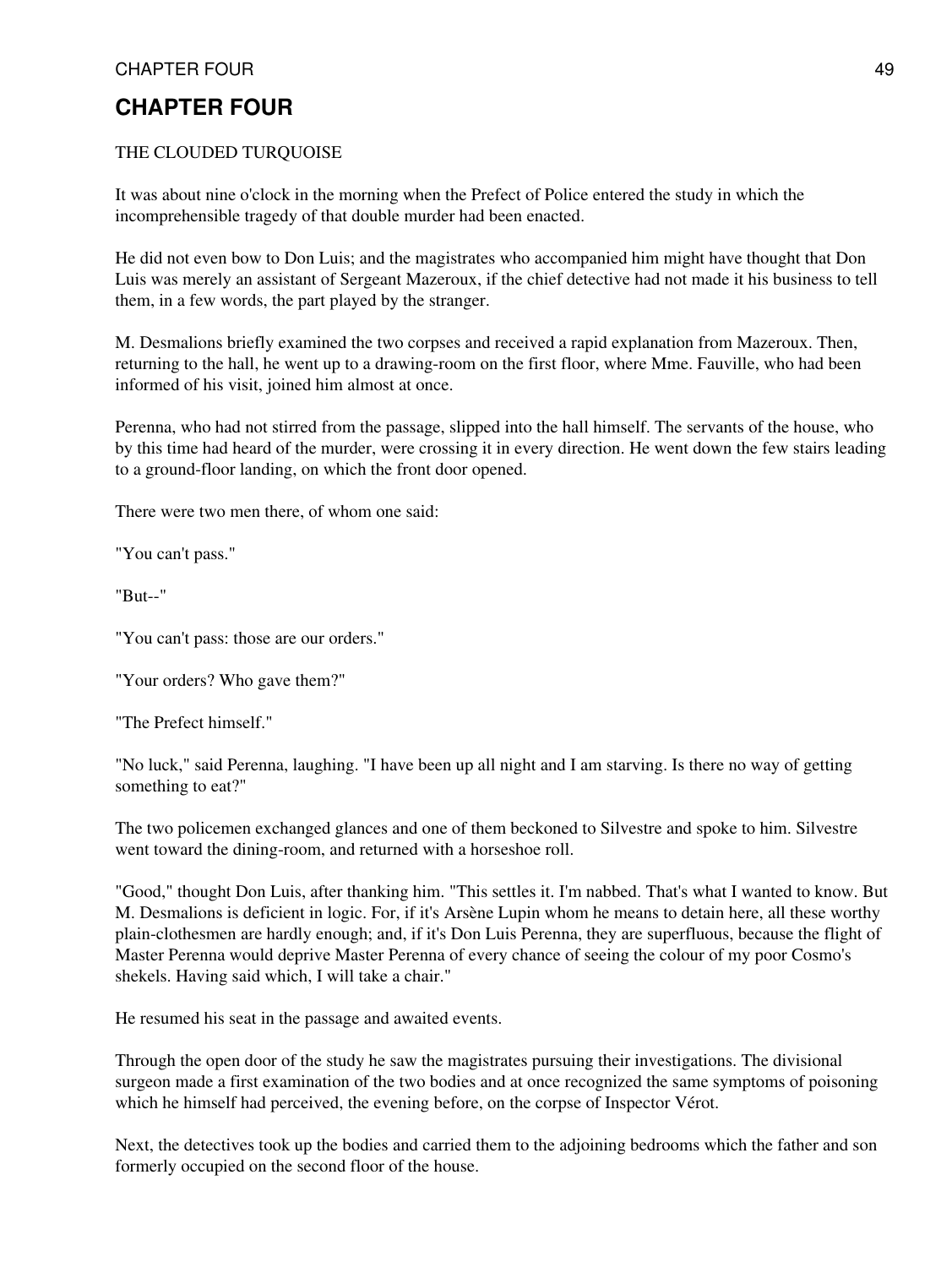# CHAPTER FOUR

THE CLOUDED TURQUOISE

It was about nine o'clock in the morning when the Prefect of Police entered the study in which the incomprehensible tragedy of that double murder had been enacted.

He did not even bow to Don Luis; and the magistrates who accompanied him might have thought that Don Luis was merely an assistant of Sergeant Mazeroux, if the chief detective had not made it his business to tell them, in a few words, the part played by the stranger.

M. Desmalions briefly examined the two corpses and received a rapid explanation from Mazeroux. Then, returning to the hall, he went up to a drawing-room on the first floor, where Mme. Fauville, who had been informed of his visit, joined him almost at once.

Perenna, who had not stirred from the passage, slipped into the hall himself. The servants of the house, who by this time had heard of the murder, were crossing it in every direction. He went down the few stairs leading to a ground-floor landing, on which the front door opened.

There were two men there, of whom one said:

"You can't pass."

"But--"

"You can't pass: those are our orders."

"Your orders? Who gave them?"

"The Prefect himself."

"No luck," said Perenna, laughing. "I have been up all night and I am starving. Is there no way of getting something to eat?"

The two policemen exchanged glances and one of them beckoned to Silvestre and spoke to him. Silvestre went toward the dining-room, and returned with a horseshoe roll.

"Good," thought Don Luis, after thanking him. "This settles it. I'm nabbed. That's what I wanted to know. But M. Desmalions is deficient in logic. For, if it's Arsène Lupin whom he means to detain here, all these worthy plain-clothesmen are hardly enough; and, if it's Don Luis Perenna, they are superfluous, because the flight of Master Perenna would deprive Master Perenna of every chance of seeing the colour of my poor Cosmo's shekels. Having said which, I will take a chair."

He resumed his seat in the passage and awaited events.

Through the open door of the study he saw the magistrates pursuing their investigations. The divisional surgeon made a first examination of the two bodies and at once recognized the same symptoms of poisoning which he himself had perceived, the evening before, on the corpse of Inspector Vérot.

Next, the detectives took up the bodies and carried them to the adjoining bedrooms which the father and son formerly occupied on the second floor of the house.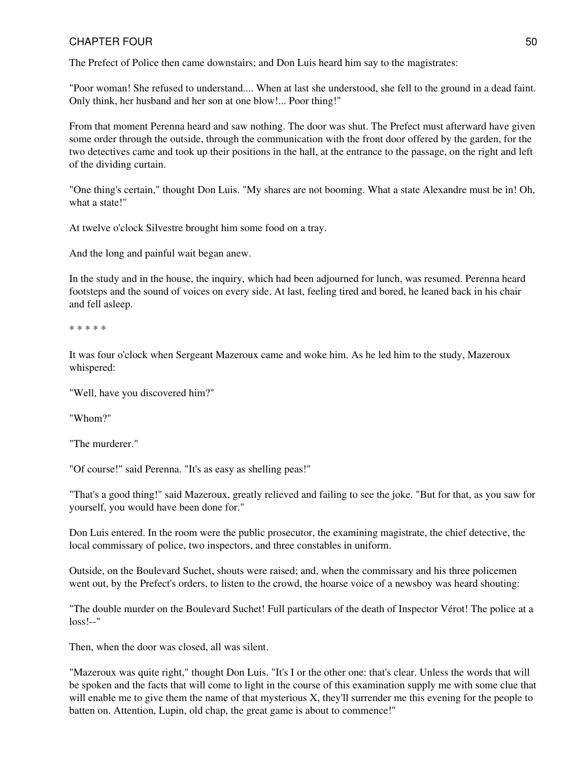The Prefect of Police then came downstairs; and Don Luis heard him say to the magistrates:

"Poor woman! She refused to understand.... When at last she understood, she fell to the ground in a dead faint. Only think, her husband and her son at one blow!... Poor thing!"

From that moment Perenna heard and saw nothing. The door was shut. The Prefect must afterward have given some order through the outside, through the communication with the front door offered by the garden, for the two detectives came and took up their positions in the hall, at the entrance to the passage, on the right and left of the dividing curtain.

"One thing's certain," thought Don Luis. "My shares are not booming. What a state Alexandre must be in! Oh, what a state!"

At twelve o'clock Silvestre brought him some food on a tray.

And the long and painful wait began anew.

In the study and in the house, the inquiry, which had been adjourned for lunch, was resumed. Perenna heard footsteps and the sound of voices on every side. At last, feeling tired and bored, he leaned back in his chair and fell asleep.

* * * * *

It was four o'clock when Sergeant Mazeroux came and woke him. As he led him to the study, Mazeroux whispered:

"Well, have you discovered him?"

"Whom?"

"The murderer."

"Of course!" said Perenna. "It's as easy as shelling peas!"

"That's a good thing!" said Mazeroux, greatly relieved and failing to see the joke. "But for that, as you saw for yourself, you would have been done for."

Don Luis entered. In the room were the public prosecutor, the examining magistrate, the chief detective, the local commissary of police, two inspectors, and three constables in uniform.

Outside, on the Boulevard Suchet, shouts were raised; and, when the commissary and his three policemen went out, by the Prefect's orders, to listen to the crowd, the hoarse voice of a newsboy was heard shouting:

"The double murder on the Boulevard Suchet! Full particulars of the death of Inspector Vérot! The police at a loss!--"

Then, when the door was closed, all was silent.

"Mazeroux was quite right," thought Don Luis. "It's I or the other one: that's clear. Unless the words that will be spoken and the facts that will come to light in the course of this examination supply me with some clue that will enable me to give them the name of that mysterious X, they'll surrender me this evening for the people to batten on. Attention, Lupin, old chap, the great game is about to commence!"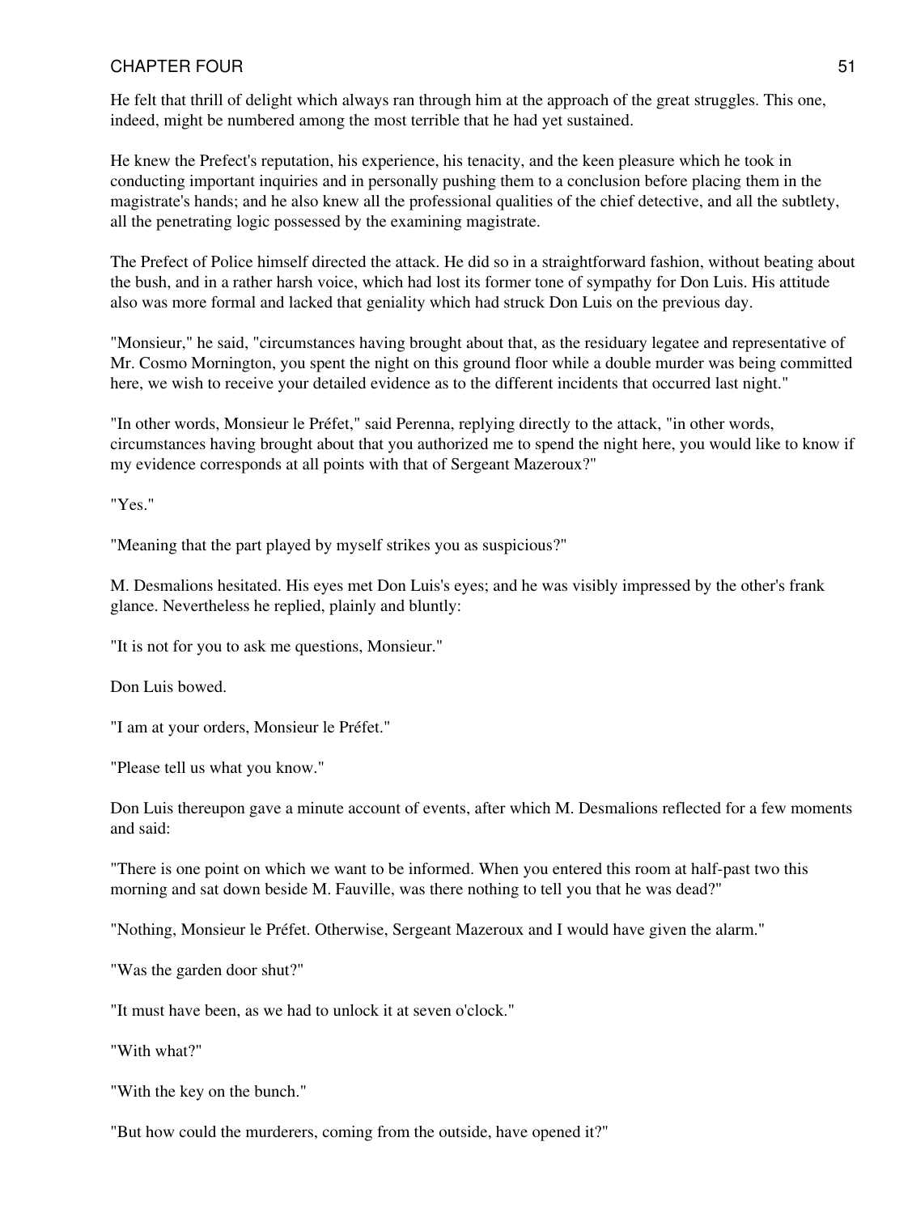He felt that thrill of delight which always ran through him at the approach of the great struggles. This one, indeed, might be numbered among the most terrible that he had yet sustained.

He knew the Prefect's reputation, his experience, his tenacity, and the keen pleasure which he took in conducting important inquiries and in personally pushing them to a conclusion before placing them in the magistrate's hands; and he also knew all the professional qualities of the chief detective, and all the subtlety, all the penetrating logic possessed by the examining magistrate.

The Prefect of Police himself directed the attack. He did so in a straightforward fashion, without beating about the bush, and in a rather harsh voice, which had lost its former tone of sympathy for Don Luis. His attitude also was more formal and lacked that geniality which had struck Don Luis on the previous day.

"Monsieur," he said, "circumstances having brought about that, as the residuary legatee and representative of Mr. Cosmo Mornington, you spent the night on this ground floor while a double murder was being committed here, we wish to receive your detailed evidence as to the different incidents that occurred last night."

"In other words, Monsieur le Préfet," said Perenna, replying directly to the attack, "in other words, circumstances having brought about that you authorized me to spend the night here, you would like to know if my evidence corresponds at all points with that of Sergeant Mazeroux?"

"Yes."

"Meaning that the part played by myself strikes you as suspicious?"

M. Desmalions hesitated. His eyes met Don Luis's eyes; and he was visibly impressed by the other's frank glance. Nevertheless he replied, plainly and bluntly:

"It is not for you to ask me questions, Monsieur."

Don Luis bowed.

"I am at your orders, Monsieur le Préfet."

"Please tell us what you know."

Don Luis thereupon gave a minute account of events, after which M. Desmalions reflected for a few moments and said:

"There is one point on which we want to be informed. When you entered this room at half-past two this morning and sat down beside M. Fauville, was there nothing to tell you that he was dead?"

"Nothing, Monsieur le Préfet. Otherwise, Sergeant Mazeroux and I would have given the alarm."

"Was the garden door shut?"

"It must have been, as we had to unlock it at seven o'clock."

"With what?"

"With the key on the bunch."

"But how could the murderers, coming from the outside, have opened it?"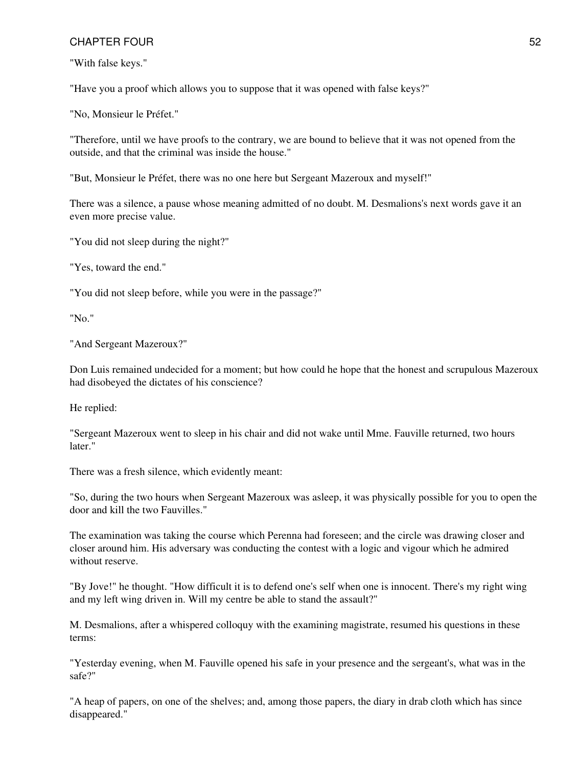"With false keys."

"Have you a proof which allows you to suppose that it was opened with false keys?"

"No, Monsieur le Préfet."

"Therefore, until we have proofs to the contrary, we are bound to believe that it was not opened from the outside, and that the criminal was inside the house."

"But, Monsieur le Préfet, there was no one here but Sergeant Mazeroux and myself!"

There was a silence, a pause whose meaning admitted of no doubt. M. Desmalions's next words gave it an even more precise value.

"You did not sleep during the night?"

"Yes, toward the end."

"You did not sleep before, while you were in the passage?"

"No."

"And Sergeant Mazeroux?"

Don Luis remained undecided for a moment; but how could he hope that the honest and scrupulous Mazeroux had disobeyed the dictates of his conscience?

He replied:

"Sergeant Mazeroux went to sleep in his chair and did not wake until Mme. Fauville returned, two hours later."

There was a fresh silence, which evidently meant:

"So, during the two hours when Sergeant Mazeroux was asleep, it was physically possible for you to open the door and kill the two Fauvilles."

The examination was taking the course which Perenna had foreseen; and the circle was drawing closer and closer around him. His adversary was conducting the contest with a logic and vigour which he admired without reserve.

"By Jove!" he thought. "How difficult it is to defend one's self when one is innocent. There's my right wing and my left wing driven in. Will my centre be able to stand the assault?"

M. Desmalions, after a whispered colloquy with the examining magistrate, resumed his questions in these terms:

"Yesterday evening, when M. Fauville opened his safe in your presence and the sergeant's, what was in the safe?"

"A heap of papers, on one of the shelves; and, among those papers, the diary in drab cloth which has since disappeared."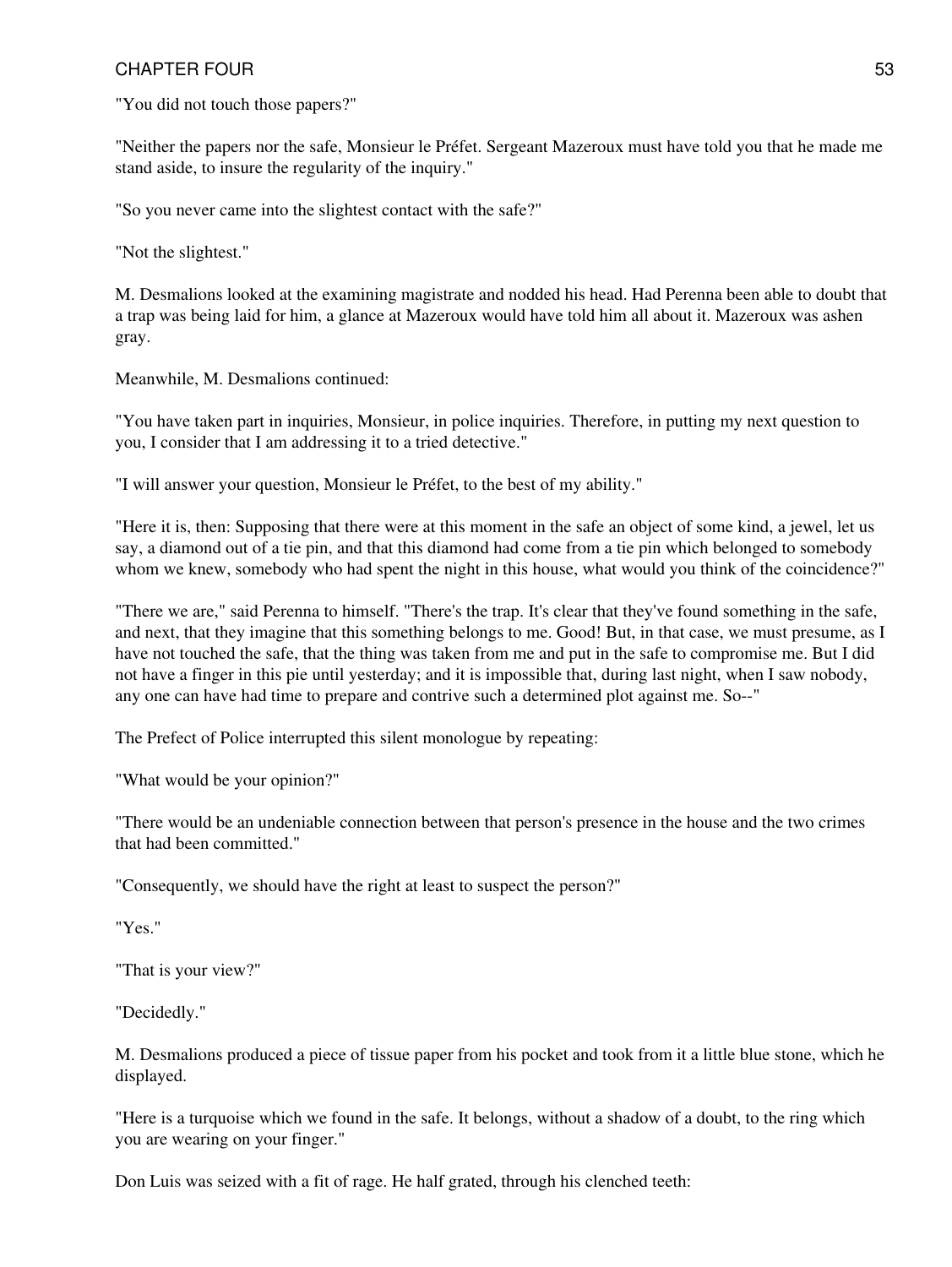"You did not touch those papers?"

"Neither the papers nor the safe, Monsieur le Préfet. Sergeant Mazeroux must have told you that he made me stand aside, to insure the regularity of the inquiry."

"So you never came into the slightest contact with the safe?"

"Not the slightest."

M. Desmalions looked at the examining magistrate and nodded his head. Had Perenna been able to doubt that a trap was being laid for him, a glance at Mazeroux would have told him all about it. Mazeroux was ashen gray.

Meanwhile, M. Desmalions continued:

"You have taken part in inquiries, Monsieur, in police inquiries. Therefore, in putting my next question to you, I consider that I am addressing it to a tried detective."

"I will answer your question, Monsieur le Préfet, to the best of my ability."

"Here it is, then: Supposing that there were at this moment in the safe an object of some kind, a jewel, let us say, a diamond out of a tie pin, and that this diamond had come from a tie pin which belonged to somebody whom we knew, somebody who had spent the night in this house, what would you think of the coincidence?"

"There we are," said Perenna to himself. "There's the trap. It's clear that they've found something in the safe, and next, that they imagine that this something belongs to me. Good! But, in that case, we must presume, as I have not touched the safe, that the thing was taken from me and put in the safe to compromise me. But I did not have a finger in this pie until yesterday; and it is impossible that, during last night, when I saw nobody, any one can have had time to prepare and contrive such a determined plot against me. So--"

The Prefect of Police interrupted this silent monologue by repeating:

"What would be your opinion?"

"There would be an undeniable connection between that person's presence in the house and the two crimes that had been committed."

"Consequently, we should have the right at least to suspect the person?"

"Yes."

"That is your view?"

"Decidedly."

M. Desmalions produced a piece of tissue paper from his pocket and took from it a little blue stone, which he displayed.

"Here is a turquoise which we found in the safe. It belongs, without a shadow of a doubt, to the ring which you are wearing on your finger."

Don Luis was seized with a fit of rage. He half grated, through his clenched teeth: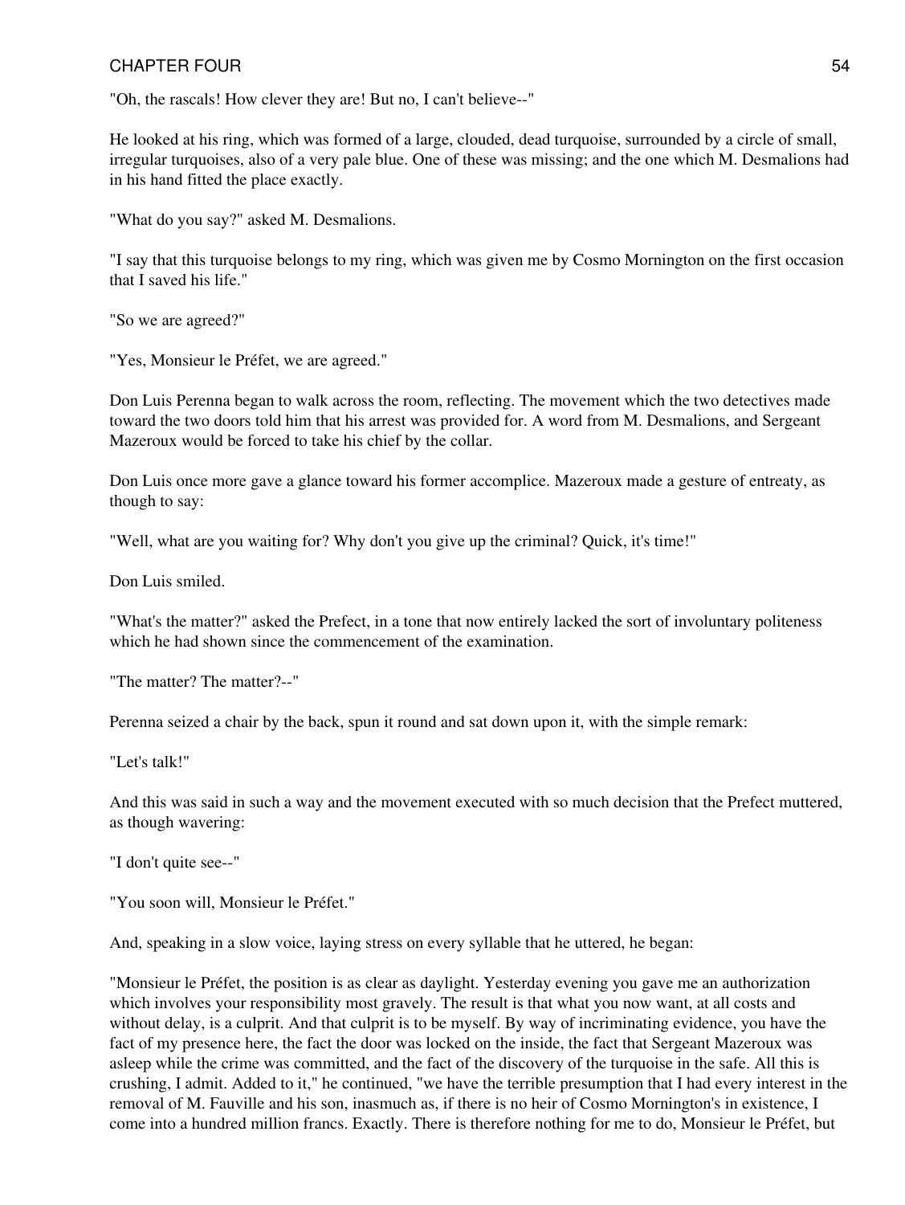"Oh, the rascals! How clever they are! But no, I can't believe--"

He looked at his ring, which was formed of a large, clouded, dead turquoise, surrounded by a circle of small, irregular turquoises, also of a very pale blue. One of these was missing; and the one which M. Desmalions had in his hand fitted the place exactly.

"What do you say?" asked M. Desmalions.

"I say that this turquoise belongs to my ring, which was given me by Cosmo Mornington on the first occasion that I saved his life."

"So we are agreed?"

"Yes, Monsieur le Préfet, we are agreed."

Don Luis Perenna began to walk across the room, reflecting. The movement which the two detectives made toward the two doors told him that his arrest was provided for. A word from M. Desmalions, and Sergeant Mazeroux would be forced to take his chief by the collar.

Don Luis once more gave a glance toward his former accomplice. Mazeroux made a gesture of entreaty, as though to say:

"Well, what are you waiting for? Why don't you give up the criminal? Quick, it's time!"

Don Luis smiled.

"What's the matter?" asked the Prefect, in a tone that now entirely lacked the sort of involuntary politeness which he had shown since the commencement of the examination.

"The matter? The matter?--"

Perenna seized a chair by the back, spun it round and sat down upon it, with the simple remark:

"Let's talk!"

And this was said in such a way and the movement executed with so much decision that the Prefect muttered, as though wavering:

"I don't quite see--"

"You soon will, Monsieur le Préfet."

And, speaking in a slow voice, laying stress on every syllable that he uttered, he began:

"Monsieur le Préfet, the position is as clear as daylight. Yesterday evening you gave me an authorization which involves your responsibility most gravely. The result is that what you now want, at all costs and without delay, is a culprit. And that culprit is to be myself. By way of incriminating evidence, you have the fact of my presence here, the fact the door was locked on the inside, the fact that Sergeant Mazeroux was asleep while the crime was committed, and the fact of the discovery of the turquoise in the safe. All this is crushing, I admit. Added to it," he continued, "we have the terrible presumption that I had every interest in the removal of M. Fauville and his son, inasmuch as, if there is no heir of Cosmo Mornington's in existence, I come into a hundred million francs. Exactly. There is therefore nothing for me to do, Monsieur le Préfet, but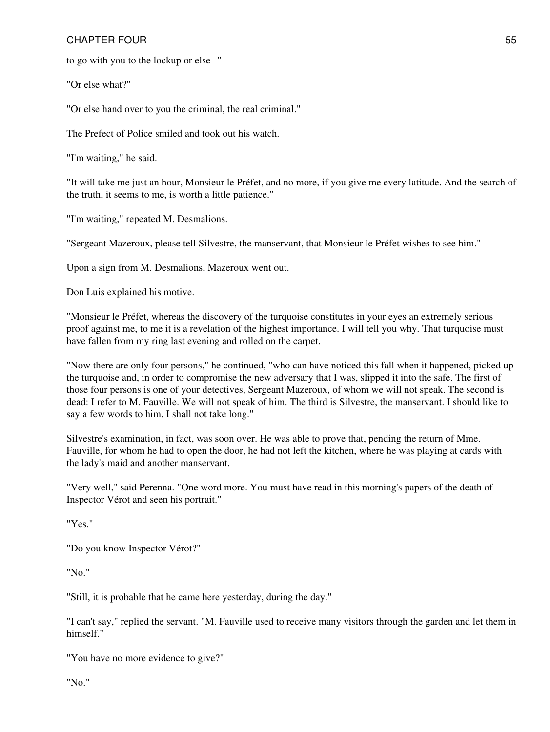to go with you to the lockup or else--"

"Or else what?"

"Or else hand over to you the criminal, the real criminal."

The Prefect of Police smiled and took out his watch.

"I'm waiting," he said.

"It will take me just an hour, Monsieur le Préfet, and no more, if you give me every latitude. And the search of the truth, it seems to me, is worth a little patience."

"I'm waiting," repeated M. Desmalions.

"Sergeant Mazeroux, please tell Silvestre, the manservant, that Monsieur le Préfet wishes to see him."

Upon a sign from M. Desmalions, Mazeroux went out.

Don Luis explained his motive.

"Monsieur le Préfet, whereas the discovery of the turquoise constitutes in your eyes an extremely serious proof against me, to me it is a revelation of the highest importance. I will tell you why. That turquoise must have fallen from my ring last evening and rolled on the carpet.

"Now there are only four persons," he continued, "who can have noticed this fall when it happened, picked up the turquoise and, in order to compromise the new adversary that I was, slipped it into the safe. The first of those four persons is one of your detectives, Sergeant Mazeroux, of whom we will not speak. The second is dead: I refer to M. Fauville. We will not speak of him. The third is Silvestre, the manservant. I should like to say a few words to him. I shall not take long."

Silvestre's examination, in fact, was soon over. He was able to prove that, pending the return of Mme. Fauville, for whom he had to open the door, he had not left the kitchen, where he was playing at cards with the lady's maid and another manservant.

"Very well," said Perenna. "One word more. You must have read in this morning's papers of the death of Inspector Vérot and seen his portrait."

"Yes."

"Do you know Inspector Vérot?"

"No."

"Still, it is probable that he came here yesterday, during the day."

"I can't say," replied the servant. "M. Fauville used to receive many visitors through the garden and let them in himself."

"You have no more evidence to give?"

"No."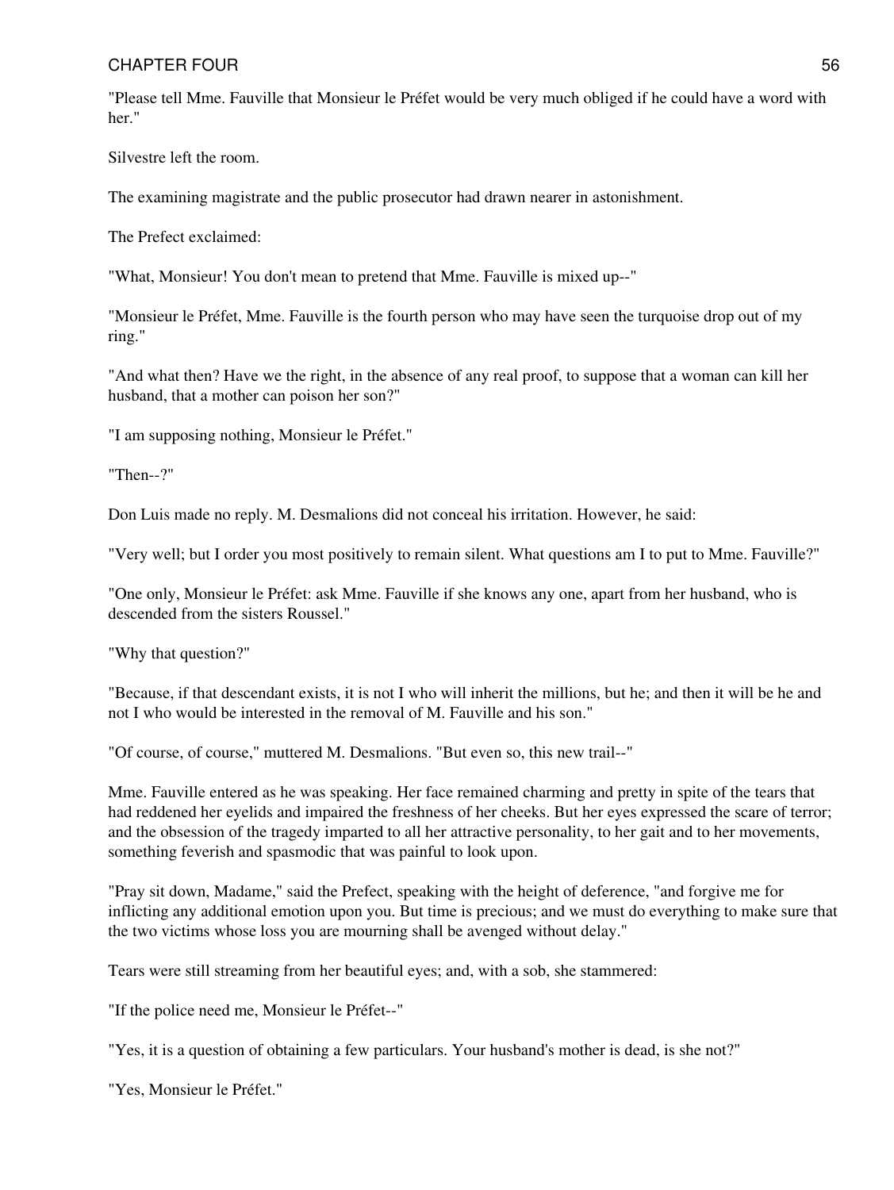"Please tell Mme. Fauville that Monsieur le Préfet would be very much obliged if he could have a word with her."

Silvestre left the room.

The examining magistrate and the public prosecutor had drawn nearer in astonishment.

The Prefect exclaimed:

"What, Monsieur! You don't mean to pretend that Mme. Fauville is mixed up--"

"Monsieur le Préfet, Mme. Fauville is the fourth person who may have seen the turquoise drop out of my ring."

"And what then? Have we the right, in the absence of any real proof, to suppose that a woman can kill her husband, that a mother can poison her son?"

"I am supposing nothing, Monsieur le Préfet."

"Then--?"

Don Luis made no reply. M. Desmalions did not conceal his irritation. However, he said:

"Very well; but I order you most positively to remain silent. What questions am I to put to Mme. Fauville?"

"One only, Monsieur le Préfet: ask Mme. Fauville if she knows any one, apart from her husband, who is descended from the sisters Roussel."

"Why that question?"

"Because, if that descendant exists, it is not I who will inherit the millions, but he; and then it will be he and not I who would be interested in the removal of M. Fauville and his son."

"Of course, of course," muttered M. Desmalions. "But even so, this new trail--"

Mme. Fauville entered as he was speaking. Her face remained charming and pretty in spite of the tears that had reddened her eyelids and impaired the freshness of her cheeks. But her eyes expressed the scare of terror; and the obsession of the tragedy imparted to all her attractive personality, to her gait and to her movements, something feverish and spasmodic that was painful to look upon.

"Pray sit down, Madame," said the Prefect, speaking with the height of deference, "and forgive me for inflicting any additional emotion upon you. But time is precious; and we must do everything to make sure that the two victims whose loss you are mourning shall be avenged without delay."

Tears were still streaming from her beautiful eyes; and, with a sob, she stammered:

"If the police need me, Monsieur le Préfet--"

"Yes, it is a question of obtaining a few particulars. Your husband's mother is dead, is she not?"

"Yes, Monsieur le Préfet."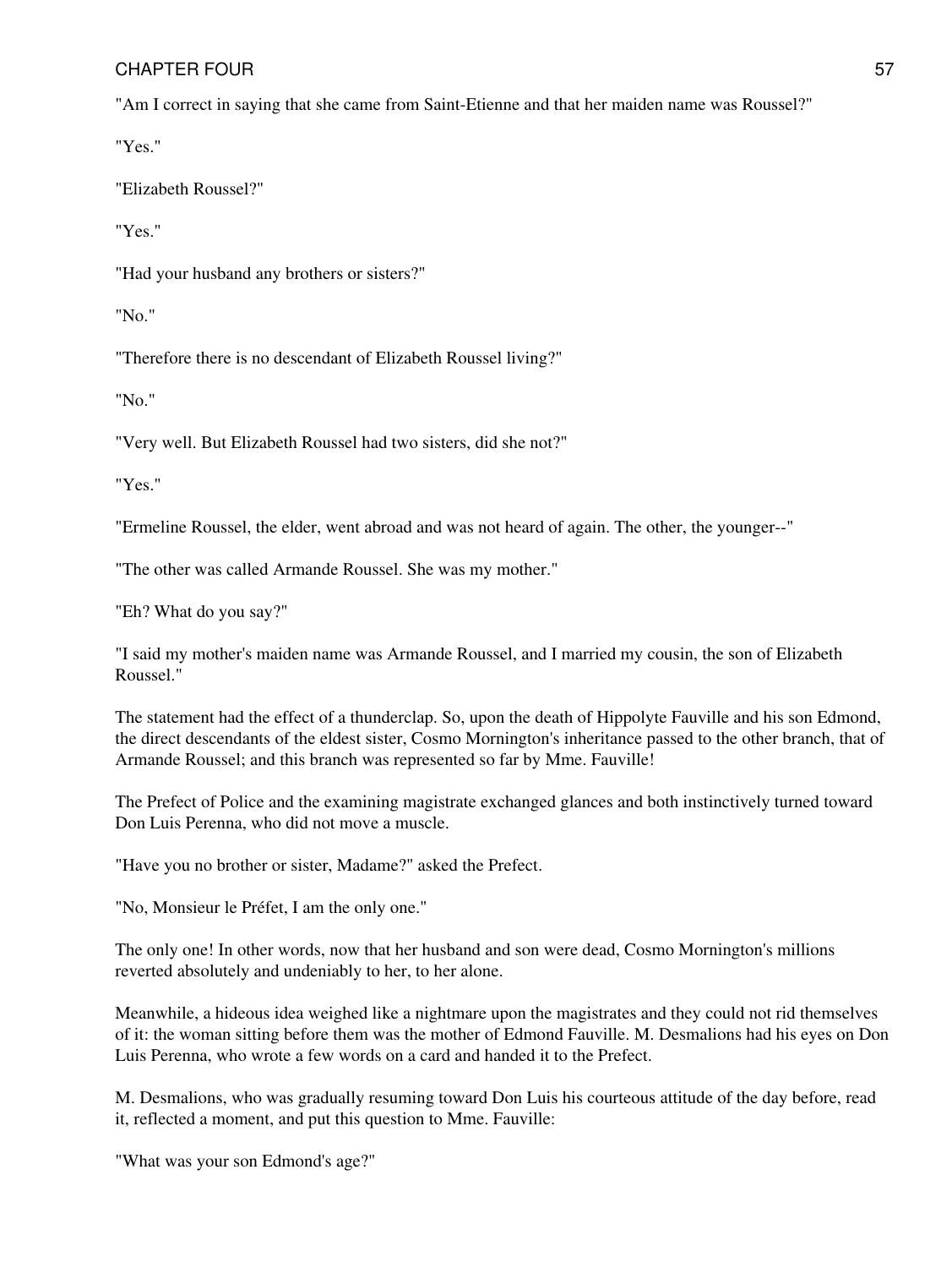"Am I correct in saying that she came from Saint-Etienne and that her maiden name was Roussel?"

"Yes."

"Elizabeth Roussel?"

"Yes."

"Had your husband any brothers or sisters?"

"No."

"Therefore there is no descendant of Elizabeth Roussel living?"

"No."

"Very well. But Elizabeth Roussel had two sisters, did she not?"

"Yes."

"Ermeline Roussel, the elder, went abroad and was not heard of again. The other, the younger--"

"The other was called Armande Roussel. She was my mother."

"Eh? What do you say?"

"I said my mother's maiden name was Armande Roussel, and I married my cousin, the son of Elizabeth Roussel."

The statement had the effect of a thunderclap. So, upon the death of Hippolyte Fauville and his son Edmond, the direct descendants of the eldest sister, Cosmo Mornington's inheritance passed to the other branch, that of Armande Roussel; and this branch was represented so far by Mme. Fauville!

The Prefect of Police and the examining magistrate exchanged glances and both instinctively turned toward Don Luis Perenna, who did not move a muscle.

"Have you no brother or sister, Madame?" asked the Prefect.

"No, Monsieur le Préfet, I am the only one."

The only one! In other words, now that her husband and son were dead, Cosmo Mornington's millions reverted absolutely and undeniably to her, to her alone.

Meanwhile, a hideous idea weighed like a nightmare upon the magistrates and they could not rid themselves of it: the woman sitting before them was the mother of Edmond Fauville. M. Desmalions had his eyes on Don Luis Perenna, who wrote a few words on a card and handed it to the Prefect.

M. Desmalions, who was gradually resuming toward Don Luis his courteous attitude of the day before, read it, reflected a moment, and put this question to Mme. Fauville:

"What was your son Edmond's age?"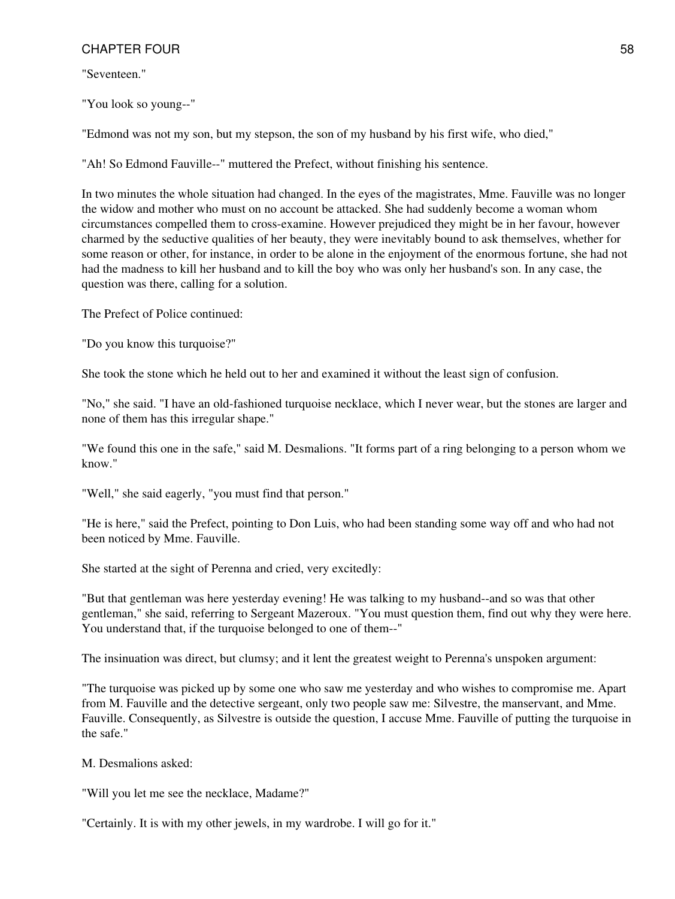"Seventeen."

"You look so young--"

"Edmond was not my son, but my stepson, the son of my husband by his first wife, who died,"

"Ah! So Edmond Fauville--" muttered the Prefect, without finishing his sentence.

In two minutes the whole situation had changed. In the eyes of the magistrates, Mme. Fauville was no longer the widow and mother who must on no account be attacked. She had suddenly become a woman whom circumstances compelled them to cross-examine. However prejudiced they might be in her favour, however charmed by the seductive qualities of her beauty, they were inevitably bound to ask themselves, whether for some reason or other, for instance, in order to be alone in the enjoyment of the enormous fortune, she had not had the madness to kill her husband and to kill the boy who was only her husband's son. In any case, the question was there, calling for a solution.

The Prefect of Police continued:

"Do you know this turquoise?"

She took the stone which he held out to her and examined it without the least sign of confusion.

"No," she said. "I have an old-fashioned turquoise necklace, which I never wear, but the stones are larger and none of them has this irregular shape."

"We found this one in the safe," said M. Desmalions. "It forms part of a ring belonging to a person whom we know."

"Well," she said eagerly, "you must find that person."

"He is here," said the Prefect, pointing to Don Luis, who had been standing some way off and who had not been noticed by Mme. Fauville.

She started at the sight of Perenna and cried, very excitedly:

"But that gentleman was here yesterday evening! He was talking to my husband--and so was that other gentleman," she said, referring to Sergeant Mazeroux. "You must question them, find out why they were here. You understand that, if the turquoise belonged to one of them--"

The insinuation was direct, but clumsy; and it lent the greatest weight to Perenna's unspoken argument:

"The turquoise was picked up by some one who saw me yesterday and who wishes to compromise me. Apart from M. Fauville and the detective sergeant, only two people saw me: Silvestre, the manservant, and Mme. Fauville. Consequently, as Silvestre is outside the question, I accuse Mme. Fauville of putting the turquoise in the safe."

M. Desmalions asked:

"Will you let me see the necklace, Madame?"

"Certainly. It is with my other jewels, in my wardrobe. I will go for it."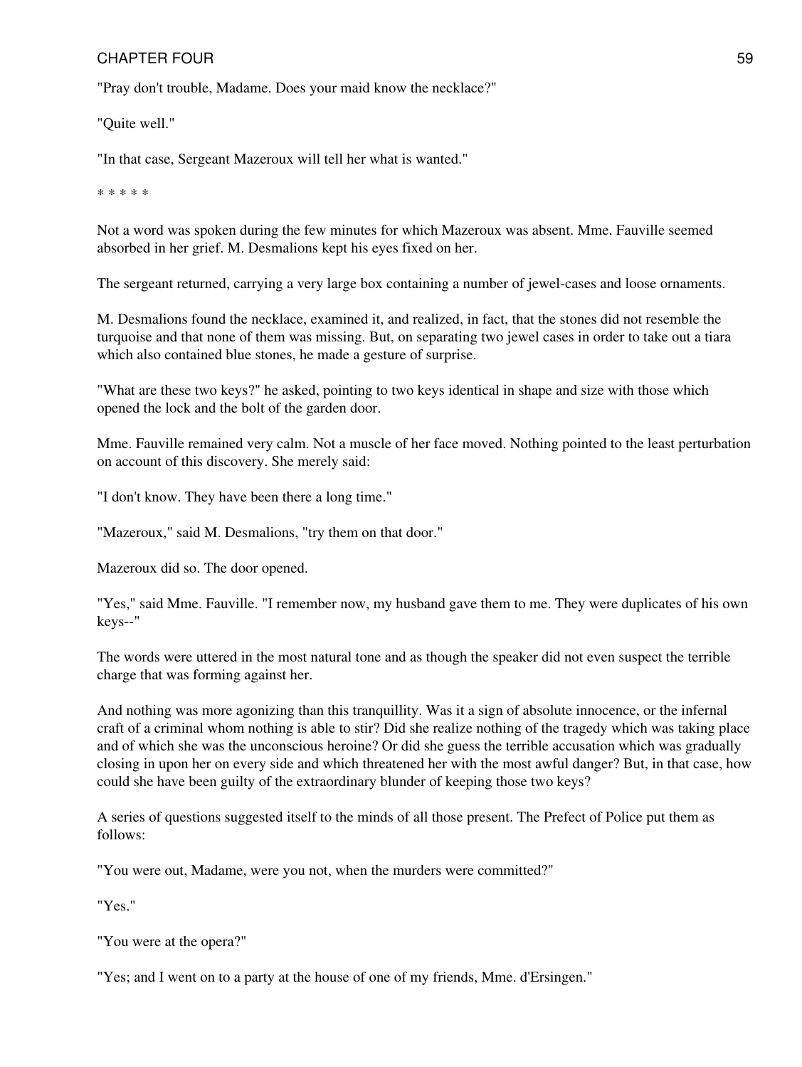"Pray don't trouble, Madame. Does your maid know the necklace?"

"Quite well."

"In that case, Sergeant Mazeroux will tell her what is wanted."

* * * * *

Not a word was spoken during the few minutes for which Mazeroux was absent. Mme. Fauville seemed absorbed in her grief. M. Desmalions kept his eyes fixed on her.

The sergeant returned, carrying a very large box containing a number of jewel-cases and loose ornaments.

M. Desmalions found the necklace, examined it, and realized, in fact, that the stones did not resemble the turquoise and that none of them was missing. But, on separating two jewel cases in order to take out a tiara which also contained blue stones, he made a gesture of surprise.

"What are these two keys?" he asked, pointing to two keys identical in shape and size with those which opened the lock and the bolt of the garden door.

Mme. Fauville remained very calm. Not a muscle of her face moved. Nothing pointed to the least perturbation on account of this discovery. She merely said:

"I don't know. They have been there a long time."

"Mazeroux," said M. Desmalions, "try them on that door."

Mazeroux did so. The door opened.

"Yes," said Mme. Fauville. "I remember now, my husband gave them to me. They were duplicates of his own keys--"

The words were uttered in the most natural tone and as though the speaker did not even suspect the terrible charge that was forming against her.

And nothing was more agonizing than this tranquillity. Was it a sign of absolute innocence, or the infernal craft of a criminal whom nothing is able to stir? Did she realize nothing of the tragedy which was taking place and of which she was the unconscious heroine? Or did she guess the terrible accusation which was gradually closing in upon her on every side and which threatened her with the most awful danger? But, in that case, how could she have been guilty of the extraordinary blunder of keeping those two keys?

A series of questions suggested itself to the minds of all those present. The Prefect of Police put them as follows:

"You were out, Madame, were you not, when the murders were committed?"

"Yes."

"You were at the opera?"

"Yes; and I went on to a party at the house of one of my friends, Mme. d'Ersingen."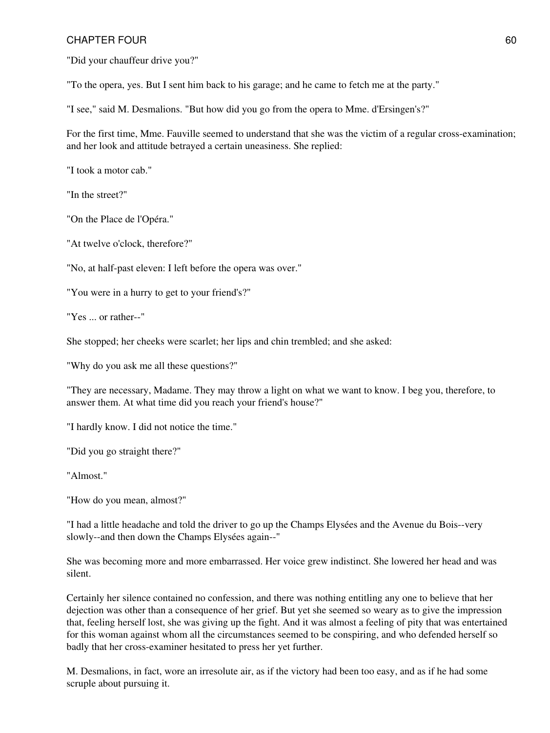"Did your chauffeur drive you?"

"To the opera, yes. But I sent him back to his garage; and he came to fetch me at the party."

"I see," said M. Desmalions. "But how did you go from the opera to Mme. d'Ersingen's?"

For the first time, Mme. Fauville seemed to understand that she was the victim of a regular cross-examination; and her look and attitude betrayed a certain uneasiness. She replied:

"I took a motor cab."

"In the street?"

"On the Place de l'Opéra."

"At twelve o'clock, therefore?"

"No, at half-past eleven: I left before the opera was over."

"You were in a hurry to get to your friend's?"

"Yes ... or rather--"

She stopped; her cheeks were scarlet; her lips and chin trembled; and she asked:

"Why do you ask me all these questions?"

"They are necessary, Madame. They may throw a light on what we want to know. I beg you, therefore, to answer them. At what time did you reach your friend's house?"

"I hardly know. I did not notice the time."

"Did you go straight there?"

"Almost."

"How do you mean, almost?"

"I had a little headache and told the driver to go up the Champs Elysées and the Avenue du Bois--very slowly--and then down the Champs Elysées again--"

She was becoming more and more embarrassed. Her voice grew indistinct. She lowered her head and was silent.

Certainly her silence contained no confession, and there was nothing entitling any one to believe that her dejection was other than a consequence of her grief. But yet she seemed so weary as to give the impression that, feeling herself lost, she was giving up the fight. And it was almost a feeling of pity that was entertained for this woman against whom all the circumstances seemed to be conspiring, and who defended herself so badly that her cross-examiner hesitated to press her yet further.

M. Desmalions, in fact, wore an irresolute air, as if the victory had been too easy, and as if he had some scruple about pursuing it.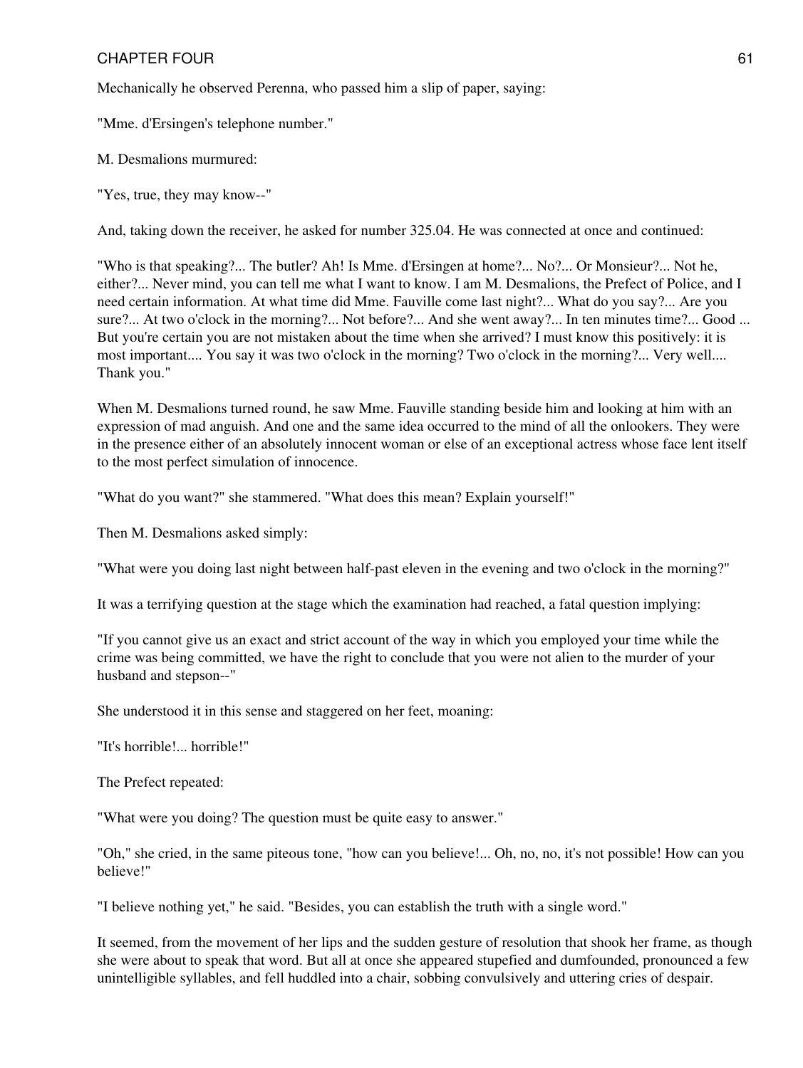Mechanically he observed Perenna, who passed him a slip of paper, saying:

"Mme. d'Ersingen's telephone number."

M. Desmalions murmured:

"Yes, true, they may know--"

And, taking down the receiver, he asked for number 325.04. He was connected at once and continued:

"Who is that speaking?... The butler? Ah! Is Mme. d'Ersingen at home?... No?... Or Monsieur?... Not he, either?... Never mind, you can tell me what I want to know. I am M. Desmalions, the Prefect of Police, and I need certain information. At what time did Mme. Fauville come last night?... What do you say?... Are you sure?... At two o'clock in the morning?... Not before?... And she went away?... In ten minutes time?... Good ... But you're certain you are not mistaken about the time when she arrived? I must know this positively: it is most important.... You say it was two o'clock in the morning? Two o'clock in the morning?... Very well.... Thank you."

When M. Desmalions turned round, he saw Mme. Fauville standing beside him and looking at him with an expression of mad anguish. And one and the same idea occurred to the mind of all the onlookers. They were in the presence either of an absolutely innocent woman or else of an exceptional actress whose face lent itself to the most perfect simulation of innocence.

"What do you want?" she stammered. "What does this mean? Explain yourself!"

Then M. Desmalions asked simply:

"What were you doing last night between half-past eleven in the evening and two o'clock in the morning?"

It was a terrifying question at the stage which the examination had reached, a fatal question implying:

"If you cannot give us an exact and strict account of the way in which you employed your time while the crime was being committed, we have the right to conclude that you were not alien to the murder of your husband and stepson--"

She understood it in this sense and staggered on her feet, moaning:

"It's horrible!... horrible!"

The Prefect repeated:

"What were you doing? The question must be quite easy to answer."

"Oh," she cried, in the same piteous tone, "how can you believe!... Oh, no, no, it's not possible! How can you believe!"

"I believe nothing yet," he said. "Besides, you can establish the truth with a single word."

It seemed, from the movement of her lips and the sudden gesture of resolution that shook her frame, as though she were about to speak that word. But all at once she appeared stupefied and dumfounded, pronounced a few unintelligible syllables, and fell huddled into a chair, sobbing convulsively and uttering cries of despair.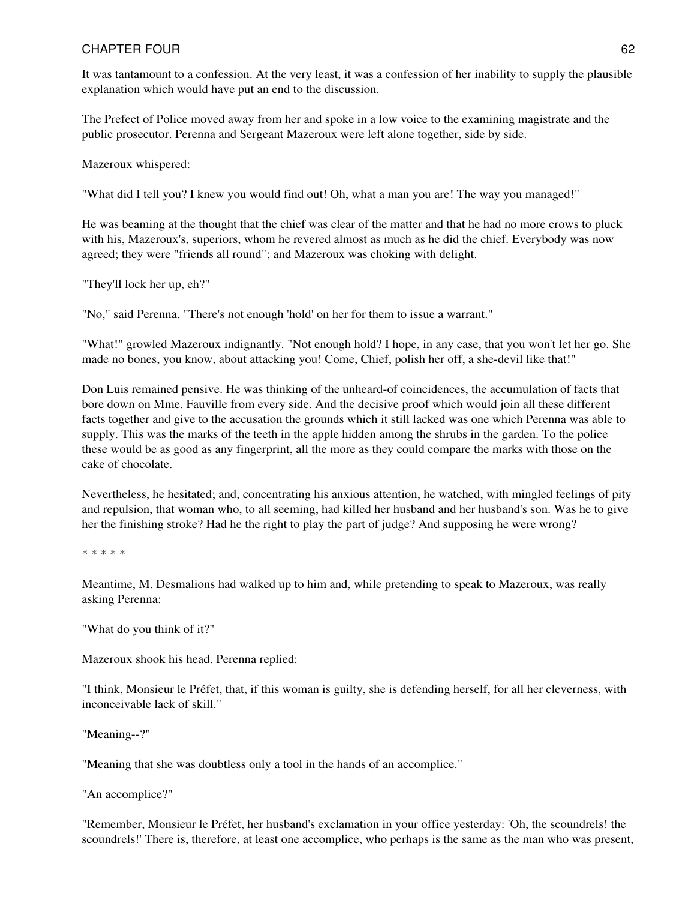It was tantamount to a confession. At the very least, it was a confession of her inability to supply the plausible explanation which would have put an end to the discussion.

The Prefect of Police moved away from her and spoke in a low voice to the examining magistrate and the public prosecutor. Perenna and Sergeant Mazeroux were left alone together, side by side.

Mazeroux whispered:

"What did I tell you? I knew you would find out! Oh, what a man you are! The way you managed!"

He was beaming at the thought that the chief was clear of the matter and that he had no more crows to pluck with his, Mazeroux's, superiors, whom he revered almost as much as he did the chief. Everybody was now agreed; they were "friends all round"; and Mazeroux was choking with delight.

"They'll lock her up, eh?"

"No," said Perenna. "There's not enough 'hold' on her for them to issue a warrant."

"What!" growled Mazeroux indignantly. "Not enough hold? I hope, in any case, that you won't let her go. She made no bones, you know, about attacking you! Come, Chief, polish her off, a she-devil like that!"

Don Luis remained pensive. He was thinking of the unheard-of coincidences, the accumulation of facts that bore down on Mme. Fauville from every side. And the decisive proof which would join all these different facts together and give to the accusation the grounds which it still lacked was one which Perenna was able to supply. This was the marks of the teeth in the apple hidden among the shrubs in the garden. To the police these would be as good as any fingerprint, all the more as they could compare the marks with those on the cake of chocolate.

Nevertheless, he hesitated; and, concentrating his anxious attention, he watched, with mingled feelings of pity and repulsion, that woman who, to all seeming, had killed her husband and her husband's son. Was he to give her the finishing stroke? Had he the right to play the part of judge? And supposing he were wrong?

* * * * *

Meantime, M. Desmalions had walked up to him and, while pretending to speak to Mazeroux, was really asking Perenna:

"What do you think of it?"

Mazeroux shook his head. Perenna replied:

"I think, Monsieur le Préfet, that, if this woman is guilty, she is defending herself, for all her cleverness, with inconceivable lack of skill."

"Meaning--?"

"Meaning that she was doubtless only a tool in the hands of an accomplice."

"An accomplice?"

"Remember, Monsieur le Préfet, her husband's exclamation in your office yesterday: 'Oh, the scoundrels! the scoundrels!' There is, therefore, at least one accomplice, who perhaps is the same as the man who was present,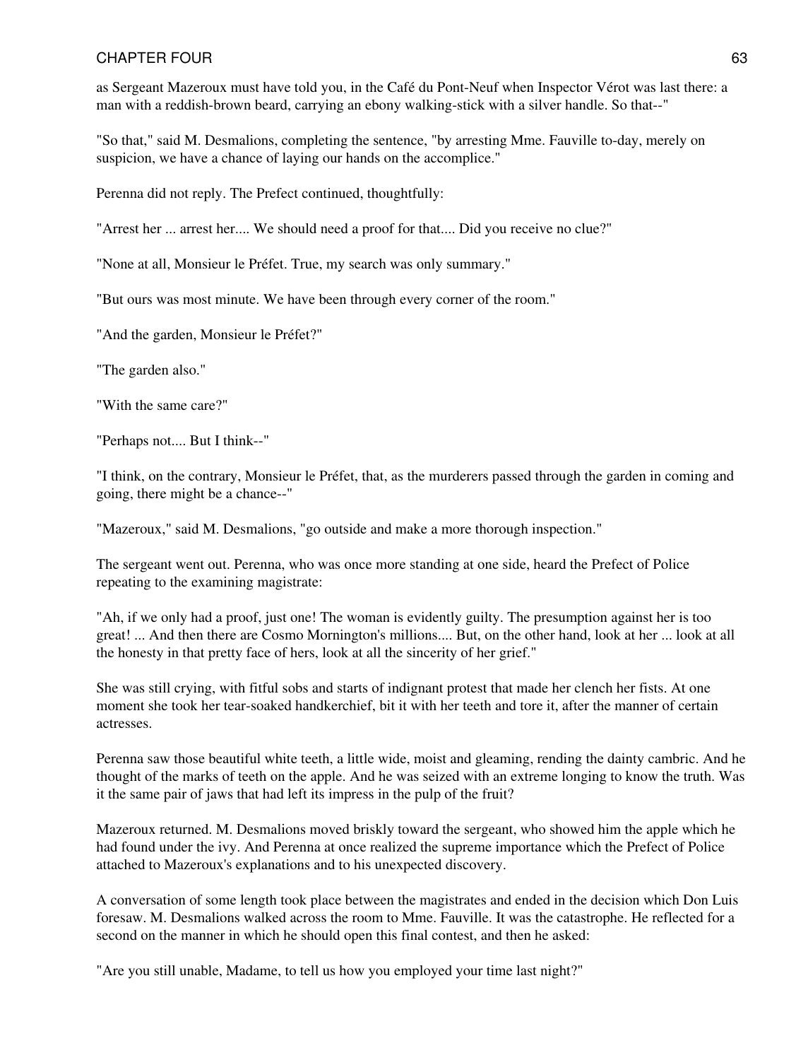as Sergeant Mazeroux must have told you, in the Café du Pont-Neuf when Inspector Vérot was last there: a man with a reddish-brown beard, carrying an ebony walking-stick with a silver handle. So that--"

"So that," said M. Desmalions, completing the sentence, "by arresting Mme. Fauville to-day, merely on suspicion, we have a chance of laying our hands on the accomplice."

Perenna did not reply. The Prefect continued, thoughtfully:

"Arrest her ... arrest her.... We should need a proof for that.... Did you receive no clue?"

"None at all, Monsieur le Préfet. True, my search was only summary."

"But ours was most minute. We have been through every corner of the room."

"And the garden, Monsieur le Préfet?"

"The garden also."

"With the same care?"

"Perhaps not.... But I think--"

"I think, on the contrary, Monsieur le Préfet, that, as the murderers passed through the garden in coming and going, there might be a chance--"

"Mazeroux," said M. Desmalions, "go outside and make a more thorough inspection."

The sergeant went out. Perenna, who was once more standing at one side, heard the Prefect of Police repeating to the examining magistrate:

"Ah, if we only had a proof, just one! The woman is evidently guilty. The presumption against her is too great! ... And then there are Cosmo Mornington's millions.... But, on the other hand, look at her ... look at all the honesty in that pretty face of hers, look at all the sincerity of her grief."

She was still crying, with fitful sobs and starts of indignant protest that made her clench her fists. At one moment she took her tear-soaked handkerchief, bit it with her teeth and tore it, after the manner of certain actresses.

Perenna saw those beautiful white teeth, a little wide, moist and gleaming, rending the dainty cambric. And he thought of the marks of teeth on the apple. And he was seized with an extreme longing to know the truth. Was it the same pair of jaws that had left its impress in the pulp of the fruit?

Mazeroux returned. M. Desmalions moved briskly toward the sergeant, who showed him the apple which he had found under the ivy. And Perenna at once realized the supreme importance which the Prefect of Police attached to Mazeroux's explanations and to his unexpected discovery.

A conversation of some length took place between the magistrates and ended in the decision which Don Luis foresaw. M. Desmalions walked across the room to Mme. Fauville. It was the catastrophe. He reflected for a second on the manner in which he should open this final contest, and then he asked:

"Are you still unable, Madame, to tell us how you employed your time last night?"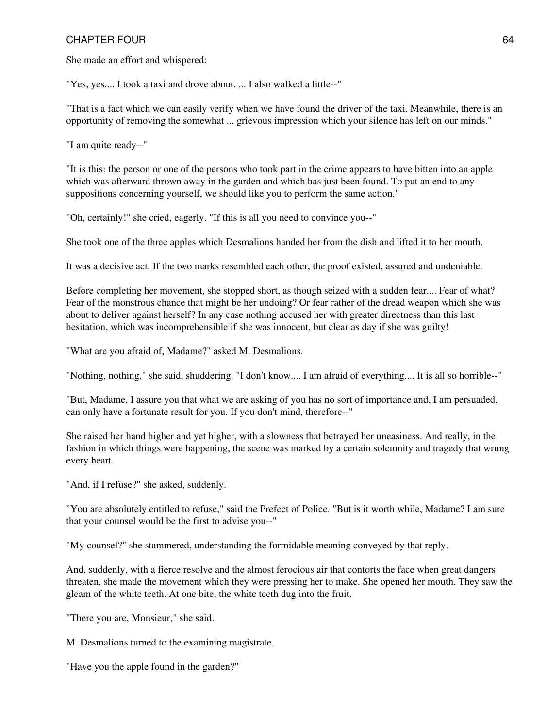She made an effort and whispered:

"Yes, yes.... I took a taxi and drove about. ... I also walked a little--"

"That is a fact which we can easily verify when we have found the driver of the taxi. Meanwhile, there is an opportunity of removing the somewhat ... grievous impression which your silence has left on our minds."

"I am quite ready--"

"It is this: the person or one of the persons who took part in the crime appears to have bitten into an apple which was afterward thrown away in the garden and which has just been found. To put an end to any suppositions concerning yourself, we should like you to perform the same action."

"Oh, certainly!" she cried, eagerly. "If this is all you need to convince you--"

She took one of the three apples which Desmalions handed her from the dish and lifted it to her mouth.

It was a decisive act. If the two marks resembled each other, the proof existed, assured and undeniable.

Before completing her movement, she stopped short, as though seized with a sudden fear.... Fear of what? Fear of the monstrous chance that might be her undoing? Or fear rather of the dread weapon which she was about to deliver against herself? In any case nothing accused her with greater directness than this last hesitation, which was incomprehensible if she was innocent, but clear as day if she was guilty!

"What are you afraid of, Madame?" asked M. Desmalions.

"Nothing, nothing," she said, shuddering. "I don't know.... I am afraid of everything.... It is all so horrible--"

"But, Madame, I assure you that what we are asking of you has no sort of importance and, I am persuaded, can only have a fortunate result for you. If you don't mind, therefore--"

She raised her hand higher and yet higher, with a slowness that betrayed her uneasiness. And really, in the fashion in which things were happening, the scene was marked by a certain solemnity and tragedy that wrung every heart.

"And, if I refuse?" she asked, suddenly.

"You are absolutely entitled to refuse," said the Prefect of Police. "But is it worth while, Madame? I am sure that your counsel would be the first to advise you--"

"My counsel?" she stammered, understanding the formidable meaning conveyed by that reply.

And, suddenly, with a fierce resolve and the almost ferocious air that contorts the face when great dangers threaten, she made the movement which they were pressing her to make. She opened her mouth. They saw the gleam of the white teeth. At one bite, the white teeth dug into the fruit.

"There you are, Monsieur," she said.

M. Desmalions turned to the examining magistrate.

"Have you the apple found in the garden?"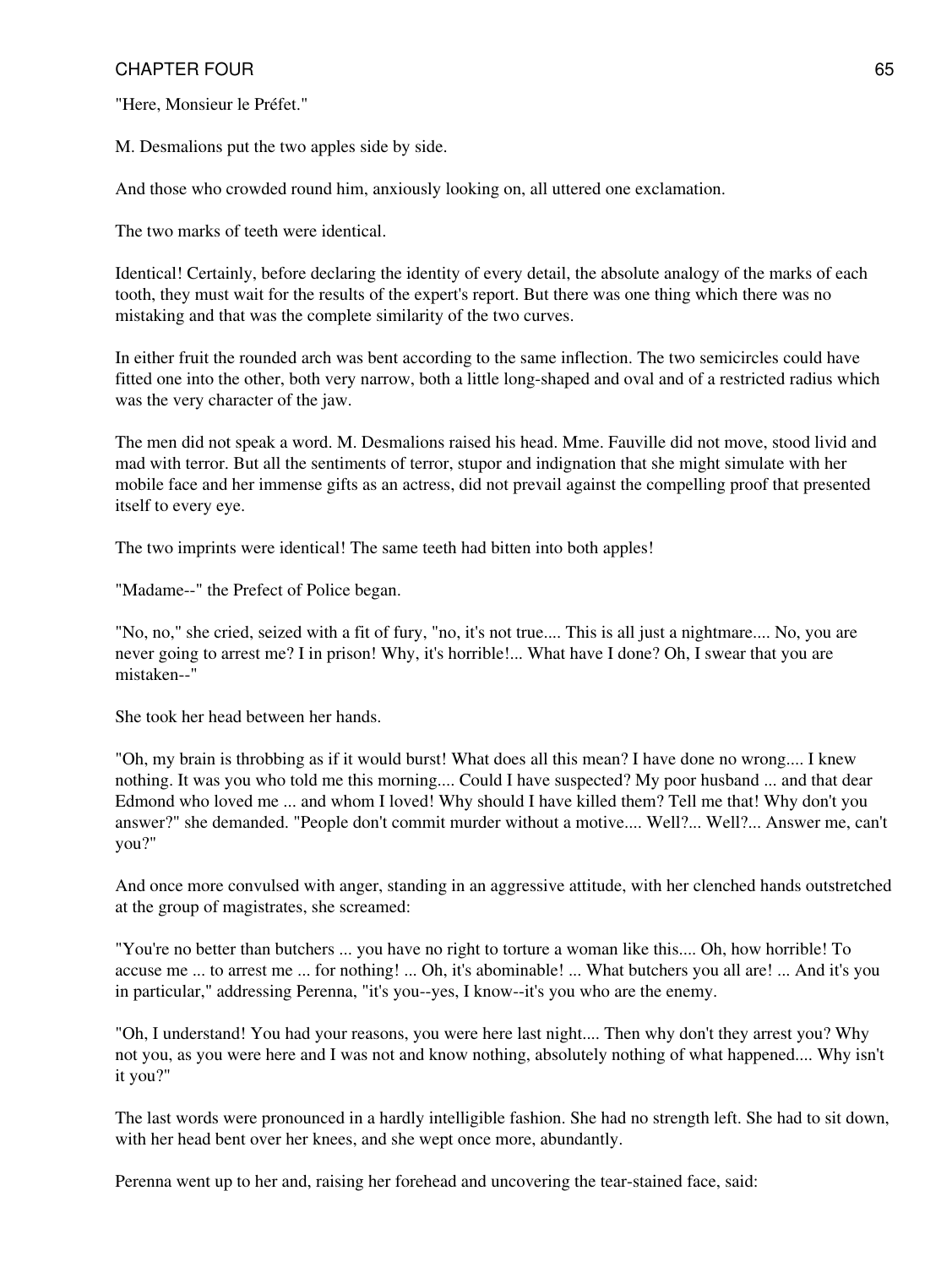"Here, Monsieur le Préfet."

M. Desmalions put the two apples side by side.

And those who crowded round him, anxiously looking on, all uttered one exclamation.

The two marks of teeth were identical.

Identical! Certainly, before declaring the identity of every detail, the absolute analogy of the marks of each tooth, they must wait for the results of the expert's report. But there was one thing which there was no mistaking and that was the complete similarity of the two curves.

In either fruit the rounded arch was bent according to the same inflection. The two semicircles could have fitted one into the other, both very narrow, both a little long-shaped and oval and of a restricted radius which was the very character of the jaw.

The men did not speak a word. M. Desmalions raised his head. Mme. Fauville did not move, stood livid and mad with terror. But all the sentiments of terror, stupor and indignation that she might simulate with her mobile face and her immense gifts as an actress, did not prevail against the compelling proof that presented itself to every eye.

The two imprints were identical! The same teeth had bitten into both apples!

"Madame--" the Prefect of Police began.

"No, no," she cried, seized with a fit of fury, "no, it's not true.... This is all just a nightmare.... No, you are never going to arrest me? I in prison! Why, it's horrible!... What have I done? Oh, I swear that you are mistaken--"

She took her head between her hands.

"Oh, my brain is throbbing as if it would burst! What does all this mean? I have done no wrong.... I knew nothing. It was you who told me this morning.... Could I have suspected? My poor husband ... and that dear Edmond who loved me ... and whom I loved! Why should I have killed them? Tell me that! Why don't you answer?" she demanded. "People don't commit murder without a motive.... Well?... Well?... Answer me, can't you?"

And once more convulsed with anger, standing in an aggressive attitude, with her clenched hands outstretched at the group of magistrates, she screamed:

"You're no better than butchers ... you have no right to torture a woman like this.... Oh, how horrible! To accuse me ... to arrest me ... for nothing! ... Oh, it's abominable! ... What butchers you all are! ... And it's you in particular," addressing Perenna, "it's you--yes, I know--it's you who are the enemy.

"Oh, I understand! You had your reasons, you were here last night.... Then why don't they arrest you? Why not you, as you were here and I was not and know nothing, absolutely nothing of what happened.... Why isn't it you?"

The last words were pronounced in a hardly intelligible fashion. She had no strength left. She had to sit down, with her head bent over her knees, and she wept once more, abundantly.

Perenna went up to her and, raising her forehead and uncovering the tear-stained face, said: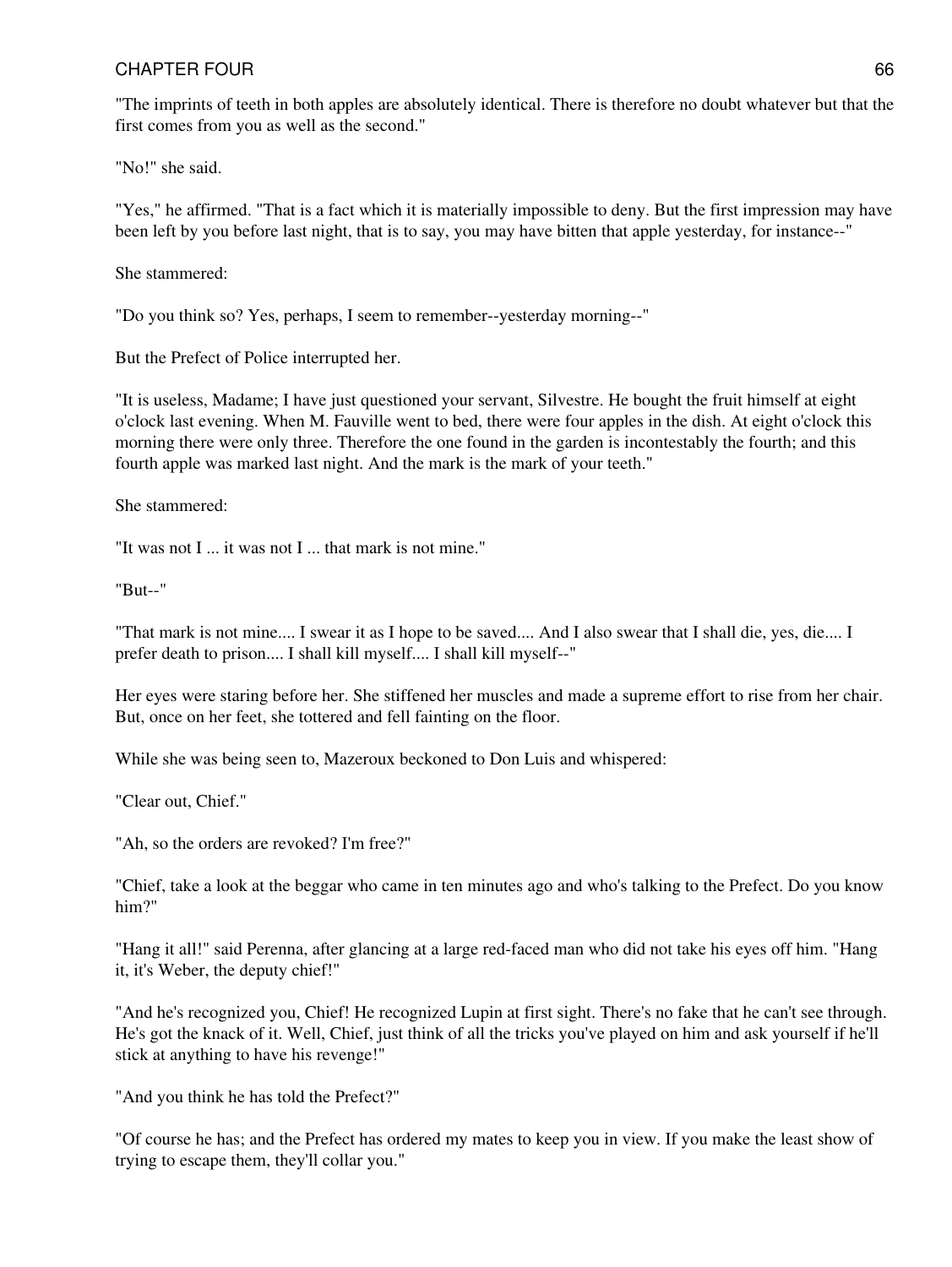"The imprints of teeth in both apples are absolutely identical. There is therefore no doubt whatever but that the first comes from you as well as the second."

"No!" she said.

"Yes," he affirmed. "That is a fact which it is materially impossible to deny. But the first impression may have been left by you before last night, that is to say, you may have bitten that apple yesterday, for instance--"

She stammered:

"Do you think so? Yes, perhaps, I seem to remember--yesterday morning--"

But the Prefect of Police interrupted her.

"It is useless, Madame; I have just questioned your servant, Silvestre. He bought the fruit himself at eight o'clock last evening. When M. Fauville went to bed, there were four apples in the dish. At eight o'clock this morning there were only three. Therefore the one found in the garden is incontestably the fourth; and this fourth apple was marked last night. And the mark is the mark of your teeth."

She stammered:

"It was not I ... it was not I ... that mark is not mine."

"But--"

"That mark is not mine.... I swear it as I hope to be saved.... And I also swear that I shall die, yes, die.... I prefer death to prison.... I shall kill myself.... I shall kill myself--"

Her eyes were staring before her. She stiffened her muscles and made a supreme effort to rise from her chair. But, once on her feet, she tottered and fell fainting on the floor.

While she was being seen to, Mazeroux beckoned to Don Luis and whispered:

"Clear out, Chief."

"Ah, so the orders are revoked? I'm free?"

"Chief, take a look at the beggar who came in ten minutes ago and who's talking to the Prefect. Do you know him?"

"Hang it all!" said Perenna, after glancing at a large red-faced man who did not take his eyes off him. "Hang it, it's Weber, the deputy chief!"

"And he's recognized you, Chief! He recognized Lupin at first sight. There's no fake that he can't see through. He's got the knack of it. Well, Chief, just think of all the tricks you've played on him and ask yourself if he'll stick at anything to have his revenge!"

"And you think he has told the Prefect?"

"Of course he has; and the Prefect has ordered my mates to keep you in view. If you make the least show of trying to escape them, they'll collar you."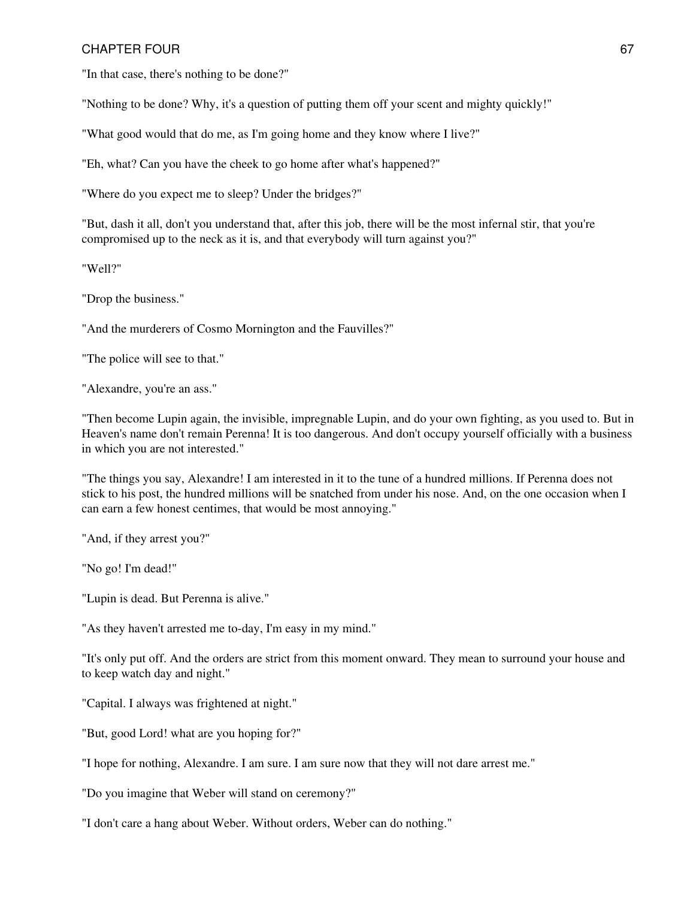"In that case, there's nothing to be done?"

"Nothing to be done? Why, it's a question of putting them off your scent and mighty quickly!"

"What good would that do me, as I'm going home and they know where I live?"

"Eh, what? Can you have the cheek to go home after what's happened?"

"Where do you expect me to sleep? Under the bridges?"

"But, dash it all, don't you understand that, after this job, there will be the most infernal stir, that you're compromised up to the neck as it is, and that everybody will turn against you?"

"Well?"

"Drop the business."

"And the murderers of Cosmo Mornington and the Fauvilles?"

"The police will see to that."

"Alexandre, you're an ass."

"Then become Lupin again, the invisible, impregnable Lupin, and do your own fighting, as you used to. But in Heaven's name don't remain Perenna! It is too dangerous. And don't occupy yourself officially with a business in which you are not interested."

"The things you say, Alexandre! I am interested in it to the tune of a hundred millions. If Perenna does not stick to his post, the hundred millions will be snatched from under his nose. And, on the one occasion when I can earn a few honest centimes, that would be most annoying."

"And, if they arrest you?"

"No go! I'm dead!"

"Lupin is dead. But Perenna is alive."

"As they haven't arrested me to-day, I'm easy in my mind."

"It's only put off. And the orders are strict from this moment onward. They mean to surround your house and to keep watch day and night."

"Capital. I always was frightened at night."

"But, good Lord! what are you hoping for?"

"I hope for nothing, Alexandre. I am sure. I am sure now that they will not dare arrest me."

"Do you imagine that Weber will stand on ceremony?"

"I don't care a hang about Weber. Without orders, Weber can do nothing."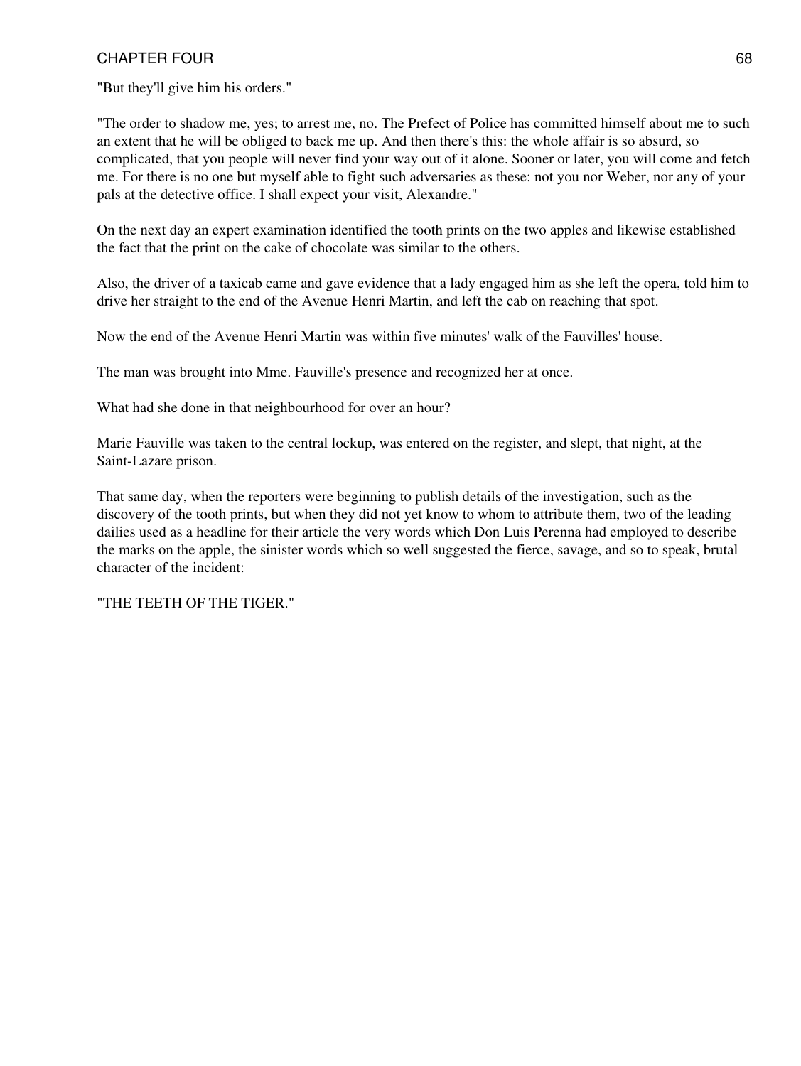"But they'll give him his orders."

"The order to shadow me, yes; to arrest me, no. The Prefect of Police has committed himself about me to such an extent that he will be obliged to back me up. And then there's this: the whole affair is so absurd, so complicated, that you people will never find your way out of it alone. Sooner or later, you will come and fetch me. For there is no one but myself able to fight such adversaries as these: not you nor Weber, nor any of your pals at the detective office. I shall expect your visit, Alexandre."

On the next day an expert examination identified the tooth prints on the two apples and likewise established the fact that the print on the cake of chocolate was similar to the others.

Also, the driver of a taxicab came and gave evidence that a lady engaged him as she left the opera, told him to drive her straight to the end of the Avenue Henri Martin, and left the cab on reaching that spot.

Now the end of the Avenue Henri Martin was within five minutes' walk of the Fauvilles' house.

The man was brought into Mme. Fauville's presence and recognized her at once.

What had she done in that neighbourhood for over an hour?

Marie Fauville was taken to the central lockup, was entered on the register, and slept, that night, at the Saint-Lazare prison.

That same day, when the reporters were beginning to publish details of the investigation, such as the discovery of the tooth prints, but when they did not yet know to whom to attribute them, two of the leading dailies used as a headline for their article the very words which Don Luis Perenna had employed to describe the marks on the apple, the sinister words which so well suggested the fierce, savage, and so to speak, brutal character of the incident:

"THE TEETH OF THE TIGER."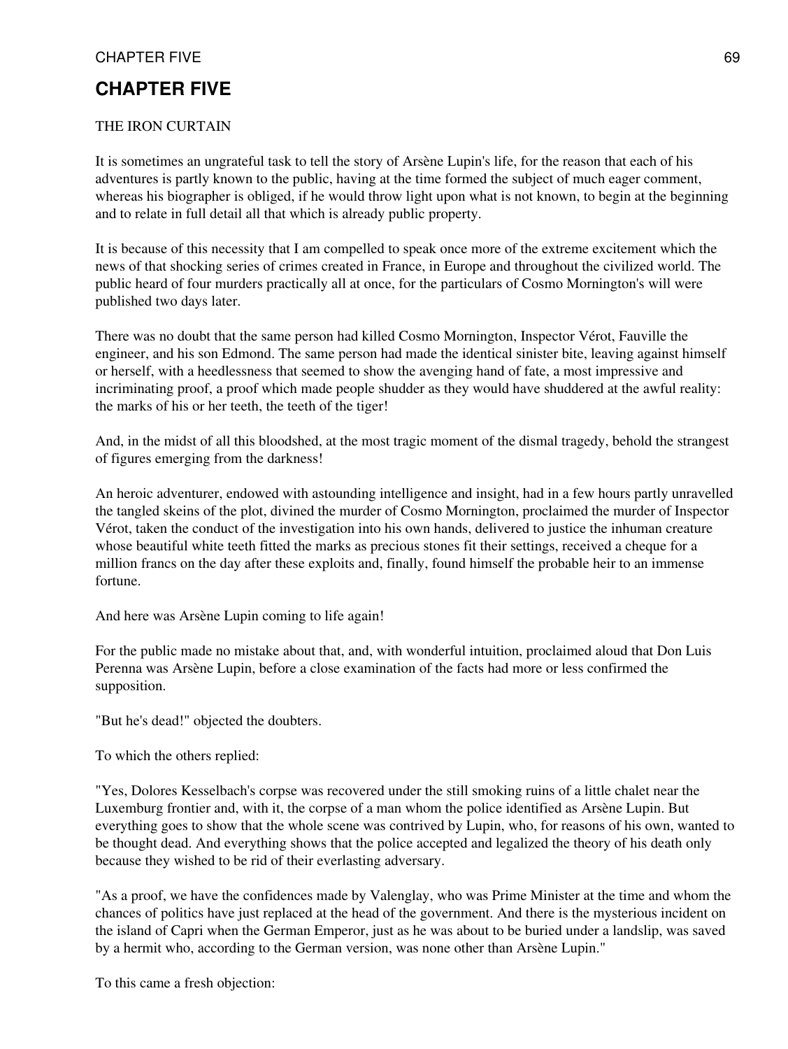# CHAPTER FIVE

THE IRON CURTAIN

It is sometimes an ungrateful task to tell the story of Arsène Lupin's life, for the reason that each of his adventures is partly known to the public, having at the time formed the subject of much eager comment, whereas his biographer is obliged, if he would throw light upon what is not known, to begin at the beginning and to relate in full detail all that which is already public property.

It is because of this necessity that I am compelled to speak once more of the extreme excitement which the news of that shocking series of crimes created in France, in Europe and throughout the civilized world. The public heard of four murders practically all at once, for the particulars of Cosmo Mornington's will were published two days later.

There was no doubt that the same person had killed Cosmo Mornington, Inspector Vérot, Fauville the engineer, and his son Edmond. The same person had made the identical sinister bite, leaving against himself or herself, with a heedlessness that seemed to show the avenging hand of fate, a most impressive and incriminating proof, a proof which made people shudder as they would have shuddered at the awful reality: the marks of his or her teeth, the teeth of the tiger!

And, in the midst of all this bloodshed, at the most tragic moment of the dismal tragedy, behold the strangest of figures emerging from the darkness!

An heroic adventurer, endowed with astounding intelligence and insight, had in a few hours partly unravelled the tangled skeins of the plot, divined the murder of Cosmo Mornington, proclaimed the murder of Inspector Vérot, taken the conduct of the investigation into his own hands, delivered to justice the inhuman creature whose beautiful white teeth fitted the marks as precious stones fit their settings, received a cheque for a million francs on the day after these exploits and, finally, found himself the probable heir to an immense fortune.

And here was Arsène Lupin coming to life again!

For the public made no mistake about that, and, with wonderful intuition, proclaimed aloud that Don Luis Perenna was Arsène Lupin, before a close examination of the facts had more or less confirmed the supposition.

"But he's dead!" objected the doubters.

To which the others replied:

"Yes, Dolores Kesselbach's corpse was recovered under the still smoking ruins of a little chalet near the Luxemburg frontier and, with it, the corpse of a man whom the police identified as Arsène Lupin. But everything goes to show that the whole scene was contrived by Lupin, who, for reasons of his own, wanted to be thought dead. And everything shows that the police accepted and legalized the theory of his death only because they wished to be rid of their everlasting adversary.

"As a proof, we have the confidences made by Valenglay, who was Prime Minister at the time and whom the chances of politics have just replaced at the head of the government. And there is the mysterious incident on the island of Capri when the German Emperor, just as he was about to be buried under a landslip, was saved by a hermit who, according to the German version, was none other than Arsène Lupin."

To this came a fresh objection: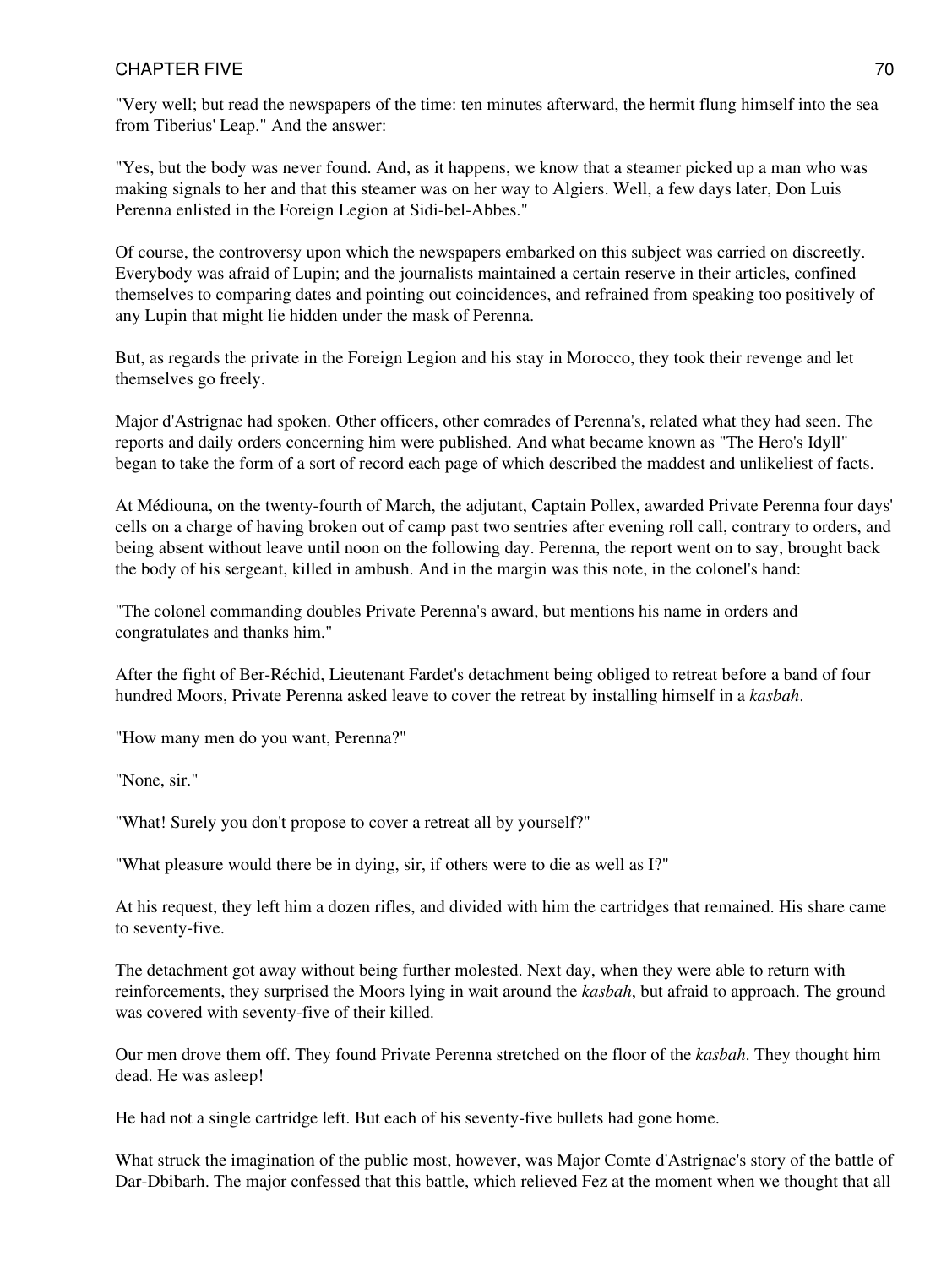"Very well; but read the newspapers of the time: ten minutes afterward, the hermit flung himself into the sea from Tiberius' Leap." And the answer:

"Yes, but the body was never found. And, as it happens, we know that a steamer picked up a man who was making signals to her and that this steamer was on her way to Algiers. Well, a few days later, Don Luis Perenna enlisted in the Foreign Legion at Sidi-bel-Abbes."

Of course, the controversy upon which the newspapers embarked on this subject was carried on discreetly. Everybody was afraid of Lupin; and the journalists maintained a certain reserve in their articles, confined themselves to comparing dates and pointing out coincidences, and refrained from speaking too positively of any Lupin that might lie hidden under the mask of Perenna.

But, as regards the private in the Foreign Legion and his stay in Morocco, they took their revenge and let themselves go freely.

Major d'Astrignac had spoken. Other officers, other comrades of Perenna's, related what they had seen. The reports and daily orders concerning him were published. And what became known as "The Hero's Idyll" began to take the form of a sort of record each page of which described the maddest and unlikeliest of facts.

At Médiouna, on the twenty-fourth of March, the adjutant, Captain Pollex, awarded Private Perenna four days' cells on a charge of having broken out of camp past two sentries after evening roll call, contrary to orders, and being absent without leave until noon on the following day. Perenna, the report went on to say, brought back the body of his sergeant, killed in ambush. And in the margin was this note, in the colonel's hand:

"The colonel commanding doubles Private Perenna's award, but mentions his name in orders and congratulates and thanks him."

After the fight of Ber-Réchid, Lieutenant Fardet's detachment being obliged to retreat before a band of four hundred Moors, Private Perenna asked leave to cover the retreat by installing himself in a *kasbah*.

"How many men do you want, Perenna?"

"None, sir."

"What! Surely you don't propose to cover a retreat all by yourself?"

"What pleasure would there be in dying, sir, if others were to die as well as I?"

At his request, they left him a dozen rifles, and divided with him the cartridges that remained. His share came to seventy-five.

The detachment got away without being further molested. Next day, when they were able to return with reinforcements, they surprised the Moors lying in wait around the *kasbah*, but afraid to approach. The ground was covered with seventy-five of their killed.

Our men drove them off. They found Private Perenna stretched on the floor of the *kasbah*. They thought him dead. He was asleep!

He had not a single cartridge left. But each of his seventy-five bullets had gone home.

What struck the imagination of the public most, however, was Major Comte d'Astrignac's story of the battle of Dar-Dbibarh. The major confessed that this battle, which relieved Fez at the moment when we thought that all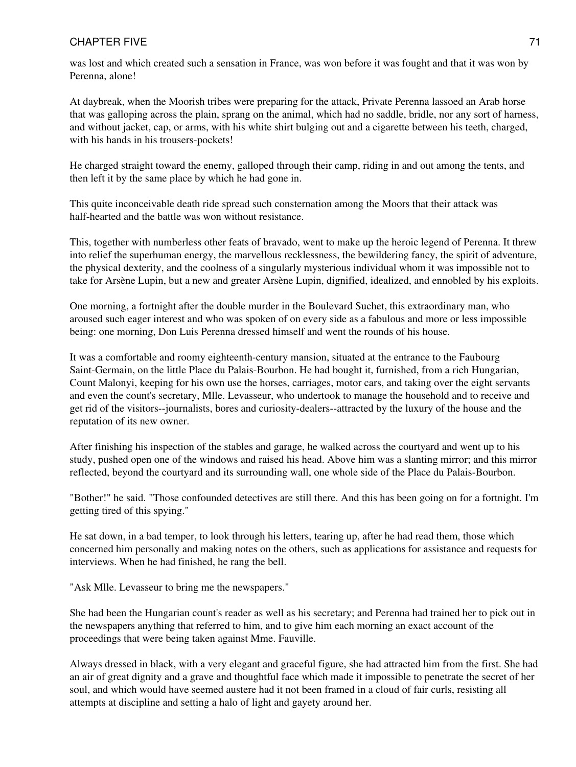was lost and which created such a sensation in France, was won before it was fought and that it was won by Perenna, alone!

At daybreak, when the Moorish tribes were preparing for the attack, Private Perenna lassoed an Arab horse that was galloping across the plain, sprang on the animal, which had no saddle, bridle, nor any sort of harness, and without jacket, cap, or arms, with his white shirt bulging out and a cigarette between his teeth, charged, with his hands in his trousers-pockets!

He charged straight toward the enemy, galloped through their camp, riding in and out among the tents, and then left it by the same place by which he had gone in.

This quite inconceivable death ride spread such consternation among the Moors that their attack was half-hearted and the battle was won without resistance.

This, together with numberless other feats of bravado, went to make up the heroic legend of Perenna. It threw into relief the superhuman energy, the marvellous recklessness, the bewildering fancy, the spirit of adventure, the physical dexterity, and the coolness of a singularly mysterious individual whom it was impossible not to take for Arsène Lupin, but a new and greater Arsène Lupin, dignified, idealized, and ennobled by his exploits.

One morning, a fortnight after the double murder in the Boulevard Suchet, this extraordinary man, who aroused such eager interest and who was spoken of on every side as a fabulous and more or less impossible being: one morning, Don Luis Perenna dressed himself and went the rounds of his house.

It was a comfortable and roomy eighteenth-century mansion, situated at the entrance to the Faubourg Saint-Germain, on the little Place du Palais-Bourbon. He had bought it, furnished, from a rich Hungarian, Count Malonyi, keeping for his own use the horses, carriages, motor cars, and taking over the eight servants and even the count's secretary, Mlle. Levasseur, who undertook to manage the household and to receive and get rid of the visitors--journalists, bores and curiosity-dealers--attracted by the luxury of the house and the reputation of its new owner.

After finishing his inspection of the stables and garage, he walked across the courtyard and went up to his study, pushed open one of the windows and raised his head. Above him was a slanting mirror; and this mirror reflected, beyond the courtyard and its surrounding wall, one whole side of the Place du Palais-Bourbon.

"Bother!" he said. "Those confounded detectives are still there. And this has been going on for a fortnight. I'm getting tired of this spying."

He sat down, in a bad temper, to look through his letters, tearing up, after he had read them, those which concerned him personally and making notes on the others, such as applications for assistance and requests for interviews. When he had finished, he rang the bell.

"Ask Mlle. Levasseur to bring me the newspapers."

She had been the Hungarian count's reader as well as his secretary; and Perenna had trained her to pick out in the newspapers anything that referred to him, and to give him each morning an exact account of the proceedings that were being taken against Mme. Fauville.

Always dressed in black, with a very elegant and graceful figure, she had attracted him from the first. She had an air of great dignity and a grave and thoughtful face which made it impossible to penetrate the secret of her soul, and which would have seemed austere had it not been framed in a cloud of fair curls, resisting all attempts at discipline and setting a halo of light and gayety around her.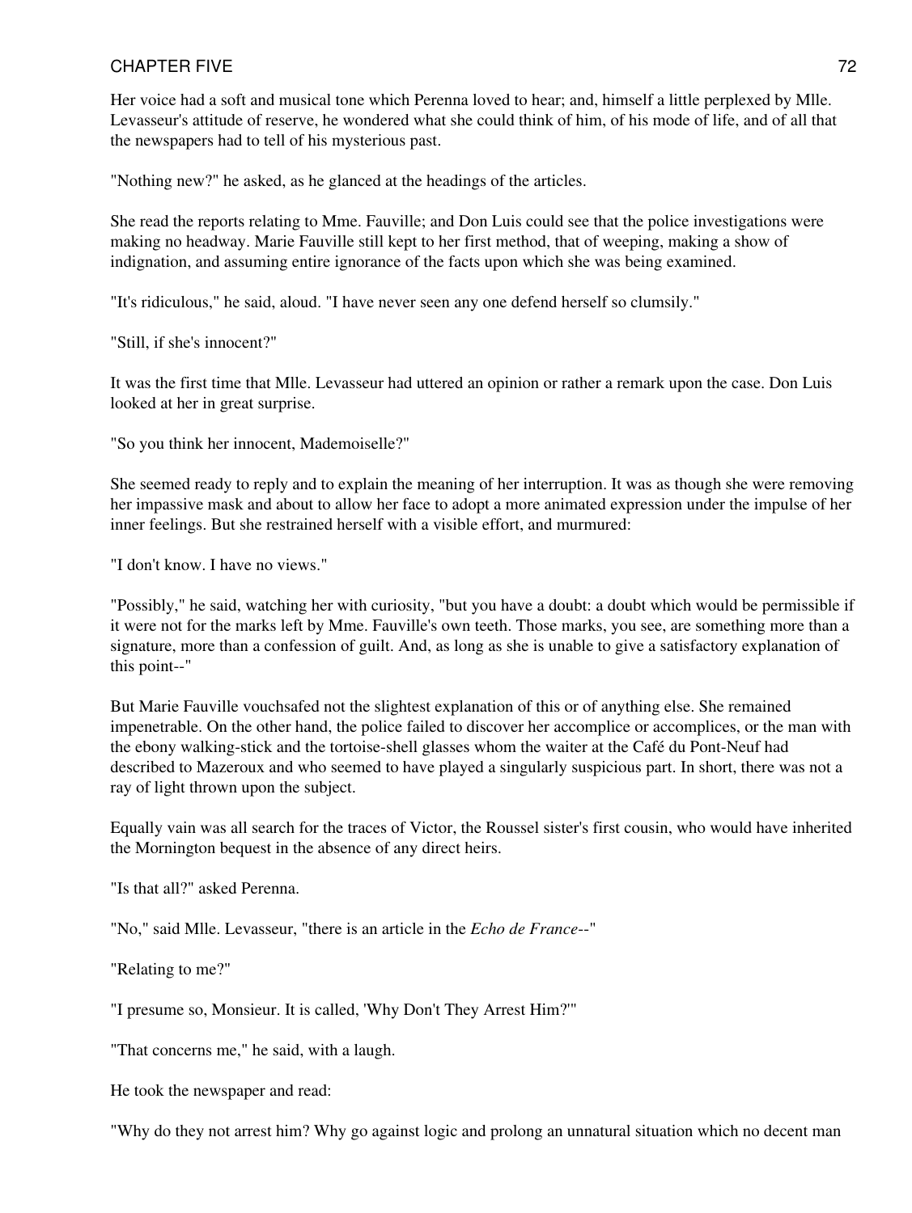Her voice had a soft and musical tone which Perenna loved to hear; and, himself a little perplexed by Mlle. Levasseur's attitude of reserve, he wondered what she could think of him, of his mode of life, and of all that the newspapers had to tell of his mysterious past.

"Nothing new?" he asked, as he glanced at the headings of the articles.

She read the reports relating to Mme. Fauville; and Don Luis could see that the police investigations were making no headway. Marie Fauville still kept to her first method, that of weeping, making a show of indignation, and assuming entire ignorance of the facts upon which she was being examined.

"It's ridiculous," he said, aloud. "I have never seen any one defend herself so clumsily."

"Still, if she's innocent?"

It was the first time that Mlle. Levasseur had uttered an opinion or rather a remark upon the case. Don Luis looked at her in great surprise.

"So you think her innocent, Mademoiselle?"

She seemed ready to reply and to explain the meaning of her interruption. It was as though she were removing her impassive mask and about to allow her face to adopt a more animated expression under the impulse of her inner feelings. But she restrained herself with a visible effort, and murmured:

"I don't know. I have no views."

"Possibly," he said, watching her with curiosity, "but you have a doubt: a doubt which would be permissible if it were not for the marks left by Mme. Fauville's own teeth. Those marks, you see, are something more than a signature, more than a confession of guilt. And, as long as she is unable to give a satisfactory explanation of this point--"

But Marie Fauville vouchsafed not the slightest explanation of this or of anything else. She remained impenetrable. On the other hand, the police failed to discover her accomplice or accomplices, or the man with the ebony walking-stick and the tortoise-shell glasses whom the waiter at the Café du Pont-Neuf had described to Mazeroux and who seemed to have played a singularly suspicious part. In short, there was not a ray of light thrown upon the subject.

Equally vain was all search for the traces of Victor, the Roussel sister's first cousin, who would have inherited the Mornington bequest in the absence of any direct heirs.

"Is that all?" asked Perenna.

"No," said Mlle. Levasseur, "there is an article in the *Echo de France*--"

"Relating to me?"

"I presume so, Monsieur. It is called, 'Why Don't They Arrest Him?'"

"That concerns me," he said, with a laugh.

He took the newspaper and read:

"Why do they not arrest him? Why go against logic and prolong an unnatural situation which no decent man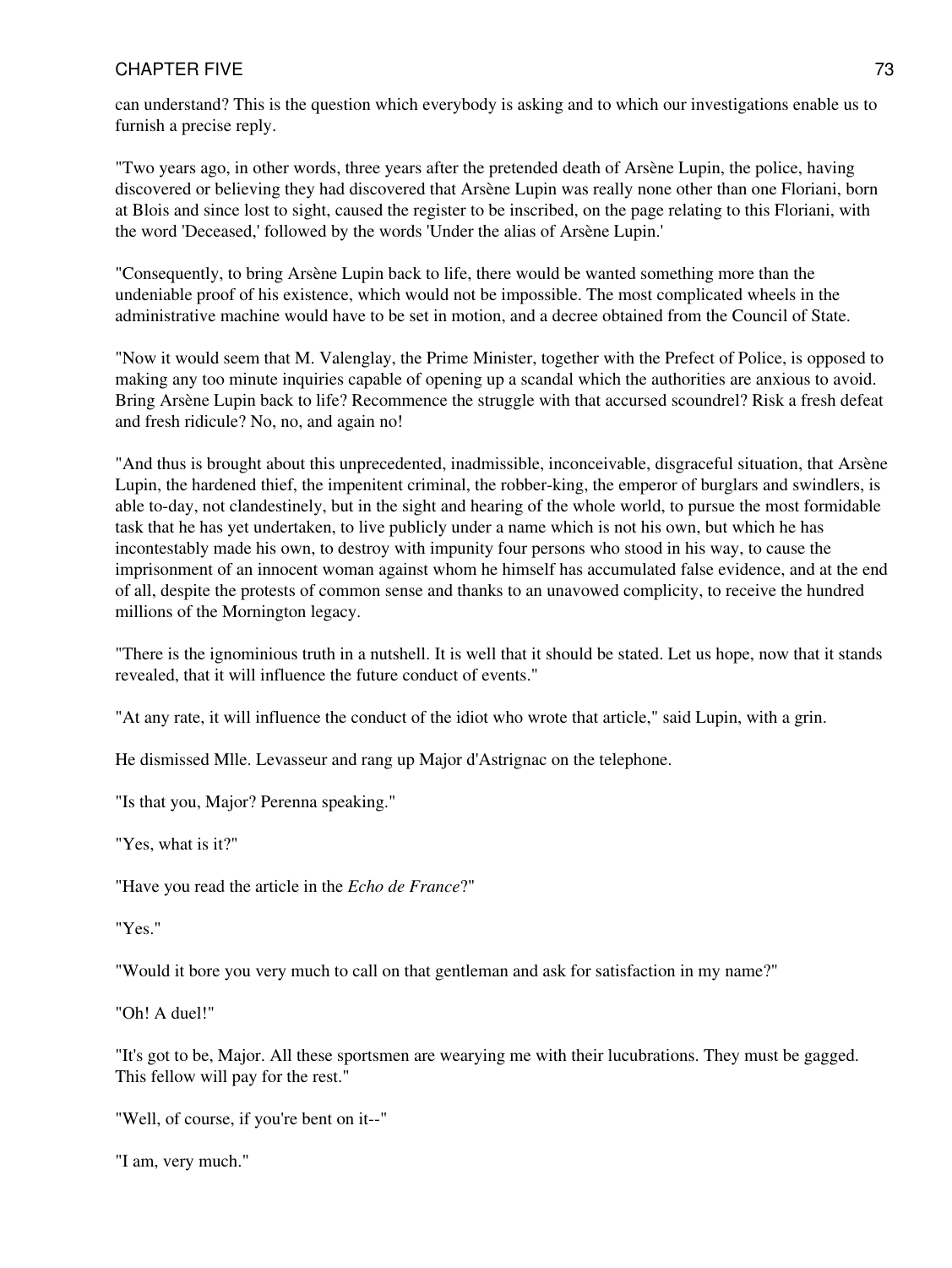can understand? This is the question which everybody is asking and to which our investigations enable us to furnish a precise reply.

"Two years ago, in other words, three years after the pretended death of Arsène Lupin, the police, having discovered or believing they had discovered that Arsène Lupin was really none other than one Floriani, born at Blois and since lost to sight, caused the register to be inscribed, on the page relating to this Floriani, with the word 'Deceased,' followed by the words 'Under the alias of Arsène Lupin.'

"Consequently, to bring Arsène Lupin back to life, there would be wanted something more than the undeniable proof of his existence, which would not be impossible. The most complicated wheels in the administrative machine would have to be set in motion, and a decree obtained from the Council of State.

"Now it would seem that M. Valenglay, the Prime Minister, together with the Prefect of Police, is opposed to making any too minute inquiries capable of opening up a scandal which the authorities are anxious to avoid. Bring Arsène Lupin back to life? Recommence the struggle with that accursed scoundrel? Risk a fresh defeat and fresh ridicule? No, no, and again no!

"And thus is brought about this unprecedented, inadmissible, inconceivable, disgraceful situation, that Arsène Lupin, the hardened thief, the impenitent criminal, the robber-king, the emperor of burglars and swindlers, is able to-day, not clandestinely, but in the sight and hearing of the whole world, to pursue the most formidable task that he has yet undertaken, to live publicly under a name which is not his own, but which he has incontestably made his own, to destroy with impunity four persons who stood in his way, to cause the imprisonment of an innocent woman against whom he himself has accumulated false evidence, and at the end of all, despite the protests of common sense and thanks to an unavowed complicity, to receive the hundred millions of the Mornington legacy.

"There is the ignominious truth in a nutshell. It is well that it should be stated. Let us hope, now that it stands revealed, that it will influence the future conduct of events."

"At any rate, it will influence the conduct of the idiot who wrote that article," said Lupin, with a grin.

He dismissed Mlle. Levasseur and rang up Major d'Astrignac on the telephone.

"Is that you, Major? Perenna speaking."

"Yes, what is it?"

"Have you read the article in the *Echo de France*?"

"Yes."

"Would it bore you very much to call on that gentleman and ask for satisfaction in my name?"

"Oh! A duel!"

"It's got to be, Major. All these sportsmen are wearying me with their lucubrations. They must be gagged. This fellow will pay for the rest."

"Well, of course, if you're bent on it--"

"I am, very much."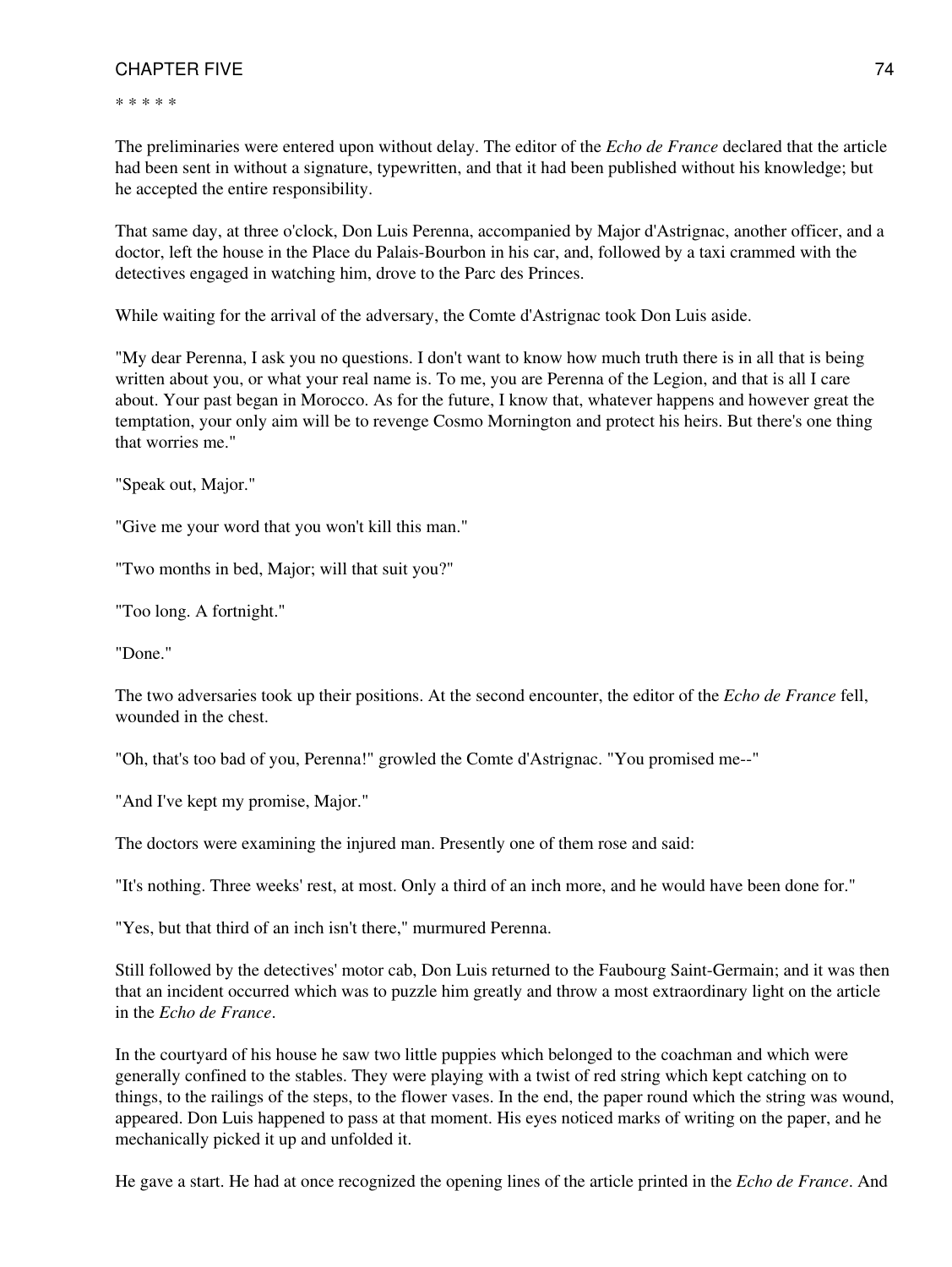* * * * *

The preliminaries were entered upon without delay. The editor of the *Echo de France* declared that the article had been sent in without a signature, typewritten, and that it had been published without his knowledge; but he accepted the entire responsibility.

That same day, at three o'clock, Don Luis Perenna, accompanied by Major d'Astrignac, another officer, and a doctor, left the house in the Place du Palais-Bourbon in his car, and, followed by a taxi crammed with the detectives engaged in watching him, drove to the Parc des Princes.

While waiting for the arrival of the adversary, the Comte d'Astrignac took Don Luis aside.

"My dear Perenna, I ask you no questions. I don't want to know how much truth there is in all that is being written about you, or what your real name is. To me, you are Perenna of the Legion, and that is all I care about. Your past began in Morocco. As for the future, I know that, whatever happens and however great the temptation, your only aim will be to revenge Cosmo Mornington and protect his heirs. But there's one thing that worries me."

"Speak out, Major."

"Give me your word that you won't kill this man."

"Two months in bed, Major; will that suit you?"

"Too long. A fortnight."

"Done."

The two adversaries took up their positions. At the second encounter, the editor of the *Echo de France* fell, wounded in the chest.

"Oh, that's too bad of you, Perenna!" growled the Comte d'Astrignac. "You promised me--"

"And I've kept my promise, Major."

The doctors were examining the injured man. Presently one of them rose and said:

"It's nothing. Three weeks' rest, at most. Only a third of an inch more, and he would have been done for."

"Yes, but that third of an inch isn't there," murmured Perenna.

Still followed by the detectives' motor cab, Don Luis returned to the Faubourg Saint-Germain; and it was then that an incident occurred which was to puzzle him greatly and throw a most extraordinary light on the article in the *Echo de France*.

In the courtyard of his house he saw two little puppies which belonged to the coachman and which were generally confined to the stables. They were playing with a twist of red string which kept catching on to things, to the railings of the steps, to the flower vases. In the end, the paper round which the string was wound, appeared. Don Luis happened to pass at that moment. His eyes noticed marks of writing on the paper, and he mechanically picked it up and unfolded it.

He gave a start. He had at once recognized the opening lines of the article printed in the *Echo de France*. And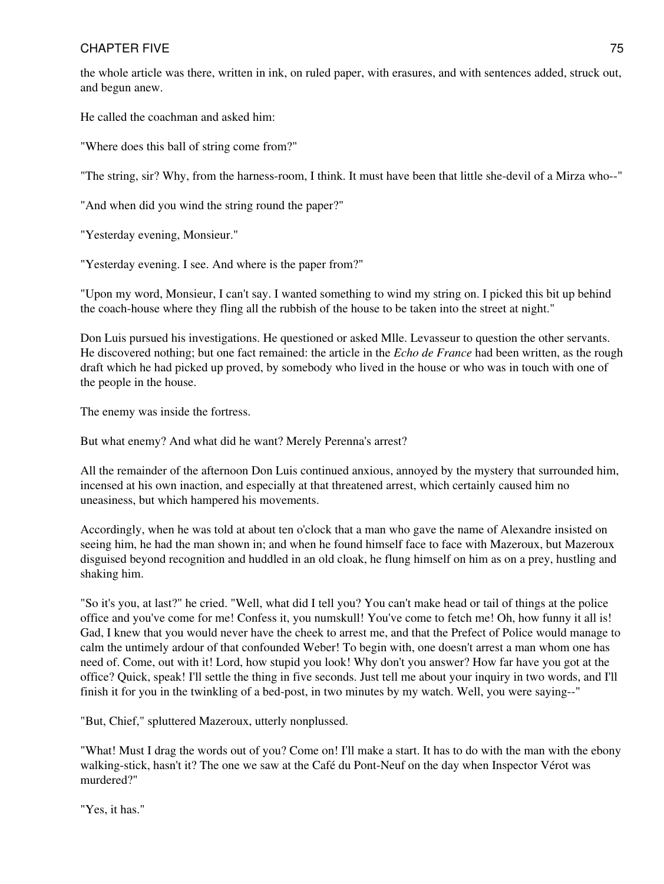the whole article was there, written in ink, on ruled paper, with erasures, and with sentences added, struck out, and begun anew.

He called the coachman and asked him:

"Where does this ball of string come from?"

"The string, sir? Why, from the harness-room, I think. It must have been that little she-devil of a Mirza who--"

"And when did you wind the string round the paper?"

"Yesterday evening, Monsieur."

"Yesterday evening. I see. And where is the paper from?"

"Upon my word, Monsieur, I can't say. I wanted something to wind my string on. I picked this bit up behind the coach-house where they fling all the rubbish of the house to be taken into the street at night."

Don Luis pursued his investigations. He questioned or asked Mlle. Levasseur to question the other servants. He discovered nothing; but one fact remained: the article in the *Echo de France* had been written, as the rough draft which he had picked up proved, by somebody who lived in the house or who was in touch with one of the people in the house.

The enemy was inside the fortress.

But what enemy? And what did he want? Merely Perenna's arrest?

All the remainder of the afternoon Don Luis continued anxious, annoyed by the mystery that surrounded him, incensed at his own inaction, and especially at that threatened arrest, which certainly caused him no uneasiness, but which hampered his movements.

Accordingly, when he was told at about ten o'clock that a man who gave the name of Alexandre insisted on seeing him, he had the man shown in; and when he found himself face to face with Mazeroux, but Mazeroux disguised beyond recognition and huddled in an old cloak, he flung himself on him as on a prey, hustling and shaking him.

"So it's you, at last?" he cried. "Well, what did I tell you? You can't make head or tail of things at the police office and you've come for me! Confess it, you numskull! You've come to fetch me! Oh, how funny it all is! Gad, I knew that you would never have the cheek to arrest me, and that the Prefect of Police would manage to calm the untimely ardour of that confounded Weber! To begin with, one doesn't arrest a man whom one has need of. Come, out with it! Lord, how stupid you look! Why don't you answer? How far have you got at the office? Quick, speak! I'll settle the thing in five seconds. Just tell me about your inquiry in two words, and I'll finish it for you in the twinkling of a bed-post, in two minutes by my watch. Well, you were saying--"

"But, Chief," spluttered Mazeroux, utterly nonplussed.

"What! Must I drag the words out of you? Come on! I'll make a start. It has to do with the man with the ebony walking-stick, hasn't it? The one we saw at the Café du Pont-Neuf on the day when Inspector Vérot was murdered?"

"Yes, it has."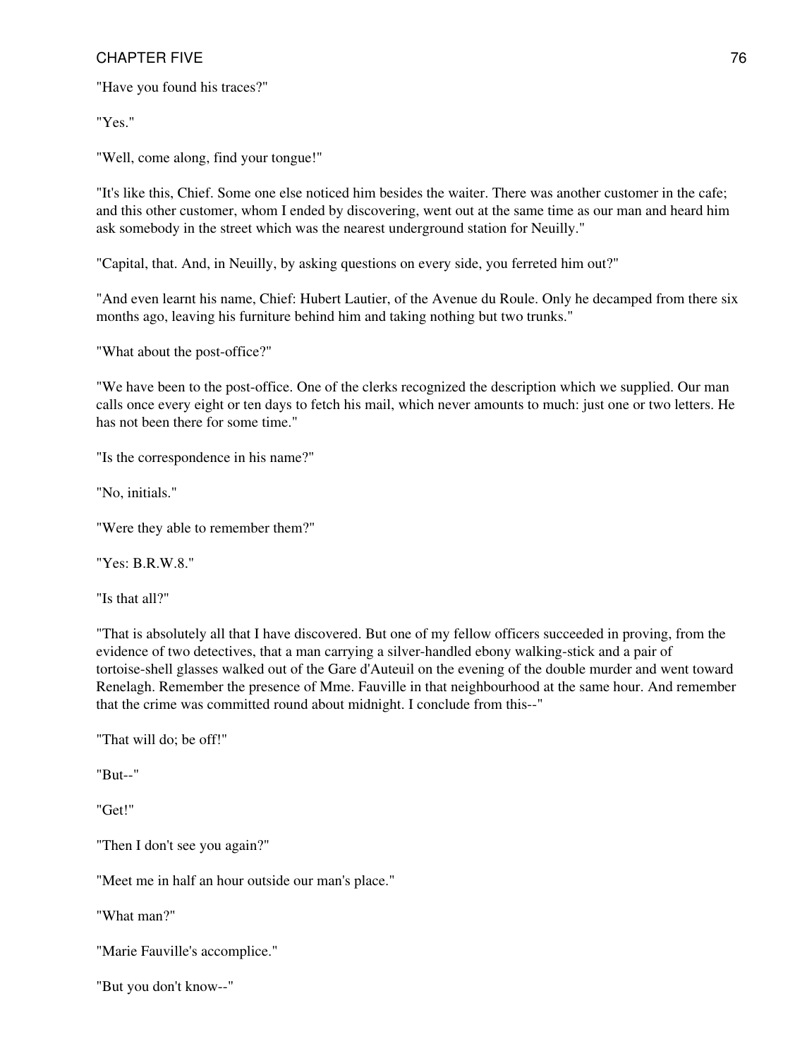"Have you found his traces?"

"Yes."

"Well, come along, find your tongue!"

"It's like this, Chief. Some one else noticed him besides the waiter. There was another customer in the cafe; and this other customer, whom I ended by discovering, went out at the same time as our man and heard him ask somebody in the street which was the nearest underground station for Neuilly."

"Capital, that. And, in Neuilly, by asking questions on every side, you ferreted him out?"

"And even learnt his name, Chief: Hubert Lautier, of the Avenue du Roule. Only he decamped from there six months ago, leaving his furniture behind him and taking nothing but two trunks."

"What about the post-office?"

"We have been to the post-office. One of the clerks recognized the description which we supplied. Our man calls once every eight or ten days to fetch his mail, which never amounts to much: just one or two letters. He has not been there for some time."

"Is the correspondence in his name?"

"No, initials."

"Were they able to remember them?"

"Yes: B.R.W.8."

"Is that all?"

"That is absolutely all that I have discovered. But one of my fellow officers succeeded in proving, from the evidence of two detectives, that a man carrying a silver-handled ebony walking-stick and a pair of tortoise-shell glasses walked out of the Gare d'Auteuil on the evening of the double murder and went toward Renelagh. Remember the presence of Mme. Fauville in that neighbourhood at the same hour. And remember that the crime was committed round about midnight. I conclude from this--"

"That will do; be off!"

"But--"

"Get!"

"Then I don't see you again?"

"Meet me in half an hour outside our man's place."

"What man?"

"Marie Fauville's accomplice."

"But you don't know--"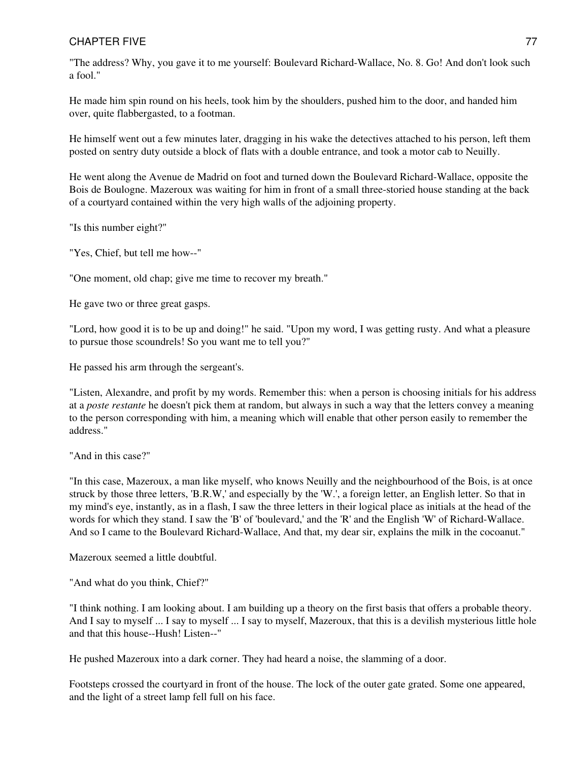"The address? Why, you gave it to me yourself: Boulevard Richard-Wallace, No. 8. Go! And don't look such a fool."

He made him spin round on his heels, took him by the shoulders, pushed him to the door, and handed him over, quite flabbergasted, to a footman.

He himself went out a few minutes later, dragging in his wake the detectives attached to his person, left them posted on sentry duty outside a block of flats with a double entrance, and took a motor cab to Neuilly.

He went along the Avenue de Madrid on foot and turned down the Boulevard Richard-Wallace, opposite the Bois de Boulogne. Mazeroux was waiting for him in front of a small three-storied house standing at the back of a courtyard contained within the very high walls of the adjoining property.

"Is this number eight?"

"Yes, Chief, but tell me how--"

"One moment, old chap; give me time to recover my breath."

He gave two or three great gasps.

"Lord, how good it is to be up and doing!" he said. "Upon my word, I was getting rusty. And what a pleasure to pursue those scoundrels! So you want me to tell you?"

He passed his arm through the sergeant's.

"Listen, Alexandre, and profit by my words. Remember this: when a person is choosing initials for his address at a *poste restante* he doesn't pick them at random, but always in such a way that the letters convey a meaning to the person corresponding with him, a meaning which will enable that other person easily to remember the address."

"And in this case?"

"In this case, Mazeroux, a man like myself, who knows Neuilly and the neighbourhood of the Bois, is at once struck by those three letters, 'B.R.W,' and especially by the 'W.', a foreign letter, an English letter. So that in my mind's eye, instantly, as in a flash, I saw the three letters in their logical place as initials at the head of the words for which they stand. I saw the 'B' of 'boulevard,' and the 'R' and the English 'W' of Richard-Wallace. And so I came to the Boulevard Richard-Wallace, And that, my dear sir, explains the milk in the cocoanut."

Mazeroux seemed a little doubtful.

"And what do you think, Chief?"

"I think nothing. I am looking about. I am building up a theory on the first basis that offers a probable theory. And I say to myself ... I say to myself ... I say to myself, Mazeroux, that this is a devilish mysterious little hole and that this house--Hush! Listen--"

He pushed Mazeroux into a dark corner. They had heard a noise, the slamming of a door.

Footsteps crossed the courtyard in front of the house. The lock of the outer gate grated. Some one appeared, and the light of a street lamp fell full on his face.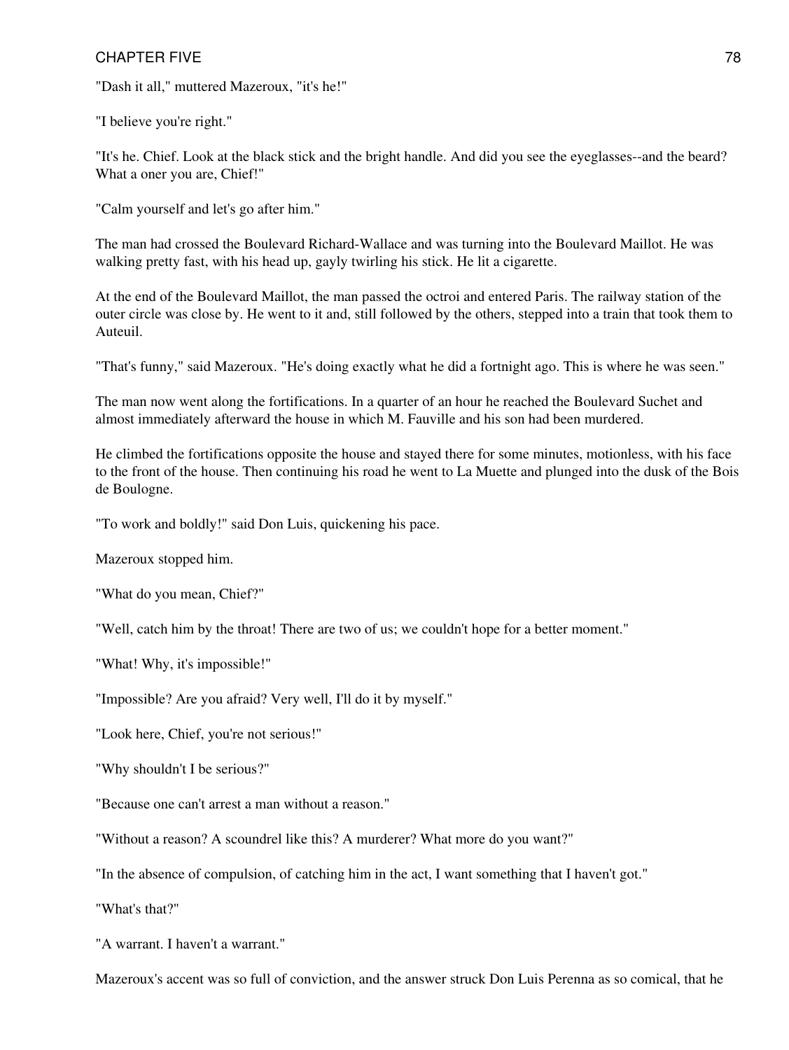"Dash it all," muttered Mazeroux, "it's he!"

"I believe you're right."

"It's he. Chief. Look at the black stick and the bright handle. And did you see the eyeglasses--and the beard? What a oner you are, Chief!"

"Calm yourself and let's go after him."

The man had crossed the Boulevard Richard-Wallace and was turning into the Boulevard Maillot. He was walking pretty fast, with his head up, gayly twirling his stick. He lit a cigarette.

At the end of the Boulevard Maillot, the man passed the octroi and entered Paris. The railway station of the outer circle was close by. He went to it and, still followed by the others, stepped into a train that took them to Auteuil.

"That's funny," said Mazeroux. "He's doing exactly what he did a fortnight ago. This is where he was seen."

The man now went along the fortifications. In a quarter of an hour he reached the Boulevard Suchet and almost immediately afterward the house in which M. Fauville and his son had been murdered.

He climbed the fortifications opposite the house and stayed there for some minutes, motionless, with his face to the front of the house. Then continuing his road he went to La Muette and plunged into the dusk of the Bois de Boulogne.

"To work and boldly!" said Don Luis, quickening his pace.

Mazeroux stopped him.

"What do you mean, Chief?"

"Well, catch him by the throat! There are two of us; we couldn't hope for a better moment."

"What! Why, it's impossible!"

"Impossible? Are you afraid? Very well, I'll do it by myself."

"Look here, Chief, you're not serious!"

"Why shouldn't I be serious?"

"Because one can't arrest a man without a reason."

"Without a reason? A scoundrel like this? A murderer? What more do you want?"

"In the absence of compulsion, of catching him in the act, I want something that I haven't got."

"What's that?"

"A warrant. I haven't a warrant."

Mazeroux's accent was so full of conviction, and the answer struck Don Luis Perenna as so comical, that he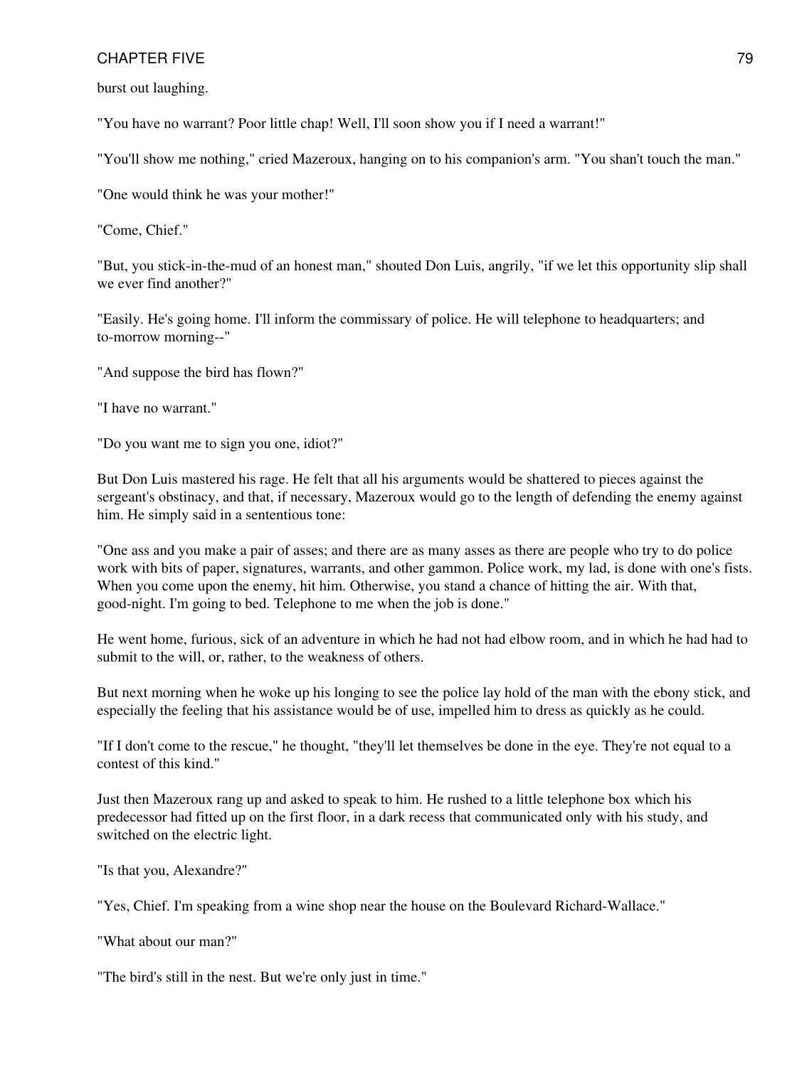burst out laughing.

"You have no warrant? Poor little chap! Well, I'll soon show you if I need a warrant!"

"You'll show me nothing," cried Mazeroux, hanging on to his companion's arm. "You shan't touch the man."

"One would think he was your mother!"

"Come, Chief."

"But, you stick-in-the-mud of an honest man," shouted Don Luis, angrily, "if we let this opportunity slip shall we ever find another?"

"Easily. He's going home. I'll inform the commissary of police. He will telephone to headquarters; and to-morrow morning--"

"And suppose the bird has flown?"

"I have no warrant."

"Do you want me to sign you one, idiot?"

But Don Luis mastered his rage. He felt that all his arguments would be shattered to pieces against the sergeant's obstinacy, and that, if necessary, Mazeroux would go to the length of defending the enemy against him. He simply said in a sententious tone:

"One ass and you make a pair of asses; and there are as many asses as there are people who try to do police work with bits of paper, signatures, warrants, and other gammon. Police work, my lad, is done with one's fists. When you come upon the enemy, hit him. Otherwise, you stand a chance of hitting the air. With that, good-night. I'm going to bed. Telephone to me when the job is done."

He went home, furious, sick of an adventure in which he had not had elbow room, and in which he had had to submit to the will, or, rather, to the weakness of others.

But next morning when he woke up his longing to see the police lay hold of the man with the ebony stick, and especially the feeling that his assistance would be of use, impelled him to dress as quickly as he could.

"If I don't come to the rescue," he thought, "they'll let themselves be done in the eye. They're not equal to a contest of this kind."

Just then Mazeroux rang up and asked to speak to him. He rushed to a little telephone box which his predecessor had fitted up on the first floor, in a dark recess that communicated only with his study, and switched on the electric light.

"Is that you, Alexandre?"

"Yes, Chief. I'm speaking from a wine shop near the house on the Boulevard Richard-Wallace."

"What about our man?"

"The bird's still in the nest. But we're only just in time."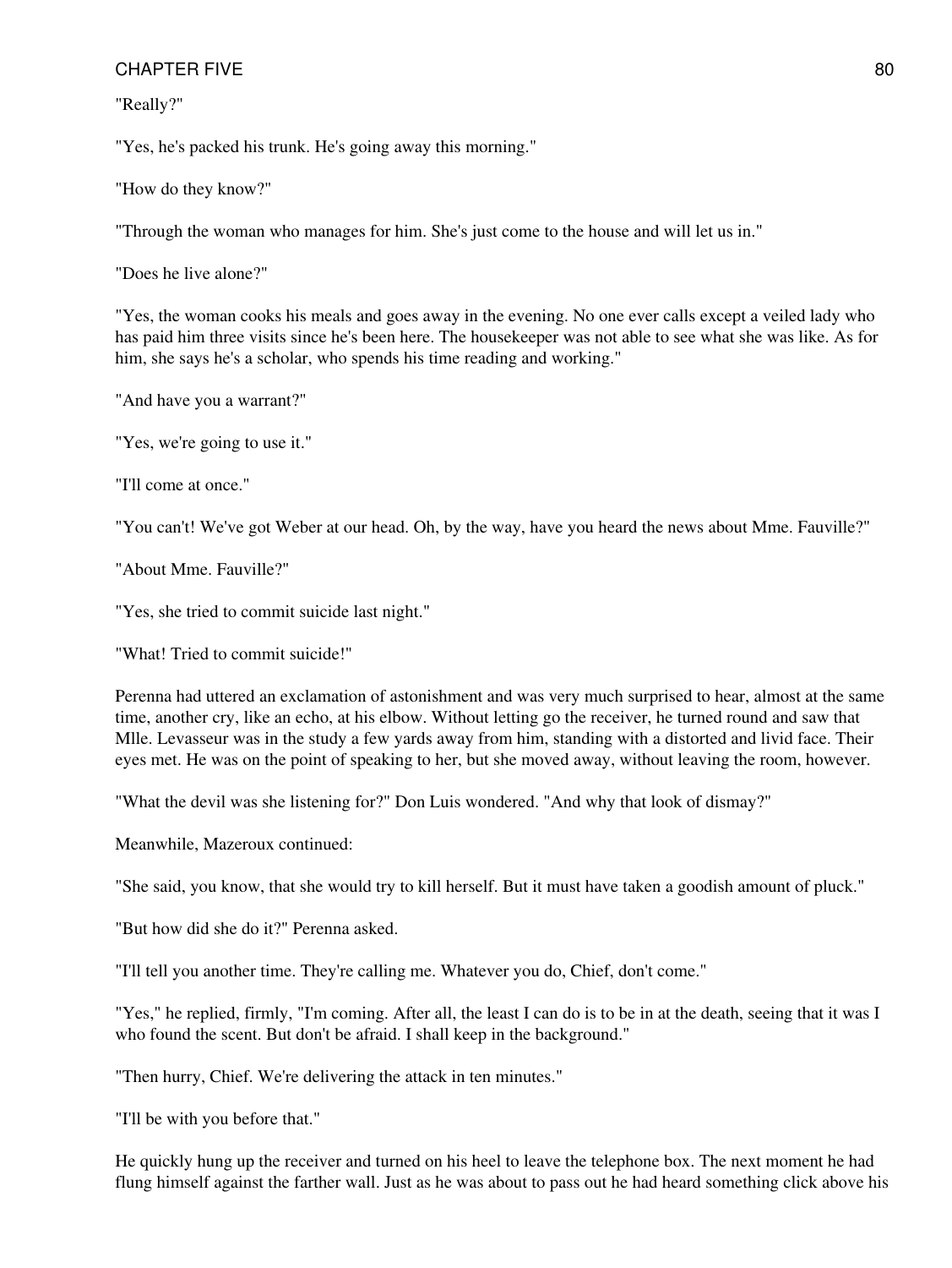"Really?"

"Yes, he's packed his trunk. He's going away this morning."

"How do they know?"

"Through the woman who manages for him. She's just come to the house and will let us in."

"Does he live alone?"

"Yes, the woman cooks his meals and goes away in the evening. No one ever calls except a veiled lady who has paid him three visits since he's been here. The housekeeper was not able to see what she was like. As for him, she says he's a scholar, who spends his time reading and working."

"And have you a warrant?"

"Yes, we're going to use it."

"I'll come at once."

"You can't! We've got Weber at our head. Oh, by the way, have you heard the news about Mme. Fauville?"

"About Mme. Fauville?"

"Yes, she tried to commit suicide last night."

"What! Tried to commit suicide!"

Perenna had uttered an exclamation of astonishment and was very much surprised to hear, almost at the same time, another cry, like an echo, at his elbow. Without letting go the receiver, he turned round and saw that Mlle. Levasseur was in the study a few yards away from him, standing with a distorted and livid face. Their eyes met. He was on the point of speaking to her, but she moved away, without leaving the room, however.

"What the devil was she listening for?" Don Luis wondered. "And why that look of dismay?"

Meanwhile, Mazeroux continued:

"She said, you know, that she would try to kill herself. But it must have taken a goodish amount of pluck."

"But how did she do it?" Perenna asked.

"I'll tell you another time. They're calling me. Whatever you do, Chief, don't come."

"Yes," he replied, firmly, "I'm coming. After all, the least I can do is to be in at the death, seeing that it was I who found the scent. But don't be afraid. I shall keep in the background."

"Then hurry, Chief. We're delivering the attack in ten minutes."

"I'll be with you before that."

He quickly hung up the receiver and turned on his heel to leave the telephone box. The next moment he had flung himself against the farther wall. Just as he was about to pass out he had heard something click above his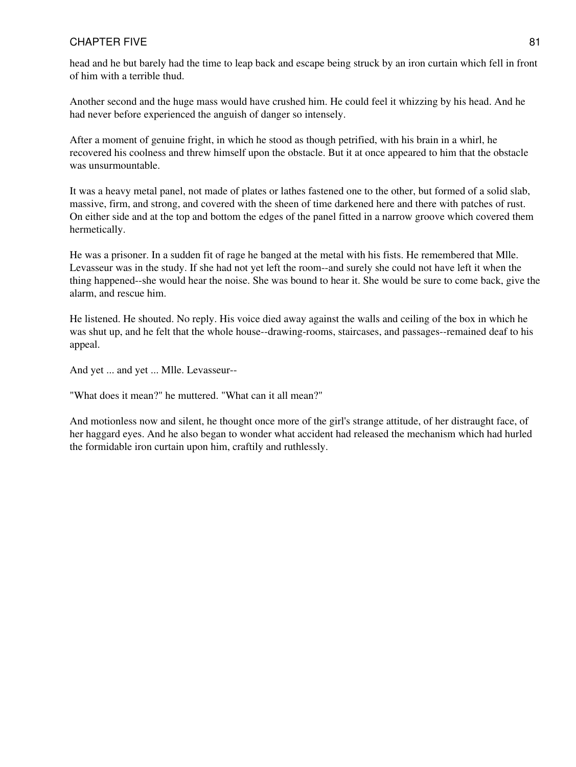head and he but barely had the time to leap back and escape being struck by an iron curtain which fell in front of him with a terrible thud.

Another second and the huge mass would have crushed him. He could feel it whizzing by his head. And he had never before experienced the anguish of danger so intensely.

After a moment of genuine fright, in which he stood as though petrified, with his brain in a whirl, he recovered his coolness and threw himself upon the obstacle. But it at once appeared to him that the obstacle was unsurmountable.

It was a heavy metal panel, not made of plates or lathes fastened one to the other, but formed of a solid slab, massive, firm, and strong, and covered with the sheen of time darkened here and there with patches of rust. On either side and at the top and bottom the edges of the panel fitted in a narrow groove which covered them hermetically.

He was a prisoner. In a sudden fit of rage he banged at the metal with his fists. He remembered that Mlle. Levasseur was in the study. If she had not yet left the room--and surely she could not have left it when the thing happened--she would hear the noise. She was bound to hear it. She would be sure to come back, give the alarm, and rescue him.

He listened. He shouted. No reply. His voice died away against the walls and ceiling of the box in which he was shut up, and he felt that the whole house--drawing-rooms, staircases, and passages--remained deaf to his appeal.

And yet ... and yet ... Mlle. Levasseur--

"What does it mean?" he muttered. "What can it all mean?"

And motionless now and silent, he thought once more of the girl's strange attitude, of her distraught face, of her haggard eyes. And he also began to wonder what accident had released the mechanism which had hurled the formidable iron curtain upon him, craftily and ruthlessly.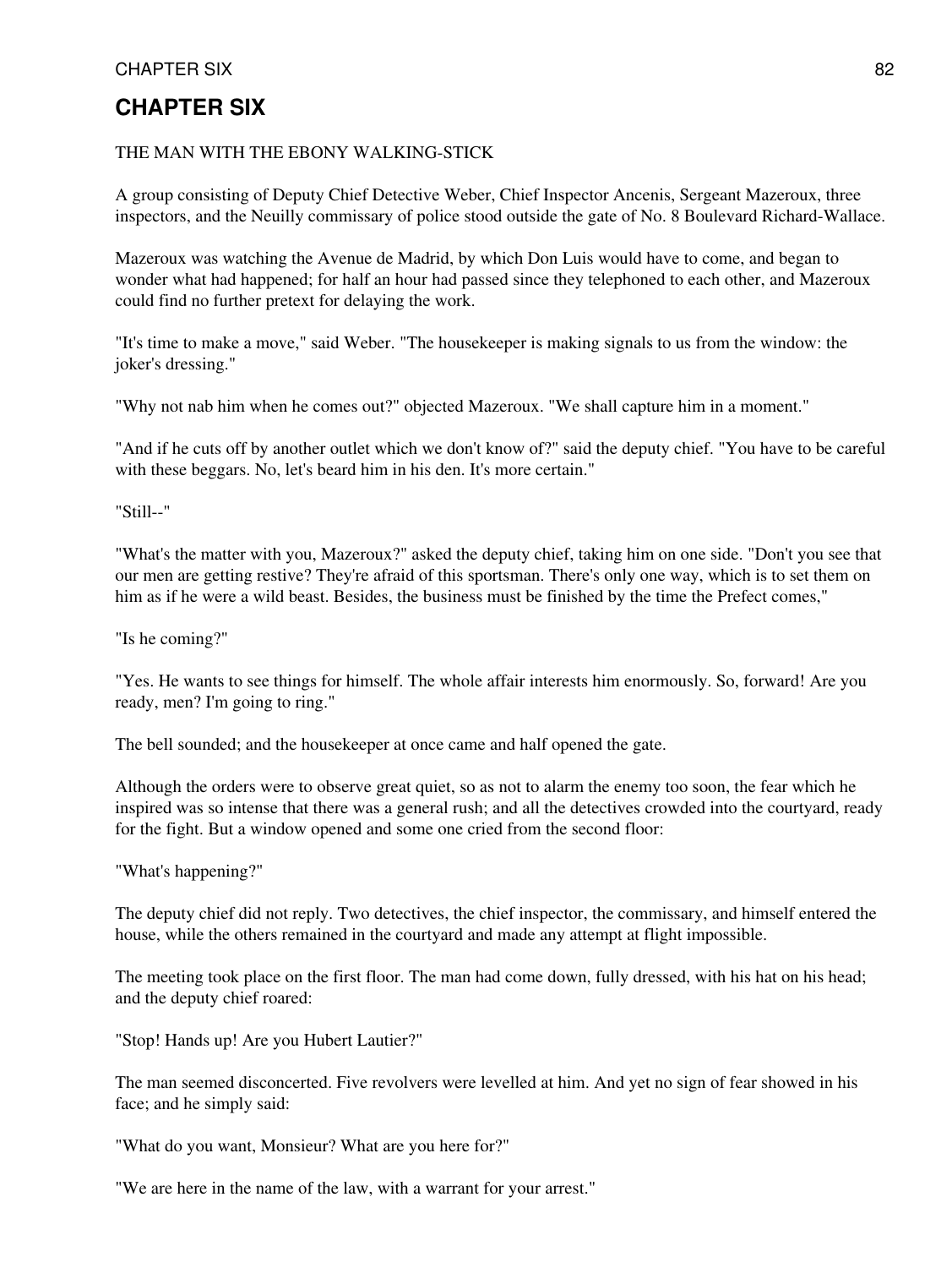# CHAPTER SIX

THE MAN WITH THE EBONY WALKING-STICK

A group consisting of Deputy Chief Detective Weber, Chief Inspector Ancenis, Sergeant Mazeroux, three inspectors, and the Neuilly commissary of police stood outside the gate of No. 8 Boulevard Richard-Wallace.

Mazeroux was watching the Avenue de Madrid, by which Don Luis would have to come, and began to wonder what had happened; for half an hour had passed since they telephoned to each other, and Mazeroux could find no further pretext for delaying the work.

"It's time to make a move," said Weber. "The housekeeper is making signals to us from the window: the joker's dressing."

"Why not nab him when he comes out?" objected Mazeroux. "We shall capture him in a moment."

"And if he cuts off by another outlet which we don't know of?" said the deputy chief. "You have to be careful with these beggars. No, let's beard him in his den. It's more certain."

"Still--"

"What's the matter with you, Mazeroux?" asked the deputy chief, taking him on one side. "Don't you see that our men are getting restive? They're afraid of this sportsman. There's only one way, which is to set them on him as if he were a wild beast. Besides, the business must be finished by the time the Prefect comes,"

"Is he coming?"

"Yes. He wants to see things for himself. The whole affair interests him enormously. So, forward! Are you ready, men? I'm going to ring."

The bell sounded; and the housekeeper at once came and half opened the gate.

Although the orders were to observe great quiet, so as not to alarm the enemy too soon, the fear which he inspired was so intense that there was a general rush; and all the detectives crowded into the courtyard, ready for the fight. But a window opened and some one cried from the second floor:

"What's happening?"

The deputy chief did not reply. Two detectives, the chief inspector, the commissary, and himself entered the house, while the others remained in the courtyard and made any attempt at flight impossible.

The meeting took place on the first floor. The man had come down, fully dressed, with his hat on his head; and the deputy chief roared:

"Stop! Hands up! Are you Hubert Lautier?"

The man seemed disconcerted. Five revolvers were levelled at him. And yet no sign of fear showed in his face; and he simply said:

"What do you want, Monsieur? What are you here for?"

"We are here in the name of the law, with a warrant for your arrest."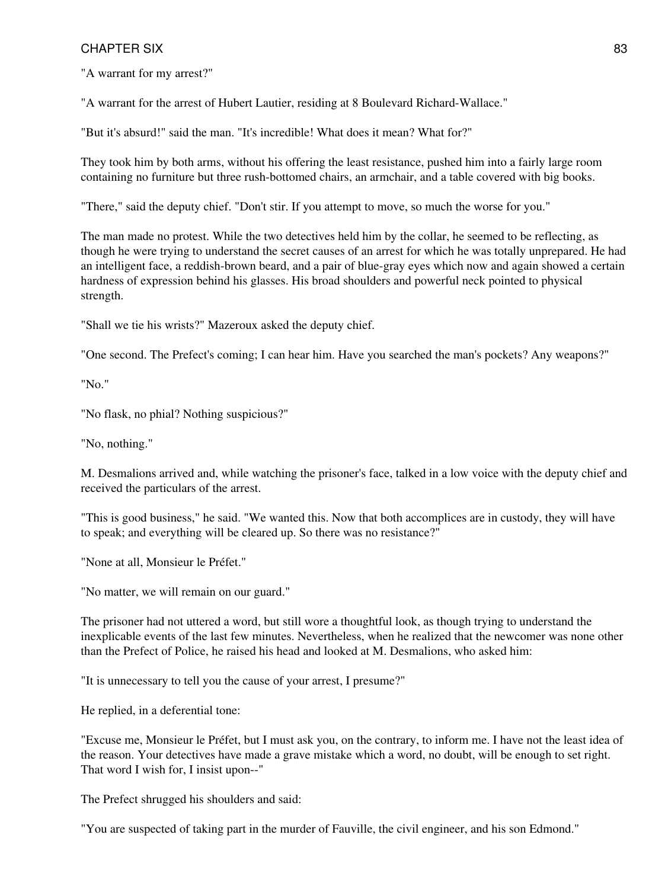"A warrant for my arrest?"

"A warrant for the arrest of Hubert Lautier, residing at 8 Boulevard Richard-Wallace."

"But it's absurd!" said the man. "It's incredible! What does it mean? What for?"

They took him by both arms, without his offering the least resistance, pushed him into a fairly large room containing no furniture but three rush-bottomed chairs, an armchair, and a table covered with big books.

"There," said the deputy chief. "Don't stir. If you attempt to move, so much the worse for you."

The man made no protest. While the two detectives held him by the collar, he seemed to be reflecting, as though he were trying to understand the secret causes of an arrest for which he was totally unprepared. He had an intelligent face, a reddish-brown beard, and a pair of blue-gray eyes which now and again showed a certain hardness of expression behind his glasses. His broad shoulders and powerful neck pointed to physical strength.

"Shall we tie his wrists?" Mazeroux asked the deputy chief.

"One second. The Prefect's coming; I can hear him. Have you searched the man's pockets? Any weapons?"

"No."

"No flask, no phial? Nothing suspicious?"

"No, nothing."

M. Desmalions arrived and, while watching the prisoner's face, talked in a low voice with the deputy chief and received the particulars of the arrest.

"This is good business," he said. "We wanted this. Now that both accomplices are in custody, they will have to speak; and everything will be cleared up. So there was no resistance?"

"None at all, Monsieur le Préfet."

"No matter, we will remain on our guard."

The prisoner had not uttered a word, but still wore a thoughtful look, as though trying to understand the inexplicable events of the last few minutes. Nevertheless, when he realized that the newcomer was none other than the Prefect of Police, he raised his head and looked at M. Desmalions, who asked him:

"It is unnecessary to tell you the cause of your arrest, I presume?"

He replied, in a deferential tone:

"Excuse me, Monsieur le Préfet, but I must ask you, on the contrary, to inform me. I have not the least idea of the reason. Your detectives have made a grave mistake which a word, no doubt, will be enough to set right. That word I wish for, I insist upon--"

The Prefect shrugged his shoulders and said:

"You are suspected of taking part in the murder of Fauville, the civil engineer, and his son Edmond."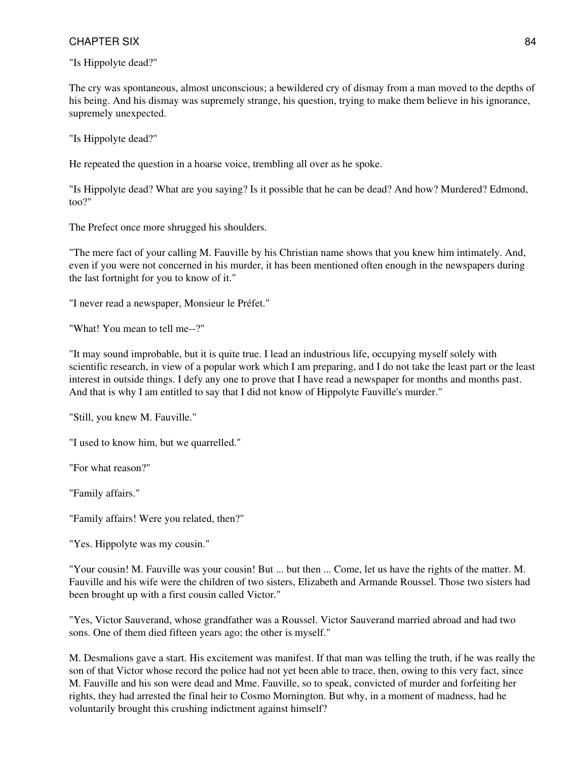"Is Hippolyte dead?"

The cry was spontaneous, almost unconscious; a bewildered cry of dismay from a man moved to the depths of his being. And his dismay was supremely strange, his question, trying to make them believe in his ignorance, supremely unexpected.

"Is Hippolyte dead?"

He repeated the question in a hoarse voice, trembling all over as he spoke.

"Is Hippolyte dead? What are you saying? Is it possible that he can be dead? And how? Murdered? Edmond, too?"

The Prefect once more shrugged his shoulders.

"The mere fact of your calling M. Fauville by his Christian name shows that you knew him intimately. And, even if you were not concerned in his murder, it has been mentioned often enough in the newspapers during the last fortnight for you to know of it."

"I never read a newspaper, Monsieur le Préfet."

"What! You mean to tell me--?"

"It may sound improbable, but it is quite true. I lead an industrious life, occupying myself solely with scientific research, in view of a popular work which I am preparing, and I do not take the least part or the least interest in outside things. I defy any one to prove that I have read a newspaper for months and months past. And that is why I am entitled to say that I did not know of Hippolyte Fauville's murder."

"Still, you knew M. Fauville."

"I used to know him, but we quarrelled."

"For what reason?"

"Family affairs."

"Family affairs! Were you related, then?"

"Yes. Hippolyte was my cousin."

"Your cousin! M. Fauville was your cousin! But ... but then ... Come, let us have the rights of the matter. M. Fauville and his wife were the children of two sisters, Elizabeth and Armande Roussel. Those two sisters had been brought up with a first cousin called Victor."

"Yes, Victor Sauverand, whose grandfather was a Roussel. Victor Sauverand married abroad and had two sons. One of them died fifteen years ago; the other is myself."

M. Desmalions gave a start. His excitement was manifest. If that man was telling the truth, if he was really the son of that Victor whose record the police had not yet been able to trace, then, owing to this very fact, since M. Fauville and his son were dead and Mme. Fauville, so to speak, convicted of murder and forfeiting her rights, they had arrested the final heir to Cosmo Mornington. But why, in a moment of madness, had he voluntarily brought this crushing indictment against himself?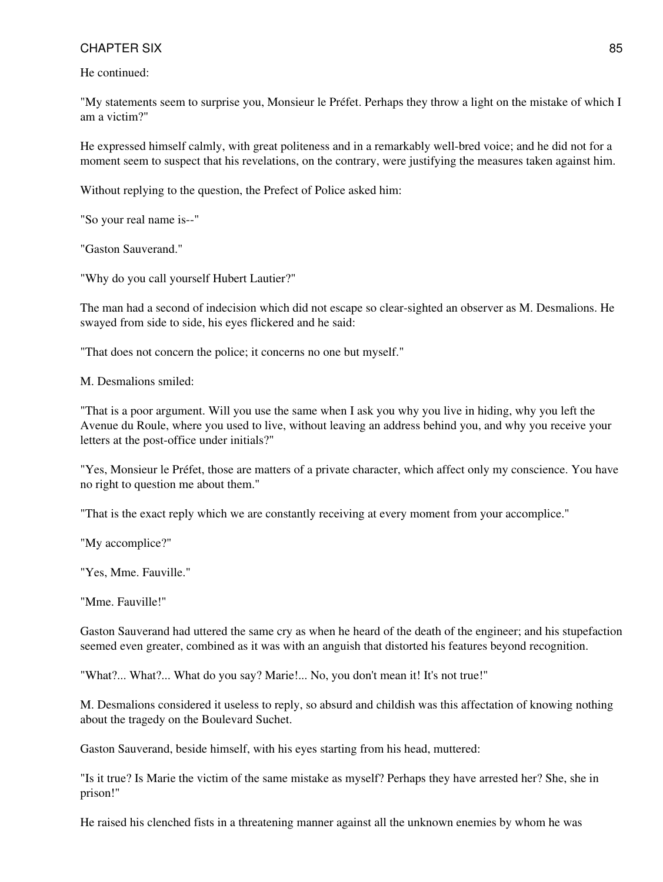He continued:

"My statements seem to surprise you, Monsieur le Préfet. Perhaps they throw a light on the mistake of which I am a victim?"

He expressed himself calmly, with great politeness and in a remarkably well-bred voice; and he did not for a moment seem to suspect that his revelations, on the contrary, were justifying the measures taken against him.

Without replying to the question, the Prefect of Police asked him:

"So your real name is--"

"Gaston Sauverand."

"Why do you call yourself Hubert Lautier?"

The man had a second of indecision which did not escape so clear-sighted an observer as M. Desmalions. He swayed from side to side, his eyes flickered and he said:

"That does not concern the police; it concerns no one but myself."

M. Desmalions smiled:

"That is a poor argument. Will you use the same when I ask you why you live in hiding, why you left the Avenue du Roule, where you used to live, without leaving an address behind you, and why you receive your letters at the post-office under initials?"

"Yes, Monsieur le Préfet, those are matters of a private character, which affect only my conscience. You have no right to question me about them."

"That is the exact reply which we are constantly receiving at every moment from your accomplice."

"My accomplice?"

"Yes, Mme. Fauville."

"Mme. Fauville!"

Gaston Sauverand had uttered the same cry as when he heard of the death of the engineer; and his stupefaction seemed even greater, combined as it was with an anguish that distorted his features beyond recognition.

"What?... What?... What do you say? Marie!... No, you don't mean it! It's not true!"

M. Desmalions considered it useless to reply, so absurd and childish was this affectation of knowing nothing about the tragedy on the Boulevard Suchet.

Gaston Sauverand, beside himself, with his eyes starting from his head, muttered:

"Is it true? Is Marie the victim of the same mistake as myself? Perhaps they have arrested her? She, she in prison!"

He raised his clenched fists in a threatening manner against all the unknown enemies by whom he was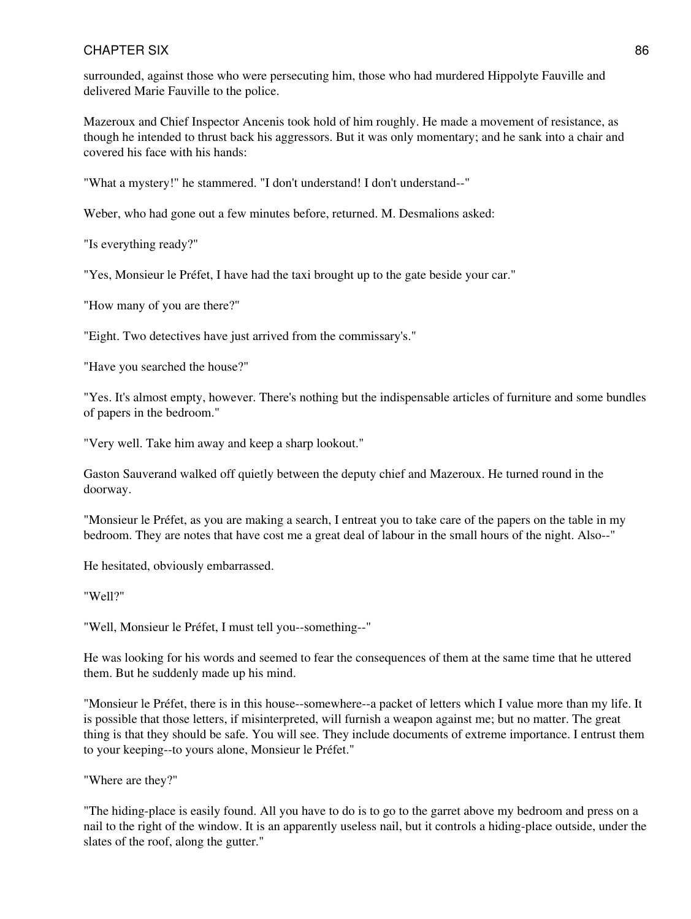surrounded, against those who were persecuting him, those who had murdered Hippolyte Fauville and delivered Marie Fauville to the police.

Mazeroux and Chief Inspector Ancenis took hold of him roughly. He made a movement of resistance, as though he intended to thrust back his aggressors. But it was only momentary; and he sank into a chair and covered his face with his hands:

"What a mystery!" he stammered. "I don't understand! I don't understand--"

Weber, who had gone out a few minutes before, returned. M. Desmalions asked:

"Is everything ready?"

"Yes, Monsieur le Préfet, I have had the taxi brought up to the gate beside your car."

"How many of you are there?"

"Eight. Two detectives have just arrived from the commissary's."

"Have you searched the house?"

"Yes. It's almost empty, however. There's nothing but the indispensable articles of furniture and some bundles of papers in the bedroom."

"Very well. Take him away and keep a sharp lookout."

Gaston Sauverand walked off quietly between the deputy chief and Mazeroux. He turned round in the doorway.

"Monsieur le Préfet, as you are making a search, I entreat you to take care of the papers on the table in my bedroom. They are notes that have cost me a great deal of labour in the small hours of the night. Also--"

He hesitated, obviously embarrassed.

"Well?"

"Well, Monsieur le Préfet, I must tell you--something--"

He was looking for his words and seemed to fear the consequences of them at the same time that he uttered them. But he suddenly made up his mind.

"Monsieur le Préfet, there is in this house--somewhere--a packet of letters which I value more than my life. It is possible that those letters, if misinterpreted, will furnish a weapon against me; but no matter. The great thing is that they should be safe. You will see. They include documents of extreme importance. I entrust them to your keeping--to yours alone, Monsieur le Préfet."

"Where are they?"

"The hiding-place is easily found. All you have to do is to go to the garret above my bedroom and press on a nail to the right of the window. It is an apparently useless nail, but it controls a hiding-place outside, under the slates of the roof, along the gutter."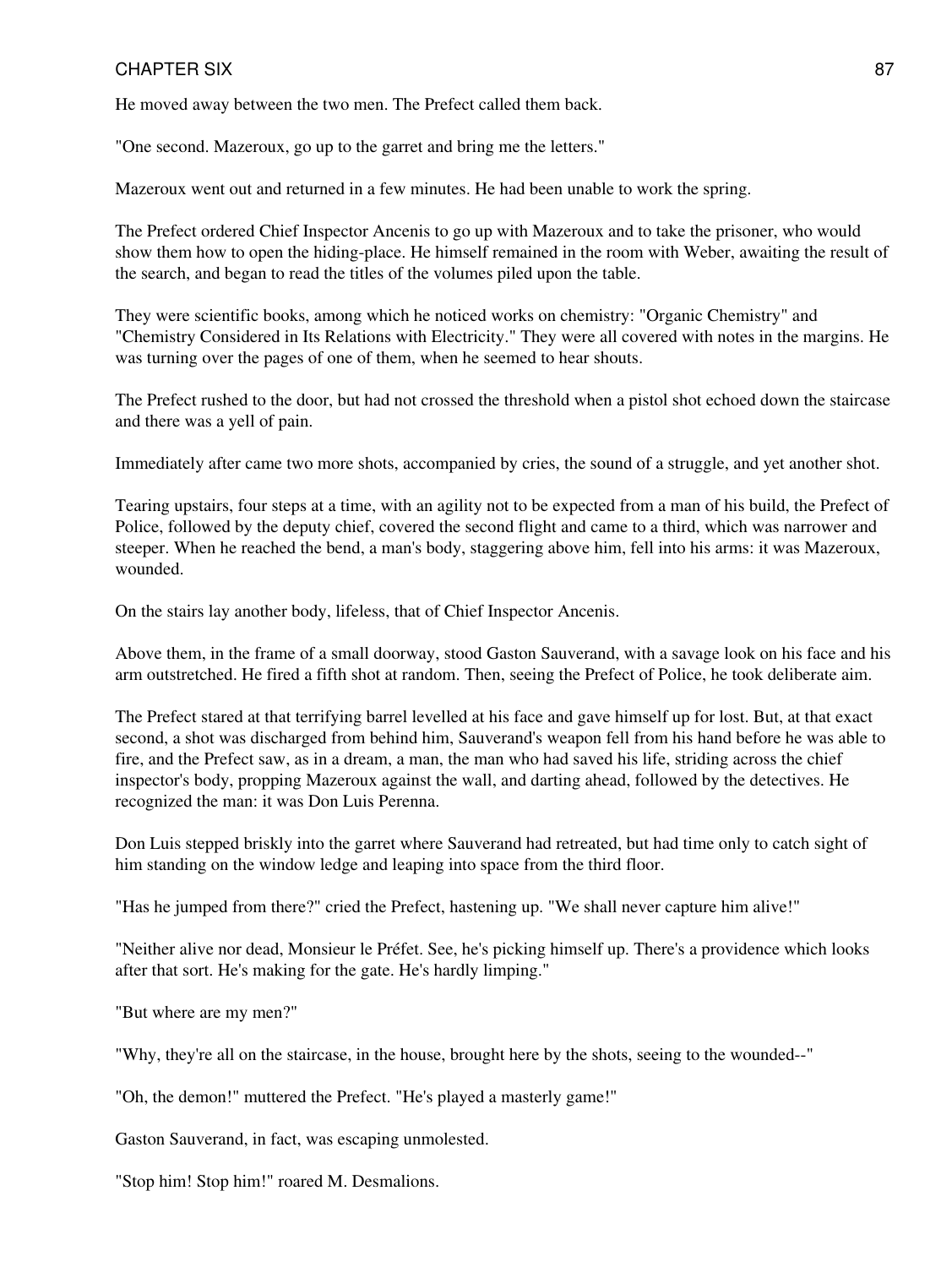He moved away between the two men. The Prefect called them back.

"One second. Mazeroux, go up to the garret and bring me the letters."

Mazeroux went out and returned in a few minutes. He had been unable to work the spring.

The Prefect ordered Chief Inspector Ancenis to go up with Mazeroux and to take the prisoner, who would show them how to open the hiding-place. He himself remained in the room with Weber, awaiting the result of the search, and began to read the titles of the volumes piled upon the table.

They were scientific books, among which he noticed works on chemistry: "Organic Chemistry" and "Chemistry Considered in Its Relations with Electricity." They were all covered with notes in the margins. He was turning over the pages of one of them, when he seemed to hear shouts.

The Prefect rushed to the door, but had not crossed the threshold when a pistol shot echoed down the staircase and there was a yell of pain.

Immediately after came two more shots, accompanied by cries, the sound of a struggle, and yet another shot.

Tearing upstairs, four steps at a time, with an agility not to be expected from a man of his build, the Prefect of Police, followed by the deputy chief, covered the second flight and came to a third, which was narrower and steeper. When he reached the bend, a man's body, staggering above him, fell into his arms: it was Mazeroux, wounded.

On the stairs lay another body, lifeless, that of Chief Inspector Ancenis.

Above them, in the frame of a small doorway, stood Gaston Sauverand, with a savage look on his face and his arm outstretched. He fired a fifth shot at random. Then, seeing the Prefect of Police, he took deliberate aim.

The Prefect stared at that terrifying barrel levelled at his face and gave himself up for lost. But, at that exact second, a shot was discharged from behind him, Sauverand's weapon fell from his hand before he was able to fire, and the Prefect saw, as in a dream, a man, the man who had saved his life, striding across the chief inspector's body, propping Mazeroux against the wall, and darting ahead, followed by the detectives. He recognized the man: it was Don Luis Perenna.

Don Luis stepped briskly into the garret where Sauverand had retreated, but had time only to catch sight of him standing on the window ledge and leaping into space from the third floor.

"Has he jumped from there?" cried the Prefect, hastening up. "We shall never capture him alive!"

"Neither alive nor dead, Monsieur le Préfet. See, he's picking himself up. There's a providence which looks after that sort. He's making for the gate. He's hardly limping."

"But where are my men?"

"Why, they're all on the staircase, in the house, brought here by the shots, seeing to the wounded--"

"Oh, the demon!" muttered the Prefect. "He's played a masterly game!"

Gaston Sauverand, in fact, was escaping unmolested.

"Stop him! Stop him!" roared M. Desmalions.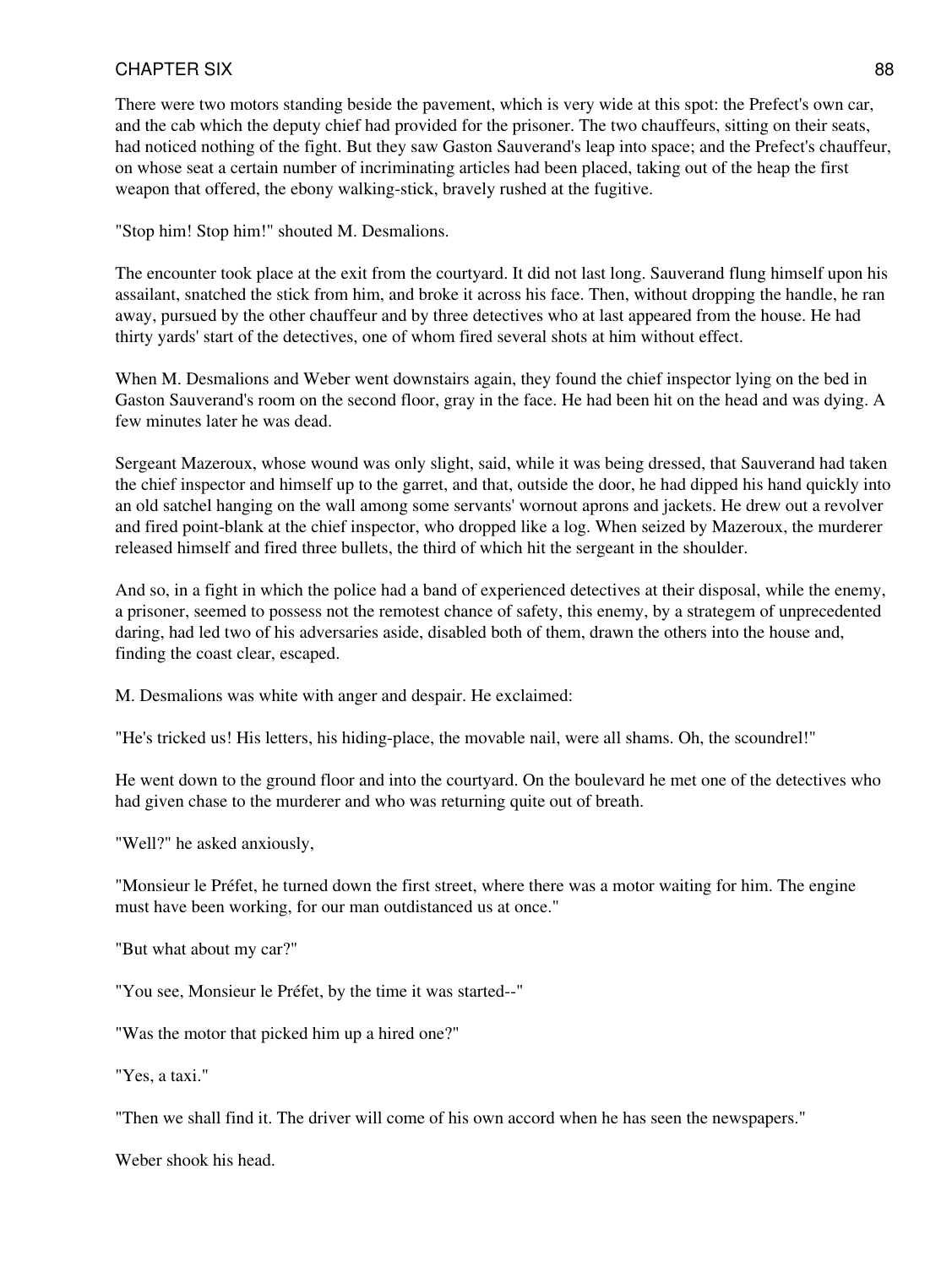There were two motors standing beside the pavement, which is very wide at this spot: the Prefect's own car, and the cab which the deputy chief had provided for the prisoner. The two chauffeurs, sitting on their seats, had noticed nothing of the fight. But they saw Gaston Sauverand's leap into space; and the Prefect's chauffeur, on whose seat a certain number of incriminating articles had been placed, taking out of the heap the first weapon that offered, the ebony walking-stick, bravely rushed at the fugitive.

"Stop him! Stop him!" shouted M. Desmalions.

The encounter took place at the exit from the courtyard. It did not last long. Sauverand flung himself upon his assailant, snatched the stick from him, and broke it across his face. Then, without dropping the handle, he ran away, pursued by the other chauffeur and by three detectives who at last appeared from the house. He had thirty yards' start of the detectives, one of whom fired several shots at him without effect.

When M. Desmalions and Weber went downstairs again, they found the chief inspector lying on the bed in Gaston Sauverand's room on the second floor, gray in the face. He had been hit on the head and was dying. A few minutes later he was dead.

Sergeant Mazeroux, whose wound was only slight, said, while it was being dressed, that Sauverand had taken the chief inspector and himself up to the garret, and that, outside the door, he had dipped his hand quickly into an old satchel hanging on the wall among some servants' wornout aprons and jackets. He drew out a revolver and fired point-blank at the chief inspector, who dropped like a log. When seized by Mazeroux, the murderer released himself and fired three bullets, the third of which hit the sergeant in the shoulder.

And so, in a fight in which the police had a band of experienced detectives at their disposal, while the enemy, a prisoner, seemed to possess not the remotest chance of safety, this enemy, by a strategem of unprecedented daring, had led two of his adversaries aside, disabled both of them, drawn the others into the house and, finding the coast clear, escaped.

M. Desmalions was white with anger and despair. He exclaimed:

"He's tricked us! His letters, his hiding-place, the movable nail, were all shams. Oh, the scoundrel!"

He went down to the ground floor and into the courtyard. On the boulevard he met one of the detectives who had given chase to the murderer and who was returning quite out of breath.

"Well?" he asked anxiously,

"Monsieur le Préfet, he turned down the first street, where there was a motor waiting for him. The engine must have been working, for our man outdistanced us at once."

"But what about my car?"

"You see, Monsieur le Préfet, by the time it was started--"

"Was the motor that picked him up a hired one?"

"Yes, a taxi."

"Then we shall find it. The driver will come of his own accord when he has seen the newspapers."

Weber shook his head.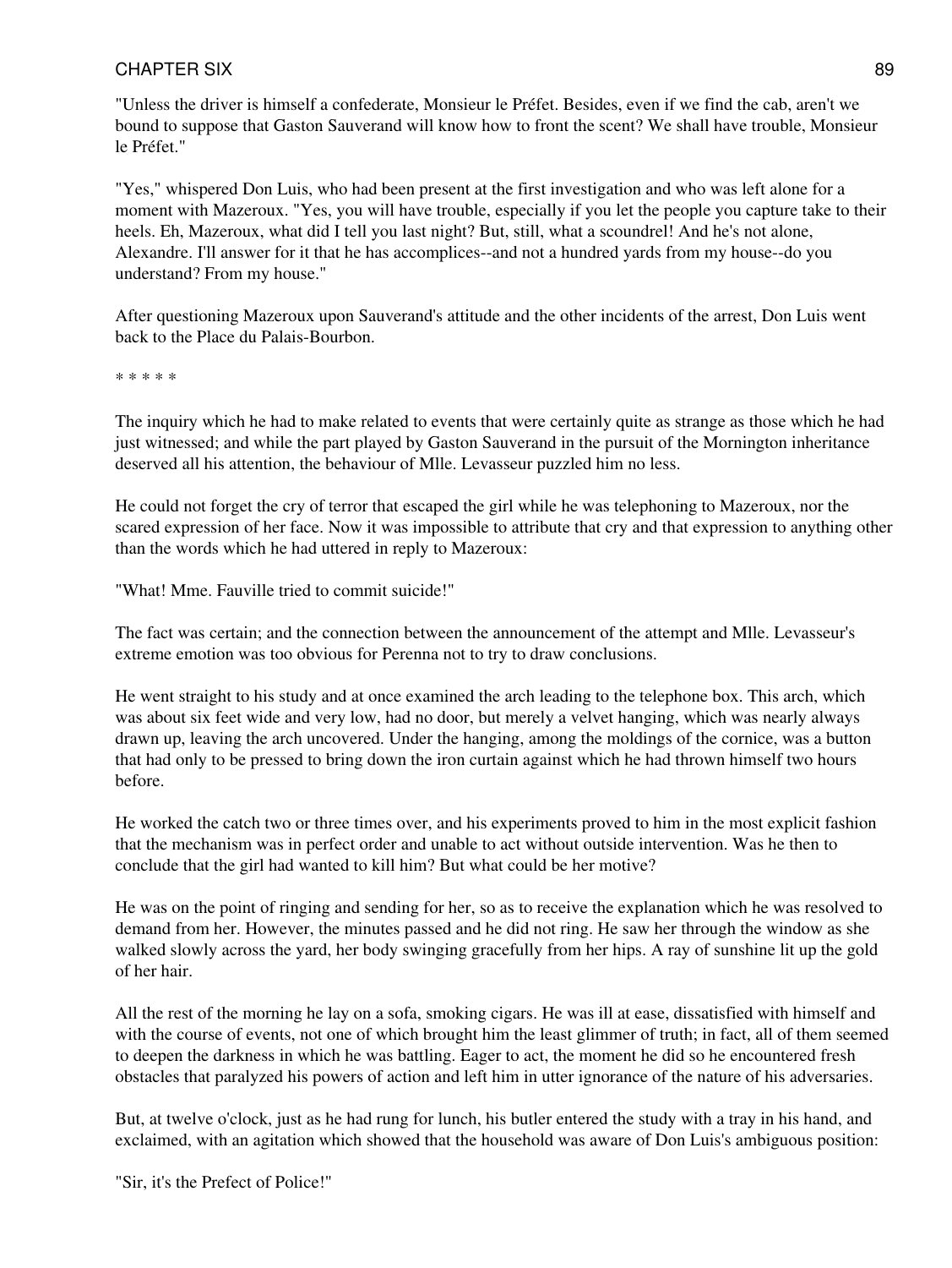"Unless the driver is himself a confederate, Monsieur le Préfet. Besides, even if we find the cab, aren't we bound to suppose that Gaston Sauverand will know how to front the scent? We shall have trouble, Monsieur le Préfet."

"Yes," whispered Don Luis, who had been present at the first investigation and who was left alone for a moment with Mazeroux. "Yes, you will have trouble, especially if you let the people you capture take to their heels. Eh, Mazeroux, what did I tell you last night? But, still, what a scoundrel! And he's not alone, Alexandre. I'll answer for it that he has accomplices--and not a hundred yards from my house--do you understand? From my house."

After questioning Mazeroux upon Sauverand's attitude and the other incidents of the arrest, Don Luis went back to the Place du Palais-Bourbon.

* * * * *

The inquiry which he had to make related to events that were certainly quite as strange as those which he had just witnessed; and while the part played by Gaston Sauverand in the pursuit of the Mornington inheritance deserved all his attention, the behaviour of Mlle. Levasseur puzzled him no less.

He could not forget the cry of terror that escaped the girl while he was telephoning to Mazeroux, nor the scared expression of her face. Now it was impossible to attribute that cry and that expression to anything other than the words which he had uttered in reply to Mazeroux:

"What! Mme. Fauville tried to commit suicide!"

The fact was certain; and the connection between the announcement of the attempt and Mlle. Levasseur's extreme emotion was too obvious for Perenna not to try to draw conclusions.

He went straight to his study and at once examined the arch leading to the telephone box. This arch, which was about six feet wide and very low, had no door, but merely a velvet hanging, which was nearly always drawn up, leaving the arch uncovered. Under the hanging, among the moldings of the cornice, was a button that had only to be pressed to bring down the iron curtain against which he had thrown himself two hours before.

He worked the catch two or three times over, and his experiments proved to him in the most explicit fashion that the mechanism was in perfect order and unable to act without outside intervention. Was he then to conclude that the girl had wanted to kill him? But what could be her motive?

He was on the point of ringing and sending for her, so as to receive the explanation which he was resolved to demand from her. However, the minutes passed and he did not ring. He saw her through the window as she walked slowly across the yard, her body swinging gracefully from her hips. A ray of sunshine lit up the gold of her hair.

All the rest of the morning he lay on a sofa, smoking cigars. He was ill at ease, dissatisfied with himself and with the course of events, not one of which brought him the least glimmer of truth; in fact, all of them seemed to deepen the darkness in which he was battling. Eager to act, the moment he did so he encountered fresh obstacles that paralyzed his powers of action and left him in utter ignorance of the nature of his adversaries.

But, at twelve o'clock, just as he had rung for lunch, his butler entered the study with a tray in his hand, and exclaimed, with an agitation which showed that the household was aware of Don Luis's ambiguous position:

"Sir, it's the Prefect of Police!"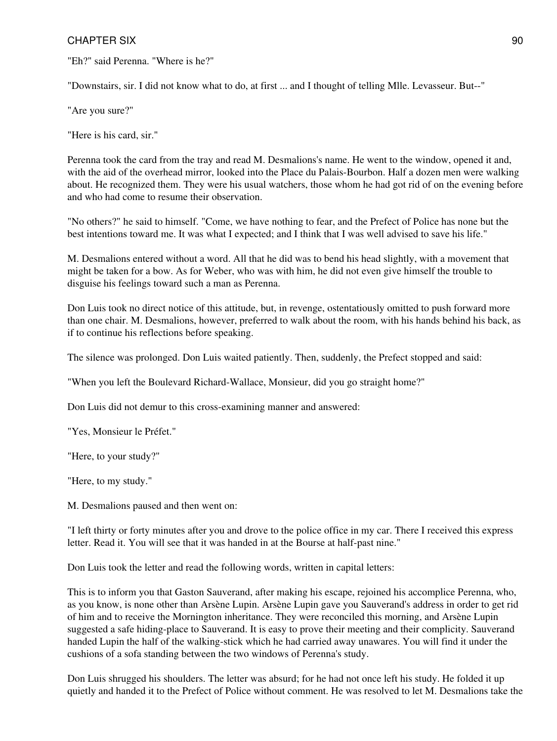"Eh?" said Perenna. "Where is he?"

"Downstairs, sir. I did not know what to do, at first ... and I thought of telling Mlle. Levasseur. But--"

"Are you sure?"

"Here is his card, sir."

Perenna took the card from the tray and read M. Desmalions's name. He went to the window, opened it and, with the aid of the overhead mirror, looked into the Place du Palais-Bourbon. Half a dozen men were walking about. He recognized them. They were his usual watchers, those whom he had got rid of on the evening before and who had come to resume their observation.

"No others?" he said to himself. "Come, we have nothing to fear, and the Prefect of Police has none but the best intentions toward me. It was what I expected; and I think that I was well advised to save his life."

M. Desmalions entered without a word. All that he did was to bend his head slightly, with a movement that might be taken for a bow. As for Weber, who was with him, he did not even give himself the trouble to disguise his feelings toward such a man as Perenna.

Don Luis took no direct notice of this attitude, but, in revenge, ostentatiously omitted to push forward more than one chair. M. Desmalions, however, preferred to walk about the room, with his hands behind his back, as if to continue his reflections before speaking.

The silence was prolonged. Don Luis waited patiently. Then, suddenly, the Prefect stopped and said:

"When you left the Boulevard Richard-Wallace, Monsieur, did you go straight home?"

Don Luis did not demur to this cross-examining manner and answered:

"Yes, Monsieur le Préfet."

"Here, to your study?"

"Here, to my study."

M. Desmalions paused and then went on:

"I left thirty or forty minutes after you and drove to the police office in my car. There I received this express letter. Read it. You will see that it was handed in at the Bourse at half-past nine."

Don Luis took the letter and read the following words, written in capital letters:

This is to inform you that Gaston Sauverand, after making his escape, rejoined his accomplice Perenna, who, as you know, is none other than Arsène Lupin. Arsène Lupin gave you Sauverand's address in order to get rid of him and to receive the Mornington inheritance. They were reconciled this morning, and Arsène Lupin suggested a safe hiding-place to Sauverand. It is easy to prove their meeting and their complicity. Sauverand handed Lupin the half of the walking-stick which he had carried away unawares. You will find it under the cushions of a sofa standing between the two windows of Perenna's study.

Don Luis shrugged his shoulders. The letter was absurd; for he had not once left his study. He folded it up quietly and handed it to the Prefect of Police without comment. He was resolved to let M. Desmalions take the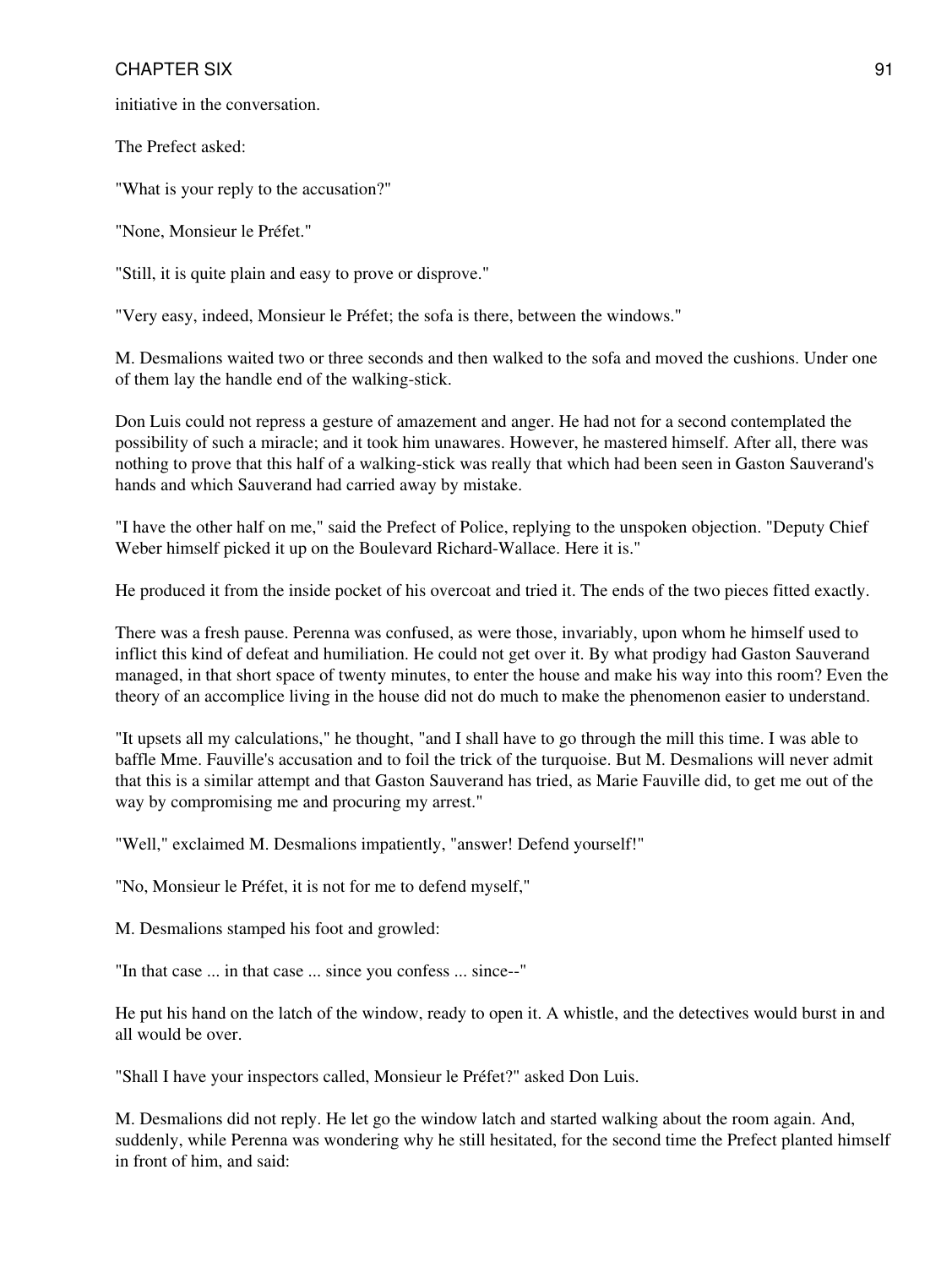initiative in the conversation.

The Prefect asked:

"What is your reply to the accusation?"

"None, Monsieur le Préfet."

"Still, it is quite plain and easy to prove or disprove."

"Very easy, indeed, Monsieur le Préfet; the sofa is there, between the windows."

M. Desmalions waited two or three seconds and then walked to the sofa and moved the cushions. Under one of them lay the handle end of the walking-stick.

Don Luis could not repress a gesture of amazement and anger. He had not for a second contemplated the possibility of such a miracle; and it took him unawares. However, he mastered himself. After all, there was nothing to prove that this half of a walking-stick was really that which had been seen in Gaston Sauverand's hands and which Sauverand had carried away by mistake.

"I have the other half on me," said the Prefect of Police, replying to the unspoken objection. "Deputy Chief Weber himself picked it up on the Boulevard Richard-Wallace. Here it is."

He produced it from the inside pocket of his overcoat and tried it. The ends of the two pieces fitted exactly.

There was a fresh pause. Perenna was confused, as were those, invariably, upon whom he himself used to inflict this kind of defeat and humiliation. He could not get over it. By what prodigy had Gaston Sauverand managed, in that short space of twenty minutes, to enter the house and make his way into this room? Even the theory of an accomplice living in the house did not do much to make the phenomenon easier to understand.

"It upsets all my calculations," he thought, "and I shall have to go through the mill this time. I was able to baffle Mme. Fauville's accusation and to foil the trick of the turquoise. But M. Desmalions will never admit that this is a similar attempt and that Gaston Sauverand has tried, as Marie Fauville did, to get me out of the way by compromising me and procuring my arrest."

"Well," exclaimed M. Desmalions impatiently, "answer! Defend yourself!"

"No, Monsieur le Préfet, it is not for me to defend myself,"

M. Desmalions stamped his foot and growled:

"In that case ... in that case ... since you confess ... since--"

He put his hand on the latch of the window, ready to open it. A whistle, and the detectives would burst in and all would be over.

"Shall I have your inspectors called, Monsieur le Préfet?" asked Don Luis.

M. Desmalions did not reply. He let go the window latch and started walking about the room again. And, suddenly, while Perenna was wondering why he still hesitated, for the second time the Prefect planted himself in front of him, and said: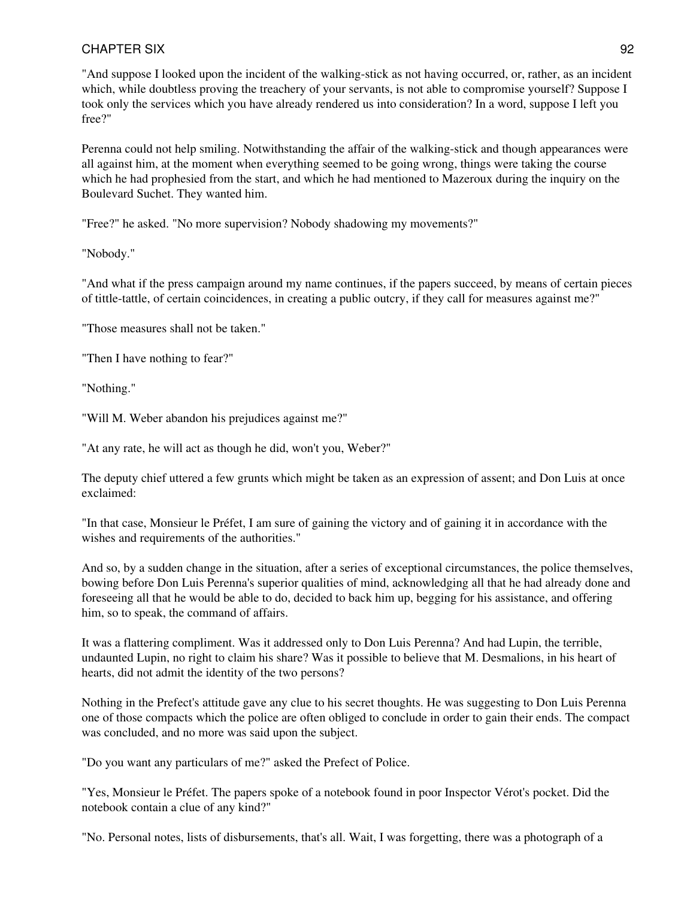"And suppose I looked upon the incident of the walking-stick as not having occurred, or, rather, as an incident which, while doubtless proving the treachery of your servants, is not able to compromise yourself? Suppose I took only the services which you have already rendered us into consideration? In a word, suppose I left you free?"

Perenna could not help smiling. Notwithstanding the affair of the walking-stick and though appearances were all against him, at the moment when everything seemed to be going wrong, things were taking the course which he had prophesied from the start, and which he had mentioned to Mazeroux during the inquiry on the Boulevard Suchet. They wanted him.

"Free?" he asked. "No more supervision? Nobody shadowing my movements?"

"Nobody."

"And what if the press campaign around my name continues, if the papers succeed, by means of certain pieces of tittle-tattle, of certain coincidences, in creating a public outcry, if they call for measures against me?"

"Those measures shall not be taken."

"Then I have nothing to fear?"

"Nothing."

"Will M. Weber abandon his prejudices against me?"

"At any rate, he will act as though he did, won't you, Weber?"

The deputy chief uttered a few grunts which might be taken as an expression of assent; and Don Luis at once exclaimed:

"In that case, Monsieur le Préfet, I am sure of gaining the victory and of gaining it in accordance with the wishes and requirements of the authorities."

And so, by a sudden change in the situation, after a series of exceptional circumstances, the police themselves, bowing before Don Luis Perenna's superior qualities of mind, acknowledging all that he had already done and foreseeing all that he would be able to do, decided to back him up, begging for his assistance, and offering him, so to speak, the command of affairs.

It was a flattering compliment. Was it addressed only to Don Luis Perenna? And had Lupin, the terrible, undaunted Lupin, no right to claim his share? Was it possible to believe that M. Desmalions, in his heart of hearts, did not admit the identity of the two persons?

Nothing in the Prefect's attitude gave any clue to his secret thoughts. He was suggesting to Don Luis Perenna one of those compacts which the police are often obliged to conclude in order to gain their ends. The compact was concluded, and no more was said upon the subject.

"Do you want any particulars of me?" asked the Prefect of Police.

"Yes, Monsieur le Préfet. The papers spoke of a notebook found in poor Inspector Vérot's pocket. Did the notebook contain a clue of any kind?"

"No. Personal notes, lists of disbursements, that's all. Wait, I was forgetting, there was a photograph of a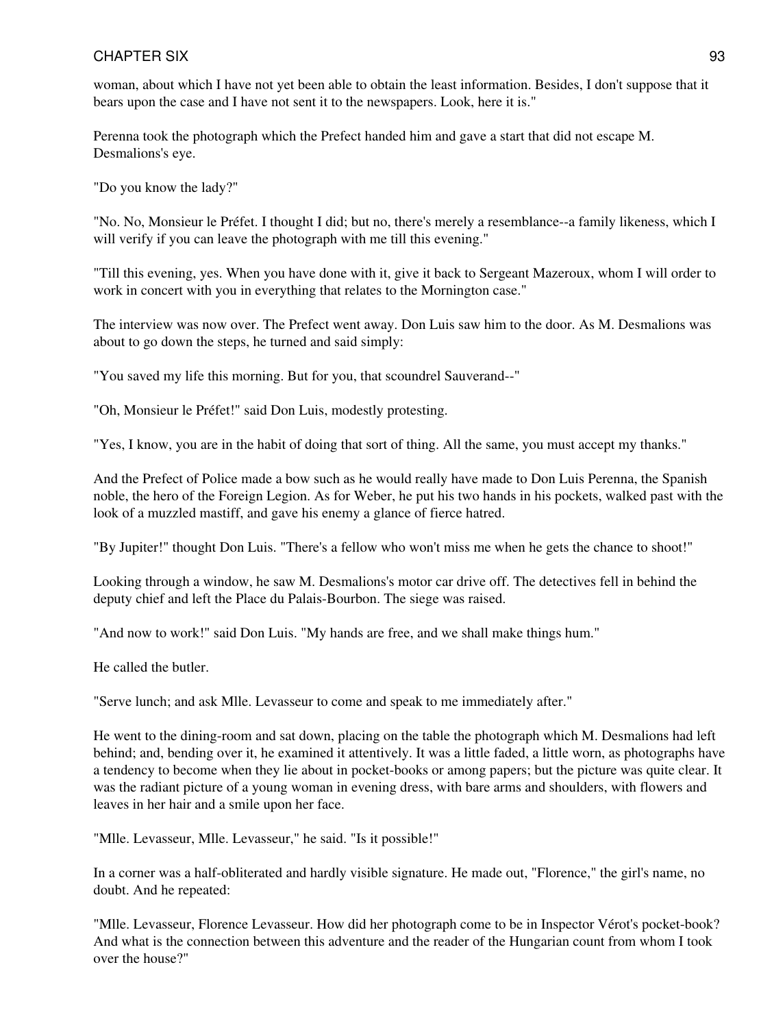woman, about which I have not yet been able to obtain the least information. Besides, I don't suppose that it bears upon the case and I have not sent it to the newspapers. Look, here it is."

Perenna took the photograph which the Prefect handed him and gave a start that did not escape M. Desmalions's eye.

"Do you know the lady?"

"No. No, Monsieur le Préfet. I thought I did; but no, there's merely a resemblance--a family likeness, which I will verify if you can leave the photograph with me till this evening."

"Till this evening, yes. When you have done with it, give it back to Sergeant Mazeroux, whom I will order to work in concert with you in everything that relates to the Mornington case."

The interview was now over. The Prefect went away. Don Luis saw him to the door. As M. Desmalions was about to go down the steps, he turned and said simply:

"You saved my life this morning. But for you, that scoundrel Sauverand--"

"Oh, Monsieur le Préfet!" said Don Luis, modestly protesting.

"Yes, I know, you are in the habit of doing that sort of thing. All the same, you must accept my thanks."

And the Prefect of Police made a bow such as he would really have made to Don Luis Perenna, the Spanish noble, the hero of the Foreign Legion. As for Weber, he put his two hands in his pockets, walked past with the look of a muzzled mastiff, and gave his enemy a glance of fierce hatred.

"By Jupiter!" thought Don Luis. "There's a fellow who won't miss me when he gets the chance to shoot!"

Looking through a window, he saw M. Desmalions's motor car drive off. The detectives fell in behind the deputy chief and left the Place du Palais-Bourbon. The siege was raised.

"And now to work!" said Don Luis. "My hands are free, and we shall make things hum."

He called the butler.

"Serve lunch; and ask Mlle. Levasseur to come and speak to me immediately after."

He went to the dining-room and sat down, placing on the table the photograph which M. Desmalions had left behind; and, bending over it, he examined it attentively. It was a little faded, a little worn, as photographs have a tendency to become when they lie about in pocket-books or among papers; but the picture was quite clear. It was the radiant picture of a young woman in evening dress, with bare arms and shoulders, with flowers and leaves in her hair and a smile upon her face.

"Mlle. Levasseur, Mlle. Levasseur," he said. "Is it possible!"

In a corner was a half-obliterated and hardly visible signature. He made out, "Florence," the girl's name, no doubt. And he repeated:

"Mlle. Levasseur, Florence Levasseur. How did her photograph come to be in Inspector Vérot's pocket-book? And what is the connection between this adventure and the reader of the Hungarian count from whom I took over the house?"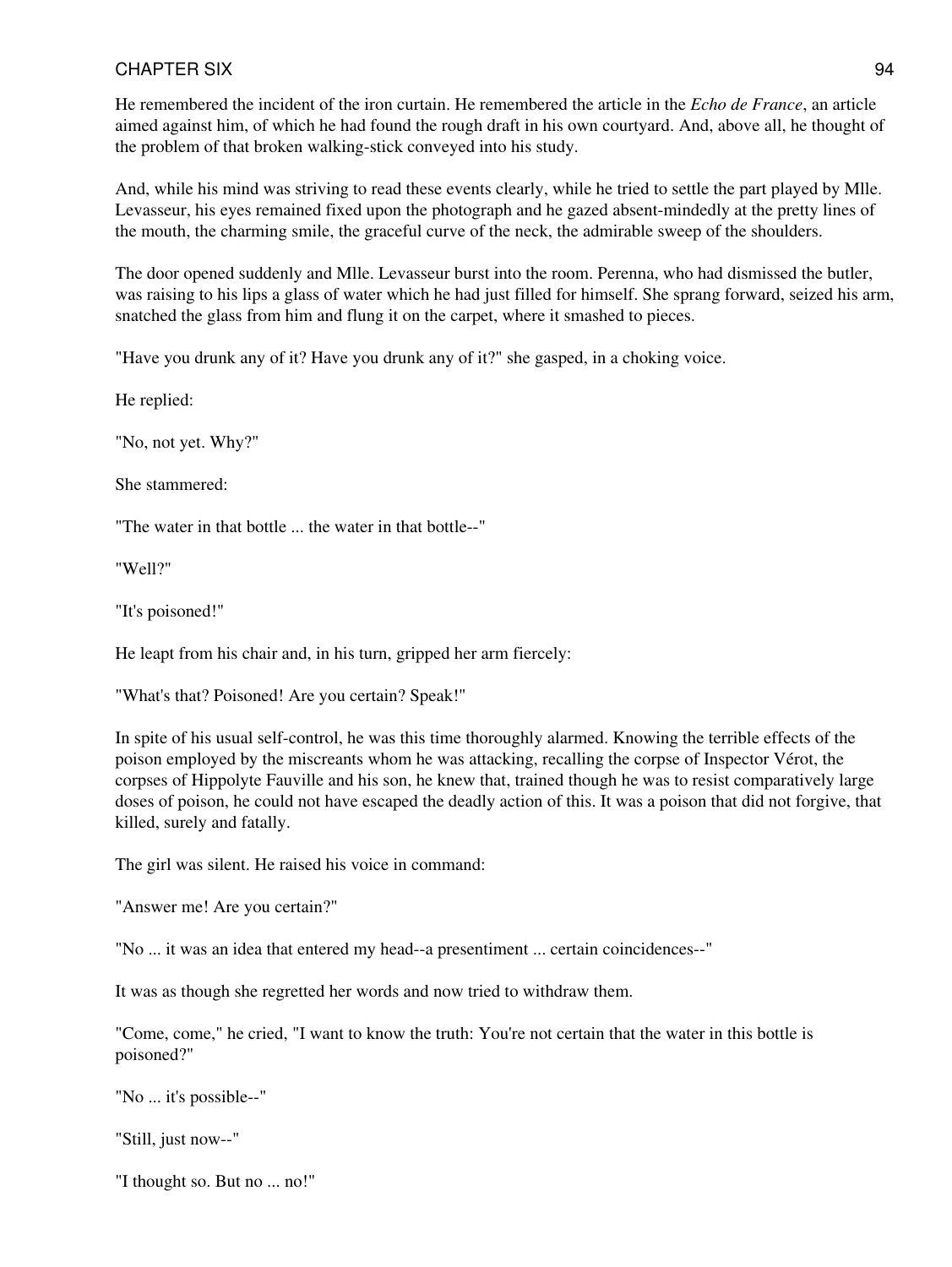He remembered the incident of the iron curtain. He remembered the article in the *Echo de France*, an article aimed against him, of which he had found the rough draft in his own courtyard. And, above all, he thought of the problem of that broken walking-stick conveyed into his study.

And, while his mind was striving to read these events clearly, while he tried to settle the part played by Mlle. Levasseur, his eyes remained fixed upon the photograph and he gazed absent-mindedly at the pretty lines of the mouth, the charming smile, the graceful curve of the neck, the admirable sweep of the shoulders.

The door opened suddenly and Mlle. Levasseur burst into the room. Perenna, who had dismissed the butler, was raising to his lips a glass of water which he had just filled for himself. She sprang forward, seized his arm, snatched the glass from him and flung it on the carpet, where it smashed to pieces.

"Have you drunk any of it? Have you drunk any of it?" she gasped, in a choking voice.

He replied:

"No, not yet. Why?"

She stammered:

"The water in that bottle ... the water in that bottle--"

"Well?"

"It's poisoned!"

He leapt from his chair and, in his turn, gripped her arm fiercely:

"What's that? Poisoned! Are you certain? Speak!"

In spite of his usual self-control, he was this time thoroughly alarmed. Knowing the terrible effects of the poison employed by the miscreants whom he was attacking, recalling the corpse of Inspector Vérot, the corpses of Hippolyte Fauville and his son, he knew that, trained though he was to resist comparatively large doses of poison, he could not have escaped the deadly action of this. It was a poison that did not forgive, that killed, surely and fatally.

The girl was silent. He raised his voice in command:

"Answer me! Are you certain?"

"No ... it was an idea that entered my head--a presentiment ... certain coincidences--"

It was as though she regretted her words and now tried to withdraw them.

"Come, come," he cried, "I want to know the truth: You're not certain that the water in this bottle is poisoned?"

"No ... it's possible--"

"Still, just now--"

"I thought so. But no ... no!"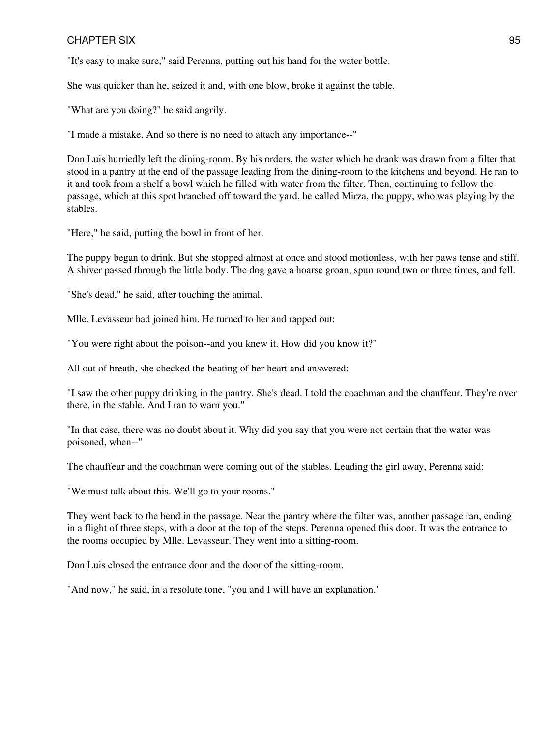"It's easy to make sure," said Perenna, putting out his hand for the water bottle.

She was quicker than he, seized it and, with one blow, broke it against the table.

"What are you doing?" he said angrily.

"I made a mistake. And so there is no need to attach any importance--"

Don Luis hurriedly left the dining-room. By his orders, the water which he drank was drawn from a filter that stood in a pantry at the end of the passage leading from the dining-room to the kitchens and beyond. He ran to it and took from a shelf a bowl which he filled with water from the filter. Then, continuing to follow the passage, which at this spot branched off toward the yard, he called Mirza, the puppy, who was playing by the stables.

"Here," he said, putting the bowl in front of her.

The puppy began to drink. But she stopped almost at once and stood motionless, with her paws tense and stiff. A shiver passed through the little body. The dog gave a hoarse groan, spun round two or three times, and fell.

"She's dead," he said, after touching the animal.

Mlle. Levasseur had joined him. He turned to her and rapped out:

"You were right about the poison--and you knew it. How did you know it?"

All out of breath, she checked the beating of her heart and answered:

"I saw the other puppy drinking in the pantry. She's dead. I told the coachman and the chauffeur. They're over there, in the stable. And I ran to warn you."

"In that case, there was no doubt about it. Why did you say that you were not certain that the water was poisoned, when--"

The chauffeur and the coachman were coming out of the stables. Leading the girl away, Perenna said:

"We must talk about this. We'll go to your rooms."

They went back to the bend in the passage. Near the pantry where the filter was, another passage ran, ending in a flight of three steps, with a door at the top of the steps. Perenna opened this door. It was the entrance to the rooms occupied by Mlle. Levasseur. They went into a sitting-room.

Don Luis closed the entrance door and the door of the sitting-room.

"And now," he said, in a resolute tone, "you and I will have an explanation."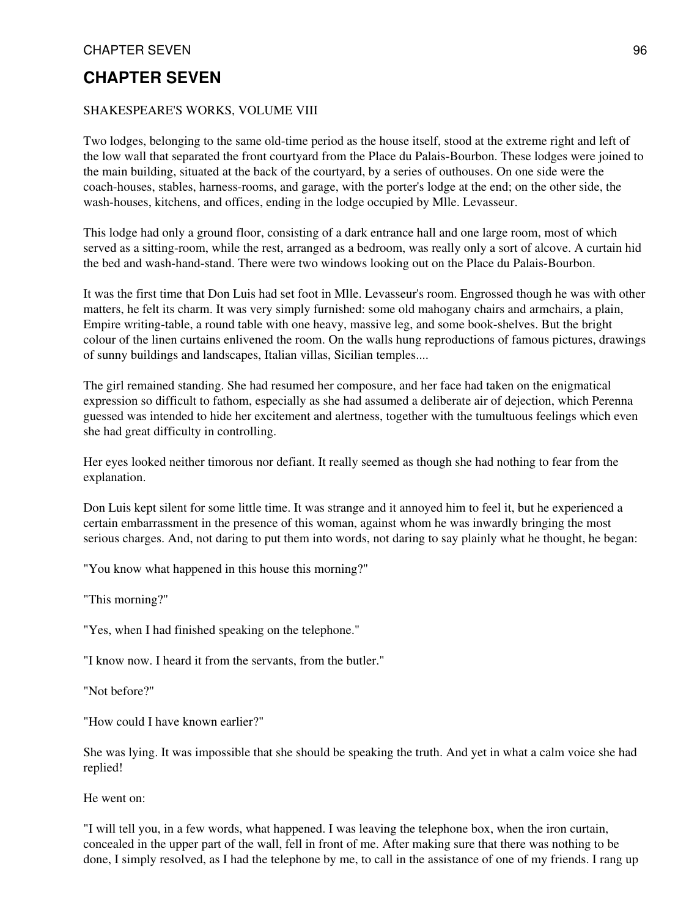# CHAPTER SEVEN

SHAKESPEARE'S WORKS, VOLUME VIII

Two lodges, belonging to the same old-time period as the house itself, stood at the extreme right and left of the low wall that separated the front courtyard from the Place du Palais-Bourbon. These lodges were joined to the main building, situated at the back of the courtyard, by a series of outhouses. On one side were the coach-houses, stables, harness-rooms, and garage, with the porter's lodge at the end; on the other side, the wash-houses, kitchens, and offices, ending in the lodge occupied by Mlle. Levasseur.

This lodge had only a ground floor, consisting of a dark entrance hall and one large room, most of which served as a sitting-room, while the rest, arranged as a bedroom, was really only a sort of alcove. A curtain hid the bed and wash-hand-stand. There were two windows looking out on the Place du Palais-Bourbon.

It was the first time that Don Luis had set foot in Mlle. Levasseur's room. Engrossed though he was with other matters, he felt its charm. It was very simply furnished: some old mahogany chairs and armchairs, a plain, Empire writing-table, a round table with one heavy, massive leg, and some book-shelves. But the bright colour of the linen curtains enlivened the room. On the walls hung reproductions of famous pictures, drawings of sunny buildings and landscapes, Italian villas, Sicilian temples....

The girl remained standing. She had resumed her composure, and her face had taken on the enigmatical expression so difficult to fathom, especially as she had assumed a deliberate air of dejection, which Perenna guessed was intended to hide her excitement and alertness, together with the tumultuous feelings which even she had great difficulty in controlling.

Her eyes looked neither timorous nor defiant. It really seemed as though she had nothing to fear from the explanation.

Don Luis kept silent for some little time. It was strange and it annoyed him to feel it, but he experienced a certain embarrassment in the presence of this woman, against whom he was inwardly bringing the most serious charges. And, not daring to put them into words, not daring to say plainly what he thought, he began:

"You know what happened in this house this morning?"

"This morning?"

"Yes, when I had finished speaking on the telephone."

"I know now. I heard it from the servants, from the butler."

"Not before?"

"How could I have known earlier?"

She was lying. It was impossible that she should be speaking the truth. And yet in what a calm voice she had replied!

He went on:

"I will tell you, in a few words, what happened. I was leaving the telephone box, when the iron curtain, concealed in the upper part of the wall, fell in front of me. After making sure that there was nothing to be done, I simply resolved, as I had the telephone by me, to call in the assistance of one of my friends. I rang up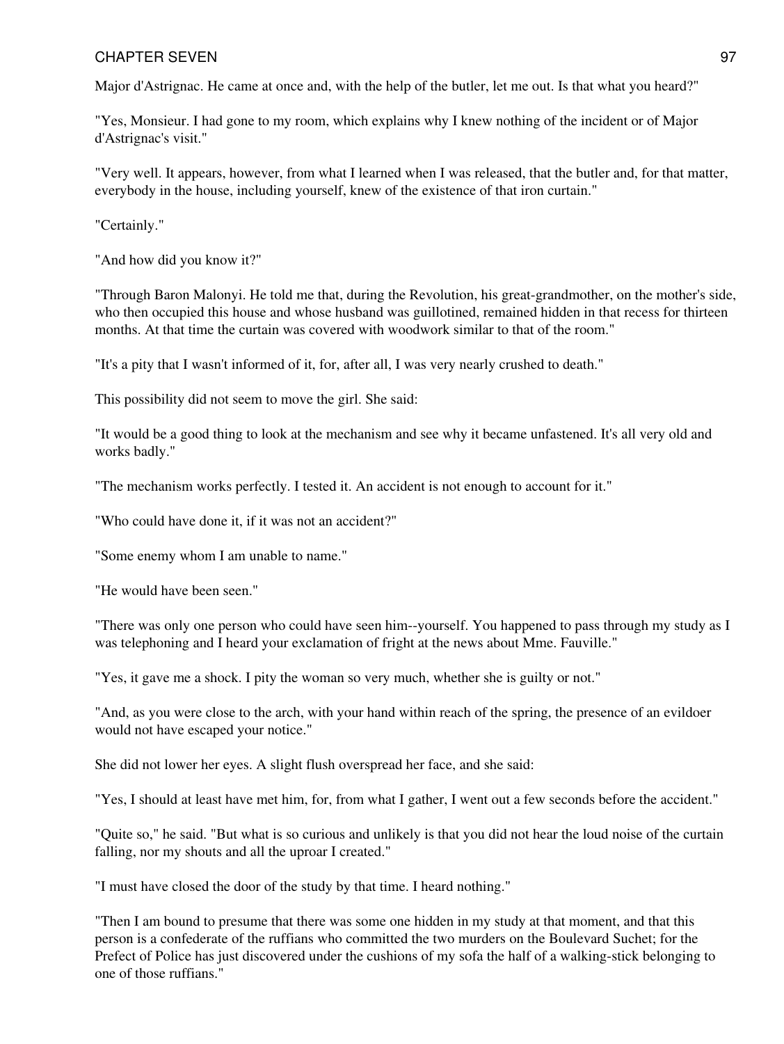Major d'Astrignac. He came at once and, with the help of the butler, let me out. Is that what you heard?"

"Yes, Monsieur. I had gone to my room, which explains why I knew nothing of the incident or of Major d'Astrignac's visit."

"Very well. It appears, however, from what I learned when I was released, that the butler and, for that matter, everybody in the house, including yourself, knew of the existence of that iron curtain."

"Certainly."

"And how did you know it?"

"Through Baron Malonyi. He told me that, during the Revolution, his great-grandmother, on the mother's side, who then occupied this house and whose husband was guillotined, remained hidden in that recess for thirteen months. At that time the curtain was covered with woodwork similar to that of the room."

"It's a pity that I wasn't informed of it, for, after all, I was very nearly crushed to death."

This possibility did not seem to move the girl. She said:

"It would be a good thing to look at the mechanism and see why it became unfastened. It's all very old and works badly."

"The mechanism works perfectly. I tested it. An accident is not enough to account for it."

"Who could have done it, if it was not an accident?"

"Some enemy whom I am unable to name."

"He would have been seen."

"There was only one person who could have seen him--yourself. You happened to pass through my study as I was telephoning and I heard your exclamation of fright at the news about Mme. Fauville."

"Yes, it gave me a shock. I pity the woman so very much, whether she is guilty or not."

"And, as you were close to the arch, with your hand within reach of the spring, the presence of an evildoer would not have escaped your notice."

She did not lower her eyes. A slight flush overspread her face, and she said:

"Yes, I should at least have met him, for, from what I gather, I went out a few seconds before the accident."

"Quite so," he said. "But what is so curious and unlikely is that you did not hear the loud noise of the curtain falling, nor my shouts and all the uproar I created."

"I must have closed the door of the study by that time. I heard nothing."

"Then I am bound to presume that there was some one hidden in my study at that moment, and that this person is a confederate of the ruffians who committed the two murders on the Boulevard Suchet; for the Prefect of Police has just discovered under the cushions of my sofa the half of a walking-stick belonging to one of those ruffians."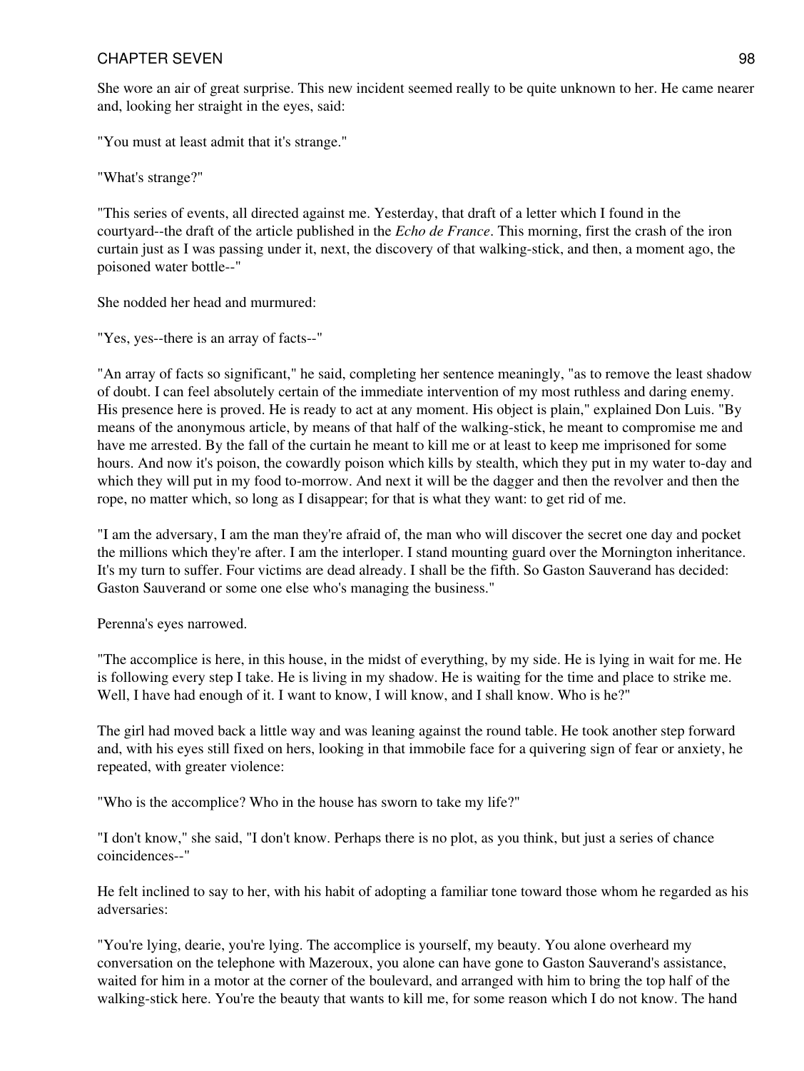She wore an air of great surprise. This new incident seemed really to be quite unknown to her. He came nearer and, looking her straight in the eyes, said:

"You must at least admit that it's strange."

"What's strange?"

"This series of events, all directed against me. Yesterday, that draft of a letter which I found in the courtyard--the draft of the article published in the *Echo de France*. This morning, first the crash of the iron curtain just as I was passing under it, next, the discovery of that walking-stick, and then, a moment ago, the poisoned water bottle--"

She nodded her head and murmured:

"Yes, yes--there is an array of facts--"

"An array of facts so significant," he said, completing her sentence meaningly, "as to remove the least shadow of doubt. I can feel absolutely certain of the immediate intervention of my most ruthless and daring enemy. His presence here is proved. He is ready to act at any moment. His object is plain," explained Don Luis. "By means of the anonymous article, by means of that half of the walking-stick, he meant to compromise me and have me arrested. By the fall of the curtain he meant to kill me or at least to keep me imprisoned for some hours. And now it's poison, the cowardly poison which kills by stealth, which they put in my water to-day and which they will put in my food to-morrow. And next it will be the dagger and then the revolver and then the rope, no matter which, so long as I disappear; for that is what they want: to get rid of me.

"I am the adversary, I am the man they're afraid of, the man who will discover the secret one day and pocket the millions which they're after. I am the interloper. I stand mounting guard over the Mornington inheritance. It's my turn to suffer. Four victims are dead already. I shall be the fifth. So Gaston Sauverand has decided: Gaston Sauverand or some one else who's managing the business."

Perenna's eyes narrowed.

"The accomplice is here, in this house, in the midst of everything, by my side. He is lying in wait for me. He is following every step I take. He is living in my shadow. He is waiting for the time and place to strike me. Well, I have had enough of it. I want to know, I will know, and I shall know. Who is he?"

The girl had moved back a little way and was leaning against the round table. He took another step forward and, with his eyes still fixed on hers, looking in that immobile face for a quivering sign of fear or anxiety, he repeated, with greater violence:

"Who is the accomplice? Who in the house has sworn to take my life?"

"I don't know," she said, "I don't know. Perhaps there is no plot, as you think, but just a series of chance coincidences--"

He felt inclined to say to her, with his habit of adopting a familiar tone toward those whom he regarded as his adversaries:

"You're lying, dearie, you're lying. The accomplice is yourself, my beauty. You alone overheard my conversation on the telephone with Mazeroux, you alone can have gone to Gaston Sauverand's assistance, waited for him in a motor at the corner of the boulevard, and arranged with him to bring the top half of the walking-stick here. You're the beauty that wants to kill me, for some reason which I do not know. The hand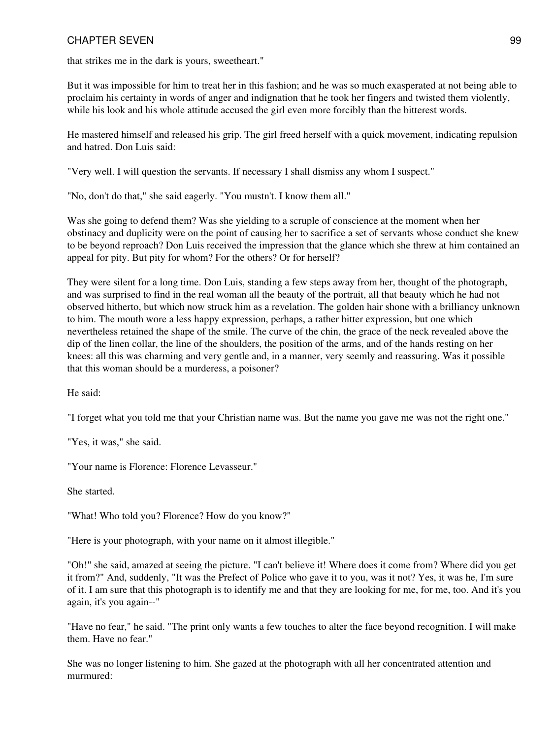that strikes me in the dark is yours, sweetheart."

But it was impossible for him to treat her in this fashion; and he was so much exasperated at not being able to proclaim his certainty in words of anger and indignation that he took her fingers and twisted them violently, while his look and his whole attitude accused the girl even more forcibly than the bitterest words.

He mastered himself and released his grip. The girl freed herself with a quick movement, indicating repulsion and hatred. Don Luis said:

"Very well. I will question the servants. If necessary I shall dismiss any whom I suspect."

"No, don't do that," she said eagerly. "You mustn't. I know them all."

Was she going to defend them? Was she yielding to a scruple of conscience at the moment when her obstinacy and duplicity were on the point of causing her to sacrifice a set of servants whose conduct she knew to be beyond reproach? Don Luis received the impression that the glance which she threw at him contained an appeal for pity. But pity for whom? For the others? Or for herself?

They were silent for a long time. Don Luis, standing a few steps away from her, thought of the photograph, and was surprised to find in the real woman all the beauty of the portrait, all that beauty which he had not observed hitherto, but which now struck him as a revelation. The golden hair shone with a brilliancy unknown to him. The mouth wore a less happy expression, perhaps, a rather bitter expression, but one which nevertheless retained the shape of the smile. The curve of the chin, the grace of the neck revealed above the dip of the linen collar, the line of the shoulders, the position of the arms, and of the hands resting on her knees: all this was charming and very gentle and, in a manner, very seemly and reassuring. Was it possible that this woman should be a murderess, a poisoner?

He said:

"I forget what you told me that your Christian name was. But the name you gave me was not the right one."

"Yes, it was," she said.

"Your name is Florence: Florence Levasseur."

She started.

"What! Who told you? Florence? How do you know?"

"Here is your photograph, with your name on it almost illegible."

"Oh!" she said, amazed at seeing the picture. "I can't believe it! Where does it come from? Where did you get it from?" And, suddenly, "It was the Prefect of Police who gave it to you, was it not? Yes, it was he, I'm sure of it. I am sure that this photograph is to identify me and that they are looking for me, for me, too. And it's you again, it's you again--"

"Have no fear," he said. "The print only wants a few touches to alter the face beyond recognition. I will make them. Have no fear."

She was no longer listening to him. She gazed at the photograph with all her concentrated attention and murmured: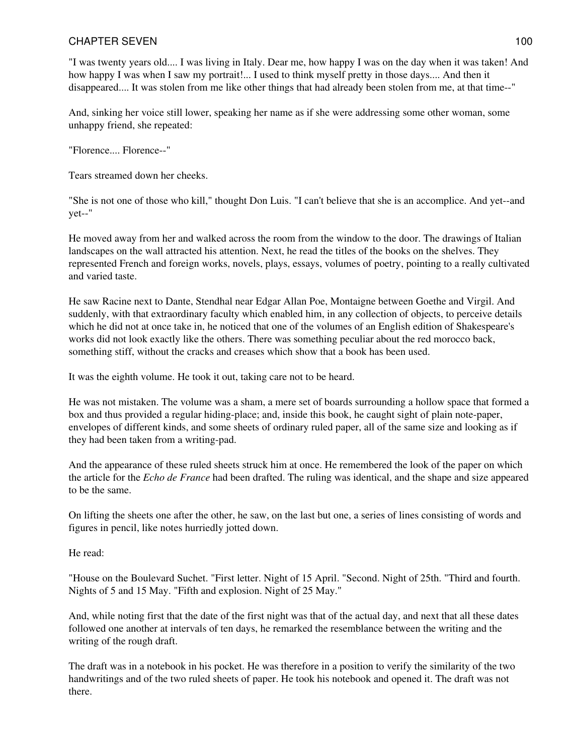"I was twenty years old.... I was living in Italy. Dear me, how happy I was on the day when it was taken! And how happy I was when I saw my portrait!... I used to think myself pretty in those days.... And then it disappeared.... It was stolen from me like other things that had already been stolen from me, at that time--"

And, sinking her voice still lower, speaking her name as if she were addressing some other woman, some unhappy friend, she repeated:

"Florence.... Florence--"

Tears streamed down her cheeks.

"She is not one of those who kill," thought Don Luis. "I can't believe that she is an accomplice. And yet--and yet--"

He moved away from her and walked across the room from the window to the door. The drawings of Italian landscapes on the wall attracted his attention. Next, he read the titles of the books on the shelves. They represented French and foreign works, novels, plays, essays, volumes of poetry, pointing to a really cultivated and varied taste.

He saw Racine next to Dante, Stendhal near Edgar Allan Poe, Montaigne between Goethe and Virgil. And suddenly, with that extraordinary faculty which enabled him, in any collection of objects, to perceive details which he did not at once take in, he noticed that one of the volumes of an English edition of Shakespeare's works did not look exactly like the others. There was something peculiar about the red morocco back, something stiff, without the cracks and creases which show that a book has been used.

It was the eighth volume. He took it out, taking care not to be heard.

He was not mistaken. The volume was a sham, a mere set of boards surrounding a hollow space that formed a box and thus provided a regular hiding-place; and, inside this book, he caught sight of plain note-paper, envelopes of different kinds, and some sheets of ordinary ruled paper, all of the same size and looking as if they had been taken from a writing-pad.

And the appearance of these ruled sheets struck him at once. He remembered the look of the paper on which the article for the *Echo de France* had been drafted. The ruling was identical, and the shape and size appeared to be the same.

On lifting the sheets one after the other, he saw, on the last but one, a series of lines consisting of words and figures in pencil, like notes hurriedly jotted down.

He read:

"House on the Boulevard Suchet. "First letter. Night of 15 April. "Second. Night of 25th. "Third and fourth. Nights of 5 and 15 May. "Fifth and explosion. Night of 25 May."

And, while noting first that the date of the first night was that of the actual day, and next that all these dates followed one another at intervals of ten days, he remarked the resemblance between the writing and the writing of the rough draft.

The draft was in a notebook in his pocket. He was therefore in a position to verify the similarity of the two handwritings and of the two ruled sheets of paper. He took his notebook and opened it. The draft was not there.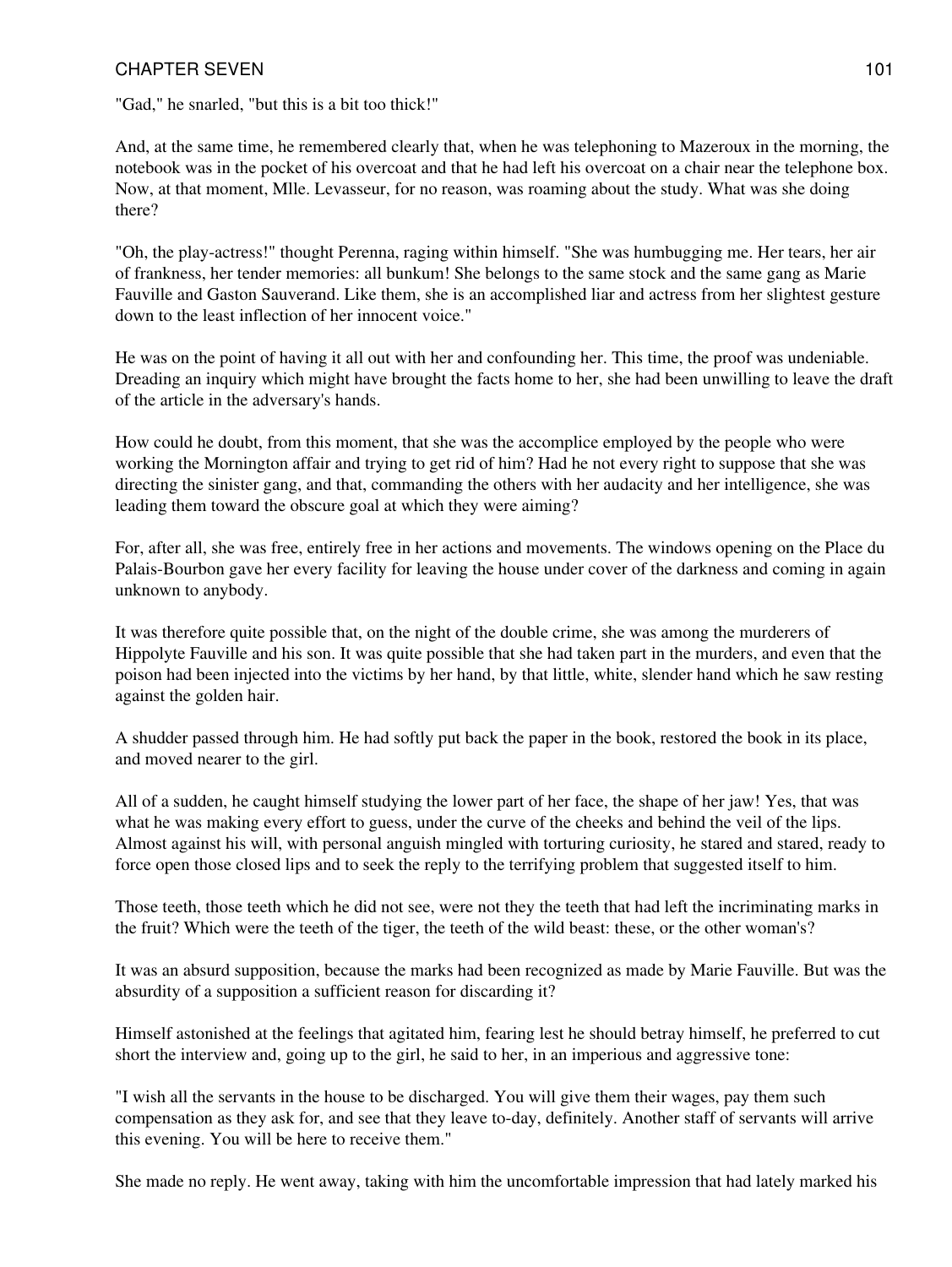"Gad," he snarled, "but this is a bit too thick!"

And, at the same time, he remembered clearly that, when he was telephoning to Mazeroux in the morning, the notebook was in the pocket of his overcoat and that he had left his overcoat on a chair near the telephone box. Now, at that moment, Mlle. Levasseur, for no reason, was roaming about the study. What was she doing there?

"Oh, the play-actress!" thought Perenna, raging within himself. "She was humbugging me. Her tears, her air of frankness, her tender memories: all bunkum! She belongs to the same stock and the same gang as Marie Fauville and Gaston Sauverand. Like them, she is an accomplished liar and actress from her slightest gesture down to the least inflection of her innocent voice."

He was on the point of having it all out with her and confounding her. This time, the proof was undeniable. Dreading an inquiry which might have brought the facts home to her, she had been unwilling to leave the draft of the article in the adversary's hands.

How could he doubt, from this moment, that she was the accomplice employed by the people who were working the Mornington affair and trying to get rid of him? Had he not every right to suppose that she was directing the sinister gang, and that, commanding the others with her audacity and her intelligence, she was leading them toward the obscure goal at which they were aiming?

For, after all, she was free, entirely free in her actions and movements. The windows opening on the Place du Palais-Bourbon gave her every facility for leaving the house under cover of the darkness and coming in again unknown to anybody.

It was therefore quite possible that, on the night of the double crime, she was among the murderers of Hippolyte Fauville and his son. It was quite possible that she had taken part in the murders, and even that the poison had been injected into the victims by her hand, by that little, white, slender hand which he saw resting against the golden hair.

A shudder passed through him. He had softly put back the paper in the book, restored the book in its place, and moved nearer to the girl.

All of a sudden, he caught himself studying the lower part of her face, the shape of her jaw! Yes, that was what he was making every effort to guess, under the curve of the cheeks and behind the veil of the lips. Almost against his will, with personal anguish mingled with torturing curiosity, he stared and stared, ready to force open those closed lips and to seek the reply to the terrifying problem that suggested itself to him.

Those teeth, those teeth which he did not see, were not they the teeth that had left the incriminating marks in the fruit? Which were the teeth of the tiger, the teeth of the wild beast: these, or the other woman's?

It was an absurd supposition, because the marks had been recognized as made by Marie Fauville. But was the absurdity of a supposition a sufficient reason for discarding it?

Himself astonished at the feelings that agitated him, fearing lest he should betray himself, he preferred to cut short the interview and, going up to the girl, he said to her, in an imperious and aggressive tone:

"I wish all the servants in the house to be discharged. You will give them their wages, pay them such compensation as they ask for, and see that they leave to-day, definitely. Another staff of servants will arrive this evening. You will be here to receive them."

She made no reply. He went away, taking with him the uncomfortable impression that had lately marked his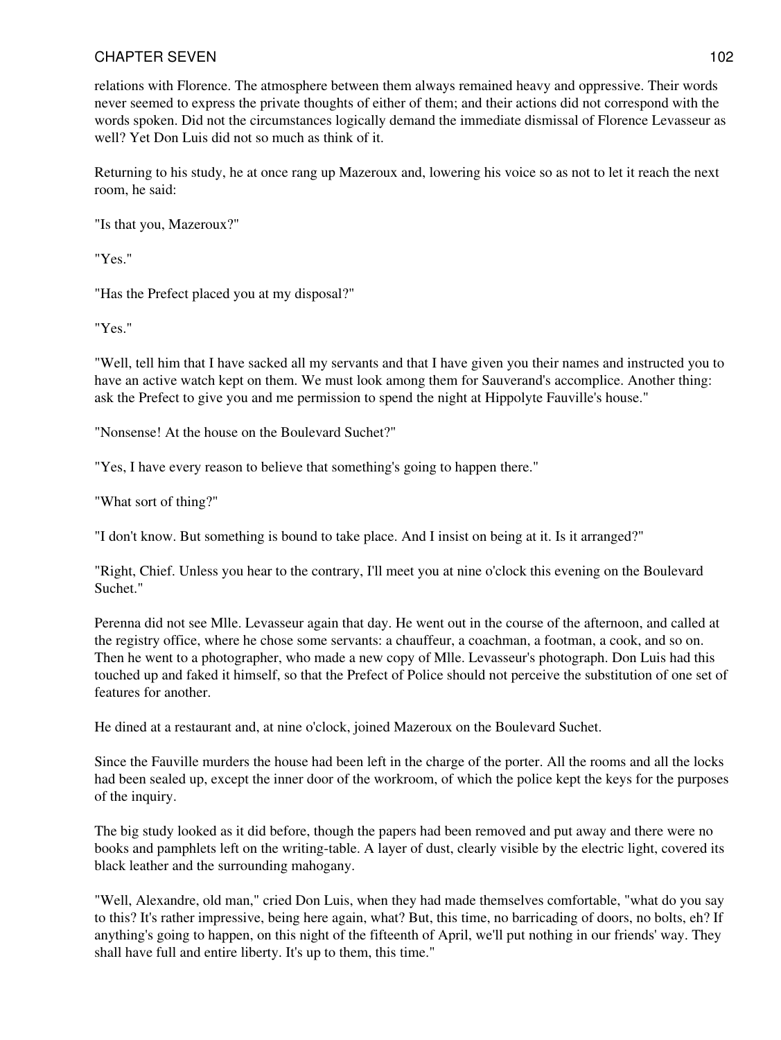relations with Florence. The atmosphere between them always remained heavy and oppressive. Their words never seemed to express the private thoughts of either of them; and their actions did not correspond with the words spoken. Did not the circumstances logically demand the immediate dismissal of Florence Levasseur as well? Yet Don Luis did not so much as think of it.

Returning to his study, he at once rang up Mazeroux and, lowering his voice so as not to let it reach the next room, he said:

"Is that you, Mazeroux?"

"Yes."

"Has the Prefect placed you at my disposal?"

"Yes."

"Well, tell him that I have sacked all my servants and that I have given you their names and instructed you to have an active watch kept on them. We must look among them for Sauverand's accomplice. Another thing: ask the Prefect to give you and me permission to spend the night at Hippolyte Fauville's house."

"Nonsense! At the house on the Boulevard Suchet?"

"Yes, I have every reason to believe that something's going to happen there."

"What sort of thing?"

"I don't know. But something is bound to take place. And I insist on being at it. Is it arranged?"

"Right, Chief. Unless you hear to the contrary, I'll meet you at nine o'clock this evening on the Boulevard Suchet."

Perenna did not see Mlle. Levasseur again that day. He went out in the course of the afternoon, and called at the registry office, where he chose some servants: a chauffeur, a coachman, a footman, a cook, and so on. Then he went to a photographer, who made a new copy of Mlle. Levasseur's photograph. Don Luis had this touched up and faked it himself, so that the Prefect of Police should not perceive the substitution of one set of features for another.

He dined at a restaurant and, at nine o'clock, joined Mazeroux on the Boulevard Suchet.

Since the Fauville murders the house had been left in the charge of the porter. All the rooms and all the locks had been sealed up, except the inner door of the workroom, of which the police kept the keys for the purposes of the inquiry.

The big study looked as it did before, though the papers had been removed and put away and there were no books and pamphlets left on the writing-table. A layer of dust, clearly visible by the electric light, covered its black leather and the surrounding mahogany.

"Well, Alexandre, old man," cried Don Luis, when they had made themselves comfortable, "what do you say to this? It's rather impressive, being here again, what? But, this time, no barricading of doors, no bolts, eh? If anything's going to happen, on this night of the fifteenth of April, we'll put nothing in our friends' way. They shall have full and entire liberty. It's up to them, this time."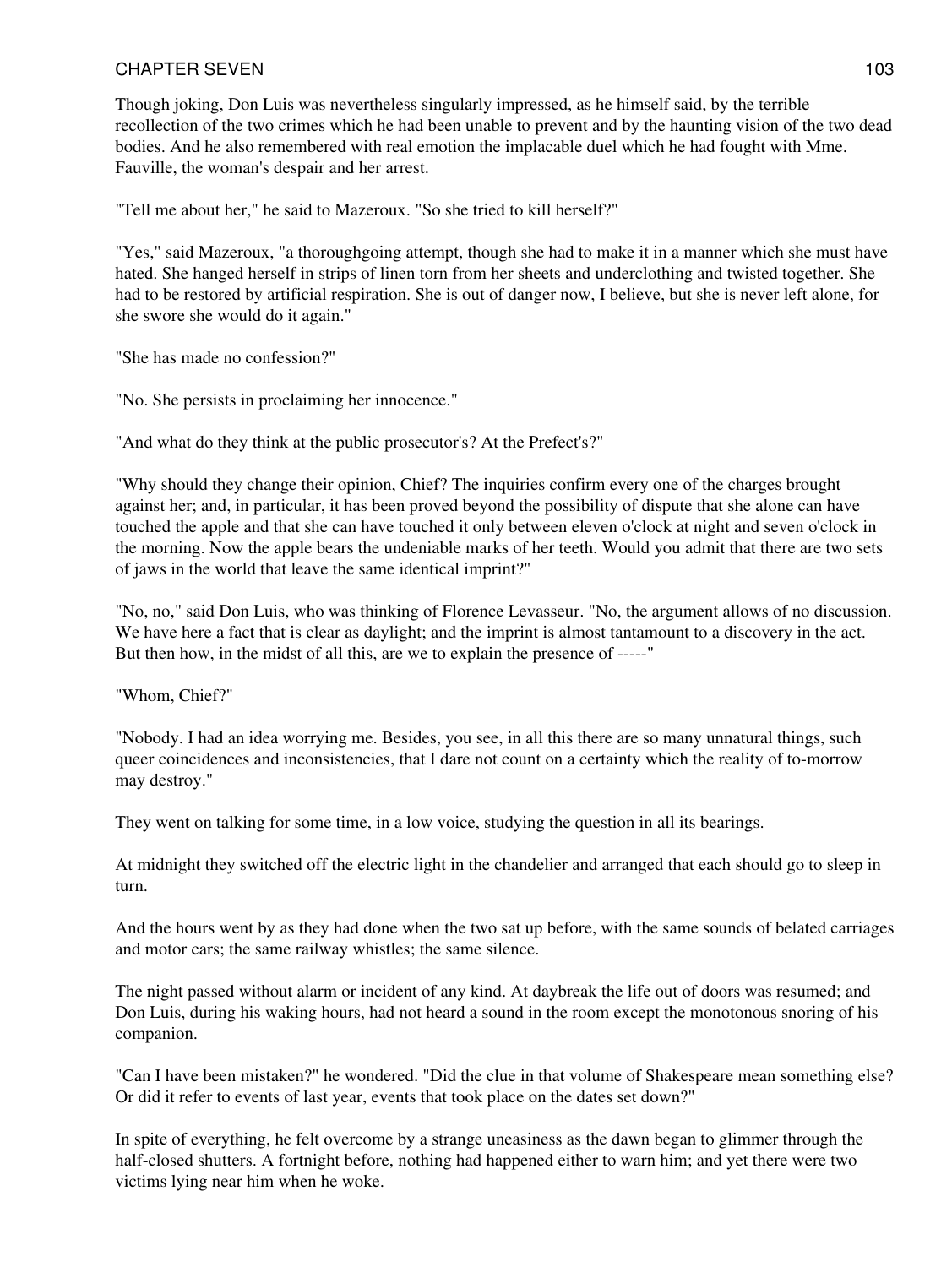Though joking, Don Luis was nevertheless singularly impressed, as he himself said, by the terrible recollection of the two crimes which he had been unable to prevent and by the haunting vision of the two dead bodies. And he also remembered with real emotion the implacable duel which he had fought with Mme. Fauville, the woman's despair and her arrest.

"Tell me about her," he said to Mazeroux. "So she tried to kill herself?"

"Yes," said Mazeroux, "a thoroughgoing attempt, though she had to make it in a manner which she must have hated. She hanged herself in strips of linen torn from her sheets and underclothing and twisted together. She had to be restored by artificial respiration. She is out of danger now, I believe, but she is never left alone, for she swore she would do it again."

"She has made no confession?"

"No. She persists in proclaiming her innocence."

"And what do they think at the public prosecutor's? At the Prefect's?"

"Why should they change their opinion, Chief? The inquiries confirm every one of the charges brought against her; and, in particular, it has been proved beyond the possibility of dispute that she alone can have touched the apple and that she can have touched it only between eleven o'clock at night and seven o'clock in the morning. Now the apple bears the undeniable marks of her teeth. Would you admit that there are two sets of jaws in the world that leave the same identical imprint?"

"No, no," said Don Luis, who was thinking of Florence Levasseur. "No, the argument allows of no discussion. We have here a fact that is clear as daylight; and the imprint is almost tantamount to a discovery in the act. But then how, in the midst of all this, are we to explain the presence of -----"

"Whom, Chief?"

"Nobody. I had an idea worrying me. Besides, you see, in all this there are so many unnatural things, such queer coincidences and inconsistencies, that I dare not count on a certainty which the reality of to-morrow may destroy."

They went on talking for some time, in a low voice, studying the question in all its bearings.

At midnight they switched off the electric light in the chandelier and arranged that each should go to sleep in turn.

And the hours went by as they had done when the two sat up before, with the same sounds of belated carriages and motor cars; the same railway whistles; the same silence.

The night passed without alarm or incident of any kind. At daybreak the life out of doors was resumed; and Don Luis, during his waking hours, had not heard a sound in the room except the monotonous snoring of his companion.

"Can I have been mistaken?" he wondered. "Did the clue in that volume of Shakespeare mean something else? Or did it refer to events of last year, events that took place on the dates set down?"

In spite of everything, he felt overcome by a strange uneasiness as the dawn began to glimmer through the half-closed shutters. A fortnight before, nothing had happened either to warn him; and yet there were two victims lying near him when he woke.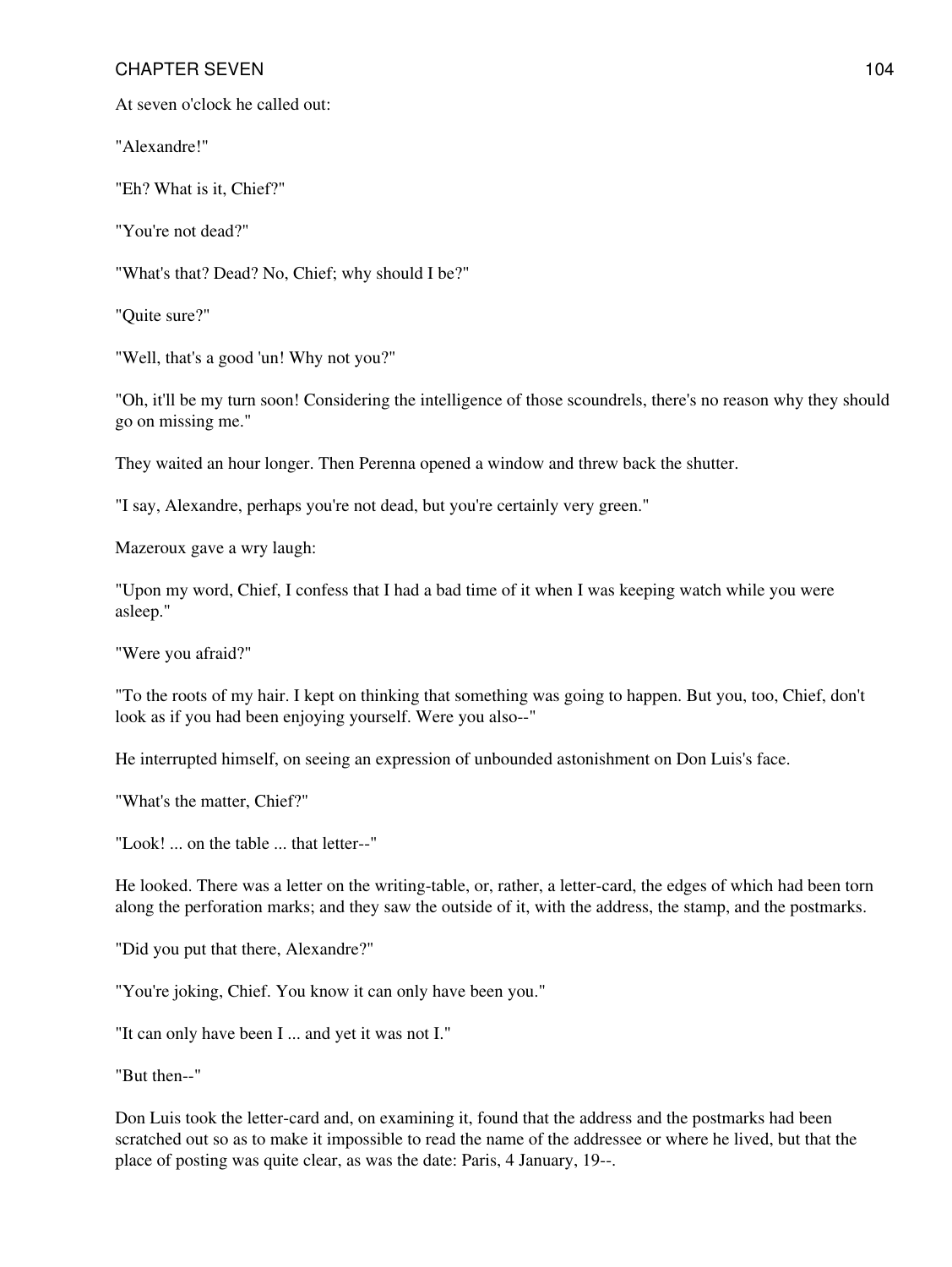At seven o'clock he called out:

"Alexandre!"

"Eh? What is it, Chief?"

"You're not dead?"

"What's that? Dead? No, Chief; why should I be?"

"Quite sure?"

"Well, that's a good 'un! Why not you?"

"Oh, it'll be my turn soon! Considering the intelligence of those scoundrels, there's no reason why they should go on missing me."

They waited an hour longer. Then Perenna opened a window and threw back the shutter.

"I say, Alexandre, perhaps you're not dead, but you're certainly very green."

Mazeroux gave a wry laugh:

"Upon my word, Chief, I confess that I had a bad time of it when I was keeping watch while you were asleep."

"Were you afraid?"

"To the roots of my hair. I kept on thinking that something was going to happen. But you, too, Chief, don't look as if you had been enjoying yourself. Were you also--"

He interrupted himself, on seeing an expression of unbounded astonishment on Don Luis's face.

"What's the matter, Chief?"

"Look! ... on the table ... that letter--"

He looked. There was a letter on the writing-table, or, rather, a letter-card, the edges of which had been torn along the perforation marks; and they saw the outside of it, with the address, the stamp, and the postmarks.

"Did you put that there, Alexandre?"

"You're joking, Chief. You know it can only have been you."

"It can only have been I ... and yet it was not I."

"But then--"

Don Luis took the letter-card and, on examining it, found that the address and the postmarks had been scratched out so as to make it impossible to read the name of the addressee or where he lived, but that the place of posting was quite clear, as was the date: Paris, 4 January, 19--.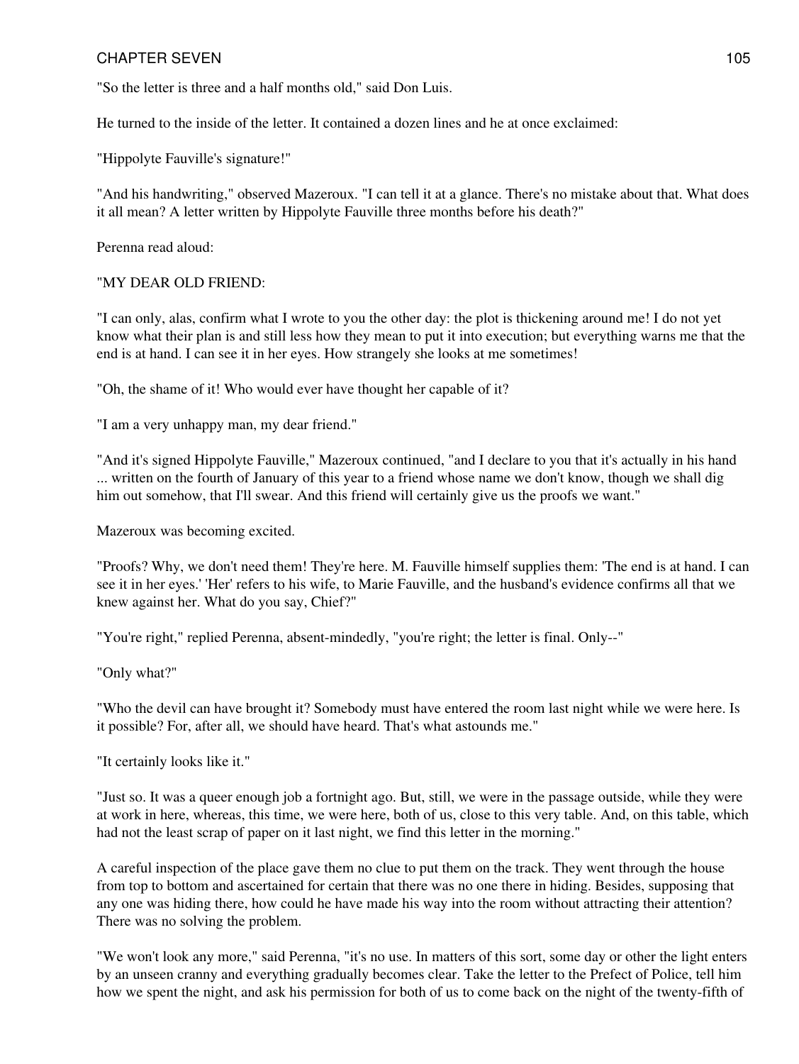"So the letter is three and a half months old," said Don Luis.

He turned to the inside of the letter. It contained a dozen lines and he at once exclaimed:

"Hippolyte Fauville's signature!"

"And his handwriting," observed Mazeroux. "I can tell it at a glance. There's no mistake about that. What does it all mean? A letter written by Hippolyte Fauville three months before his death?"

Perenna read aloud:

"MY DEAR OLD FRIEND:

"I can only, alas, confirm what I wrote to you the other day: the plot is thickening around me! I do not yet know what their plan is and still less how they mean to put it into execution; but everything warns me that the end is at hand. I can see it in her eyes. How strangely she looks at me sometimes!

"Oh, the shame of it! Who would ever have thought her capable of it?

"I am a very unhappy man, my dear friend."

"And it's signed Hippolyte Fauville," Mazeroux continued, "and I declare to you that it's actually in his hand ... written on the fourth of January of this year to a friend whose name we don't know, though we shall dig him out somehow, that I'll swear. And this friend will certainly give us the proofs we want."

Mazeroux was becoming excited.

"Proofs? Why, we don't need them! They're here. M. Fauville himself supplies them: 'The end is at hand. I can see it in her eyes.' 'Her' refers to his wife, to Marie Fauville, and the husband's evidence confirms all that we knew against her. What do you say, Chief?"

"You're right," replied Perenna, absent-mindedly, "you're right; the letter is final. Only--"

"Only what?"

"Who the devil can have brought it? Somebody must have entered the room last night while we were here. Is it possible? For, after all, we should have heard. That's what astounds me."

"It certainly looks like it."

"Just so. It was a queer enough job a fortnight ago. But, still, we were in the passage outside, while they were at work in here, whereas, this time, we were here, both of us, close to this very table. And, on this table, which had not the least scrap of paper on it last night, we find this letter in the morning."

A careful inspection of the place gave them no clue to put them on the track. They went through the house from top to bottom and ascertained for certain that there was no one there in hiding. Besides, supposing that any one was hiding there, how could he have made his way into the room without attracting their attention? There was no solving the problem.

"We won't look any more," said Perenna, "it's no use. In matters of this sort, some day or other the light enters by an unseen cranny and everything gradually becomes clear. Take the letter to the Prefect of Police, tell him how we spent the night, and ask his permission for both of us to come back on the night of the twenty-fifth of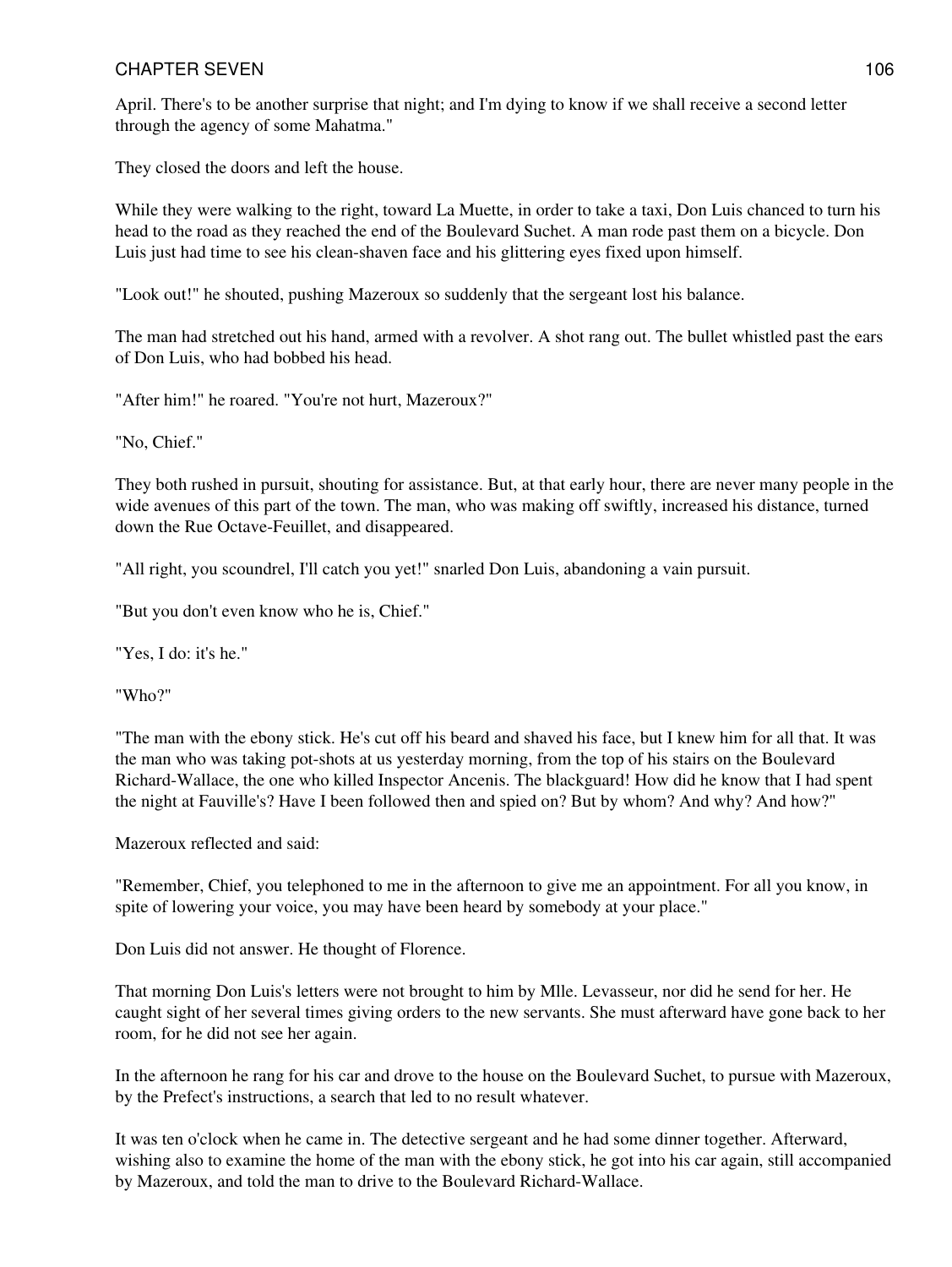April. There's to be another surprise that night; and I'm dying to know if we shall receive a second letter through the agency of some Mahatma."

They closed the doors and left the house.

While they were walking to the right, toward La Muette, in order to take a taxi, Don Luis chanced to turn his head to the road as they reached the end of the Boulevard Suchet. A man rode past them on a bicycle. Don Luis just had time to see his clean-shaven face and his glittering eyes fixed upon himself.

"Look out!" he shouted, pushing Mazeroux so suddenly that the sergeant lost his balance.

The man had stretched out his hand, armed with a revolver. A shot rang out. The bullet whistled past the ears of Don Luis, who had bobbed his head.

"After him!" he roared. "You're not hurt, Mazeroux?"

"No, Chief."

They both rushed in pursuit, shouting for assistance. But, at that early hour, there are never many people in the wide avenues of this part of the town. The man, who was making off swiftly, increased his distance, turned down the Rue Octave-Feuillet, and disappeared.

"All right, you scoundrel, I'll catch you yet!" snarled Don Luis, abandoning a vain pursuit.

"But you don't even know who he is, Chief."

"Yes, I do: it's he."

"Who?"

"The man with the ebony stick. He's cut off his beard and shaved his face, but I knew him for all that. It was the man who was taking pot-shots at us yesterday morning, from the top of his stairs on the Boulevard Richard-Wallace, the one who killed Inspector Ancenis. The blackguard! How did he know that I had spent the night at Fauville's? Have I been followed then and spied on? But by whom? And why? And how?"

Mazeroux reflected and said:

"Remember, Chief, you telephoned to me in the afternoon to give me an appointment. For all you know, in spite of lowering your voice, you may have been heard by somebody at your place."

Don Luis did not answer. He thought of Florence.

That morning Don Luis's letters were not brought to him by Mlle. Levasseur, nor did he send for her. He caught sight of her several times giving orders to the new servants. She must afterward have gone back to her room, for he did not see her again.

In the afternoon he rang for his car and drove to the house on the Boulevard Suchet, to pursue with Mazeroux, by the Prefect's instructions, a search that led to no result whatever.

It was ten o'clock when he came in. The detective sergeant and he had some dinner together. Afterward, wishing also to examine the home of the man with the ebony stick, he got into his car again, still accompanied by Mazeroux, and told the man to drive to the Boulevard Richard-Wallace.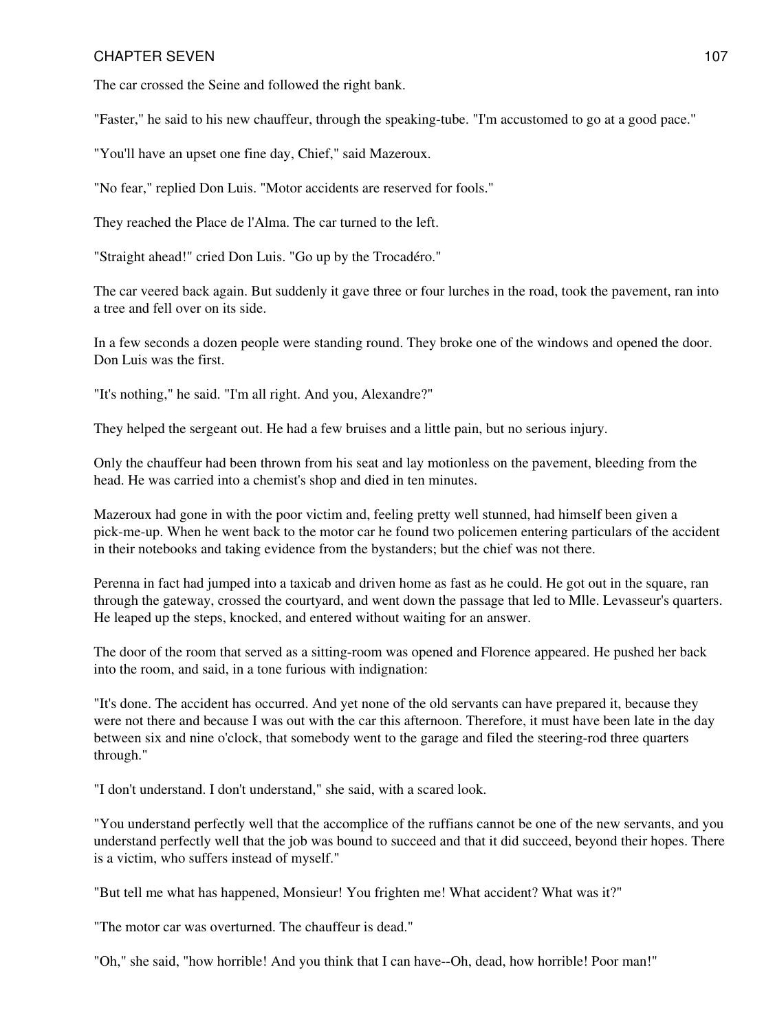The car crossed the Seine and followed the right bank.

"Faster," he said to his new chauffeur, through the speaking-tube. "I'm accustomed to go at a good pace."

"You'll have an upset one fine day, Chief," said Mazeroux.

"No fear," replied Don Luis. "Motor accidents are reserved for fools."

They reached the Place de l'Alma. The car turned to the left.

"Straight ahead!" cried Don Luis. "Go up by the Trocadéro."

The car veered back again. But suddenly it gave three or four lurches in the road, took the pavement, ran into a tree and fell over on its side.

In a few seconds a dozen people were standing round. They broke one of the windows and opened the door. Don Luis was the first.

"It's nothing," he said. "I'm all right. And you, Alexandre?"

They helped the sergeant out. He had a few bruises and a little pain, but no serious injury.

Only the chauffeur had been thrown from his seat and lay motionless on the pavement, bleeding from the head. He was carried into a chemist's shop and died in ten minutes.

Mazeroux had gone in with the poor victim and, feeling pretty well stunned, had himself been given a pick-me-up. When he went back to the motor car he found two policemen entering particulars of the accident in their notebooks and taking evidence from the bystanders; but the chief was not there.

Perenna in fact had jumped into a taxicab and driven home as fast as he could. He got out in the square, ran through the gateway, crossed the courtyard, and went down the passage that led to Mlle. Levasseur's quarters. He leaped up the steps, knocked, and entered without waiting for an answer.

The door of the room that served as a sitting-room was opened and Florence appeared. He pushed her back into the room, and said, in a tone furious with indignation:

"It's done. The accident has occurred. And yet none of the old servants can have prepared it, because they were not there and because I was out with the car this afternoon. Therefore, it must have been late in the day between six and nine o'clock, that somebody went to the garage and filed the steering-rod three quarters through."

"I don't understand. I don't understand," she said, with a scared look.

"You understand perfectly well that the accomplice of the ruffians cannot be one of the new servants, and you understand perfectly well that the job was bound to succeed and that it did succeed, beyond their hopes. There is a victim, who suffers instead of myself."

"But tell me what has happened, Monsieur! You frighten me! What accident? What was it?"

"The motor car was overturned. The chauffeur is dead."

"Oh," she said, "how horrible! And you think that I can have--Oh, dead, how horrible! Poor man!"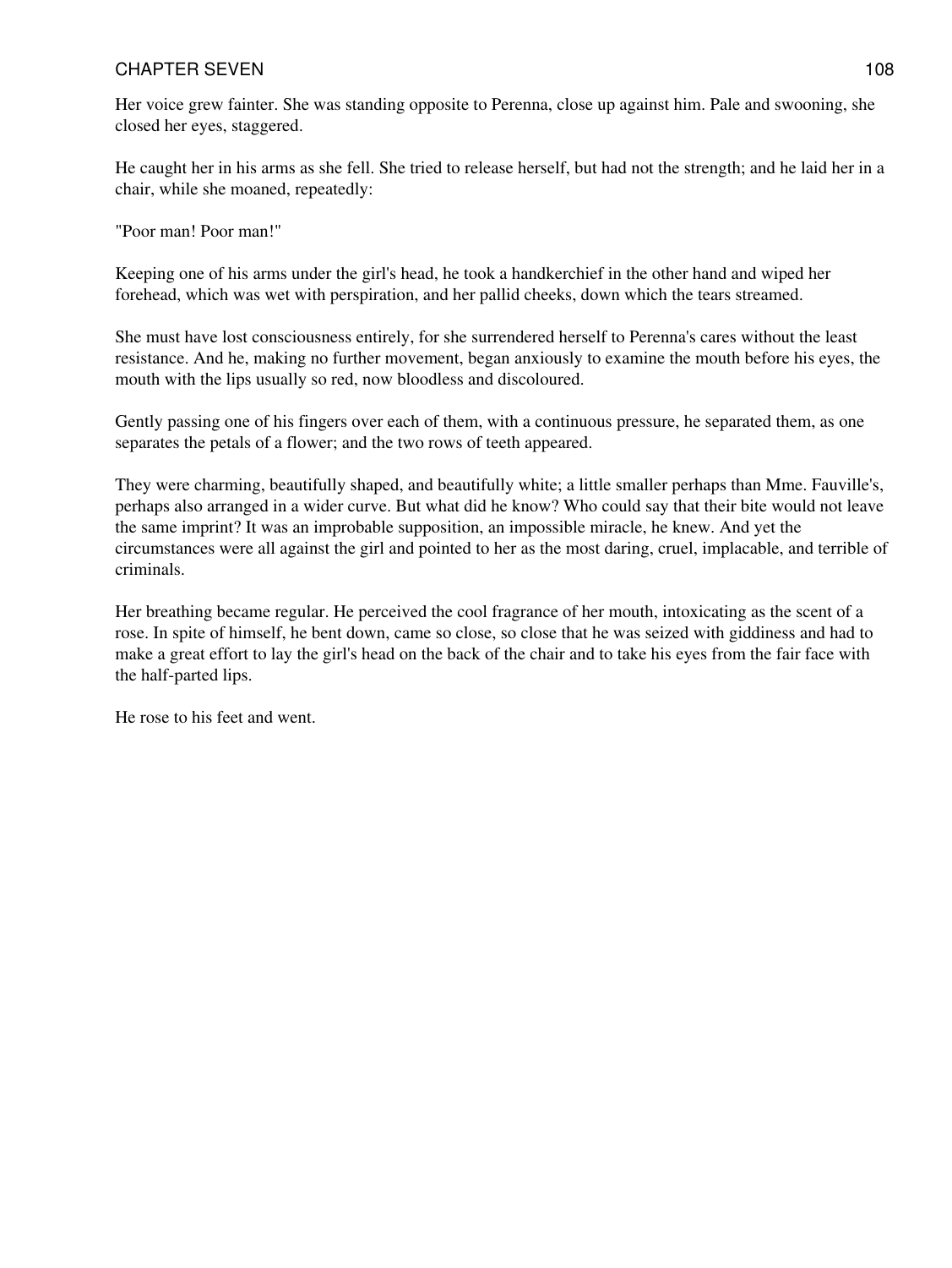Her voice grew fainter. She was standing opposite to Perenna, close up against him. Pale and swooning, she closed her eyes, staggered.

He caught her in his arms as she fell. She tried to release herself, but had not the strength; and he laid her in a chair, while she moaned, repeatedly:

"Poor man! Poor man!"

Keeping one of his arms under the girl's head, he took a handkerchief in the other hand and wiped her forehead, which was wet with perspiration, and her pallid cheeks, down which the tears streamed.

She must have lost consciousness entirely, for she surrendered herself to Perenna's cares without the least resistance. And he, making no further movement, began anxiously to examine the mouth before his eyes, the mouth with the lips usually so red, now bloodless and discoloured.

Gently passing one of his fingers over each of them, with a continuous pressure, he separated them, as one separates the petals of a flower; and the two rows of teeth appeared.

They were charming, beautifully shaped, and beautifully white; a little smaller perhaps than Mme. Fauville's, perhaps also arranged in a wider curve. But what did he know? Who could say that their bite would not leave the same imprint? It was an improbable supposition, an impossible miracle, he knew. And yet the circumstances were all against the girl and pointed to her as the most daring, cruel, implacable, and terrible of criminals.

Her breathing became regular. He perceived the cool fragrance of her mouth, intoxicating as the scent of a rose. In spite of himself, he bent down, came so close, so close that he was seized with giddiness and had to make a great effort to lay the girl's head on the back of the chair and to take his eyes from the fair face with the half-parted lips.

He rose to his feet and went.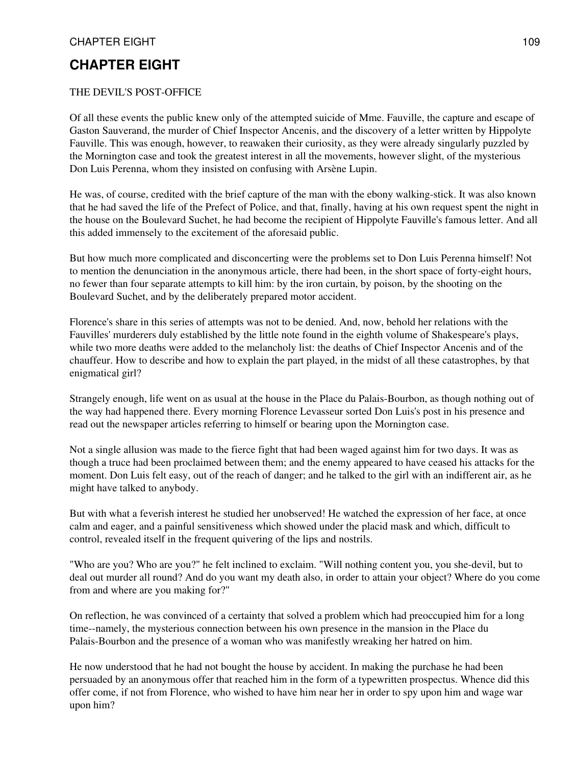# CHAPTER EIGHT

THE DEVIL'S POST-OFFICE

Of all these events the public knew only of the attempted suicide of Mme. Fauville, the capture and escape of Gaston Sauverand, the murder of Chief Inspector Ancenis, and the discovery of a letter written by Hippolyte Fauville. This was enough, however, to reawaken their curiosity, as they were already singularly puzzled by the Mornington case and took the greatest interest in all the movements, however slight, of the mysterious Don Luis Perenna, whom they insisted on confusing with Arsène Lupin.

He was, of course, credited with the brief capture of the man with the ebony walking-stick. It was also known that he had saved the life of the Prefect of Police, and that, finally, having at his own request spent the night in the house on the Boulevard Suchet, he had become the recipient of Hippolyte Fauville's famous letter. And all this added immensely to the excitement of the aforesaid public.

But how much more complicated and disconcerting were the problems set to Don Luis Perenna himself! Not to mention the denunciation in the anonymous article, there had been, in the short space of forty-eight hours, no fewer than four separate attempts to kill him: by the iron curtain, by poison, by the shooting on the Boulevard Suchet, and by the deliberately prepared motor accident.

Florence's share in this series of attempts was not to be denied. And, now, behold her relations with the Fauvilles' murderers duly established by the little note found in the eighth volume of Shakespeare's plays, while two more deaths were added to the melancholy list: the deaths of Chief Inspector Ancenis and of the chauffeur. How to describe and how to explain the part played, in the midst of all these catastrophes, by that enigmatical girl?

Strangely enough, life went on as usual at the house in the Place du Palais-Bourbon, as though nothing out of the way had happened there. Every morning Florence Levasseur sorted Don Luis's post in his presence and read out the newspaper articles referring to himself or bearing upon the Mornington case.

Not a single allusion was made to the fierce fight that had been waged against him for two days. It was as though a truce had been proclaimed between them; and the enemy appeared to have ceased his attacks for the moment. Don Luis felt easy, out of the reach of danger; and he talked to the girl with an indifferent air, as he might have talked to anybody.

But with what a feverish interest he studied her unobserved! He watched the expression of her face, at once calm and eager, and a painful sensitiveness which showed under the placid mask and which, difficult to control, revealed itself in the frequent quivering of the lips and nostrils.

"Who are you? Who are you?" he felt inclined to exclaim. "Will nothing content you, you she-devil, but to deal out murder all round? And do you want my death also, in order to attain your object? Where do you come from and where are you making for?"

On reflection, he was convinced of a certainty that solved a problem which had preoccupied him for a long time--namely, the mysterious connection between his own presence in the mansion in the Place du Palais-Bourbon and the presence of a woman who was manifestly wreaking her hatred on him.

He now understood that he had not bought the house by accident. In making the purchase he had been persuaded by an anonymous offer that reached him in the form of a typewritten prospectus. Whence did this offer come, if not from Florence, who wished to have him near her in order to spy upon him and wage war upon him?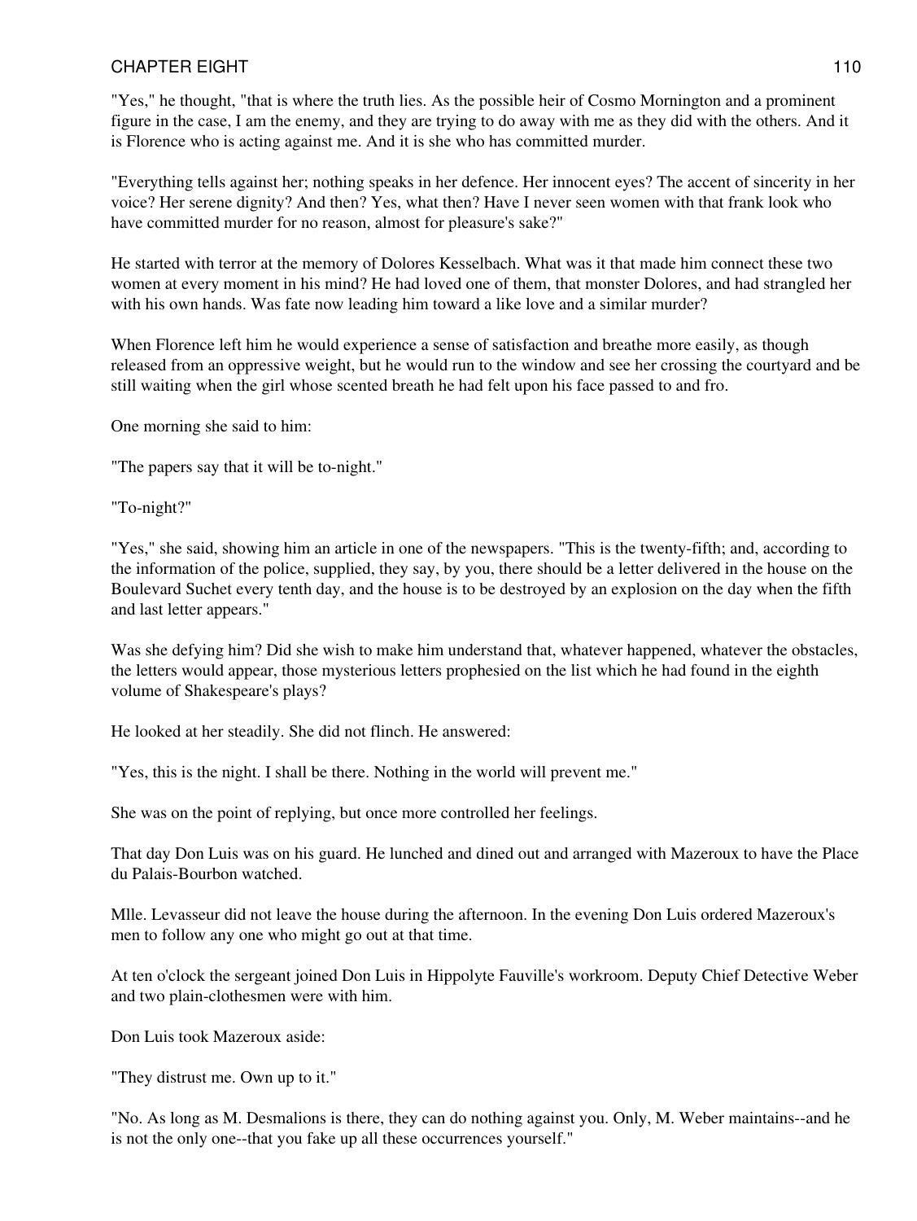"Yes," he thought, "that is where the truth lies. As the possible heir of Cosmo Mornington and a prominent figure in the case, I am the enemy, and they are trying to do away with me as they did with the others. And it is Florence who is acting against me. And it is she who has committed murder.

"Everything tells against her; nothing speaks in her defence. Her innocent eyes? The accent of sincerity in her voice? Her serene dignity? And then? Yes, what then? Have I never seen women with that frank look who have committed murder for no reason, almost for pleasure's sake?"

He started with terror at the memory of Dolores Kesselbach. What was it that made him connect these two women at every moment in his mind? He had loved one of them, that monster Dolores, and had strangled her with his own hands. Was fate now leading him toward a like love and a similar murder?

When Florence left him he would experience a sense of satisfaction and breathe more easily, as though released from an oppressive weight, but he would run to the window and see her crossing the courtyard and be still waiting when the girl whose scented breath he had felt upon his face passed to and fro.

One morning she said to him:

"The papers say that it will be to-night."

"To-night?"

"Yes," she said, showing him an article in one of the newspapers. "This is the twenty-fifth; and, according to the information of the police, supplied, they say, by you, there should be a letter delivered in the house on the Boulevard Suchet every tenth day, and the house is to be destroyed by an explosion on the day when the fifth and last letter appears."

Was she defying him? Did she wish to make him understand that, whatever happened, whatever the obstacles, the letters would appear, those mysterious letters prophesied on the list which he had found in the eighth volume of Shakespeare's plays?

He looked at her steadily. She did not flinch. He answered:

"Yes, this is the night. I shall be there. Nothing in the world will prevent me."

She was on the point of replying, but once more controlled her feelings.

That day Don Luis was on his guard. He lunched and dined out and arranged with Mazeroux to have the Place du Palais-Bourbon watched.

Mlle. Levasseur did not leave the house during the afternoon. In the evening Don Luis ordered Mazeroux's men to follow any one who might go out at that time.

At ten o'clock the sergeant joined Don Luis in Hippolyte Fauville's workroom. Deputy Chief Detective Weber and two plain-clothesmen were with him.

Don Luis took Mazeroux aside:

"They distrust me. Own up to it."

"No. As long as M. Desmalions is there, they can do nothing against you. Only, M. Weber maintains--and he is not the only one--that you fake up all these occurrences yourself."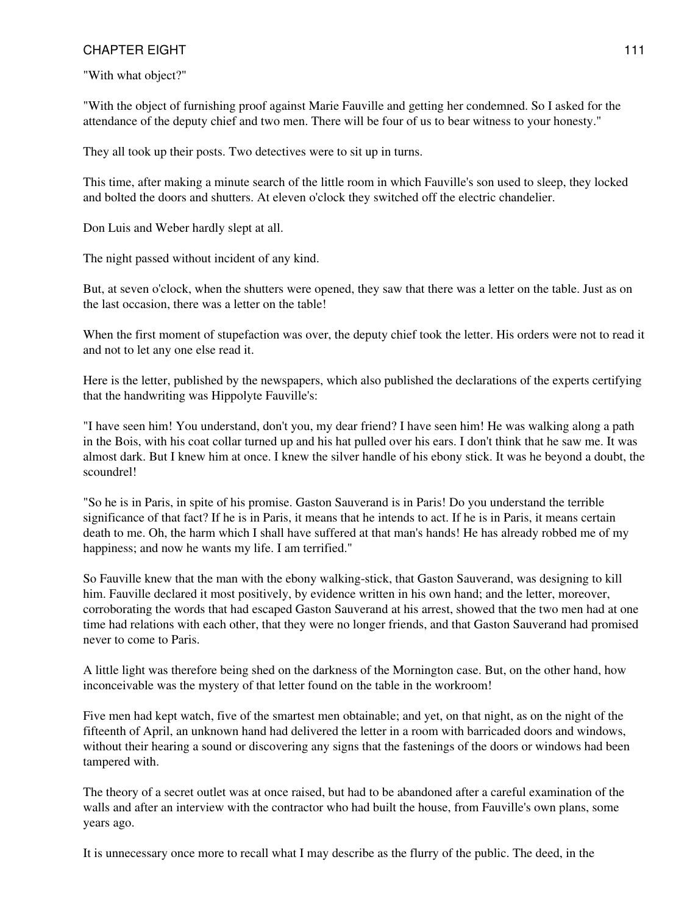"With what object?"

"With the object of furnishing proof against Marie Fauville and getting her condemned. So I asked for the attendance of the deputy chief and two men. There will be four of us to bear witness to your honesty."

They all took up their posts. Two detectives were to sit up in turns.

This time, after making a minute search of the little room in which Fauville's son used to sleep, they locked and bolted the doors and shutters. At eleven o'clock they switched off the electric chandelier.

Don Luis and Weber hardly slept at all.

The night passed without incident of any kind.

But, at seven o'clock, when the shutters were opened, they saw that there was a letter on the table. Just as on the last occasion, there was a letter on the table!

When the first moment of stupefaction was over, the deputy chief took the letter. His orders were not to read it and not to let any one else read it.

Here is the letter, published by the newspapers, which also published the declarations of the experts certifying that the handwriting was Hippolyte Fauville's:

"I have seen him! You understand, don't you, my dear friend? I have seen him! He was walking along a path in the Bois, with his coat collar turned up and his hat pulled over his ears. I don't think that he saw me. It was almost dark. But I knew him at once. I knew the silver handle of his ebony stick. It was he beyond a doubt, the scoundrel!

"So he is in Paris, in spite of his promise. Gaston Sauverand is in Paris! Do you understand the terrible significance of that fact? If he is in Paris, it means that he intends to act. If he is in Paris, it means certain death to me. Oh, the harm which I shall have suffered at that man's hands! He has already robbed me of my happiness; and now he wants my life. I am terrified."

So Fauville knew that the man with the ebony walking-stick, that Gaston Sauverand, was designing to kill him. Fauville declared it most positively, by evidence written in his own hand; and the letter, moreover, corroborating the words that had escaped Gaston Sauverand at his arrest, showed that the two men had at one time had relations with each other, that they were no longer friends, and that Gaston Sauverand had promised never to come to Paris.

A little light was therefore being shed on the darkness of the Mornington case. But, on the other hand, how inconceivable was the mystery of that letter found on the table in the workroom!

Five men had kept watch, five of the smartest men obtainable; and yet, on that night, as on the night of the fifteenth of April, an unknown hand had delivered the letter in a room with barricaded doors and windows, without their hearing a sound or discovering any signs that the fastenings of the doors or windows had been tampered with.

The theory of a secret outlet was at once raised, but had to be abandoned after a careful examination of the walls and after an interview with the contractor who had built the house, from Fauville's own plans, some years ago.

It is unnecessary once more to recall what I may describe as the flurry of the public. The deed, in the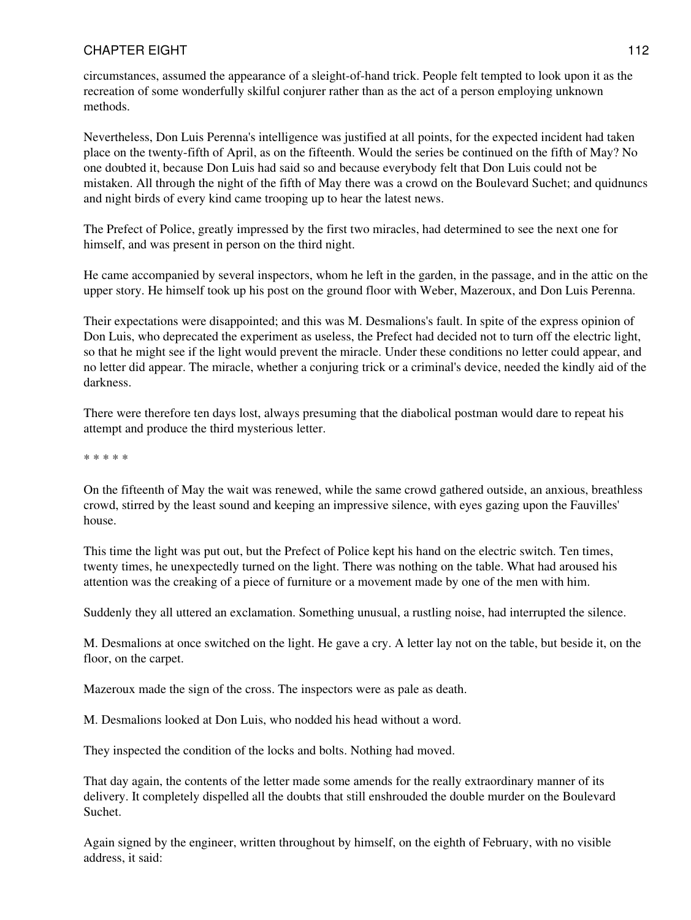circumstances, assumed the appearance of a sleight-of-hand trick. People felt tempted to look upon it as the recreation of some wonderfully skilful conjurer rather than as the act of a person employing unknown methods.

Nevertheless, Don Luis Perenna's intelligence was justified at all points, for the expected incident had taken place on the twenty-fifth of April, as on the fifteenth. Would the series be continued on the fifth of May? No one doubted it, because Don Luis had said so and because everybody felt that Don Luis could not be mistaken. All through the night of the fifth of May there was a crowd on the Boulevard Suchet; and quidnuncs and night birds of every kind came trooping up to hear the latest news.

The Prefect of Police, greatly impressed by the first two miracles, had determined to see the next one for himself, and was present in person on the third night.

He came accompanied by several inspectors, whom he left in the garden, in the passage, and in the attic on the upper story. He himself took up his post on the ground floor with Weber, Mazeroux, and Don Luis Perenna.

Their expectations were disappointed; and this was M. Desmalions's fault. In spite of the express opinion of Don Luis, who deprecated the experiment as useless, the Prefect had decided not to turn off the electric light, so that he might see if the light would prevent the miracle. Under these conditions no letter could appear, and no letter did appear. The miracle, whether a conjuring trick or a criminal's device, needed the kindly aid of the darkness.

There were therefore ten days lost, always presuming that the diabolical postman would dare to repeat his attempt and produce the third mysterious letter.

* * * * *

On the fifteenth of May the wait was renewed, while the same crowd gathered outside, an anxious, breathless crowd, stirred by the least sound and keeping an impressive silence, with eyes gazing upon the Fauvilles' house.

This time the light was put out, but the Prefect of Police kept his hand on the electric switch. Ten times, twenty times, he unexpectedly turned on the light. There was nothing on the table. What had aroused his attention was the creaking of a piece of furniture or a movement made by one of the men with him.

Suddenly they all uttered an exclamation. Something unusual, a rustling noise, had interrupted the silence.

M. Desmalions at once switched on the light. He gave a cry. A letter lay not on the table, but beside it, on the floor, on the carpet.

Mazeroux made the sign of the cross. The inspectors were as pale as death.

M. Desmalions looked at Don Luis, who nodded his head without a word.

They inspected the condition of the locks and bolts. Nothing had moved.

That day again, the contents of the letter made some amends for the really extraordinary manner of its delivery. It completely dispelled all the doubts that still enshrouded the double murder on the Boulevard Suchet.

Again signed by the engineer, written throughout by himself, on the eighth of February, with no visible address, it said: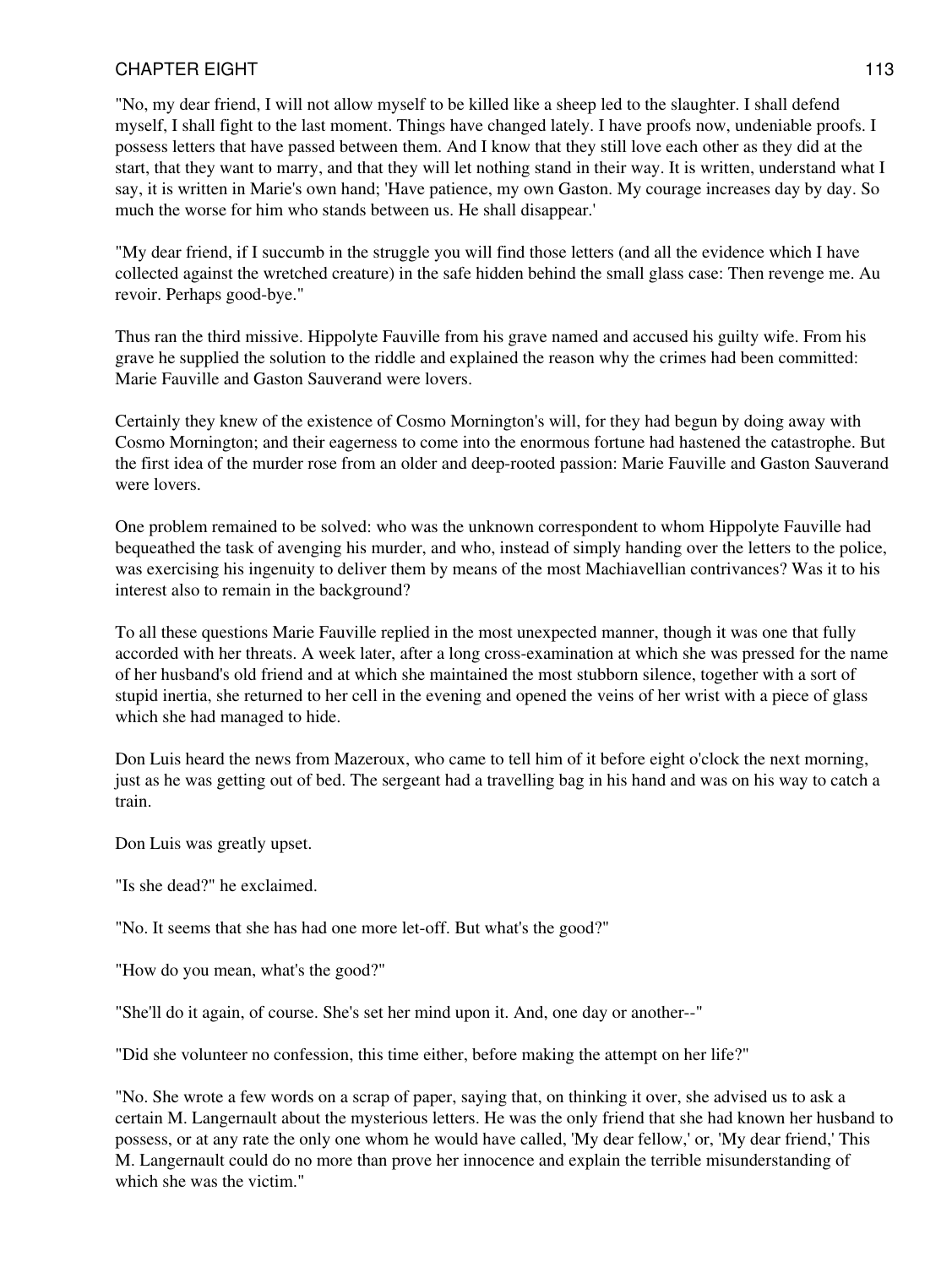"No, my dear friend, I will not allow myself to be killed like a sheep led to the slaughter. I shall defend myself, I shall fight to the last moment. Things have changed lately. I have proofs now, undeniable proofs. I possess letters that have passed between them. And I know that they still love each other as they did at the start, that they want to marry, and that they will let nothing stand in their way. It is written, understand what I say, it is written in Marie's own hand; 'Have patience, my own Gaston. My courage increases day by day. So much the worse for him who stands between us. He shall disappear.'

"My dear friend, if I succumb in the struggle you will find those letters (and all the evidence which I have collected against the wretched creature) in the safe hidden behind the small glass case: Then revenge me. Au revoir. Perhaps good-bye."

Thus ran the third missive. Hippolyte Fauville from his grave named and accused his guilty wife. From his grave he supplied the solution to the riddle and explained the reason why the crimes had been committed: Marie Fauville and Gaston Sauverand were lovers.

Certainly they knew of the existence of Cosmo Mornington's will, for they had begun by doing away with Cosmo Mornington; and their eagerness to come into the enormous fortune had hastened the catastrophe. But the first idea of the murder rose from an older and deep-rooted passion: Marie Fauville and Gaston Sauverand were lovers.

One problem remained to be solved: who was the unknown correspondent to whom Hippolyte Fauville had bequeathed the task of avenging his murder, and who, instead of simply handing over the letters to the police, was exercising his ingenuity to deliver them by means of the most Machiavellian contrivances? Was it to his interest also to remain in the background?

To all these questions Marie Fauville replied in the most unexpected manner, though it was one that fully accorded with her threats. A week later, after a long cross-examination at which she was pressed for the name of her husband's old friend and at which she maintained the most stubborn silence, together with a sort of stupid inertia, she returned to her cell in the evening and opened the veins of her wrist with a piece of glass which she had managed to hide.

Don Luis heard the news from Mazeroux, who came to tell him of it before eight o'clock the next morning, just as he was getting out of bed. The sergeant had a travelling bag in his hand and was on his way to catch a train.

Don Luis was greatly upset.

"Is she dead?" he exclaimed.

"No. It seems that she has had one more let-off. But what's the good?"

"How do you mean, what's the good?"

"She'll do it again, of course. She's set her mind upon it. And, one day or another--"

"Did she volunteer no confession, this time either, before making the attempt on her life?"

"No. She wrote a few words on a scrap of paper, saying that, on thinking it over, she advised us to ask a certain M. Langernault about the mysterious letters. He was the only friend that she had known her husband to possess, or at any rate the only one whom he would have called, 'My dear fellow,' or, 'My dear friend,' This M. Langernault could do no more than prove her innocence and explain the terrible misunderstanding of which she was the victim."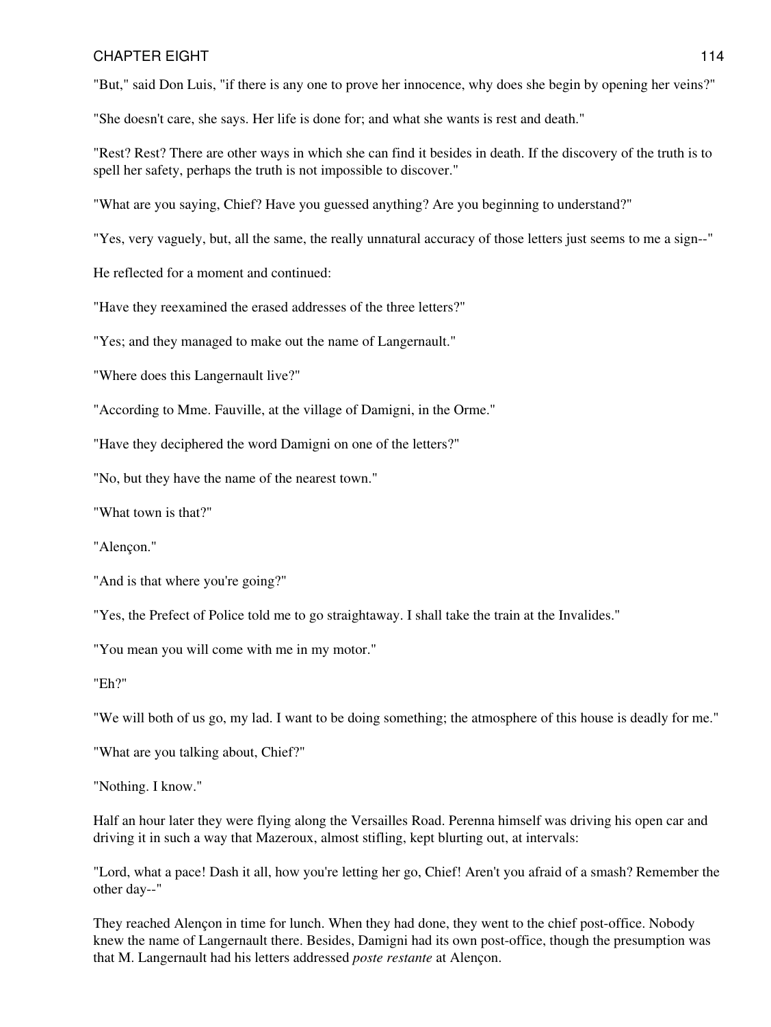"But," said Don Luis, "if there is any one to prove her innocence, why does she begin by opening her veins?"

"She doesn't care, she says. Her life is done for; and what she wants is rest and death."

"Rest? Rest? There are other ways in which she can find it besides in death. If the discovery of the truth is to spell her safety, perhaps the truth is not impossible to discover."

"What are you saying, Chief? Have you guessed anything? Are you beginning to understand?"

"Yes, very vaguely, but, all the same, the really unnatural accuracy of those letters just seems to me a sign--"

He reflected for a moment and continued:

"Have they reexamined the erased addresses of the three letters?"

"Yes; and they managed to make out the name of Langernault."

"Where does this Langernault live?"

"According to Mme. Fauville, at the village of Damigni, in the Orme."

"Have they deciphered the word Damigni on one of the letters?"

"No, but they have the name of the nearest town."

"What town is that?"

"Alençon."

"And is that where you're going?"

"Yes, the Prefect of Police told me to go straightaway. I shall take the train at the Invalides."

"You mean you will come with me in my motor."

"Eh?"

"We will both of us go, my lad. I want to be doing something; the atmosphere of this house is deadly for me."

"What are you talking about, Chief?"

"Nothing. I know."

Half an hour later they were flying along the Versailles Road. Perenna himself was driving his open car and driving it in such a way that Mazeroux, almost stifling, kept blurting out, at intervals:

"Lord, what a pace! Dash it all, how you're letting her go, Chief! Aren't you afraid of a smash? Remember the other day--"

They reached Alençon in time for lunch. When they had done, they went to the chief post-office. Nobody knew the name of Langernault there. Besides, Damigni had its own post-office, though the presumption was that M. Langernault had his letters addressed *poste restante* at Alençon.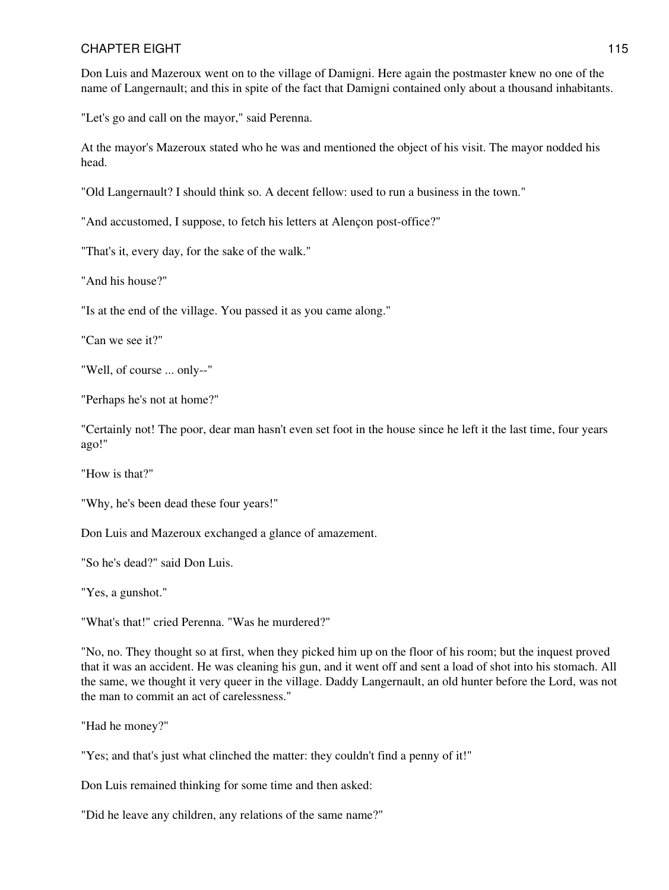Don Luis and Mazeroux went on to the village of Damigni. Here again the postmaster knew no one of the name of Langernault; and this in spite of the fact that Damigni contained only about a thousand inhabitants.

"Let's go and call on the mayor," said Perenna.

At the mayor's Mazeroux stated who he was and mentioned the object of his visit. The mayor nodded his head.

"Old Langernault? I should think so. A decent fellow: used to run a business in the town."

"And accustomed, I suppose, to fetch his letters at Alençon post-office?"

"That's it, every day, for the sake of the walk."

"And his house?"

"Is at the end of the village. You passed it as you came along."

"Can we see it?"

"Well, of course ... only--"

"Perhaps he's not at home?"

"Certainly not! The poor, dear man hasn't even set foot in the house since he left it the last time, four years ago!"

"How is that?"

"Why, he's been dead these four years!"

Don Luis and Mazeroux exchanged a glance of amazement.

"So he's dead?" said Don Luis.

"Yes, a gunshot."

"What's that!" cried Perenna. "Was he murdered?"

"No, no. They thought so at first, when they picked him up on the floor of his room; but the inquest proved that it was an accident. He was cleaning his gun, and it went off and sent a load of shot into his stomach. All the same, we thought it very queer in the village. Daddy Langernault, an old hunter before the Lord, was not the man to commit an act of carelessness."

"Had he money?"

"Yes; and that's just what clinched the matter: they couldn't find a penny of it!"

Don Luis remained thinking for some time and then asked:

"Did he leave any children, any relations of the same name?"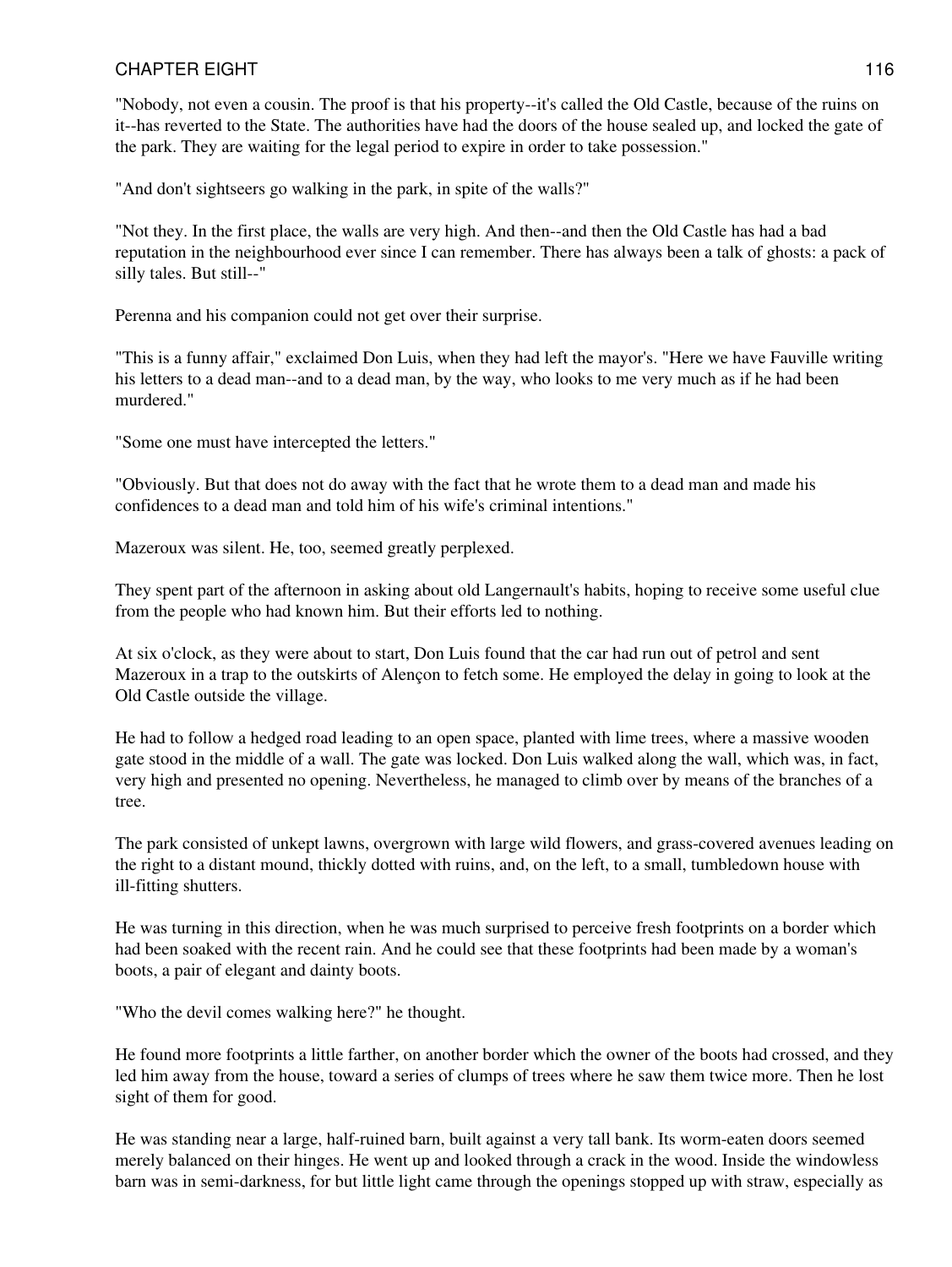"Nobody, not even a cousin. The proof is that his property--it's called the Old Castle, because of the ruins on it--has reverted to the State. The authorities have had the doors of the house sealed up, and locked the gate of the park. They are waiting for the legal period to expire in order to take possession."

"And don't sightseers go walking in the park, in spite of the walls?"

"Not they. In the first place, the walls are very high. And then--and then the Old Castle has had a bad reputation in the neighbourhood ever since I can remember. There has always been a talk of ghosts: a pack of silly tales. But still--"

Perenna and his companion could not get over their surprise.

"This is a funny affair," exclaimed Don Luis, when they had left the mayor's. "Here we have Fauville writing his letters to a dead man--and to a dead man, by the way, who looks to me very much as if he had been murdered."

"Some one must have intercepted the letters."

"Obviously. But that does not do away with the fact that he wrote them to a dead man and made his confidences to a dead man and told him of his wife's criminal intentions."

Mazeroux was silent. He, too, seemed greatly perplexed.

They spent part of the afternoon in asking about old Langernault's habits, hoping to receive some useful clue from the people who had known him. But their efforts led to nothing.

At six o'clock, as they were about to start, Don Luis found that the car had run out of petrol and sent Mazeroux in a trap to the outskirts of Alençon to fetch some. He employed the delay in going to look at the Old Castle outside the village.

He had to follow a hedged road leading to an open space, planted with lime trees, where a massive wooden gate stood in the middle of a wall. The gate was locked. Don Luis walked along the wall, which was, in fact, very high and presented no opening. Nevertheless, he managed to climb over by means of the branches of a tree.

The park consisted of unkept lawns, overgrown with large wild flowers, and grass-covered avenues leading on the right to a distant mound, thickly dotted with ruins, and, on the left, to a small, tumbledown house with ill-fitting shutters.

He was turning in this direction, when he was much surprised to perceive fresh footprints on a border which had been soaked with the recent rain. And he could see that these footprints had been made by a woman's boots, a pair of elegant and dainty boots.

"Who the devil comes walking here?" he thought.

He found more footprints a little farther, on another border which the owner of the boots had crossed, and they led him away from the house, toward a series of clumps of trees where he saw them twice more. Then he lost sight of them for good.

He was standing near a large, half-ruined barn, built against a very tall bank. Its worm-eaten doors seemed merely balanced on their hinges. He went up and looked through a crack in the wood. Inside the windowless barn was in semi-darkness, for but little light came through the openings stopped up with straw, especially as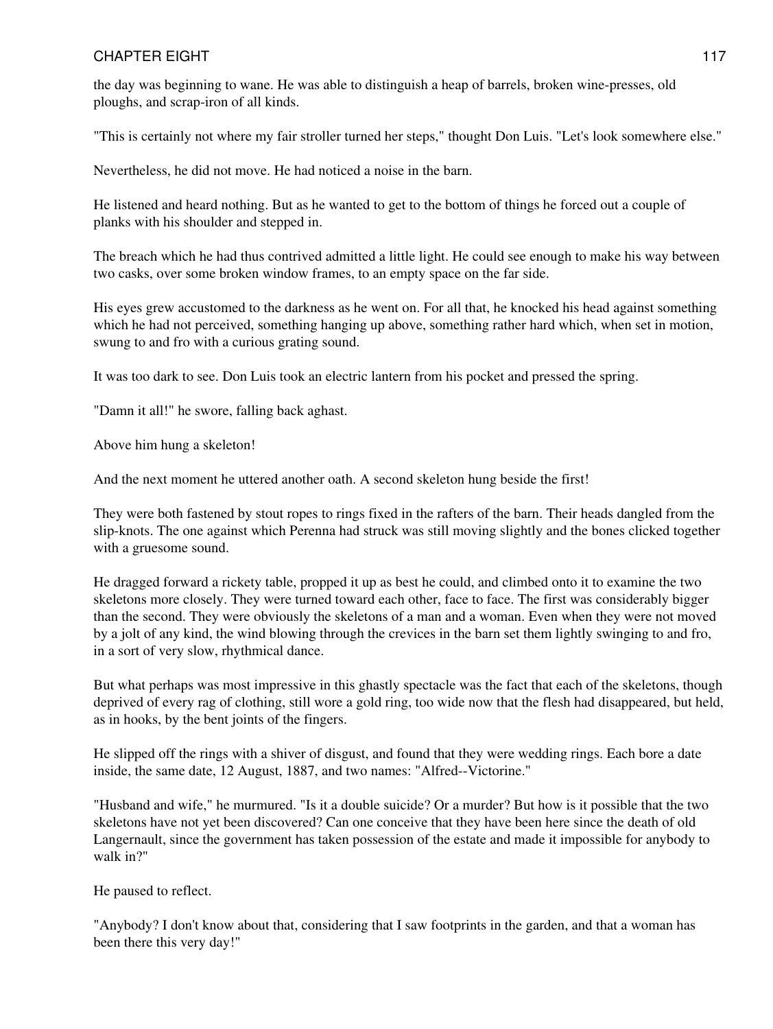the day was beginning to wane. He was able to distinguish a heap of barrels, broken wine-presses, old ploughs, and scrap-iron of all kinds.

"This is certainly not where my fair stroller turned her steps," thought Don Luis. "Let's look somewhere else."

Nevertheless, he did not move. He had noticed a noise in the barn.

He listened and heard nothing. But as he wanted to get to the bottom of things he forced out a couple of planks with his shoulder and stepped in.

The breach which he had thus contrived admitted a little light. He could see enough to make his way between two casks, over some broken window frames, to an empty space on the far side.

His eyes grew accustomed to the darkness as he went on. For all that, he knocked his head against something which he had not perceived, something hanging up above, something rather hard which, when set in motion, swung to and fro with a curious grating sound.

It was too dark to see. Don Luis took an electric lantern from his pocket and pressed the spring.

"Damn it all!" he swore, falling back aghast.

Above him hung a skeleton!

And the next moment he uttered another oath. A second skeleton hung beside the first!

They were both fastened by stout ropes to rings fixed in the rafters of the barn. Their heads dangled from the slip-knots. The one against which Perenna had struck was still moving slightly and the bones clicked together with a gruesome sound.

He dragged forward a rickety table, propped it up as best he could, and climbed onto it to examine the two skeletons more closely. They were turned toward each other, face to face. The first was considerably bigger than the second. They were obviously the skeletons of a man and a woman. Even when they were not moved by a jolt of any kind, the wind blowing through the crevices in the barn set them lightly swinging to and fro, in a sort of very slow, rhythmical dance.

But what perhaps was most impressive in this ghastly spectacle was the fact that each of the skeletons, though deprived of every rag of clothing, still wore a gold ring, too wide now that the flesh had disappeared, but held, as in hooks, by the bent joints of the fingers.

He slipped off the rings with a shiver of disgust, and found that they were wedding rings. Each bore a date inside, the same date, 12 August, 1887, and two names: "Alfred--Victorine."

"Husband and wife," he murmured. "Is it a double suicide? Or a murder? But how is it possible that the two skeletons have not yet been discovered? Can one conceive that they have been here since the death of old Langernault, since the government has taken possession of the estate and made it impossible for anybody to walk in?"

He paused to reflect.

"Anybody? I don't know about that, considering that I saw footprints in the garden, and that a woman has been there this very day!"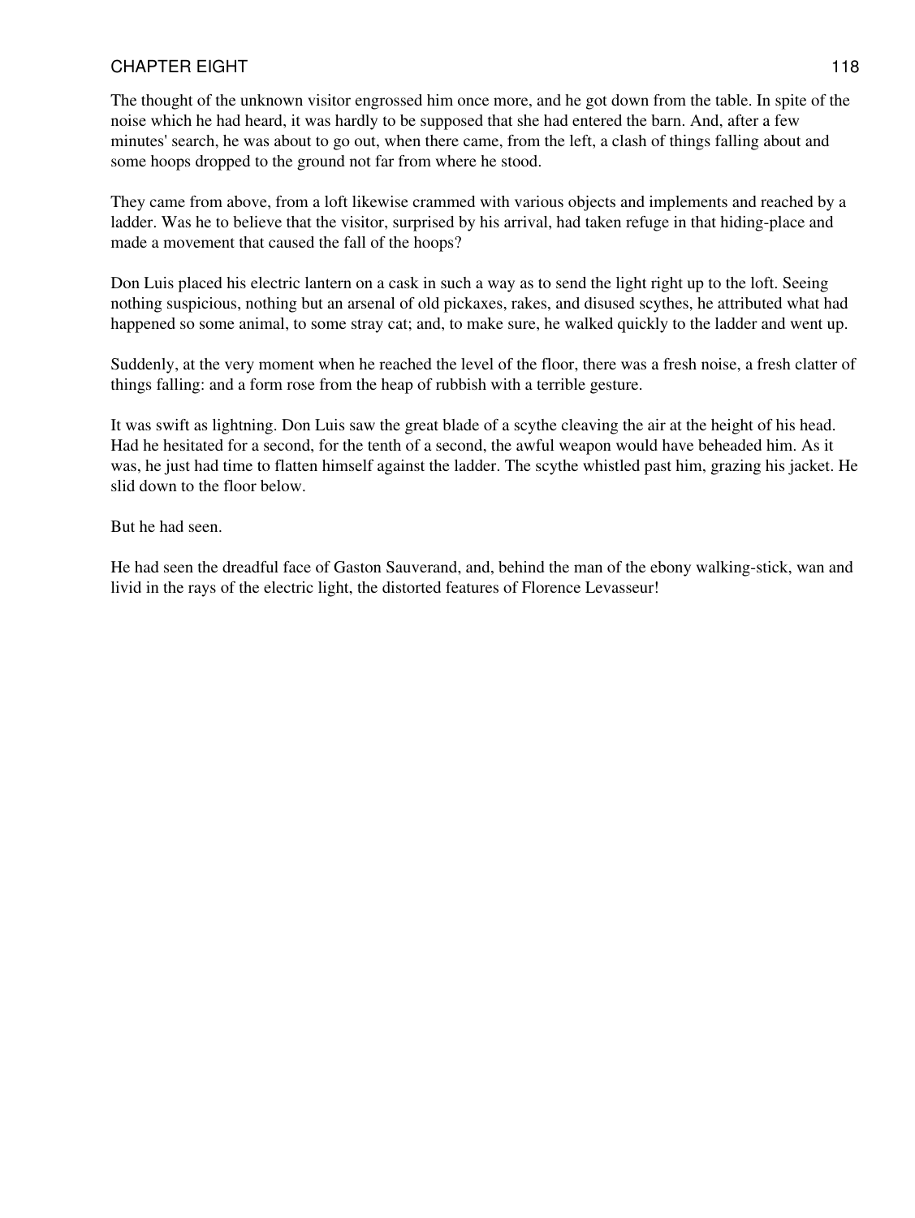The thought of the unknown visitor engrossed him once more, and he got down from the table. In spite of the noise which he had heard, it was hardly to be supposed that she had entered the barn. And, after a few minutes' search, he was about to go out, when there came, from the left, a clash of things falling about and some hoops dropped to the ground not far from where he stood.

They came from above, from a loft likewise crammed with various objects and implements and reached by a ladder. Was he to believe that the visitor, surprised by his arrival, had taken refuge in that hiding-place and made a movement that caused the fall of the hoops?

Don Luis placed his electric lantern on a cask in such a way as to send the light right up to the loft. Seeing nothing suspicious, nothing but an arsenal of old pickaxes, rakes, and disused scythes, he attributed what had happened so some animal, to some stray cat; and, to make sure, he walked quickly to the ladder and went up.

Suddenly, at the very moment when he reached the level of the floor, there was a fresh noise, a fresh clatter of things falling: and a form rose from the heap of rubbish with a terrible gesture.

It was swift as lightning. Don Luis saw the great blade of a scythe cleaving the air at the height of his head. Had he hesitated for a second, for the tenth of a second, the awful weapon would have beheaded him. As it was, he just had time to flatten himself against the ladder. The scythe whistled past him, grazing his jacket. He slid down to the floor below.

But he had seen.

He had seen the dreadful face of Gaston Sauverand, and, behind the man of the ebony walking-stick, wan and livid in the rays of the electric light, the distorted features of Florence Levasseur!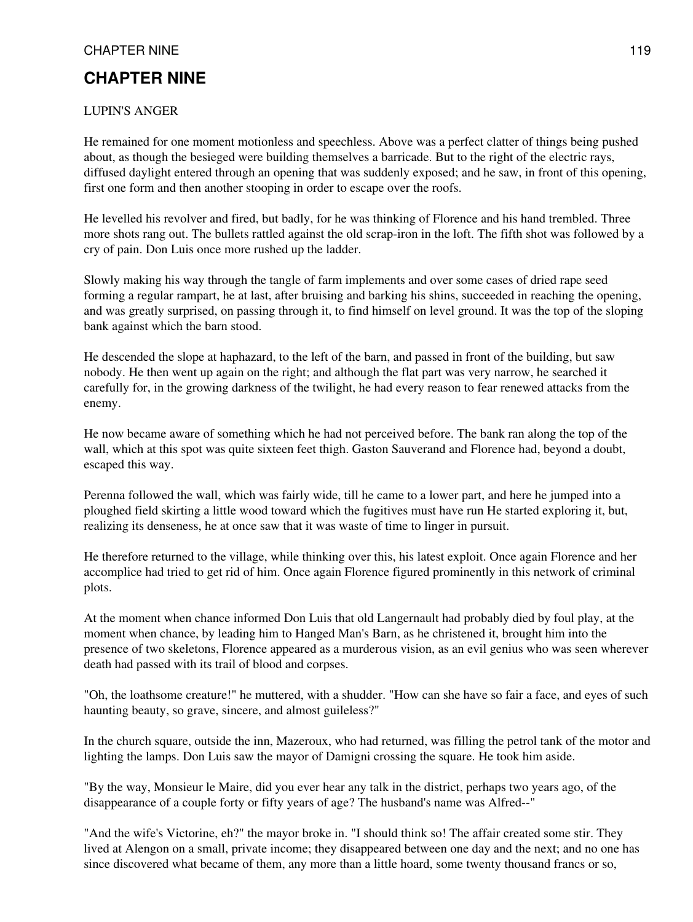# CHAPTER NINE

LUPIN'S ANGER

He remained for one moment motionless and speechless. Above was a perfect clatter of things being pushed about, as though the besieged were building themselves a barricade. But to the right of the electric rays, diffused daylight entered through an opening that was suddenly exposed; and he saw, in front of this opening, first one form and then another stooping in order to escape over the roofs.

He levelled his revolver and fired, but badly, for he was thinking of Florence and his hand trembled. Three more shots rang out. The bullets rattled against the old scrap-iron in the loft. The fifth shot was followed by a cry of pain. Don Luis once more rushed up the ladder.

Slowly making his way through the tangle of farm implements and over some cases of dried rape seed forming a regular rampart, he at last, after bruising and barking his shins, succeeded in reaching the opening, and was greatly surprised, on passing through it, to find himself on level ground. It was the top of the sloping bank against which the barn stood.

He descended the slope at haphazard, to the left of the barn, and passed in front of the building, but saw nobody. He then went up again on the right; and although the flat part was very narrow, he searched it carefully for, in the growing darkness of the twilight, he had every reason to fear renewed attacks from the enemy.

He now became aware of something which he had not perceived before. The bank ran along the top of the wall, which at this spot was quite sixteen feet thigh. Gaston Sauverand and Florence had, beyond a doubt, escaped this way.

Perenna followed the wall, which was fairly wide, till he came to a lower part, and here he jumped into a ploughed field skirting a little wood toward which the fugitives must have run He started exploring it, but, realizing its denseness, he at once saw that it was waste of time to linger in pursuit.

He therefore returned to the village, while thinking over this, his latest exploit. Once again Florence and her accomplice had tried to get rid of him. Once again Florence figured prominently in this network of criminal plots.

At the moment when chance informed Don Luis that old Langernault had probably died by foul play, at the moment when chance, by leading him to Hanged Man's Barn, as he christened it, brought him into the presence of two skeletons, Florence appeared as a murderous vision, as an evil genius who was seen wherever death had passed with its trail of blood and corpses.

"Oh, the loathsome creature!" he muttered, with a shudder. "How can she have so fair a face, and eyes of such haunting beauty, so grave, sincere, and almost guileless?"

In the church square, outside the inn, Mazeroux, who had returned, was filling the petrol tank of the motor and lighting the lamps. Don Luis saw the mayor of Damigni crossing the square. He took him aside.

"By the way, Monsieur le Maire, did you ever hear any talk in the district, perhaps two years ago, of the disappearance of a couple forty or fifty years of age? The husband's name was Alfred--"

"And the wife's Victorine, eh?" the mayor broke in. "I should think so! The affair created some stir. They lived at Alengon on a small, private income; they disappeared between one day and the next; and no one has since discovered what became of them, any more than a little hoard, some twenty thousand francs or so,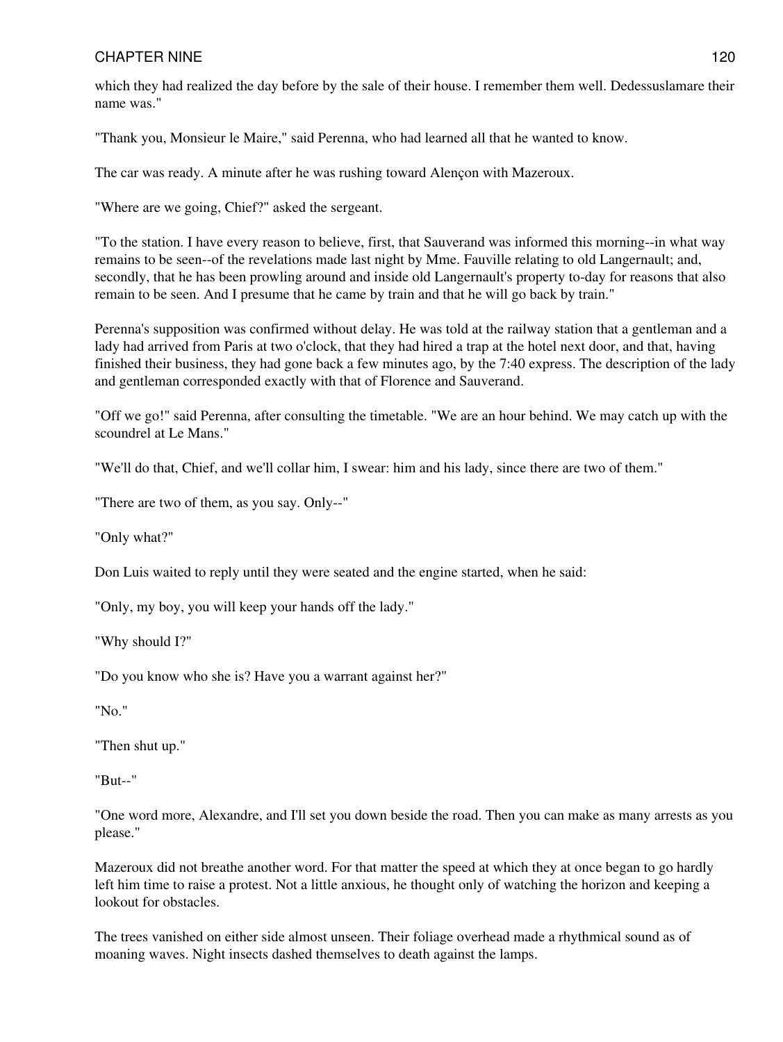which they had realized the day before by the sale of their house. I remember them well. Dedessuslamare their name was."

"Thank you, Monsieur le Maire," said Perenna, who had learned all that he wanted to know.

The car was ready. A minute after he was rushing toward Alençon with Mazeroux.

"Where are we going, Chief?" asked the sergeant.

"To the station. I have every reason to believe, first, that Sauverand was informed this morning--in what way remains to be seen--of the revelations made last night by Mme. Fauville relating to old Langernault; and, secondly, that he has been prowling around and inside old Langernault's property to-day for reasons that also remain to be seen. And I presume that he came by train and that he will go back by train."

Perenna's supposition was confirmed without delay. He was told at the railway station that a gentleman and a lady had arrived from Paris at two o'clock, that they had hired a trap at the hotel next door, and that, having finished their business, they had gone back a few minutes ago, by the 7:40 express. The description of the lady and gentleman corresponded exactly with that of Florence and Sauverand.

"Off we go!" said Perenna, after consulting the timetable. "We are an hour behind. We may catch up with the scoundrel at Le Mans."

"We'll do that, Chief, and we'll collar him, I swear: him and his lady, since there are two of them."

"There are two of them, as you say. Only--"

"Only what?"

Don Luis waited to reply until they were seated and the engine started, when he said:

"Only, my boy, you will keep your hands off the lady."

"Why should I?"

"Do you know who she is? Have you a warrant against her?"

"No."

"Then shut up."

"But--"

"One word more, Alexandre, and I'll set you down beside the road. Then you can make as many arrests as you please."

Mazeroux did not breathe another word. For that matter the speed at which they at once began to go hardly left him time to raise a protest. Not a little anxious, he thought only of watching the horizon and keeping a lookout for obstacles.

The trees vanished on either side almost unseen. Their foliage overhead made a rhythmical sound as of moaning waves. Night insects dashed themselves to death against the lamps.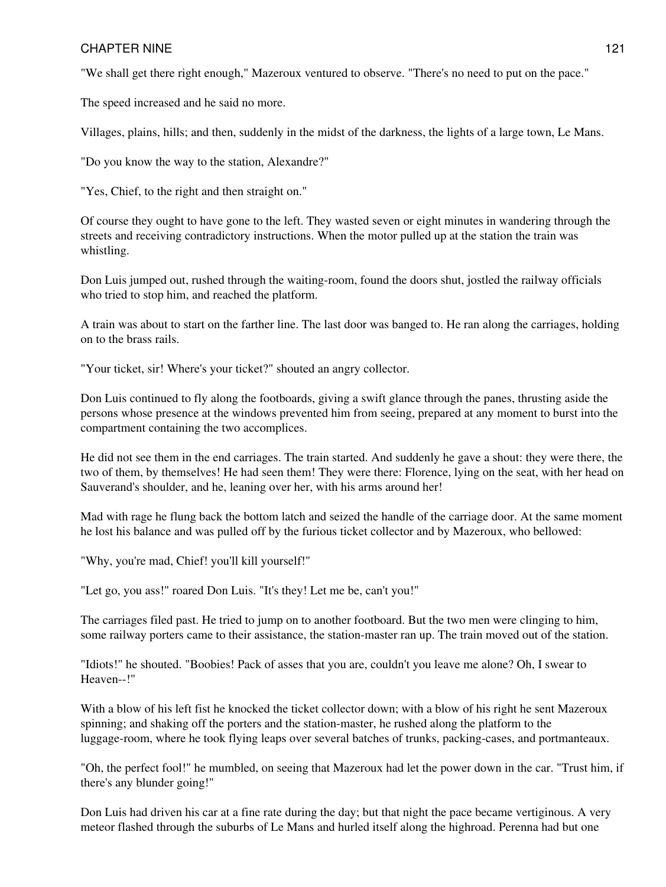"We shall get there right enough," Mazeroux ventured to observe. "There's no need to put on the pace."

The speed increased and he said no more.

Villages, plains, hills; and then, suddenly in the midst of the darkness, the lights of a large town, Le Mans.

"Do you know the way to the station, Alexandre?"

"Yes, Chief, to the right and then straight on."

Of course they ought to have gone to the left. They wasted seven or eight minutes in wandering through the streets and receiving contradictory instructions. When the motor pulled up at the station the train was whistling.

Don Luis jumped out, rushed through the waiting-room, found the doors shut, jostled the railway officials who tried to stop him, and reached the platform.

A train was about to start on the farther line. The last door was banged to. He ran along the carriages, holding on to the brass rails.

"Your ticket, sir! Where's your ticket?" shouted an angry collector.

Don Luis continued to fly along the footboards, giving a swift glance through the panes, thrusting aside the persons whose presence at the windows prevented him from seeing, prepared at any moment to burst into the compartment containing the two accomplices.

He did not see them in the end carriages. The train started. And suddenly he gave a shout: they were there, the two of them, by themselves! He had seen them! They were there: Florence, lying on the seat, with her head on Sauverand's shoulder, and he, leaning over her, with his arms around her!

Mad with rage he flung back the bottom latch and seized the handle of the carriage door. At the same moment he lost his balance and was pulled off by the furious ticket collector and by Mazeroux, who bellowed:

"Why, you're mad, Chief! you'll kill yourself!"

"Let go, you ass!" roared Don Luis. "It's they! Let me be, can't you!"

The carriages filed past. He tried to jump on to another footboard. But the two men were clinging to him, some railway porters came to their assistance, the station-master ran up. The train moved out of the station.

"Idiots!" he shouted. "Boobies! Pack of asses that you are, couldn't you leave me alone? Oh, I swear to Heaven--!"

With a blow of his left fist he knocked the ticket collector down; with a blow of his right he sent Mazeroux spinning; and shaking off the porters and the station-master, he rushed along the platform to the luggage-room, where he took flying leaps over several batches of trunks, packing-cases, and portmanteaux.

"Oh, the perfect fool!" he mumbled, on seeing that Mazeroux had let the power down in the car. "Trust him, if there's any blunder going!"

Don Luis had driven his car at a fine rate during the day; but that night the pace became vertiginous. A very meteor flashed through the suburbs of Le Mans and hurled itself along the highroad. Perenna had but one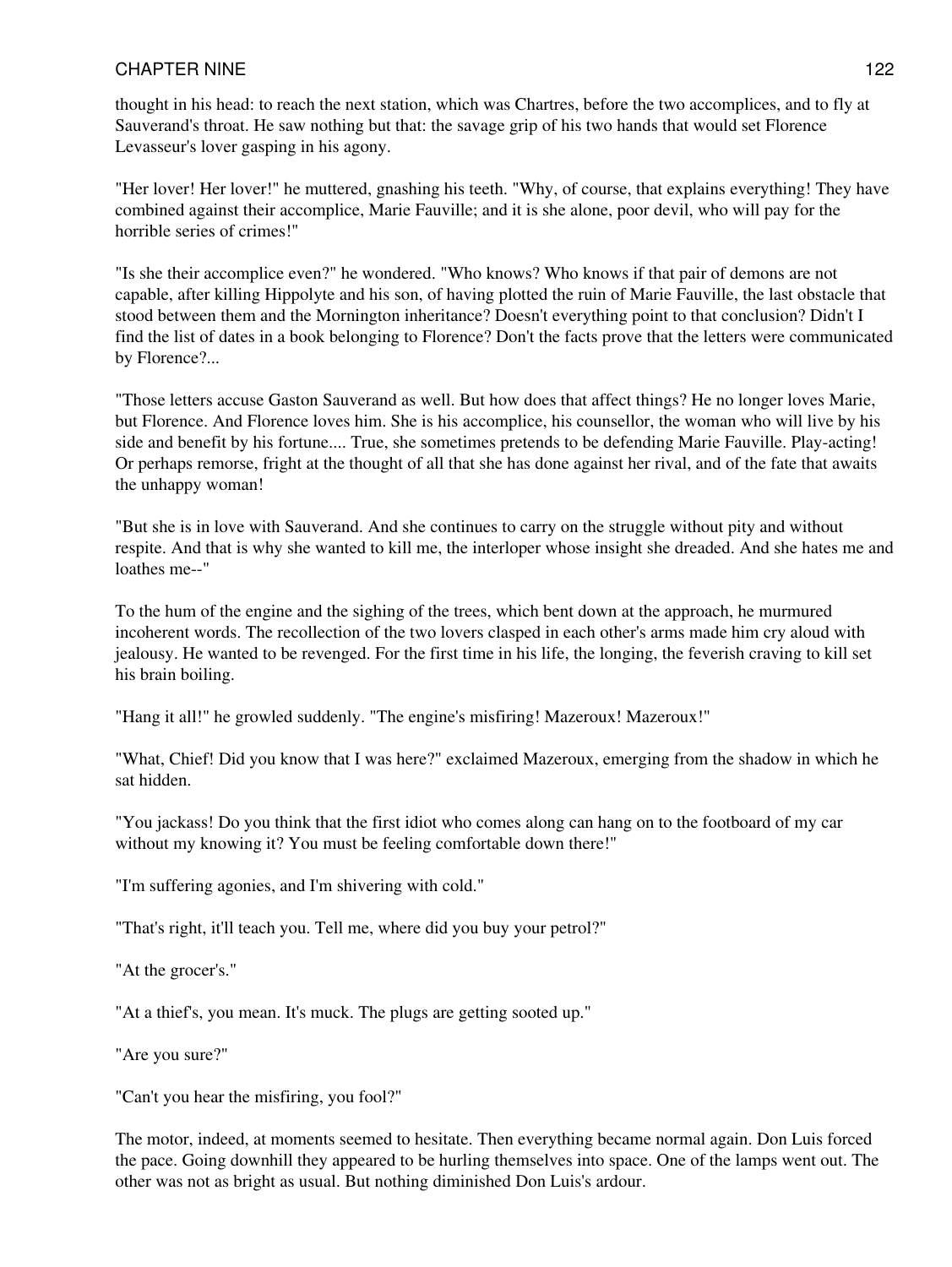thought in his head: to reach the next station, which was Chartres, before the two accomplices, and to fly at Sauverand's throat. He saw nothing but that: the savage grip of his two hands that would set Florence Levasseur's lover gasping in his agony.

"Her lover! Her lover!" he muttered, gnashing his teeth. "Why, of course, that explains everything! They have combined against their accomplice, Marie Fauville; and it is she alone, poor devil, who will pay for the horrible series of crimes!"

"Is she their accomplice even?" he wondered. "Who knows? Who knows if that pair of demons are not capable, after killing Hippolyte and his son, of having plotted the ruin of Marie Fauville, the last obstacle that stood between them and the Mornington inheritance? Doesn't everything point to that conclusion? Didn't I find the list of dates in a book belonging to Florence? Don't the facts prove that the letters were communicated by Florence?...

"Those letters accuse Gaston Sauverand as well. But how does that affect things? He no longer loves Marie, but Florence. And Florence loves him. She is his accomplice, his counsellor, the woman who will live by his side and benefit by his fortune.... True, she sometimes pretends to be defending Marie Fauville. Play-acting! Or perhaps remorse, fright at the thought of all that she has done against her rival, and of the fate that awaits the unhappy woman!

"But she is in love with Sauverand. And she continues to carry on the struggle without pity and without respite. And that is why she wanted to kill me, the interloper whose insight she dreaded. And she hates me and loathes me--"

To the hum of the engine and the sighing of the trees, which bent down at the approach, he murmured incoherent words. The recollection of the two lovers clasped in each other's arms made him cry aloud with jealousy. He wanted to be revenged. For the first time in his life, the longing, the feverish craving to kill set his brain boiling.

"Hang it all!" he growled suddenly. "The engine's misfiring! Mazeroux! Mazeroux!"

"What, Chief! Did you know that I was here?" exclaimed Mazeroux, emerging from the shadow in which he sat hidden.

"You jackass! Do you think that the first idiot who comes along can hang on to the footboard of my car without my knowing it? You must be feeling comfortable down there!"

"I'm suffering agonies, and I'm shivering with cold."

"That's right, it'll teach you. Tell me, where did you buy your petrol?"

"At the grocer's."

"At a thief's, you mean. It's muck. The plugs are getting sooted up."

"Are you sure?"

"Can't you hear the misfiring, you fool?"

The motor, indeed, at moments seemed to hesitate. Then everything became normal again. Don Luis forced the pace. Going downhill they appeared to be hurling themselves into space. One of the lamps went out. The other was not as bright as usual. But nothing diminished Don Luis's ardour.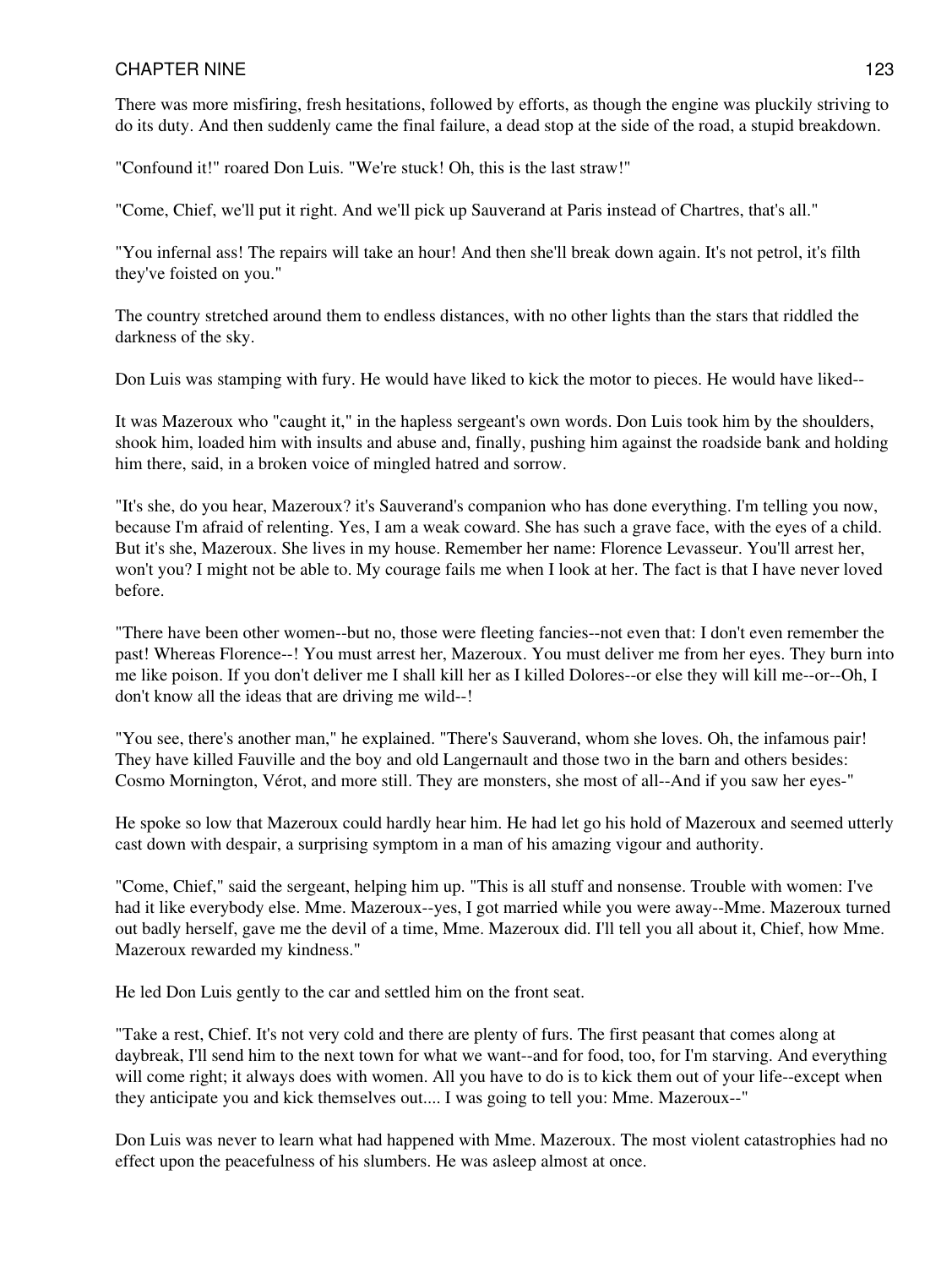There was more misfiring, fresh hesitations, followed by efforts, as though the engine was pluckily striving to do its duty. And then suddenly came the final failure, a dead stop at the side of the road, a stupid breakdown.

"Confound it!" roared Don Luis. "We're stuck! Oh, this is the last straw!"

"Come, Chief, we'll put it right. And we'll pick up Sauverand at Paris instead of Chartres, that's all."

"You infernal ass! The repairs will take an hour! And then she'll break down again. It's not petrol, it's filth they've foisted on you."

The country stretched around them to endless distances, with no other lights than the stars that riddled the darkness of the sky.

Don Luis was stamping with fury. He would have liked to kick the motor to pieces. He would have liked--

It was Mazeroux who "caught it," in the hapless sergeant's own words. Don Luis took him by the shoulders, shook him, loaded him with insults and abuse and, finally, pushing him against the roadside bank and holding him there, said, in a broken voice of mingled hatred and sorrow.

"It's she, do you hear, Mazeroux? it's Sauverand's companion who has done everything. I'm telling you now, because I'm afraid of relenting. Yes, I am a weak coward. She has such a grave face, with the eyes of a child. But it's she, Mazeroux. She lives in my house. Remember her name: Florence Levasseur. You'll arrest her, won't you? I might not be able to. My courage fails me when I look at her. The fact is that I have never loved before.

"There have been other women--but no, those were fleeting fancies--not even that: I don't even remember the past! Whereas Florence--! You must arrest her, Mazeroux. You must deliver me from her eyes. They burn into me like poison. If you don't deliver me I shall kill her as I killed Dolores--or else they will kill me--or--Oh, I don't know all the ideas that are driving me wild--!

"You see, there's another man," he explained. "There's Sauverand, whom she loves. Oh, the infamous pair! They have killed Fauville and the boy and old Langernault and those two in the barn and others besides: Cosmo Mornington, Vérot, and more still. They are monsters, she most of all--And if you saw her eyes-"

He spoke so low that Mazeroux could hardly hear him. He had let go his hold of Mazeroux and seemed utterly cast down with despair, a surprising symptom in a man of his amazing vigour and authority.

"Come, Chief," said the sergeant, helping him up. "This is all stuff and nonsense. Trouble with women: I've had it like everybody else. Mme. Mazeroux--yes, I got married while you were away--Mme. Mazeroux turned out badly herself, gave me the devil of a time, Mme. Mazeroux did. I'll tell you all about it, Chief, how Mme. Mazeroux rewarded my kindness."

He led Don Luis gently to the car and settled him on the front seat.

"Take a rest, Chief. It's not very cold and there are plenty of furs. The first peasant that comes along at daybreak, I'll send him to the next town for what we want--and for food, too, for I'm starving. And everything will come right; it always does with women. All you have to do is to kick them out of your life--except when they anticipate you and kick themselves out.... I was going to tell you: Mme. Mazeroux--"

Don Luis was never to learn what had happened with Mme. Mazeroux. The most violent catastrophies had no effect upon the peacefulness of his slumbers. He was asleep almost at once.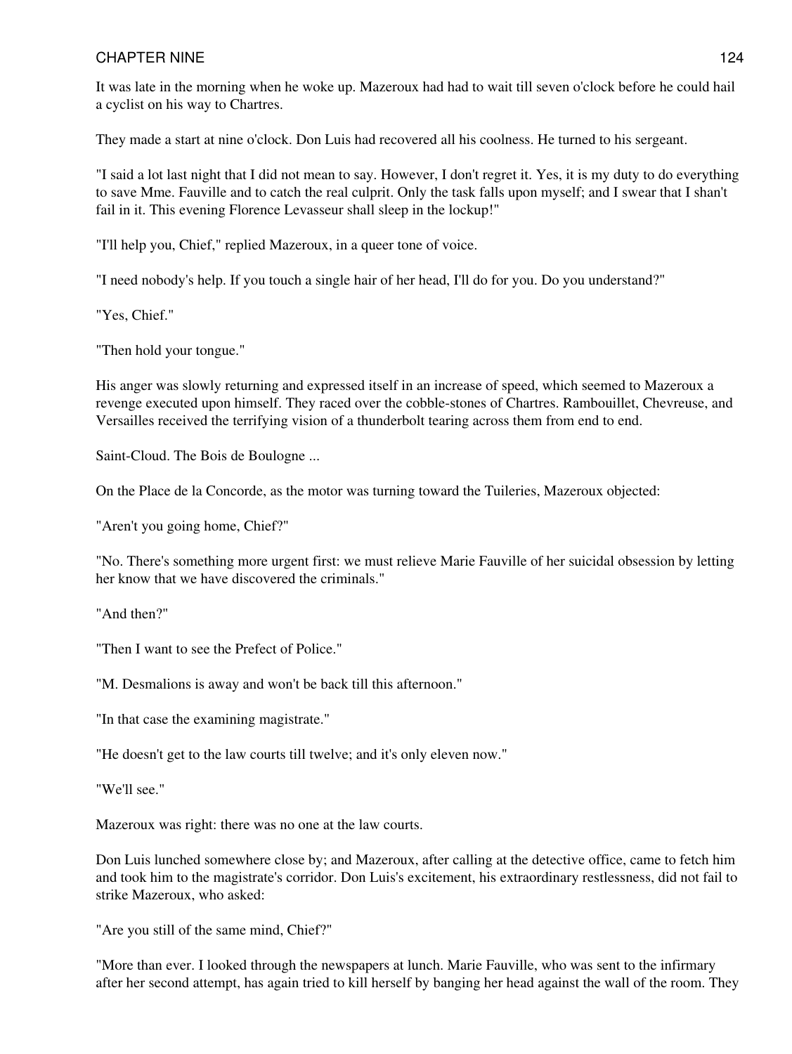It was late in the morning when he woke up. Mazeroux had had to wait till seven o'clock before he could hail a cyclist on his way to Chartres.

They made a start at nine o'clock. Don Luis had recovered all his coolness. He turned to his sergeant.

"I said a lot last night that I did not mean to say. However, I don't regret it. Yes, it is my duty to do everything to save Mme. Fauville and to catch the real culprit. Only the task falls upon myself; and I swear that I shan't fail in it. This evening Florence Levasseur shall sleep in the lockup!"

"I'll help you, Chief," replied Mazeroux, in a queer tone of voice.

"I need nobody's help. If you touch a single hair of her head, I'll do for you. Do you understand?"

"Yes, Chief."

"Then hold your tongue."

His anger was slowly returning and expressed itself in an increase of speed, which seemed to Mazeroux a revenge executed upon himself. They raced over the cobble-stones of Chartres. Rambouillet, Chevreuse, and Versailles received the terrifying vision of a thunderbolt tearing across them from end to end.

Saint-Cloud. The Bois de Boulogne ...

On the Place de la Concorde, as the motor was turning toward the Tuileries, Mazeroux objected:

"Aren't you going home, Chief?"

"No. There's something more urgent first: we must relieve Marie Fauville of her suicidal obsession by letting her know that we have discovered the criminals."

"And then?"

"Then I want to see the Prefect of Police."

"M. Desmalions is away and won't be back till this afternoon."

"In that case the examining magistrate."

"He doesn't get to the law courts till twelve; and it's only eleven now."

"We'll see."

Mazeroux was right: there was no one at the law courts.

Don Luis lunched somewhere close by; and Mazeroux, after calling at the detective office, came to fetch him and took him to the magistrate's corridor. Don Luis's excitement, his extraordinary restlessness, did not fail to strike Mazeroux, who asked:

"Are you still of the same mind, Chief?"

"More than ever. I looked through the newspapers at lunch. Marie Fauville, who was sent to the infirmary after her second attempt, has again tried to kill herself by banging her head against the wall of the room. They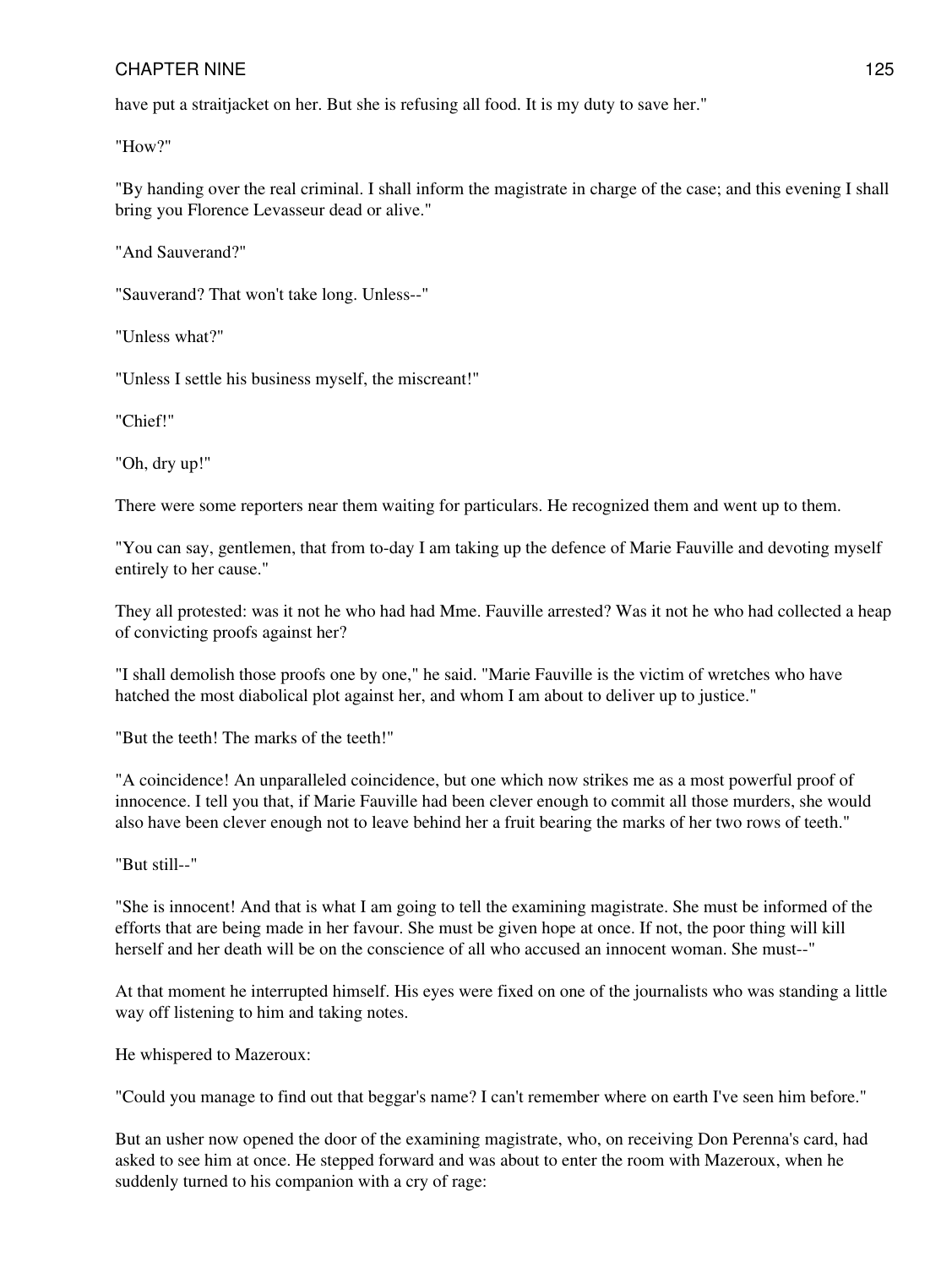have put a straitjacket on her. But she is refusing all food. It is my duty to save her."

"How?"

"By handing over the real criminal. I shall inform the magistrate in charge of the case; and this evening I shall bring you Florence Levasseur dead or alive."

"And Sauverand?"

"Sauverand? That won't take long. Unless--"

"Unless what?"

"Unless I settle his business myself, the miscreant!"

"Chief!"

"Oh, dry up!"

There were some reporters near them waiting for particulars. He recognized them and went up to them.

"You can say, gentlemen, that from to-day I am taking up the defence of Marie Fauville and devoting myself entirely to her cause."

They all protested: was it not he who had had Mme. Fauville arrested? Was it not he who had collected a heap of convicting proofs against her?

"I shall demolish those proofs one by one," he said. "Marie Fauville is the victim of wretches who have hatched the most diabolical plot against her, and whom I am about to deliver up to justice."

"But the teeth! The marks of the teeth!"

"A coincidence! An unparalleled coincidence, but one which now strikes me as a most powerful proof of innocence. I tell you that, if Marie Fauville had been clever enough to commit all those murders, she would also have been clever enough not to leave behind her a fruit bearing the marks of her two rows of teeth."

"But still--"

"She is innocent! And that is what I am going to tell the examining magistrate. She must be informed of the efforts that are being made in her favour. She must be given hope at once. If not, the poor thing will kill herself and her death will be on the conscience of all who accused an innocent woman. She must--"

At that moment he interrupted himself. His eyes were fixed on one of the journalists who was standing a little way off listening to him and taking notes.

He whispered to Mazeroux:

"Could you manage to find out that beggar's name? I can't remember where on earth I've seen him before."

But an usher now opened the door of the examining magistrate, who, on receiving Don Perenna's card, had asked to see him at once. He stepped forward and was about to enter the room with Mazeroux, when he suddenly turned to his companion with a cry of rage: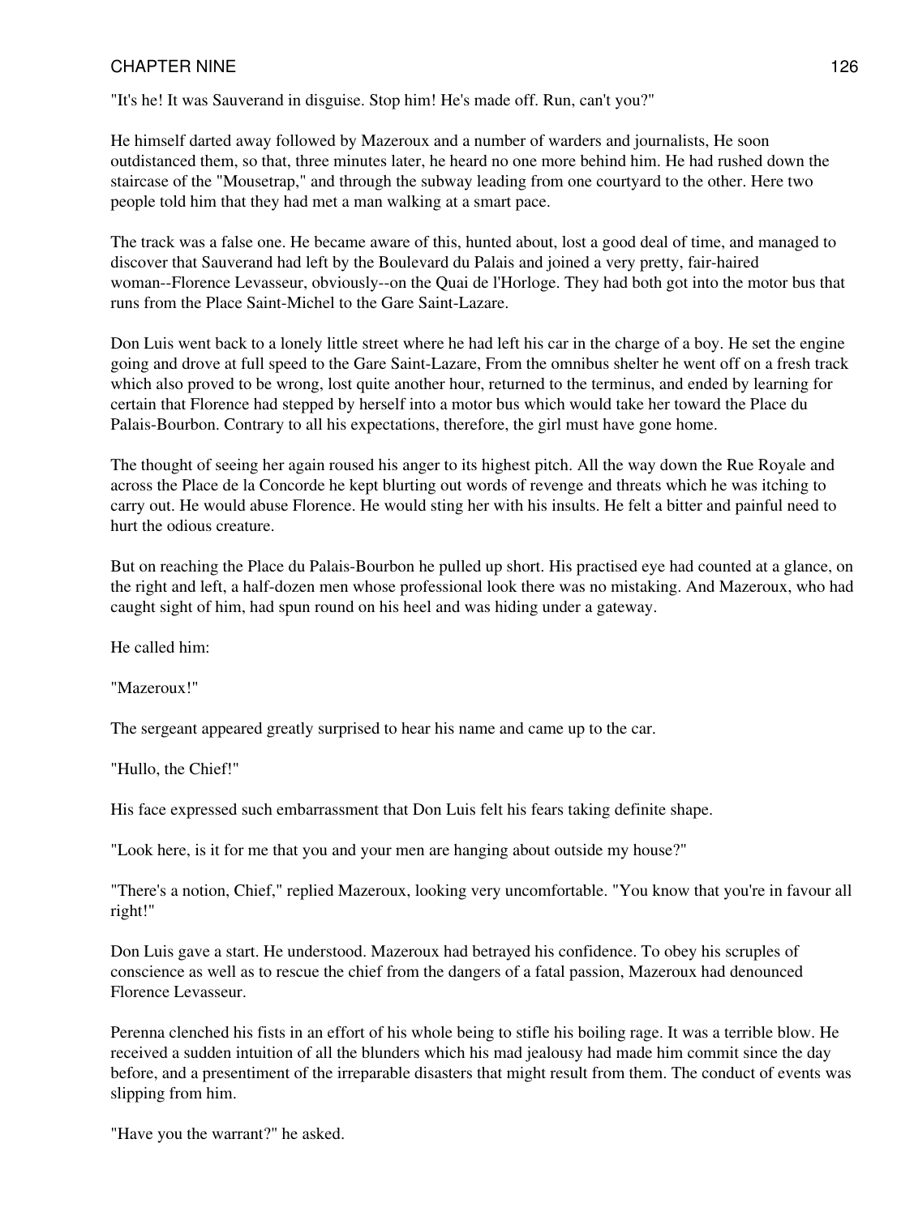"It's he! It was Sauverand in disguise. Stop him! He's made off. Run, can't you?"

He himself darted away followed by Mazeroux and a number of warders and journalists, He soon outdistanced them, so that, three minutes later, he heard no one more behind him. He had rushed down the staircase of the "Mousetrap," and through the subway leading from one courtyard to the other. Here two people told him that they had met a man walking at a smart pace.

The track was a false one. He became aware of this, hunted about, lost a good deal of time, and managed to discover that Sauverand had left by the Boulevard du Palais and joined a very pretty, fair-haired woman--Florence Levasseur, obviously--on the Quai de l'Horloge. They had both got into the motor bus that runs from the Place Saint-Michel to the Gare Saint-Lazare.

Don Luis went back to a lonely little street where he had left his car in the charge of a boy. He set the engine going and drove at full speed to the Gare Saint-Lazare, From the omnibus shelter he went off on a fresh track which also proved to be wrong, lost quite another hour, returned to the terminus, and ended by learning for certain that Florence had stepped by herself into a motor bus which would take her toward the Place du Palais-Bourbon. Contrary to all his expectations, therefore, the girl must have gone home.

The thought of seeing her again roused his anger to its highest pitch. All the way down the Rue Royale and across the Place de la Concorde he kept blurting out words of revenge and threats which he was itching to carry out. He would abuse Florence. He would sting her with his insults. He felt a bitter and painful need to hurt the odious creature.

But on reaching the Place du Palais-Bourbon he pulled up short. His practised eye had counted at a glance, on the right and left, a half-dozen men whose professional look there was no mistaking. And Mazeroux, who had caught sight of him, had spun round on his heel and was hiding under a gateway.

He called him:

"Mazeroux!"

The sergeant appeared greatly surprised to hear his name and came up to the car.

"Hullo, the Chief!"

His face expressed such embarrassment that Don Luis felt his fears taking definite shape.

"Look here, is it for me that you and your men are hanging about outside my house?"

"There's a notion, Chief," replied Mazeroux, looking very uncomfortable. "You know that you're in favour all right!"

Don Luis gave a start. He understood. Mazeroux had betrayed his confidence. To obey his scruples of conscience as well as to rescue the chief from the dangers of a fatal passion, Mazeroux had denounced Florence Levasseur.

Perenna clenched his fists in an effort of his whole being to stifle his boiling rage. It was a terrible blow. He received a sudden intuition of all the blunders which his mad jealousy had made him commit since the day before, and a presentiment of the irreparable disasters that might result from them. The conduct of events was slipping from him.

"Have you the warrant?" he asked.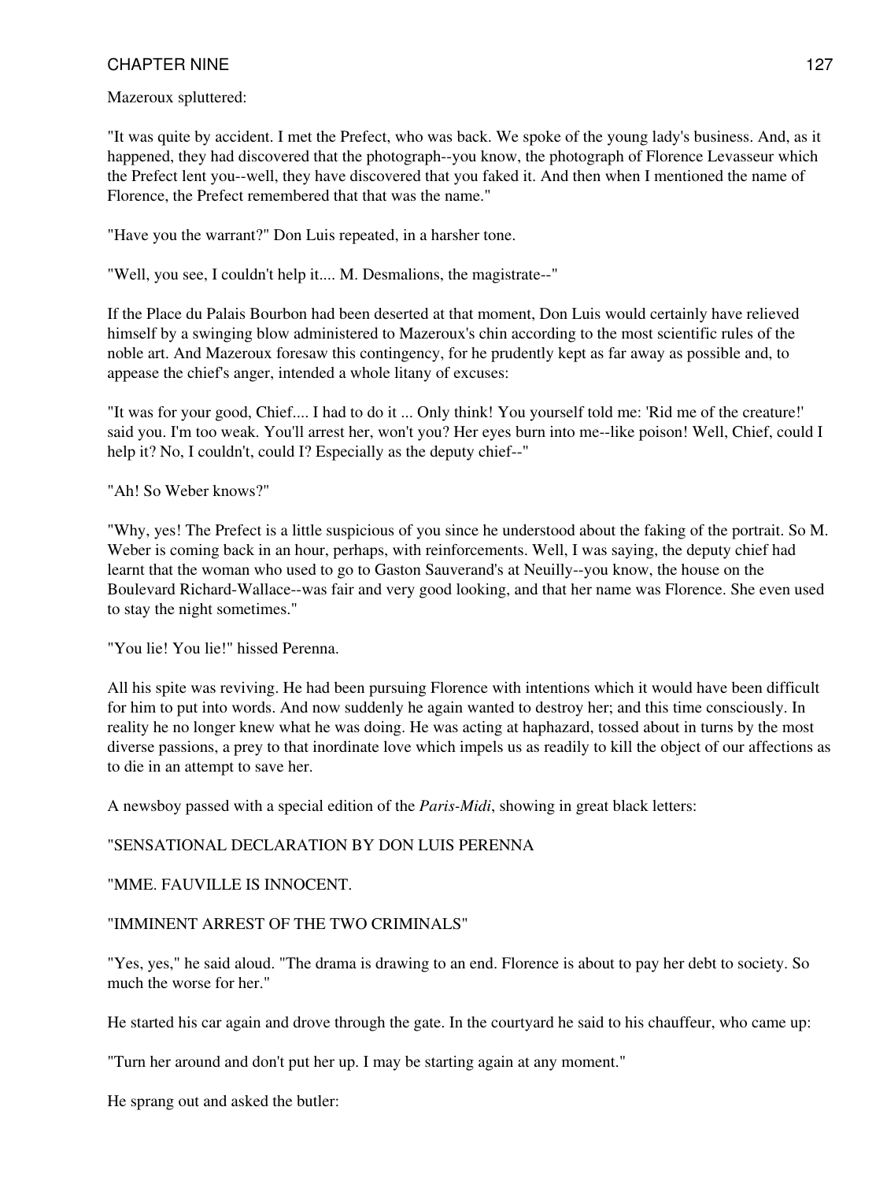Mazeroux spluttered:

"It was quite by accident. I met the Prefect, who was back. We spoke of the young lady's business. And, as it happened, they had discovered that the photograph--you know, the photograph of Florence Levasseur which the Prefect lent you--well, they have discovered that you faked it. And then when I mentioned the name of Florence, the Prefect remembered that that was the name."

"Have you the warrant?" Don Luis repeated, in a harsher tone.

"Well, you see, I couldn't help it.... M. Desmalions, the magistrate--"

If the Place du Palais Bourbon had been deserted at that moment, Don Luis would certainly have relieved himself by a swinging blow administered to Mazeroux's chin according to the most scientific rules of the noble art. And Mazeroux foresaw this contingency, for he prudently kept as far away as possible and, to appease the chief's anger, intended a whole litany of excuses:

"It was for your good, Chief.... I had to do it ... Only think! You yourself told me: 'Rid me of the creature!' said you. I'm too weak. You'll arrest her, won't you? Her eyes burn into me--like poison! Well, Chief, could I help it? No, I couldn't, could I? Especially as the deputy chief--"

"Ah! So Weber knows?"

"Why, yes! The Prefect is a little suspicious of you since he understood about the faking of the portrait. So M. Weber is coming back in an hour, perhaps, with reinforcements. Well, I was saying, the deputy chief had learnt that the woman who used to go to Gaston Sauverand's at Neuilly--you know, the house on the Boulevard Richard-Wallace--was fair and very good looking, and that her name was Florence. She even used to stay the night sometimes."

"You lie! You lie!" hissed Perenna.

All his spite was reviving. He had been pursuing Florence with intentions which it would have been difficult for him to put into words. And now suddenly he again wanted to destroy her; and this time consciously. In reality he no longer knew what he was doing. He was acting at haphazard, tossed about in turns by the most diverse passions, a prey to that inordinate love which impels us as readily to kill the object of our affections as to die in an attempt to save her.

A newsboy passed with a special edition of the *Paris-Midi*, showing in great black letters:

"SENSATIONAL DECLARATION BY DON LUIS PERENNA

"MME. FAUVILLE IS INNOCENT.

"IMMINENT ARREST OF THE TWO CRIMINALS"

"Yes, yes," he said aloud. "The drama is drawing to an end. Florence is about to pay her debt to society. So much the worse for her."

He started his car again and drove through the gate. In the courtyard he said to his chauffeur, who came up:

"Turn her around and don't put her up. I may be starting again at any moment."

He sprang out and asked the butler: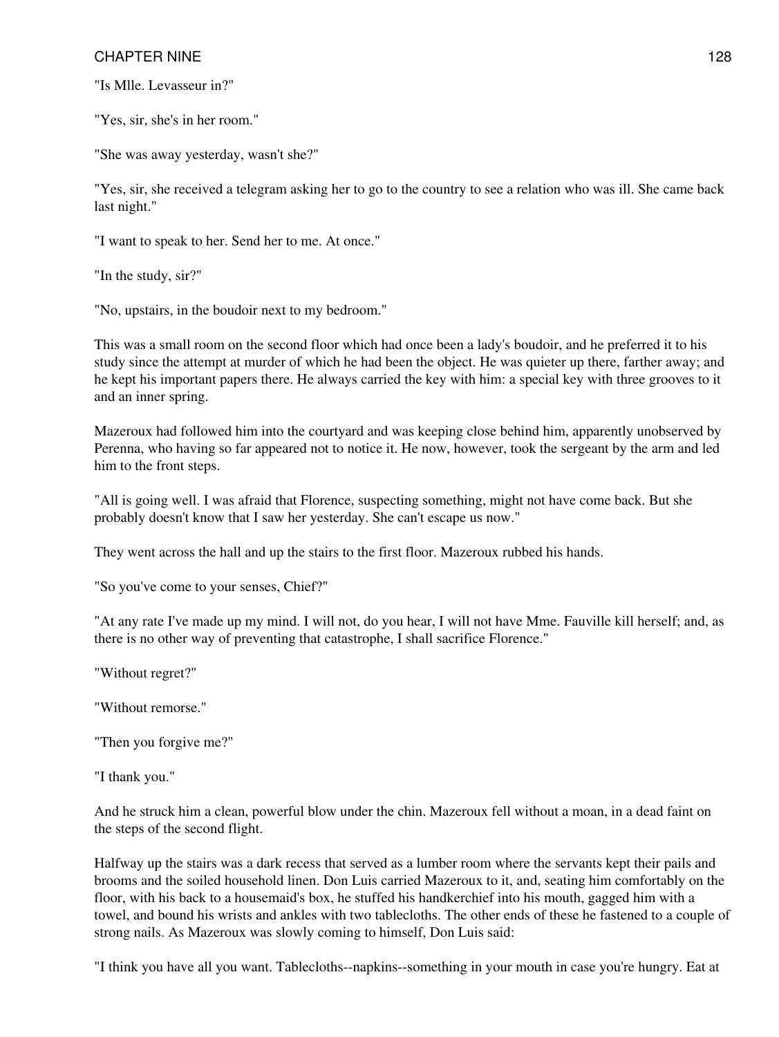"Is Mlle. Levasseur in?"

"Yes, sir, she's in her room."

"She was away yesterday, wasn't she?"

"Yes, sir, she received a telegram asking her to go to the country to see a relation who was ill. She came back last night."

"I want to speak to her. Send her to me. At once."

"In the study, sir?"

"No, upstairs, in the boudoir next to my bedroom."

This was a small room on the second floor which had once been a lady's boudoir, and he preferred it to his study since the attempt at murder of which he had been the object. He was quieter up there, farther away; and he kept his important papers there. He always carried the key with him: a special key with three grooves to it and an inner spring.

Mazeroux had followed him into the courtyard and was keeping close behind him, apparently unobserved by Perenna, who having so far appeared not to notice it. He now, however, took the sergeant by the arm and led him to the front steps.

"All is going well. I was afraid that Florence, suspecting something, might not have come back. But she probably doesn't know that I saw her yesterday. She can't escape us now."

They went across the hall and up the stairs to the first floor. Mazeroux rubbed his hands.

"So you've come to your senses, Chief?"

"At any rate I've made up my mind. I will not, do you hear, I will not have Mme. Fauville kill herself; and, as there is no other way of preventing that catastrophe, I shall sacrifice Florence."

"Without regret?"

"Without remorse."

"Then you forgive me?"

"I thank you."

And he struck him a clean, powerful blow under the chin. Mazeroux fell without a moan, in a dead faint on the steps of the second flight.

Halfway up the stairs was a dark recess that served as a lumber room where the servants kept their pails and brooms and the soiled household linen. Don Luis carried Mazeroux to it, and, seating him comfortably on the floor, with his back to a housemaid's box, he stuffed his handkerchief into his mouth, gagged him with a towel, and bound his wrists and ankles with two tablecloths. The other ends of these he fastened to a couple of strong nails. As Mazeroux was slowly coming to himself, Don Luis said:

"I think you have all you want. Tablecloths--napkins--something in your mouth in case you're hungry. Eat at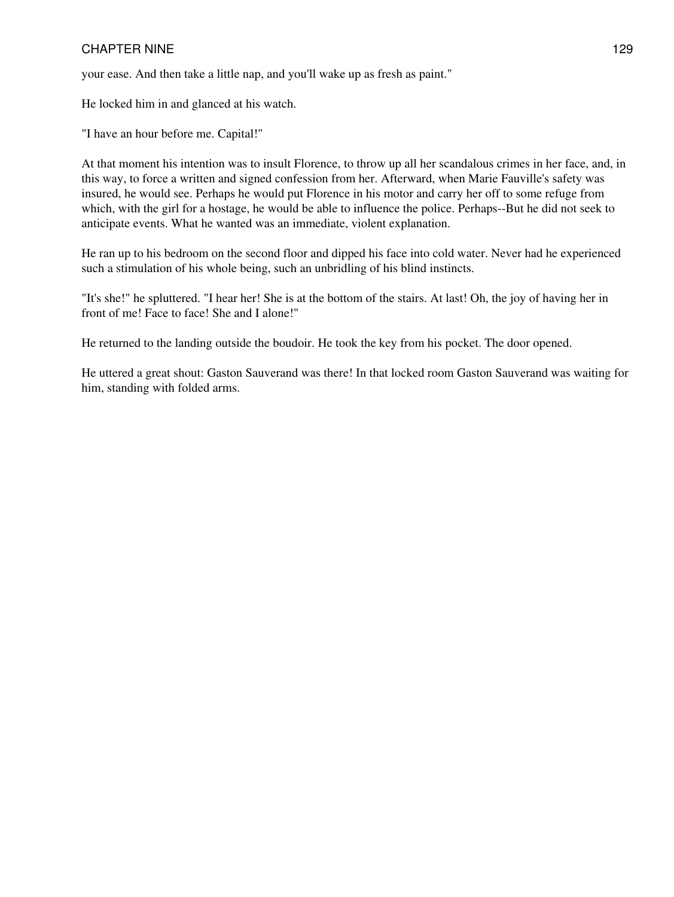your ease. And then take a little nap, and you'll wake up as fresh as paint."

He locked him in and glanced at his watch.

"I have an hour before me. Capital!"

At that moment his intention was to insult Florence, to throw up all her scandalous crimes in her face, and, in this way, to force a written and signed confession from her. Afterward, when Marie Fauville's safety was insured, he would see. Perhaps he would put Florence in his motor and carry her off to some refuge from which, with the girl for a hostage, he would be able to influence the police. Perhaps--But he did not seek to anticipate events. What he wanted was an immediate, violent explanation.

He ran up to his bedroom on the second floor and dipped his face into cold water. Never had he experienced such a stimulation of his whole being, such an unbridling of his blind instincts.

"It's she!" he spluttered. "I hear her! She is at the bottom of the stairs. At last! Oh, the joy of having her in front of me! Face to face! She and I alone!"

He returned to the landing outside the boudoir. He took the key from his pocket. The door opened.

He uttered a great shout: Gaston Sauverand was there! In that locked room Gaston Sauverand was waiting for him, standing with folded arms.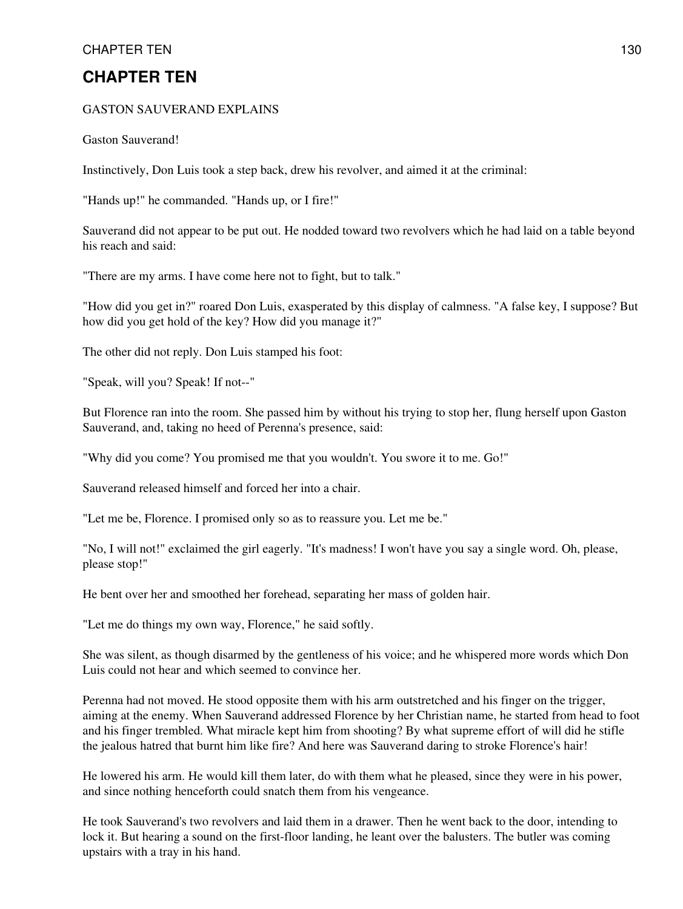# CHAPTER TEN

GASTON SAUVERAND EXPLAINS

Gaston Sauverand!

Instinctively, Don Luis took a step back, drew his revolver, and aimed it at the criminal:

"Hands up!" he commanded. "Hands up, or I fire!"

Sauverand did not appear to be put out. He nodded toward two revolvers which he had laid on a table beyond his reach and said:

"There are my arms. I have come here not to fight, but to talk."

"How did you get in?" roared Don Luis, exasperated by this display of calmness. "A false key, I suppose? But how did you get hold of the key? How did you manage it?"

The other did not reply. Don Luis stamped his foot:

"Speak, will you? Speak! If not--"

But Florence ran into the room. She passed him by without his trying to stop her, flung herself upon Gaston Sauverand, and, taking no heed of Perenna's presence, said:

"Why did you come? You promised me that you wouldn't. You swore it to me. Go!"

Sauverand released himself and forced her into a chair.

"Let me be, Florence. I promised only so as to reassure you. Let me be."

"No, I will not!" exclaimed the girl eagerly. "It's madness! I won't have you say a single word. Oh, please, please stop!"

He bent over her and smoothed her forehead, separating her mass of golden hair.

"Let me do things my own way, Florence," he said softly.

She was silent, as though disarmed by the gentleness of his voice; and he whispered more words which Don Luis could not hear and which seemed to convince her.

Perenna had not moved. He stood opposite them with his arm outstretched and his finger on the trigger, aiming at the enemy. When Sauverand addressed Florence by her Christian name, he started from head to foot and his finger trembled. What miracle kept him from shooting? By what supreme effort of will did he stifle the jealous hatred that burnt him like fire? And here was Sauverand daring to stroke Florence's hair!

He lowered his arm. He would kill them later, do with them what he pleased, since they were in his power, and since nothing henceforth could snatch them from his vengeance.

He took Sauverand's two revolvers and laid them in a drawer. Then he went back to the door, intending to lock it. But hearing a sound on the first-floor landing, he leant over the balusters. The butler was coming upstairs with a tray in his hand.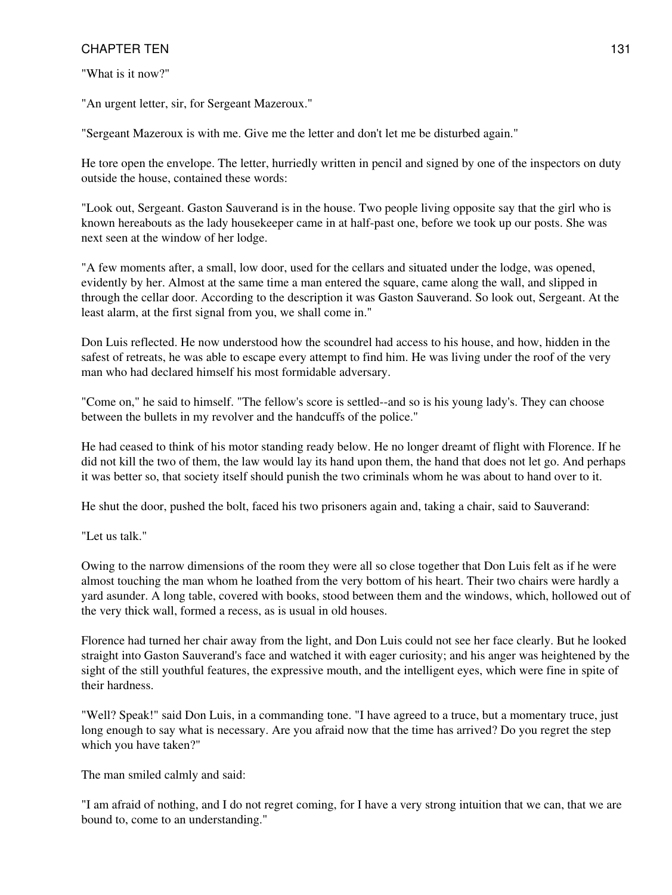"What is it now?"

"An urgent letter, sir, for Sergeant Mazeroux."

"Sergeant Mazeroux is with me. Give me the letter and don't let me be disturbed again."

He tore open the envelope. The letter, hurriedly written in pencil and signed by one of the inspectors on duty outside the house, contained these words:

"Look out, Sergeant. Gaston Sauverand is in the house. Two people living opposite say that the girl who is known hereabouts as the lady housekeeper came in at half-past one, before we took up our posts. She was next seen at the window of her lodge.

"A few moments after, a small, low door, used for the cellars and situated under the lodge, was opened, evidently by her. Almost at the same time a man entered the square, came along the wall, and slipped in through the cellar door. According to the description it was Gaston Sauverand. So look out, Sergeant. At the least alarm, at the first signal from you, we shall come in."

Don Luis reflected. He now understood how the scoundrel had access to his house, and how, hidden in the safest of retreats, he was able to escape every attempt to find him. He was living under the roof of the very man who had declared himself his most formidable adversary.

"Come on," he said to himself. "The fellow's score is settled--and so is his young lady's. They can choose between the bullets in my revolver and the handcuffs of the police."

He had ceased to think of his motor standing ready below. He no longer dreamt of flight with Florence. If he did not kill the two of them, the law would lay its hand upon them, the hand that does not let go. And perhaps it was better so, that society itself should punish the two criminals whom he was about to hand over to it.

He shut the door, pushed the bolt, faced his two prisoners again and, taking a chair, said to Sauverand:

"Let us talk."

Owing to the narrow dimensions of the room they were all so close together that Don Luis felt as if he were almost touching the man whom he loathed from the very bottom of his heart. Their two chairs were hardly a yard asunder. A long table, covered with books, stood between them and the windows, which, hollowed out of the very thick wall, formed a recess, as is usual in old houses.

Florence had turned her chair away from the light, and Don Luis could not see her face clearly. But he looked straight into Gaston Sauverand's face and watched it with eager curiosity; and his anger was heightened by the sight of the still youthful features, the expressive mouth, and the intelligent eyes, which were fine in spite of their hardness.

"Well? Speak!" said Don Luis, in a commanding tone. "I have agreed to a truce, but a momentary truce, just long enough to say what is necessary. Are you afraid now that the time has arrived? Do you regret the step which you have taken?"

The man smiled calmly and said:

"I am afraid of nothing, and I do not regret coming, for I have a very strong intuition that we can, that we are bound to, come to an understanding."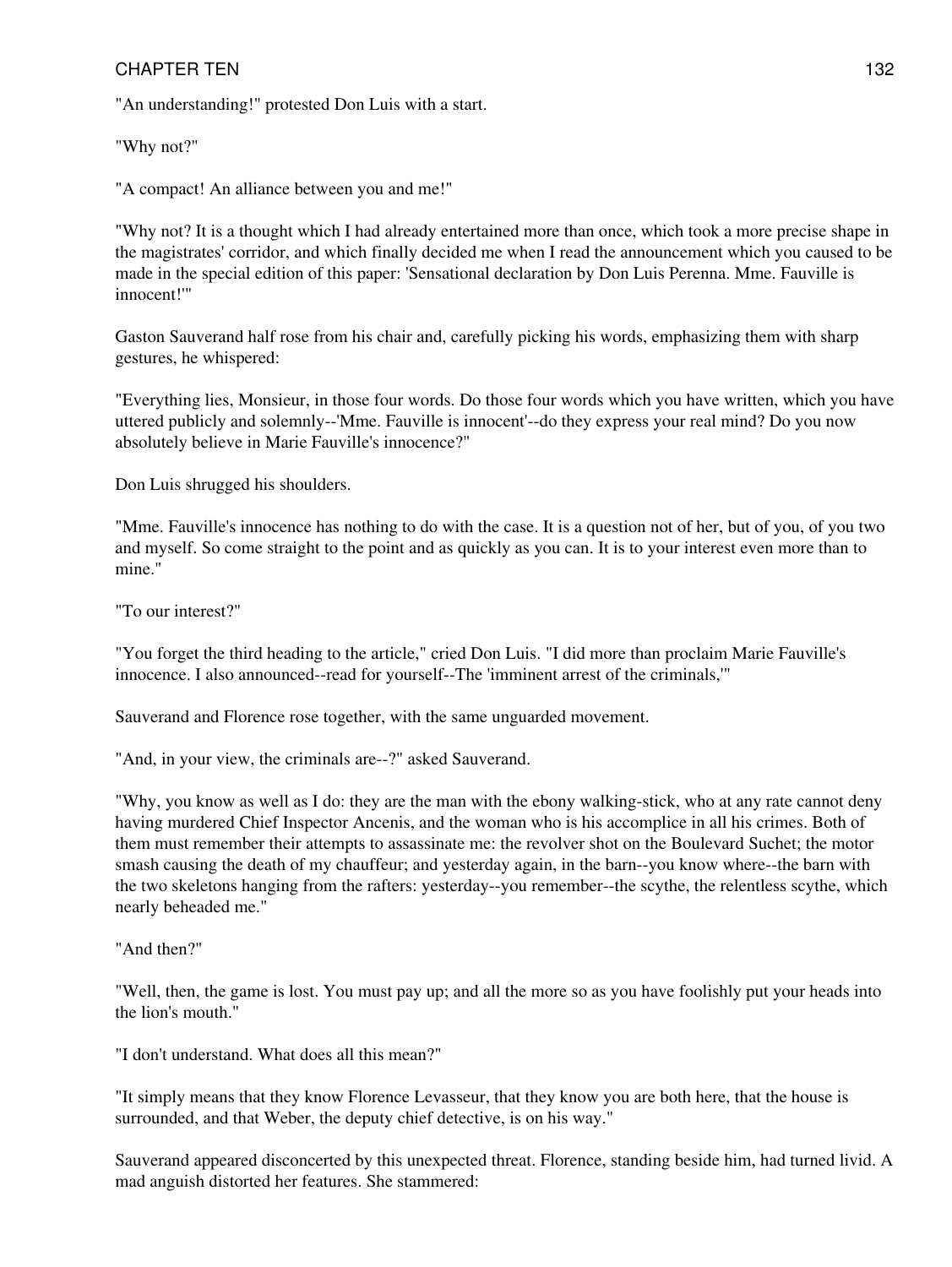"An understanding!" protested Don Luis with a start.

"Why not?"

"A compact! An alliance between you and me!"

"Why not? It is a thought which I had already entertained more than once, which took a more precise shape in the magistrates' corridor, and which finally decided me when I read the announcement which you caused to be made in the special edition of this paper: 'Sensational declaration by Don Luis Perenna. Mme. Fauville is innocent!'"

Gaston Sauverand half rose from his chair and, carefully picking his words, emphasizing them with sharp gestures, he whispered:

"Everything lies, Monsieur, in those four words. Do those four words which you have written, which you have uttered publicly and solemnly--'Mme. Fauville is innocent'--do they express your real mind? Do you now absolutely believe in Marie Fauville's innocence?"

Don Luis shrugged his shoulders.

"Mme. Fauville's innocence has nothing to do with the case. It is a question not of her, but of you, of you two and myself. So come straight to the point and as quickly as you can. It is to your interest even more than to mine."

"To our interest?"

"You forget the third heading to the article," cried Don Luis. "I did more than proclaim Marie Fauville's innocence. I also announced--read for yourself--The 'imminent arrest of the criminals,'"

Sauverand and Florence rose together, with the same unguarded movement.

"And, in your view, the criminals are--?" asked Sauverand.

"Why, you know as well as I do: they are the man with the ebony walking-stick, who at any rate cannot deny having murdered Chief Inspector Ancenis, and the woman who is his accomplice in all his crimes. Both of them must remember their attempts to assassinate me: the revolver shot on the Boulevard Suchet; the motor smash causing the death of my chauffeur; and yesterday again, in the barn--you know where--the barn with the two skeletons hanging from the rafters: yesterday--you remember--the scythe, the relentless scythe, which nearly beheaded me."

"And then?"

"Well, then, the game is lost. You must pay up; and all the more so as you have foolishly put your heads into the lion's mouth."

"I don't understand. What does all this mean?"

"It simply means that they know Florence Levasseur, that they know you are both here, that the house is surrounded, and that Weber, the deputy chief detective, is on his way."

Sauverand appeared disconcerted by this unexpected threat. Florence, standing beside him, had turned livid. A mad anguish distorted her features. She stammered: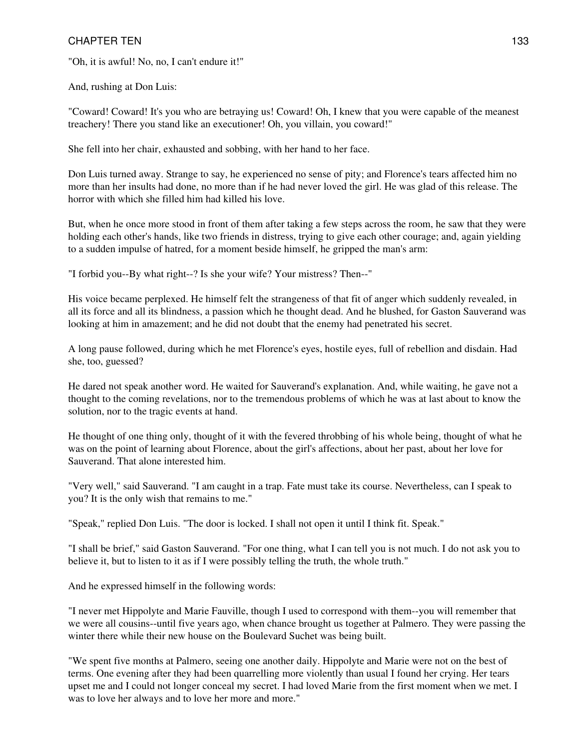"Oh, it is awful! No, no, I can't endure it!"

And, rushing at Don Luis:

"Coward! Coward! It's you who are betraying us! Coward! Oh, I knew that you were capable of the meanest treachery! There you stand like an executioner! Oh, you villain, you coward!"

She fell into her chair, exhausted and sobbing, with her hand to her face.

Don Luis turned away. Strange to say, he experienced no sense of pity; and Florence's tears affected him no more than her insults had done, no more than if he had never loved the girl. He was glad of this release. The horror with which she filled him had killed his love.

But, when he once more stood in front of them after taking a few steps across the room, he saw that they were holding each other's hands, like two friends in distress, trying to give each other courage; and, again yielding to a sudden impulse of hatred, for a moment beside himself, he gripped the man's arm:

"I forbid you--By what right--? Is she your wife? Your mistress? Then--"

His voice became perplexed. He himself felt the strangeness of that fit of anger which suddenly revealed, in all its force and all its blindness, a passion which he thought dead. And he blushed, for Gaston Sauverand was looking at him in amazement; and he did not doubt that the enemy had penetrated his secret.

A long pause followed, during which he met Florence's eyes, hostile eyes, full of rebellion and disdain. Had she, too, guessed?

He dared not speak another word. He waited for Sauverand's explanation. And, while waiting, he gave not a thought to the coming revelations, nor to the tremendous problems of which he was at last about to know the solution, nor to the tragic events at hand.

He thought of one thing only, thought of it with the fevered throbbing of his whole being, thought of what he was on the point of learning about Florence, about the girl's affections, about her past, about her love for Sauverand. That alone interested him.

"Very well," said Sauverand. "I am caught in a trap. Fate must take its course. Nevertheless, can I speak to you? It is the only wish that remains to me."

"Speak," replied Don Luis. "The door is locked. I shall not open it until I think fit. Speak."

"I shall be brief," said Gaston Sauverand. "For one thing, what I can tell you is not much. I do not ask you to believe it, but to listen to it as if I were possibly telling the truth, the whole truth."

And he expressed himself in the following words:

"I never met Hippolyte and Marie Fauville, though I used to correspond with them--you will remember that we were all cousins--until five years ago, when chance brought us together at Palmero. They were passing the winter there while their new house on the Boulevard Suchet was being built.

"We spent five months at Palmero, seeing one another daily. Hippolyte and Marie were not on the best of terms. One evening after they had been quarrelling more violently than usual I found her crying. Her tears upset me and I could not longer conceal my secret. I had loved Marie from the first moment when we met. I was to love her always and to love her more and more."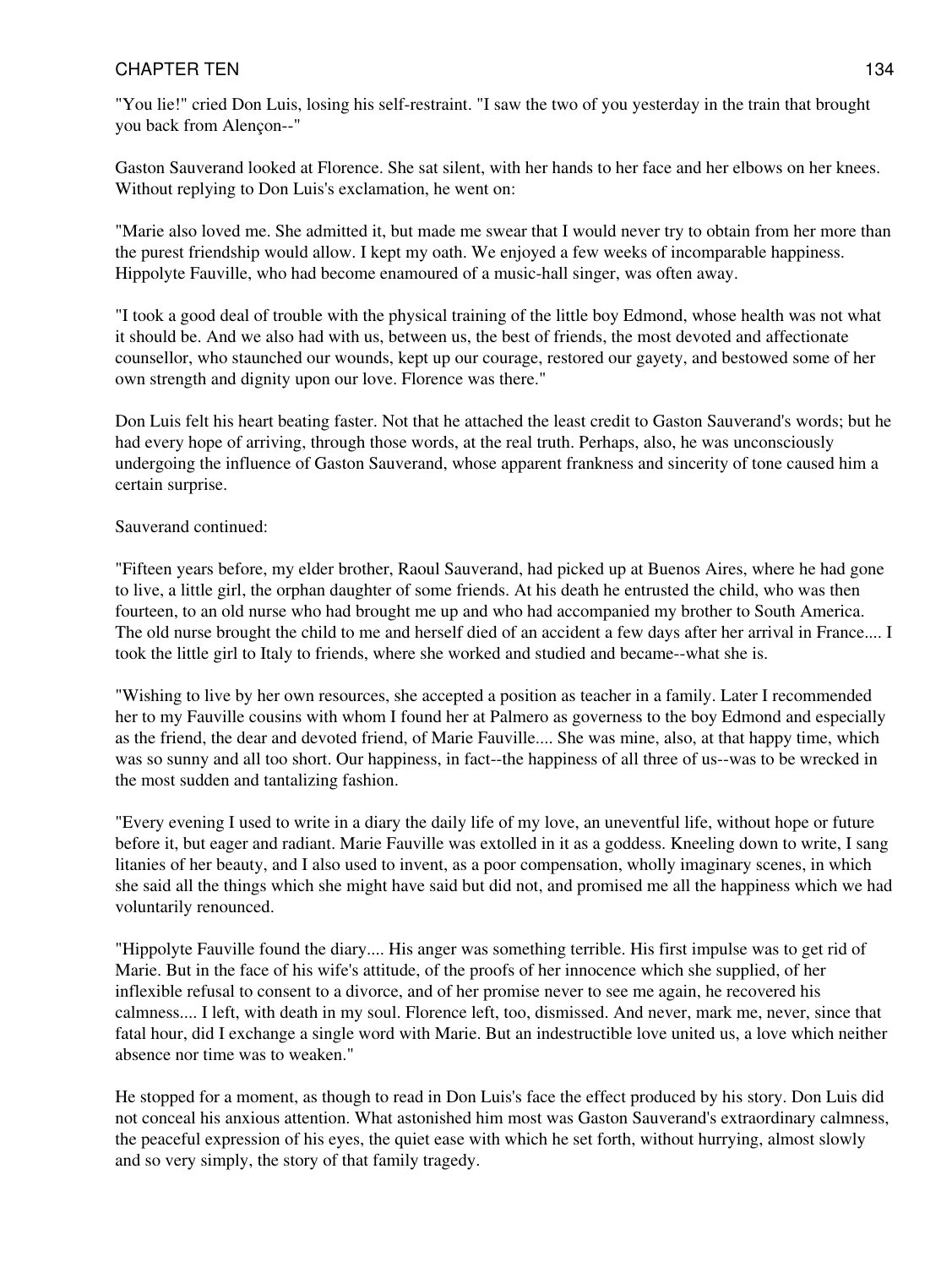"You lie!" cried Don Luis, losing his self-restraint. "I saw the two of you yesterday in the train that brought you back from Alençon--"

Gaston Sauverand looked at Florence. She sat silent, with her hands to her face and her elbows on her knees. Without replying to Don Luis's exclamation, he went on:

"Marie also loved me. She admitted it, but made me swear that I would never try to obtain from her more than the purest friendship would allow. I kept my oath. We enjoyed a few weeks of incomparable happiness. Hippolyte Fauville, who had become enamoured of a music-hall singer, was often away.

"I took a good deal of trouble with the physical training of the little boy Edmond, whose health was not what it should be. And we also had with us, between us, the best of friends, the most devoted and affectionate counsellor, who staunched our wounds, kept up our courage, restored our gayety, and bestowed some of her own strength and dignity upon our love. Florence was there."

Don Luis felt his heart beating faster. Not that he attached the least credit to Gaston Sauverand's words; but he had every hope of arriving, through those words, at the real truth. Perhaps, also, he was unconsciously undergoing the influence of Gaston Sauverand, whose apparent frankness and sincerity of tone caused him a certain surprise.

Sauverand continued:

"Fifteen years before, my elder brother, Raoul Sauverand, had picked up at Buenos Aires, where he had gone to live, a little girl, the orphan daughter of some friends. At his death he entrusted the child, who was then fourteen, to an old nurse who had brought me up and who had accompanied my brother to South America. The old nurse brought the child to me and herself died of an accident a few days after her arrival in France.... I took the little girl to Italy to friends, where she worked and studied and became--what she is.

"Wishing to live by her own resources, she accepted a position as teacher in a family. Later I recommended her to my Fauville cousins with whom I found her at Palmero as governess to the boy Edmond and especially as the friend, the dear and devoted friend, of Marie Fauville.... She was mine, also, at that happy time, which was so sunny and all too short. Our happiness, in fact--the happiness of all three of us--was to be wrecked in the most sudden and tantalizing fashion.

"Every evening I used to write in a diary the daily life of my love, an uneventful life, without hope or future before it, but eager and radiant. Marie Fauville was extolled in it as a goddess. Kneeling down to write, I sang litanies of her beauty, and I also used to invent, as a poor compensation, wholly imaginary scenes, in which she said all the things which she might have said but did not, and promised me all the happiness which we had voluntarily renounced.

"Hippolyte Fauville found the diary.... His anger was something terrible. His first impulse was to get rid of Marie. But in the face of his wife's attitude, of the proofs of her innocence which she supplied, of her inflexible refusal to consent to a divorce, and of her promise never to see me again, he recovered his calmness.... I left, with death in my soul. Florence left, too, dismissed. And never, mark me, never, since that fatal hour, did I exchange a single word with Marie. But an indestructible love united us, a love which neither absence nor time was to weaken."

He stopped for a moment, as though to read in Don Luis's face the effect produced by his story. Don Luis did not conceal his anxious attention. What astonished him most was Gaston Sauverand's extraordinary calmness, the peaceful expression of his eyes, the quiet ease with which he set forth, without hurrying, almost slowly and so very simply, the story of that family tragedy.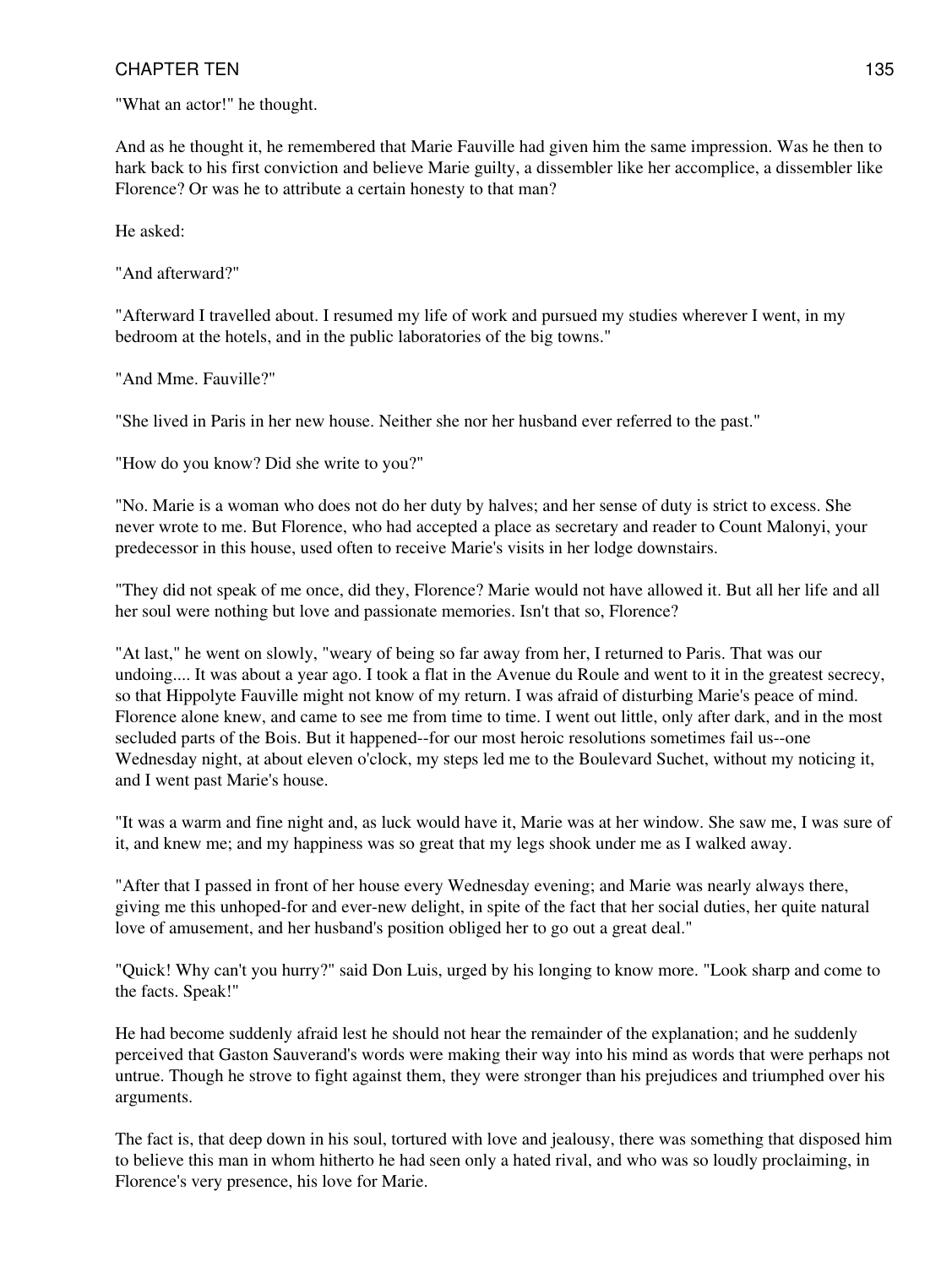"What an actor!" he thought.

And as he thought it, he remembered that Marie Fauville had given him the same impression. Was he then to hark back to his first conviction and believe Marie guilty, a dissembler like her accomplice, a dissembler like Florence? Or was he to attribute a certain honesty to that man?

He asked:

"And afterward?"

"Afterward I travelled about. I resumed my life of work and pursued my studies wherever I went, in my bedroom at the hotels, and in the public laboratories of the big towns."

"And Mme. Fauville?"

"She lived in Paris in her new house. Neither she nor her husband ever referred to the past."

"How do you know? Did she write to you?"

"No. Marie is a woman who does not do her duty by halves; and her sense of duty is strict to excess. She never wrote to me. But Florence, who had accepted a place as secretary and reader to Count Malonyi, your predecessor in this house, used often to receive Marie's visits in her lodge downstairs.

"They did not speak of me once, did they, Florence? Marie would not have allowed it. But all her life and all her soul were nothing but love and passionate memories. Isn't that so, Florence?

"At last," he went on slowly, "weary of being so far away from her, I returned to Paris. That was our undoing.... It was about a year ago. I took a flat in the Avenue du Roule and went to it in the greatest secrecy, so that Hippolyte Fauville might not know of my return. I was afraid of disturbing Marie's peace of mind. Florence alone knew, and came to see me from time to time. I went out little, only after dark, and in the most secluded parts of the Bois. But it happened--for our most heroic resolutions sometimes fail us--one Wednesday night, at about eleven o'clock, my steps led me to the Boulevard Suchet, without my noticing it, and I went past Marie's house.

"It was a warm and fine night and, as luck would have it, Marie was at her window. She saw me, I was sure of it, and knew me; and my happiness was so great that my legs shook under me as I walked away.

"After that I passed in front of her house every Wednesday evening; and Marie was nearly always there, giving me this unhoped-for and ever-new delight, in spite of the fact that her social duties, her quite natural love of amusement, and her husband's position obliged her to go out a great deal."

"Quick! Why can't you hurry?" said Don Luis, urged by his longing to know more. "Look sharp and come to the facts. Speak!"

He had become suddenly afraid lest he should not hear the remainder of the explanation; and he suddenly perceived that Gaston Sauverand's words were making their way into his mind as words that were perhaps not untrue. Though he strove to fight against them, they were stronger than his prejudices and triumphed over his arguments.

The fact is, that deep down in his soul, tortured with love and jealousy, there was something that disposed him to believe this man in whom hitherto he had seen only a hated rival, and who was so loudly proclaiming, in Florence's very presence, his love for Marie.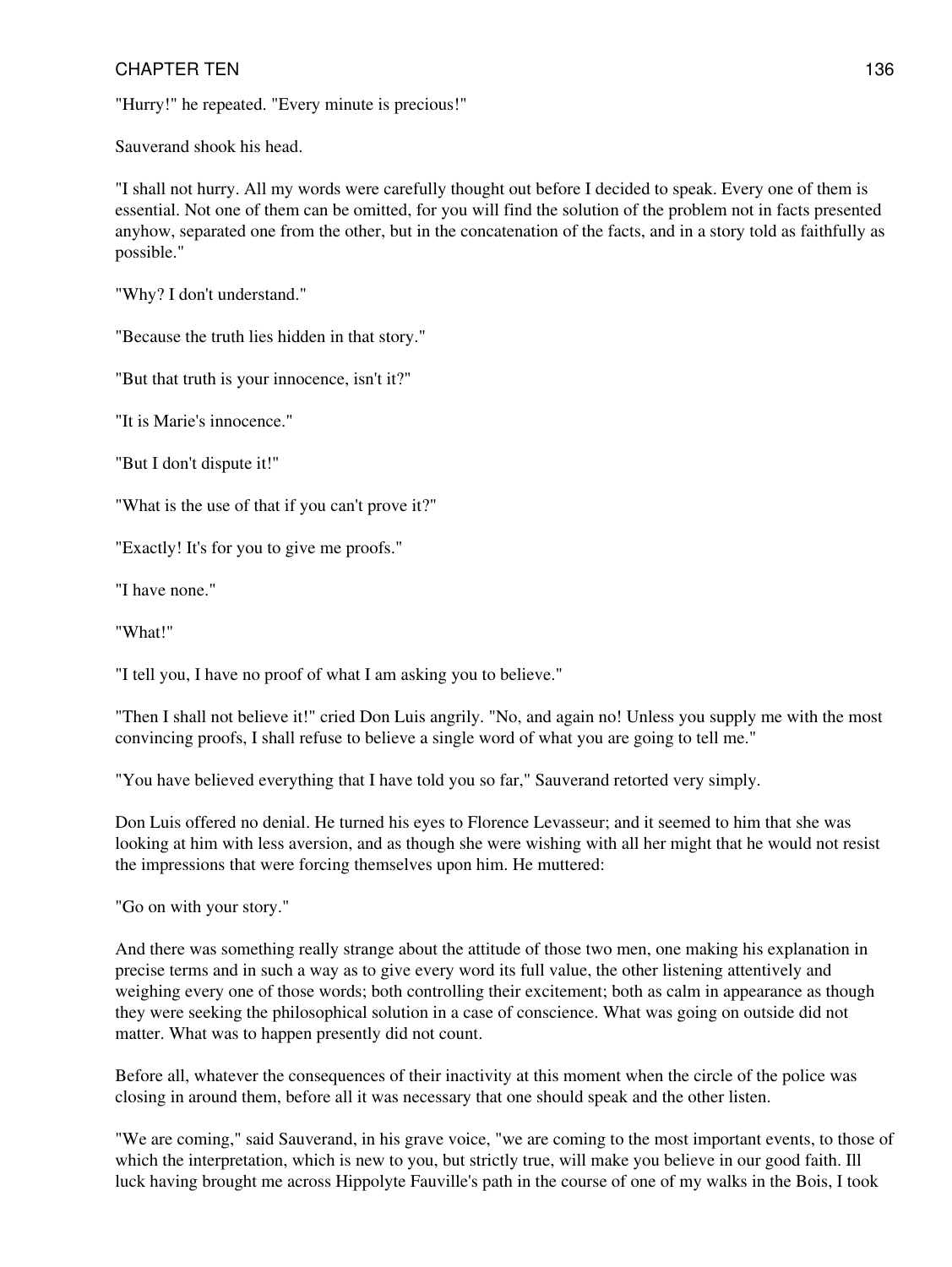"Hurry!" he repeated. "Every minute is precious!"

Sauverand shook his head.

"I shall not hurry. All my words were carefully thought out before I decided to speak. Every one of them is essential. Not one of them can be omitted, for you will find the solution of the problem not in facts presented anyhow, separated one from the other, but in the concatenation of the facts, and in a story told as faithfully as possible."

"Why? I don't understand."

"Because the truth lies hidden in that story."

"But that truth is your innocence, isn't it?"

"It is Marie's innocence."

"But I don't dispute it!"

"What is the use of that if you can't prove it?"

"Exactly! It's for you to give me proofs."

"I have none."

"What!"

"I tell you, I have no proof of what I am asking you to believe."

"Then I shall not believe it!" cried Don Luis angrily. "No, and again no! Unless you supply me with the most convincing proofs, I shall refuse to believe a single word of what you are going to tell me."

"You have believed everything that I have told you so far," Sauverand retorted very simply.

Don Luis offered no denial. He turned his eyes to Florence Levasseur; and it seemed to him that she was looking at him with less aversion, and as though she were wishing with all her might that he would not resist the impressions that were forcing themselves upon him. He muttered:

"Go on with your story."

And there was something really strange about the attitude of those two men, one making his explanation in precise terms and in such a way as to give every word its full value, the other listening attentively and weighing every one of those words; both controlling their excitement; both as calm in appearance as though they were seeking the philosophical solution in a case of conscience. What was going on outside did not matter. What was to happen presently did not count.

Before all, whatever the consequences of their inactivity at this moment when the circle of the police was closing in around them, before all it was necessary that one should speak and the other listen.

"We are coming," said Sauverand, in his grave voice, "we are coming to the most important events, to those of which the interpretation, which is new to you, but strictly true, will make you believe in our good faith. Ill luck having brought me across Hippolyte Fauville's path in the course of one of my walks in the Bois, I took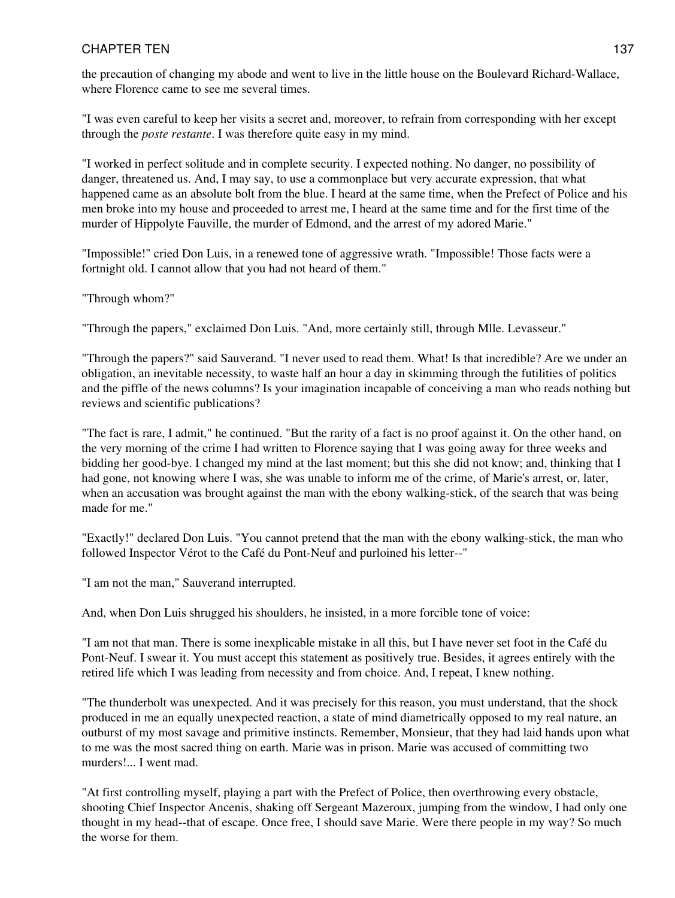the precaution of changing my abode and went to live in the little house on the Boulevard Richard-Wallace, where Florence came to see me several times.

"I was even careful to keep her visits a secret and, moreover, to refrain from corresponding with her except through the *poste restante*. I was therefore quite easy in my mind.

"I worked in perfect solitude and in complete security. I expected nothing. No danger, no possibility of danger, threatened us. And, I may say, to use a commonplace but very accurate expression, that what happened came as an absolute bolt from the blue. I heard at the same time, when the Prefect of Police and his men broke into my house and proceeded to arrest me, I heard at the same time and for the first time of the murder of Hippolyte Fauville, the murder of Edmond, and the arrest of my adored Marie."

"Impossible!" cried Don Luis, in a renewed tone of aggressive wrath. "Impossible! Those facts were a fortnight old. I cannot allow that you had not heard of them."

"Through whom?"

"Through the papers," exclaimed Don Luis. "And, more certainly still, through Mlle. Levasseur."

"Through the papers?" said Sauverand. "I never used to read them. What! Is that incredible? Are we under an obligation, an inevitable necessity, to waste half an hour a day in skimming through the futilities of politics and the piffle of the news columns? Is your imagination incapable of conceiving a man who reads nothing but reviews and scientific publications?

"The fact is rare, I admit," he continued. "But the rarity of a fact is no proof against it. On the other hand, on the very morning of the crime I had written to Florence saying that I was going away for three weeks and bidding her good-bye. I changed my mind at the last moment; but this she did not know; and, thinking that I had gone, not knowing where I was, she was unable to inform me of the crime, of Marie's arrest, or, later, when an accusation was brought against the man with the ebony walking-stick, of the search that was being made for me."

"Exactly!" declared Don Luis. "You cannot pretend that the man with the ebony walking-stick, the man who followed Inspector Vérot to the Café du Pont-Neuf and purloined his letter--"

"I am not the man," Sauverand interrupted.

And, when Don Luis shrugged his shoulders, he insisted, in a more forcible tone of voice:

"I am not that man. There is some inexplicable mistake in all this, but I have never set foot in the Café du Pont-Neuf. I swear it. You must accept this statement as positively true. Besides, it agrees entirely with the retired life which I was leading from necessity and from choice. And, I repeat, I knew nothing.

"The thunderbolt was unexpected. And it was precisely for this reason, you must understand, that the shock produced in me an equally unexpected reaction, a state of mind diametrically opposed to my real nature, an outburst of my most savage and primitive instincts. Remember, Monsieur, that they had laid hands upon what to me was the most sacred thing on earth. Marie was in prison. Marie was accused of committing two murders!... I went mad.

"At first controlling myself, playing a part with the Prefect of Police, then overthrowing every obstacle, shooting Chief Inspector Ancenis, shaking off Sergeant Mazeroux, jumping from the window, I had only one thought in my head--that of escape. Once free, I should save Marie. Were there people in my way? So much the worse for them.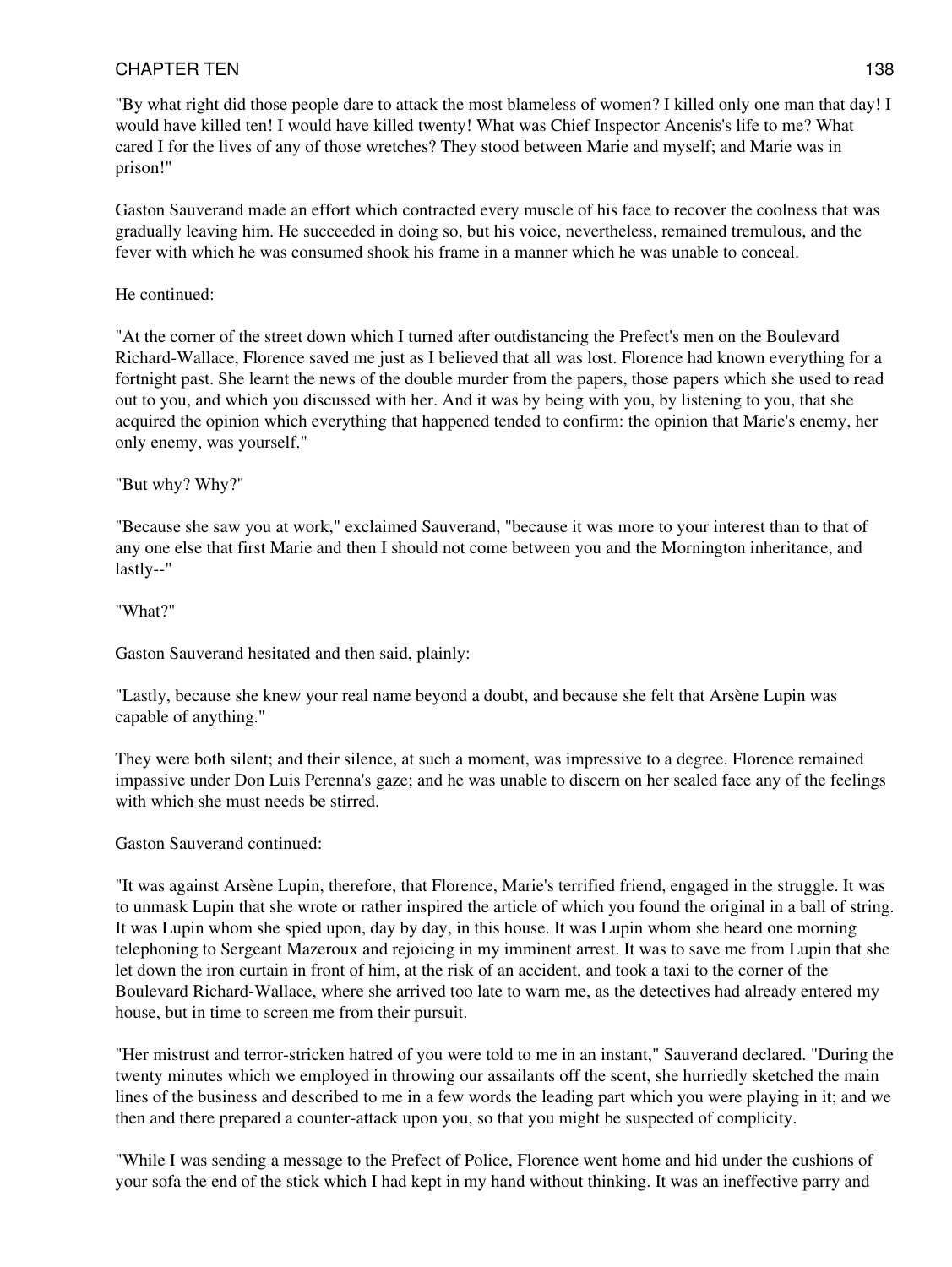"By what right did those people dare to attack the most blameless of women? I killed only one man that day! I would have killed ten! I would have killed twenty! What was Chief Inspector Ancenis's life to me? What cared I for the lives of any of those wretches? They stood between Marie and myself; and Marie was in prison!"

Gaston Sauverand made an effort which contracted every muscle of his face to recover the coolness that was gradually leaving him. He succeeded in doing so, but his voice, nevertheless, remained tremulous, and the fever with which he was consumed shook his frame in a manner which he was unable to conceal.

He continued:

"At the corner of the street down which I turned after outdistancing the Prefect's men on the Boulevard Richard-Wallace, Florence saved me just as I believed that all was lost. Florence had known everything for a fortnight past. She learnt the news of the double murder from the papers, those papers which she used to read out to you, and which you discussed with her. And it was by being with you, by listening to you, that she acquired the opinion which everything that happened tended to confirm: the opinion that Marie's enemy, her only enemy, was yourself."

"But why? Why?"

"Because she saw you at work," exclaimed Sauverand, "because it was more to your interest than to that of any one else that first Marie and then I should not come between you and the Mornington inheritance, and lastly--"

"What?"

Gaston Sauverand hesitated and then said, plainly:

"Lastly, because she knew your real name beyond a doubt, and because she felt that Arsène Lupin was capable of anything."

They were both silent; and their silence, at such a moment, was impressive to a degree. Florence remained impassive under Don Luis Perenna's gaze; and he was unable to discern on her sealed face any of the feelings with which she must needs be stirred.

Gaston Sauverand continued:

"It was against Arsène Lupin, therefore, that Florence, Marie's terrified friend, engaged in the struggle. It was to unmask Lupin that she wrote or rather inspired the article of which you found the original in a ball of string. It was Lupin whom she spied upon, day by day, in this house. It was Lupin whom she heard one morning telephoning to Sergeant Mazeroux and rejoicing in my imminent arrest. It was to save me from Lupin that she let down the iron curtain in front of him, at the risk of an accident, and took a taxi to the corner of the Boulevard Richard-Wallace, where she arrived too late to warn me, as the detectives had already entered my house, but in time to screen me from their pursuit.

"Her mistrust and terror-stricken hatred of you were told to me in an instant," Sauverand declared. "During the twenty minutes which we employed in throwing our assailants off the scent, she hurriedly sketched the main lines of the business and described to me in a few words the leading part which you were playing in it; and we then and there prepared a counter-attack upon you, so that you might be suspected of complicity.

"While I was sending a message to the Prefect of Police, Florence went home and hid under the cushions of your sofa the end of the stick which I had kept in my hand without thinking. It was an ineffective parry and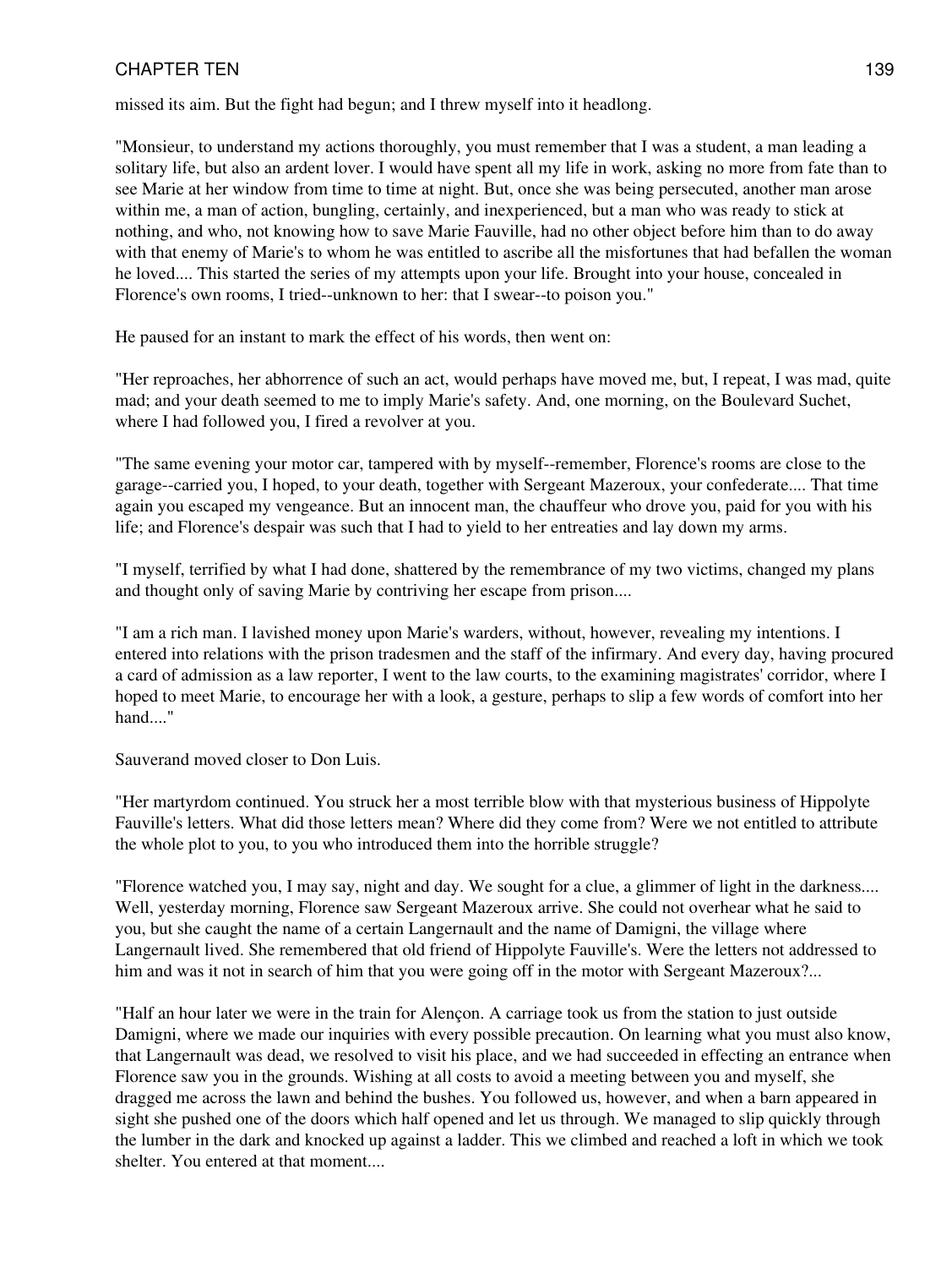missed its aim. But the fight had begun; and I threw myself into it headlong.

"Monsieur, to understand my actions thoroughly, you must remember that I was a student, a man leading a solitary life, but also an ardent lover. I would have spent all my life in work, asking no more from fate than to see Marie at her window from time to time at night. But, once she was being persecuted, another man arose within me, a man of action, bungling, certainly, and inexperienced, but a man who was ready to stick at nothing, and who, not knowing how to save Marie Fauville, had no other object before him than to do away with that enemy of Marie's to whom he was entitled to ascribe all the misfortunes that had befallen the woman he loved.... This started the series of my attempts upon your life. Brought into your house, concealed in Florence's own rooms, I tried--unknown to her: that I swear--to poison you."

He paused for an instant to mark the effect of his words, then went on:

"Her reproaches, her abhorrence of such an act, would perhaps have moved me, but, I repeat, I was mad, quite mad; and your death seemed to me to imply Marie's safety. And, one morning, on the Boulevard Suchet, where I had followed you, I fired a revolver at you.

"The same evening your motor car, tampered with by myself--remember, Florence's rooms are close to the garage--carried you, I hoped, to your death, together with Sergeant Mazeroux, your confederate.... That time again you escaped my vengeance. But an innocent man, the chauffeur who drove you, paid for you with his life; and Florence's despair was such that I had to yield to her entreaties and lay down my arms.

"I myself, terrified by what I had done, shattered by the remembrance of my two victims, changed my plans and thought only of saving Marie by contriving her escape from prison....

"I am a rich man. I lavished money upon Marie's warders, without, however, revealing my intentions. I entered into relations with the prison tradesmen and the staff of the infirmary. And every day, having procured a card of admission as a law reporter, I went to the law courts, to the examining magistrates' corridor, where I hoped to meet Marie, to encourage her with a look, a gesture, perhaps to slip a few words of comfort into her hand...."

Sauverand moved closer to Don Luis.

"Her martyrdom continued. You struck her a most terrible blow with that mysterious business of Hippolyte Fauville's letters. What did those letters mean? Where did they come from? Were we not entitled to attribute the whole plot to you, to you who introduced them into the horrible struggle?

"Florence watched you, I may say, night and day. We sought for a clue, a glimmer of light in the darkness.... Well, yesterday morning, Florence saw Sergeant Mazeroux arrive. She could not overhear what he said to you, but she caught the name of a certain Langernault and the name of Damigni, the village where Langernault lived. She remembered that old friend of Hippolyte Fauville's. Were the letters not addressed to him and was it not in search of him that you were going off in the motor with Sergeant Mazeroux?...

"Half an hour later we were in the train for Alençon. A carriage took us from the station to just outside Damigni, where we made our inquiries with every possible precaution. On learning what you must also know, that Langernault was dead, we resolved to visit his place, and we had succeeded in effecting an entrance when Florence saw you in the grounds. Wishing at all costs to avoid a meeting between you and myself, she dragged me across the lawn and behind the bushes. You followed us, however, and when a barn appeared in sight she pushed one of the doors which half opened and let us through. We managed to slip quickly through the lumber in the dark and knocked up against a ladder. This we climbed and reached a loft in which we took shelter. You entered at that moment....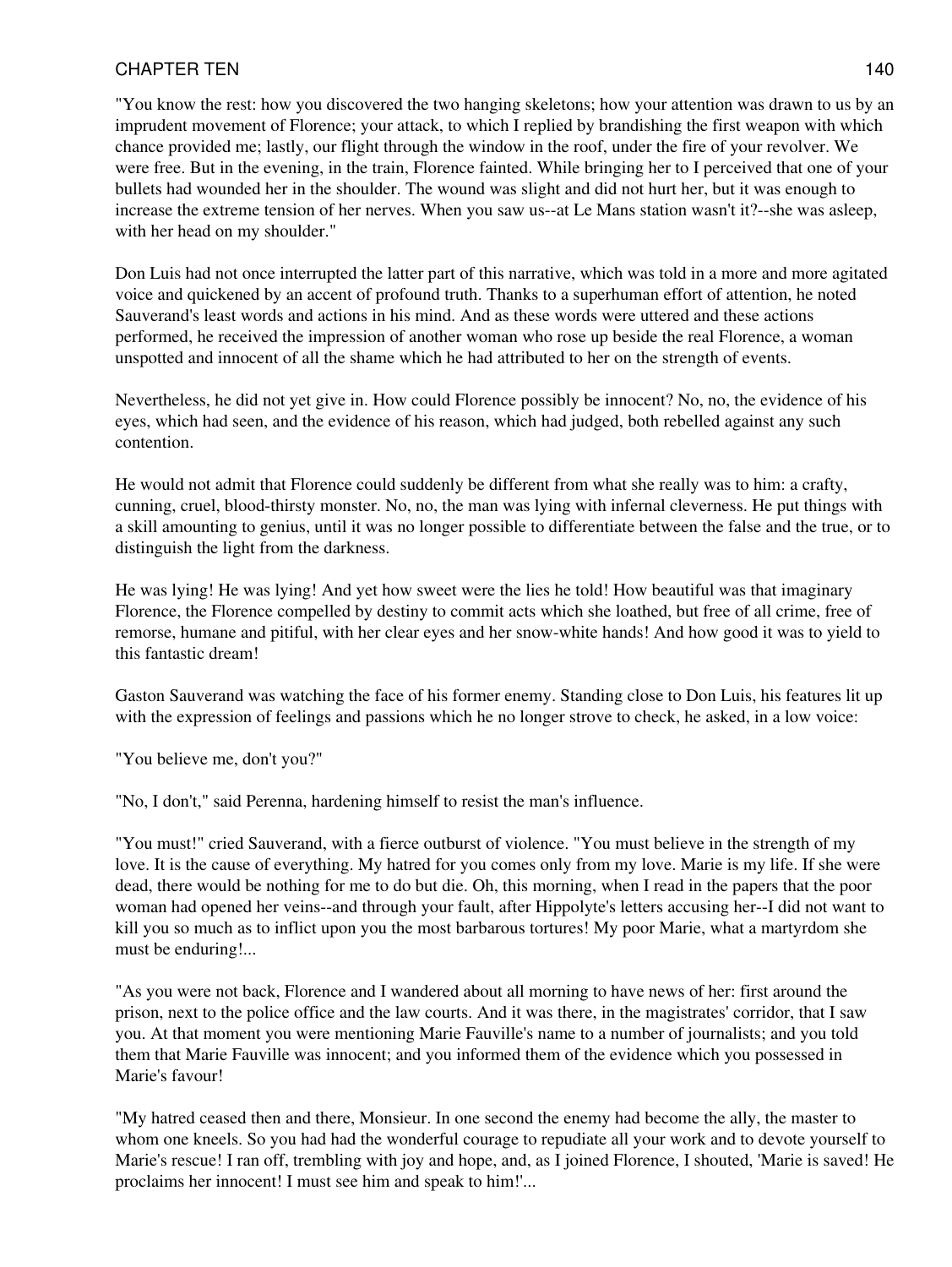"You know the rest: how you discovered the two hanging skeletons; how your attention was drawn to us by an imprudent movement of Florence; your attack, to which I replied by brandishing the first weapon with which chance provided me; lastly, our flight through the window in the roof, under the fire of your revolver. We were free. But in the evening, in the train, Florence fainted. While bringing her to I perceived that one of your bullets had wounded her in the shoulder. The wound was slight and did not hurt her, but it was enough to increase the extreme tension of her nerves. When you saw us--at Le Mans station wasn't it?--she was asleep, with her head on my shoulder."

Don Luis had not once interrupted the latter part of this narrative, which was told in a more and more agitated voice and quickened by an accent of profound truth. Thanks to a superhuman effort of attention, he noted Sauverand's least words and actions in his mind. And as these words were uttered and these actions performed, he received the impression of another woman who rose up beside the real Florence, a woman unspotted and innocent of all the shame which he had attributed to her on the strength of events.

Nevertheless, he did not yet give in. How could Florence possibly be innocent? No, no, the evidence of his eyes, which had seen, and the evidence of his reason, which had judged, both rebelled against any such contention.

He would not admit that Florence could suddenly be different from what she really was to him: a crafty, cunning, cruel, blood-thirsty monster. No, no, the man was lying with infernal cleverness. He put things with a skill amounting to genius, until it was no longer possible to differentiate between the false and the true, or to distinguish the light from the darkness.

He was lying! He was lying! And yet how sweet were the lies he told! How beautiful was that imaginary Florence, the Florence compelled by destiny to commit acts which she loathed, but free of all crime, free of remorse, humane and pitiful, with her clear eyes and her snow-white hands! And how good it was to yield to this fantastic dream!

Gaston Sauverand was watching the face of his former enemy. Standing close to Don Luis, his features lit up with the expression of feelings and passions which he no longer strove to check, he asked, in a low voice:

"You believe me, don't you?"

"No, I don't," said Perenna, hardening himself to resist the man's influence.

"You must!" cried Sauverand, with a fierce outburst of violence. "You must believe in the strength of my love. It is the cause of everything. My hatred for you comes only from my love. Marie is my life. If she were dead, there would be nothing for me to do but die. Oh, this morning, when I read in the papers that the poor woman had opened her veins--and through your fault, after Hippolyte's letters accusing her--I did not want to kill you so much as to inflict upon you the most barbarous tortures! My poor Marie, what a martyrdom she must be enduring!...

"As you were not back, Florence and I wandered about all morning to have news of her: first around the prison, next to the police office and the law courts. And it was there, in the magistrates' corridor, that I saw you. At that moment you were mentioning Marie Fauville's name to a number of journalists; and you told them that Marie Fauville was innocent; and you informed them of the evidence which you possessed in Marie's favour!

"My hatred ceased then and there, Monsieur. In one second the enemy had become the ally, the master to whom one kneels. So you had had the wonderful courage to repudiate all your work and to devote yourself to Marie's rescue! I ran off, trembling with joy and hope, and, as I joined Florence, I shouted, 'Marie is saved! He proclaims her innocent! I must see him and speak to him!'...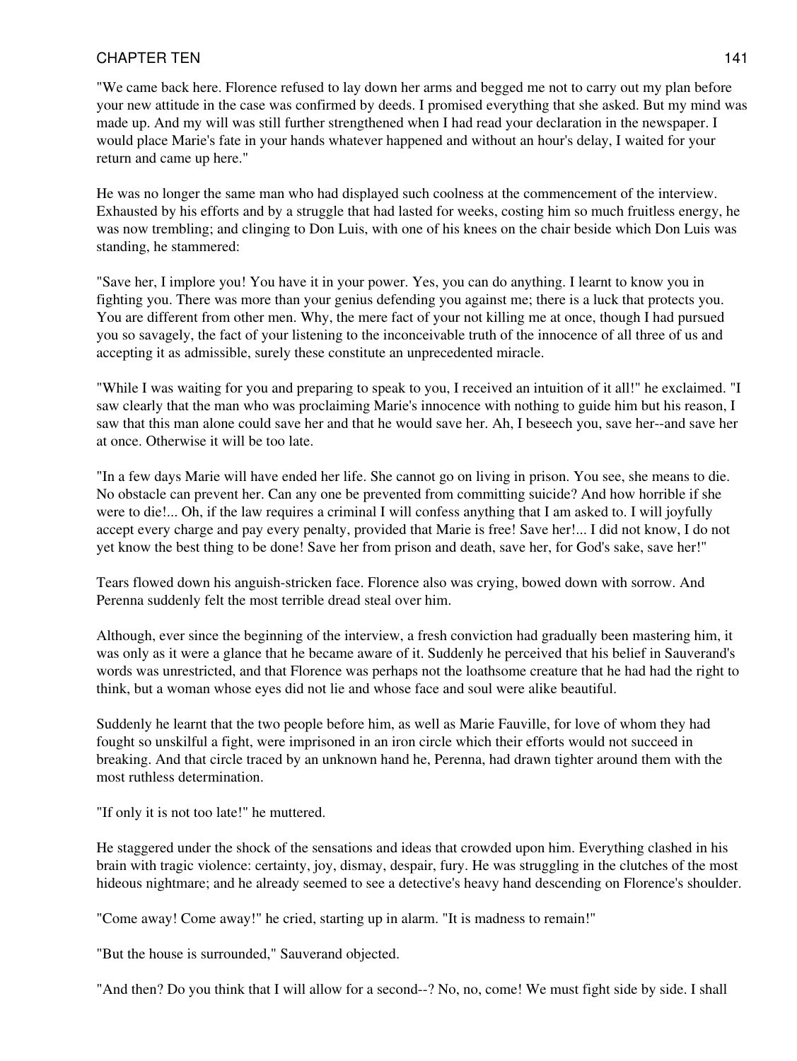"We came back here. Florence refused to lay down her arms and begged me not to carry out my plan before your new attitude in the case was confirmed by deeds. I promised everything that she asked. But my mind was made up. And my will was still further strengthened when I had read your declaration in the newspaper. I would place Marie's fate in your hands whatever happened and without an hour's delay, I waited for your return and came up here."

He was no longer the same man who had displayed such coolness at the commencement of the interview. Exhausted by his efforts and by a struggle that had lasted for weeks, costing him so much fruitless energy, he was now trembling; and clinging to Don Luis, with one of his knees on the chair beside which Don Luis was standing, he stammered:

"Save her, I implore you! You have it in your power. Yes, you can do anything. I learnt to know you in fighting you. There was more than your genius defending you against me; there is a luck that protects you. You are different from other men. Why, the mere fact of your not killing me at once, though I had pursued you so savagely, the fact of your listening to the inconceivable truth of the innocence of all three of us and accepting it as admissible, surely these constitute an unprecedented miracle.

"While I was waiting for you and preparing to speak to you, I received an intuition of it all!" he exclaimed. "I saw clearly that the man who was proclaiming Marie's innocence with nothing to guide him but his reason, I saw that this man alone could save her and that he would save her. Ah, I beseech you, save her--and save her at once. Otherwise it will be too late.

"In a few days Marie will have ended her life. She cannot go on living in prison. You see, she means to die. No obstacle can prevent her. Can any one be prevented from committing suicide? And how horrible if she were to die!... Oh, if the law requires a criminal I will confess anything that I am asked to. I will joyfully accept every charge and pay every penalty, provided that Marie is free! Save her!... I did not know, I do not yet know the best thing to be done! Save her from prison and death, save her, for God's sake, save her!"

Tears flowed down his anguish-stricken face. Florence also was crying, bowed down with sorrow. And Perenna suddenly felt the most terrible dread steal over him.

Although, ever since the beginning of the interview, a fresh conviction had gradually been mastering him, it was only as it were a glance that he became aware of it. Suddenly he perceived that his belief in Sauverand's words was unrestricted, and that Florence was perhaps not the loathsome creature that he had had the right to think, but a woman whose eyes did not lie and whose face and soul were alike beautiful.

Suddenly he learnt that the two people before him, as well as Marie Fauville, for love of whom they had fought so unskilful a fight, were imprisoned in an iron circle which their efforts would not succeed in breaking. And that circle traced by an unknown hand he, Perenna, had drawn tighter around them with the most ruthless determination.

"If only it is not too late!" he muttered.

He staggered under the shock of the sensations and ideas that crowded upon him. Everything clashed in his brain with tragic violence: certainty, joy, dismay, despair, fury. He was struggling in the clutches of the most hideous nightmare; and he already seemed to see a detective's heavy hand descending on Florence's shoulder.

"Come away! Come away!" he cried, starting up in alarm. "It is madness to remain!"

"But the house is surrounded," Sauverand objected.

"And then? Do you think that I will allow for a second--? No, no, come! We must fight side by side. I shall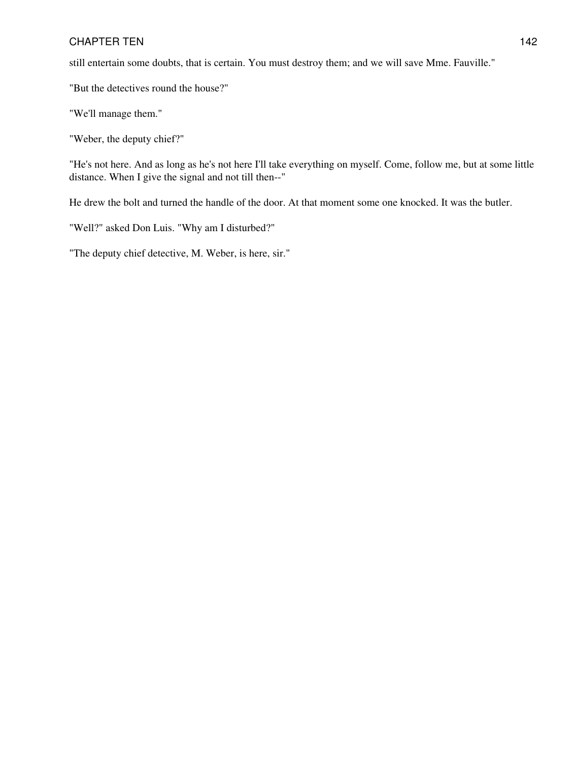still entertain some doubts, that is certain. You must destroy them; and we will save Mme. Fauville."

"But the detectives round the house?"

"We'll manage them."

"Weber, the deputy chief?"

"He's not here. And as long as he's not here I'll take everything on myself. Come, follow me, but at some little distance. When I give the signal and not till then--"

He drew the bolt and turned the handle of the door. At that moment some one knocked. It was the butler.

"Well?" asked Don Luis. "Why am I disturbed?"

"The deputy chief detective, M. Weber, is here, sir."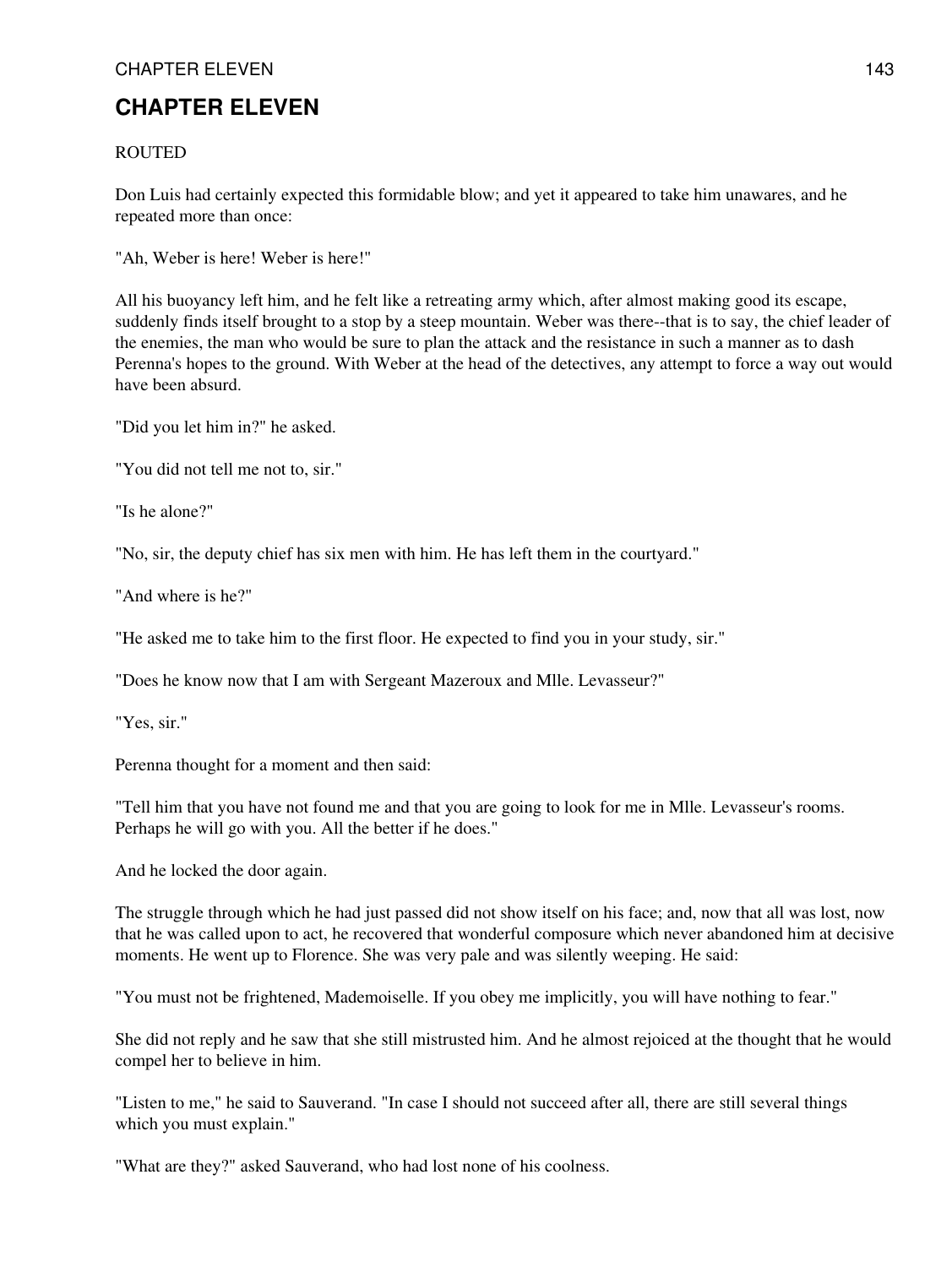# CHAPTER ELEVEN

ROUTED

Don Luis had certainly expected this formidable blow; and yet it appeared to take him unawares, and he repeated more than once:

"Ah, Weber is here! Weber is here!"

All his buoyancy left him, and he felt like a retreating army which, after almost making good its escape, suddenly finds itself brought to a stop by a steep mountain. Weber was there--that is to say, the chief leader of the enemies, the man who would be sure to plan the attack and the resistance in such a manner as to dash Perenna's hopes to the ground. With Weber at the head of the detectives, any attempt to force a way out would have been absurd.

"Did you let him in?" he asked.

"You did not tell me not to, sir."

"Is he alone?"

"No, sir, the deputy chief has six men with him. He has left them in the courtyard."

"And where is he?"

"He asked me to take him to the first floor. He expected to find you in your study, sir."

"Does he know now that I am with Sergeant Mazeroux and Mlle. Levasseur?"

"Yes, sir."

Perenna thought for a moment and then said:

"Tell him that you have not found me and that you are going to look for me in Mlle. Levasseur's rooms. Perhaps he will go with you. All the better if he does."

And he locked the door again.

The struggle through which he had just passed did not show itself on his face; and, now that all was lost, now that he was called upon to act, he recovered that wonderful composure which never abandoned him at decisive moments. He went up to Florence. She was very pale and was silently weeping. He said:

"You must not be frightened, Mademoiselle. If you obey me implicitly, you will have nothing to fear."

She did not reply and he saw that she still mistrusted him. And he almost rejoiced at the thought that he would compel her to believe in him.

"Listen to me," he said to Sauverand. "In case I should not succeed after all, there are still several things which you must explain."

"What are they?" asked Sauverand, who had lost none of his coolness.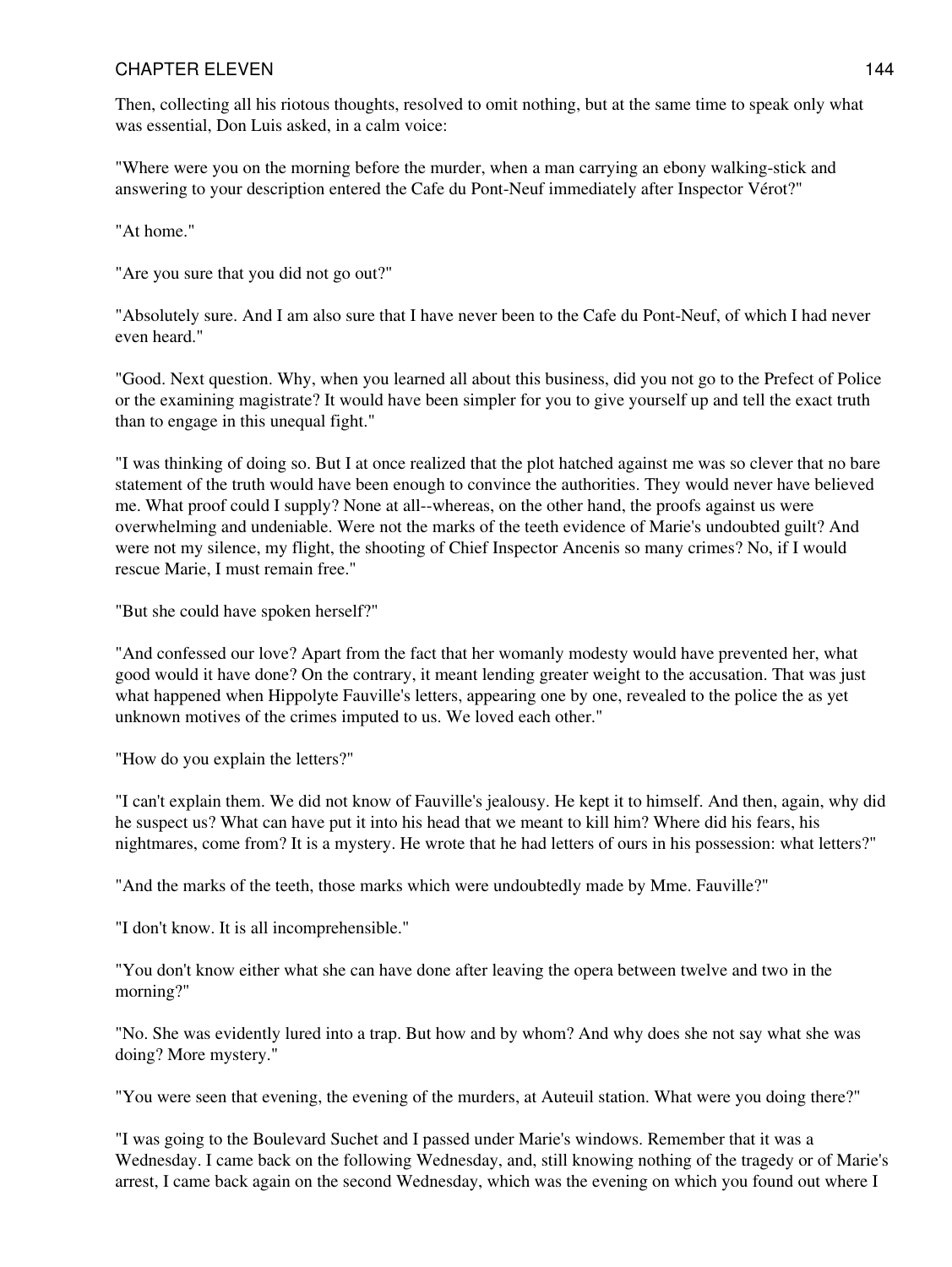Then, collecting all his riotous thoughts, resolved to omit nothing, but at the same time to speak only what was essential, Don Luis asked, in a calm voice:

"Where were you on the morning before the murder, when a man carrying an ebony walking-stick and answering to your description entered the Cafe du Pont-Neuf immediately after Inspector Vérot?"

"At home."

"Are you sure that you did not go out?"

"Absolutely sure. And I am also sure that I have never been to the Cafe du Pont-Neuf, of which I had never even heard."

"Good. Next question. Why, when you learned all about this business, did you not go to the Prefect of Police or the examining magistrate? It would have been simpler for you to give yourself up and tell the exact truth than to engage in this unequal fight."

"I was thinking of doing so. But I at once realized that the plot hatched against me was so clever that no bare statement of the truth would have been enough to convince the authorities. They would never have believed me. What proof could I supply? None at all--whereas, on the other hand, the proofs against us were overwhelming and undeniable. Were not the marks of the teeth evidence of Marie's undoubted guilt? And were not my silence, my flight, the shooting of Chief Inspector Ancenis so many crimes? No, if I would rescue Marie, I must remain free."

"But she could have spoken herself?"

"And confessed our love? Apart from the fact that her womanly modesty would have prevented her, what good would it have done? On the contrary, it meant lending greater weight to the accusation. That was just what happened when Hippolyte Fauville's letters, appearing one by one, revealed to the police the as yet unknown motives of the crimes imputed to us. We loved each other."

"How do you explain the letters?"

"I can't explain them. We did not know of Fauville's jealousy. He kept it to himself. And then, again, why did he suspect us? What can have put it into his head that we meant to kill him? Where did his fears, his nightmares, come from? It is a mystery. He wrote that he had letters of ours in his possession: what letters?"

"And the marks of the teeth, those marks which were undoubtedly made by Mme. Fauville?"

"I don't know. It is all incomprehensible."

"You don't know either what she can have done after leaving the opera between twelve and two in the morning?"

"No. She was evidently lured into a trap. But how and by whom? And why does she not say what she was doing? More mystery."

"You were seen that evening, the evening of the murders, at Auteuil station. What were you doing there?"

"I was going to the Boulevard Suchet and I passed under Marie's windows. Remember that it was a Wednesday. I came back on the following Wednesday, and, still knowing nothing of the tragedy or of Marie's arrest, I came back again on the second Wednesday, which was the evening on which you found out where I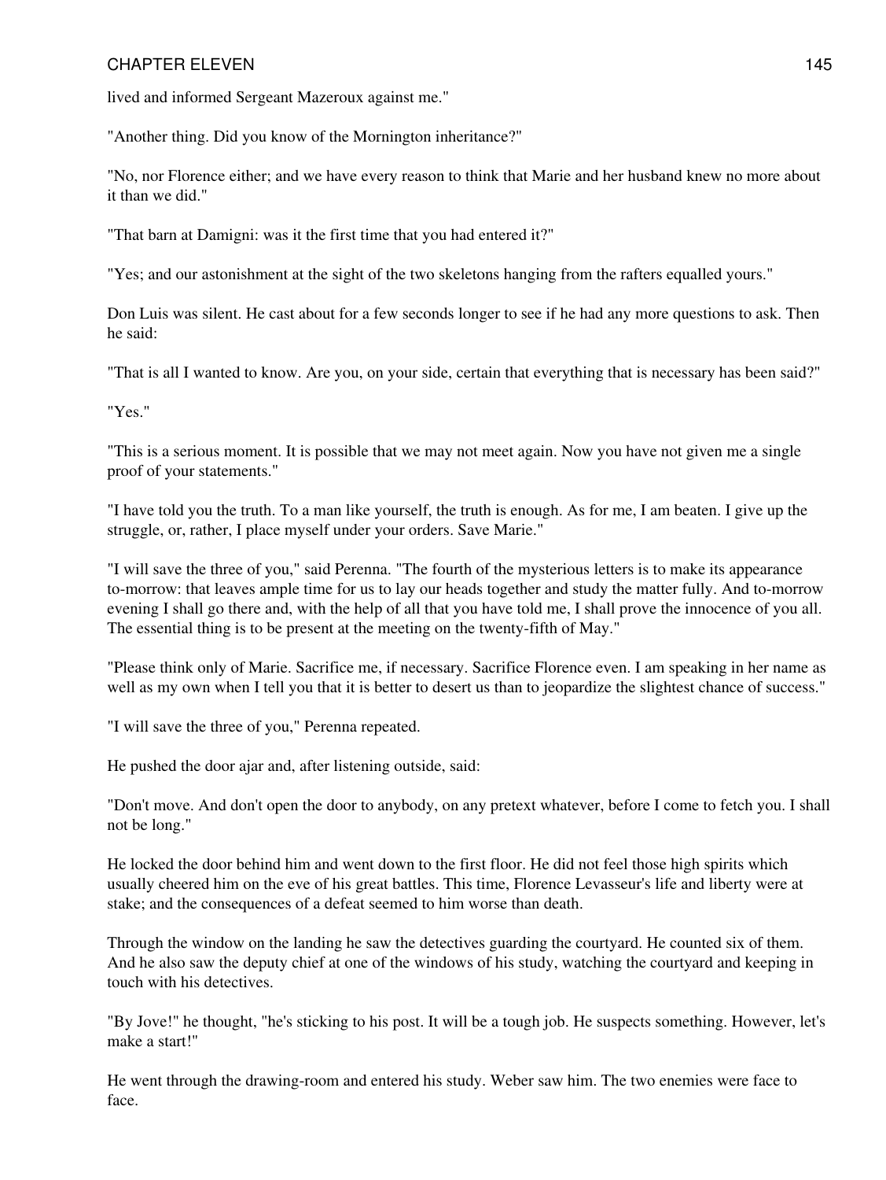lived and informed Sergeant Mazeroux against me."

"Another thing. Did you know of the Mornington inheritance?"

"No, nor Florence either; and we have every reason to think that Marie and her husband knew no more about it than we did."

"That barn at Damigni: was it the first time that you had entered it?"

"Yes; and our astonishment at the sight of the two skeletons hanging from the rafters equalled yours."

Don Luis was silent. He cast about for a few seconds longer to see if he had any more questions to ask. Then he said:

"That is all I wanted to know. Are you, on your side, certain that everything that is necessary has been said?"

"Yes."

"This is a serious moment. It is possible that we may not meet again. Now you have not given me a single proof of your statements."

"I have told you the truth. To a man like yourself, the truth is enough. As for me, I am beaten. I give up the struggle, or, rather, I place myself under your orders. Save Marie."

"I will save the three of you," said Perenna. "The fourth of the mysterious letters is to make its appearance to-morrow: that leaves ample time for us to lay our heads together and study the matter fully. And to-morrow evening I shall go there and, with the help of all that you have told me, I shall prove the innocence of you all. The essential thing is to be present at the meeting on the twenty-fifth of May."

"Please think only of Marie. Sacrifice me, if necessary. Sacrifice Florence even. I am speaking in her name as well as my own when I tell you that it is better to desert us than to jeopardize the slightest chance of success."

"I will save the three of you," Perenna repeated.

He pushed the door ajar and, after listening outside, said:

"Don't move. And don't open the door to anybody, on any pretext whatever, before I come to fetch you. I shall not be long."

He locked the door behind him and went down to the first floor. He did not feel those high spirits which usually cheered him on the eve of his great battles. This time, Florence Levasseur's life and liberty were at stake; and the consequences of a defeat seemed to him worse than death.

Through the window on the landing he saw the detectives guarding the courtyard. He counted six of them. And he also saw the deputy chief at one of the windows of his study, watching the courtyard and keeping in touch with his detectives.

"By Jove!" he thought, "he's sticking to his post. It will be a tough job. He suspects something. However, let's make a start!"

He went through the drawing-room and entered his study. Weber saw him. The two enemies were face to face.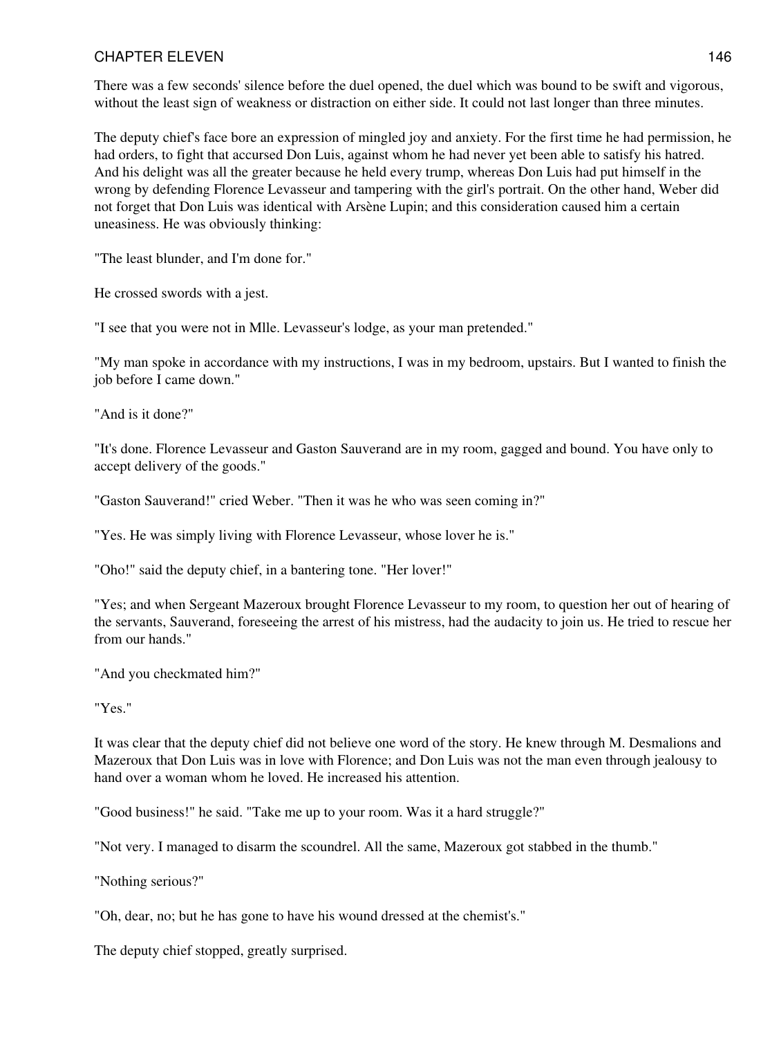There was a few seconds' silence before the duel opened, the duel which was bound to be swift and vigorous, without the least sign of weakness or distraction on either side. It could not last longer than three minutes.

The deputy chief's face bore an expression of mingled joy and anxiety. For the first time he had permission, he had orders, to fight that accursed Don Luis, against whom he had never yet been able to satisfy his hatred. And his delight was all the greater because he held every trump, whereas Don Luis had put himself in the wrong by defending Florence Levasseur and tampering with the girl's portrait. On the other hand, Weber did not forget that Don Luis was identical with Arsène Lupin; and this consideration caused him a certain uneasiness. He was obviously thinking:

"The least blunder, and I'm done for."

He crossed swords with a jest.

"I see that you were not in Mlle. Levasseur's lodge, as your man pretended."

"My man spoke in accordance with my instructions, I was in my bedroom, upstairs. But I wanted to finish the job before I came down."

"And is it done?"

"It's done. Florence Levasseur and Gaston Sauverand are in my room, gagged and bound. You have only to accept delivery of the goods."

"Gaston Sauverand!" cried Weber. "Then it was he who was seen coming in?"

"Yes. He was simply living with Florence Levasseur, whose lover he is."

"Oho!" said the deputy chief, in a bantering tone. "Her lover!"

"Yes; and when Sergeant Mazeroux brought Florence Levasseur to my room, to question her out of hearing of the servants, Sauverand, foreseeing the arrest of his mistress, had the audacity to join us. He tried to rescue her from our hands."

"And you checkmated him?"

"Yes."

It was clear that the deputy chief did not believe one word of the story. He knew through M. Desmalions and Mazeroux that Don Luis was in love with Florence; and Don Luis was not the man even through jealousy to hand over a woman whom he loved. He increased his attention.

"Good business!" he said. "Take me up to your room. Was it a hard struggle?"

"Not very. I managed to disarm the scoundrel. All the same, Mazeroux got stabbed in the thumb."

"Nothing serious?"

"Oh, dear, no; but he has gone to have his wound dressed at the chemist's."

The deputy chief stopped, greatly surprised.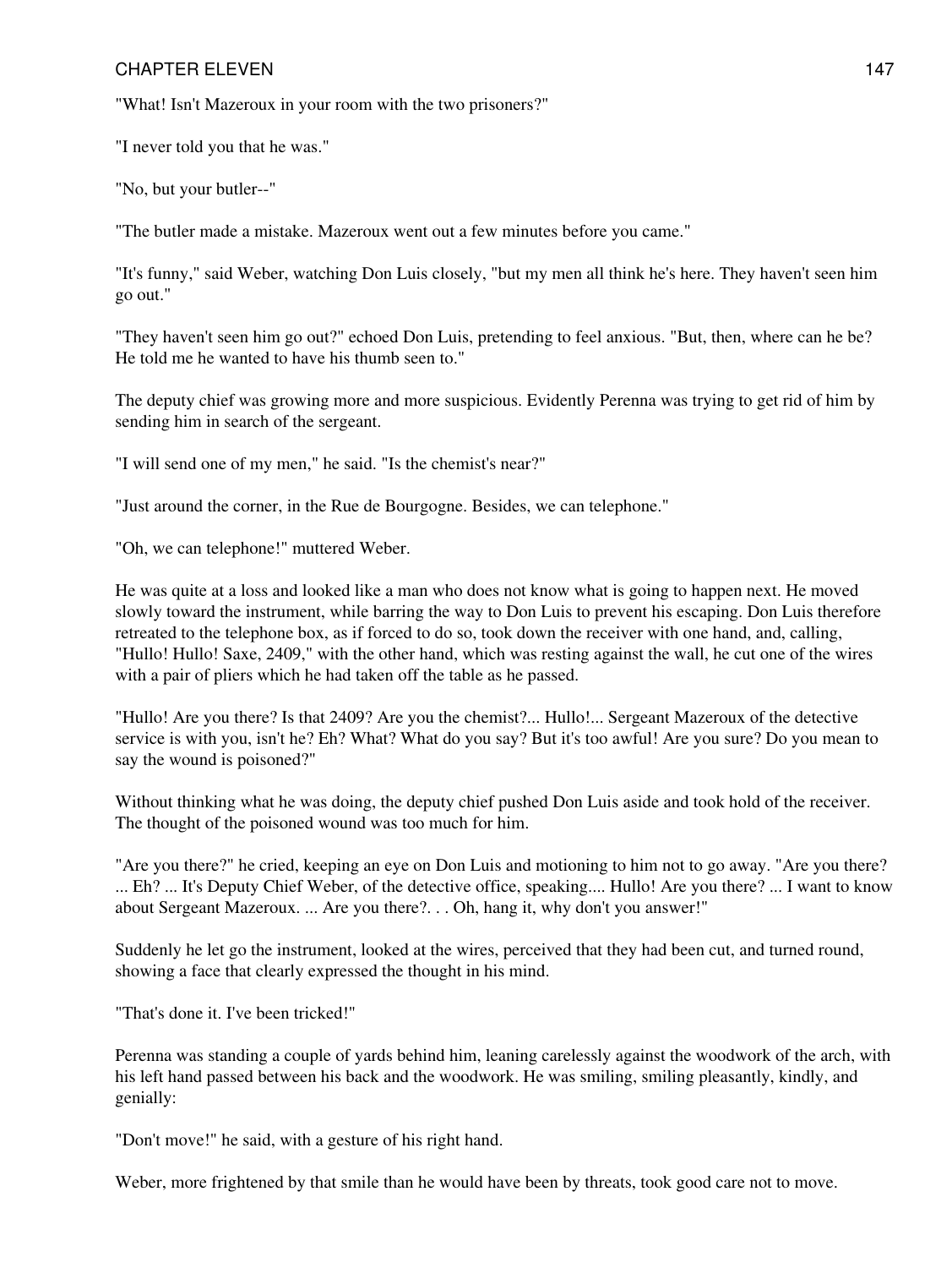"What! Isn't Mazeroux in your room with the two prisoners?"

"I never told you that he was."

"No, but your butler--"

"The butler made a mistake. Mazeroux went out a few minutes before you came."

"It's funny," said Weber, watching Don Luis closely, "but my men all think he's here. They haven't seen him go out."

"They haven't seen him go out?" echoed Don Luis, pretending to feel anxious. "But, then, where can he be? He told me he wanted to have his thumb seen to."

The deputy chief was growing more and more suspicious. Evidently Perenna was trying to get rid of him by sending him in search of the sergeant.

"I will send one of my men," he said. "Is the chemist's near?"

"Just around the corner, in the Rue de Bourgogne. Besides, we can telephone."

"Oh, we can telephone!" muttered Weber.

He was quite at a loss and looked like a man who does not know what is going to happen next. He moved slowly toward the instrument, while barring the way to Don Luis to prevent his escaping. Don Luis therefore retreated to the telephone box, as if forced to do so, took down the receiver with one hand, and, calling, "Hullo! Hullo! Saxe, 2409," with the other hand, which was resting against the wall, he cut one of the wires with a pair of pliers which he had taken off the table as he passed.

"Hullo! Are you there? Is that 2409? Are you the chemist?... Hullo!... Sergeant Mazeroux of the detective service is with you, isn't he? Eh? What? What do you say? But it's too awful! Are you sure? Do you mean to say the wound is poisoned?"

Without thinking what he was doing, the deputy chief pushed Don Luis aside and took hold of the receiver. The thought of the poisoned wound was too much for him.

"Are you there?" he cried, keeping an eye on Don Luis and motioning to him not to go away. "Are you there? ... Eh? ... It's Deputy Chief Weber, of the detective office, speaking.... Hullo! Are you there? ... I want to know about Sergeant Mazeroux. ... Are you there?. . . Oh, hang it, why don't you answer!"

Suddenly he let go the instrument, looked at the wires, perceived that they had been cut, and turned round, showing a face that clearly expressed the thought in his mind.

"That's done it. I've been tricked!"

Perenna was standing a couple of yards behind him, leaning carelessly against the woodwork of the arch, with his left hand passed between his back and the woodwork. He was smiling, smiling pleasantly, kindly, and genially:

"Don't move!" he said, with a gesture of his right hand.

Weber, more frightened by that smile than he would have been by threats, took good care not to move.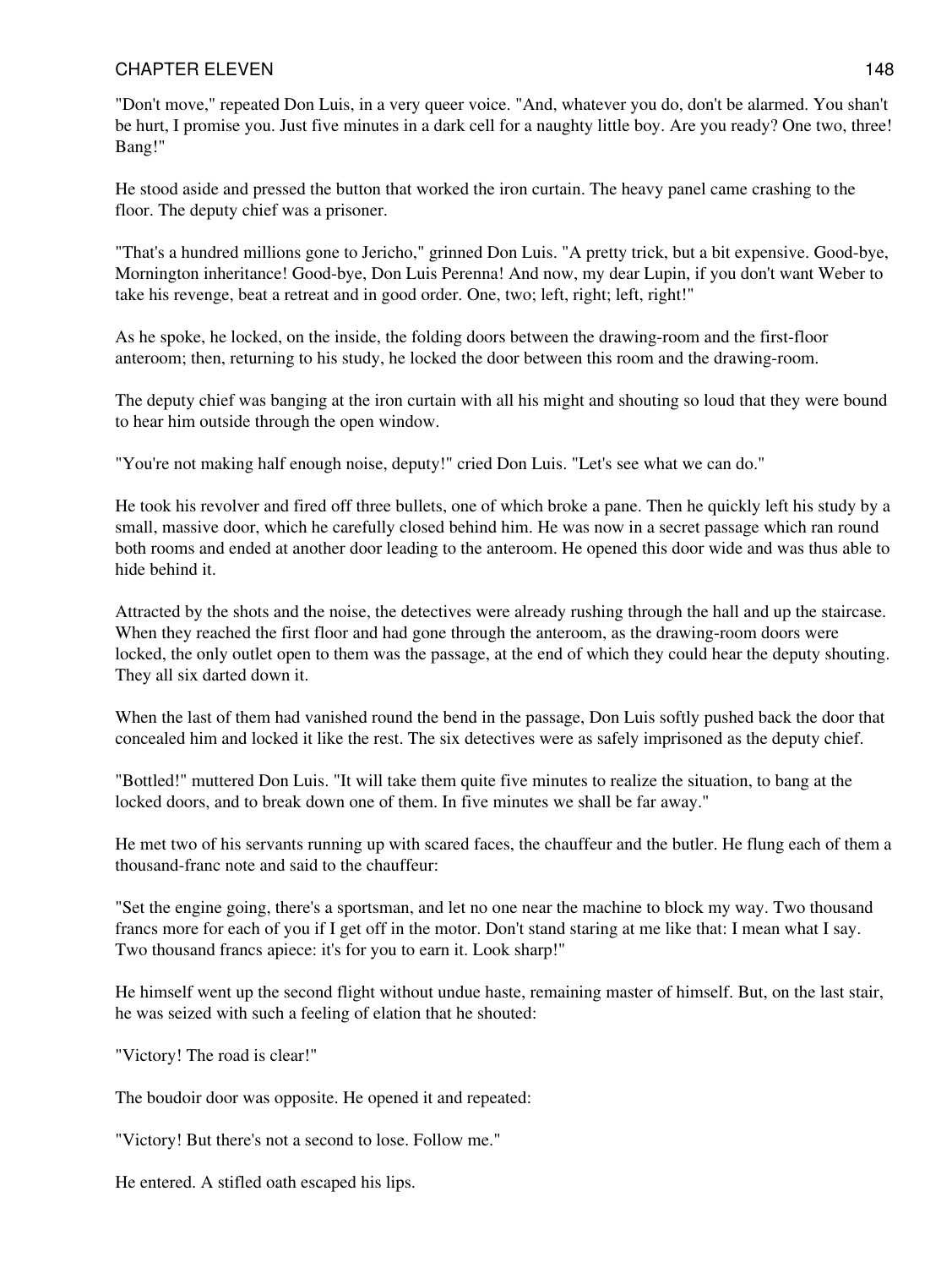"Don't move," repeated Don Luis, in a very queer voice. "And, whatever you do, don't be alarmed. You shan't be hurt, I promise you. Just five minutes in a dark cell for a naughty little boy. Are you ready? One two, three! Bang!"

He stood aside and pressed the button that worked the iron curtain. The heavy panel came crashing to the floor. The deputy chief was a prisoner.

"That's a hundred millions gone to Jericho," grinned Don Luis. "A pretty trick, but a bit expensive. Good-bye, Mornington inheritance! Good-bye, Don Luis Perenna! And now, my dear Lupin, if you don't want Weber to take his revenge, beat a retreat and in good order. One, two; left, right; left, right!"

As he spoke, he locked, on the inside, the folding doors between the drawing-room and the first-floor anteroom; then, returning to his study, he locked the door between this room and the drawing-room.

The deputy chief was banging at the iron curtain with all his might and shouting so loud that they were bound to hear him outside through the open window.

"You're not making half enough noise, deputy!" cried Don Luis. "Let's see what we can do."

He took his revolver and fired off three bullets, one of which broke a pane. Then he quickly left his study by a small, massive door, which he carefully closed behind him. He was now in a secret passage which ran round both rooms and ended at another door leading to the anteroom. He opened this door wide and was thus able to hide behind it.

Attracted by the shots and the noise, the detectives were already rushing through the hall and up the staircase. When they reached the first floor and had gone through the anteroom, as the drawing-room doors were locked, the only outlet open to them was the passage, at the end of which they could hear the deputy shouting. They all six darted down it.

When the last of them had vanished round the bend in the passage, Don Luis softly pushed back the door that concealed him and locked it like the rest. The six detectives were as safely imprisoned as the deputy chief.

"Bottled!" muttered Don Luis. "It will take them quite five minutes to realize the situation, to bang at the locked doors, and to break down one of them. In five minutes we shall be far away."

He met two of his servants running up with scared faces, the chauffeur and the butler. He flung each of them a thousand-franc note and said to the chauffeur:

"Set the engine going, there's a sportsman, and let no one near the machine to block my way. Two thousand francs more for each of you if I get off in the motor. Don't stand staring at me like that: I mean what I say. Two thousand francs apiece: it's for you to earn it. Look sharp!"

He himself went up the second flight without undue haste, remaining master of himself. But, on the last stair, he was seized with such a feeling of elation that he shouted:

"Victory! The road is clear!"

The boudoir door was opposite. He opened it and repeated:

"Victory! But there's not a second to lose. Follow me."

He entered. A stifled oath escaped his lips.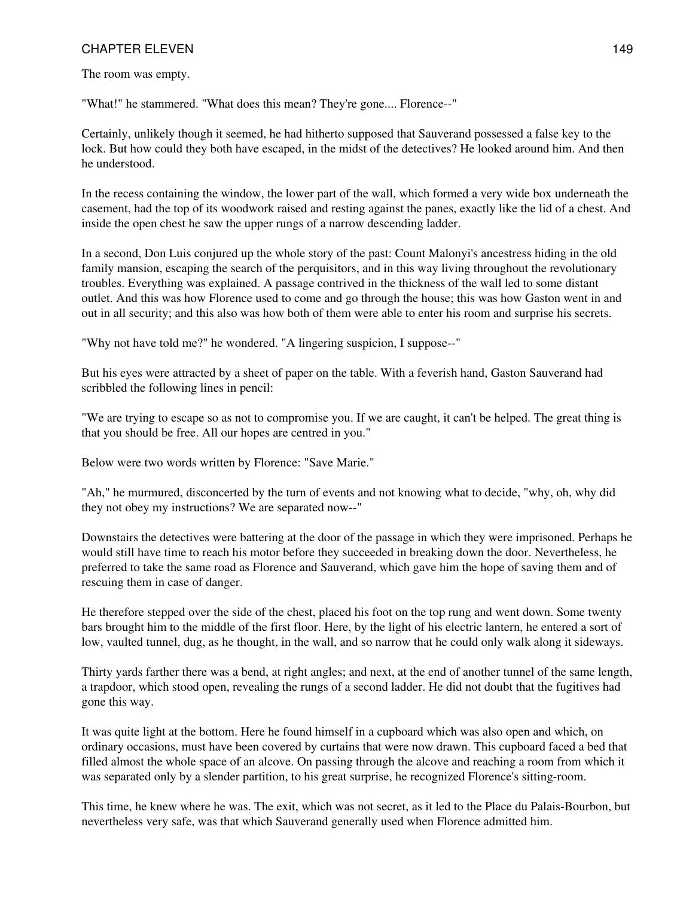The room was empty.

"What!" he stammered. "What does this mean? They're gone.... Florence--"

Certainly, unlikely though it seemed, he had hitherto supposed that Sauverand possessed a false key to the lock. But how could they both have escaped, in the midst of the detectives? He looked around him. And then he understood.

In the recess containing the window, the lower part of the wall, which formed a very wide box underneath the casement, had the top of its woodwork raised and resting against the panes, exactly like the lid of a chest. And inside the open chest he saw the upper rungs of a narrow descending ladder.

In a second, Don Luis conjured up the whole story of the past: Count Malonyi's ancestress hiding in the old family mansion, escaping the search of the perquisitors, and in this way living throughout the revolutionary troubles. Everything was explained. A passage contrived in the thickness of the wall led to some distant outlet. And this was how Florence used to come and go through the house; this was how Gaston went in and out in all security; and this also was how both of them were able to enter his room and surprise his secrets.

"Why not have told me?" he wondered. "A lingering suspicion, I suppose--"

But his eyes were attracted by a sheet of paper on the table. With a feverish hand, Gaston Sauverand had scribbled the following lines in pencil:

"We are trying to escape so as not to compromise you. If we are caught, it can't be helped. The great thing is that you should be free. All our hopes are centred in you."

Below were two words written by Florence: "Save Marie."

"Ah," he murmured, disconcerted by the turn of events and not knowing what to decide, "why, oh, why did they not obey my instructions? We are separated now--"

Downstairs the detectives were battering at the door of the passage in which they were imprisoned. Perhaps he would still have time to reach his motor before they succeeded in breaking down the door. Nevertheless, he preferred to take the same road as Florence and Sauverand, which gave him the hope of saving them and of rescuing them in case of danger.

He therefore stepped over the side of the chest, placed his foot on the top rung and went down. Some twenty bars brought him to the middle of the first floor. Here, by the light of his electric lantern, he entered a sort of low, vaulted tunnel, dug, as he thought, in the wall, and so narrow that he could only walk along it sideways.

Thirty yards farther there was a bend, at right angles; and next, at the end of another tunnel of the same length, a trapdoor, which stood open, revealing the rungs of a second ladder. He did not doubt that the fugitives had gone this way.

It was quite light at the bottom. Here he found himself in a cupboard which was also open and which, on ordinary occasions, must have been covered by curtains that were now drawn. This cupboard faced a bed that filled almost the whole space of an alcove. On passing through the alcove and reaching a room from which it was separated only by a slender partition, to his great surprise, he recognized Florence's sitting-room.

This time, he knew where he was. The exit, which was not secret, as it led to the Place du Palais-Bourbon, but nevertheless very safe, was that which Sauverand generally used when Florence admitted him.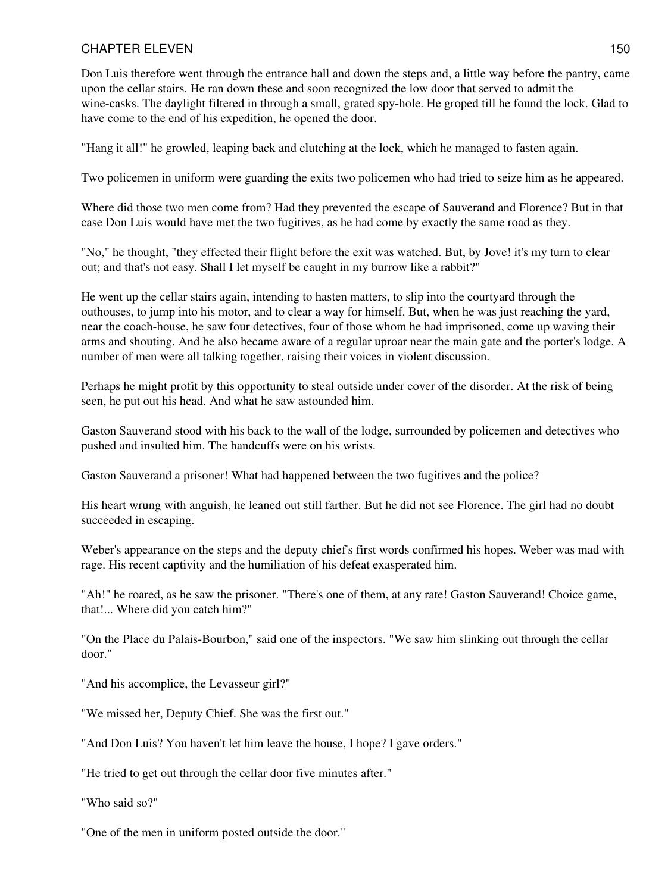Don Luis therefore went through the entrance hall and down the steps and, a little way before the pantry, came upon the cellar stairs. He ran down these and soon recognized the low door that served to admit the wine-casks. The daylight filtered in through a small, grated spy-hole. He groped till he found the lock. Glad to have come to the end of his expedition, he opened the door.

"Hang it all!" he growled, leaping back and clutching at the lock, which he managed to fasten again.

Two policemen in uniform were guarding the exits two policemen who had tried to seize him as he appeared.

Where did those two men come from? Had they prevented the escape of Sauverand and Florence? But in that case Don Luis would have met the two fugitives, as he had come by exactly the same road as they.

"No," he thought, "they effected their flight before the exit was watched. But, by Jove! it's my turn to clear out; and that's not easy. Shall I let myself be caught in my burrow like a rabbit?"

He went up the cellar stairs again, intending to hasten matters, to slip into the courtyard through the outhouses, to jump into his motor, and to clear a way for himself. But, when he was just reaching the yard, near the coach-house, he saw four detectives, four of those whom he had imprisoned, come up waving their arms and shouting. And he also became aware of a regular uproar near the main gate and the porter's lodge. A number of men were all talking together, raising their voices in violent discussion.

Perhaps he might profit by this opportunity to steal outside under cover of the disorder. At the risk of being seen, he put out his head. And what he saw astounded him.

Gaston Sauverand stood with his back to the wall of the lodge, surrounded by policemen and detectives who pushed and insulted him. The handcuffs were on his wrists.

Gaston Sauverand a prisoner! What had happened between the two fugitives and the police?

His heart wrung with anguish, he leaned out still farther. But he did not see Florence. The girl had no doubt succeeded in escaping.

Weber's appearance on the steps and the deputy chief's first words confirmed his hopes. Weber was mad with rage. His recent captivity and the humiliation of his defeat exasperated him.

"Ah!" he roared, as he saw the prisoner. "There's one of them, at any rate! Gaston Sauverand! Choice game, that!... Where did you catch him?"

"On the Place du Palais-Bourbon," said one of the inspectors. "We saw him slinking out through the cellar door."

"And his accomplice, the Levasseur girl?"

"We missed her, Deputy Chief. She was the first out."

"And Don Luis? You haven't let him leave the house, I hope? I gave orders."

"He tried to get out through the cellar door five minutes after."

"Who said so?"

"One of the men in uniform posted outside the door."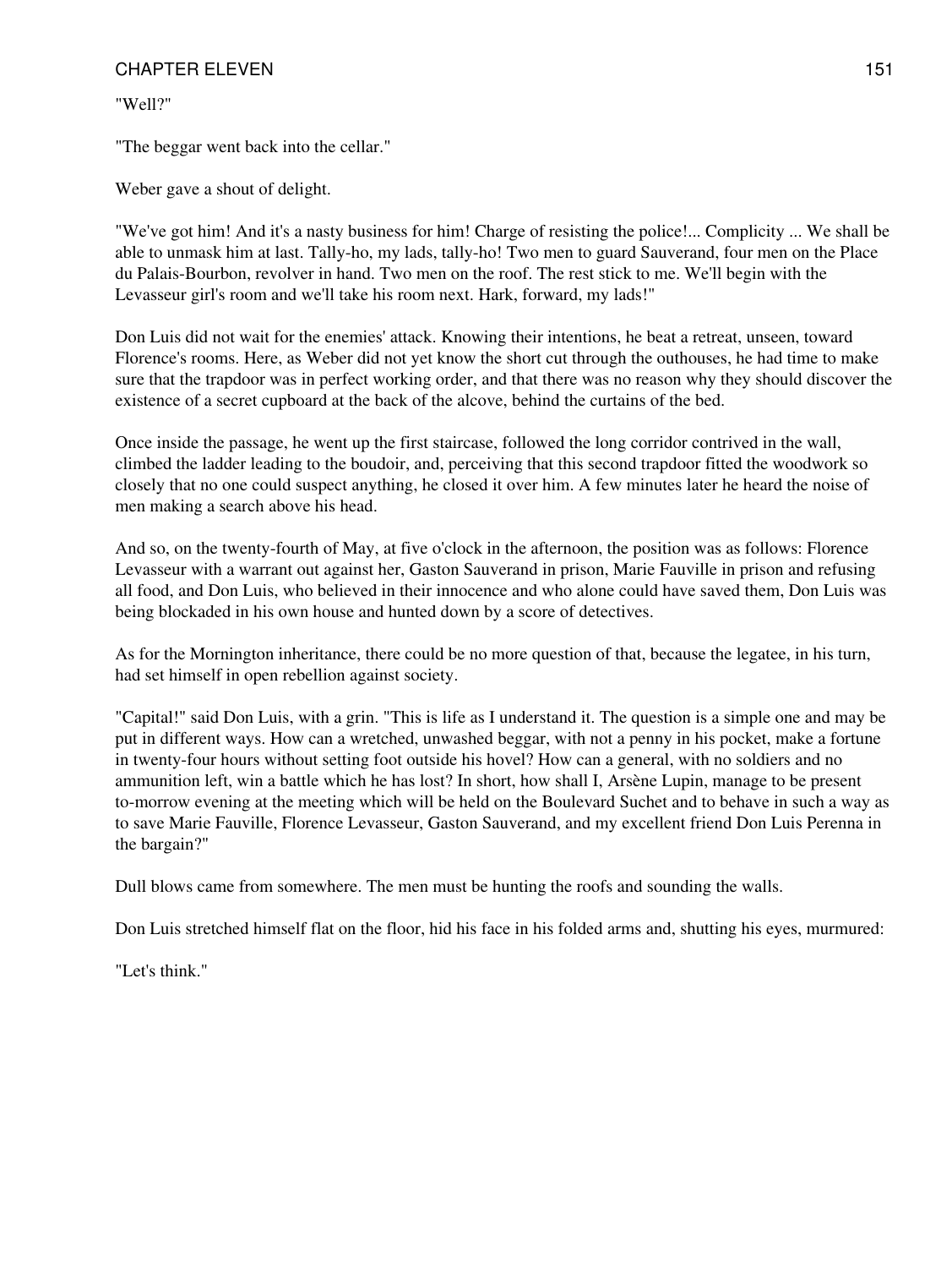"Well?"

"The beggar went back into the cellar."

Weber gave a shout of delight.

"We've got him! And it's a nasty business for him! Charge of resisting the police!... Complicity ... We shall be able to unmask him at last. Tally-ho, my lads, tally-ho! Two men to guard Sauverand, four men on the Place du Palais-Bourbon, revolver in hand. Two men on the roof. The rest stick to me. We'll begin with the Levasseur girl's room and we'll take his room next. Hark, forward, my lads!"

Don Luis did not wait for the enemies' attack. Knowing their intentions, he beat a retreat, unseen, toward Florence's rooms. Here, as Weber did not yet know the short cut through the outhouses, he had time to make sure that the trapdoor was in perfect working order, and that there was no reason why they should discover the existence of a secret cupboard at the back of the alcove, behind the curtains of the bed.

Once inside the passage, he went up the first staircase, followed the long corridor contrived in the wall, climbed the ladder leading to the boudoir, and, perceiving that this second trapdoor fitted the woodwork so closely that no one could suspect anything, he closed it over him. A few minutes later he heard the noise of men making a search above his head.

And so, on the twenty-fourth of May, at five o'clock in the afternoon, the position was as follows: Florence Levasseur with a warrant out against her, Gaston Sauverand in prison, Marie Fauville in prison and refusing all food, and Don Luis, who believed in their innocence and who alone could have saved them, Don Luis was being blockaded in his own house and hunted down by a score of detectives.

As for the Mornington inheritance, there could be no more question of that, because the legatee, in his turn, had set himself in open rebellion against society.

"Capital!" said Don Luis, with a grin. "This is life as I understand it. The question is a simple one and may be put in different ways. How can a wretched, unwashed beggar, with not a penny in his pocket, make a fortune in twenty-four hours without setting foot outside his hovel? How can a general, with no soldiers and no ammunition left, win a battle which he has lost? In short, how shall I, Arsène Lupin, manage to be present to-morrow evening at the meeting which will be held on the Boulevard Suchet and to behave in such a way as to save Marie Fauville, Florence Levasseur, Gaston Sauverand, and my excellent friend Don Luis Perenna in the bargain?"

Dull blows came from somewhere. The men must be hunting the roofs and sounding the walls.

Don Luis stretched himself flat on the floor, hid his face in his folded arms and, shutting his eyes, murmured:

"Let's think."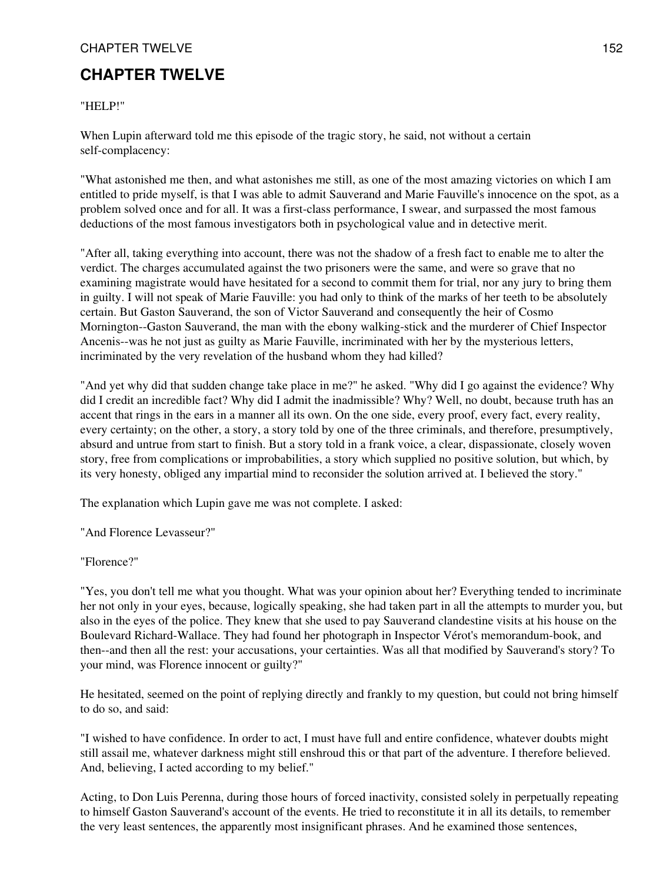# CHAPTER TWELVE

"HELP!"

When Lupin afterward told me this episode of the tragic story, he said, not without a certain self-complacency:

"What astonished me then, and what astonishes me still, as one of the most amazing victories on which I am entitled to pride myself, is that I was able to admit Sauverand and Marie Fauville's innocence on the spot, as a problem solved once and for all. It was a first-class performance, I swear, and surpassed the most famous deductions of the most famous investigators both in psychological value and in detective merit.

"After all, taking everything into account, there was not the shadow of a fresh fact to enable me to alter the verdict. The charges accumulated against the two prisoners were the same, and were so grave that no examining magistrate would have hesitated for a second to commit them for trial, nor any jury to bring them in guilty. I will not speak of Marie Fauville: you had only to think of the marks of her teeth to be absolutely certain. But Gaston Sauverand, the son of Victor Sauverand and consequently the heir of Cosmo Mornington--Gaston Sauverand, the man with the ebony walking-stick and the murderer of Chief Inspector Ancenis--was he not just as guilty as Marie Fauville, incriminated with her by the mysterious letters, incriminated by the very revelation of the husband whom they had killed?

"And yet why did that sudden change take place in me?" he asked. "Why did I go against the evidence? Why did I credit an incredible fact? Why did I admit the inadmissible? Why? Well, no doubt, because truth has an accent that rings in the ears in a manner all its own. On the one side, every proof, every fact, every reality, every certainty; on the other, a story, a story told by one of the three criminals, and therefore, presumptively, absurd and untrue from start to finish. But a story told in a frank voice, a clear, dispassionate, closely woven story, free from complications or improbabilities, a story which supplied no positive solution, but which, by its very honesty, obliged any impartial mind to reconsider the solution arrived at. I believed the story."

The explanation which Lupin gave me was not complete. I asked:

"And Florence Levasseur?"

"Florence?"

"Yes, you don't tell me what you thought. What was your opinion about her? Everything tended to incriminate her not only in your eyes, because, logically speaking, she had taken part in all the attempts to murder you, but also in the eyes of the police. They knew that she used to pay Sauverand clandestine visits at his house on the Boulevard Richard-Wallace. They had found her photograph in Inspector Vérot's memorandum-book, and then--and then all the rest: your accusations, your certainties. Was all that modified by Sauverand's story? To your mind, was Florence innocent or guilty?"

He hesitated, seemed on the point of replying directly and frankly to my question, but could not bring himself to do so, and said:

"I wished to have confidence. In order to act, I must have full and entire confidence, whatever doubts might still assail me, whatever darkness might still enshroud this or that part of the adventure. I therefore believed. And, believing, I acted according to my belief."

Acting, to Don Luis Perenna, during those hours of forced inactivity, consisted solely in perpetually repeating to himself Gaston Sauverand's account of the events. He tried to reconstitute it in all its details, to remember the very least sentences, the apparently most insignificant phrases. And he examined those sentences,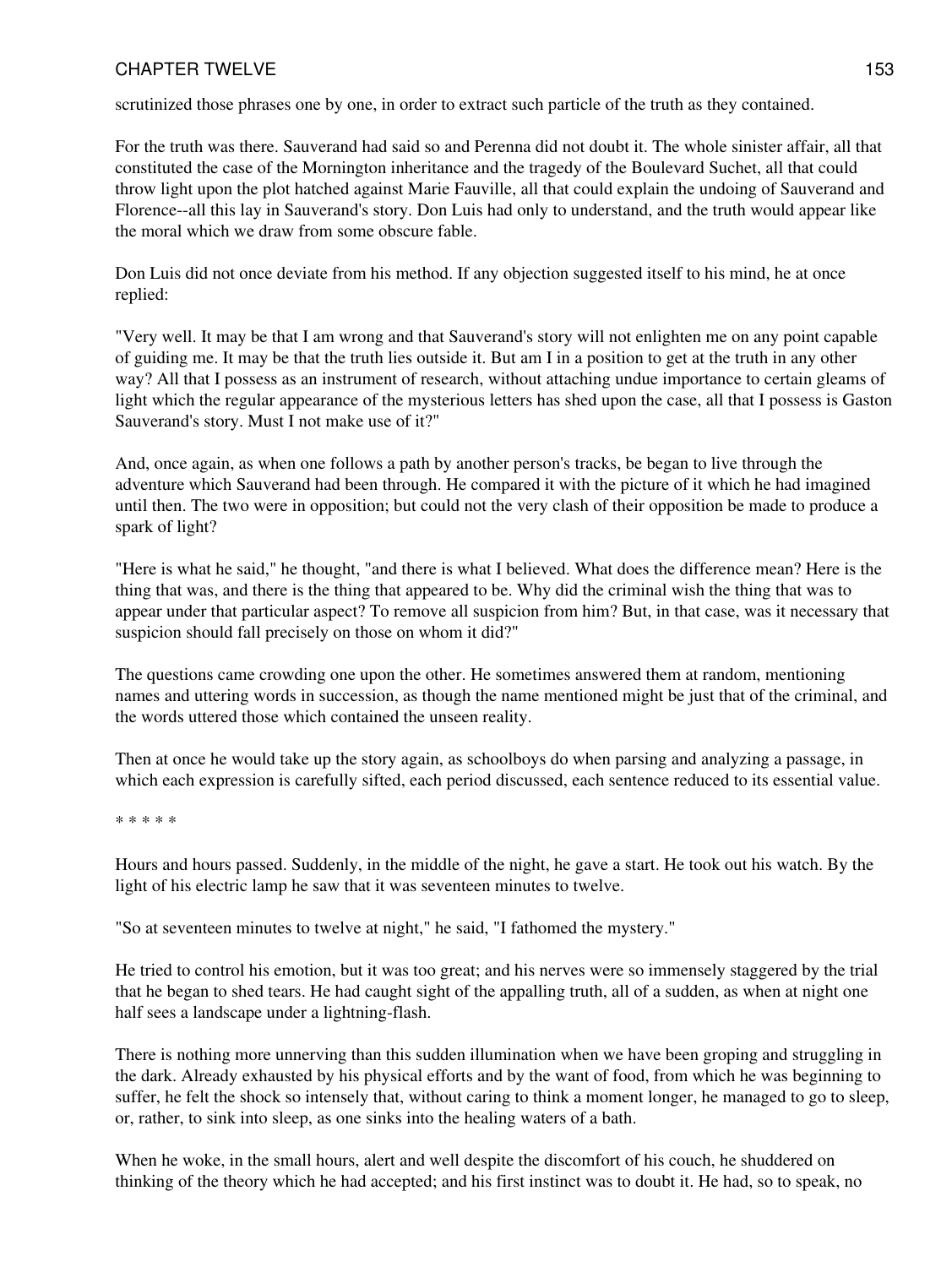scrutinized those phrases one by one, in order to extract such particle of the truth as they contained.

For the truth was there. Sauverand had said so and Perenna did not doubt it. The whole sinister affair, all that constituted the case of the Mornington inheritance and the tragedy of the Boulevard Suchet, all that could throw light upon the plot hatched against Marie Fauville, all that could explain the undoing of Sauverand and Florence--all this lay in Sauverand's story. Don Luis had only to understand, and the truth would appear like the moral which we draw from some obscure fable.

Don Luis did not once deviate from his method. If any objection suggested itself to his mind, he at once replied:

"Very well. It may be that I am wrong and that Sauverand's story will not enlighten me on any point capable of guiding me. It may be that the truth lies outside it. But am I in a position to get at the truth in any other way? All that I possess as an instrument of research, without attaching undue importance to certain gleams of light which the regular appearance of the mysterious letters has shed upon the case, all that I possess is Gaston Sauverand's story. Must I not make use of it?"

And, once again, as when one follows a path by another person's tracks, be began to live through the adventure which Sauverand had been through. He compared it with the picture of it which he had imagined until then. The two were in opposition; but could not the very clash of their opposition be made to produce a spark of light?

"Here is what he said," he thought, "and there is what I believed. What does the difference mean? Here is the thing that was, and there is the thing that appeared to be. Why did the criminal wish the thing that was to appear under that particular aspect? To remove all suspicion from him? But, in that case, was it necessary that suspicion should fall precisely on those on whom it did?"

The questions came crowding one upon the other. He sometimes answered them at random, mentioning names and uttering words in succession, as though the name mentioned might be just that of the criminal, and the words uttered those which contained the unseen reality.

Then at once he would take up the story again, as schoolboys do when parsing and analyzing a passage, in which each expression is carefully sifted, each period discussed, each sentence reduced to its essential value.

* * * * *

Hours and hours passed. Suddenly, in the middle of the night, he gave a start. He took out his watch. By the light of his electric lamp he saw that it was seventeen minutes to twelve.

"So at seventeen minutes to twelve at night," he said, "I fathomed the mystery."

He tried to control his emotion, but it was too great; and his nerves were so immensely staggered by the trial that he began to shed tears. He had caught sight of the appalling truth, all of a sudden, as when at night one half sees a landscape under a lightning-flash.

There is nothing more unnerving than this sudden illumination when we have been groping and struggling in the dark. Already exhausted by his physical efforts and by the want of food, from which he was beginning to suffer, he felt the shock so intensely that, without caring to think a moment longer, he managed to go to sleep, or, rather, to sink into sleep, as one sinks into the healing waters of a bath.

When he woke, in the small hours, alert and well despite the discomfort of his couch, he shuddered on thinking of the theory which he had accepted; and his first instinct was to doubt it. He had, so to speak, no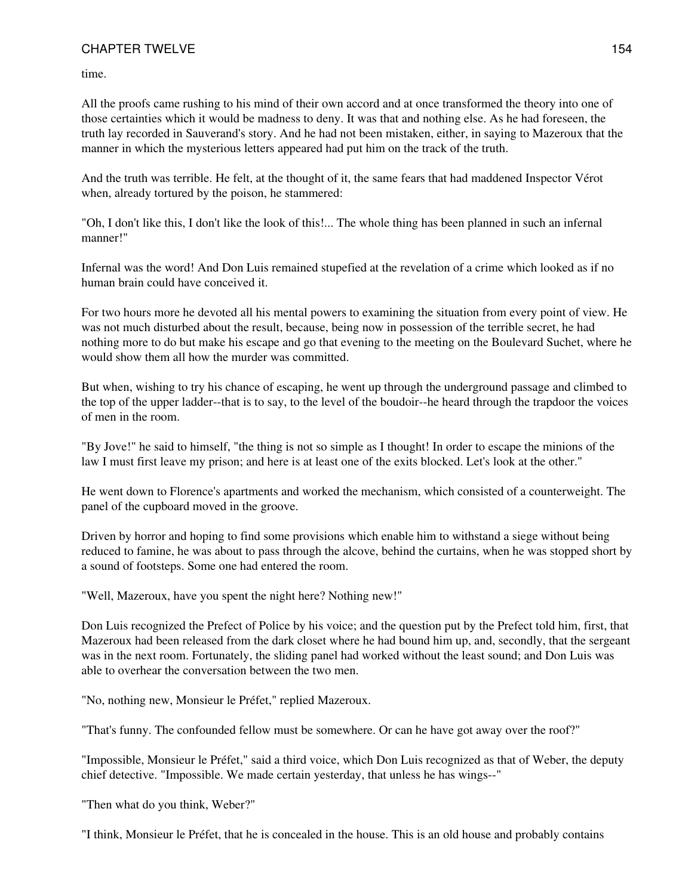time.

All the proofs came rushing to his mind of their own accord and at once transformed the theory into one of those certainties which it would be madness to deny. It was that and nothing else. As he had foreseen, the truth lay recorded in Sauverand's story. And he had not been mistaken, either, in saying to Mazeroux that the manner in which the mysterious letters appeared had put him on the track of the truth.

And the truth was terrible. He felt, at the thought of it, the same fears that had maddened Inspector Vérot when, already tortured by the poison, he stammered:

"Oh, I don't like this, I don't like the look of this!... The whole thing has been planned in such an infernal manner!"

Infernal was the word! And Don Luis remained stupefied at the revelation of a crime which looked as if no human brain could have conceived it.

For two hours more he devoted all his mental powers to examining the situation from every point of view. He was not much disturbed about the result, because, being now in possession of the terrible secret, he had nothing more to do but make his escape and go that evening to the meeting on the Boulevard Suchet, where he would show them all how the murder was committed.

But when, wishing to try his chance of escaping, he went up through the underground passage and climbed to the top of the upper ladder--that is to say, to the level of the boudoir--he heard through the trapdoor the voices of men in the room.

"By Jove!" he said to himself, "the thing is not so simple as I thought! In order to escape the minions of the law I must first leave my prison; and here is at least one of the exits blocked. Let's look at the other."

He went down to Florence's apartments and worked the mechanism, which consisted of a counterweight. The panel of the cupboard moved in the groove.

Driven by horror and hoping to find some provisions which enable him to withstand a siege without being reduced to famine, he was about to pass through the alcove, behind the curtains, when he was stopped short by a sound of footsteps. Some one had entered the room.

"Well, Mazeroux, have you spent the night here? Nothing new!"

Don Luis recognized the Prefect of Police by his voice; and the question put by the Prefect told him, first, that Mazeroux had been released from the dark closet where he had bound him up, and, secondly, that the sergeant was in the next room. Fortunately, the sliding panel had worked without the least sound; and Don Luis was able to overhear the conversation between the two men.

"No, nothing new, Monsieur le Préfet," replied Mazeroux.

"That's funny. The confounded fellow must be somewhere. Or can he have got away over the roof?"

"Impossible, Monsieur le Préfet," said a third voice, which Don Luis recognized as that of Weber, the deputy chief detective. "Impossible. We made certain yesterday, that unless he has wings--"

"Then what do you think, Weber?"

"I think, Monsieur le Préfet, that he is concealed in the house. This is an old house and probably contains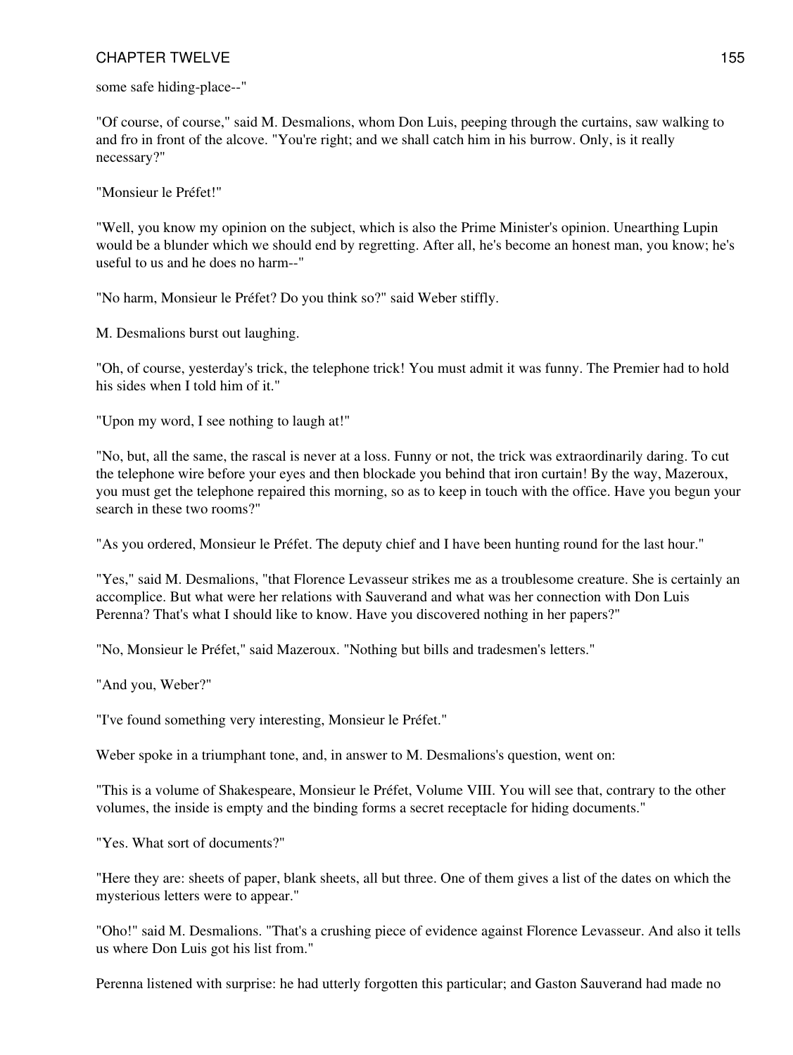some safe hiding-place--"

"Of course, of course," said M. Desmalions, whom Don Luis, peeping through the curtains, saw walking to and fro in front of the alcove. "You're right; and we shall catch him in his burrow. Only, is it really necessary?"

"Monsieur le Préfet!"

"Well, you know my opinion on the subject, which is also the Prime Minister's opinion. Unearthing Lupin would be a blunder which we should end by regretting. After all, he's become an honest man, you know; he's useful to us and he does no harm--"

"No harm, Monsieur le Préfet? Do you think so?" said Weber stiffly.

M. Desmalions burst out laughing.

"Oh, of course, yesterday's trick, the telephone trick! You must admit it was funny. The Premier had to hold his sides when I told him of it."

"Upon my word, I see nothing to laugh at!"

"No, but, all the same, the rascal is never at a loss. Funny or not, the trick was extraordinarily daring. To cut the telephone wire before your eyes and then blockade you behind that iron curtain! By the way, Mazeroux, you must get the telephone repaired this morning, so as to keep in touch with the office. Have you begun your search in these two rooms?"

"As you ordered, Monsieur le Préfet. The deputy chief and I have been hunting round for the last hour."

"Yes," said M. Desmalions, "that Florence Levasseur strikes me as a troublesome creature. She is certainly an accomplice. But what were her relations with Sauverand and what was her connection with Don Luis Perenna? That's what I should like to know. Have you discovered nothing in her papers?"

"No, Monsieur le Préfet," said Mazeroux. "Nothing but bills and tradesmen's letters."

"And you, Weber?"

"I've found something very interesting, Monsieur le Préfet."

Weber spoke in a triumphant tone, and, in answer to M. Desmalions's question, went on:

"This is a volume of Shakespeare, Monsieur le Préfet, Volume VIII. You will see that, contrary to the other volumes, the inside is empty and the binding forms a secret receptacle for hiding documents."

"Yes. What sort of documents?"

"Here they are: sheets of paper, blank sheets, all but three. One of them gives a list of the dates on which the mysterious letters were to appear."

"Oho!" said M. Desmalions. "That's a crushing piece of evidence against Florence Levasseur. And also it tells us where Don Luis got his list from."

Perenna listened with surprise: he had utterly forgotten this particular; and Gaston Sauverand had made no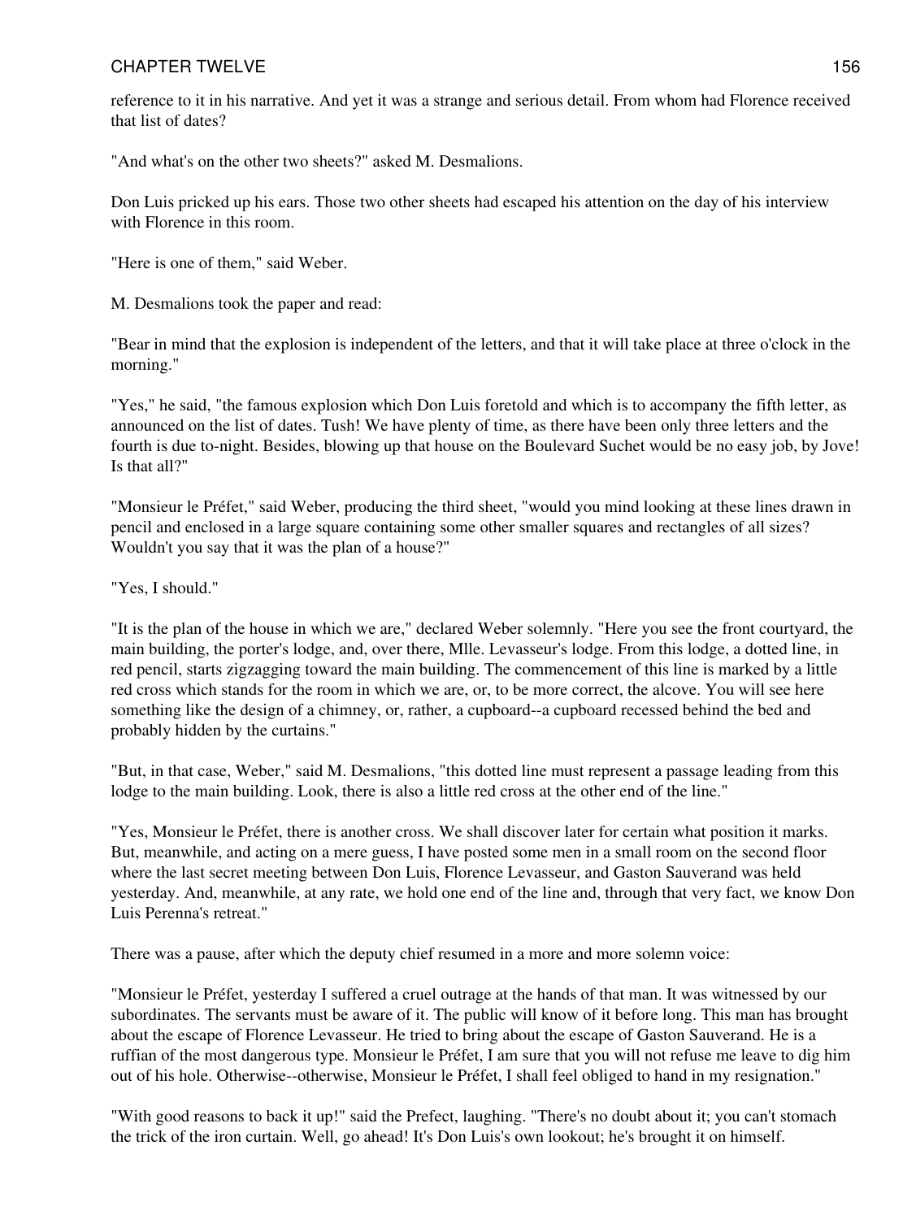reference to it in his narrative. And yet it was a strange and serious detail. From whom had Florence received that list of dates?

"And what's on the other two sheets?" asked M. Desmalions.

Don Luis pricked up his ears. Those two other sheets had escaped his attention on the day of his interview with Florence in this room.

"Here is one of them," said Weber.

M. Desmalions took the paper and read:

"Bear in mind that the explosion is independent of the letters, and that it will take place at three o'clock in the morning."

"Yes," he said, "the famous explosion which Don Luis foretold and which is to accompany the fifth letter, as announced on the list of dates. Tush! We have plenty of time, as there have been only three letters and the fourth is due to-night. Besides, blowing up that house on the Boulevard Suchet would be no easy job, by Jove! Is that all?"

"Monsieur le Préfet," said Weber, producing the third sheet, "would you mind looking at these lines drawn in pencil and enclosed in a large square containing some other smaller squares and rectangles of all sizes? Wouldn't you say that it was the plan of a house?"

"Yes, I should."

"It is the plan of the house in which we are," declared Weber solemnly. "Here you see the front courtyard, the main building, the porter's lodge, and, over there, Mlle. Levasseur's lodge. From this lodge, a dotted line, in red pencil, starts zigzagging toward the main building. The commencement of this line is marked by a little red cross which stands for the room in which we are, or, to be more correct, the alcove. You will see here something like the design of a chimney, or, rather, a cupboard--a cupboard recessed behind the bed and probably hidden by the curtains."

"But, in that case, Weber," said M. Desmalions, "this dotted line must represent a passage leading from this lodge to the main building. Look, there is also a little red cross at the other end of the line."

"Yes, Monsieur le Préfet, there is another cross. We shall discover later for certain what position it marks. But, meanwhile, and acting on a mere guess, I have posted some men in a small room on the second floor where the last secret meeting between Don Luis, Florence Levasseur, and Gaston Sauverand was held yesterday. And, meanwhile, at any rate, we hold one end of the line and, through that very fact, we know Don Luis Perenna's retreat."

There was a pause, after which the deputy chief resumed in a more and more solemn voice:

"Monsieur le Préfet, yesterday I suffered a cruel outrage at the hands of that man. It was witnessed by our subordinates. The servants must be aware of it. The public will know of it before long. This man has brought about the escape of Florence Levasseur. He tried to bring about the escape of Gaston Sauverand. He is a ruffian of the most dangerous type. Monsieur le Préfet, I am sure that you will not refuse me leave to dig him out of his hole. Otherwise--otherwise, Monsieur le Préfet, I shall feel obliged to hand in my resignation."

"With good reasons to back it up!" said the Prefect, laughing. "There's no doubt about it; you can't stomach the trick of the iron curtain. Well, go ahead! It's Don Luis's own lookout; he's brought it on himself.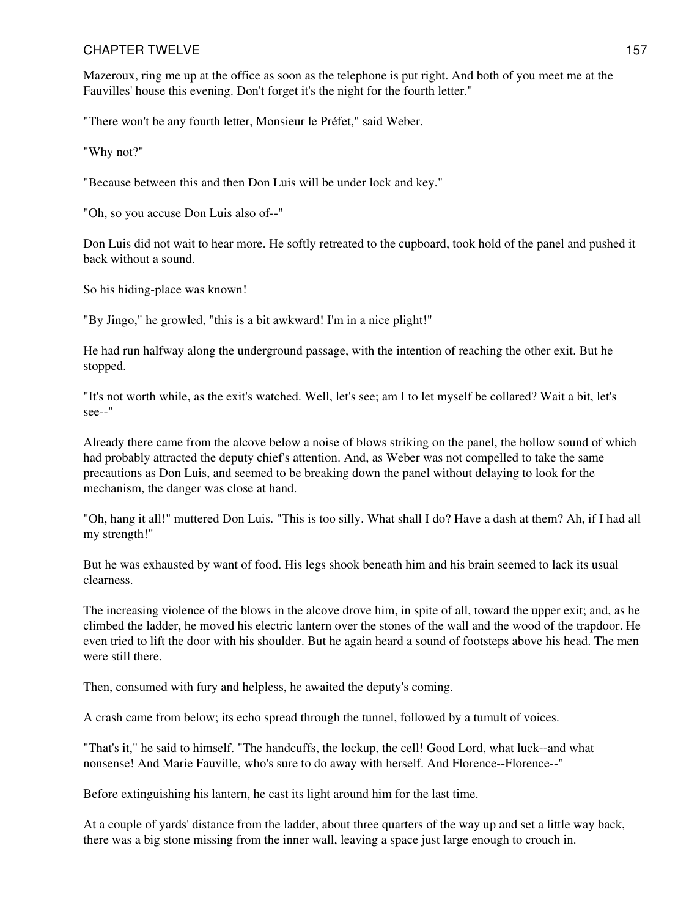Mazeroux, ring me up at the office as soon as the telephone is put right. And both of you meet me at the Fauvilles' house this evening. Don't forget it's the night for the fourth letter."

"There won't be any fourth letter, Monsieur le Préfet," said Weber.

"Why not?"

"Because between this and then Don Luis will be under lock and key."

"Oh, so you accuse Don Luis also of--"

Don Luis did not wait to hear more. He softly retreated to the cupboard, took hold of the panel and pushed it back without a sound.

So his hiding-place was known!

"By Jingo," he growled, "this is a bit awkward! I'm in a nice plight!"

He had run halfway along the underground passage, with the intention of reaching the other exit. But he stopped.

"It's not worth while, as the exit's watched. Well, let's see; am I to let myself be collared? Wait a bit, let's see--"

Already there came from the alcove below a noise of blows striking on the panel, the hollow sound of which had probably attracted the deputy chief's attention. And, as Weber was not compelled to take the same precautions as Don Luis, and seemed to be breaking down the panel without delaying to look for the mechanism, the danger was close at hand.

"Oh, hang it all!" muttered Don Luis. "This is too silly. What shall I do? Have a dash at them? Ah, if I had all my strength!"

But he was exhausted by want of food. His legs shook beneath him and his brain seemed to lack its usual clearness.

The increasing violence of the blows in the alcove drove him, in spite of all, toward the upper exit; and, as he climbed the ladder, he moved his electric lantern over the stones of the wall and the wood of the trapdoor. He even tried to lift the door with his shoulder. But he again heard a sound of footsteps above his head. The men were still there.

Then, consumed with fury and helpless, he awaited the deputy's coming.

A crash came from below; its echo spread through the tunnel, followed by a tumult of voices.

"That's it," he said to himself. "The handcuffs, the lockup, the cell! Good Lord, what luck--and what nonsense! And Marie Fauville, who's sure to do away with herself. And Florence--Florence--"

Before extinguishing his lantern, he cast its light around him for the last time.

At a couple of yards' distance from the ladder, about three quarters of the way up and set a little way back, there was a big stone missing from the inner wall, leaving a space just large enough to crouch in.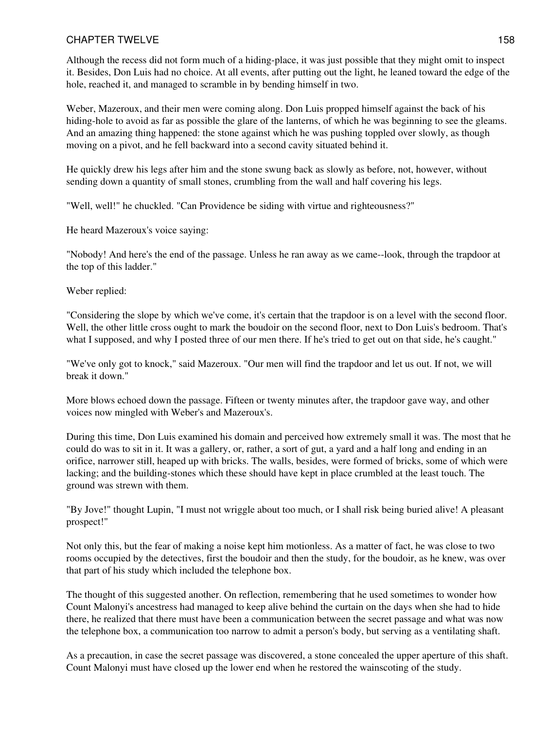Although the recess did not form much of a hiding-place, it was just possible that they might omit to inspect it. Besides, Don Luis had no choice. At all events, after putting out the light, he leaned toward the edge of the hole, reached it, and managed to scramble in by bending himself in two.

Weber, Mazeroux, and their men were coming along. Don Luis propped himself against the back of his hiding-hole to avoid as far as possible the glare of the lanterns, of which he was beginning to see the gleams. And an amazing thing happened: the stone against which he was pushing toppled over slowly, as though moving on a pivot, and he fell backward into a second cavity situated behind it.

He quickly drew his legs after him and the stone swung back as slowly as before, not, however, without sending down a quantity of small stones, crumbling from the wall and half covering his legs.

"Well, well!" he chuckled. "Can Providence be siding with virtue and righteousness?"

He heard Mazeroux's voice saying:

"Nobody! And here's the end of the passage. Unless he ran away as we came--look, through the trapdoor at the top of this ladder."

Weber replied:

"Considering the slope by which we've come, it's certain that the trapdoor is on a level with the second floor. Well, the other little cross ought to mark the boudoir on the second floor, next to Don Luis's bedroom. That's what I supposed, and why I posted three of our men there. If he's tried to get out on that side, he's caught."

"We've only got to knock," said Mazeroux. "Our men will find the trapdoor and let us out. If not, we will break it down."

More blows echoed down the passage. Fifteen or twenty minutes after, the trapdoor gave way, and other voices now mingled with Weber's and Mazeroux's.

During this time, Don Luis examined his domain and perceived how extremely small it was. The most that he could do was to sit in it. It was a gallery, or, rather, a sort of gut, a yard and a half long and ending in an orifice, narrower still, heaped up with bricks. The walls, besides, were formed of bricks, some of which were lacking; and the building-stones which these should have kept in place crumbled at the least touch. The ground was strewn with them.

"By Jove!" thought Lupin, "I must not wriggle about too much, or I shall risk being buried alive! A pleasant prospect!"

Not only this, but the fear of making a noise kept him motionless. As a matter of fact, he was close to two rooms occupied by the detectives, first the boudoir and then the study, for the boudoir, as he knew, was over that part of his study which included the telephone box.

The thought of this suggested another. On reflection, remembering that he used sometimes to wonder how Count Malonyi's ancestress had managed to keep alive behind the curtain on the days when she had to hide there, he realized that there must have been a communication between the secret passage and what was now the telephone box, a communication too narrow to admit a person's body, but serving as a ventilating shaft.

As a precaution, in case the secret passage was discovered, a stone concealed the upper aperture of this shaft. Count Malonyi must have closed up the lower end when he restored the wainscoting of the study.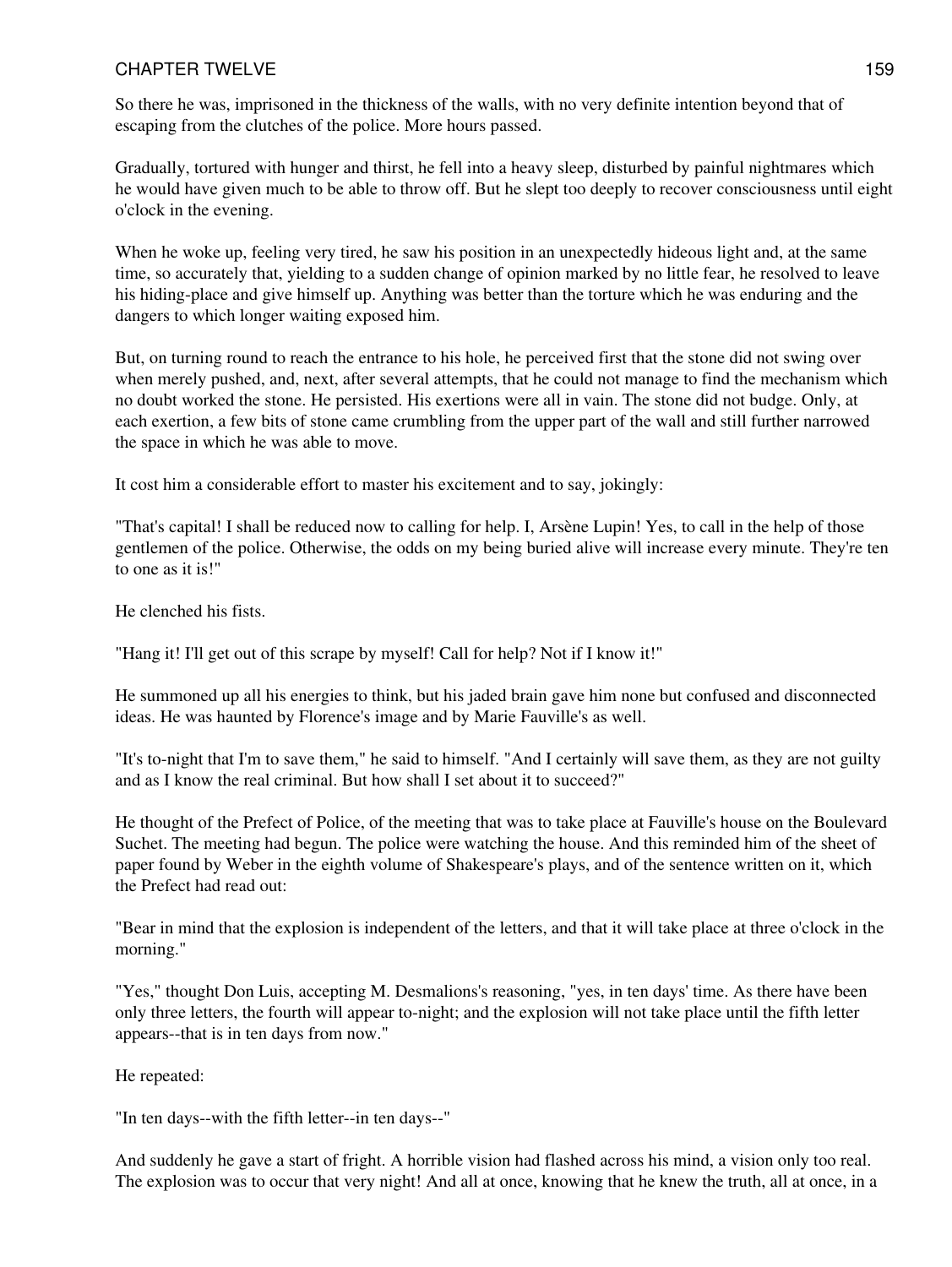So there he was, imprisoned in the thickness of the walls, with no very definite intention beyond that of escaping from the clutches of the police. More hours passed.

Gradually, tortured with hunger and thirst, he fell into a heavy sleep, disturbed by painful nightmares which he would have given much to be able to throw off. But he slept too deeply to recover consciousness until eight o'clock in the evening.

When he woke up, feeling very tired, he saw his position in an unexpectedly hideous light and, at the same time, so accurately that, yielding to a sudden change of opinion marked by no little fear, he resolved to leave his hiding-place and give himself up. Anything was better than the torture which he was enduring and the dangers to which longer waiting exposed him.

But, on turning round to reach the entrance to his hole, he perceived first that the stone did not swing over when merely pushed, and, next, after several attempts, that he could not manage to find the mechanism which no doubt worked the stone. He persisted. His exertions were all in vain. The stone did not budge. Only, at each exertion, a few bits of stone came crumbling from the upper part of the wall and still further narrowed the space in which he was able to move.

It cost him a considerable effort to master his excitement and to say, jokingly:

"That's capital! I shall be reduced now to calling for help. I, Arsène Lupin! Yes, to call in the help of those gentlemen of the police. Otherwise, the odds on my being buried alive will increase every minute. They're ten to one as it is!"

He clenched his fists.

"Hang it! I'll get out of this scrape by myself! Call for help? Not if I know it!"

He summoned up all his energies to think, but his jaded brain gave him none but confused and disconnected ideas. He was haunted by Florence's image and by Marie Fauville's as well.

"It's to-night that I'm to save them," he said to himself. "And I certainly will save them, as they are not guilty and as I know the real criminal. But how shall I set about it to succeed?"

He thought of the Prefect of Police, of the meeting that was to take place at Fauville's house on the Boulevard Suchet. The meeting had begun. The police were watching the house. And this reminded him of the sheet of paper found by Weber in the eighth volume of Shakespeare's plays, and of the sentence written on it, which the Prefect had read out:

"Bear in mind that the explosion is independent of the letters, and that it will take place at three o'clock in the morning."

"Yes," thought Don Luis, accepting M. Desmalions's reasoning, "yes, in ten days' time. As there have been only three letters, the fourth will appear to-night; and the explosion will not take place until the fifth letter appears--that is in ten days from now."

He repeated:

"In ten days--with the fifth letter--in ten days--"

And suddenly he gave a start of fright. A horrible vision had flashed across his mind, a vision only too real. The explosion was to occur that very night! And all at once, knowing that he knew the truth, all at once, in a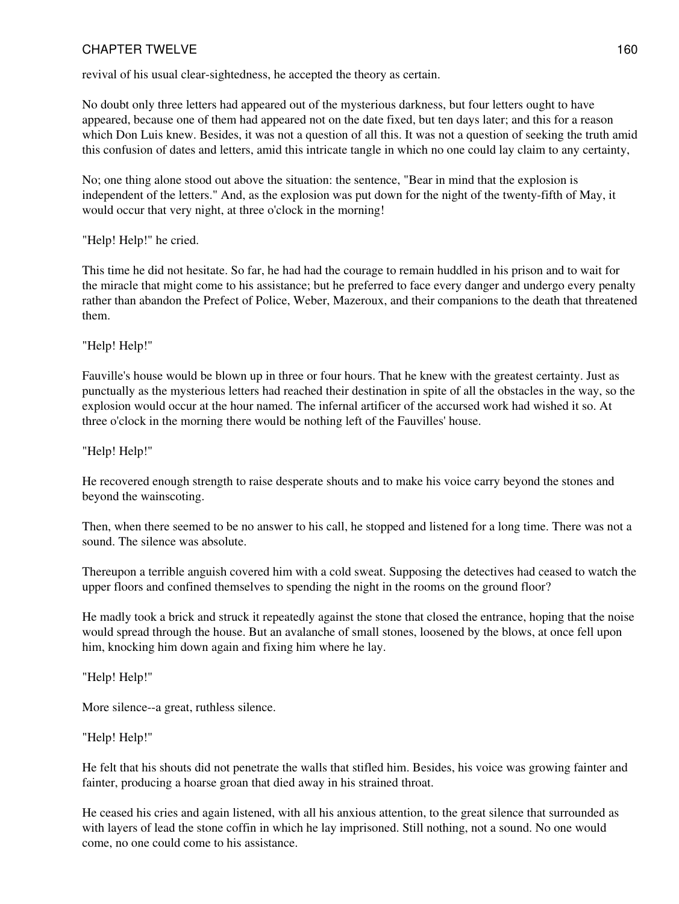revival of his usual clear-sightedness, he accepted the theory as certain.

No doubt only three letters had appeared out of the mysterious darkness, but four letters ought to have appeared, because one of them had appeared not on the date fixed, but ten days later; and this for a reason which Don Luis knew. Besides, it was not a question of all this. It was not a question of seeking the truth amid this confusion of dates and letters, amid this intricate tangle in which no one could lay claim to any certainty,

No; one thing alone stood out above the situation: the sentence, "Bear in mind that the explosion is independent of the letters." And, as the explosion was put down for the night of the twenty-fifth of May, it would occur that very night, at three o'clock in the morning!

"Help! Help!" he cried.

This time he did not hesitate. So far, he had had the courage to remain huddled in his prison and to wait for the miracle that might come to his assistance; but he preferred to face every danger and undergo every penalty rather than abandon the Prefect of Police, Weber, Mazeroux, and their companions to the death that threatened them.

"Help! Help!"

Fauville's house would be blown up in three or four hours. That he knew with the greatest certainty. Just as punctually as the mysterious letters had reached their destination in spite of all the obstacles in the way, so the explosion would occur at the hour named. The infernal artificer of the accursed work had wished it so. At three o'clock in the morning there would be nothing left of the Fauvilles' house.

"Help! Help!"

He recovered enough strength to raise desperate shouts and to make his voice carry beyond the stones and beyond the wainscoting.

Then, when there seemed to be no answer to his call, he stopped and listened for a long time. There was not a sound. The silence was absolute.

Thereupon a terrible anguish covered him with a cold sweat. Supposing the detectives had ceased to watch the upper floors and confined themselves to spending the night in the rooms on the ground floor?

He madly took a brick and struck it repeatedly against the stone that closed the entrance, hoping that the noise would spread through the house. But an avalanche of small stones, loosened by the blows, at once fell upon him, knocking him down again and fixing him where he lay.

"Help! Help!"

More silence--a great, ruthless silence.

"Help! Help!"

He felt that his shouts did not penetrate the walls that stifled him. Besides, his voice was growing fainter and fainter, producing a hoarse groan that died away in his strained throat.

He ceased his cries and again listened, with all his anxious attention, to the great silence that surrounded as with layers of lead the stone coffin in which he lay imprisoned. Still nothing, not a sound. No one would come, no one could come to his assistance.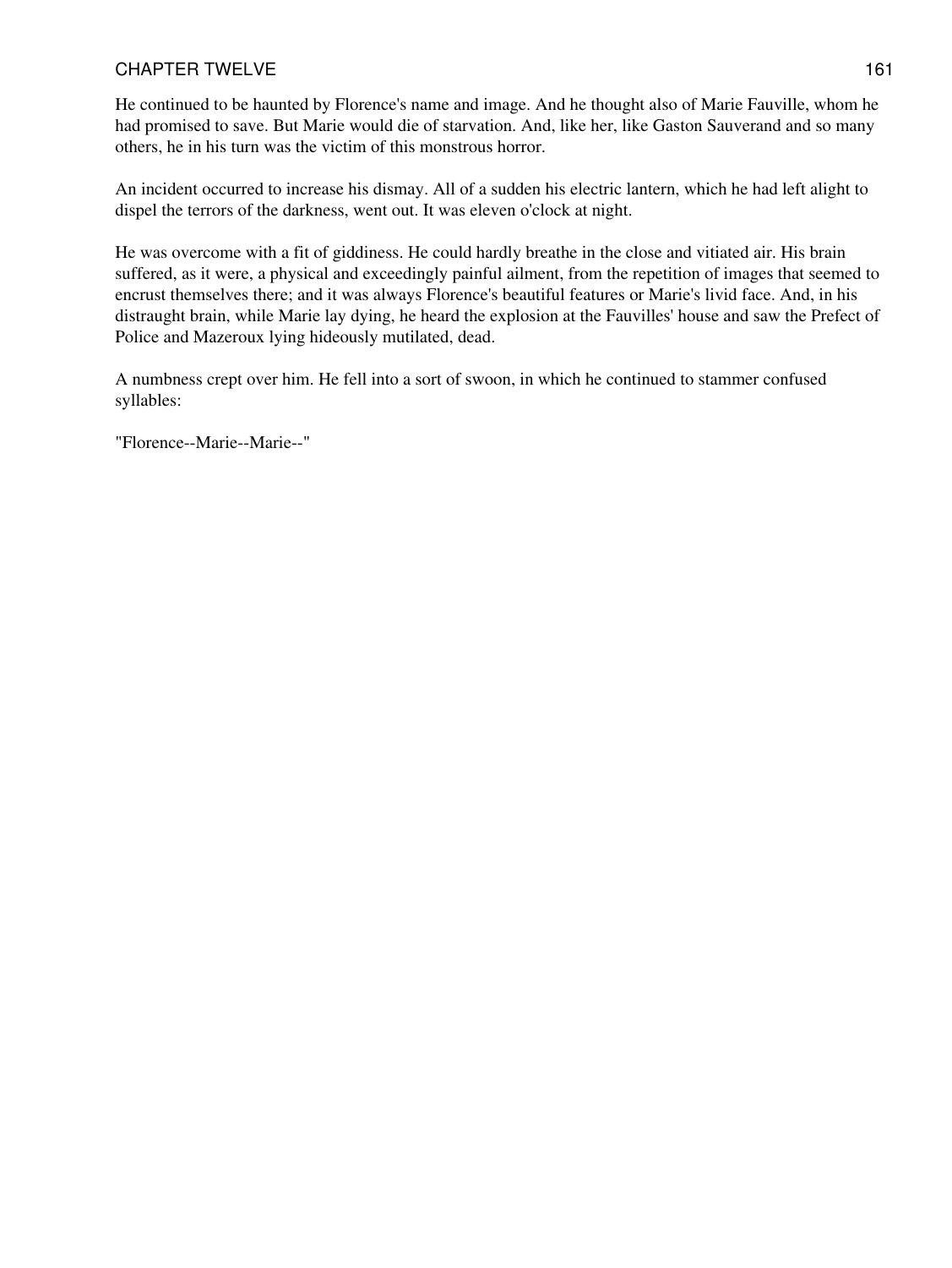He continued to be haunted by Florence's name and image. And he thought also of Marie Fauville, whom he had promised to save. But Marie would die of starvation. And, like her, like Gaston Sauverand and so many others, he in his turn was the victim of this monstrous horror.

An incident occurred to increase his dismay. All of a sudden his electric lantern, which he had left alight to dispel the terrors of the darkness, went out. It was eleven o'clock at night.

He was overcome with a fit of giddiness. He could hardly breathe in the close and vitiated air. His brain suffered, as it were, a physical and exceedingly painful ailment, from the repetition of images that seemed to encrust themselves there; and it was always Florence's beautiful features or Marie's livid face. And, in his distraught brain, while Marie lay dying, he heard the explosion at the Fauvilles' house and saw the Prefect of Police and Mazeroux lying hideously mutilated, dead.

A numbness crept over him. He fell into a sort of swoon, in which he continued to stammer confused syllables:

"Florence--Marie--Marie--"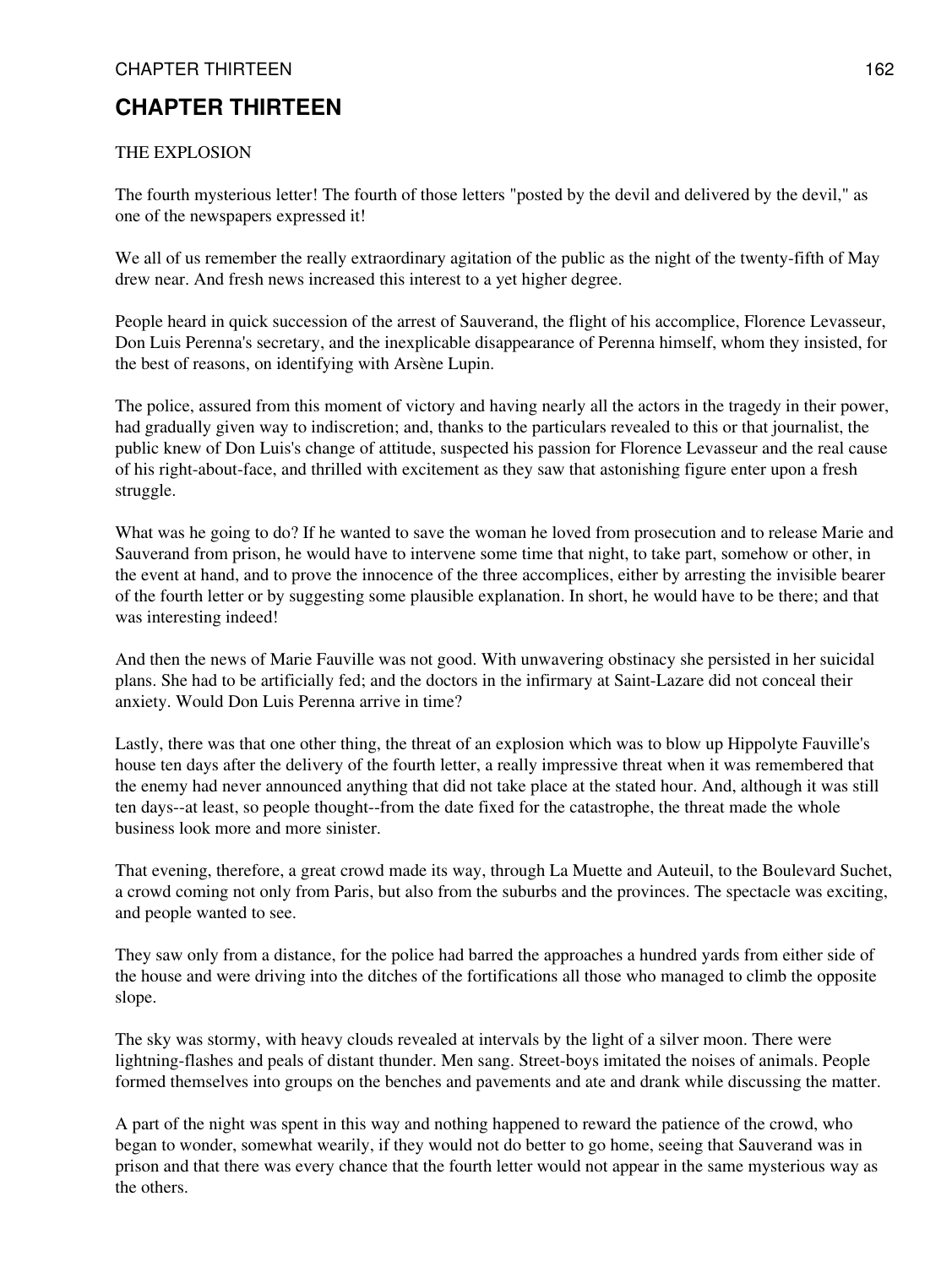# CHAPTER THIRTEEN

THE EXPLOSION

The fourth mysterious letter! The fourth of those letters "posted by the devil and delivered by the devil," as one of the newspapers expressed it!

We all of us remember the really extraordinary agitation of the public as the night of the twenty-fifth of May drew near. And fresh news increased this interest to a yet higher degree.

People heard in quick succession of the arrest of Sauverand, the flight of his accomplice, Florence Levasseur, Don Luis Perenna's secretary, and the inexplicable disappearance of Perenna himself, whom they insisted, for the best of reasons, on identifying with Arsène Lupin.

The police, assured from this moment of victory and having nearly all the actors in the tragedy in their power, had gradually given way to indiscretion; and, thanks to the particulars revealed to this or that journalist, the public knew of Don Luis's change of attitude, suspected his passion for Florence Levasseur and the real cause of his right-about-face, and thrilled with excitement as they saw that astonishing figure enter upon a fresh struggle.

What was he going to do? If he wanted to save the woman he loved from prosecution and to release Marie and Sauverand from prison, he would have to intervene some time that night, to take part, somehow or other, in the event at hand, and to prove the innocence of the three accomplices, either by arresting the invisible bearer of the fourth letter or by suggesting some plausible explanation. In short, he would have to be there; and that was interesting indeed!

And then the news of Marie Fauville was not good. With unwavering obstinacy she persisted in her suicidal plans. She had to be artificially fed; and the doctors in the infirmary at Saint-Lazare did not conceal their anxiety. Would Don Luis Perenna arrive in time?

Lastly, there was that one other thing, the threat of an explosion which was to blow up Hippolyte Fauville's house ten days after the delivery of the fourth letter, a really impressive threat when it was remembered that the enemy had never announced anything that did not take place at the stated hour. And, although it was still ten days--at least, so people thought--from the date fixed for the catastrophe, the threat made the whole business look more and more sinister.

That evening, therefore, a great crowd made its way, through La Muette and Auteuil, to the Boulevard Suchet, a crowd coming not only from Paris, but also from the suburbs and the provinces. The spectacle was exciting, and people wanted to see.

They saw only from a distance, for the police had barred the approaches a hundred yards from either side of the house and were driving into the ditches of the fortifications all those who managed to climb the opposite slope.

The sky was stormy, with heavy clouds revealed at intervals by the light of a silver moon. There were lightning-flashes and peals of distant thunder. Men sang. Street-boys imitated the noises of animals. People formed themselves into groups on the benches and pavements and ate and drank while discussing the matter.

A part of the night was spent in this way and nothing happened to reward the patience of the crowd, who began to wonder, somewhat wearily, if they would not do better to go home, seeing that Sauverand was in prison and that there was every chance that the fourth letter would not appear in the same mysterious way as the others.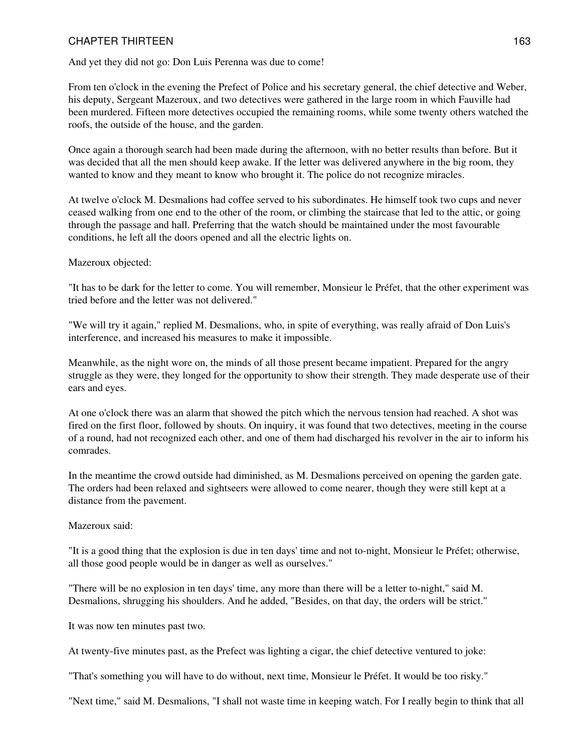And yet they did not go: Don Luis Perenna was due to come!

From ten o'clock in the evening the Prefect of Police and his secretary general, the chief detective and Weber, his deputy, Sergeant Mazeroux, and two detectives were gathered in the large room in which Fauville had been murdered. Fifteen more detectives occupied the remaining rooms, while some twenty others watched the roofs, the outside of the house, and the garden.

Once again a thorough search had been made during the afternoon, with no better results than before. But it was decided that all the men should keep awake. If the letter was delivered anywhere in the big room, they wanted to know and they meant to know who brought it. The police do not recognize miracles.

At twelve o'clock M. Desmalions had coffee served to his subordinates. He himself took two cups and never ceased walking from one end to the other of the room, or climbing the staircase that led to the attic, or going through the passage and hall. Preferring that the watch should be maintained under the most favourable conditions, he left all the doors opened and all the electric lights on.

Mazeroux objected:

"It has to be dark for the letter to come. You will remember, Monsieur le Préfet, that the other experiment was tried before and the letter was not delivered."

"We will try it again," replied M. Desmalions, who, in spite of everything, was really afraid of Don Luis's interference, and increased his measures to make it impossible.

Meanwhile, as the night wore on, the minds of all those present became impatient. Prepared for the angry struggle as they were, they longed for the opportunity to show their strength. They made desperate use of their ears and eyes.

At one o'clock there was an alarm that showed the pitch which the nervous tension had reached. A shot was fired on the first floor, followed by shouts. On inquiry, it was found that two detectives, meeting in the course of a round, had not recognized each other, and one of them had discharged his revolver in the air to inform his comrades.

In the meantime the crowd outside had diminished, as M. Desmalions perceived on opening the garden gate. The orders had been relaxed and sightseers were allowed to come nearer, though they were still kept at a distance from the pavement.

Mazeroux said:

"It is a good thing that the explosion is due in ten days' time and not to-night, Monsieur le Préfet; otherwise, all those good people would be in danger as well as ourselves."

"There will be no explosion in ten days' time, any more than there will be a letter to-night," said M. Desmalions, shrugging his shoulders. And he added, "Besides, on that day, the orders will be strict."

It was now ten minutes past two.

At twenty-five minutes past, as the Prefect was lighting a cigar, the chief detective ventured to joke:

"That's something you will have to do without, next time, Monsieur le Préfet. It would be too risky."

"Next time," said M. Desmalions, "I shall not waste time in keeping watch. For I really begin to think that all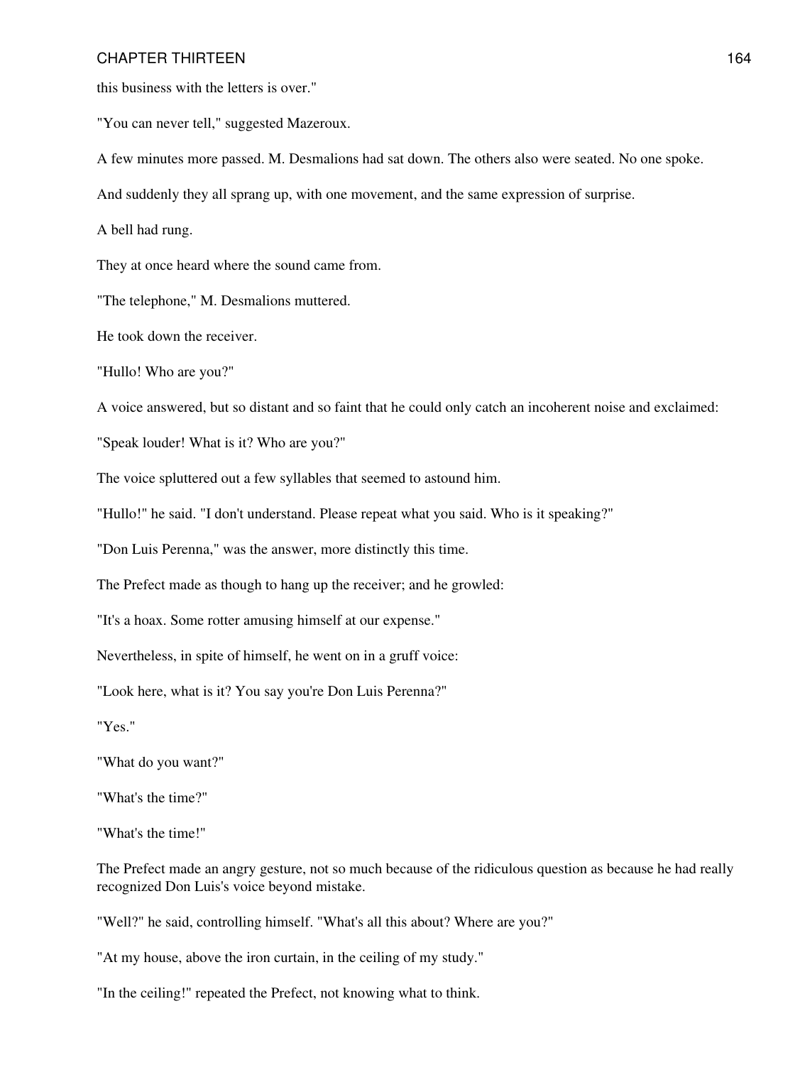this business with the letters is over."

"You can never tell," suggested Mazeroux.

A few minutes more passed. M. Desmalions had sat down. The others also were seated. No one spoke.

And suddenly they all sprang up, with one movement, and the same expression of surprise.

A bell had rung.

They at once heard where the sound came from.

"The telephone," M. Desmalions muttered.

He took down the receiver.

"Hullo! Who are you?"

A voice answered, but so distant and so faint that he could only catch an incoherent noise and exclaimed:

"Speak louder! What is it? Who are you?"

The voice spluttered out a few syllables that seemed to astound him.

"Hullo!" he said. "I don't understand. Please repeat what you said. Who is it speaking?"

"Don Luis Perenna," was the answer, more distinctly this time.

The Prefect made as though to hang up the receiver; and he growled:

"It's a hoax. Some rotter amusing himself at our expense."

Nevertheless, in spite of himself, he went on in a gruff voice:

"Look here, what is it? You say you're Don Luis Perenna?"

"Yes."

"What do you want?"

"What's the time?"

"What's the time!"

The Prefect made an angry gesture, not so much because of the ridiculous question as because he had really recognized Don Luis's voice beyond mistake.

"Well?" he said, controlling himself. "What's all this about? Where are you?"

"At my house, above the iron curtain, in the ceiling of my study."

"In the ceiling!" repeated the Prefect, not knowing what to think.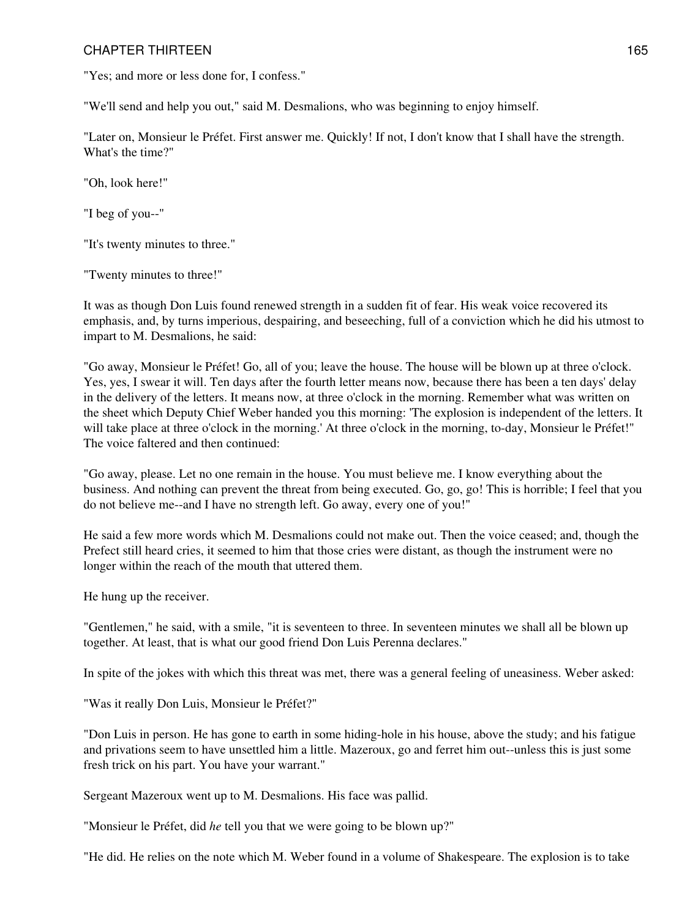"Yes; and more or less done for, I confess."

"We'll send and help you out," said M. Desmalions, who was beginning to enjoy himself.

"Later on, Monsieur le Préfet. First answer me. Quickly! If not, I don't know that I shall have the strength. What's the time?"

"Oh, look here!"

"I beg of you--"

"It's twenty minutes to three."

"Twenty minutes to three!"

It was as though Don Luis found renewed strength in a sudden fit of fear. His weak voice recovered its emphasis, and, by turns imperious, despairing, and beseeching, full of a conviction which he did his utmost to impart to M. Desmalions, he said:

"Go away, Monsieur le Préfet! Go, all of you; leave the house. The house will be blown up at three o'clock. Yes, yes, I swear it will. Ten days after the fourth letter means now, because there has been a ten days' delay in the delivery of the letters. It means now, at three o'clock in the morning. Remember what was written on the sheet which Deputy Chief Weber handed you this morning: 'The explosion is independent of the letters. It will take place at three o'clock in the morning.' At three o'clock in the morning, to-day, Monsieur le Préfet!" The voice faltered and then continued:

"Go away, please. Let no one remain in the house. You must believe me. I know everything about the business. And nothing can prevent the threat from being executed. Go, go, go! This is horrible; I feel that you do not believe me--and I have no strength left. Go away, every one of you!"

He said a few more words which M. Desmalions could not make out. Then the voice ceased; and, though the Prefect still heard cries, it seemed to him that those cries were distant, as though the instrument were no longer within the reach of the mouth that uttered them.

He hung up the receiver.

"Gentlemen," he said, with a smile, "it is seventeen to three. In seventeen minutes we shall all be blown up together. At least, that is what our good friend Don Luis Perenna declares."

In spite of the jokes with which this threat was met, there was a general feeling of uneasiness. Weber asked:

"Was it really Don Luis, Monsieur le Préfet?"

"Don Luis in person. He has gone to earth in some hiding-hole in his house, above the study; and his fatigue and privations seem to have unsettled him a little. Mazeroux, go and ferret him out--unless this is just some fresh trick on his part. You have your warrant."

Sergeant Mazeroux went up to M. Desmalions. His face was pallid.

"Monsieur le Préfet, did *he* tell you that we were going to be blown up?"

"He did. He relies on the note which M. Weber found in a volume of Shakespeare. The explosion is to take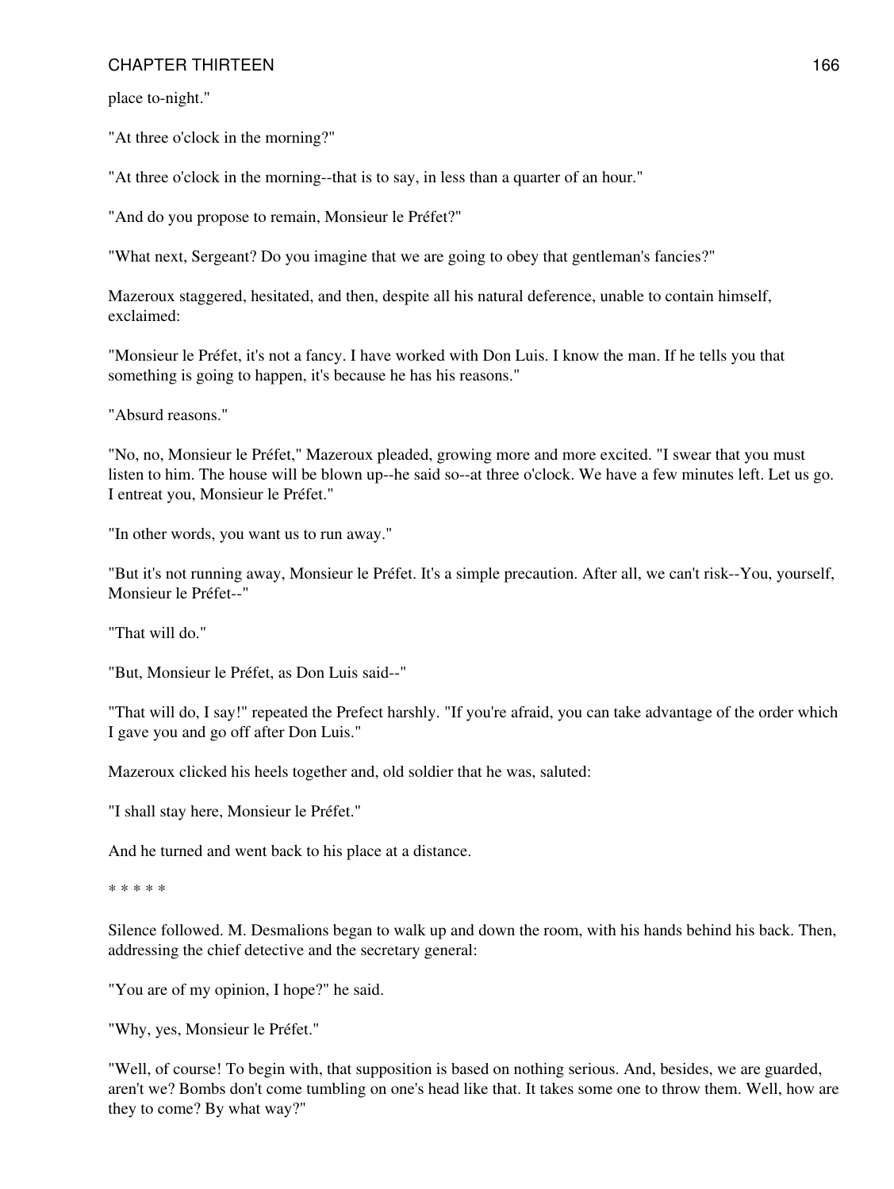place to-night."

"At three o'clock in the morning?"

"At three o'clock in the morning--that is to say, in less than a quarter of an hour."

"And do you propose to remain, Monsieur le Préfet?"

"What next, Sergeant? Do you imagine that we are going to obey that gentleman's fancies?"

Mazeroux staggered, hesitated, and then, despite all his natural deference, unable to contain himself, exclaimed:

"Monsieur le Préfet, it's not a fancy. I have worked with Don Luis. I know the man. If he tells you that something is going to happen, it's because he has his reasons."

"Absurd reasons."

"No, no, Monsieur le Préfet," Mazeroux pleaded, growing more and more excited. "I swear that you must listen to him. The house will be blown up--he said so--at three o'clock. We have a few minutes left. Let us go. I entreat you, Monsieur le Préfet."

"In other words, you want us to run away."

"But it's not running away, Monsieur le Préfet. It's a simple precaution. After all, we can't risk--You, yourself, Monsieur le Préfet--"

"That will do."

"But, Monsieur le Préfet, as Don Luis said--"

"That will do, I say!" repeated the Prefect harshly. "If you're afraid, you can take advantage of the order which I gave you and go off after Don Luis."

Mazeroux clicked his heels together and, old soldier that he was, saluted:

"I shall stay here, Monsieur le Préfet."

And he turned and went back to his place at a distance.

* * * * *

Silence followed. M. Desmalions began to walk up and down the room, with his hands behind his back. Then, addressing the chief detective and the secretary general:

"You are of my opinion, I hope?" he said.

"Why, yes, Monsieur le Préfet."

"Well, of course! To begin with, that supposition is based on nothing serious. And, besides, we are guarded, aren't we? Bombs don't come tumbling on one's head like that. It takes some one to throw them. Well, how are they to come? By what way?"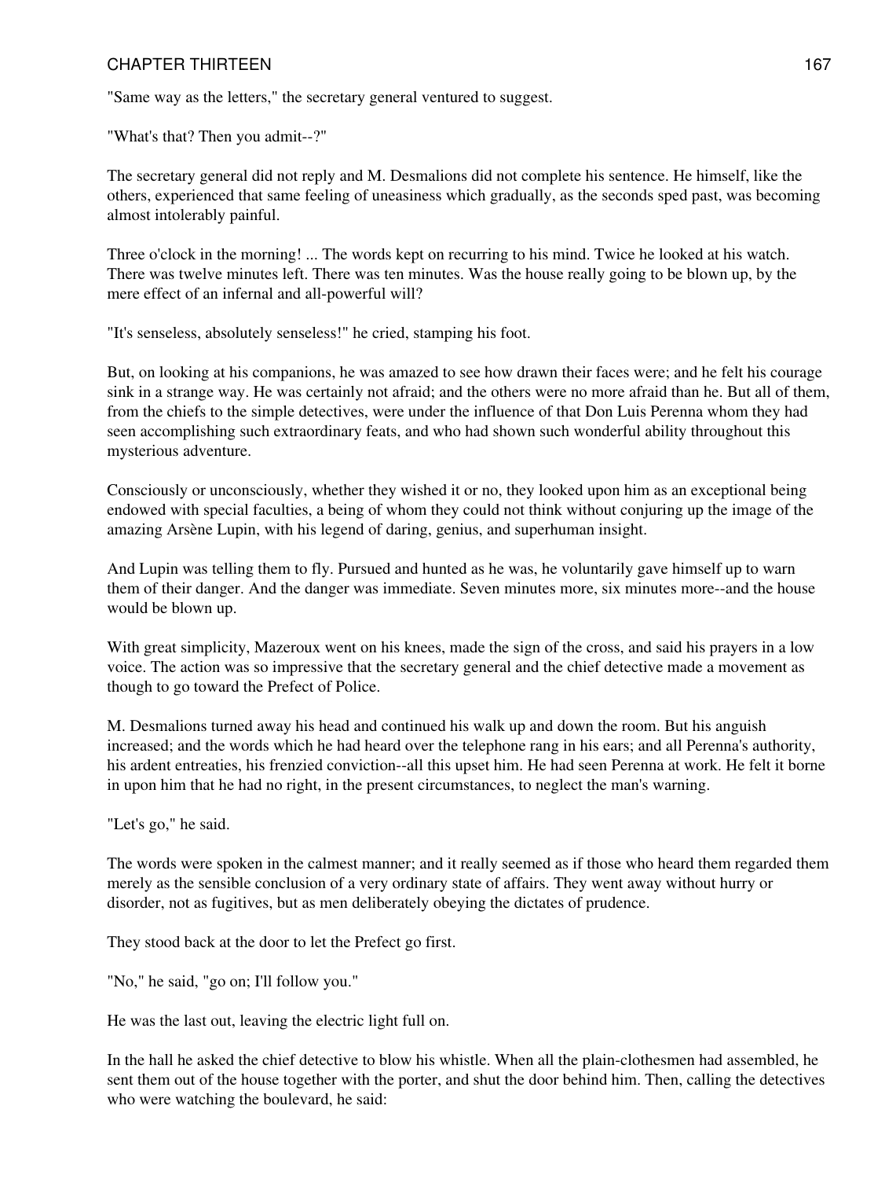"Same way as the letters," the secretary general ventured to suggest.

"What's that? Then you admit--?"

The secretary general did not reply and M. Desmalions did not complete his sentence. He himself, like the others, experienced that same feeling of uneasiness which gradually, as the seconds sped past, was becoming almost intolerably painful.

Three o'clock in the morning! ... The words kept on recurring to his mind. Twice he looked at his watch. There was twelve minutes left. There was ten minutes. Was the house really going to be blown up, by the mere effect of an infernal and all-powerful will?

"It's senseless, absolutely senseless!" he cried, stamping his foot.

But, on looking at his companions, he was amazed to see how drawn their faces were; and he felt his courage sink in a strange way. He was certainly not afraid; and the others were no more afraid than he. But all of them, from the chiefs to the simple detectives, were under the influence of that Don Luis Perenna whom they had seen accomplishing such extraordinary feats, and who had shown such wonderful ability throughout this mysterious adventure.

Consciously or unconsciously, whether they wished it or no, they looked upon him as an exceptional being endowed with special faculties, a being of whom they could not think without conjuring up the image of the amazing Arsène Lupin, with his legend of daring, genius, and superhuman insight.

And Lupin was telling them to fly. Pursued and hunted as he was, he voluntarily gave himself up to warn them of their danger. And the danger was immediate. Seven minutes more, six minutes more--and the house would be blown up.

With great simplicity, Mazeroux went on his knees, made the sign of the cross, and said his prayers in a low voice. The action was so impressive that the secretary general and the chief detective made a movement as though to go toward the Prefect of Police.

M. Desmalions turned away his head and continued his walk up and down the room. But his anguish increased; and the words which he had heard over the telephone rang in his ears; and all Perenna's authority, his ardent entreaties, his frenzied conviction--all this upset him. He had seen Perenna at work. He felt it borne in upon him that he had no right, in the present circumstances, to neglect the man's warning.

"Let's go," he said.

The words were spoken in the calmest manner; and it really seemed as if those who heard them regarded them merely as the sensible conclusion of a very ordinary state of affairs. They went away without hurry or disorder, not as fugitives, but as men deliberately obeying the dictates of prudence.

They stood back at the door to let the Prefect go first.

"No," he said, "go on; I'll follow you."

He was the last out, leaving the electric light full on.

In the hall he asked the chief detective to blow his whistle. When all the plain-clothesmen had assembled, he sent them out of the house together with the porter, and shut the door behind him. Then, calling the detectives who were watching the boulevard, he said: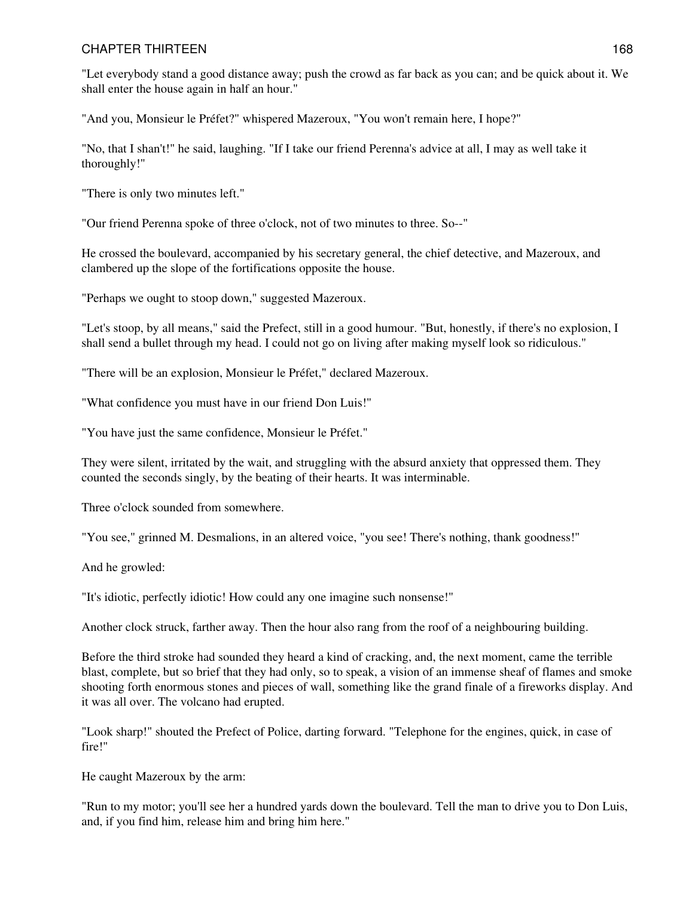"Let everybody stand a good distance away; push the crowd as far back as you can; and be quick about it. We shall enter the house again in half an hour."

"And you, Monsieur le Préfet?" whispered Mazeroux, "You won't remain here, I hope?"

"No, that I shan't!" he said, laughing. "If I take our friend Perenna's advice at all, I may as well take it thoroughly!"

"There is only two minutes left."

"Our friend Perenna spoke of three o'clock, not of two minutes to three. So--"

He crossed the boulevard, accompanied by his secretary general, the chief detective, and Mazeroux, and clambered up the slope of the fortifications opposite the house.

"Perhaps we ought to stoop down," suggested Mazeroux.

"Let's stoop, by all means," said the Prefect, still in a good humour. "But, honestly, if there's no explosion, I shall send a bullet through my head. I could not go on living after making myself look so ridiculous."

"There will be an explosion, Monsieur le Préfet," declared Mazeroux.

"What confidence you must have in our friend Don Luis!"

"You have just the same confidence, Monsieur le Préfet."

They were silent, irritated by the wait, and struggling with the absurd anxiety that oppressed them. They counted the seconds singly, by the beating of their hearts. It was interminable.

Three o'clock sounded from somewhere.

"You see," grinned M. Desmalions, in an altered voice, "you see! There's nothing, thank goodness!"

And he growled:

"It's idiotic, perfectly idiotic! How could any one imagine such nonsense!"

Another clock struck, farther away. Then the hour also rang from the roof of a neighbouring building.

Before the third stroke had sounded they heard a kind of cracking, and, the next moment, came the terrible blast, complete, but so brief that they had only, so to speak, a vision of an immense sheaf of flames and smoke shooting forth enormous stones and pieces of wall, something like the grand finale of a fireworks display. And it was all over. The volcano had erupted.

"Look sharp!" shouted the Prefect of Police, darting forward. "Telephone for the engines, quick, in case of fire!"

He caught Mazeroux by the arm:

"Run to my motor; you'll see her a hundred yards down the boulevard. Tell the man to drive you to Don Luis, and, if you find him, release him and bring him here."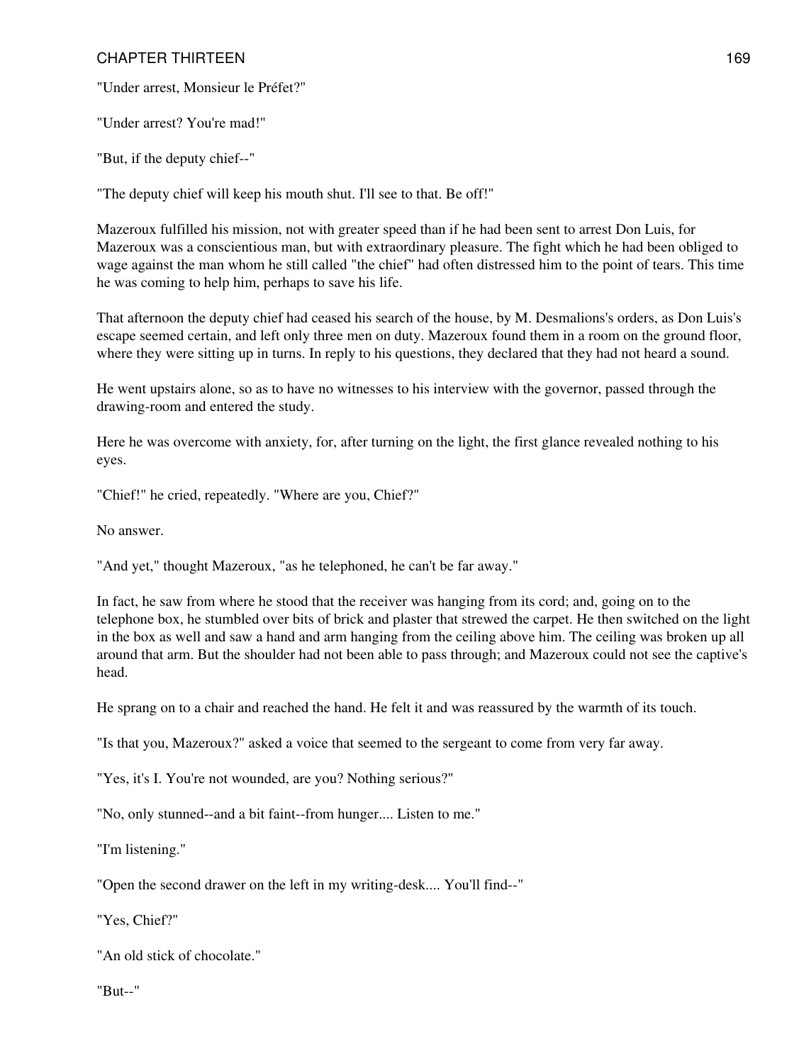"Under arrest, Monsieur le Préfet?"

"Under arrest? You're mad!"

"But, if the deputy chief--"

"The deputy chief will keep his mouth shut. I'll see to that. Be off!"

Mazeroux fulfilled his mission, not with greater speed than if he had been sent to arrest Don Luis, for Mazeroux was a conscientious man, but with extraordinary pleasure. The fight which he had been obliged to wage against the man whom he still called "the chief" had often distressed him to the point of tears. This time he was coming to help him, perhaps to save his life.

That afternoon the deputy chief had ceased his search of the house, by M. Desmalions's orders, as Don Luis's escape seemed certain, and left only three men on duty. Mazeroux found them in a room on the ground floor, where they were sitting up in turns. In reply to his questions, they declared that they had not heard a sound.

He went upstairs alone, so as to have no witnesses to his interview with the governor, passed through the drawing-room and entered the study.

Here he was overcome with anxiety, for, after turning on the light, the first glance revealed nothing to his eyes.

"Chief!" he cried, repeatedly. "Where are you, Chief?"

No answer.

"And yet," thought Mazeroux, "as he telephoned, he can't be far away."

In fact, he saw from where he stood that the receiver was hanging from its cord; and, going on to the telephone box, he stumbled over bits of brick and plaster that strewed the carpet. He then switched on the light in the box as well and saw a hand and arm hanging from the ceiling above him. The ceiling was broken up all around that arm. But the shoulder had not been able to pass through; and Mazeroux could not see the captive's head.

He sprang on to a chair and reached the hand. He felt it and was reassured by the warmth of its touch.

"Is that you, Mazeroux?" asked a voice that seemed to the sergeant to come from very far away.

"Yes, it's I. You're not wounded, are you? Nothing serious?"

"No, only stunned--and a bit faint--from hunger.... Listen to me."

"I'm listening."

"Open the second drawer on the left in my writing-desk.... You'll find--"

"Yes, Chief?"

"An old stick of chocolate."

"But--"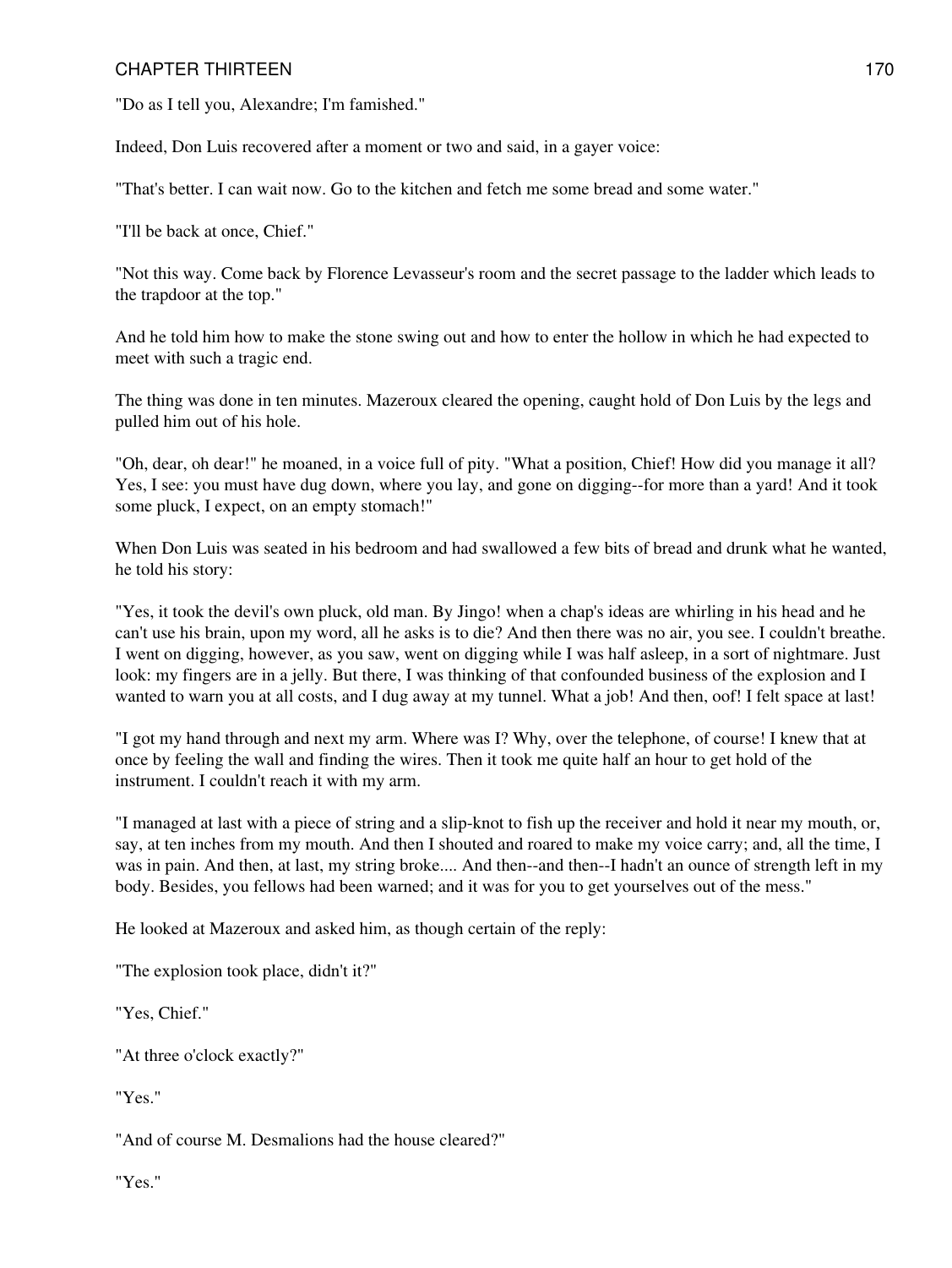"Do as I tell you, Alexandre; I'm famished."

Indeed, Don Luis recovered after a moment or two and said, in a gayer voice:

"That's better. I can wait now. Go to the kitchen and fetch me some bread and some water."

"I'll be back at once, Chief."

"Not this way. Come back by Florence Levasseur's room and the secret passage to the ladder which leads to the trapdoor at the top."

And he told him how to make the stone swing out and how to enter the hollow in which he had expected to meet with such a tragic end.

The thing was done in ten minutes. Mazeroux cleared the opening, caught hold of Don Luis by the legs and pulled him out of his hole.

"Oh, dear, oh dear!" he moaned, in a voice full of pity. "What a position, Chief! How did you manage it all? Yes, I see: you must have dug down, where you lay, and gone on digging--for more than a yard! And it took some pluck, I expect, on an empty stomach!"

When Don Luis was seated in his bedroom and had swallowed a few bits of bread and drunk what he wanted, he told his story:

"Yes, it took the devil's own pluck, old man. By Jingo! when a chap's ideas are whirling in his head and he can't use his brain, upon my word, all he asks is to die? And then there was no air, you see. I couldn't breathe. I went on digging, however, as you saw, went on digging while I was half asleep, in a sort of nightmare. Just look: my fingers are in a jelly. But there, I was thinking of that confounded business of the explosion and I wanted to warn you at all costs, and I dug away at my tunnel. What a job! And then, oof! I felt space at last!

"I got my hand through and next my arm. Where was I? Why, over the telephone, of course! I knew that at once by feeling the wall and finding the wires. Then it took me quite half an hour to get hold of the instrument. I couldn't reach it with my arm.

"I managed at last with a piece of string and a slip-knot to fish up the receiver and hold it near my mouth, or, say, at ten inches from my mouth. And then I shouted and roared to make my voice carry; and, all the time, I was in pain. And then, at last, my string broke.... And then--and then--I hadn't an ounce of strength left in my body. Besides, you fellows had been warned; and it was for you to get yourselves out of the mess."

He looked at Mazeroux and asked him, as though certain of the reply:

"The explosion took place, didn't it?"

"Yes, Chief."

"At three o'clock exactly?"

"Yes."

"And of course M. Desmalions had the house cleared?"

"Yes."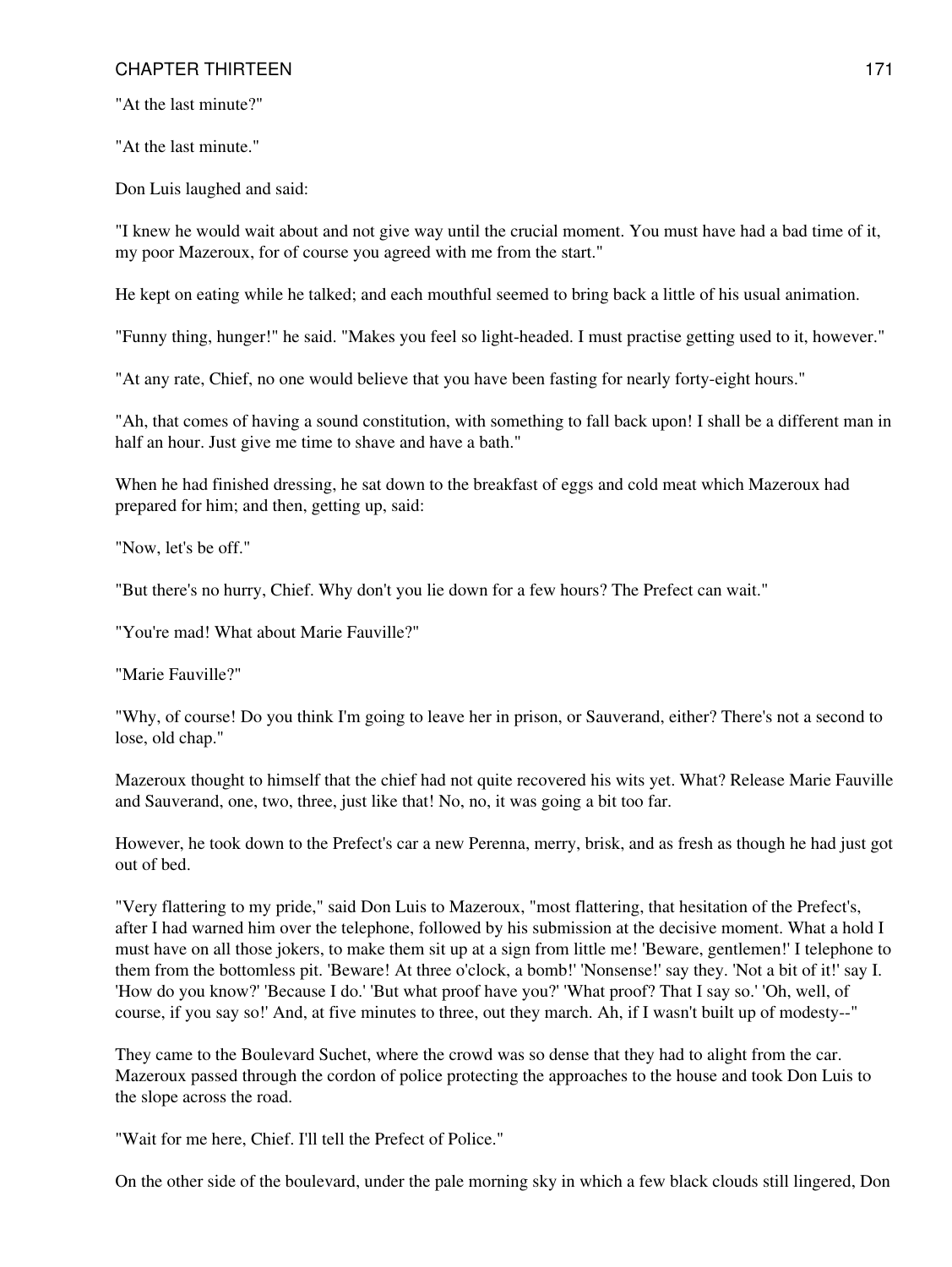"At the last minute?"

"At the last minute."

Don Luis laughed and said:

"I knew he would wait about and not give way until the crucial moment. You must have had a bad time of it, my poor Mazeroux, for of course you agreed with me from the start."

He kept on eating while he talked; and each mouthful seemed to bring back a little of his usual animation.

"Funny thing, hunger!" he said. "Makes you feel so light-headed. I must practise getting used to it, however."

"At any rate, Chief, no one would believe that you have been fasting for nearly forty-eight hours."

"Ah, that comes of having a sound constitution, with something to fall back upon! I shall be a different man in half an hour. Just give me time to shave and have a bath."

When he had finished dressing, he sat down to the breakfast of eggs and cold meat which Mazeroux had prepared for him; and then, getting up, said:

"Now, let's be off."

"But there's no hurry, Chief. Why don't you lie down for a few hours? The Prefect can wait."

"You're mad! What about Marie Fauville?"

"Marie Fauville?"

"Why, of course! Do you think I'm going to leave her in prison, or Sauverand, either? There's not a second to lose, old chap."

Mazeroux thought to himself that the chief had not quite recovered his wits yet. What? Release Marie Fauville and Sauverand, one, two, three, just like that! No, no, it was going a bit too far.

However, he took down to the Prefect's car a new Perenna, merry, brisk, and as fresh as though he had just got out of bed.

"Very flattering to my pride," said Don Luis to Mazeroux, "most flattering, that hesitation of the Prefect's, after I had warned him over the telephone, followed by his submission at the decisive moment. What a hold I must have on all those jokers, to make them sit up at a sign from little me! 'Beware, gentlemen!' I telephone to them from the bottomless pit. 'Beware! At three o'clock, a bomb!' 'Nonsense!' say they. 'Not a bit of it!' say I. 'How do you know?' 'Because I do.' 'But what proof have you?' 'What proof? That I say so.' 'Oh, well, of course, if you say so!' And, at five minutes to three, out they march. Ah, if I wasn't built up of modesty--"

They came to the Boulevard Suchet, where the crowd was so dense that they had to alight from the car. Mazeroux passed through the cordon of police protecting the approaches to the house and took Don Luis to the slope across the road.

"Wait for me here, Chief. I'll tell the Prefect of Police."

On the other side of the boulevard, under the pale morning sky in which a few black clouds still lingered, Don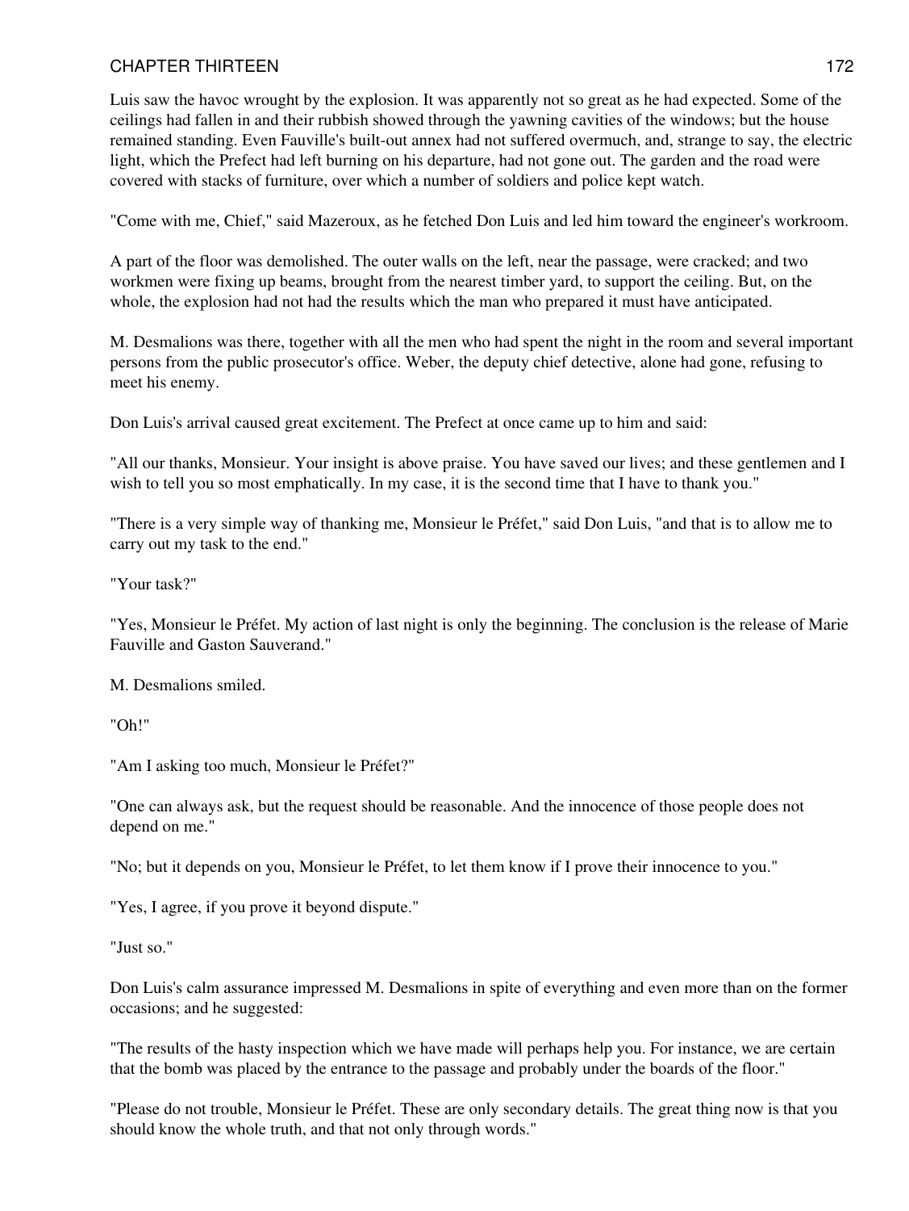Luis saw the havoc wrought by the explosion. It was apparently not so great as he had expected. Some of the ceilings had fallen in and their rubbish showed through the yawning cavities of the windows; but the house remained standing. Even Fauville's built-out annex had not suffered overmuch, and, strange to say, the electric light, which the Prefect had left burning on his departure, had not gone out. The garden and the road were covered with stacks of furniture, over which a number of soldiers and police kept watch.

"Come with me, Chief," said Mazeroux, as he fetched Don Luis and led him toward the engineer's workroom.

A part of the floor was demolished. The outer walls on the left, near the passage, were cracked; and two workmen were fixing up beams, brought from the nearest timber yard, to support the ceiling. But, on the whole, the explosion had not had the results which the man who prepared it must have anticipated.

M. Desmalions was there, together with all the men who had spent the night in the room and several important persons from the public prosecutor's office. Weber, the deputy chief detective, alone had gone, refusing to meet his enemy.

Don Luis's arrival caused great excitement. The Prefect at once came up to him and said:

"All our thanks, Monsieur. Your insight is above praise. You have saved our lives; and these gentlemen and I wish to tell you so most emphatically. In my case, it is the second time that I have to thank you."

"There is a very simple way of thanking me, Monsieur le Préfet," said Don Luis, "and that is to allow me to carry out my task to the end."

"Your task?"

"Yes, Monsieur le Préfet. My action of last night is only the beginning. The conclusion is the release of Marie Fauville and Gaston Sauverand."

M. Desmalions smiled.

"Oh!"

"Am I asking too much, Monsieur le Préfet?"

"One can always ask, but the request should be reasonable. And the innocence of those people does not depend on me."

"No; but it depends on you, Monsieur le Préfet, to let them know if I prove their innocence to you."

"Yes, I agree, if you prove it beyond dispute."

"Just so."

Don Luis's calm assurance impressed M. Desmalions in spite of everything and even more than on the former occasions; and he suggested:

"The results of the hasty inspection which we have made will perhaps help you. For instance, we are certain that the bomb was placed by the entrance to the passage and probably under the boards of the floor."

"Please do not trouble, Monsieur le Préfet. These are only secondary details. The great thing now is that you should know the whole truth, and that not only through words."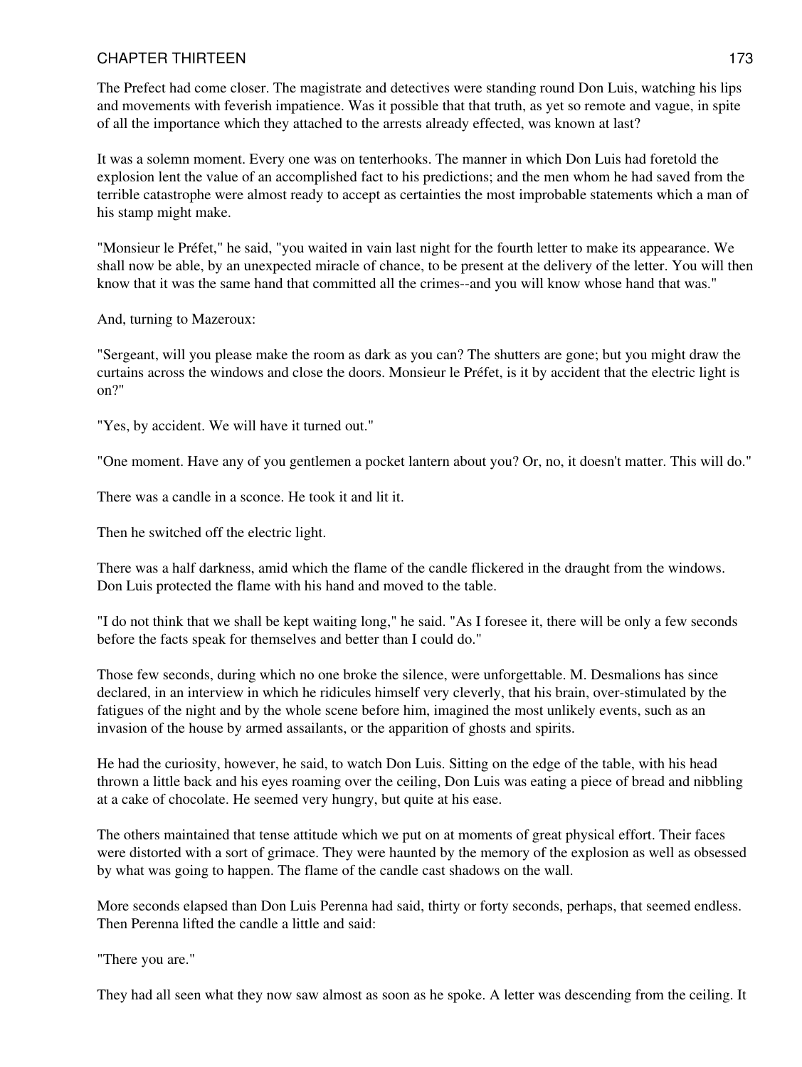The Prefect had come closer. The magistrate and detectives were standing round Don Luis, watching his lips and movements with feverish impatience. Was it possible that that truth, as yet so remote and vague, in spite of all the importance which they attached to the arrests already effected, was known at last?

It was a solemn moment. Every one was on tenterhooks. The manner in which Don Luis had foretold the explosion lent the value of an accomplished fact to his predictions; and the men whom he had saved from the terrible catastrophe were almost ready to accept as certainties the most improbable statements which a man of his stamp might make.

"Monsieur le Préfet," he said, "you waited in vain last night for the fourth letter to make its appearance. We shall now be able, by an unexpected miracle of chance, to be present at the delivery of the letter. You will then know that it was the same hand that committed all the crimes--and you will know whose hand that was."

And, turning to Mazeroux:

"Sergeant, will you please make the room as dark as you can? The shutters are gone; but you might draw the curtains across the windows and close the doors. Monsieur le Préfet, is it by accident that the electric light is on?"

"Yes, by accident. We will have it turned out."

"One moment. Have any of you gentlemen a pocket lantern about you? Or, no, it doesn't matter. This will do."

There was a candle in a sconce. He took it and lit it.

Then he switched off the electric light.

There was a half darkness, amid which the flame of the candle flickered in the draught from the windows. Don Luis protected the flame with his hand and moved to the table.

"I do not think that we shall be kept waiting long," he said. "As I foresee it, there will be only a few seconds before the facts speak for themselves and better than I could do."

Those few seconds, during which no one broke the silence, were unforgettable. M. Desmalions has since declared, in an interview in which he ridicules himself very cleverly, that his brain, over-stimulated by the fatigues of the night and by the whole scene before him, imagined the most unlikely events, such as an invasion of the house by armed assailants, or the apparition of ghosts and spirits.

He had the curiosity, however, he said, to watch Don Luis. Sitting on the edge of the table, with his head thrown a little back and his eyes roaming over the ceiling, Don Luis was eating a piece of bread and nibbling at a cake of chocolate. He seemed very hungry, but quite at his ease.

The others maintained that tense attitude which we put on at moments of great physical effort. Their faces were distorted with a sort of grimace. They were haunted by the memory of the explosion as well as obsessed by what was going to happen. The flame of the candle cast shadows on the wall.

More seconds elapsed than Don Luis Perenna had said, thirty or forty seconds, perhaps, that seemed endless. Then Perenna lifted the candle a little and said:

"There you are."

They had all seen what they now saw almost as soon as he spoke. A letter was descending from the ceiling. It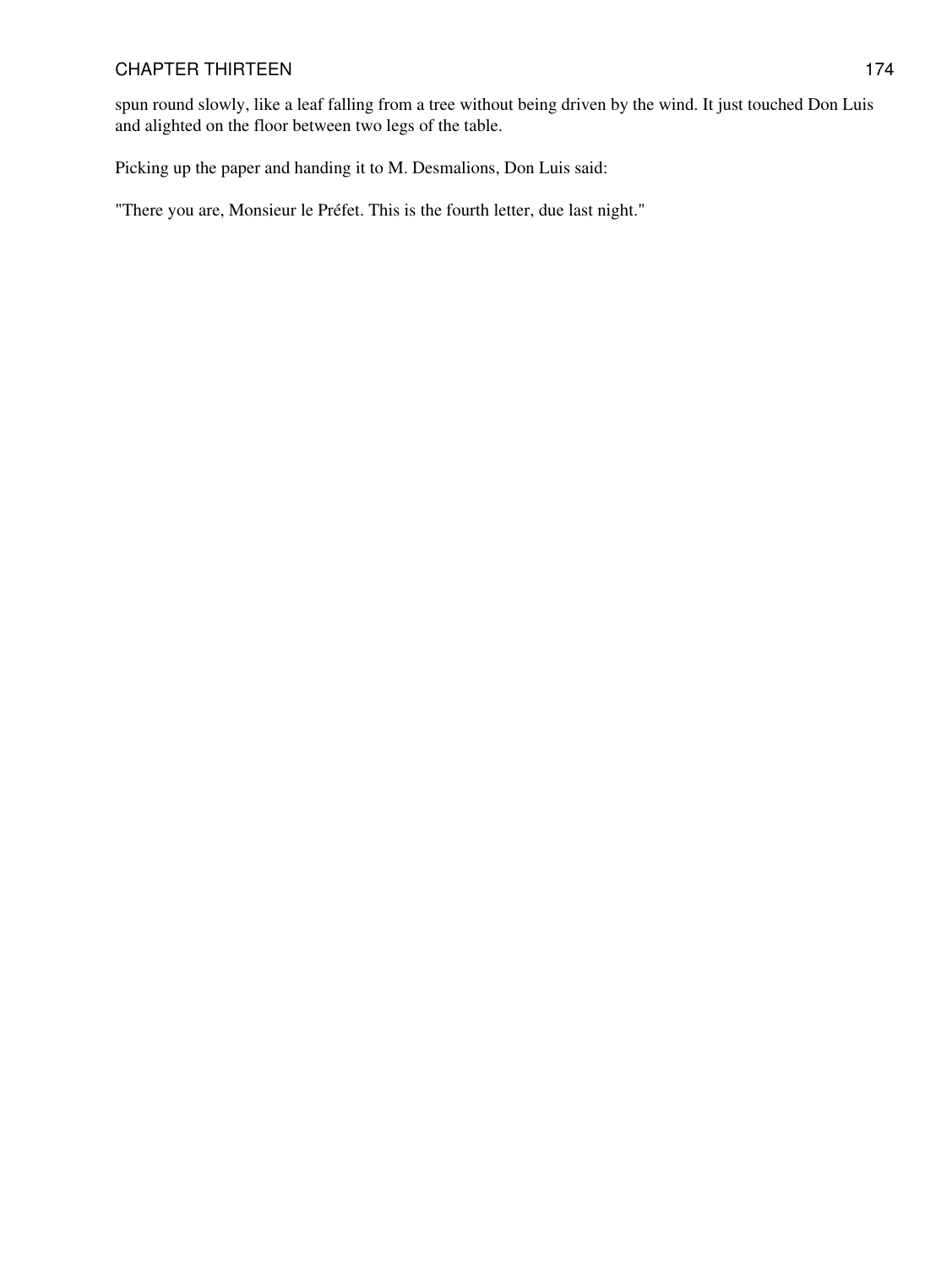spun round slowly, like a leaf falling from a tree without being driven by the wind. It just touched Don Luis and alighted on the floor between two legs of the table.

Picking up the paper and handing it to M. Desmalions, Don Luis said:

"There you are, Monsieur le Préfet. This is the fourth letter, due last night."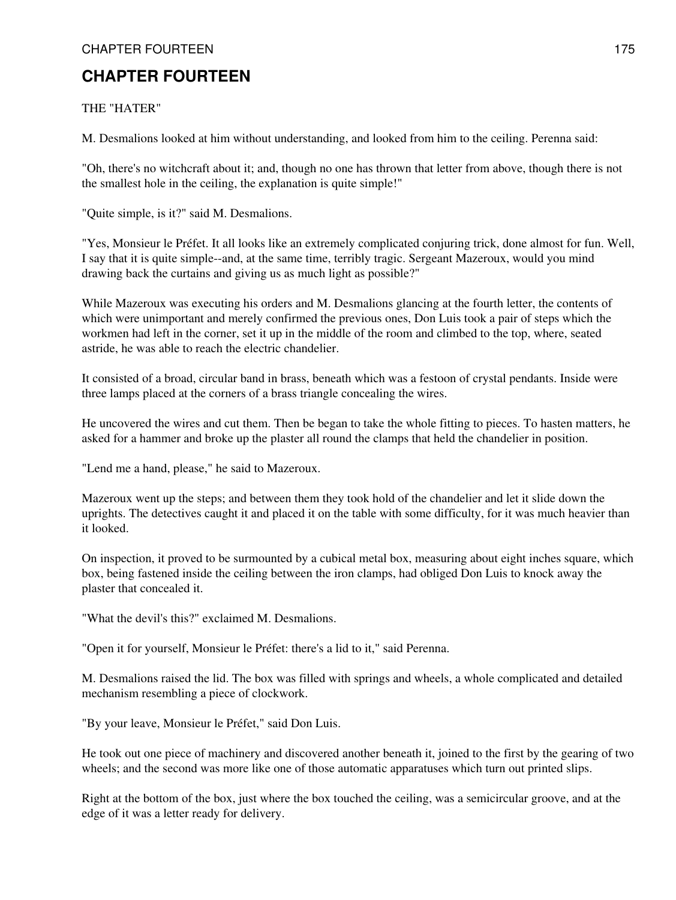## CHAPTER FOURTEEN

THE "HATER"

M. Desmalions looked at him without understanding, and looked from him to the ceiling. Perenna said:

"Oh, there's no witchcraft about it; and, though no one has thrown that letter from above, though there is not the smallest hole in the ceiling, the explanation is quite simple!"

"Quite simple, is it?" said M. Desmalions.

"Yes, Monsieur le Préfet. It all looks like an extremely complicated conjuring trick, done almost for fun. Well, I say that it is quite simple--and, at the same time, terribly tragic. Sergeant Mazeroux, would you mind drawing back the curtains and giving us as much light as possible?"

While Mazeroux was executing his orders and M. Desmalions glancing at the fourth letter, the contents of which were unimportant and merely confirmed the previous ones, Don Luis took a pair of steps which the workmen had left in the corner, set it up in the middle of the room and climbed to the top, where, seated astride, he was able to reach the electric chandelier.

It consisted of a broad, circular band in brass, beneath which was a festoon of crystal pendants. Inside were three lamps placed at the corners of a brass triangle concealing the wires.

He uncovered the wires and cut them. Then be began to take the whole fitting to pieces. To hasten matters, he asked for a hammer and broke up the plaster all round the clamps that held the chandelier in position.

"Lend me a hand, please," he said to Mazeroux.

Mazeroux went up the steps; and between them they took hold of the chandelier and let it slide down the uprights. The detectives caught it and placed it on the table with some difficulty, for it was much heavier than it looked.

On inspection, it proved to be surmounted by a cubical metal box, measuring about eight inches square, which box, being fastened inside the ceiling between the iron clamps, had obliged Don Luis to knock away the plaster that concealed it.

"What the devil's this?" exclaimed M. Desmalions.

"Open it for yourself, Monsieur le Préfet: there's a lid to it," said Perenna.

M. Desmalions raised the lid. The box was filled with springs and wheels, a whole complicated and detailed mechanism resembling a piece of clockwork.

"By your leave, Monsieur le Préfet," said Don Luis.

He took out one piece of machinery and discovered another beneath it, joined to the first by the gearing of two wheels; and the second was more like one of those automatic apparatuses which turn out printed slips.

Right at the bottom of the box, just where the box touched the ceiling, was a semicircular groove, and at the edge of it was a letter ready for delivery.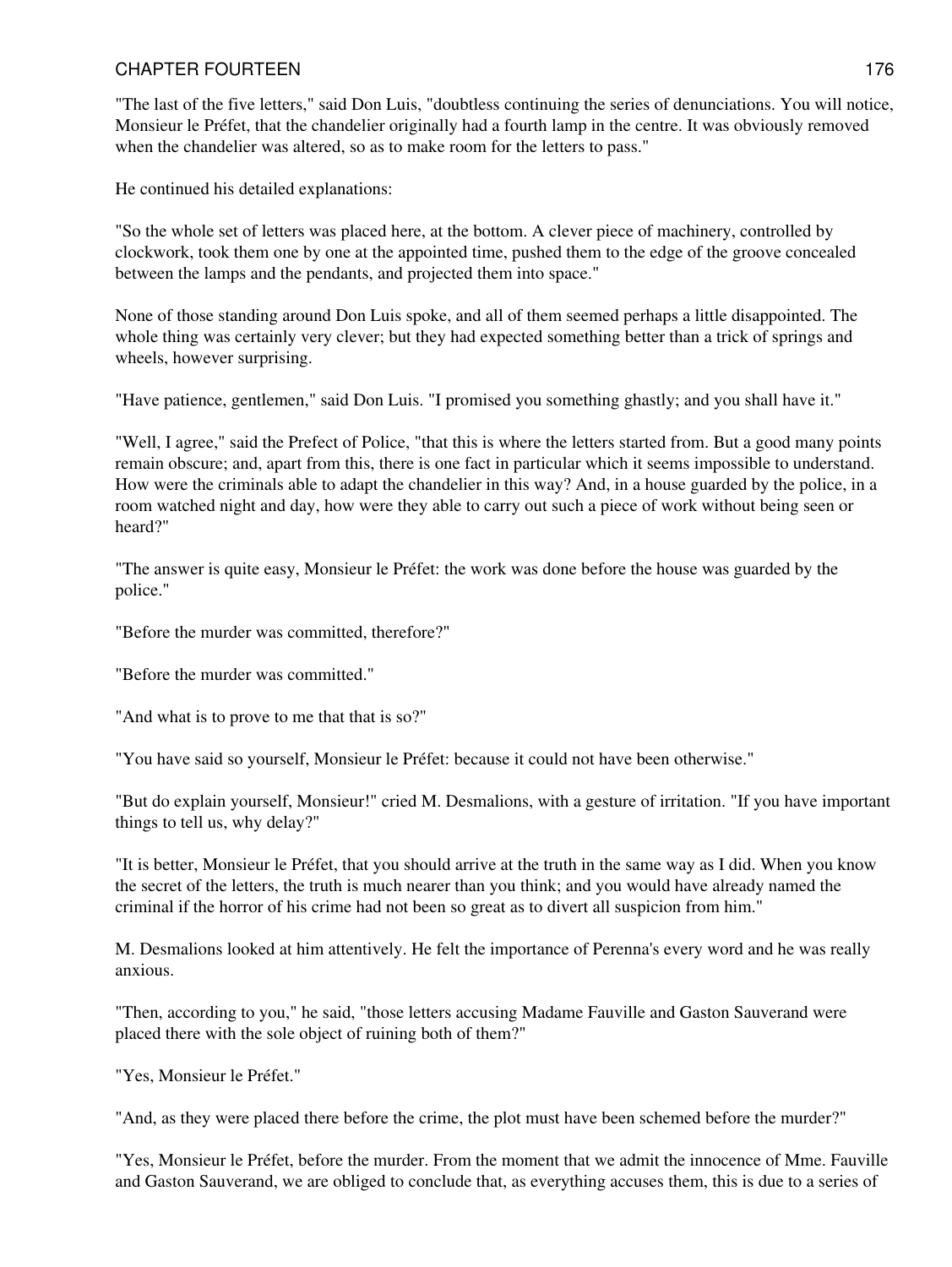"The last of the five letters," said Don Luis, "doubtless continuing the series of denunciations. You will notice, Monsieur le Préfet, that the chandelier originally had a fourth lamp in the centre. It was obviously removed when the chandelier was altered, so as to make room for the letters to pass."

He continued his detailed explanations:

"So the whole set of letters was placed here, at the bottom. A clever piece of machinery, controlled by clockwork, took them one by one at the appointed time, pushed them to the edge of the groove concealed between the lamps and the pendants, and projected them into space."

None of those standing around Don Luis spoke, and all of them seemed perhaps a little disappointed. The whole thing was certainly very clever; but they had expected something better than a trick of springs and wheels, however surprising.

"Have patience, gentlemen," said Don Luis. "I promised you something ghastly; and you shall have it."

"Well, I agree," said the Prefect of Police, "that this is where the letters started from. But a good many points remain obscure; and, apart from this, there is one fact in particular which it seems impossible to understand. How were the criminals able to adapt the chandelier in this way? And, in a house guarded by the police, in a room watched night and day, how were they able to carry out such a piece of work without being seen or heard?"

"The answer is quite easy, Monsieur le Préfet: the work was done before the house was guarded by the police."

"Before the murder was committed, therefore?"

"Before the murder was committed."

"And what is to prove to me that that is so?"

"You have said so yourself, Monsieur le Préfet: because it could not have been otherwise."

"But do explain yourself, Monsieur!" cried M. Desmalions, with a gesture of irritation. "If you have important things to tell us, why delay?"

"It is better, Monsieur le Préfet, that you should arrive at the truth in the same way as I did. When you know the secret of the letters, the truth is much nearer than you think; and you would have already named the criminal if the horror of his crime had not been so great as to divert all suspicion from him."

M. Desmalions looked at him attentively. He felt the importance of Perenna's every word and he was really anxious.

"Then, according to you," he said, "those letters accusing Madame Fauville and Gaston Sauverand were placed there with the sole object of ruining both of them?"

"Yes, Monsieur le Préfet."

"And, as they were placed there before the crime, the plot must have been schemed before the murder?"

"Yes, Monsieur le Préfet, before the murder. From the moment that we admit the innocence of Mme. Fauville and Gaston Sauverand, we are obliged to conclude that, as everything accuses them, this is due to a series of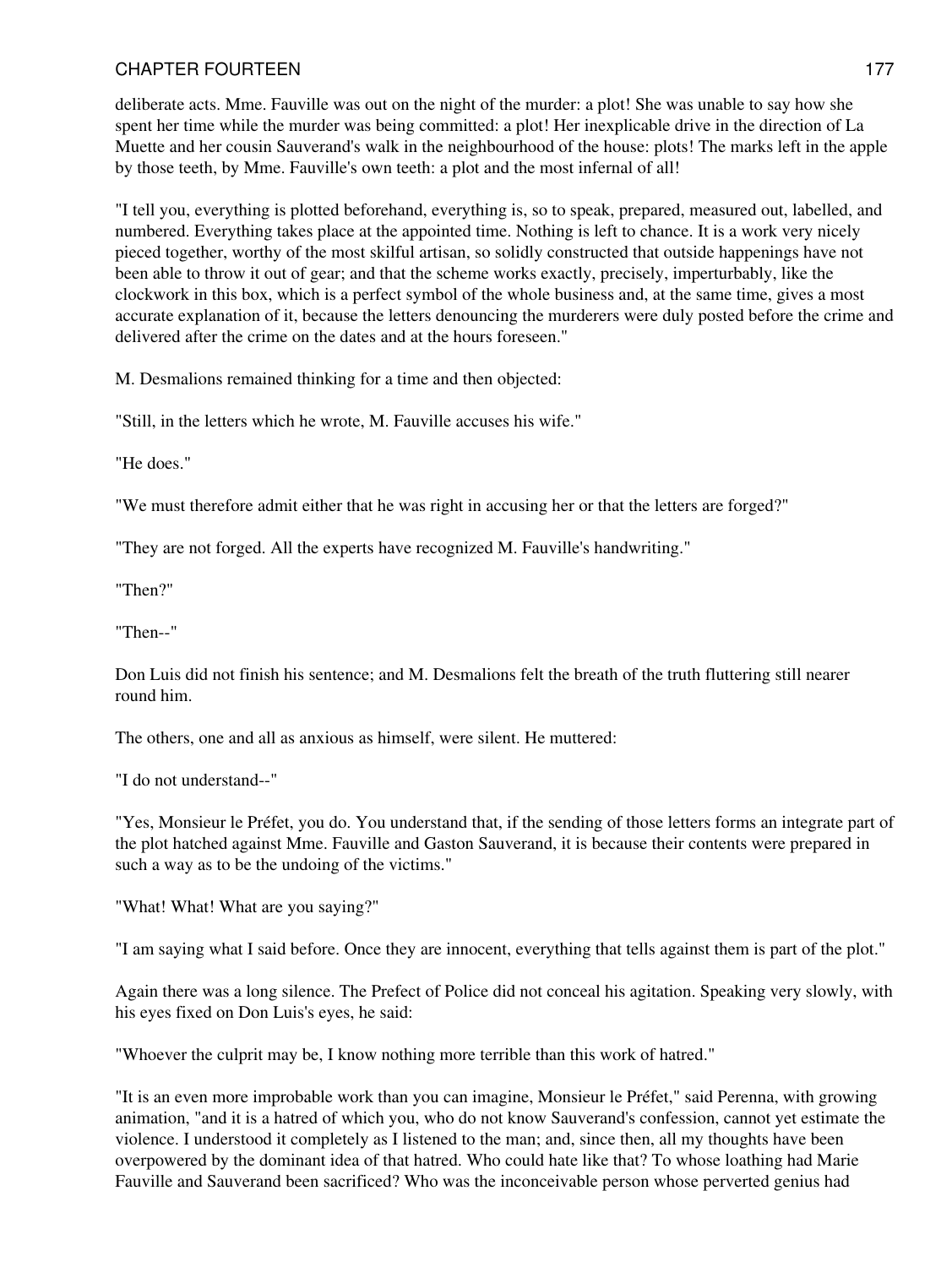deliberate acts. Mme. Fauville was out on the night of the murder: a plot! She was unable to say how she spent her time while the murder was being committed: a plot! Her inexplicable drive in the direction of La Muette and her cousin Sauverand's walk in the neighbourhood of the house: plots! The marks left in the apple by those teeth, by Mme. Fauville's own teeth: a plot and the most infernal of all!

"I tell you, everything is plotted beforehand, everything is, so to speak, prepared, measured out, labelled, and numbered. Everything takes place at the appointed time. Nothing is left to chance. It is a work very nicely pieced together, worthy of the most skilful artisan, so solidly constructed that outside happenings have not been able to throw it out of gear; and that the scheme works exactly, precisely, imperturbably, like the clockwork in this box, which is a perfect symbol of the whole business and, at the same time, gives a most accurate explanation of it, because the letters denouncing the murderers were duly posted before the crime and delivered after the crime on the dates and at the hours foreseen."

M. Desmalions remained thinking for a time and then objected:

"Still, in the letters which he wrote, M. Fauville accuses his wife."

"He does."

"We must therefore admit either that he was right in accusing her or that the letters are forged?"

"They are not forged. All the experts have recognized M. Fauville's handwriting."

"Then?"

"Then--"

Don Luis did not finish his sentence; and M. Desmalions felt the breath of the truth fluttering still nearer round him.

The others, one and all as anxious as himself, were silent. He muttered:

"I do not understand--"

"Yes, Monsieur le Préfet, you do. You understand that, if the sending of those letters forms an integrate part of the plot hatched against Mme. Fauville and Gaston Sauverand, it is because their contents were prepared in such a way as to be the undoing of the victims."

"What! What! What are you saying?"

"I am saying what I said before. Once they are innocent, everything that tells against them is part of the plot."

Again there was a long silence. The Prefect of Police did not conceal his agitation. Speaking very slowly, with his eyes fixed on Don Luis's eyes, he said:

"Whoever the culprit may be, I know nothing more terrible than this work of hatred."

"It is an even more improbable work than you can imagine, Monsieur le Préfet," said Perenna, with growing animation, "and it is a hatred of which you, who do not know Sauverand's confession, cannot yet estimate the violence. I understood it completely as I listened to the man; and, since then, all my thoughts have been overpowered by the dominant idea of that hatred. Who could hate like that? To whose loathing had Marie Fauville and Sauverand been sacrificed? Who was the inconceivable person whose perverted genius had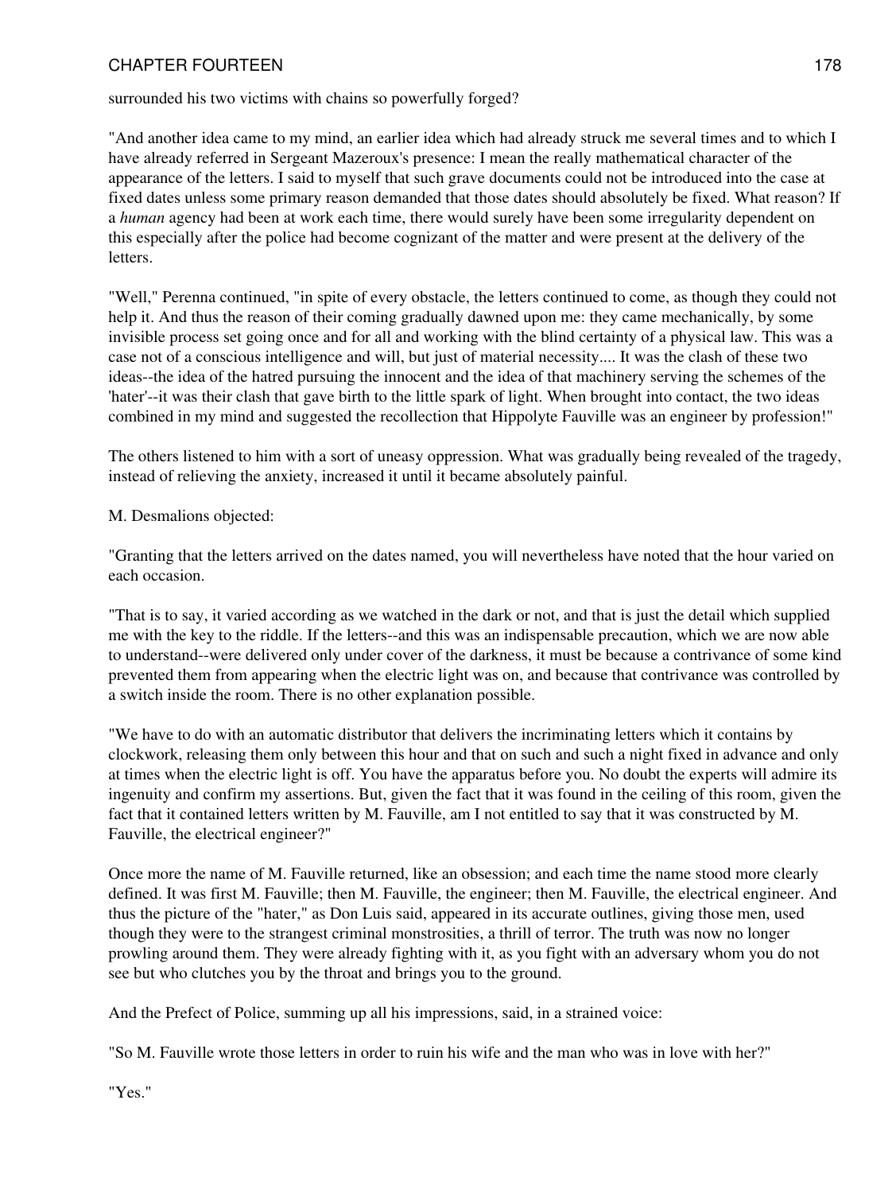surrounded his two victims with chains so powerfully forged?

"And another idea came to my mind, an earlier idea which had already struck me several times and to which I have already referred in Sergeant Mazeroux's presence: I mean the really mathematical character of the appearance of the letters. I said to myself that such grave documents could not be introduced into the case at fixed dates unless some primary reason demanded that those dates should absolutely be fixed. What reason? If a *human* agency had been at work each time, there would surely have been some irregularity dependent on this especially after the police had become cognizant of the matter and were present at the delivery of the letters.

"Well," Perenna continued, "in spite of every obstacle, the letters continued to come, as though they could not help it. And thus the reason of their coming gradually dawned upon me: they came mechanically, by some invisible process set going once and for all and working with the blind certainty of a physical law. This was a case not of a conscious intelligence and will, but just of material necessity.... It was the clash of these two ideas--the idea of the hatred pursuing the innocent and the idea of that machinery serving the schemes of the 'hater'--it was their clash that gave birth to the little spark of light. When brought into contact, the two ideas combined in my mind and suggested the recollection that Hippolyte Fauville was an engineer by profession!"

The others listened to him with a sort of uneasy oppression. What was gradually being revealed of the tragedy, instead of relieving the anxiety, increased it until it became absolutely painful.

M. Desmalions objected:

"Granting that the letters arrived on the dates named, you will nevertheless have noted that the hour varied on each occasion.

"That is to say, it varied according as we watched in the dark or not, and that is just the detail which supplied me with the key to the riddle. If the letters--and this was an indispensable precaution, which we are now able to understand--were delivered only under cover of the darkness, it must be because a contrivance of some kind prevented them from appearing when the electric light was on, and because that contrivance was controlled by a switch inside the room. There is no other explanation possible.

"We have to do with an automatic distributor that delivers the incriminating letters which it contains by clockwork, releasing them only between this hour and that on such and such a night fixed in advance and only at times when the electric light is off. You have the apparatus before you. No doubt the experts will admire its ingenuity and confirm my assertions. But, given the fact that it was found in the ceiling of this room, given the fact that it contained letters written by M. Fauville, am I not entitled to say that it was constructed by M. Fauville, the electrical engineer?"

Once more the name of M. Fauville returned, like an obsession; and each time the name stood more clearly defined. It was first M. Fauville; then M. Fauville, the engineer; then M. Fauville, the electrical engineer. And thus the picture of the "hater," as Don Luis said, appeared in its accurate outlines, giving those men, used though they were to the strangest criminal monstrosities, a thrill of terror. The truth was now no longer prowling around them. They were already fighting with it, as you fight with an adversary whom you do not see but who clutches you by the throat and brings you to the ground.

And the Prefect of Police, summing up all his impressions, said, in a strained voice:

"So M. Fauville wrote those letters in order to ruin his wife and the man who was in love with her?"

"Yes."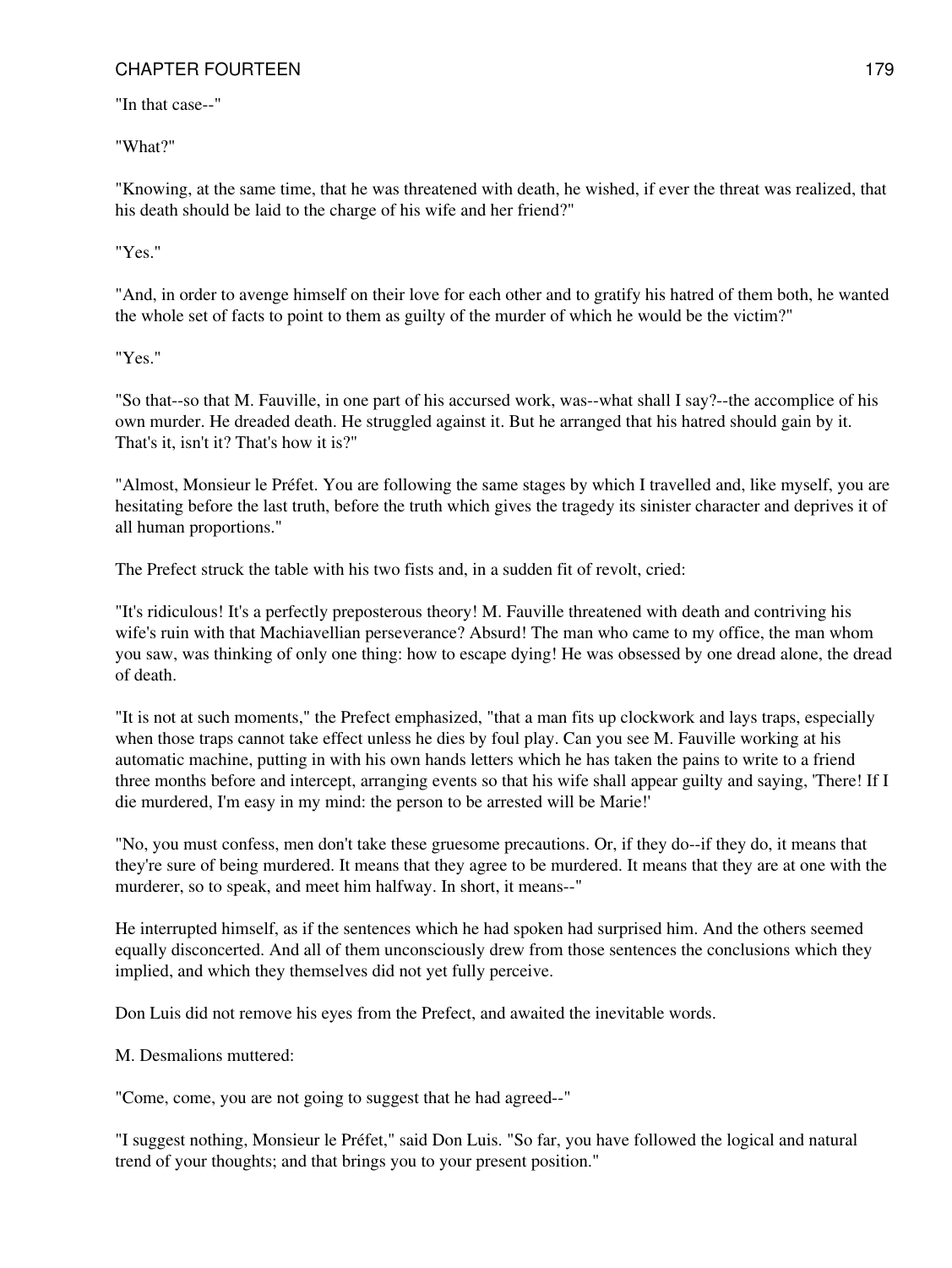"In that case--"

"What?"

"Knowing, at the same time, that he was threatened with death, he wished, if ever the threat was realized, that his death should be laid to the charge of his wife and her friend?"

"Yes."

"And, in order to avenge himself on their love for each other and to gratify his hatred of them both, he wanted the whole set of facts to point to them as guilty of the murder of which he would be the victim?"

"Yes."

"So that--so that M. Fauville, in one part of his accursed work, was--what shall I say?--the accomplice of his own murder. He dreaded death. He struggled against it. But he arranged that his hatred should gain by it. That's it, isn't it? That's how it is?"

"Almost, Monsieur le Préfet. You are following the same stages by which I travelled and, like myself, you are hesitating before the last truth, before the truth which gives the tragedy its sinister character and deprives it of all human proportions."

The Prefect struck the table with his two fists and, in a sudden fit of revolt, cried:

"It's ridiculous! It's a perfectly preposterous theory! M. Fauville threatened with death and contriving his wife's ruin with that Machiavellian perseverance? Absurd! The man who came to my office, the man whom you saw, was thinking of only one thing: how to escape dying! He was obsessed by one dread alone, the dread of death.

"It is not at such moments," the Prefect emphasized, "that a man fits up clockwork and lays traps, especially when those traps cannot take effect unless he dies by foul play. Can you see M. Fauville working at his automatic machine, putting in with his own hands letters which he has taken the pains to write to a friend three months before and intercept, arranging events so that his wife shall appear guilty and saying, 'There! If I die murdered, I'm easy in my mind: the person to be arrested will be Marie!'

"No, you must confess, men don't take these gruesome precautions. Or, if they do--if they do, it means that they're sure of being murdered. It means that they agree to be murdered. It means that they are at one with the murderer, so to speak, and meet him halfway. In short, it means--"

He interrupted himself, as if the sentences which he had spoken had surprised him. And the others seemed equally disconcerted. And all of them unconsciously drew from those sentences the conclusions which they implied, and which they themselves did not yet fully perceive.

Don Luis did not remove his eyes from the Prefect, and awaited the inevitable words.

M. Desmalions muttered:

"Come, come, you are not going to suggest that he had agreed--"

"I suggest nothing, Monsieur le Préfet," said Don Luis. "So far, you have followed the logical and natural trend of your thoughts; and that brings you to your present position."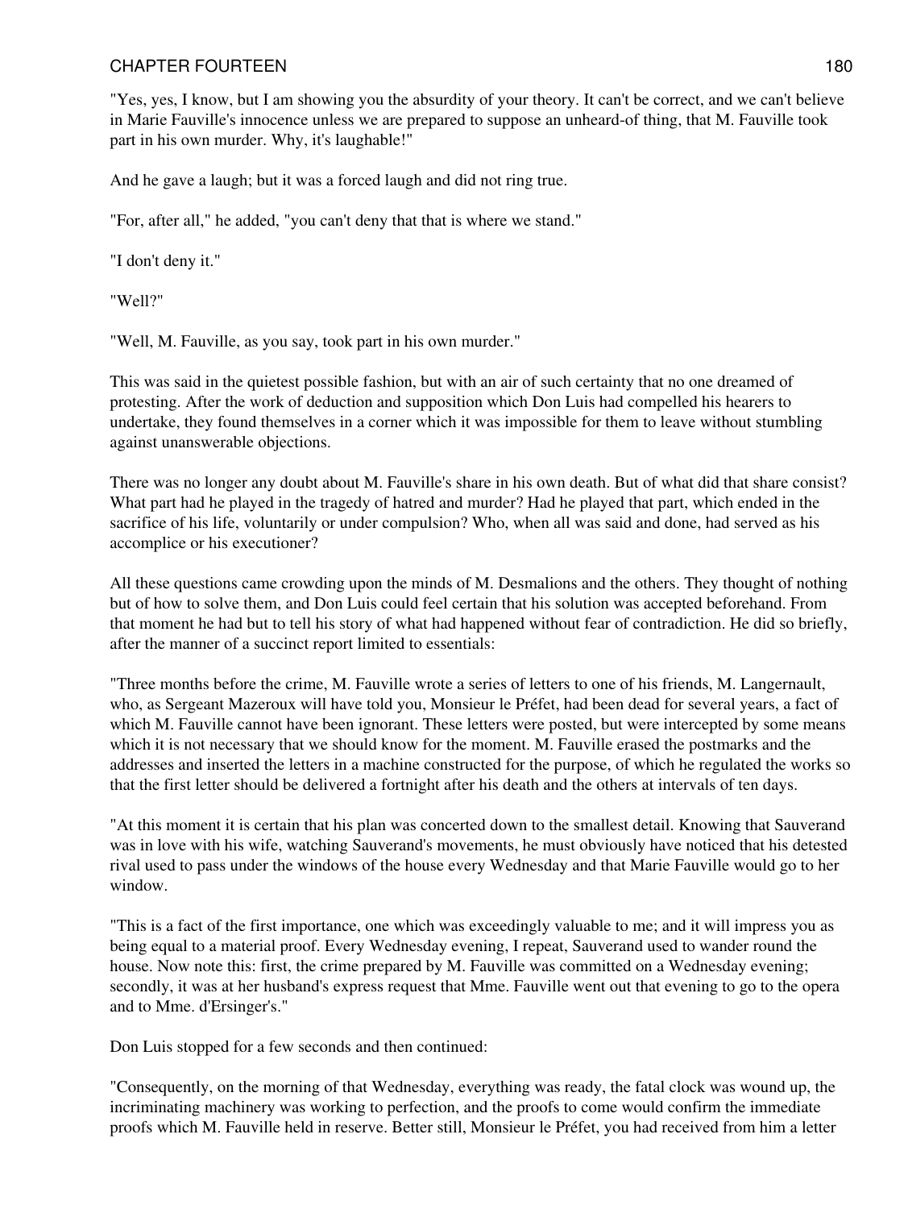"Yes, yes, I know, but I am showing you the absurdity of your theory. It can't be correct, and we can't believe in Marie Fauville's innocence unless we are prepared to suppose an unheard-of thing, that M. Fauville took part in his own murder. Why, it's laughable!"

And he gave a laugh; but it was a forced laugh and did not ring true.

"For, after all," he added, "you can't deny that that is where we stand."

"I don't deny it."

"Well?"

"Well, M. Fauville, as you say, took part in his own murder."

This was said in the quietest possible fashion, but with an air of such certainty that no one dreamed of protesting. After the work of deduction and supposition which Don Luis had compelled his hearers to undertake, they found themselves in a corner which it was impossible for them to leave without stumbling against unanswerable objections.

There was no longer any doubt about M. Fauville's share in his own death. But of what did that share consist? What part had he played in the tragedy of hatred and murder? Had he played that part, which ended in the sacrifice of his life, voluntarily or under compulsion? Who, when all was said and done, had served as his accomplice or his executioner?

All these questions came crowding upon the minds of M. Desmalions and the others. They thought of nothing but of how to solve them, and Don Luis could feel certain that his solution was accepted beforehand. From that moment he had but to tell his story of what had happened without fear of contradiction. He did so briefly, after the manner of a succinct report limited to essentials:

"Three months before the crime, M. Fauville wrote a series of letters to one of his friends, M. Langernault, who, as Sergeant Mazeroux will have told you, Monsieur le Préfet, had been dead for several years, a fact of which M. Fauville cannot have been ignorant. These letters were posted, but were intercepted by some means which it is not necessary that we should know for the moment. M. Fauville erased the postmarks and the addresses and inserted the letters in a machine constructed for the purpose, of which he regulated the works so that the first letter should be delivered a fortnight after his death and the others at intervals of ten days.

"At this moment it is certain that his plan was concerted down to the smallest detail. Knowing that Sauverand was in love with his wife, watching Sauverand's movements, he must obviously have noticed that his detested rival used to pass under the windows of the house every Wednesday and that Marie Fauville would go to her window.

"This is a fact of the first importance, one which was exceedingly valuable to me; and it will impress you as being equal to a material proof. Every Wednesday evening, I repeat, Sauverand used to wander round the house. Now note this: first, the crime prepared by M. Fauville was committed on a Wednesday evening; secondly, it was at her husband's express request that Mme. Fauville went out that evening to go to the opera and to Mme. d'Ersinger's."

Don Luis stopped for a few seconds and then continued:

"Consequently, on the morning of that Wednesday, everything was ready, the fatal clock was wound up, the incriminating machinery was working to perfection, and the proofs to come would confirm the immediate proofs which M. Fauville held in reserve. Better still, Monsieur le Préfet, you had received from him a letter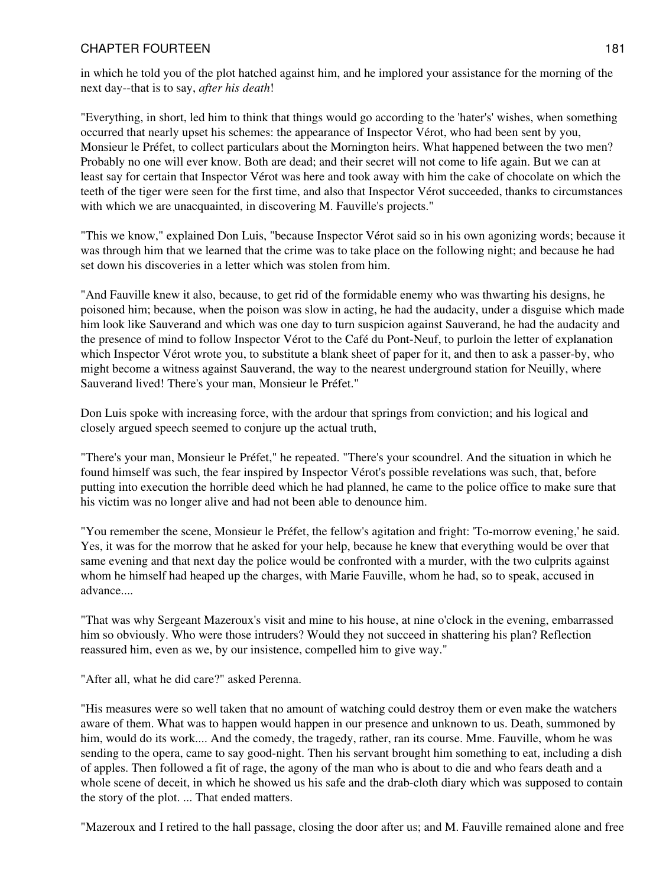in which he told you of the plot hatched against him, and he implored your assistance for the morning of the next day--that is to say, *after his death*!

"Everything, in short, led him to think that things would go according to the 'hater's' wishes, when something occurred that nearly upset his schemes: the appearance of Inspector Vérot, who had been sent by you, Monsieur le Préfet, to collect particulars about the Mornington heirs. What happened between the two men? Probably no one will ever know. Both are dead; and their secret will not come to life again. But we can at least say for certain that Inspector Vérot was here and took away with him the cake of chocolate on which the teeth of the tiger were seen for the first time, and also that Inspector Vérot succeeded, thanks to circumstances with which we are unacquainted, in discovering M. Fauville's projects."

"This we know," explained Don Luis, "because Inspector Vérot said so in his own agonizing words; because it was through him that we learned that the crime was to take place on the following night; and because he had set down his discoveries in a letter which was stolen from him.

"And Fauville knew it also, because, to get rid of the formidable enemy who was thwarting his designs, he poisoned him; because, when the poison was slow in acting, he had the audacity, under a disguise which made him look like Sauverand and which was one day to turn suspicion against Sauverand, he had the audacity and the presence of mind to follow Inspector Vérot to the Café du Pont-Neuf, to purloin the letter of explanation which Inspector Vérot wrote you, to substitute a blank sheet of paper for it, and then to ask a passer-by, who might become a witness against Sauverand, the way to the nearest underground station for Neuilly, where Sauverand lived! There's your man, Monsieur le Préfet."

Don Luis spoke with increasing force, with the ardour that springs from conviction; and his logical and closely argued speech seemed to conjure up the actual truth,

"There's your man, Monsieur le Préfet," he repeated. "There's your scoundrel. And the situation in which he found himself was such, the fear inspired by Inspector Vérot's possible revelations was such, that, before putting into execution the horrible deed which he had planned, he came to the police office to make sure that his victim was no longer alive and had not been able to denounce him.

"You remember the scene, Monsieur le Préfet, the fellow's agitation and fright: 'To-morrow evening,' he said. Yes, it was for the morrow that he asked for your help, because he knew that everything would be over that same evening and that next day the police would be confronted with a murder, with the two culprits against whom he himself had heaped up the charges, with Marie Fauville, whom he had, so to speak, accused in advance....

"That was why Sergeant Mazeroux's visit and mine to his house, at nine o'clock in the evening, embarrassed him so obviously. Who were those intruders? Would they not succeed in shattering his plan? Reflection reassured him, even as we, by our insistence, compelled him to give way."

"After all, what he did care?" asked Perenna.

"His measures were so well taken that no amount of watching could destroy them or even make the watchers aware of them. What was to happen would happen in our presence and unknown to us. Death, summoned by him, would do its work.... And the comedy, the tragedy, rather, ran its course. Mme. Fauville, whom he was sending to the opera, came to say good-night. Then his servant brought him something to eat, including a dish of apples. Then followed a fit of rage, the agony of the man who is about to die and who fears death and a whole scene of deceit, in which he showed us his safe and the drab-cloth diary which was supposed to contain the story of the plot. ... That ended matters.

"Mazeroux and I retired to the hall passage, closing the door after us; and M. Fauville remained alone and free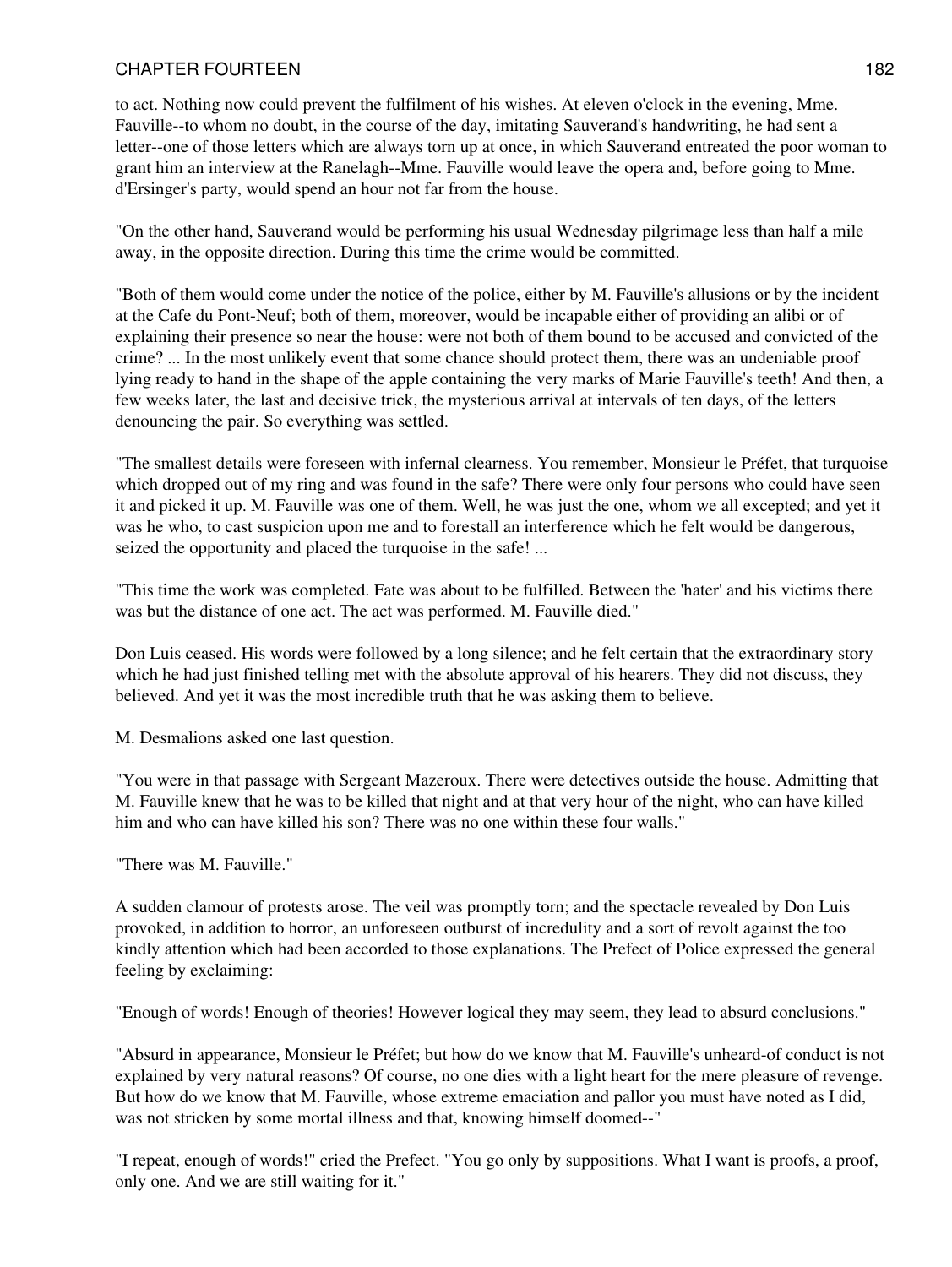to act. Nothing now could prevent the fulfilment of his wishes. At eleven o'clock in the evening, Mme. Fauville--to whom no doubt, in the course of the day, imitating Sauverand's handwriting, he had sent a letter--one of those letters which are always torn up at once, in which Sauverand entreated the poor woman to grant him an interview at the Ranelagh--Mme. Fauville would leave the opera and, before going to Mme. d'Ersinger's party, would spend an hour not far from the house.

"On the other hand, Sauverand would be performing his usual Wednesday pilgrimage less than half a mile away, in the opposite direction. During this time the crime would be committed.

"Both of them would come under the notice of the police, either by M. Fauville's allusions or by the incident at the Cafe du Pont-Neuf; both of them, moreover, would be incapable either of providing an alibi or of explaining their presence so near the house: were not both of them bound to be accused and convicted of the crime? ... In the most unlikely event that some chance should protect them, there was an undeniable proof lying ready to hand in the shape of the apple containing the very marks of Marie Fauville's teeth! And then, a few weeks later, the last and decisive trick, the mysterious arrival at intervals of ten days, of the letters denouncing the pair. So everything was settled.

"The smallest details were foreseen with infernal clearness. You remember, Monsieur le Préfet, that turquoise which dropped out of my ring and was found in the safe? There were only four persons who could have seen it and picked it up. M. Fauville was one of them. Well, he was just the one, whom we all excepted; and yet it was he who, to cast suspicion upon me and to forestall an interference which he felt would be dangerous, seized the opportunity and placed the turquoise in the safe! ...

"This time the work was completed. Fate was about to be fulfilled. Between the 'hater' and his victims there was but the distance of one act. The act was performed. M. Fauville died."

Don Luis ceased. His words were followed by a long silence; and he felt certain that the extraordinary story which he had just finished telling met with the absolute approval of his hearers. They did not discuss, they believed. And yet it was the most incredible truth that he was asking them to believe.

M. Desmalions asked one last question.

"You were in that passage with Sergeant Mazeroux. There were detectives outside the house. Admitting that M. Fauville knew that he was to be killed that night and at that very hour of the night, who can have killed him and who can have killed his son? There was no one within these four walls."

"There was M. Fauville."

A sudden clamour of protests arose. The veil was promptly torn; and the spectacle revealed by Don Luis provoked, in addition to horror, an unforeseen outburst of incredulity and a sort of revolt against the too kindly attention which had been accorded to those explanations. The Prefect of Police expressed the general feeling by exclaiming:

"Enough of words! Enough of theories! However logical they may seem, they lead to absurd conclusions."

"Absurd in appearance, Monsieur le Préfet; but how do we know that M. Fauville's unheard-of conduct is not explained by very natural reasons? Of course, no one dies with a light heart for the mere pleasure of revenge. But how do we know that M. Fauville, whose extreme emaciation and pallor you must have noted as I did, was not stricken by some mortal illness and that, knowing himself doomed--"

"I repeat, enough of words!" cried the Prefect. "You go only by suppositions. What I want is proofs, a proof, only one. And we are still waiting for it."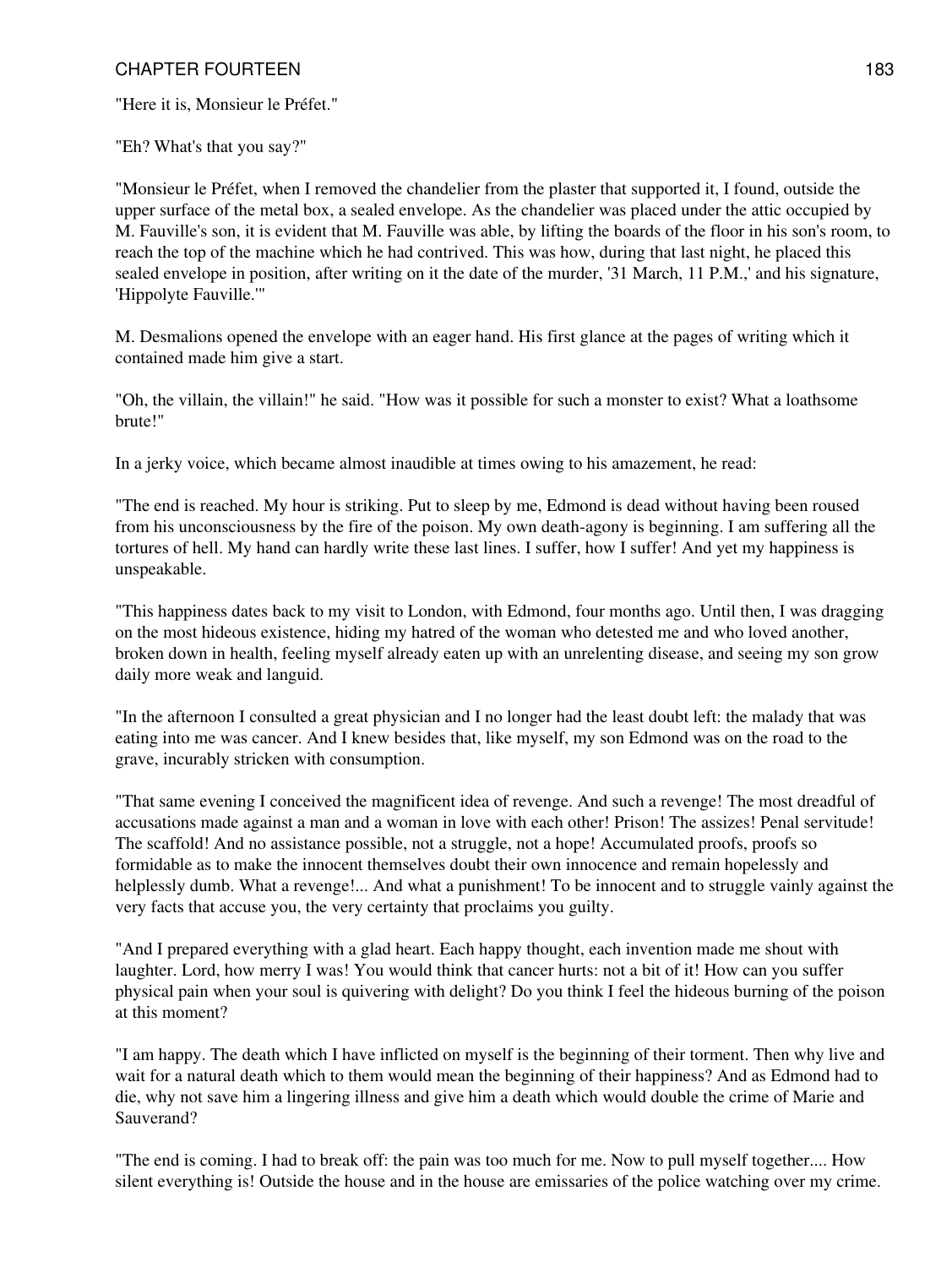"Here it is, Monsieur le Préfet."

"Eh? What's that you say?"

"Monsieur le Préfet, when I removed the chandelier from the plaster that supported it, I found, outside the upper surface of the metal box, a sealed envelope. As the chandelier was placed under the attic occupied by M. Fauville's son, it is evident that M. Fauville was able, by lifting the boards of the floor in his son's room, to reach the top of the machine which he had contrived. This was how, during that last night, he placed this sealed envelope in position, after writing on it the date of the murder, '31 March, 11 P.M.,' and his signature, 'Hippolyte Fauville.'"

M. Desmalions opened the envelope with an eager hand. His first glance at the pages of writing which it contained made him give a start.

"Oh, the villain, the villain!" he said. "How was it possible for such a monster to exist? What a loathsome brute!"

In a jerky voice, which became almost inaudible at times owing to his amazement, he read:

"The end is reached. My hour is striking. Put to sleep by me, Edmond is dead without having been roused from his unconsciousness by the fire of the poison. My own death-agony is beginning. I am suffering all the tortures of hell. My hand can hardly write these last lines. I suffer, how I suffer! And yet my happiness is unspeakable.

"This happiness dates back to my visit to London, with Edmond, four months ago. Until then, I was dragging on the most hideous existence, hiding my hatred of the woman who detested me and who loved another, broken down in health, feeling myself already eaten up with an unrelenting disease, and seeing my son grow daily more weak and languid.

"In the afternoon I consulted a great physician and I no longer had the least doubt left: the malady that was eating into me was cancer. And I knew besides that, like myself, my son Edmond was on the road to the grave, incurably stricken with consumption.

"That same evening I conceived the magnificent idea of revenge. And such a revenge! The most dreadful of accusations made against a man and a woman in love with each other! Prison! The assizes! Penal servitude! The scaffold! And no assistance possible, not a struggle, not a hope! Accumulated proofs, proofs so formidable as to make the innocent themselves doubt their own innocence and remain hopelessly and helplessly dumb. What a revenge!... And what a punishment! To be innocent and to struggle vainly against the very facts that accuse you, the very certainty that proclaims you guilty.

"And I prepared everything with a glad heart. Each happy thought, each invention made me shout with laughter. Lord, how merry I was! You would think that cancer hurts: not a bit of it! How can you suffer physical pain when your soul is quivering with delight? Do you think I feel the hideous burning of the poison at this moment?

"I am happy. The death which I have inflicted on myself is the beginning of their torment. Then why live and wait for a natural death which to them would mean the beginning of their happiness? And as Edmond had to die, why not save him a lingering illness and give him a death which would double the crime of Marie and Sauverand?

"The end is coming. I had to break off: the pain was too much for me. Now to pull myself together.... How silent everything is! Outside the house and in the house are emissaries of the police watching over my crime.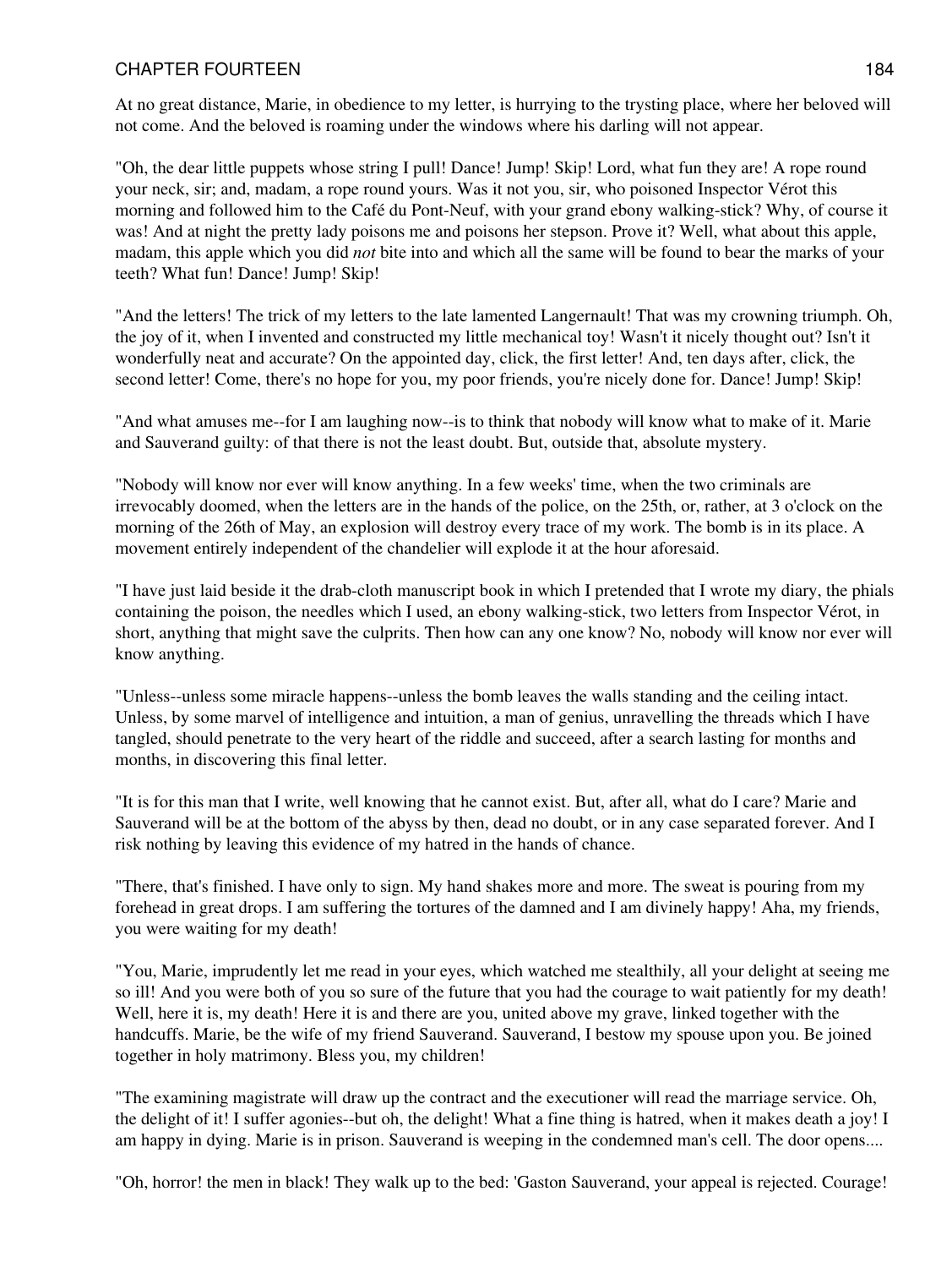At no great distance, Marie, in obedience to my letter, is hurrying to the trysting place, where her beloved will not come. And the beloved is roaming under the windows where his darling will not appear.

"Oh, the dear little puppets whose string I pull! Dance! Jump! Skip! Lord, what fun they are! A rope round your neck, sir; and, madam, a rope round yours. Was it not you, sir, who poisoned Inspector Vérot this morning and followed him to the Café du Pont-Neuf, with your grand ebony walking-stick? Why, of course it was! And at night the pretty lady poisons me and poisons her stepson. Prove it? Well, what about this apple, madam, this apple which you did *not* bite into and which all the same will be found to bear the marks of your teeth? What fun! Dance! Jump! Skip!

"And the letters! The trick of my letters to the late lamented Langernault! That was my crowning triumph. Oh, the joy of it, when I invented and constructed my little mechanical toy! Wasn't it nicely thought out? Isn't it wonderfully neat and accurate? On the appointed day, click, the first letter! And, ten days after, click, the second letter! Come, there's no hope for you, my poor friends, you're nicely done for. Dance! Jump! Skip!

"And what amuses me--for I am laughing now--is to think that nobody will know what to make of it. Marie and Sauverand guilty: of that there is not the least doubt. But, outside that, absolute mystery.

"Nobody will know nor ever will know anything. In a few weeks' time, when the two criminals are irrevocably doomed, when the letters are in the hands of the police, on the 25th, or, rather, at 3 o'clock on the morning of the 26th of May, an explosion will destroy every trace of my work. The bomb is in its place. A movement entirely independent of the chandelier will explode it at the hour aforesaid.

"I have just laid beside it the drab-cloth manuscript book in which I pretended that I wrote my diary, the phials containing the poison, the needles which I used, an ebony walking-stick, two letters from Inspector Vérot, in short, anything that might save the culprits. Then how can any one know? No, nobody will know nor ever will know anything.

"Unless--unless some miracle happens--unless the bomb leaves the walls standing and the ceiling intact. Unless, by some marvel of intelligence and intuition, a man of genius, unravelling the threads which I have tangled, should penetrate to the very heart of the riddle and succeed, after a search lasting for months and months, in discovering this final letter.

"It is for this man that I write, well knowing that he cannot exist. But, after all, what do I care? Marie and Sauverand will be at the bottom of the abyss by then, dead no doubt, or in any case separated forever. And I risk nothing by leaving this evidence of my hatred in the hands of chance.

"There, that's finished. I have only to sign. My hand shakes more and more. The sweat is pouring from my forehead in great drops. I am suffering the tortures of the damned and I am divinely happy! Aha, my friends, you were waiting for my death!

"You, Marie, imprudently let me read in your eyes, which watched me stealthily, all your delight at seeing me so ill! And you were both of you so sure of the future that you had the courage to wait patiently for my death! Well, here it is, my death! Here it is and there are you, united above my grave, linked together with the handcuffs. Marie, be the wife of my friend Sauverand. Sauverand, I bestow my spouse upon you. Be joined together in holy matrimony. Bless you, my children!

"The examining magistrate will draw up the contract and the executioner will read the marriage service. Oh, the delight of it! I suffer agonies--but oh, the delight! What a fine thing is hatred, when it makes death a joy! I am happy in dying. Marie is in prison. Sauverand is weeping in the condemned man's cell. The door opens....

"Oh, horror! the men in black! They walk up to the bed: 'Gaston Sauverand, your appeal is rejected. Courage!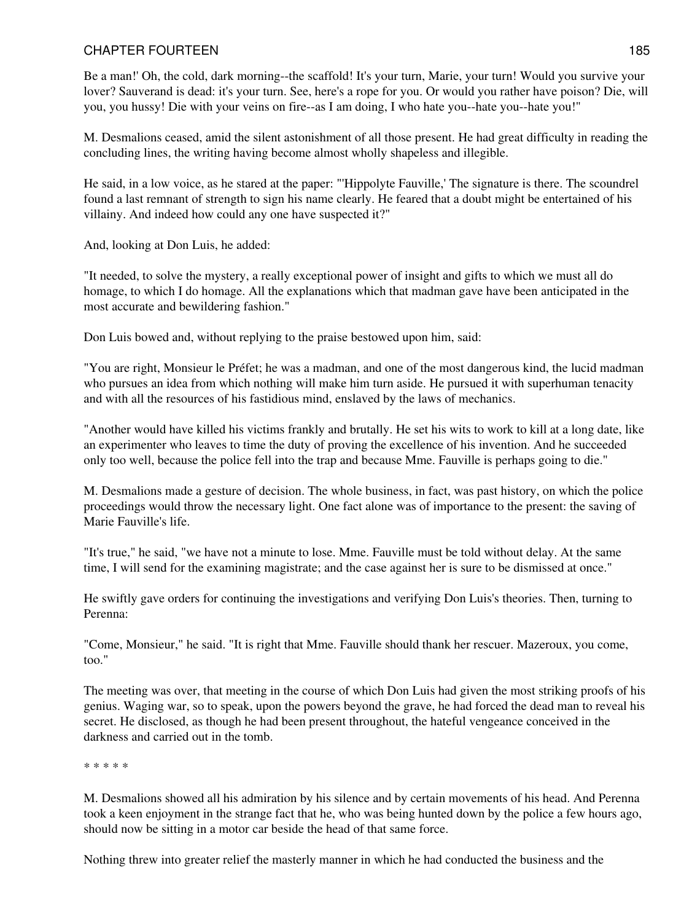Be a man!' Oh, the cold, dark morning--the scaffold! It's your turn, Marie, your turn! Would you survive your lover? Sauverand is dead: it's your turn. See, here's a rope for you. Or would you rather have poison? Die, will you, you hussy! Die with your veins on fire--as I am doing, I who hate you--hate you--hate you!"

M. Desmalions ceased, amid the silent astonishment of all those present. He had great difficulty in reading the concluding lines, the writing having become almost wholly shapeless and illegible.

He said, in a low voice, as he stared at the paper: "'Hippolyte Fauville,' The signature is there. The scoundrel found a last remnant of strength to sign his name clearly. He feared that a doubt might be entertained of his villainy. And indeed how could any one have suspected it?"

And, looking at Don Luis, he added:

"It needed, to solve the mystery, a really exceptional power of insight and gifts to which we must all do homage, to which I do homage. All the explanations which that madman gave have been anticipated in the most accurate and bewildering fashion."

Don Luis bowed and, without replying to the praise bestowed upon him, said:

"You are right, Monsieur le Préfet; he was a madman, and one of the most dangerous kind, the lucid madman who pursues an idea from which nothing will make him turn aside. He pursued it with superhuman tenacity and with all the resources of his fastidious mind, enslaved by the laws of mechanics.

"Another would have killed his victims frankly and brutally. He set his wits to work to kill at a long date, like an experimenter who leaves to time the duty of proving the excellence of his invention. And he succeeded only too well, because the police fell into the trap and because Mme. Fauville is perhaps going to die."

M. Desmalions made a gesture of decision. The whole business, in fact, was past history, on which the police proceedings would throw the necessary light. One fact alone was of importance to the present: the saving of Marie Fauville's life.

"It's true," he said, "we have not a minute to lose. Mme. Fauville must be told without delay. At the same time, I will send for the examining magistrate; and the case against her is sure to be dismissed at once."

He swiftly gave orders for continuing the investigations and verifying Don Luis's theories. Then, turning to Perenna:

"Come, Monsieur," he said. "It is right that Mme. Fauville should thank her rescuer. Mazeroux, you come, too."

The meeting was over, that meeting in the course of which Don Luis had given the most striking proofs of his genius. Waging war, so to speak, upon the powers beyond the grave, he had forced the dead man to reveal his secret. He disclosed, as though he had been present throughout, the hateful vengeance conceived in the darkness and carried out in the tomb.

* * * * *

M. Desmalions showed all his admiration by his silence and by certain movements of his head. And Perenna took a keen enjoyment in the strange fact that he, who was being hunted down by the police a few hours ago, should now be sitting in a motor car beside the head of that same force.

Nothing threw into greater relief the masterly manner in which he had conducted the business and the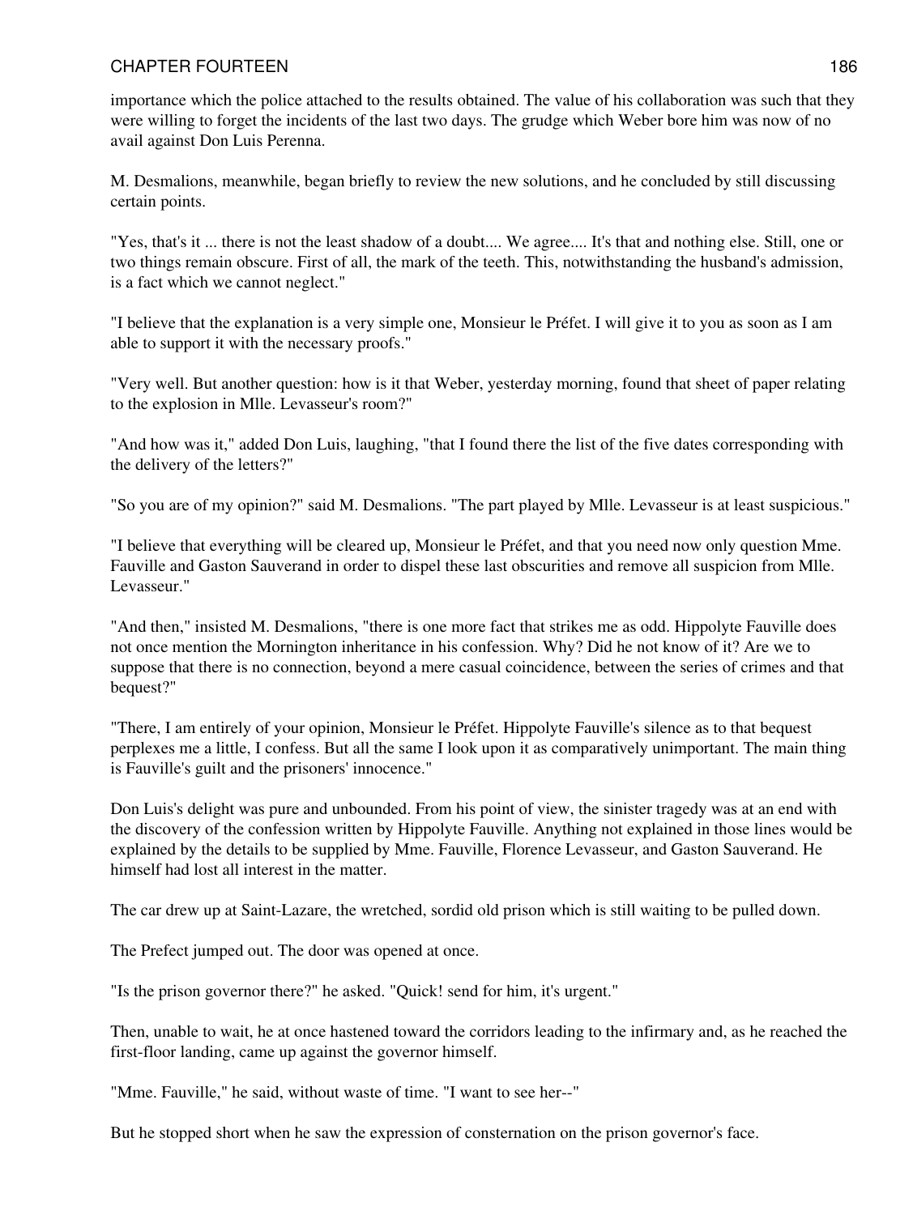importance which the police attached to the results obtained. The value of his collaboration was such that they were willing to forget the incidents of the last two days. The grudge which Weber bore him was now of no avail against Don Luis Perenna.

M. Desmalions, meanwhile, began briefly to review the new solutions, and he concluded by still discussing certain points.

"Yes, that's it ... there is not the least shadow of a doubt.... We agree.... It's that and nothing else. Still, one or two things remain obscure. First of all, the mark of the teeth. This, notwithstanding the husband's admission, is a fact which we cannot neglect."

"I believe that the explanation is a very simple one, Monsieur le Préfet. I will give it to you as soon as I am able to support it with the necessary proofs."

"Very well. But another question: how is it that Weber, yesterday morning, found that sheet of paper relating to the explosion in Mlle. Levasseur's room?"

"And how was it," added Don Luis, laughing, "that I found there the list of the five dates corresponding with the delivery of the letters?"

"So you are of my opinion?" said M. Desmalions. "The part played by Mlle. Levasseur is at least suspicious."

"I believe that everything will be cleared up, Monsieur le Préfet, and that you need now only question Mme. Fauville and Gaston Sauverand in order to dispel these last obscurities and remove all suspicion from Mlle. Levasseur."

"And then," insisted M. Desmalions, "there is one more fact that strikes me as odd. Hippolyte Fauville does not once mention the Mornington inheritance in his confession. Why? Did he not know of it? Are we to suppose that there is no connection, beyond a mere casual coincidence, between the series of crimes and that bequest?"

"There, I am entirely of your opinion, Monsieur le Préfet. Hippolyte Fauville's silence as to that bequest perplexes me a little, I confess. But all the same I look upon it as comparatively unimportant. The main thing is Fauville's guilt and the prisoners' innocence."

Don Luis's delight was pure and unbounded. From his point of view, the sinister tragedy was at an end with the discovery of the confession written by Hippolyte Fauville. Anything not explained in those lines would be explained by the details to be supplied by Mme. Fauville, Florence Levasseur, and Gaston Sauverand. He himself had lost all interest in the matter.

The car drew up at Saint-Lazare, the wretched, sordid old prison which is still waiting to be pulled down.

The Prefect jumped out. The door was opened at once.

"Is the prison governor there?" he asked. "Quick! send for him, it's urgent."

Then, unable to wait, he at once hastened toward the corridors leading to the infirmary and, as he reached the first-floor landing, came up against the governor himself.

"Mme. Fauville," he said, without waste of time. "I want to see her--"

But he stopped short when he saw the expression of consternation on the prison governor's face.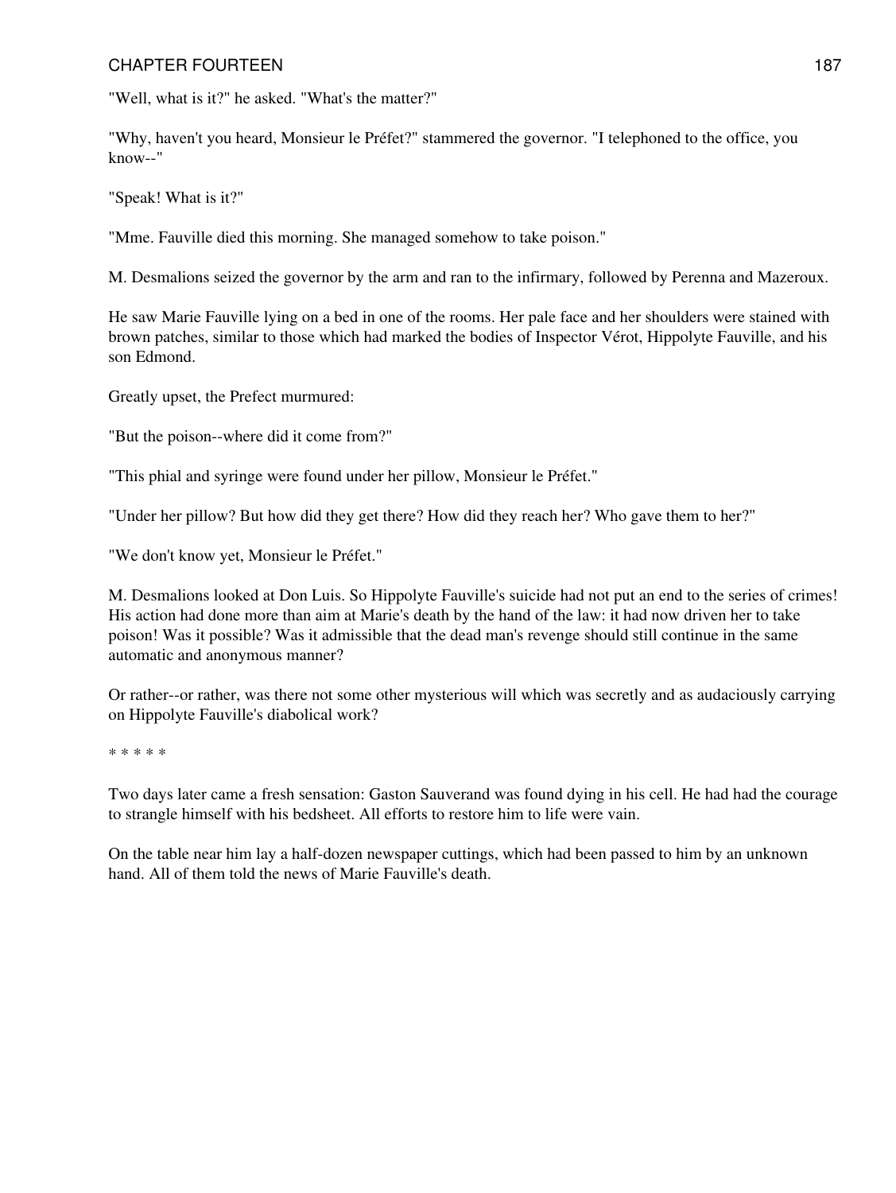"Well, what is it?" he asked. "What's the matter?"

"Why, haven't you heard, Monsieur le Préfet?" stammered the governor. "I telephoned to the office, you know--"

"Speak! What is it?"

"Mme. Fauville died this morning. She managed somehow to take poison."

M. Desmalions seized the governor by the arm and ran to the infirmary, followed by Perenna and Mazeroux.

He saw Marie Fauville lying on a bed in one of the rooms. Her pale face and her shoulders were stained with brown patches, similar to those which had marked the bodies of Inspector Vérot, Hippolyte Fauville, and his son Edmond.

Greatly upset, the Prefect murmured:

"But the poison--where did it come from?"

"This phial and syringe were found under her pillow, Monsieur le Préfet."

"Under her pillow? But how did they get there? How did they reach her? Who gave them to her?"

"We don't know yet, Monsieur le Préfet."

M. Desmalions looked at Don Luis. So Hippolyte Fauville's suicide had not put an end to the series of crimes! His action had done more than aim at Marie's death by the hand of the law: it had now driven her to take poison! Was it possible? Was it admissible that the dead man's revenge should still continue in the same automatic and anonymous manner?

Or rather--or rather, was there not some other mysterious will which was secretly and as audaciously carrying on Hippolyte Fauville's diabolical work?

* * * * *

Two days later came a fresh sensation: Gaston Sauverand was found dying in his cell. He had had the courage to strangle himself with his bedsheet. All efforts to restore him to life were vain.

On the table near him lay a half-dozen newspaper cuttings, which had been passed to him by an unknown hand. All of them told the news of Marie Fauville's death.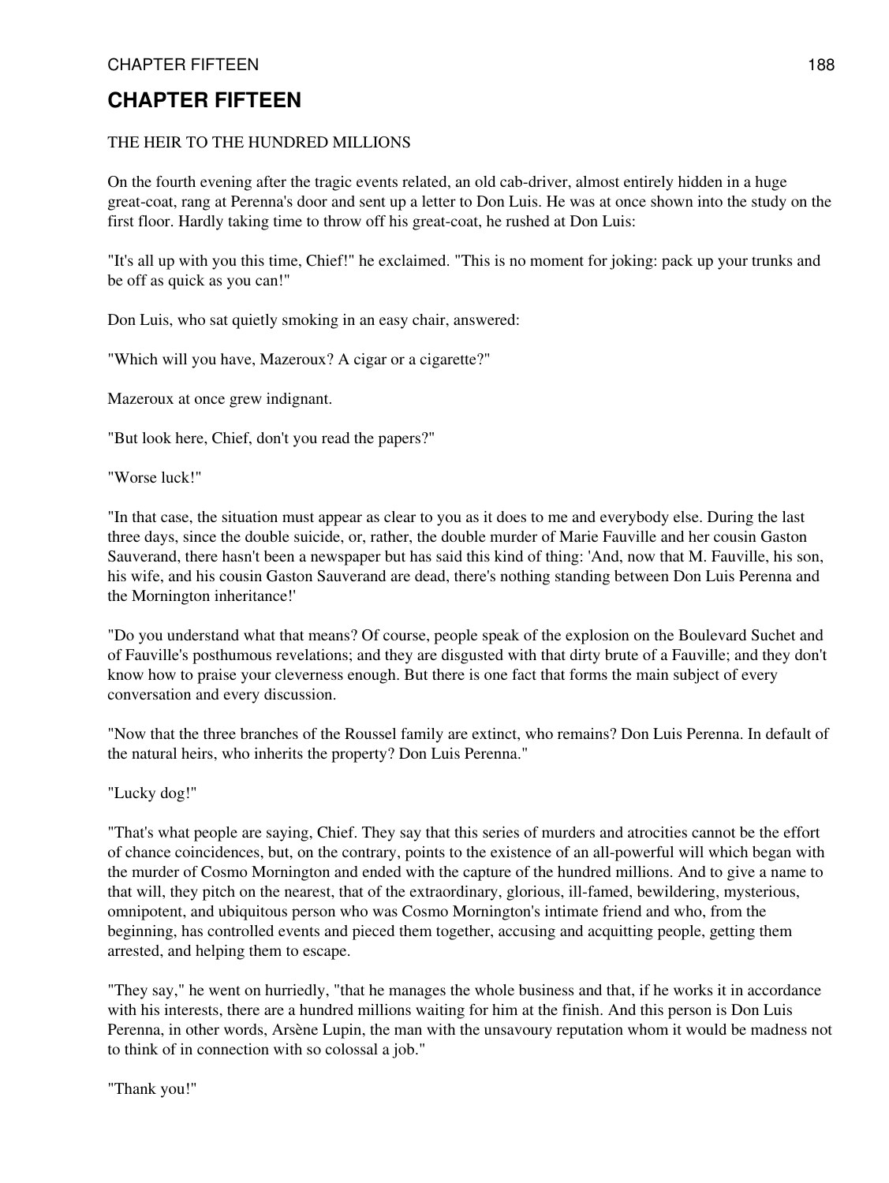# CHAPTER FIFTEEN

THE HEIR TO THE HUNDRED MILLIONS

On the fourth evening after the tragic events related, an old cab-driver, almost entirely hidden in a huge great-coat, rang at Perenna's door and sent up a letter to Don Luis. He was at once shown into the study on the first floor. Hardly taking time to throw off his great-coat, he rushed at Don Luis:

"It's all up with you this time, Chief!" he exclaimed. "This is no moment for joking: pack up your trunks and be off as quick as you can!"

Don Luis, who sat quietly smoking in an easy chair, answered:

"Which will you have, Mazeroux? A cigar or a cigarette?"

Mazeroux at once grew indignant.

"But look here, Chief, don't you read the papers?"

"Worse luck!"

"In that case, the situation must appear as clear to you as it does to me and everybody else. During the last three days, since the double suicide, or, rather, the double murder of Marie Fauville and her cousin Gaston Sauverand, there hasn't been a newspaper but has said this kind of thing: 'And, now that M. Fauville, his son, his wife, and his cousin Gaston Sauverand are dead, there's nothing standing between Don Luis Perenna and the Mornington inheritance!'

"Do you understand what that means? Of course, people speak of the explosion on the Boulevard Suchet and of Fauville's posthumous revelations; and they are disgusted with that dirty brute of a Fauville; and they don't know how to praise your cleverness enough. But there is one fact that forms the main subject of every conversation and every discussion.

"Now that the three branches of the Roussel family are extinct, who remains? Don Luis Perenna. In default of the natural heirs, who inherits the property? Don Luis Perenna."

"Lucky dog!"

"That's what people are saying, Chief. They say that this series of murders and atrocities cannot be the effort of chance coincidences, but, on the contrary, points to the existence of an all-powerful will which began with the murder of Cosmo Mornington and ended with the capture of the hundred millions. And to give a name to that will, they pitch on the nearest, that of the extraordinary, glorious, ill-famed, bewildering, mysterious, omnipotent, and ubiquitous person who was Cosmo Mornington's intimate friend and who, from the beginning, has controlled events and pieced them together, accusing and acquitting people, getting them arrested, and helping them to escape.

"They say," he went on hurriedly, "that he manages the whole business and that, if he works it in accordance with his interests, there are a hundred millions waiting for him at the finish. And this person is Don Luis Perenna, in other words, Arsène Lupin, the man with the unsavoury reputation whom it would be madness not to think of in connection with so colossal a job."

"Thank you!"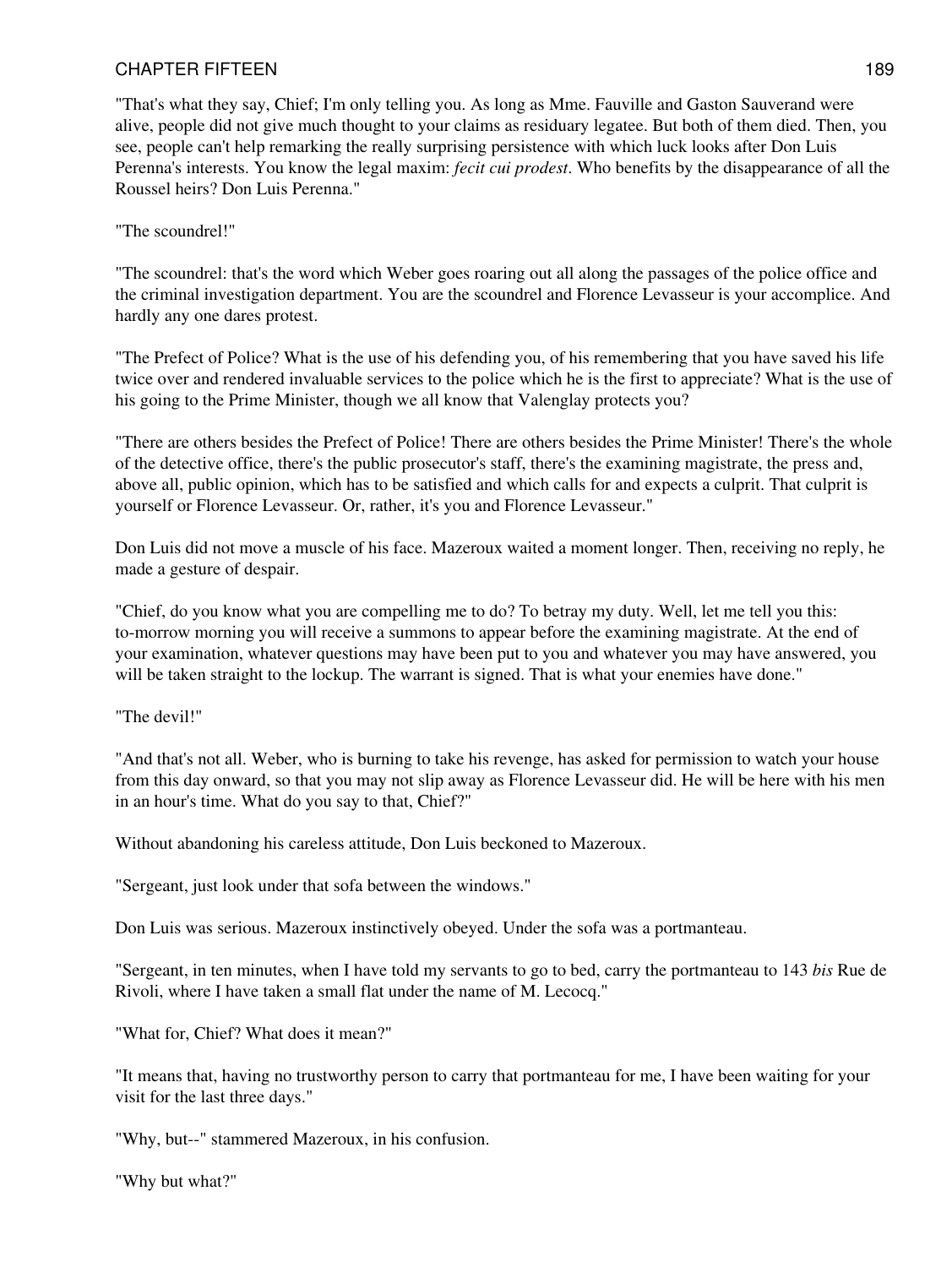"That's what they say, Chief; I'm only telling you. As long as Mme. Fauville and Gaston Sauverand were alive, people did not give much thought to your claims as residuary legatee. But both of them died. Then, you see, people can't help remarking the really surprising persistence with which luck looks after Don Luis Perenna's interests. You know the legal maxim: *fecit cui prodest*. Who benefits by the disappearance of all the Roussel heirs? Don Luis Perenna."

"The scoundrel!"

"The scoundrel: that's the word which Weber goes roaring out all along the passages of the police office and the criminal investigation department. You are the scoundrel and Florence Levasseur is your accomplice. And hardly any one dares protest.

"The Prefect of Police? What is the use of his defending you, of his remembering that you have saved his life twice over and rendered invaluable services to the police which he is the first to appreciate? What is the use of his going to the Prime Minister, though we all know that Valenglay protects you?

"There are others besides the Prefect of Police! There are others besides the Prime Minister! There's the whole of the detective office, there's the public prosecutor's staff, there's the examining magistrate, the press and, above all, public opinion, which has to be satisfied and which calls for and expects a culprit. That culprit is yourself or Florence Levasseur. Or, rather, it's you and Florence Levasseur."

Don Luis did not move a muscle of his face. Mazeroux waited a moment longer. Then, receiving no reply, he made a gesture of despair.

"Chief, do you know what you are compelling me to do? To betray my duty. Well, let me tell you this: to-morrow morning you will receive a summons to appear before the examining magistrate. At the end of your examination, whatever questions may have been put to you and whatever you may have answered, you will be taken straight to the lockup. The warrant is signed. That is what your enemies have done."

"The devil!"

"And that's not all. Weber, who is burning to take his revenge, has asked for permission to watch your house from this day onward, so that you may not slip away as Florence Levasseur did. He will be here with his men in an hour's time. What do you say to that, Chief?"

Without abandoning his careless attitude, Don Luis beckoned to Mazeroux.

"Sergeant, just look under that sofa between the windows."

Don Luis was serious. Mazeroux instinctively obeyed. Under the sofa was a portmanteau.

"Sergeant, in ten minutes, when I have told my servants to go to bed, carry the portmanteau to 143 *bis* Rue de Rivoli, where I have taken a small flat under the name of M. Lecocq."

"What for, Chief? What does it mean?"

"It means that, having no trustworthy person to carry that portmanteau for me, I have been waiting for your visit for the last three days."

"Why, but--" stammered Mazeroux, in his confusion.

"Why but what?"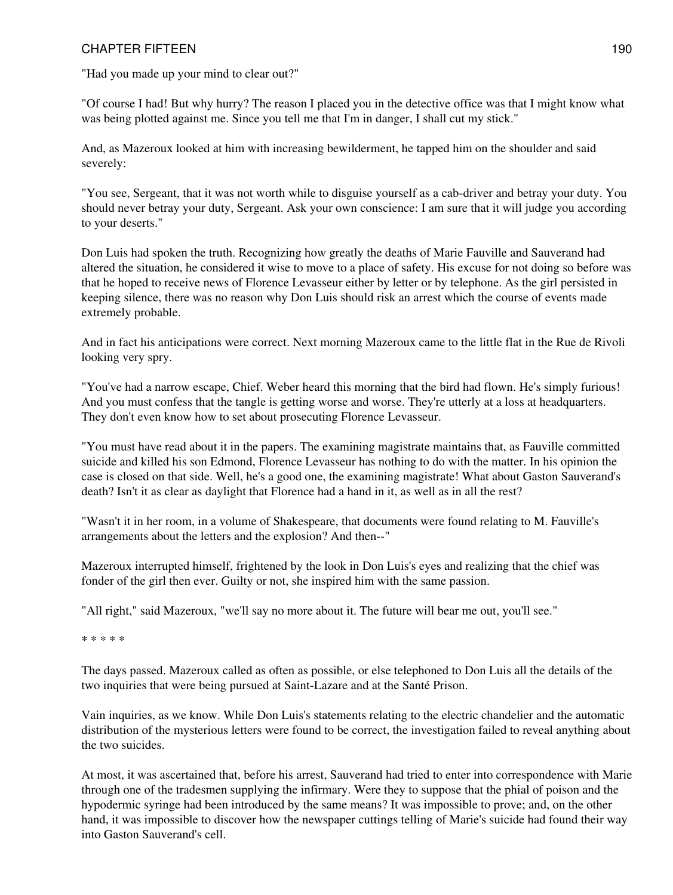"Had you made up your mind to clear out?"

"Of course I had! But why hurry? The reason I placed you in the detective office was that I might know what was being plotted against me. Since you tell me that I'm in danger, I shall cut my stick."

And, as Mazeroux looked at him with increasing bewilderment, he tapped him on the shoulder and said severely:

"You see, Sergeant, that it was not worth while to disguise yourself as a cab-driver and betray your duty. You should never betray your duty, Sergeant. Ask your own conscience: I am sure that it will judge you according to your deserts."

Don Luis had spoken the truth. Recognizing how greatly the deaths of Marie Fauville and Sauverand had altered the situation, he considered it wise to move to a place of safety. His excuse for not doing so before was that he hoped to receive news of Florence Levasseur either by letter or by telephone. As the girl persisted in keeping silence, there was no reason why Don Luis should risk an arrest which the course of events made extremely probable.

And in fact his anticipations were correct. Next morning Mazeroux came to the little flat in the Rue de Rivoli looking very spry.

"You've had a narrow escape, Chief. Weber heard this morning that the bird had flown. He's simply furious! And you must confess that the tangle is getting worse and worse. They're utterly at a loss at headquarters. They don't even know how to set about prosecuting Florence Levasseur.

"You must have read about it in the papers. The examining magistrate maintains that, as Fauville committed suicide and killed his son Edmond, Florence Levasseur has nothing to do with the matter. In his opinion the case is closed on that side. Well, he's a good one, the examining magistrate! What about Gaston Sauverand's death? Isn't it as clear as daylight that Florence had a hand in it, as well as in all the rest?

"Wasn't it in her room, in a volume of Shakespeare, that documents were found relating to M. Fauville's arrangements about the letters and the explosion? And then--"

Mazeroux interrupted himself, frightened by the look in Don Luis's eyes and realizing that the chief was fonder of the girl then ever. Guilty or not, she inspired him with the same passion.

"All right," said Mazeroux, "we'll say no more about it. The future will bear me out, you'll see."

* * * * *

The days passed. Mazeroux called as often as possible, or else telephoned to Don Luis all the details of the two inquiries that were being pursued at Saint-Lazare and at the Santé Prison.

Vain inquiries, as we know. While Don Luis's statements relating to the electric chandelier and the automatic distribution of the mysterious letters were found to be correct, the investigation failed to reveal anything about the two suicides.

At most, it was ascertained that, before his arrest, Sauverand had tried to enter into correspondence with Marie through one of the tradesmen supplying the infirmary. Were they to suppose that the phial of poison and the hypodermic syringe had been introduced by the same means? It was impossible to prove; and, on the other hand, it was impossible to discover how the newspaper cuttings telling of Marie's suicide had found their way into Gaston Sauverand's cell.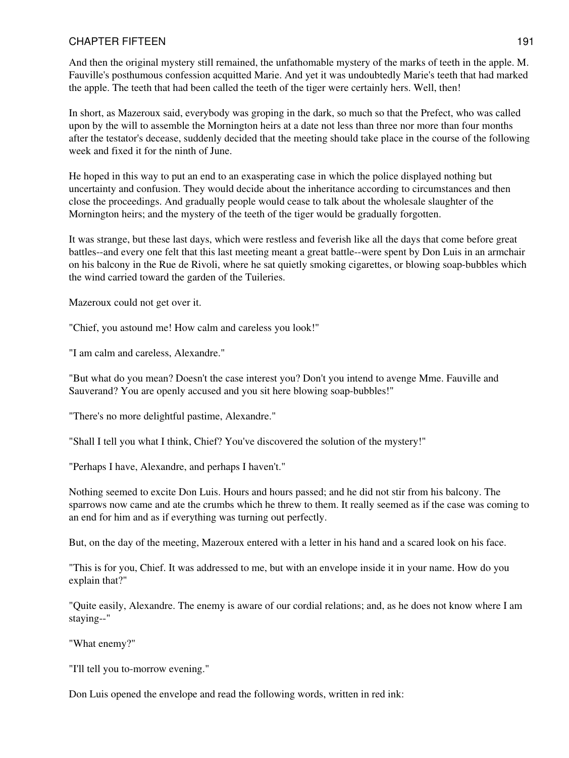And then the original mystery still remained, the unfathomable mystery of the marks of teeth in the apple. M. Fauville's posthumous confession acquitted Marie. And yet it was undoubtedly Marie's teeth that had marked the apple. The teeth that had been called the teeth of the tiger were certainly hers. Well, then!

In short, as Mazeroux said, everybody was groping in the dark, so much so that the Prefect, who was called upon by the will to assemble the Mornington heirs at a date not less than three nor more than four months after the testator's decease, suddenly decided that the meeting should take place in the course of the following week and fixed it for the ninth of June.

He hoped in this way to put an end to an exasperating case in which the police displayed nothing but uncertainty and confusion. They would decide about the inheritance according to circumstances and then close the proceedings. And gradually people would cease to talk about the wholesale slaughter of the Mornington heirs; and the mystery of the teeth of the tiger would be gradually forgotten.

It was strange, but these last days, which were restless and feverish like all the days that come before great battles--and every one felt that this last meeting meant a great battle--were spent by Don Luis in an armchair on his balcony in the Rue de Rivoli, where he sat quietly smoking cigarettes, or blowing soap-bubbles which the wind carried toward the garden of the Tuileries.

Mazeroux could not get over it.

"Chief, you astound me! How calm and careless you look!"

"I am calm and careless, Alexandre."

"But what do you mean? Doesn't the case interest you? Don't you intend to avenge Mme. Fauville and Sauverand? You are openly accused and you sit here blowing soap-bubbles!"

"There's no more delightful pastime, Alexandre."

"Shall I tell you what I think, Chief? You've discovered the solution of the mystery!"

"Perhaps I have, Alexandre, and perhaps I haven't."

Nothing seemed to excite Don Luis. Hours and hours passed; and he did not stir from his balcony. The sparrows now came and ate the crumbs which he threw to them. It really seemed as if the case was coming to an end for him and as if everything was turning out perfectly.

But, on the day of the meeting, Mazeroux entered with a letter in his hand and a scared look on his face.

"This is for you, Chief. It was addressed to me, but with an envelope inside it in your name. How do you explain that?"

"Quite easily, Alexandre. The enemy is aware of our cordial relations; and, as he does not know where I am staying--"

"What enemy?"

"I'll tell you to-morrow evening."

Don Luis opened the envelope and read the following words, written in red ink: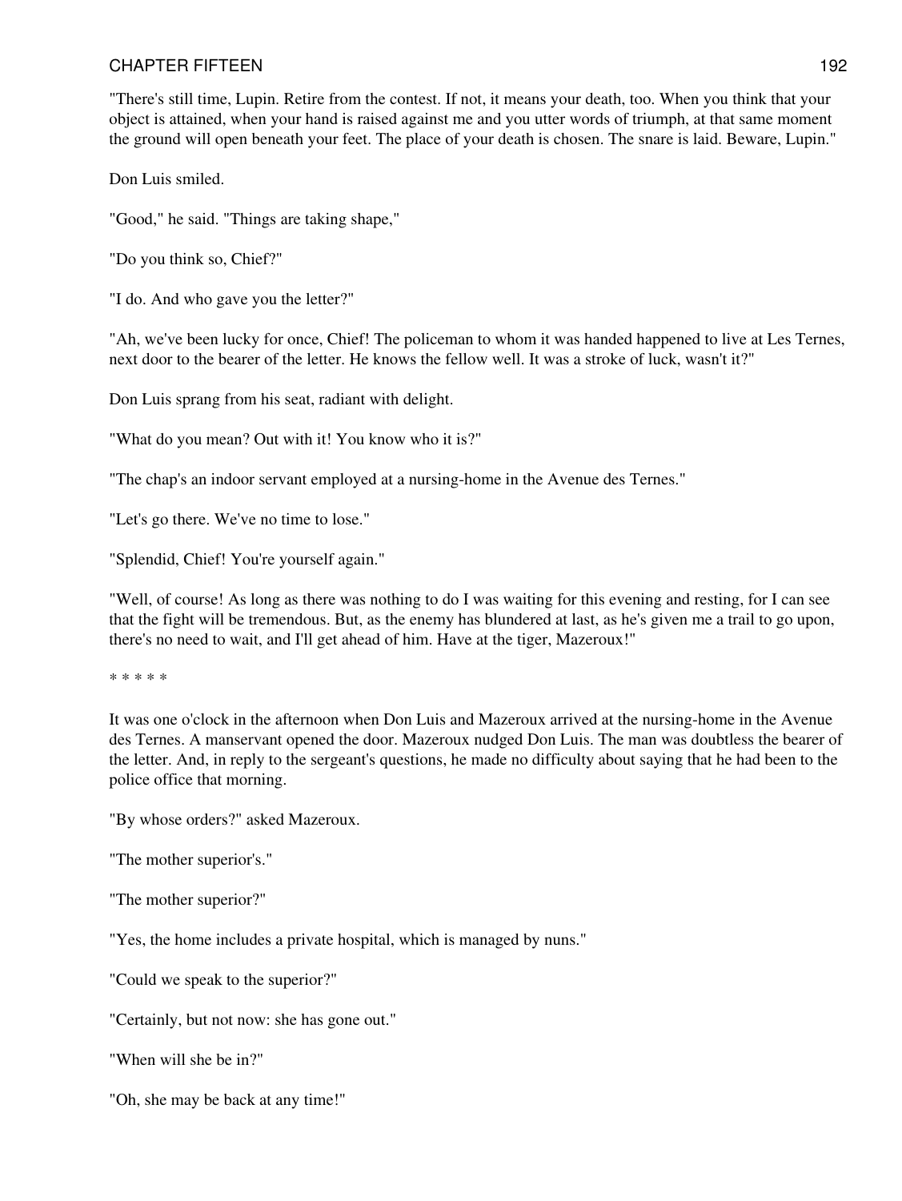"There's still time, Lupin. Retire from the contest. If not, it means your death, too. When you think that your object is attained, when your hand is raised against me and you utter words of triumph, at that same moment the ground will open beneath your feet. The place of your death is chosen. The snare is laid. Beware, Lupin."

Don Luis smiled.

"Good," he said. "Things are taking shape,"

"Do you think so, Chief?"

"I do. And who gave you the letter?"

"Ah, we've been lucky for once, Chief! The policeman to whom it was handed happened to live at Les Ternes, next door to the bearer of the letter. He knows the fellow well. It was a stroke of luck, wasn't it?"

Don Luis sprang from his seat, radiant with delight.

"What do you mean? Out with it! You know who it is?"

"The chap's an indoor servant employed at a nursing-home in the Avenue des Ternes."

"Let's go there. We've no time to lose."

"Splendid, Chief! You're yourself again."

"Well, of course! As long as there was nothing to do I was waiting for this evening and resting, for I can see that the fight will be tremendous. But, as the enemy has blundered at last, as he's given me a trail to go upon, there's no need to wait, and I'll get ahead of him. Have at the tiger, Mazeroux!"

* * * * *

It was one o'clock in the afternoon when Don Luis and Mazeroux arrived at the nursing-home in the Avenue des Ternes. A manservant opened the door. Mazeroux nudged Don Luis. The man was doubtless the bearer of the letter. And, in reply to the sergeant's questions, he made no difficulty about saying that he had been to the police office that morning.

"By whose orders?" asked Mazeroux.

"The mother superior's."

"The mother superior?"

"Yes, the home includes a private hospital, which is managed by nuns."

"Could we speak to the superior?"

"Certainly, but not now: she has gone out."

"When will she be in?"

"Oh, she may be back at any time!"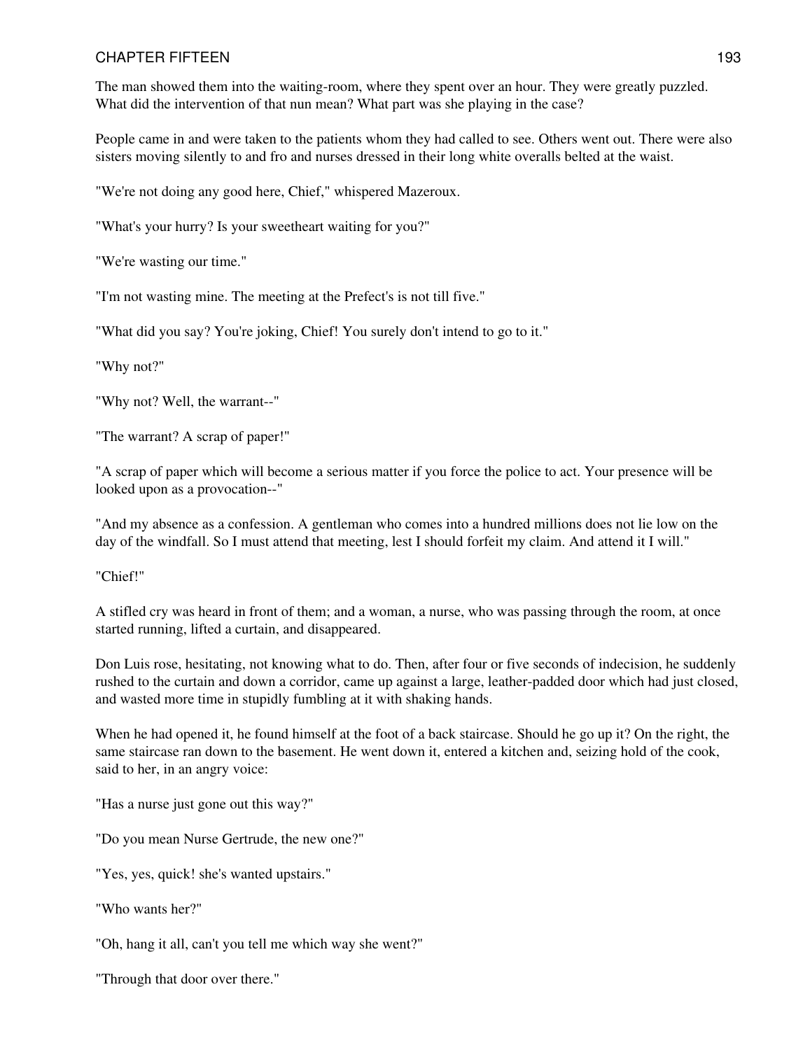The man showed them into the waiting-room, where they spent over an hour. They were greatly puzzled. What did the intervention of that nun mean? What part was she playing in the case?

People came in and were taken to the patients whom they had called to see. Others went out. There were also sisters moving silently to and fro and nurses dressed in their long white overalls belted at the waist.

"We're not doing any good here, Chief," whispered Mazeroux.

"What's your hurry? Is your sweetheart waiting for you?"

"We're wasting our time."

"I'm not wasting mine. The meeting at the Prefect's is not till five."

"What did you say? You're joking, Chief! You surely don't intend to go to it."

"Why not?"

"Why not? Well, the warrant--"

"The warrant? A scrap of paper!"

"A scrap of paper which will become a serious matter if you force the police to act. Your presence will be looked upon as a provocation--"

"And my absence as a confession. A gentleman who comes into a hundred millions does not lie low on the day of the windfall. So I must attend that meeting, lest I should forfeit my claim. And attend it I will."

"Chief!"

A stifled cry was heard in front of them; and a woman, a nurse, who was passing through the room, at once started running, lifted a curtain, and disappeared.

Don Luis rose, hesitating, not knowing what to do. Then, after four or five seconds of indecision, he suddenly rushed to the curtain and down a corridor, came up against a large, leather-padded door which had just closed, and wasted more time in stupidly fumbling at it with shaking hands.

When he had opened it, he found himself at the foot of a back staircase. Should he go up it? On the right, the same staircase ran down to the basement. He went down it, entered a kitchen and, seizing hold of the cook, said to her, in an angry voice:

"Has a nurse just gone out this way?"

"Do you mean Nurse Gertrude, the new one?"

"Yes, yes, quick! she's wanted upstairs."

"Who wants her?"

"Oh, hang it all, can't you tell me which way she went?"

"Through that door over there."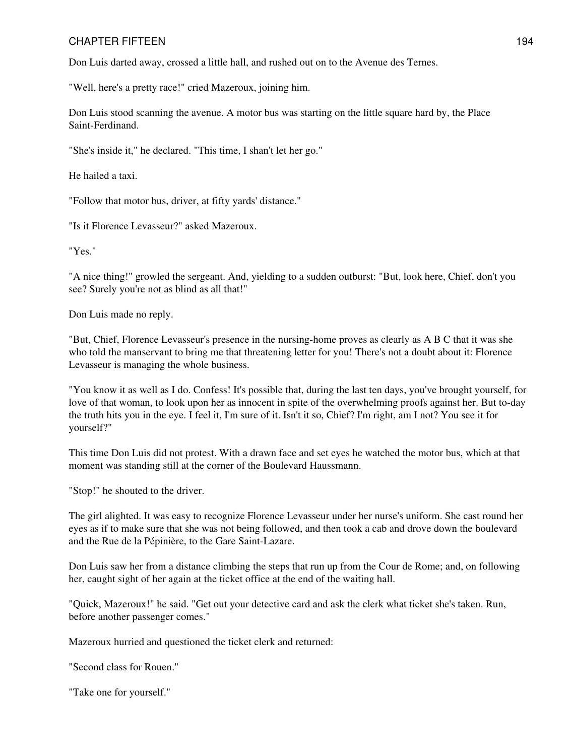Don Luis darted away, crossed a little hall, and rushed out on to the Avenue des Ternes.

"Well, here's a pretty race!" cried Mazeroux, joining him.

Don Luis stood scanning the avenue. A motor bus was starting on the little square hard by, the Place Saint-Ferdinand.

"She's inside it," he declared. "This time, I shan't let her go."

He hailed a taxi.

"Follow that motor bus, driver, at fifty yards' distance."

"Is it Florence Levasseur?" asked Mazeroux.

"Yes."

"A nice thing!" growled the sergeant. And, yielding to a sudden outburst: "But, look here, Chief, don't you see? Surely you're not as blind as all that!"

Don Luis made no reply.

"But, Chief, Florence Levasseur's presence in the nursing-home proves as clearly as A B C that it was she who told the manservant to bring me that threatening letter for you! There's not a doubt about it: Florence Levasseur is managing the whole business.

"You know it as well as I do. Confess! It's possible that, during the last ten days, you've brought yourself, for love of that woman, to look upon her as innocent in spite of the overwhelming proofs against her. But to-day the truth hits you in the eye. I feel it, I'm sure of it. Isn't it so, Chief? I'm right, am I not? You see it for yourself?"

This time Don Luis did not protest. With a drawn face and set eyes he watched the motor bus, which at that moment was standing still at the corner of the Boulevard Haussmann.

"Stop!" he shouted to the driver.

The girl alighted. It was easy to recognize Florence Levasseur under her nurse's uniform. She cast round her eyes as if to make sure that she was not being followed, and then took a cab and drove down the boulevard and the Rue de la Pépinière, to the Gare Saint-Lazare.

Don Luis saw her from a distance climbing the steps that run up from the Cour de Rome; and, on following her, caught sight of her again at the ticket office at the end of the waiting hall.

"Quick, Mazeroux!" he said. "Get out your detective card and ask the clerk what ticket she's taken. Run, before another passenger comes."

Mazeroux hurried and questioned the ticket clerk and returned:

"Second class for Rouen."

"Take one for yourself."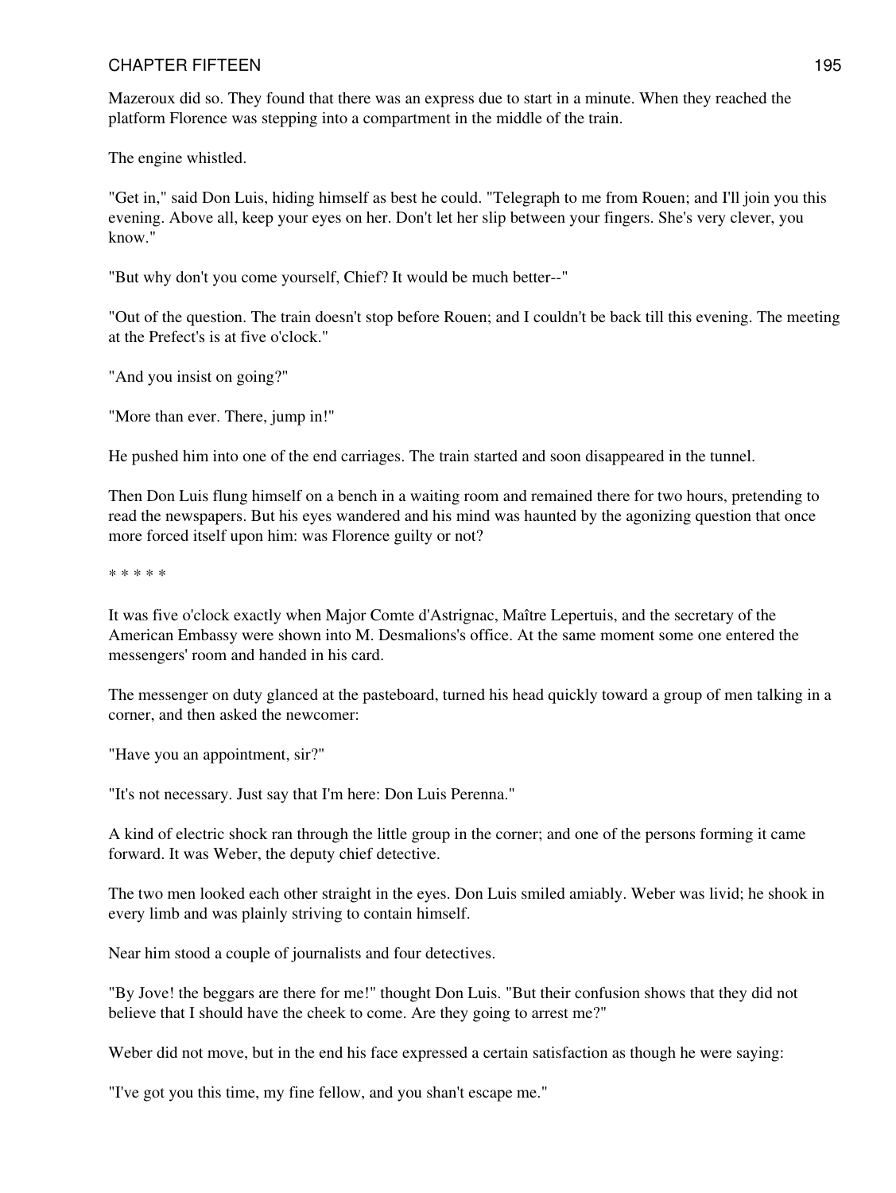Mazeroux did so. They found that there was an express due to start in a minute. When they reached the platform Florence was stepping into a compartment in the middle of the train.

The engine whistled.

"Get in," said Don Luis, hiding himself as best he could. "Telegraph to me from Rouen; and I'll join you this evening. Above all, keep your eyes on her. Don't let her slip between your fingers. She's very clever, you know."

"But why don't you come yourself, Chief? It would be much better--"

"Out of the question. The train doesn't stop before Rouen; and I couldn't be back till this evening. The meeting at the Prefect's is at five o'clock."

"And you insist on going?"

"More than ever. There, jump in!"

He pushed him into one of the end carriages. The train started and soon disappeared in the tunnel.

Then Don Luis flung himself on a bench in a waiting room and remained there for two hours, pretending to read the newspapers. But his eyes wandered and his mind was haunted by the agonizing question that once more forced itself upon him: was Florence guilty or not?

* * * * *

It was five o'clock exactly when Major Comte d'Astrignac, Maître Lepertuis, and the secretary of the American Embassy were shown into M. Desmalions's office. At the same moment some one entered the messengers' room and handed in his card.

The messenger on duty glanced at the pasteboard, turned his head quickly toward a group of men talking in a corner, and then asked the newcomer:

"Have you an appointment, sir?"

"It's not necessary. Just say that I'm here: Don Luis Perenna."

A kind of electric shock ran through the little group in the corner; and one of the persons forming it came forward. It was Weber, the deputy chief detective.

The two men looked each other straight in the eyes. Don Luis smiled amiably. Weber was livid; he shook in every limb and was plainly striving to contain himself.

Near him stood a couple of journalists and four detectives.

"By Jove! the beggars are there for me!" thought Don Luis. "But their confusion shows that they did not believe that I should have the cheek to come. Are they going to arrest me?"

Weber did not move, but in the end his face expressed a certain satisfaction as though he were saying:

"I've got you this time, my fine fellow, and you shan't escape me."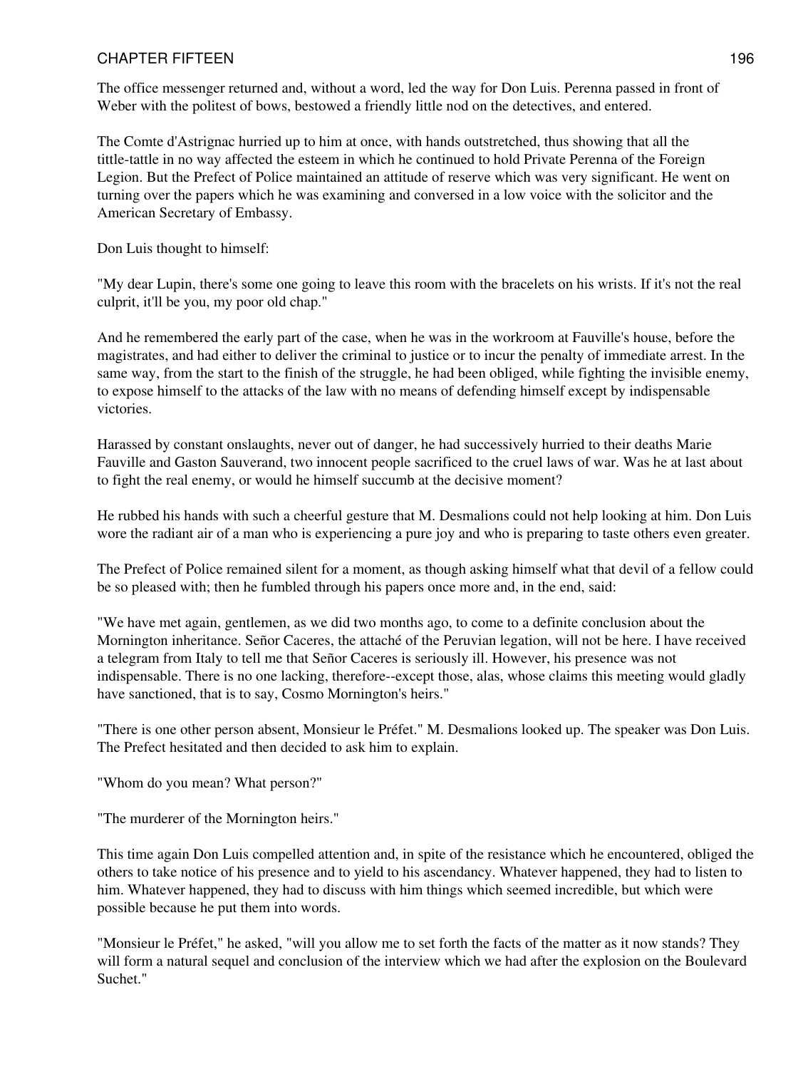The office messenger returned and, without a word, led the way for Don Luis. Perenna passed in front of Weber with the politest of bows, bestowed a friendly little nod on the detectives, and entered.

The Comte d'Astrignac hurried up to him at once, with hands outstretched, thus showing that all the tittle-tattle in no way affected the esteem in which he continued to hold Private Perenna of the Foreign Legion. But the Prefect of Police maintained an attitude of reserve which was very significant. He went on turning over the papers which he was examining and conversed in a low voice with the solicitor and the American Secretary of Embassy.

Don Luis thought to himself:

"My dear Lupin, there's some one going to leave this room with the bracelets on his wrists. If it's not the real culprit, it'll be you, my poor old chap."

And he remembered the early part of the case, when he was in the workroom at Fauville's house, before the magistrates, and had either to deliver the criminal to justice or to incur the penalty of immediate arrest. In the same way, from the start to the finish of the struggle, he had been obliged, while fighting the invisible enemy, to expose himself to the attacks of the law with no means of defending himself except by indispensable victories.

Harassed by constant onslaughts, never out of danger, he had successively hurried to their deaths Marie Fauville and Gaston Sauverand, two innocent people sacrificed to the cruel laws of war. Was he at last about to fight the real enemy, or would he himself succumb at the decisive moment?

He rubbed his hands with such a cheerful gesture that M. Desmalions could not help looking at him. Don Luis wore the radiant air of a man who is experiencing a pure joy and who is preparing to taste others even greater.

The Prefect of Police remained silent for a moment, as though asking himself what that devil of a fellow could be so pleased with; then he fumbled through his papers once more and, in the end, said:

"We have met again, gentlemen, as we did two months ago, to come to a definite conclusion about the Mornington inheritance. Señor Caceres, the attaché of the Peruvian legation, will not be here. I have received a telegram from Italy to tell me that Señor Caceres is seriously ill. However, his presence was not indispensable. There is no one lacking, therefore--except those, alas, whose claims this meeting would gladly have sanctioned, that is to say, Cosmo Mornington's heirs."

"There is one other person absent, Monsieur le Préfet." M. Desmalions looked up. The speaker was Don Luis. The Prefect hesitated and then decided to ask him to explain.

"Whom do you mean? What person?"

"The murderer of the Mornington heirs."

This time again Don Luis compelled attention and, in spite of the resistance which he encountered, obliged the others to take notice of his presence and to yield to his ascendancy. Whatever happened, they had to listen to him. Whatever happened, they had to discuss with him things which seemed incredible, but which were possible because he put them into words.

"Monsieur le Préfet," he asked, "will you allow me to set forth the facts of the matter as it now stands? They will form a natural sequel and conclusion of the interview which we had after the explosion on the Boulevard Suchet."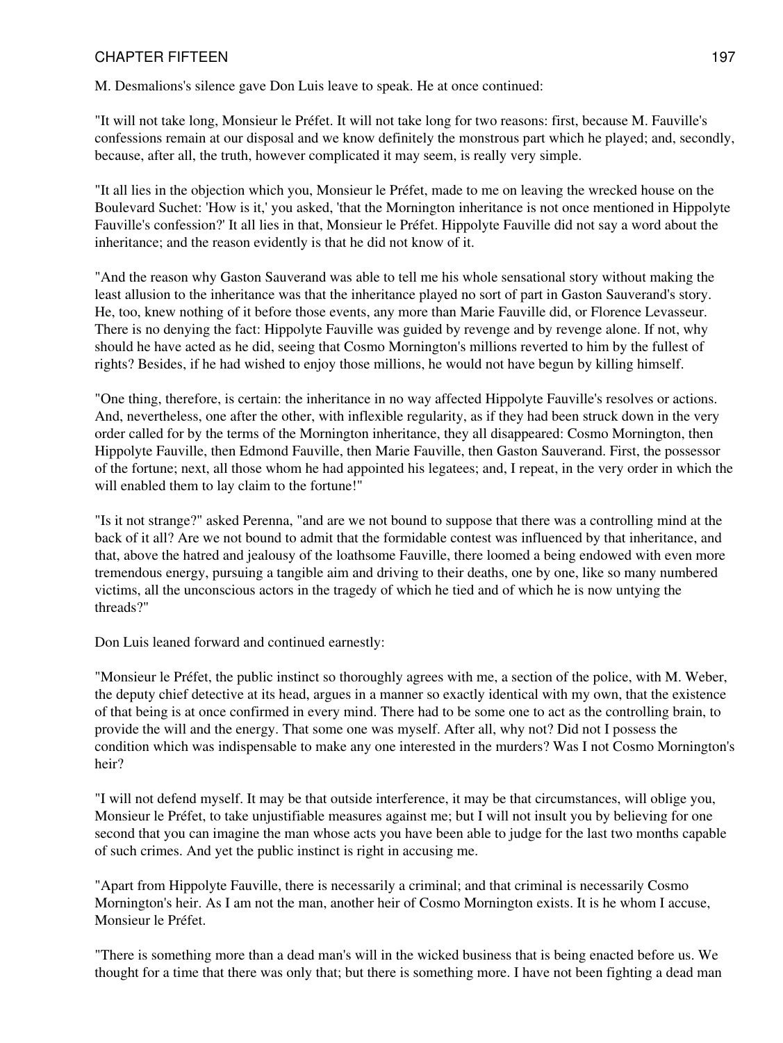M. Desmalions's silence gave Don Luis leave to speak. He at once continued:

"It will not take long, Monsieur le Préfet. It will not take long for two reasons: first, because M. Fauville's confessions remain at our disposal and we know definitely the monstrous part which he played; and, secondly, because, after all, the truth, however complicated it may seem, is really very simple.

"It all lies in the objection which you, Monsieur le Préfet, made to me on leaving the wrecked house on the Boulevard Suchet: 'How is it,' you asked, 'that the Mornington inheritance is not once mentioned in Hippolyte Fauville's confession?' It all lies in that, Monsieur le Préfet. Hippolyte Fauville did not say a word about the inheritance; and the reason evidently is that he did not know of it.

"And the reason why Gaston Sauverand was able to tell me his whole sensational story without making the least allusion to the inheritance was that the inheritance played no sort of part in Gaston Sauverand's story. He, too, knew nothing of it before those events, any more than Marie Fauville did, or Florence Levasseur. There is no denying the fact: Hippolyte Fauville was guided by revenge and by revenge alone. If not, why should he have acted as he did, seeing that Cosmo Mornington's millions reverted to him by the fullest of rights? Besides, if he had wished to enjoy those millions, he would not have begun by killing himself.

"One thing, therefore, is certain: the inheritance in no way affected Hippolyte Fauville's resolves or actions. And, nevertheless, one after the other, with inflexible regularity, as if they had been struck down in the very order called for by the terms of the Mornington inheritance, they all disappeared: Cosmo Mornington, then Hippolyte Fauville, then Edmond Fauville, then Marie Fauville, then Gaston Sauverand. First, the possessor of the fortune; next, all those whom he had appointed his legatees; and, I repeat, in the very order in which the will enabled them to lay claim to the fortune!"

"Is it not strange?" asked Perenna, "and are we not bound to suppose that there was a controlling mind at the back of it all? Are we not bound to admit that the formidable contest was influenced by that inheritance, and that, above the hatred and jealousy of the loathsome Fauville, there loomed a being endowed with even more tremendous energy, pursuing a tangible aim and driving to their deaths, one by one, like so many numbered victims, all the unconscious actors in the tragedy of which he tied and of which he is now untying the threads?"

Don Luis leaned forward and continued earnestly:

"Monsieur le Préfet, the public instinct so thoroughly agrees with me, a section of the police, with M. Weber, the deputy chief detective at its head, argues in a manner so exactly identical with my own, that the existence of that being is at once confirmed in every mind. There had to be some one to act as the controlling brain, to provide the will and the energy. That some one was myself. After all, why not? Did not I possess the condition which was indispensable to make any one interested in the murders? Was I not Cosmo Mornington's heir?

"I will not defend myself. It may be that outside interference, it may be that circumstances, will oblige you, Monsieur le Préfet, to take unjustifiable measures against me; but I will not insult you by believing for one second that you can imagine the man whose acts you have been able to judge for the last two months capable of such crimes. And yet the public instinct is right in accusing me.

"Apart from Hippolyte Fauville, there is necessarily a criminal; and that criminal is necessarily Cosmo Mornington's heir. As I am not the man, another heir of Cosmo Mornington exists. It is he whom I accuse, Monsieur le Préfet.

"There is something more than a dead man's will in the wicked business that is being enacted before us. We thought for a time that there was only that; but there is something more. I have not been fighting a dead man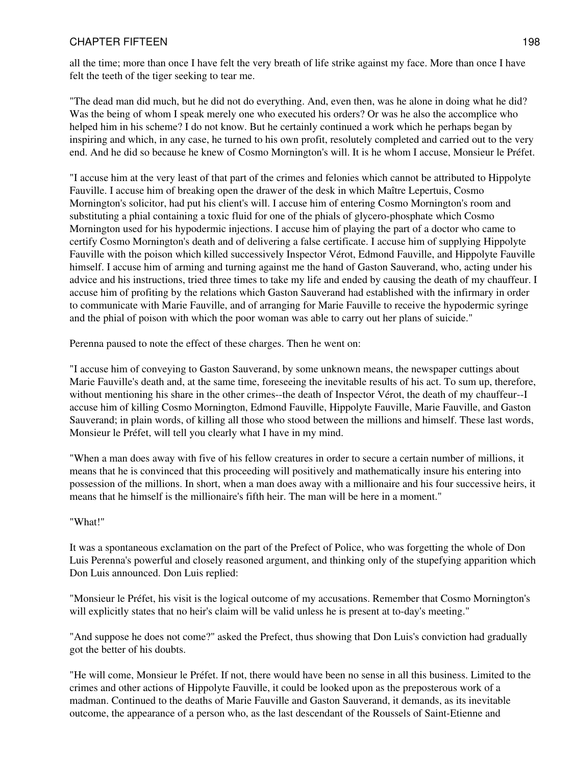all the time; more than once I have felt the very breath of life strike against my face. More than once I have felt the teeth of the tiger seeking to tear me.

"The dead man did much, but he did not do everything. And, even then, was he alone in doing what he did? Was the being of whom I speak merely one who executed his orders? Or was he also the accomplice who helped him in his scheme? I do not know. But he certainly continued a work which he perhaps began by inspiring and which, in any case, he turned to his own profit, resolutely completed and carried out to the very end. And he did so because he knew of Cosmo Mornington's will. It is he whom I accuse, Monsieur le Préfet.

"I accuse him at the very least of that part of the crimes and felonies which cannot be attributed to Hippolyte Fauville. I accuse him of breaking open the drawer of the desk in which Maître Lepertuis, Cosmo Mornington's solicitor, had put his client's will. I accuse him of entering Cosmo Mornington's room and substituting a phial containing a toxic fluid for one of the phials of glycero-phosphate which Cosmo Mornington used for his hypodermic injections. I accuse him of playing the part of a doctor who came to certify Cosmo Mornington's death and of delivering a false certificate. I accuse him of supplying Hippolyte Fauville with the poison which killed successively Inspector Vérot, Edmond Fauville, and Hippolyte Fauville himself. I accuse him of arming and turning against me the hand of Gaston Sauverand, who, acting under his advice and his instructions, tried three times to take my life and ended by causing the death of my chauffeur. I accuse him of profiting by the relations which Gaston Sauverand had established with the infirmary in order to communicate with Marie Fauville, and of arranging for Marie Fauville to receive the hypodermic syringe and the phial of poison with which the poor woman was able to carry out her plans of suicide."

Perenna paused to note the effect of these charges. Then he went on:

"I accuse him of conveying to Gaston Sauverand, by some unknown means, the newspaper cuttings about Marie Fauville's death and, at the same time, foreseeing the inevitable results of his act. To sum up, therefore, without mentioning his share in the other crimes--the death of Inspector Vérot, the death of my chauffeur--I accuse him of killing Cosmo Mornington, Edmond Fauville, Hippolyte Fauville, Marie Fauville, and Gaston Sauverand; in plain words, of killing all those who stood between the millions and himself. These last words, Monsieur le Préfet, will tell you clearly what I have in my mind.

"When a man does away with five of his fellow creatures in order to secure a certain number of millions, it means that he is convinced that this proceeding will positively and mathematically insure his entering into possession of the millions. In short, when a man does away with a millionaire and his four successive heirs, it means that he himself is the millionaire's fifth heir. The man will be here in a moment."

"What!"

It was a spontaneous exclamation on the part of the Prefect of Police, who was forgetting the whole of Don Luis Perenna's powerful and closely reasoned argument, and thinking only of the stupefying apparition which Don Luis announced. Don Luis replied:

"Monsieur le Préfet, his visit is the logical outcome of my accusations. Remember that Cosmo Mornington's will explicitly states that no heir's claim will be valid unless he is present at to-day's meeting."

"And suppose he does not come?" asked the Prefect, thus showing that Don Luis's conviction had gradually got the better of his doubts.

"He will come, Monsieur le Préfet. If not, there would have been no sense in all this business. Limited to the crimes and other actions of Hippolyte Fauville, it could be looked upon as the preposterous work of a madman. Continued to the deaths of Marie Fauville and Gaston Sauverand, it demands, as its inevitable outcome, the appearance of a person who, as the last descendant of the Roussels of Saint-Etienne and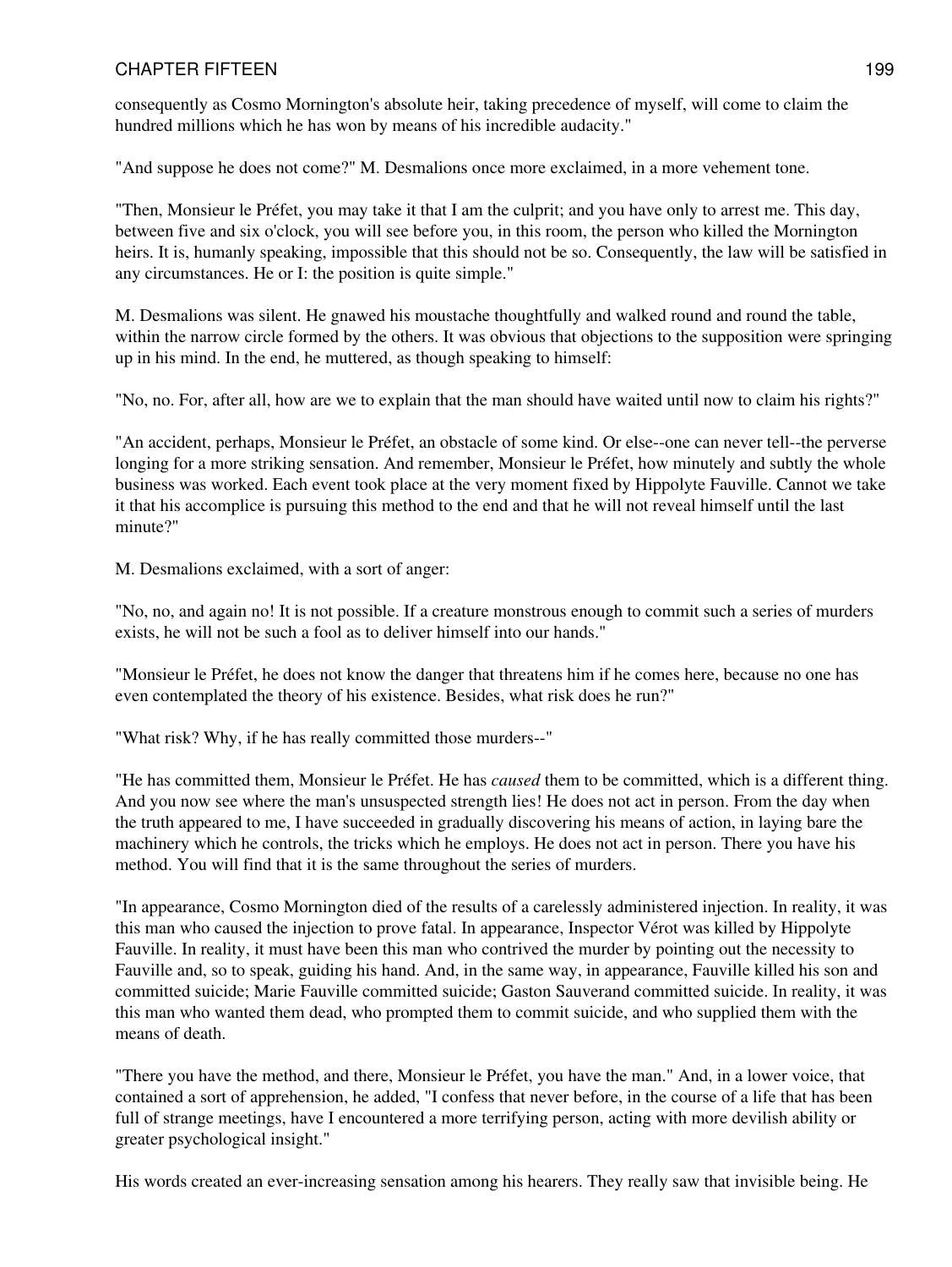consequently as Cosmo Mornington's absolute heir, taking precedence of myself, will come to claim the hundred millions which he has won by means of his incredible audacity."

"And suppose he does not come?" M. Desmalions once more exclaimed, in a more vehement tone.

"Then, Monsieur le Préfet, you may take it that I am the culprit; and you have only to arrest me. This day, between five and six o'clock, you will see before you, in this room, the person who killed the Mornington heirs. It is, humanly speaking, impossible that this should not be so. Consequently, the law will be satisfied in any circumstances. He or I: the position is quite simple."

M. Desmalions was silent. He gnawed his moustache thoughtfully and walked round and round the table, within the narrow circle formed by the others. It was obvious that objections to the supposition were springing up in his mind. In the end, he muttered, as though speaking to himself:

"No, no. For, after all, how are we to explain that the man should have waited until now to claim his rights?"

"An accident, perhaps, Monsieur le Préfet, an obstacle of some kind. Or else--one can never tell--the perverse longing for a more striking sensation. And remember, Monsieur le Préfet, how minutely and subtly the whole business was worked. Each event took place at the very moment fixed by Hippolyte Fauville. Cannot we take it that his accomplice is pursuing this method to the end and that he will not reveal himself until the last minute?"

M. Desmalions exclaimed, with a sort of anger:

"No, no, and again no! It is not possible. If a creature monstrous enough to commit such a series of murders exists, he will not be such a fool as to deliver himself into our hands."

"Monsieur le Préfet, he does not know the danger that threatens him if he comes here, because no one has even contemplated the theory of his existence. Besides, what risk does he run?"

"What risk? Why, if he has really committed those murders--"

"He has committed them, Monsieur le Préfet. He has *caused* them to be committed, which is a different thing. And you now see where the man's unsuspected strength lies! He does not act in person. From the day when the truth appeared to me, I have succeeded in gradually discovering his means of action, in laying bare the machinery which he controls, the tricks which he employs. He does not act in person. There you have his method. You will find that it is the same throughout the series of murders.

"In appearance, Cosmo Mornington died of the results of a carelessly administered injection. In reality, it was this man who caused the injection to prove fatal. In appearance, Inspector Vérot was killed by Hippolyte Fauville. In reality, it must have been this man who contrived the murder by pointing out the necessity to Fauville and, so to speak, guiding his hand. And, in the same way, in appearance, Fauville killed his son and committed suicide; Marie Fauville committed suicide; Gaston Sauverand committed suicide. In reality, it was this man who wanted them dead, who prompted them to commit suicide, and who supplied them with the means of death.

"There you have the method, and there, Monsieur le Préfet, you have the man." And, in a lower voice, that contained a sort of apprehension, he added, "I confess that never before, in the course of a life that has been full of strange meetings, have I encountered a more terrifying person, acting with more devilish ability or greater psychological insight."

His words created an ever-increasing sensation among his hearers. They really saw that invisible being. He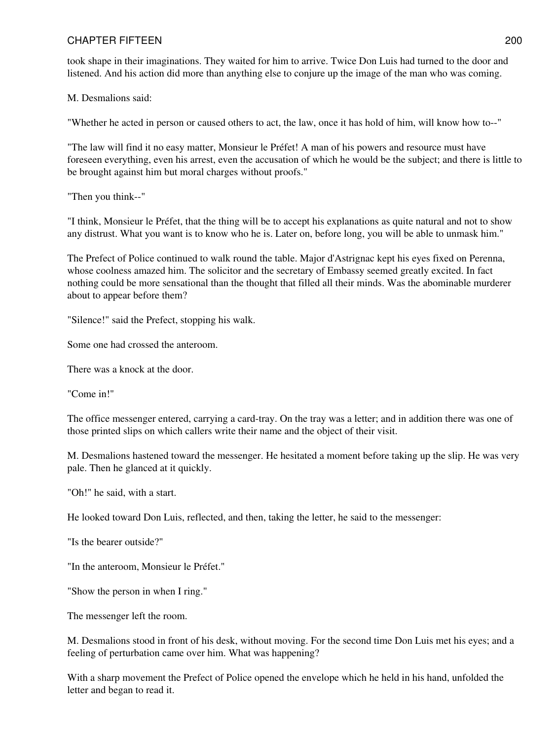took shape in their imaginations. They waited for him to arrive. Twice Don Luis had turned to the door and listened. And his action did more than anything else to conjure up the image of the man who was coming.

M. Desmalions said:

"Whether he acted in person or caused others to act, the law, once it has hold of him, will know how to--"

"The law will find it no easy matter, Monsieur le Préfet! A man of his powers and resource must have foreseen everything, even his arrest, even the accusation of which he would be the subject; and there is little to be brought against him but moral charges without proofs."

"Then you think--"

"I think, Monsieur le Préfet, that the thing will be to accept his explanations as quite natural and not to show any distrust. What you want is to know who he is. Later on, before long, you will be able to unmask him."

The Prefect of Police continued to walk round the table. Major d'Astrignac kept his eyes fixed on Perenna, whose coolness amazed him. The solicitor and the secretary of Embassy seemed greatly excited. In fact nothing could be more sensational than the thought that filled all their minds. Was the abominable murderer about to appear before them?

"Silence!" said the Prefect, stopping his walk.

Some one had crossed the anteroom.

There was a knock at the door.

"Come in!"

The office messenger entered, carrying a card-tray. On the tray was a letter; and in addition there was one of those printed slips on which callers write their name and the object of their visit.

M. Desmalions hastened toward the messenger. He hesitated a moment before taking up the slip. He was very pale. Then he glanced at it quickly.

"Oh!" he said, with a start.

He looked toward Don Luis, reflected, and then, taking the letter, he said to the messenger:

"Is the bearer outside?"

"In the anteroom, Monsieur le Préfet."

"Show the person in when I ring."

The messenger left the room.

M. Desmalions stood in front of his desk, without moving. For the second time Don Luis met his eyes; and a feeling of perturbation came over him. What was happening?

With a sharp movement the Prefect of Police opened the envelope which he held in his hand, unfolded the letter and began to read it.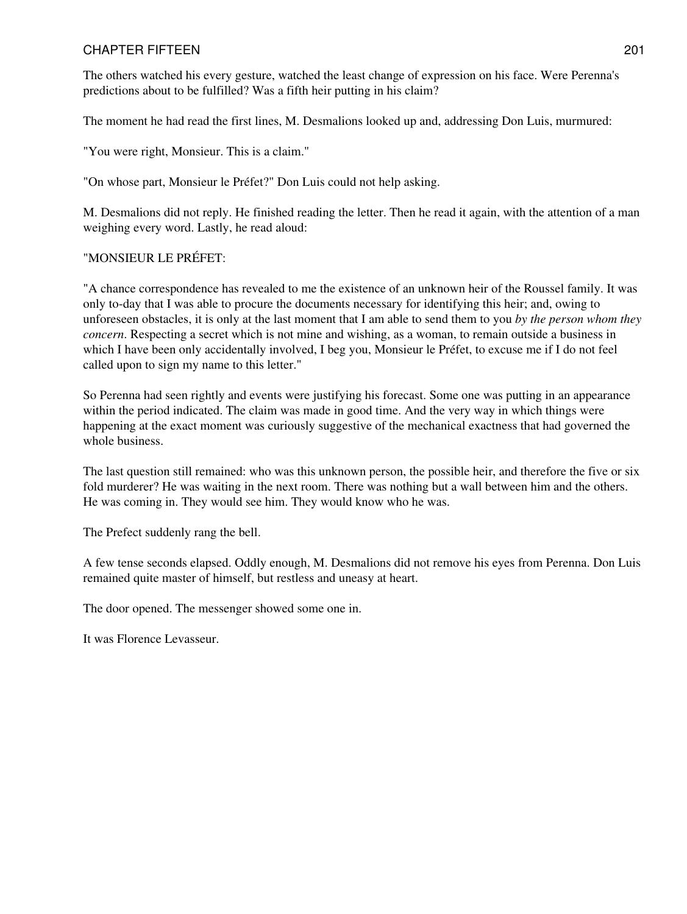The others watched his every gesture, watched the least change of expression on his face. Were Perenna's predictions about to be fulfilled? Was a fifth heir putting in his claim?

The moment he had read the first lines, M. Desmalions looked up and, addressing Don Luis, murmured:

"You were right, Monsieur. This is a claim."

"On whose part, Monsieur le Préfet?" Don Luis could not help asking.

M. Desmalions did not reply. He finished reading the letter. Then he read it again, with the attention of a man weighing every word. Lastly, he read aloud:

"MONSIEUR LE PRÉFET:

"A chance correspondence has revealed to me the existence of an unknown heir of the Roussel family. It was only to-day that I was able to procure the documents necessary for identifying this heir; and, owing to unforeseen obstacles, it is only at the last moment that I am able to send them to you *by the person whom they concern*. Respecting a secret which is not mine and wishing, as a woman, to remain outside a business in which I have been only accidentally involved, I beg you, Monsieur le Préfet, to excuse me if I do not feel called upon to sign my name to this letter."

So Perenna had seen rightly and events were justifying his forecast. Some one was putting in an appearance within the period indicated. The claim was made in good time. And the very way in which things were happening at the exact moment was curiously suggestive of the mechanical exactness that had governed the whole business.

The last question still remained: who was this unknown person, the possible heir, and therefore the five or six fold murderer? He was waiting in the next room. There was nothing but a wall between him and the others. He was coming in. They would see him. They would know who he was.

The Prefect suddenly rang the bell.

A few tense seconds elapsed. Oddly enough, M. Desmalions did not remove his eyes from Perenna. Don Luis remained quite master of himself, but restless and uneasy at heart.

The door opened. The messenger showed some one in.

It was Florence Levasseur.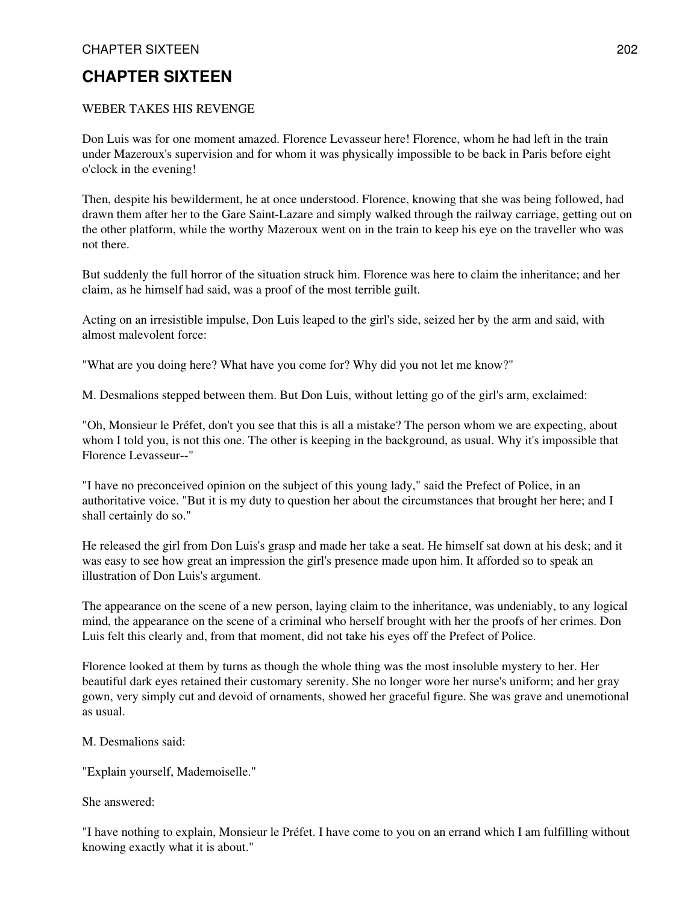# CHAPTER SIXTEEN

WEBER TAKES HIS REVENGE

Don Luis was for one moment amazed. Florence Levasseur here! Florence, whom he had left in the train under Mazeroux's supervision and for whom it was physically impossible to be back in Paris before eight o'clock in the evening!

Then, despite his bewilderment, he at once understood. Florence, knowing that she was being followed, had drawn them after her to the Gare Saint-Lazare and simply walked through the railway carriage, getting out on the other platform, while the worthy Mazeroux went on in the train to keep his eye on the traveller who was not there.

But suddenly the full horror of the situation struck him. Florence was here to claim the inheritance; and her claim, as he himself had said, was a proof of the most terrible guilt.

Acting on an irresistible impulse, Don Luis leaped to the girl's side, seized her by the arm and said, with almost malevolent force:

"What are you doing here? What have you come for? Why did you not let me know?"

M. Desmalions stepped between them. But Don Luis, without letting go of the girl's arm, exclaimed:

"Oh, Monsieur le Préfet, don't you see that this is all a mistake? The person whom we are expecting, about whom I told you, is not this one. The other is keeping in the background, as usual. Why it's impossible that Florence Levasseur--"

"I have no preconceived opinion on the subject of this young lady," said the Prefect of Police, in an authoritative voice. "But it is my duty to question her about the circumstances that brought her here; and I shall certainly do so."

He released the girl from Don Luis's grasp and made her take a seat. He himself sat down at his desk; and it was easy to see how great an impression the girl's presence made upon him. It afforded so to speak an illustration of Don Luis's argument.

The appearance on the scene of a new person, laying claim to the inheritance, was undeniably, to any logical mind, the appearance on the scene of a criminal who herself brought with her the proofs of her crimes. Don Luis felt this clearly and, from that moment, did not take his eyes off the Prefect of Police.

Florence looked at them by turns as though the whole thing was the most insoluble mystery to her. Her beautiful dark eyes retained their customary serenity. She no longer wore her nurse's uniform; and her gray gown, very simply cut and devoid of ornaments, showed her graceful figure. She was grave and unemotional as usual.

M. Desmalions said:

"Explain yourself, Mademoiselle."

She answered:

"I have nothing to explain, Monsieur le Préfet. I have come to you on an errand which I am fulfilling without knowing exactly what it is about."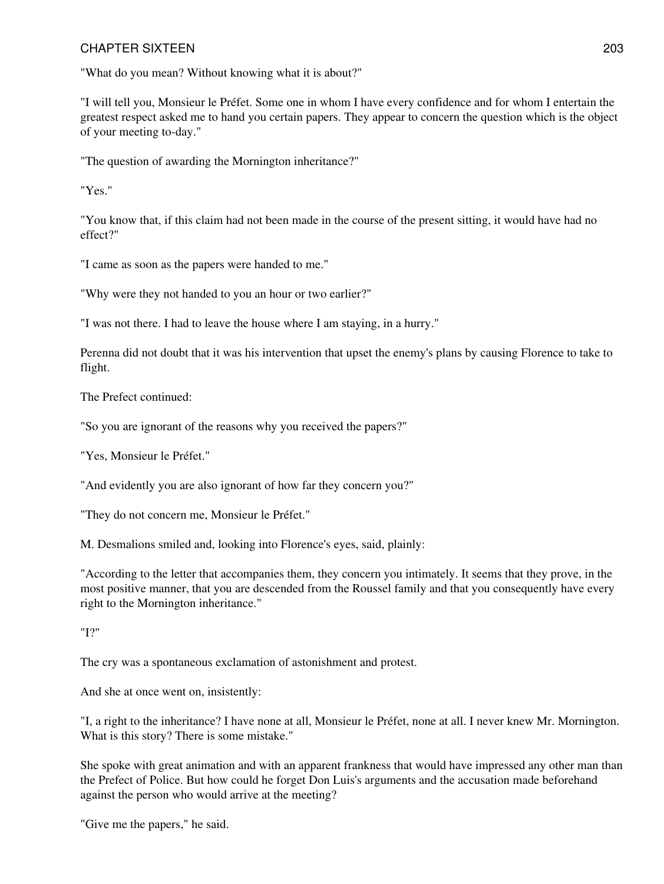"What do you mean? Without knowing what it is about?"

"I will tell you, Monsieur le Préfet. Some one in whom I have every confidence and for whom I entertain the greatest respect asked me to hand you certain papers. They appear to concern the question which is the object of your meeting to-day."

"The question of awarding the Mornington inheritance?"

"Yes."

"You know that, if this claim had not been made in the course of the present sitting, it would have had no effect?"

"I came as soon as the papers were handed to me."

"Why were they not handed to you an hour or two earlier?"

"I was not there. I had to leave the house where I am staying, in a hurry."

Perenna did not doubt that it was his intervention that upset the enemy's plans by causing Florence to take to flight.

The Prefect continued:

"So you are ignorant of the reasons why you received the papers?"

"Yes, Monsieur le Préfet."

"And evidently you are also ignorant of how far they concern you?"

"They do not concern me, Monsieur le Préfet."

M. Desmalions smiled and, looking into Florence's eyes, said, plainly:

"According to the letter that accompanies them, they concern you intimately. It seems that they prove, in the most positive manner, that you are descended from the Roussel family and that you consequently have every right to the Mornington inheritance."

"I?"

The cry was a spontaneous exclamation of astonishment and protest.

And she at once went on, insistently:

"I, a right to the inheritance? I have none at all, Monsieur le Préfet, none at all. I never knew Mr. Mornington. What is this story? There is some mistake."

She spoke with great animation and with an apparent frankness that would have impressed any other man than the Prefect of Police. But how could he forget Don Luis's arguments and the accusation made beforehand against the person who would arrive at the meeting?

"Give me the papers," he said.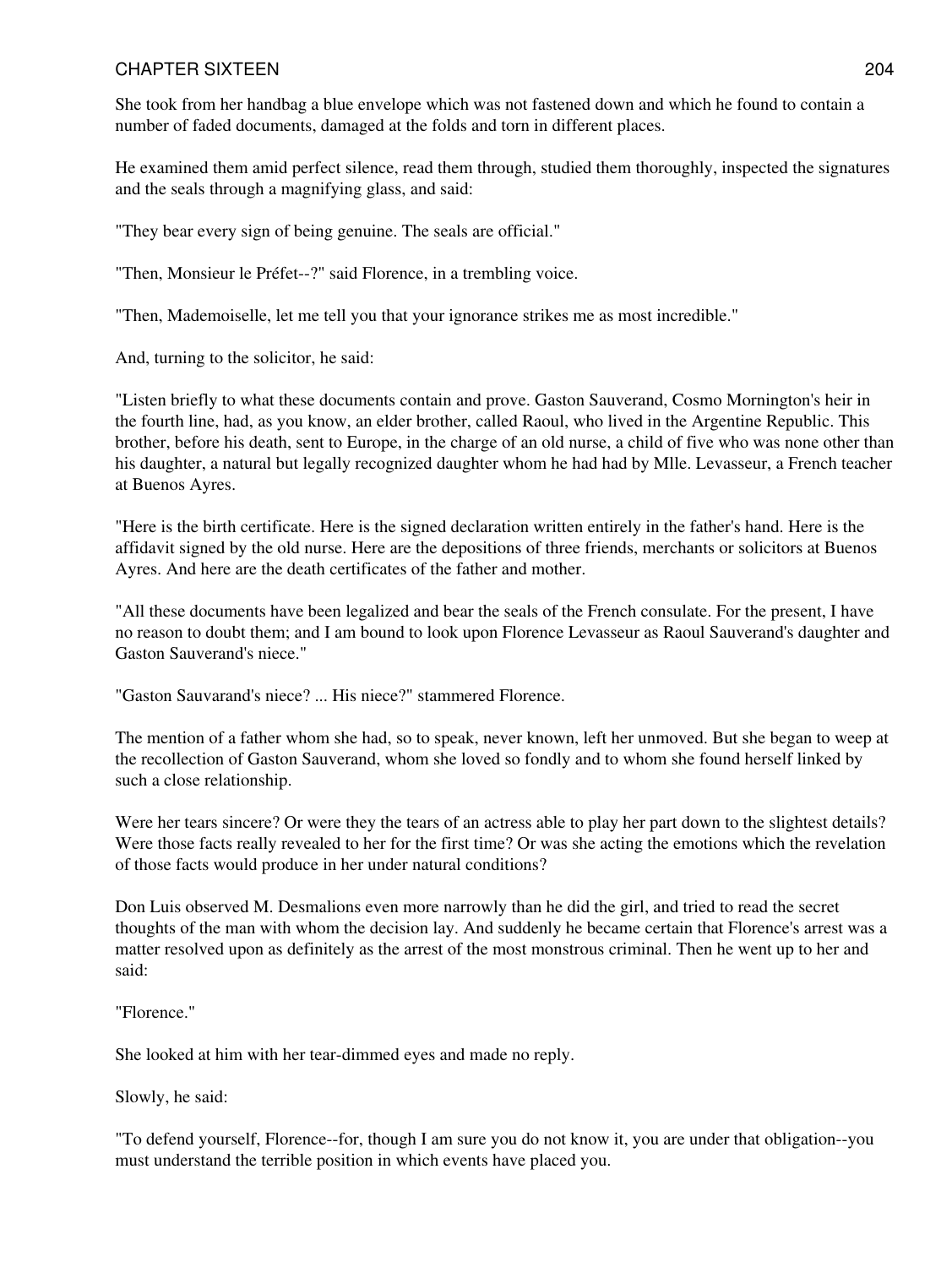She took from her handbag a blue envelope which was not fastened down and which he found to contain a number of faded documents, damaged at the folds and torn in different places.

He examined them amid perfect silence, read them through, studied them thoroughly, inspected the signatures and the seals through a magnifying glass, and said:

"They bear every sign of being genuine. The seals are official."

"Then, Monsieur le Préfet--?" said Florence, in a trembling voice.

"Then, Mademoiselle, let me tell you that your ignorance strikes me as most incredible."

And, turning to the solicitor, he said:

"Listen briefly to what these documents contain and prove. Gaston Sauverand, Cosmo Mornington's heir in the fourth line, had, as you know, an elder brother, called Raoul, who lived in the Argentine Republic. This brother, before his death, sent to Europe, in the charge of an old nurse, a child of five who was none other than his daughter, a natural but legally recognized daughter whom he had had by Mlle. Levasseur, a French teacher at Buenos Ayres.

"Here is the birth certificate. Here is the signed declaration written entirely in the father's hand. Here is the affidavit signed by the old nurse. Here are the depositions of three friends, merchants or solicitors at Buenos Ayres. And here are the death certificates of the father and mother.

"All these documents have been legalized and bear the seals of the French consulate. For the present, I have no reason to doubt them; and I am bound to look upon Florence Levasseur as Raoul Sauverand's daughter and Gaston Sauverand's niece."

"Gaston Sauvarand's niece? ... His niece?" stammered Florence.

The mention of a father whom she had, so to speak, never known, left her unmoved. But she began to weep at the recollection of Gaston Sauverand, whom she loved so fondly and to whom she found herself linked by such a close relationship.

Were her tears sincere? Or were they the tears of an actress able to play her part down to the slightest details? Were those facts really revealed to her for the first time? Or was she acting the emotions which the revelation of those facts would produce in her under natural conditions?

Don Luis observed M. Desmalions even more narrowly than he did the girl, and tried to read the secret thoughts of the man with whom the decision lay. And suddenly he became certain that Florence's arrest was a matter resolved upon as definitely as the arrest of the most monstrous criminal. Then he went up to her and said:

"Florence."

She looked at him with her tear-dimmed eyes and made no reply.

Slowly, he said:

"To defend yourself, Florence--for, though I am sure you do not know it, you are under that obligation--you must understand the terrible position in which events have placed you.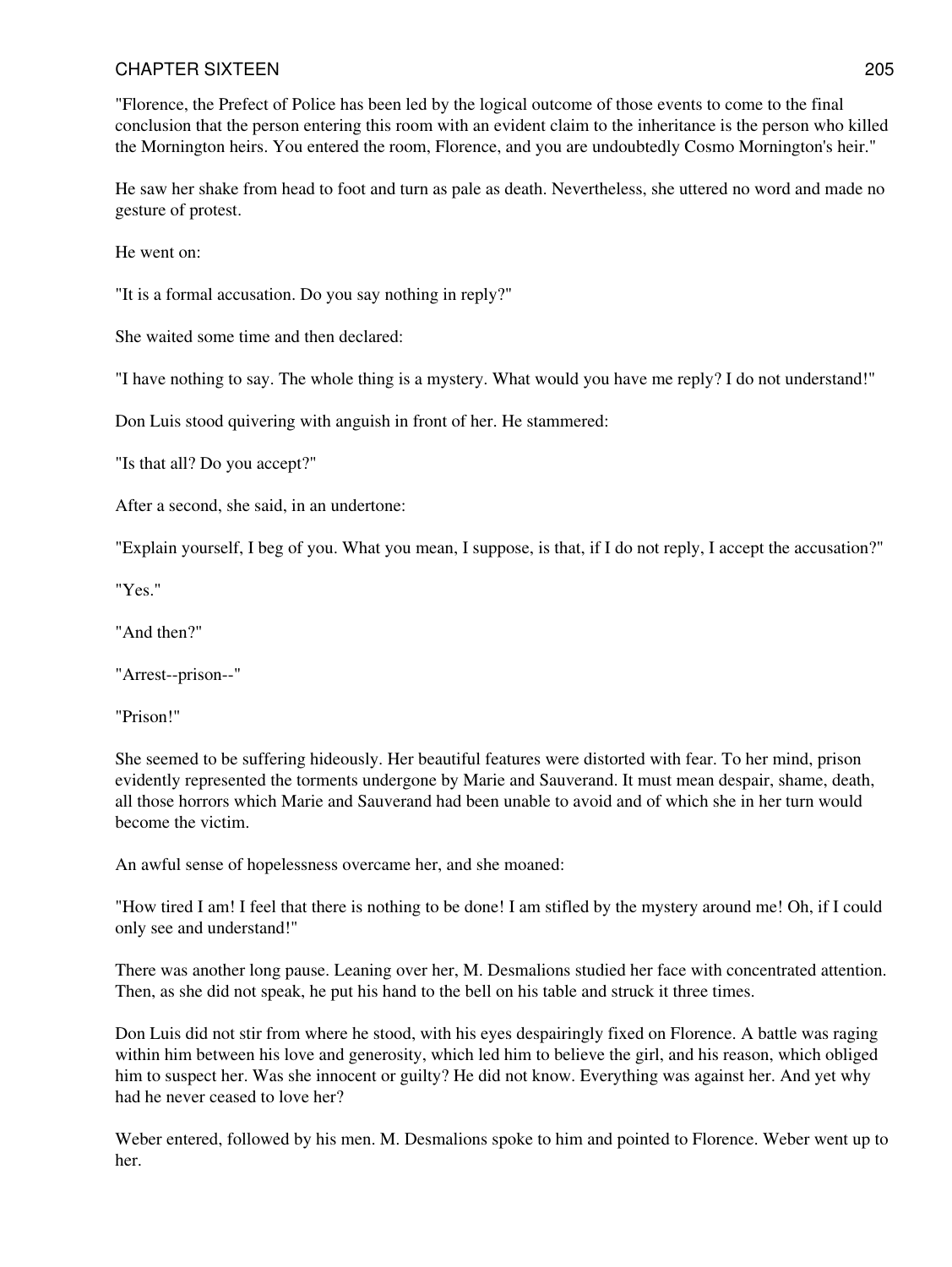"Florence, the Prefect of Police has been led by the logical outcome of those events to come to the final conclusion that the person entering this room with an evident claim to the inheritance is the person who killed the Mornington heirs. You entered the room, Florence, and you are undoubtedly Cosmo Mornington's heir."

He saw her shake from head to foot and turn as pale as death. Nevertheless, she uttered no word and made no gesture of protest.

He went on:

"It is a formal accusation. Do you say nothing in reply?"

She waited some time and then declared:

"I have nothing to say. The whole thing is a mystery. What would you have me reply? I do not understand!"

Don Luis stood quivering with anguish in front of her. He stammered:

"Is that all? Do you accept?"

After a second, she said, in an undertone:

"Explain yourself, I beg of you. What you mean, I suppose, is that, if I do not reply, I accept the accusation?"

"Yes."

"And then?"

"Arrest--prison--"

"Prison!"

She seemed to be suffering hideously. Her beautiful features were distorted with fear. To her mind, prison evidently represented the torments undergone by Marie and Sauverand. It must mean despair, shame, death, all those horrors which Marie and Sauverand had been unable to avoid and of which she in her turn would become the victim.

An awful sense of hopelessness overcame her, and she moaned:

"How tired I am! I feel that there is nothing to be done! I am stifled by the mystery around me! Oh, if I could only see and understand!"

There was another long pause. Leaning over her, M. Desmalions studied her face with concentrated attention. Then, as she did not speak, he put his hand to the bell on his table and struck it three times.

Don Luis did not stir from where he stood, with his eyes despairingly fixed on Florence. A battle was raging within him between his love and generosity, which led him to believe the girl, and his reason, which obliged him to suspect her. Was she innocent or guilty? He did not know. Everything was against her. And yet why had he never ceased to love her?

Weber entered, followed by his men. M. Desmalions spoke to him and pointed to Florence. Weber went up to her.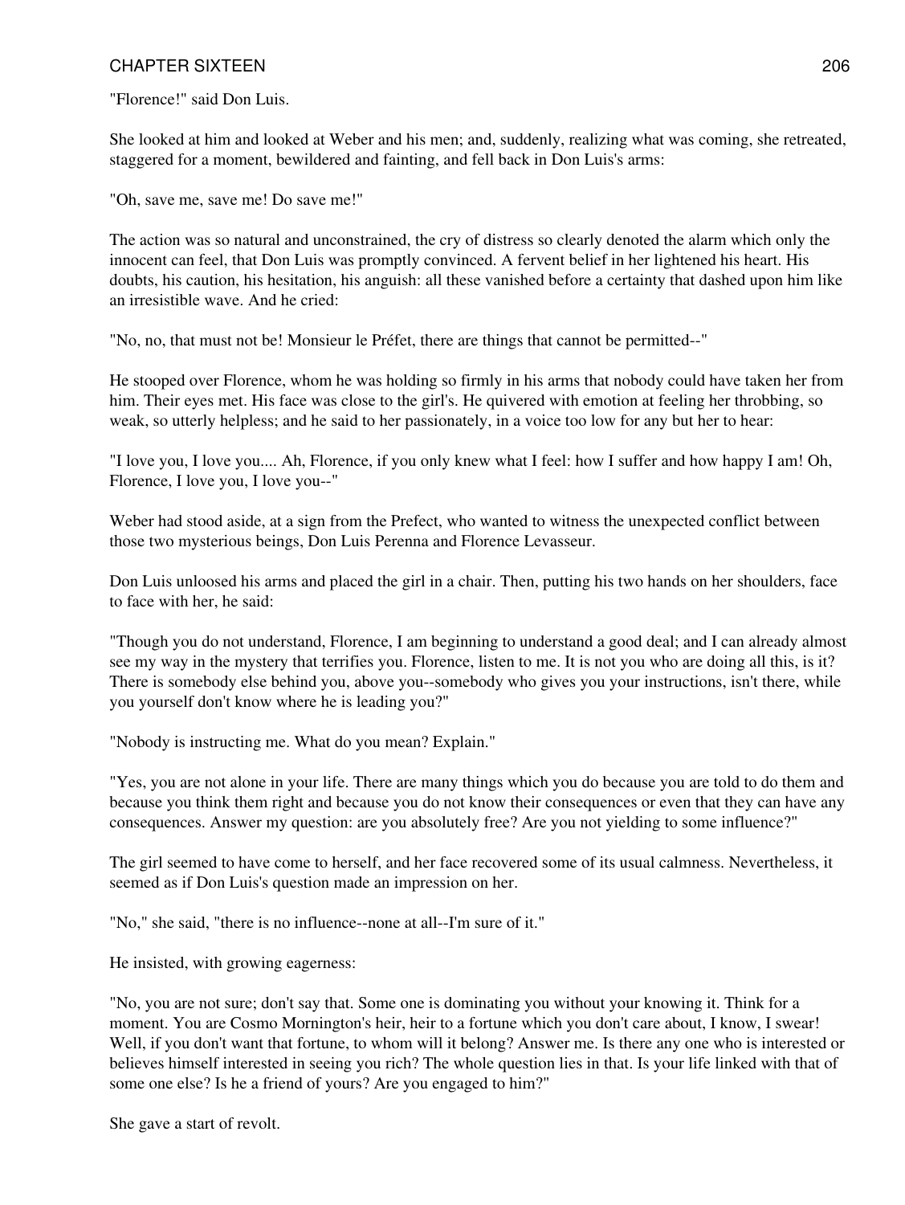"Florence!" said Don Luis.

She looked at him and looked at Weber and his men; and, suddenly, realizing what was coming, she retreated, staggered for a moment, bewildered and fainting, and fell back in Don Luis's arms:

"Oh, save me, save me! Do save me!"

The action was so natural and unconstrained, the cry of distress so clearly denoted the alarm which only the innocent can feel, that Don Luis was promptly convinced. A fervent belief in her lightened his heart. His doubts, his caution, his hesitation, his anguish: all these vanished before a certainty that dashed upon him like an irresistible wave. And he cried:

"No, no, that must not be! Monsieur le Préfet, there are things that cannot be permitted--"

He stooped over Florence, whom he was holding so firmly in his arms that nobody could have taken her from him. Their eyes met. His face was close to the girl's. He quivered with emotion at feeling her throbbing, so weak, so utterly helpless; and he said to her passionately, in a voice too low for any but her to hear:

"I love you, I love you.... Ah, Florence, if you only knew what I feel: how I suffer and how happy I am! Oh, Florence, I love you, I love you--"

Weber had stood aside, at a sign from the Prefect, who wanted to witness the unexpected conflict between those two mysterious beings, Don Luis Perenna and Florence Levasseur.

Don Luis unloosed his arms and placed the girl in a chair. Then, putting his two hands on her shoulders, face to face with her, he said:

"Though you do not understand, Florence, I am beginning to understand a good deal; and I can already almost see my way in the mystery that terrifies you. Florence, listen to me. It is not you who are doing all this, is it? There is somebody else behind you, above you--somebody who gives you your instructions, isn't there, while you yourself don't know where he is leading you?"

"Nobody is instructing me. What do you mean? Explain."

"Yes, you are not alone in your life. There are many things which you do because you are told to do them and because you think them right and because you do not know their consequences or even that they can have any consequences. Answer my question: are you absolutely free? Are you not yielding to some influence?"

The girl seemed to have come to herself, and her face recovered some of its usual calmness. Nevertheless, it seemed as if Don Luis's question made an impression on her.

"No," she said, "there is no influence--none at all--I'm sure of it."

He insisted, with growing eagerness:

"No, you are not sure; don't say that. Some one is dominating you without your knowing it. Think for a moment. You are Cosmo Mornington's heir, heir to a fortune which you don't care about, I know, I swear! Well, if you don't want that fortune, to whom will it belong? Answer me. Is there any one who is interested or believes himself interested in seeing you rich? The whole question lies in that. Is your life linked with that of some one else? Is he a friend of yours? Are you engaged to him?"

She gave a start of revolt.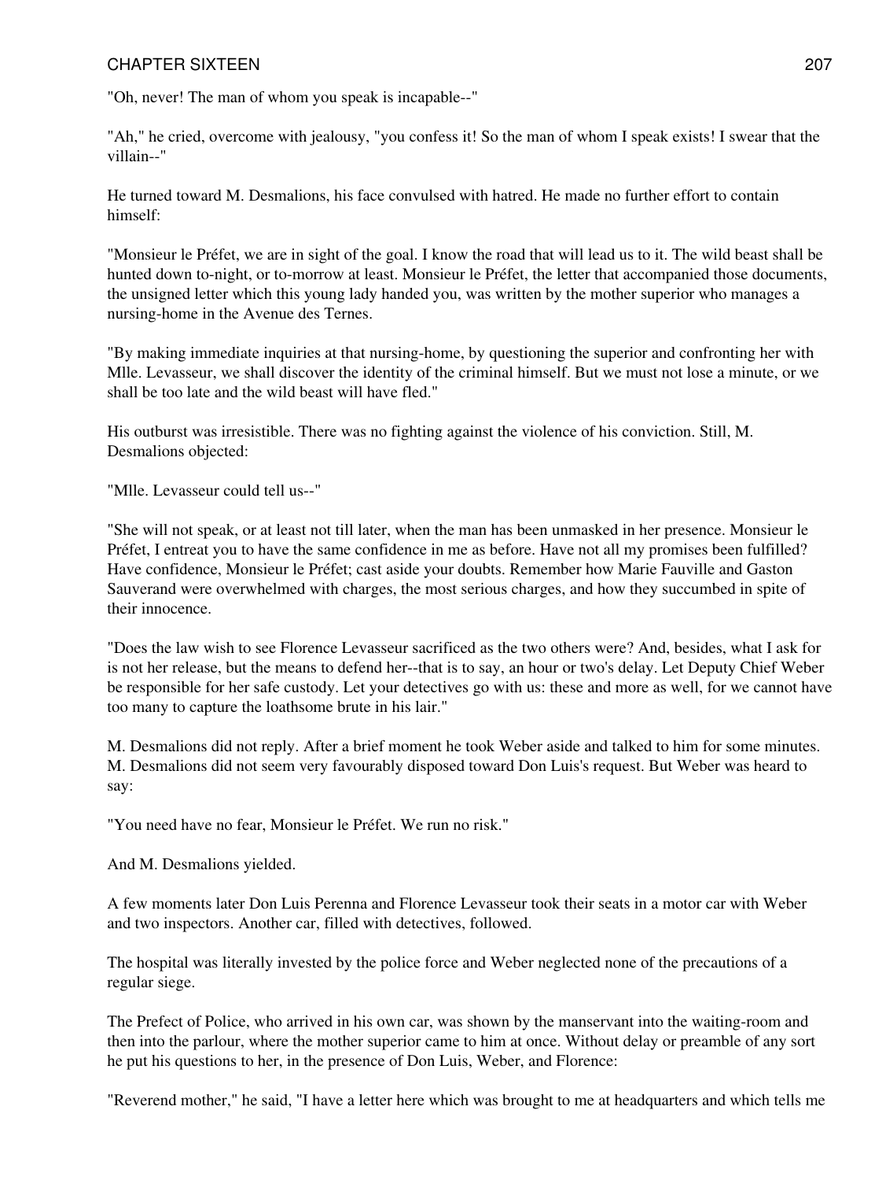"Oh, never! The man of whom you speak is incapable--"

"Ah," he cried, overcome with jealousy, "you confess it! So the man of whom I speak exists! I swear that the villain--"

He turned toward M. Desmalions, his face convulsed with hatred. He made no further effort to contain himself:

"Monsieur le Préfet, we are in sight of the goal. I know the road that will lead us to it. The wild beast shall be hunted down to-night, or to-morrow at least. Monsieur le Préfet, the letter that accompanied those documents, the unsigned letter which this young lady handed you, was written by the mother superior who manages a nursing-home in the Avenue des Ternes.

"By making immediate inquiries at that nursing-home, by questioning the superior and confronting her with Mlle. Levasseur, we shall discover the identity of the criminal himself. But we must not lose a minute, or we shall be too late and the wild beast will have fled."

His outburst was irresistible. There was no fighting against the violence of his conviction. Still, M. Desmalions objected:

"Mlle. Levasseur could tell us--"

"She will not speak, or at least not till later, when the man has been unmasked in her presence. Monsieur le Préfet, I entreat you to have the same confidence in me as before. Have not all my promises been fulfilled? Have confidence, Monsieur le Préfet; cast aside your doubts. Remember how Marie Fauville and Gaston Sauverand were overwhelmed with charges, the most serious charges, and how they succumbed in spite of their innocence.

"Does the law wish to see Florence Levasseur sacrificed as the two others were? And, besides, what I ask for is not her release, but the means to defend her--that is to say, an hour or two's delay. Let Deputy Chief Weber be responsible for her safe custody. Let your detectives go with us: these and more as well, for we cannot have too many to capture the loathsome brute in his lair."

M. Desmalions did not reply. After a brief moment he took Weber aside and talked to him for some minutes. M. Desmalions did not seem very favourably disposed toward Don Luis's request. But Weber was heard to say:

"You need have no fear, Monsieur le Préfet. We run no risk."

And M. Desmalions yielded.

A few moments later Don Luis Perenna and Florence Levasseur took their seats in a motor car with Weber and two inspectors. Another car, filled with detectives, followed.

The hospital was literally invested by the police force and Weber neglected none of the precautions of a regular siege.

The Prefect of Police, who arrived in his own car, was shown by the manservant into the waiting-room and then into the parlour, where the mother superior came to him at once. Without delay or preamble of any sort he put his questions to her, in the presence of Don Luis, Weber, and Florence:

"Reverend mother," he said, "I have a letter here which was brought to me at headquarters and which tells me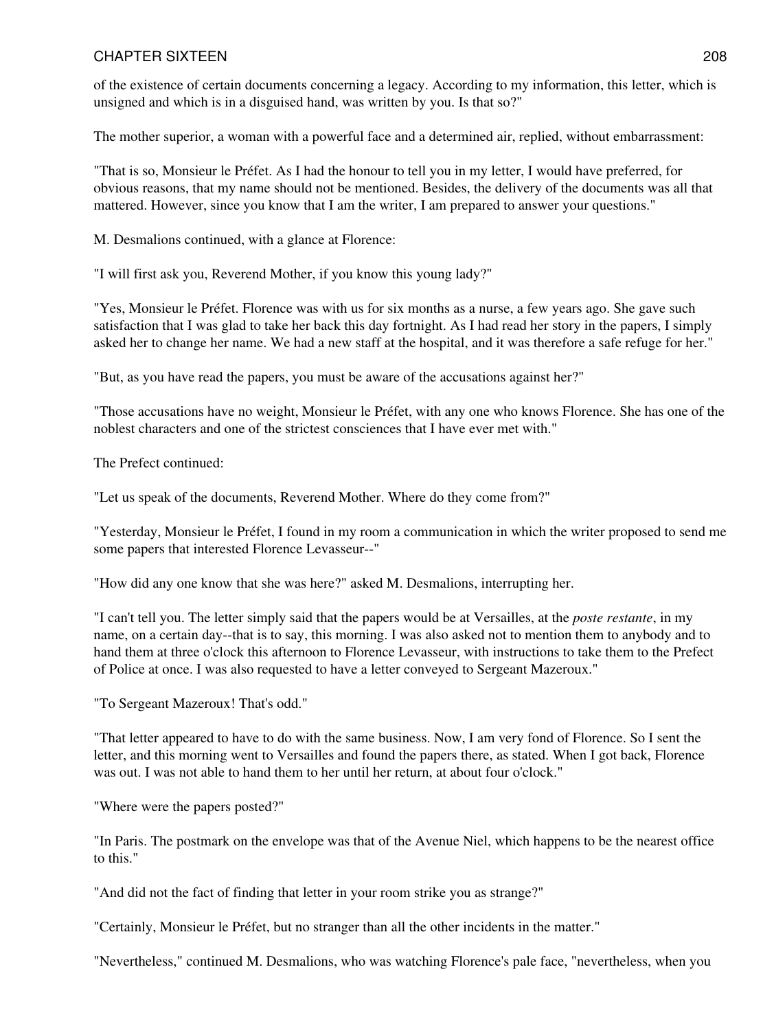of the existence of certain documents concerning a legacy. According to my information, this letter, which is unsigned and which is in a disguised hand, was written by you. Is that so?"

The mother superior, a woman with a powerful face and a determined air, replied, without embarrassment:

"That is so, Monsieur le Préfet. As I had the honour to tell you in my letter, I would have preferred, for obvious reasons, that my name should not be mentioned. Besides, the delivery of the documents was all that mattered. However, since you know that I am the writer, I am prepared to answer your questions."

M. Desmalions continued, with a glance at Florence:

"I will first ask you, Reverend Mother, if you know this young lady?"

"Yes, Monsieur le Préfet. Florence was with us for six months as a nurse, a few years ago. She gave such satisfaction that I was glad to take her back this day fortnight. As I had read her story in the papers, I simply asked her to change her name. We had a new staff at the hospital, and it was therefore a safe refuge for her."

"But, as you have read the papers, you must be aware of the accusations against her?"

"Those accusations have no weight, Monsieur le Préfet, with any one who knows Florence. She has one of the noblest characters and one of the strictest consciences that I have ever met with."

The Prefect continued:

"Let us speak of the documents, Reverend Mother. Where do they come from?"

"Yesterday, Monsieur le Préfet, I found in my room a communication in which the writer proposed to send me some papers that interested Florence Levasseur--"

"How did any one know that she was here?" asked M. Desmalions, interrupting her.

"I can't tell you. The letter simply said that the papers would be at Versailles, at the *poste restante*, in my name, on a certain day--that is to say, this morning. I was also asked not to mention them to anybody and to hand them at three o'clock this afternoon to Florence Levasseur, with instructions to take them to the Prefect of Police at once. I was also requested to have a letter conveyed to Sergeant Mazeroux."

"To Sergeant Mazeroux! That's odd."

"That letter appeared to have to do with the same business. Now, I am very fond of Florence. So I sent the letter, and this morning went to Versailles and found the papers there, as stated. When I got back, Florence was out. I was not able to hand them to her until her return, at about four o'clock."

"Where were the papers posted?"

"In Paris. The postmark on the envelope was that of the Avenue Niel, which happens to be the nearest office to this."

"And did not the fact of finding that letter in your room strike you as strange?"

"Certainly, Monsieur le Préfet, but no stranger than all the other incidents in the matter."

"Nevertheless," continued M. Desmalions, who was watching Florence's pale face, "nevertheless, when you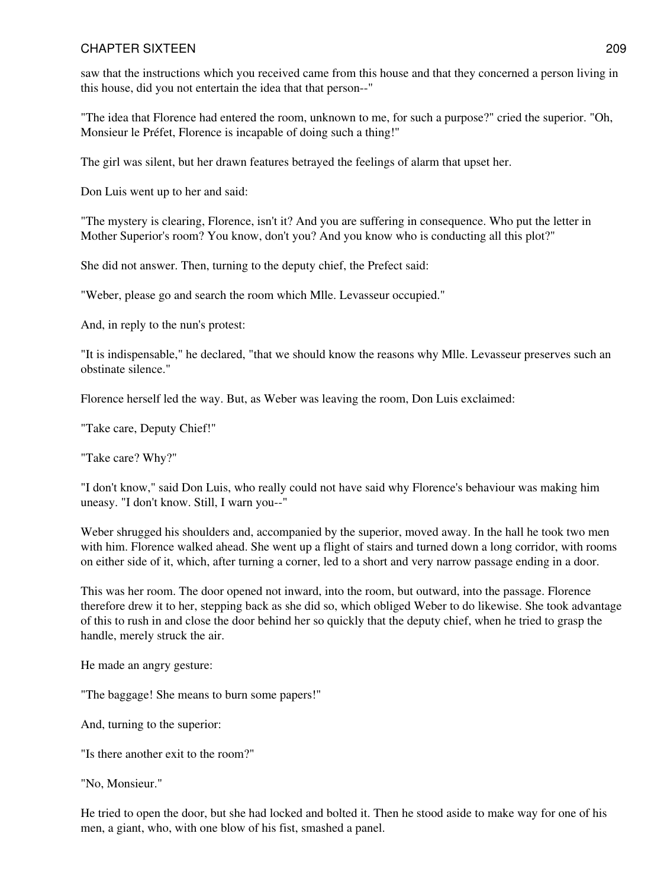saw that the instructions which you received came from this house and that they concerned a person living in this house, did you not entertain the idea that that person--"

"The idea that Florence had entered the room, unknown to me, for such a purpose?" cried the superior. "Oh, Monsieur le Préfet, Florence is incapable of doing such a thing!"

The girl was silent, but her drawn features betrayed the feelings of alarm that upset her.

Don Luis went up to her and said:

"The mystery is clearing, Florence, isn't it? And you are suffering in consequence. Who put the letter in Mother Superior's room? You know, don't you? And you know who is conducting all this plot?"

She did not answer. Then, turning to the deputy chief, the Prefect said:

"Weber, please go and search the room which Mlle. Levasseur occupied."

And, in reply to the nun's protest:

"It is indispensable," he declared, "that we should know the reasons why Mlle. Levasseur preserves such an obstinate silence."

Florence herself led the way. But, as Weber was leaving the room, Don Luis exclaimed:

"Take care, Deputy Chief!"

"Take care? Why?"

"I don't know," said Don Luis, who really could not have said why Florence's behaviour was making him uneasy. "I don't know. Still, I warn you--"

Weber shrugged his shoulders and, accompanied by the superior, moved away. In the hall he took two men with him. Florence walked ahead. She went up a flight of stairs and turned down a long corridor, with rooms on either side of it, which, after turning a corner, led to a short and very narrow passage ending in a door.

This was her room. The door opened not inward, into the room, but outward, into the passage. Florence therefore drew it to her, stepping back as she did so, which obliged Weber to do likewise. She took advantage of this to rush in and close the door behind her so quickly that the deputy chief, when he tried to grasp the handle, merely struck the air.

He made an angry gesture:

"The baggage! She means to burn some papers!"

And, turning to the superior:

"Is there another exit to the room?"

"No, Monsieur."

He tried to open the door, but she had locked and bolted it. Then he stood aside to make way for one of his men, a giant, who, with one blow of his fist, smashed a panel.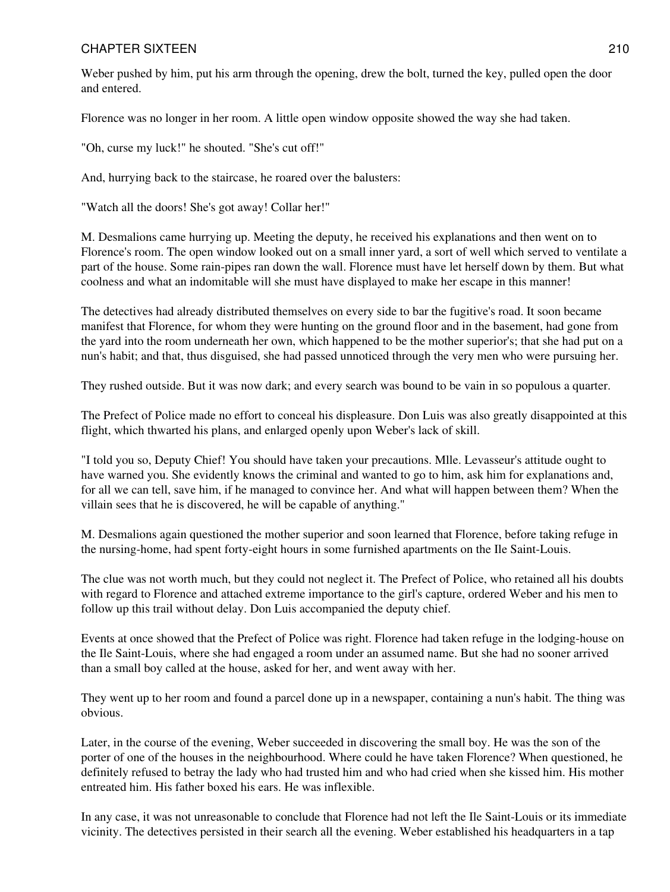Weber pushed by him, put his arm through the opening, drew the bolt, turned the key, pulled open the door and entered.

Florence was no longer in her room. A little open window opposite showed the way she had taken.

"Oh, curse my luck!" he shouted. "She's cut off!"

And, hurrying back to the staircase, he roared over the balusters:

"Watch all the doors! She's got away! Collar her!"

M. Desmalions came hurrying up. Meeting the deputy, he received his explanations and then went on to Florence's room. The open window looked out on a small inner yard, a sort of well which served to ventilate a part of the house. Some rain-pipes ran down the wall. Florence must have let herself down by them. But what coolness and what an indomitable will she must have displayed to make her escape in this manner!

The detectives had already distributed themselves on every side to bar the fugitive's road. It soon became manifest that Florence, for whom they were hunting on the ground floor and in the basement, had gone from the yard into the room underneath her own, which happened to be the mother superior's; that she had put on a nun's habit; and that, thus disguised, she had passed unnoticed through the very men who were pursuing her.

They rushed outside. But it was now dark; and every search was bound to be vain in so populous a quarter.

The Prefect of Police made no effort to conceal his displeasure. Don Luis was also greatly disappointed at this flight, which thwarted his plans, and enlarged openly upon Weber's lack of skill.

"I told you so, Deputy Chief! You should have taken your precautions. Mlle. Levasseur's attitude ought to have warned you. She evidently knows the criminal and wanted to go to him, ask him for explanations and, for all we can tell, save him, if he managed to convince her. And what will happen between them? When the villain sees that he is discovered, he will be capable of anything."

M. Desmalions again questioned the mother superior and soon learned that Florence, before taking refuge in the nursing-home, had spent forty-eight hours in some furnished apartments on the Ile Saint-Louis.

The clue was not worth much, but they could not neglect it. The Prefect of Police, who retained all his doubts with regard to Florence and attached extreme importance to the girl's capture, ordered Weber and his men to follow up this trail without delay. Don Luis accompanied the deputy chief.

Events at once showed that the Prefect of Police was right. Florence had taken refuge in the lodging-house on the Ile Saint-Louis, where she had engaged a room under an assumed name. But she had no sooner arrived than a small boy called at the house, asked for her, and went away with her.

They went up to her room and found a parcel done up in a newspaper, containing a nun's habit. The thing was obvious.

Later, in the course of the evening, Weber succeeded in discovering the small boy. He was the son of the porter of one of the houses in the neighbourhood. Where could he have taken Florence? When questioned, he definitely refused to betray the lady who had trusted him and who had cried when she kissed him. His mother entreated him. His father boxed his ears. He was inflexible.

In any case, it was not unreasonable to conclude that Florence had not left the Ile Saint-Louis or its immediate vicinity. The detectives persisted in their search all the evening. Weber established his headquarters in a tap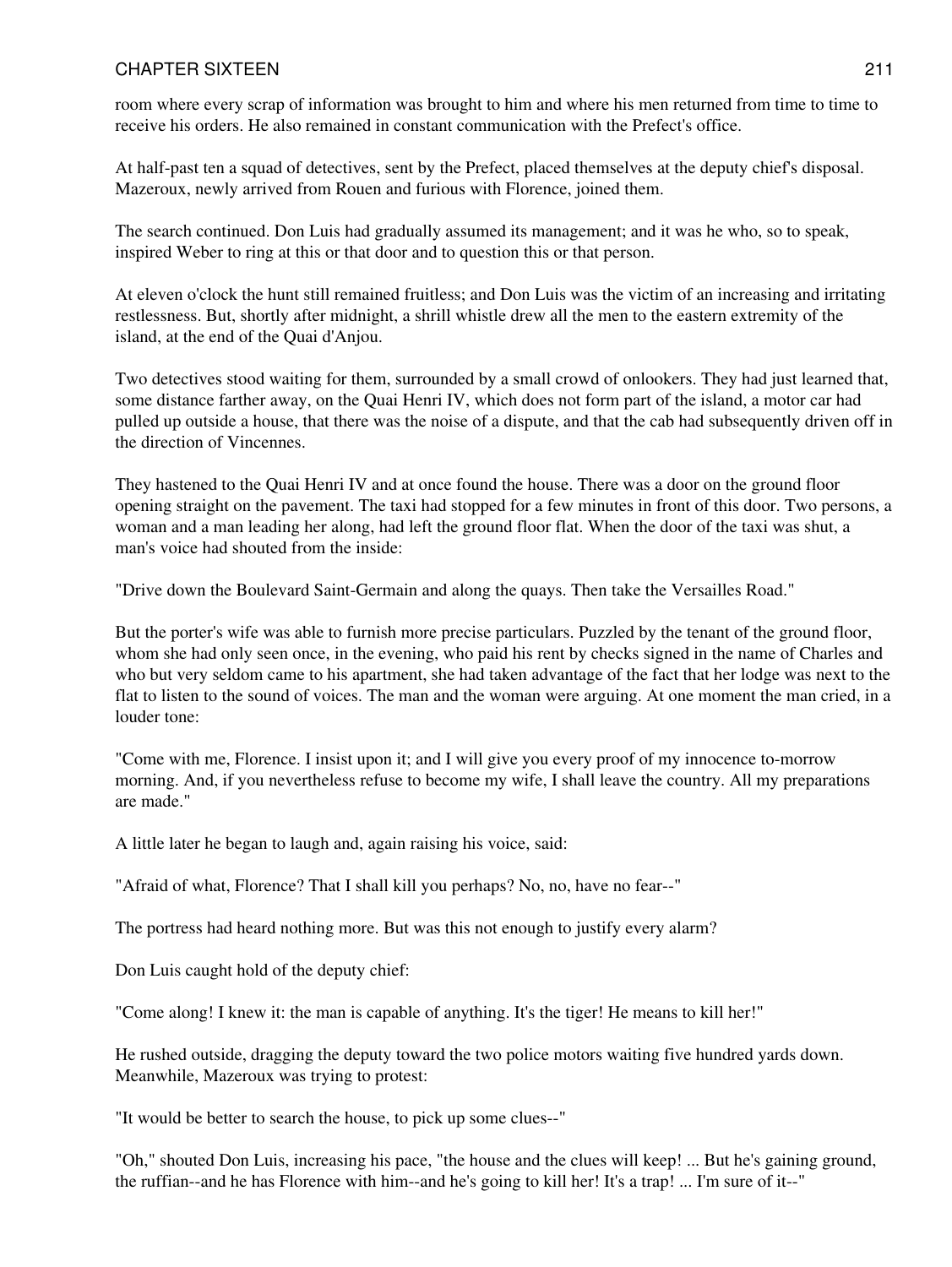room where every scrap of information was brought to him and where his men returned from time to time to receive his orders. He also remained in constant communication with the Prefect's office.

At half-past ten a squad of detectives, sent by the Prefect, placed themselves at the deputy chief's disposal. Mazeroux, newly arrived from Rouen and furious with Florence, joined them.

The search continued. Don Luis had gradually assumed its management; and it was he who, so to speak, inspired Weber to ring at this or that door and to question this or that person.

At eleven o'clock the hunt still remained fruitless; and Don Luis was the victim of an increasing and irritating restlessness. But, shortly after midnight, a shrill whistle drew all the men to the eastern extremity of the island, at the end of the Quai d'Anjou.

Two detectives stood waiting for them, surrounded by a small crowd of onlookers. They had just learned that, some distance farther away, on the Quai Henri IV, which does not form part of the island, a motor car had pulled up outside a house, that there was the noise of a dispute, and that the cab had subsequently driven off in the direction of Vincennes.

They hastened to the Quai Henri IV and at once found the house. There was a door on the ground floor opening straight on the pavement. The taxi had stopped for a few minutes in front of this door. Two persons, a woman and a man leading her along, had left the ground floor flat. When the door of the taxi was shut, a man's voice had shouted from the inside:

"Drive down the Boulevard Saint-Germain and along the quays. Then take the Versailles Road."

But the porter's wife was able to furnish more precise particulars. Puzzled by the tenant of the ground floor, whom she had only seen once, in the evening, who paid his rent by checks signed in the name of Charles and who but very seldom came to his apartment, she had taken advantage of the fact that her lodge was next to the flat to listen to the sound of voices. The man and the woman were arguing. At one moment the man cried, in a louder tone:

"Come with me, Florence. I insist upon it; and I will give you every proof of my innocence to-morrow morning. And, if you nevertheless refuse to become my wife, I shall leave the country. All my preparations are made."

A little later he began to laugh and, again raising his voice, said:

"Afraid of what, Florence? That I shall kill you perhaps? No, no, have no fear--"

The portress had heard nothing more. But was this not enough to justify every alarm?

Don Luis caught hold of the deputy chief:

"Come along! I knew it: the man is capable of anything. It's the tiger! He means to kill her!"

He rushed outside, dragging the deputy toward the two police motors waiting five hundred yards down. Meanwhile, Mazeroux was trying to protest:

"It would be better to search the house, to pick up some clues--"

"Oh," shouted Don Luis, increasing his pace, "the house and the clues will keep! ... But he's gaining ground, the ruffian--and he has Florence with him--and he's going to kill her! It's a trap! ... I'm sure of it--"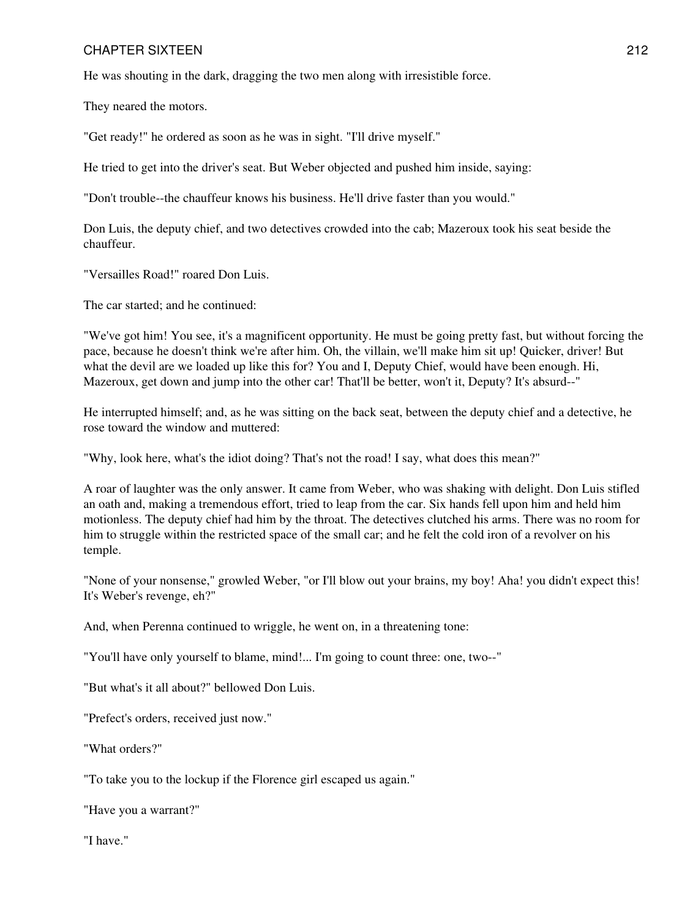He was shouting in the dark, dragging the two men along with irresistible force.

They neared the motors.

"Get ready!" he ordered as soon as he was in sight. "I'll drive myself."

He tried to get into the driver's seat. But Weber objected and pushed him inside, saying:

"Don't trouble--the chauffeur knows his business. He'll drive faster than you would."

Don Luis, the deputy chief, and two detectives crowded into the cab; Mazeroux took his seat beside the chauffeur.

"Versailles Road!" roared Don Luis.

The car started; and he continued:

"We've got him! You see, it's a magnificent opportunity. He must be going pretty fast, but without forcing the pace, because he doesn't think we're after him. Oh, the villain, we'll make him sit up! Quicker, driver! But what the devil are we loaded up like this for? You and I, Deputy Chief, would have been enough. Hi, Mazeroux, get down and jump into the other car! That'll be better, won't it, Deputy? It's absurd--"

He interrupted himself; and, as he was sitting on the back seat, between the deputy chief and a detective, he rose toward the window and muttered:

"Why, look here, what's the idiot doing? That's not the road! I say, what does this mean?"

A roar of laughter was the only answer. It came from Weber, who was shaking with delight. Don Luis stifled an oath and, making a tremendous effort, tried to leap from the car. Six hands fell upon him and held him motionless. The deputy chief had him by the throat. The detectives clutched his arms. There was no room for him to struggle within the restricted space of the small car; and he felt the cold iron of a revolver on his temple.

"None of your nonsense," growled Weber, "or I'll blow out your brains, my boy! Aha! you didn't expect this! It's Weber's revenge, eh?"

And, when Perenna continued to wriggle, he went on, in a threatening tone:

"You'll have only yourself to blame, mind!... I'm going to count three: one, two--"

"But what's it all about?" bellowed Don Luis.

"Prefect's orders, received just now."

"What orders?"

"To take you to the lockup if the Florence girl escaped us again."

"Have you a warrant?"

"I have."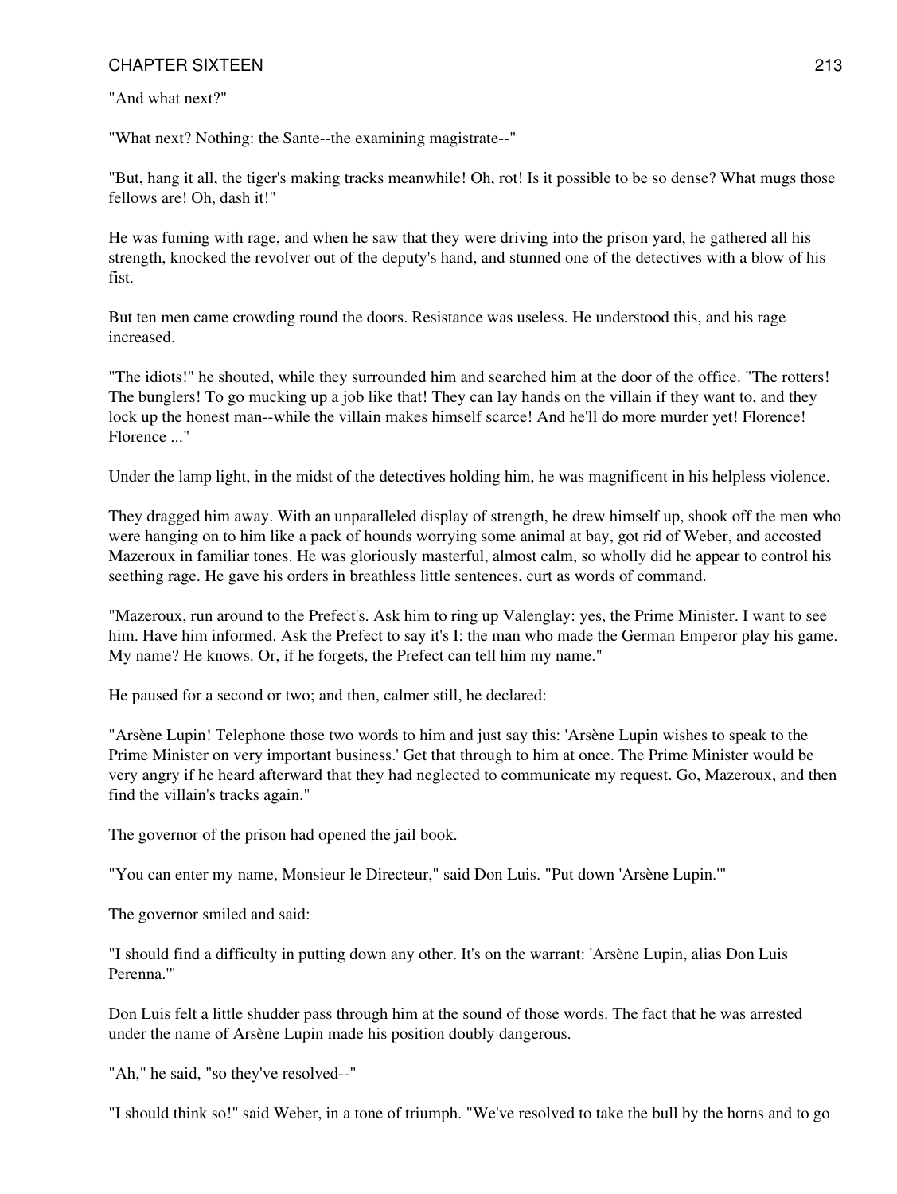"And what next?"

"What next? Nothing: the Sante--the examining magistrate--"

"But, hang it all, the tiger's making tracks meanwhile! Oh, rot! Is it possible to be so dense? What mugs those fellows are! Oh, dash it!"

He was fuming with rage, and when he saw that they were driving into the prison yard, he gathered all his strength, knocked the revolver out of the deputy's hand, and stunned one of the detectives with a blow of his fist.

But ten men came crowding round the doors. Resistance was useless. He understood this, and his rage increased.

"The idiots!" he shouted, while they surrounded him and searched him at the door of the office. "The rotters! The bunglers! To go mucking up a job like that! They can lay hands on the villain if they want to, and they lock up the honest man--while the villain makes himself scarce! And he'll do more murder yet! Florence! Florence ..."

Under the lamp light, in the midst of the detectives holding him, he was magnificent in his helpless violence.

They dragged him away. With an unparalleled display of strength, he drew himself up, shook off the men who were hanging on to him like a pack of hounds worrying some animal at bay, got rid of Weber, and accosted Mazeroux in familiar tones. He was gloriously masterful, almost calm, so wholly did he appear to control his seething rage. He gave his orders in breathless little sentences, curt as words of command.

"Mazeroux, run around to the Prefect's. Ask him to ring up Valenglay: yes, the Prime Minister. I want to see him. Have him informed. Ask the Prefect to say it's I: the man who made the German Emperor play his game. My name? He knows. Or, if he forgets, the Prefect can tell him my name."

He paused for a second or two; and then, calmer still, he declared:

"Arsène Lupin! Telephone those two words to him and just say this: 'Arsène Lupin wishes to speak to the Prime Minister on very important business.' Get that through to him at once. The Prime Minister would be very angry if he heard afterward that they had neglected to communicate my request. Go, Mazeroux, and then find the villain's tracks again."

The governor of the prison had opened the jail book.

"You can enter my name, Monsieur le Directeur," said Don Luis. "Put down 'Arsène Lupin.'"

The governor smiled and said:

"I should find a difficulty in putting down any other. It's on the warrant: 'Arsène Lupin, alias Don Luis Perenna.'"

Don Luis felt a little shudder pass through him at the sound of those words. The fact that he was arrested under the name of Arsène Lupin made his position doubly dangerous.

"Ah," he said, "so they've resolved--"

"I should think so!" said Weber, in a tone of triumph. "We've resolved to take the bull by the horns and to go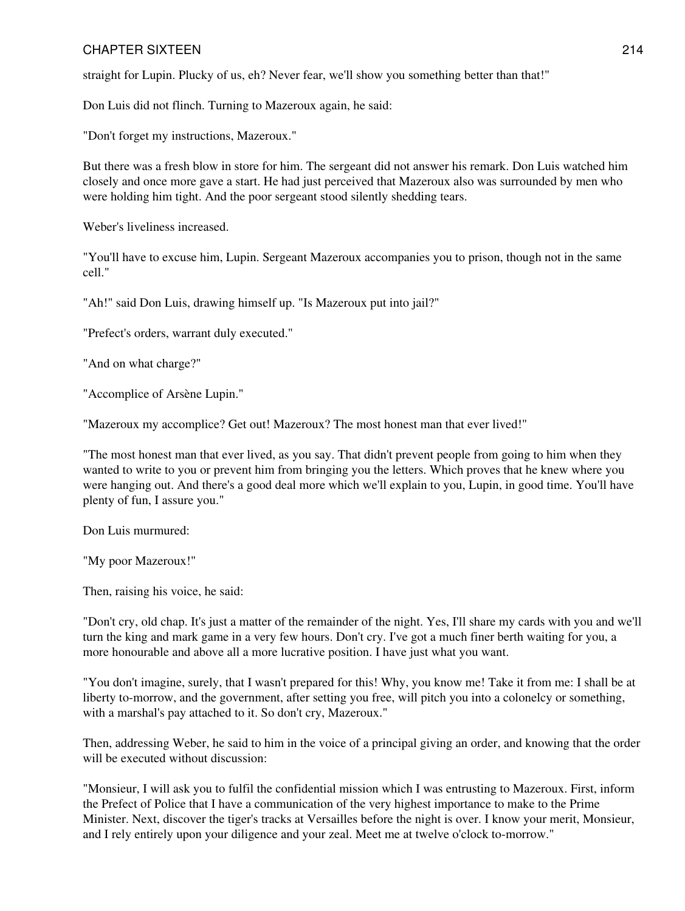straight for Lupin. Plucky of us, eh? Never fear, we'll show you something better than that!"

Don Luis did not flinch. Turning to Mazeroux again, he said:

"Don't forget my instructions, Mazeroux."

But there was a fresh blow in store for him. The sergeant did not answer his remark. Don Luis watched him closely and once more gave a start. He had just perceived that Mazeroux also was surrounded by men who were holding him tight. And the poor sergeant stood silently shedding tears.

Weber's liveliness increased.

"You'll have to excuse him, Lupin. Sergeant Mazeroux accompanies you to prison, though not in the same cell."

"Ah!" said Don Luis, drawing himself up. "Is Mazeroux put into jail?"

"Prefect's orders, warrant duly executed."

"And on what charge?"

"Accomplice of Arsène Lupin."

"Mazeroux my accomplice? Get out! Mazeroux? The most honest man that ever lived!"

"The most honest man that ever lived, as you say. That didn't prevent people from going to him when they wanted to write to you or prevent him from bringing you the letters. Which proves that he knew where you were hanging out. And there's a good deal more which we'll explain to you, Lupin, in good time. You'll have plenty of fun, I assure you."

Don Luis murmured:

"My poor Mazeroux!"

Then, raising his voice, he said:

"Don't cry, old chap. It's just a matter of the remainder of the night. Yes, I'll share my cards with you and we'll turn the king and mark game in a very few hours. Don't cry. I've got a much finer berth waiting for you, a more honourable and above all a more lucrative position. I have just what you want.

"You don't imagine, surely, that I wasn't prepared for this! Why, you know me! Take it from me: I shall be at liberty to-morrow, and the government, after setting you free, will pitch you into a colonelcy or something, with a marshal's pay attached to it. So don't cry, Mazeroux."

Then, addressing Weber, he said to him in the voice of a principal giving an order, and knowing that the order will be executed without discussion:

"Monsieur, I will ask you to fulfil the confidential mission which I was entrusting to Mazeroux. First, inform the Prefect of Police that I have a communication of the very highest importance to make to the Prime Minister. Next, discover the tiger's tracks at Versailles before the night is over. I know your merit, Monsieur, and I rely entirely upon your diligence and your zeal. Meet me at twelve o'clock to-morrow."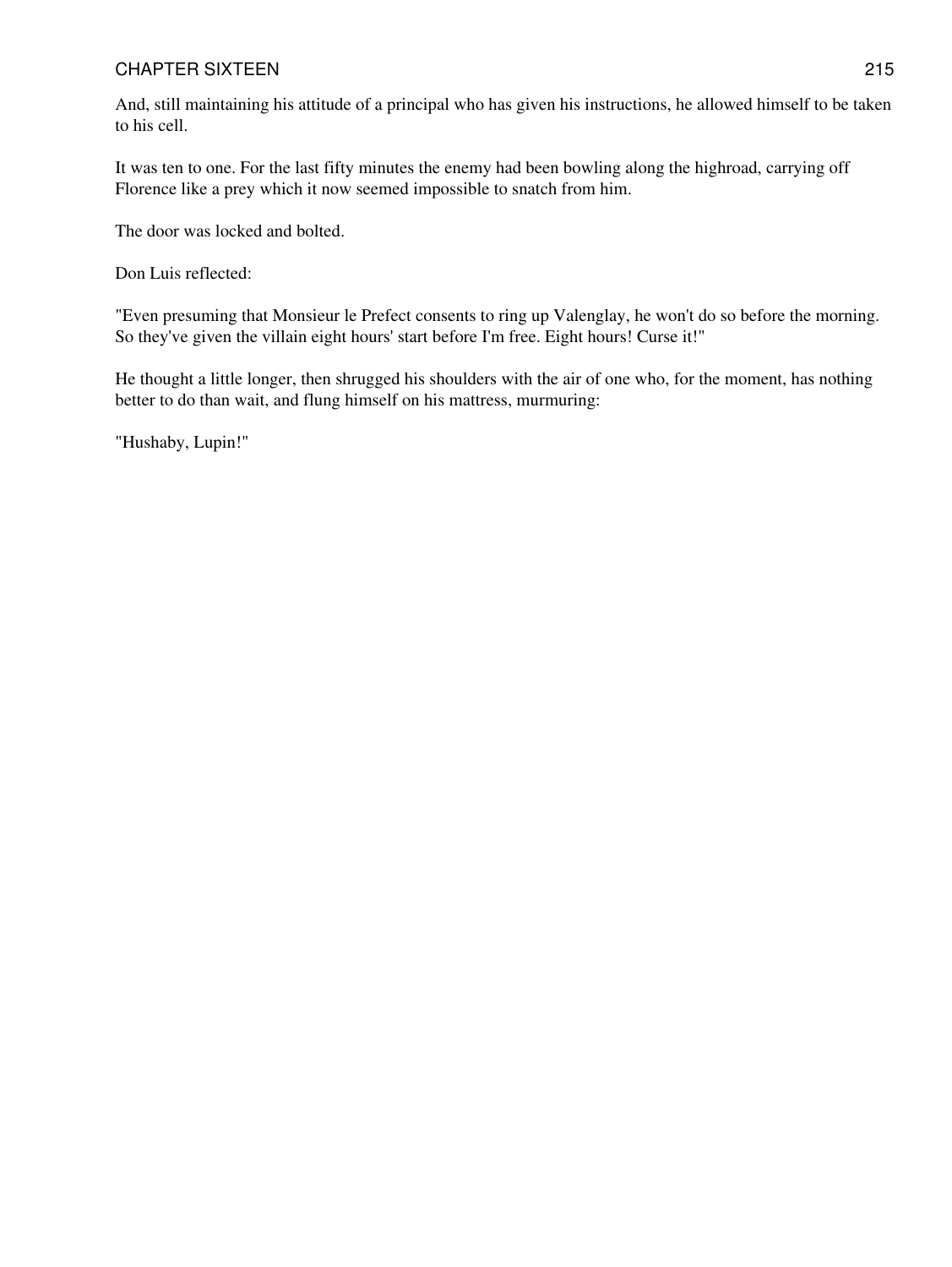And, still maintaining his attitude of a principal who has given his instructions, he allowed himself to be taken to his cell.

It was ten to one. For the last fifty minutes the enemy had been bowling along the highroad, carrying off Florence like a prey which it now seemed impossible to snatch from him.

The door was locked and bolted.

Don Luis reflected:

"Even presuming that Monsieur le Prefect consents to ring up Valenglay, he won't do so before the morning. So they've given the villain eight hours' start before I'm free. Eight hours! Curse it!"

He thought a little longer, then shrugged his shoulders with the air of one who, for the moment, has nothing better to do than wait, and flung himself on his mattress, murmuring:

"Hushaby, Lupin!"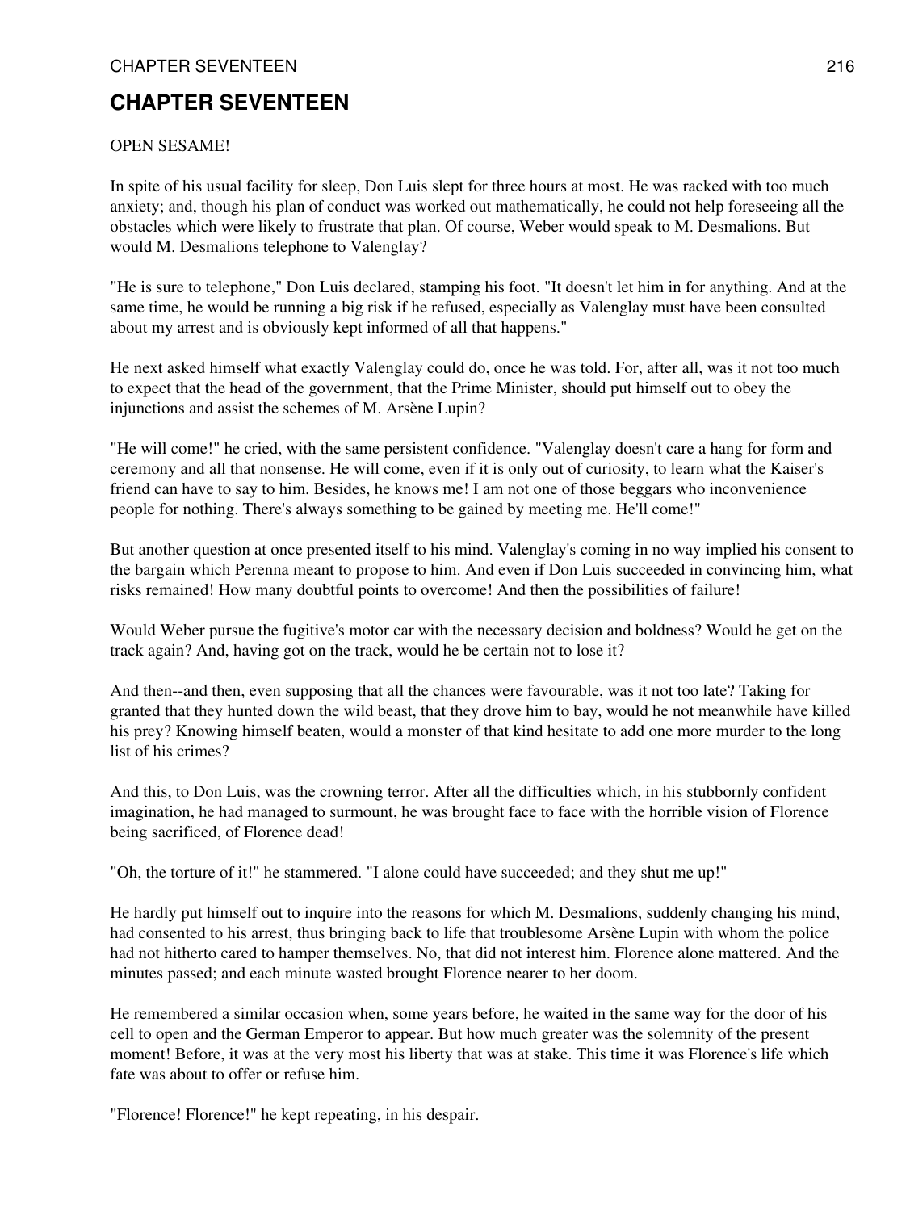## CHAPTER SEVENTEEN

OPEN SESAME!

In spite of his usual facility for sleep, Don Luis slept for three hours at most. He was racked with too much anxiety; and, though his plan of conduct was worked out mathematically, he could not help foreseeing all the obstacles which were likely to frustrate that plan. Of course, Weber would speak to M. Desmalions. But would M. Desmalions telephone to Valenglay?

"He is sure to telephone," Don Luis declared, stamping his foot. "It doesn't let him in for anything. And at the same time, he would be running a big risk if he refused, especially as Valenglay must have been consulted about my arrest and is obviously kept informed of all that happens."

He next asked himself what exactly Valenglay could do, once he was told. For, after all, was it not too much to expect that the head of the government, that the Prime Minister, should put himself out to obey the injunctions and assist the schemes of M. Arsène Lupin?

"He will come!" he cried, with the same persistent confidence. "Valenglay doesn't care a hang for form and ceremony and all that nonsense. He will come, even if it is only out of curiosity, to learn what the Kaiser's friend can have to say to him. Besides, he knows me! I am not one of those beggars who inconvenience people for nothing. There's always something to be gained by meeting me. He'll come!"

But another question at once presented itself to his mind. Valenglay's coming in no way implied his consent to the bargain which Perenna meant to propose to him. And even if Don Luis succeeded in convincing him, what risks remained! How many doubtful points to overcome! And then the possibilities of failure!

Would Weber pursue the fugitive's motor car with the necessary decision and boldness? Would he get on the track again? And, having got on the track, would he be certain not to lose it?

And then--and then, even supposing that all the chances were favourable, was it not too late? Taking for granted that they hunted down the wild beast, that they drove him to bay, would he not meanwhile have killed his prey? Knowing himself beaten, would a monster of that kind hesitate to add one more murder to the long list of his crimes?

And this, to Don Luis, was the crowning terror. After all the difficulties which, in his stubbornly confident imagination, he had managed to surmount, he was brought face to face with the horrible vision of Florence being sacrificed, of Florence dead!

"Oh, the torture of it!" he stammered. "I alone could have succeeded; and they shut me up!"

He hardly put himself out to inquire into the reasons for which M. Desmalions, suddenly changing his mind, had consented to his arrest, thus bringing back to life that troublesome Arsène Lupin with whom the police had not hitherto cared to hamper themselves. No, that did not interest him. Florence alone mattered. And the minutes passed; and each minute wasted brought Florence nearer to her doom.

He remembered a similar occasion when, some years before, he waited in the same way for the door of his cell to open and the German Emperor to appear. But how much greater was the solemnity of the present moment! Before, it was at the very most his liberty that was at stake. This time it was Florence's life which fate was about to offer or refuse him.

"Florence! Florence!" he kept repeating, in his despair.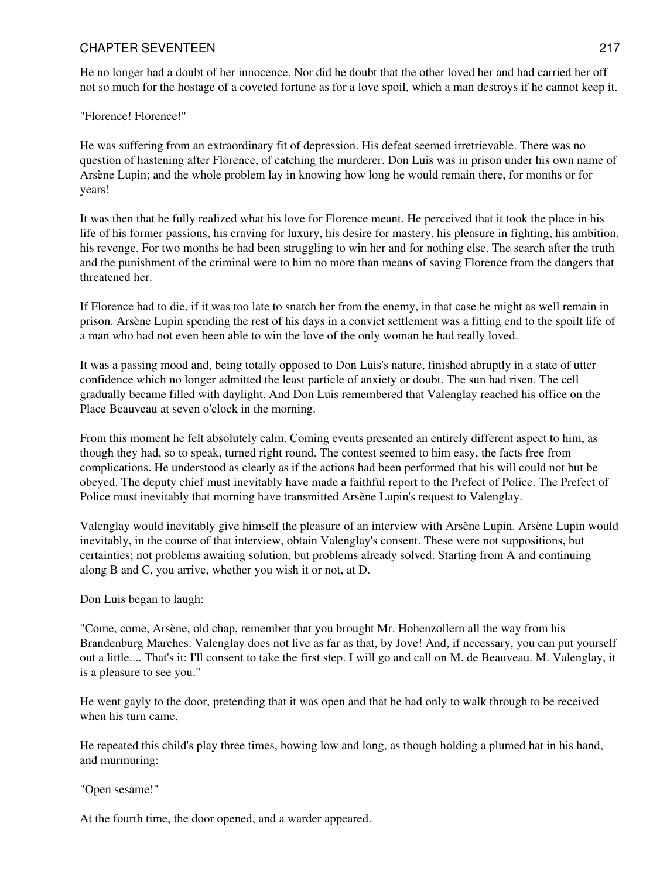He no longer had a doubt of her innocence. Nor did he doubt that the other loved her and had carried her off not so much for the hostage of a coveted fortune as for a love spoil, which a man destroys if he cannot keep it.

"Florence! Florence!"

He was suffering from an extraordinary fit of depression. His defeat seemed irretrievable. There was no question of hastening after Florence, of catching the murderer. Don Luis was in prison under his own name of Arsène Lupin; and the whole problem lay in knowing how long he would remain there, for months or for years!

It was then that he fully realized what his love for Florence meant. He perceived that it took the place in his life of his former passions, his craving for luxury, his desire for mastery, his pleasure in fighting, his ambition, his revenge. For two months he had been struggling to win her and for nothing else. The search after the truth and the punishment of the criminal were to him no more than means of saving Florence from the dangers that threatened her.

If Florence had to die, if it was too late to snatch her from the enemy, in that case he might as well remain in prison. Arsène Lupin spending the rest of his days in a convict settlement was a fitting end to the spoilt life of a man who had not even been able to win the love of the only woman he had really loved.

It was a passing mood and, being totally opposed to Don Luis's nature, finished abruptly in a state of utter confidence which no longer admitted the least particle of anxiety or doubt. The sun had risen. The cell gradually became filled with daylight. And Don Luis remembered that Valenglay reached his office on the Place Beauveau at seven o'clock in the morning.

From this moment he felt absolutely calm. Coming events presented an entirely different aspect to him, as though they had, so to speak, turned right round. The contest seemed to him easy, the facts free from complications. He understood as clearly as if the actions had been performed that his will could not but be obeyed. The deputy chief must inevitably have made a faithful report to the Prefect of Police. The Prefect of Police must inevitably that morning have transmitted Arsène Lupin's request to Valenglay.

Valenglay would inevitably give himself the pleasure of an interview with Arsène Lupin. Arsène Lupin would inevitably, in the course of that interview, obtain Valenglay's consent. These were not suppositions, but certainties; not problems awaiting solution, but problems already solved. Starting from A and continuing along B and C, you arrive, whether you wish it or not, at D.

Don Luis began to laugh:

"Come, come, Arsène, old chap, remember that you brought Mr. Hohenzollern all the way from his Brandenburg Marches. Valenglay does not live as far as that, by Jove! And, if necessary, you can put yourself out a little.... That's it: I'll consent to take the first step. I will go and call on M. de Beauveau. M. Valenglay, it is a pleasure to see you."

He went gayly to the door, pretending that it was open and that he had only to walk through to be received when his turn came.

He repeated this child's play three times, bowing low and long, as though holding a plumed hat in his hand, and murmuring:

"Open sesame!"

At the fourth time, the door opened, and a warder appeared.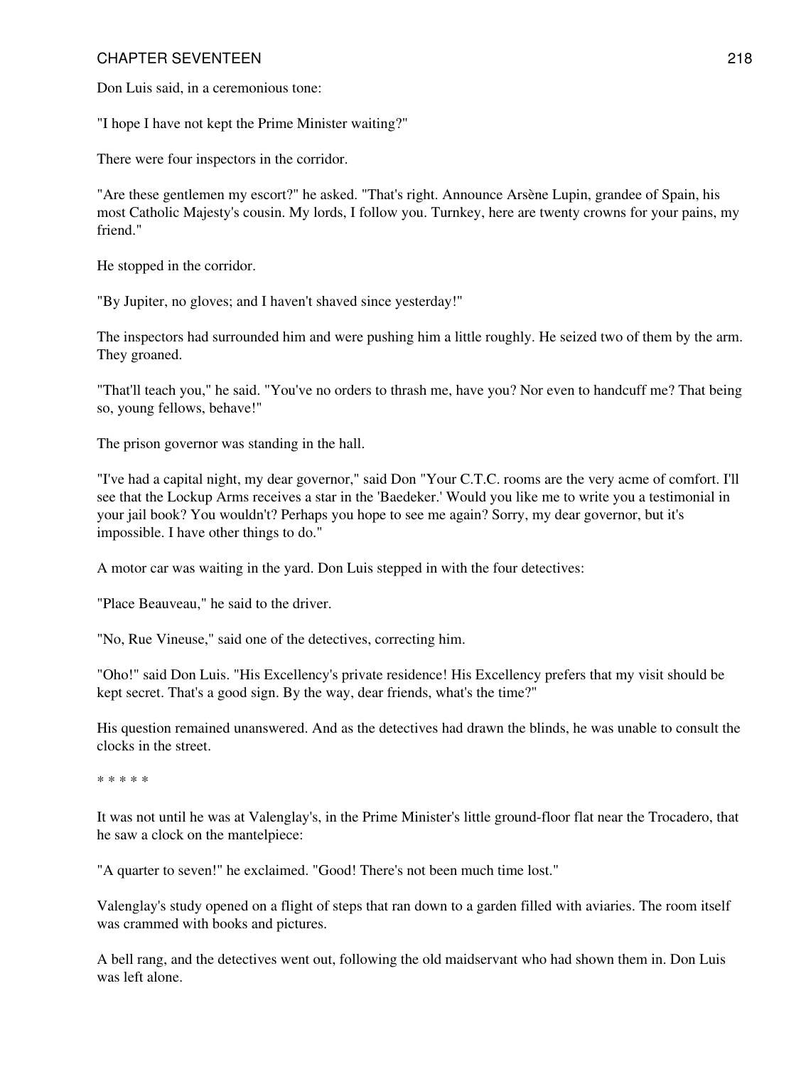Don Luis said, in a ceremonious tone:

"I hope I have not kept the Prime Minister waiting?"

There were four inspectors in the corridor.

"Are these gentlemen my escort?" he asked. "That's right. Announce Arsène Lupin, grandee of Spain, his most Catholic Majesty's cousin. My lords, I follow you. Turnkey, here are twenty crowns for your pains, my friend."

He stopped in the corridor.

"By Jupiter, no gloves; and I haven't shaved since yesterday!"

The inspectors had surrounded him and were pushing him a little roughly. He seized two of them by the arm. They groaned.

"That'll teach you," he said. "You've no orders to thrash me, have you? Nor even to handcuff me? That being so, young fellows, behave!"

The prison governor was standing in the hall.

"I've had a capital night, my dear governor," said Don "Your C.T.C. rooms are the very acme of comfort. I'll see that the Lockup Arms receives a star in the 'Baedeker.' Would you like me to write you a testimonial in your jail book? You wouldn't? Perhaps you hope to see me again? Sorry, my dear governor, but it's impossible. I have other things to do."

A motor car was waiting in the yard. Don Luis stepped in with the four detectives:

"Place Beauveau," he said to the driver.

"No, Rue Vineuse," said one of the detectives, correcting him.

"Oho!" said Don Luis. "His Excellency's private residence! His Excellency prefers that my visit should be kept secret. That's a good sign. By the way, dear friends, what's the time?"

His question remained unanswered. And as the detectives had drawn the blinds, he was unable to consult the clocks in the street.

* * * * *

It was not until he was at Valenglay's, in the Prime Minister's little ground-floor flat near the Trocadero, that he saw a clock on the mantelpiece:

"A quarter to seven!" he exclaimed. "Good! There's not been much time lost."

Valenglay's study opened on a flight of steps that ran down to a garden filled with aviaries. The room itself was crammed with books and pictures.

A bell rang, and the detectives went out, following the old maidservant who had shown them in. Don Luis was left alone.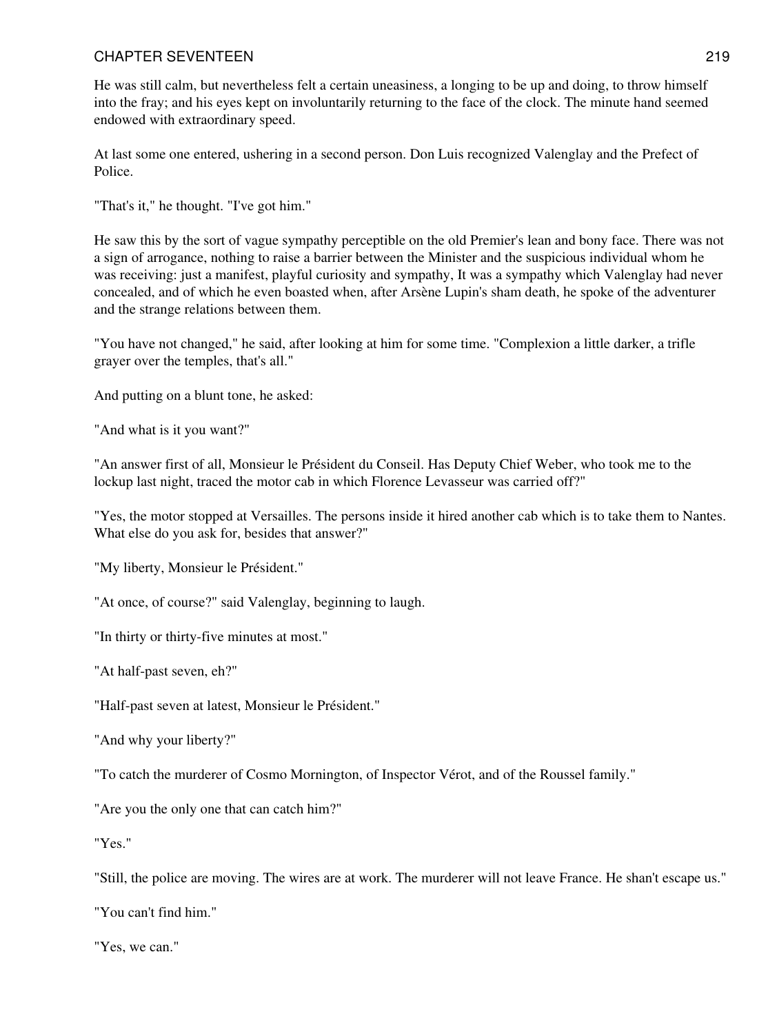He was still calm, but nevertheless felt a certain uneasiness, a longing to be up and doing, to throw himself into the fray; and his eyes kept on involuntarily returning to the face of the clock. The minute hand seemed endowed with extraordinary speed.

At last some one entered, ushering in a second person. Don Luis recognized Valenglay and the Prefect of Police.

"That's it," he thought. "I've got him."

He saw this by the sort of vague sympathy perceptible on the old Premier's lean and bony face. There was not a sign of arrogance, nothing to raise a barrier between the Minister and the suspicious individual whom he was receiving: just a manifest, playful curiosity and sympathy, It was a sympathy which Valenglay had never concealed, and of which he even boasted when, after Arsène Lupin's sham death, he spoke of the adventurer and the strange relations between them.

"You have not changed," he said, after looking at him for some time. "Complexion a little darker, a trifle grayer over the temples, that's all."

And putting on a blunt tone, he asked:

"And what is it you want?"

"An answer first of all, Monsieur le Président du Conseil. Has Deputy Chief Weber, who took me to the lockup last night, traced the motor cab in which Florence Levasseur was carried off?"

"Yes, the motor stopped at Versailles. The persons inside it hired another cab which is to take them to Nantes. What else do you ask for, besides that answer?"

"My liberty, Monsieur le Président."

"At once, of course?" said Valenglay, beginning to laugh.

"In thirty or thirty-five minutes at most."

"At half-past seven, eh?"

"Half-past seven at latest, Monsieur le Président."

"And why your liberty?"

"To catch the murderer of Cosmo Mornington, of Inspector Vérot, and of the Roussel family."

"Are you the only one that can catch him?"

"Yes."

"Still, the police are moving. The wires are at work. The murderer will not leave France. He shan't escape us."

"You can't find him."

"Yes, we can."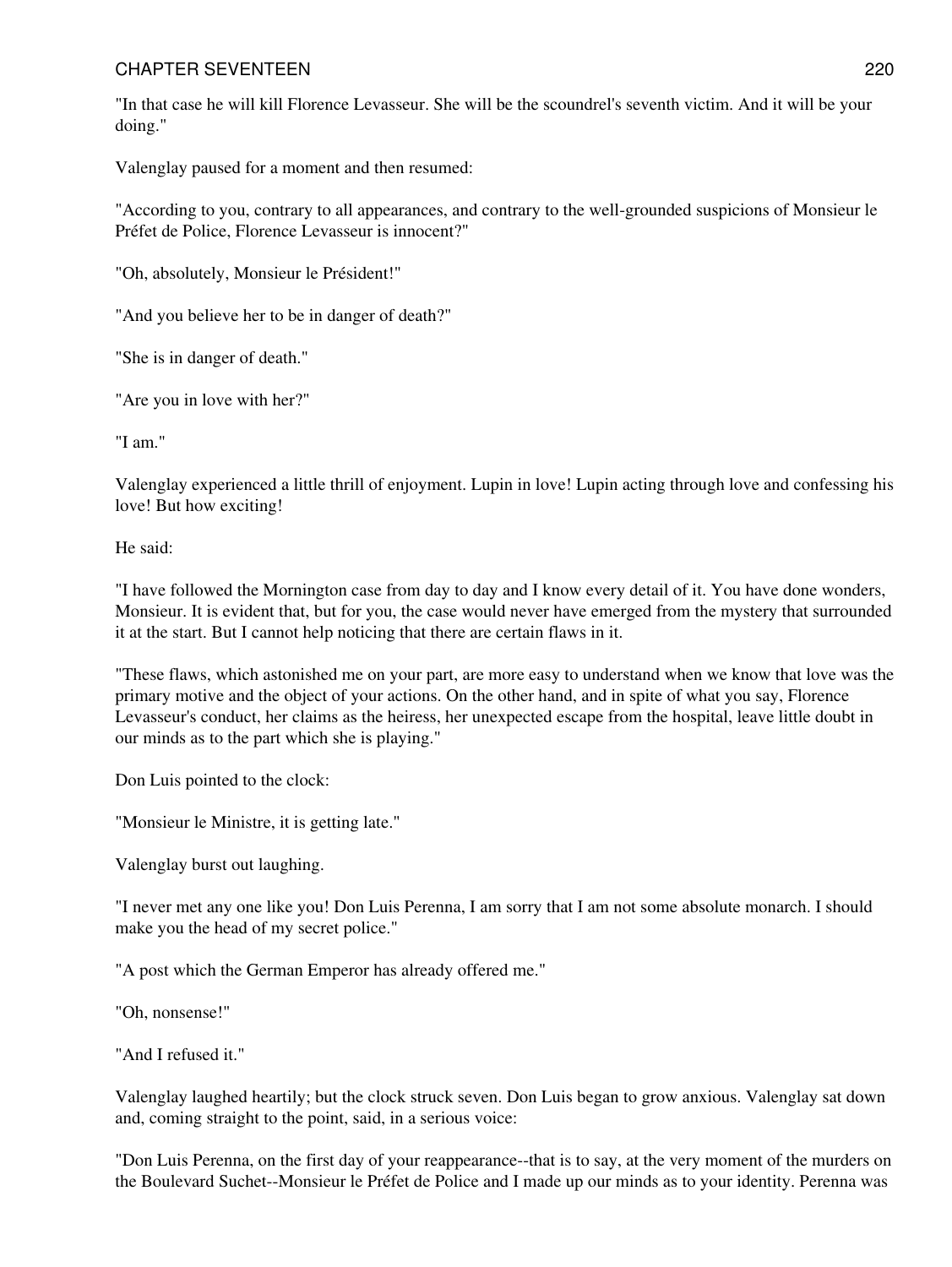"In that case he will kill Florence Levasseur. She will be the scoundrel's seventh victim. And it will be your doing."

Valenglay paused for a moment and then resumed:

"According to you, contrary to all appearances, and contrary to the well-grounded suspicions of Monsieur le Préfet de Police, Florence Levasseur is innocent?"

"Oh, absolutely, Monsieur le Président!"

"And you believe her to be in danger of death?"

"She is in danger of death."

"Are you in love with her?"

"I am."

Valenglay experienced a little thrill of enjoyment. Lupin in love! Lupin acting through love and confessing his love! But how exciting!

He said:

"I have followed the Mornington case from day to day and I know every detail of it. You have done wonders, Monsieur. It is evident that, but for you, the case would never have emerged from the mystery that surrounded it at the start. But I cannot help noticing that there are certain flaws in it.

"These flaws, which astonished me on your part, are more easy to understand when we know that love was the primary motive and the object of your actions. On the other hand, and in spite of what you say, Florence Levasseur's conduct, her claims as the heiress, her unexpected escape from the hospital, leave little doubt in our minds as to the part which she is playing."

Don Luis pointed to the clock:

"Monsieur le Ministre, it is getting late."

Valenglay burst out laughing.

"I never met any one like you! Don Luis Perenna, I am sorry that I am not some absolute monarch. I should make you the head of my secret police."

"A post which the German Emperor has already offered me."

"Oh, nonsense!"

"And I refused it."

Valenglay laughed heartily; but the clock struck seven. Don Luis began to grow anxious. Valenglay sat down and, coming straight to the point, said, in a serious voice:

"Don Luis Perenna, on the first day of your reappearance--that is to say, at the very moment of the murders on the Boulevard Suchet--Monsieur le Préfet de Police and I made up our minds as to your identity. Perenna was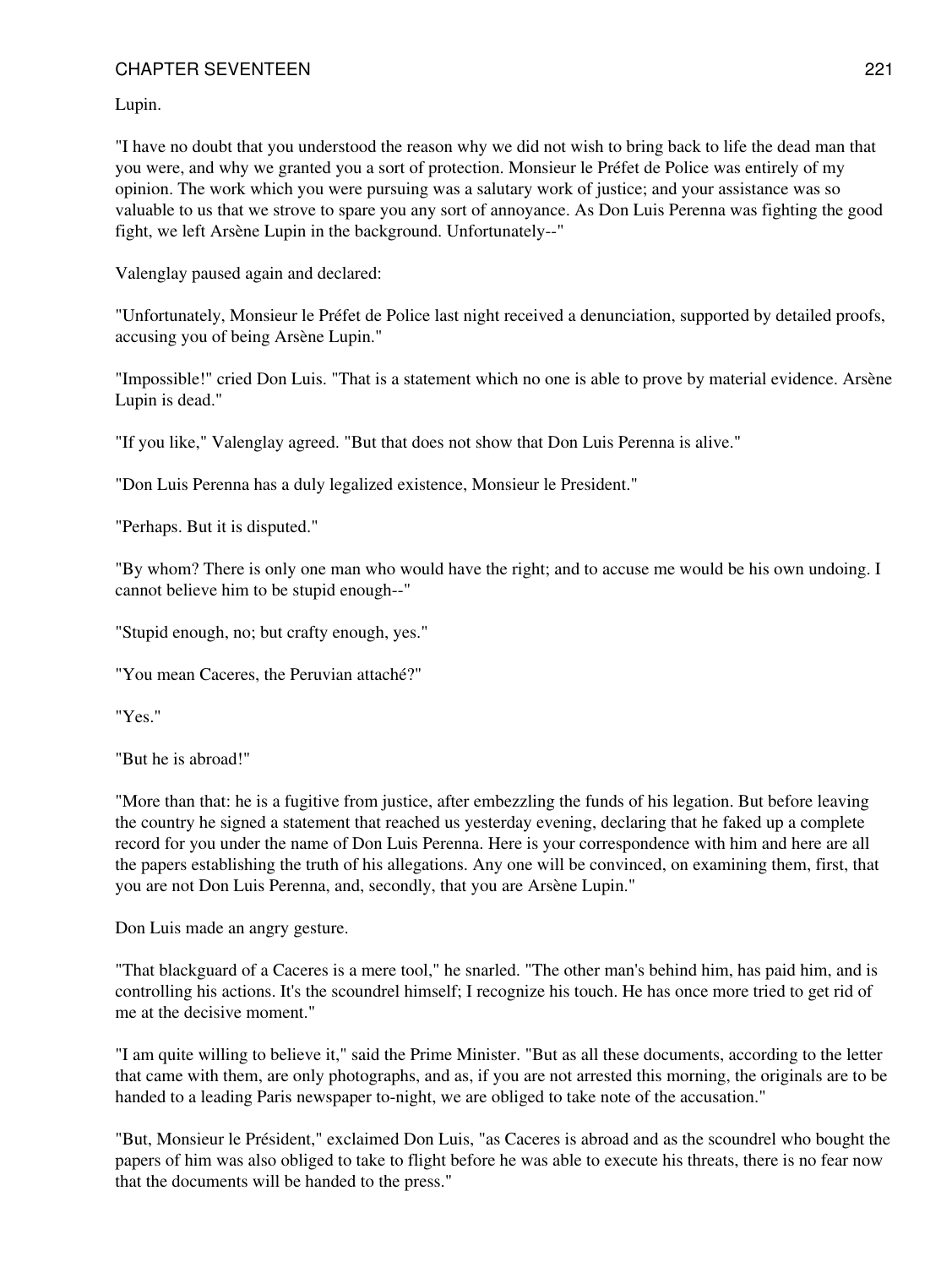Lupin.

"I have no doubt that you understood the reason why we did not wish to bring back to life the dead man that you were, and why we granted you a sort of protection. Monsieur le Préfet de Police was entirely of my opinion. The work which you were pursuing was a salutary work of justice; and your assistance was so valuable to us that we strove to spare you any sort of annoyance. As Don Luis Perenna was fighting the good fight, we left Arsène Lupin in the background. Unfortunately--"

Valenglay paused again and declared:

"Unfortunately, Monsieur le Préfet de Police last night received a denunciation, supported by detailed proofs, accusing you of being Arsène Lupin."

"Impossible!" cried Don Luis. "That is a statement which no one is able to prove by material evidence. Arsène Lupin is dead."

"If you like," Valenglay agreed. "But that does not show that Don Luis Perenna is alive."

"Don Luis Perenna has a duly legalized existence, Monsieur le President."

"Perhaps. But it is disputed."

"By whom? There is only one man who would have the right; and to accuse me would be his own undoing. I cannot believe him to be stupid enough--"

"Stupid enough, no; but crafty enough, yes."

"You mean Caceres, the Peruvian attaché?"

"Yes."

"But he is abroad!"

"More than that: he is a fugitive from justice, after embezzling the funds of his legation. But before leaving the country he signed a statement that reached us yesterday evening, declaring that he faked up a complete record for you under the name of Don Luis Perenna. Here is your correspondence with him and here are all the papers establishing the truth of his allegations. Any one will be convinced, on examining them, first, that you are not Don Luis Perenna, and, secondly, that you are Arsène Lupin."

Don Luis made an angry gesture.

"That blackguard of a Caceres is a mere tool," he snarled. "The other man's behind him, has paid him, and is controlling his actions. It's the scoundrel himself; I recognize his touch. He has once more tried to get rid of me at the decisive moment."

"I am quite willing to believe it," said the Prime Minister. "But as all these documents, according to the letter that came with them, are only photographs, and as, if you are not arrested this morning, the originals are to be handed to a leading Paris newspaper to-night, we are obliged to take note of the accusation."

"But, Monsieur le Président," exclaimed Don Luis, "as Caceres is abroad and as the scoundrel who bought the papers of him was also obliged to take to flight before he was able to execute his threats, there is no fear now that the documents will be handed to the press."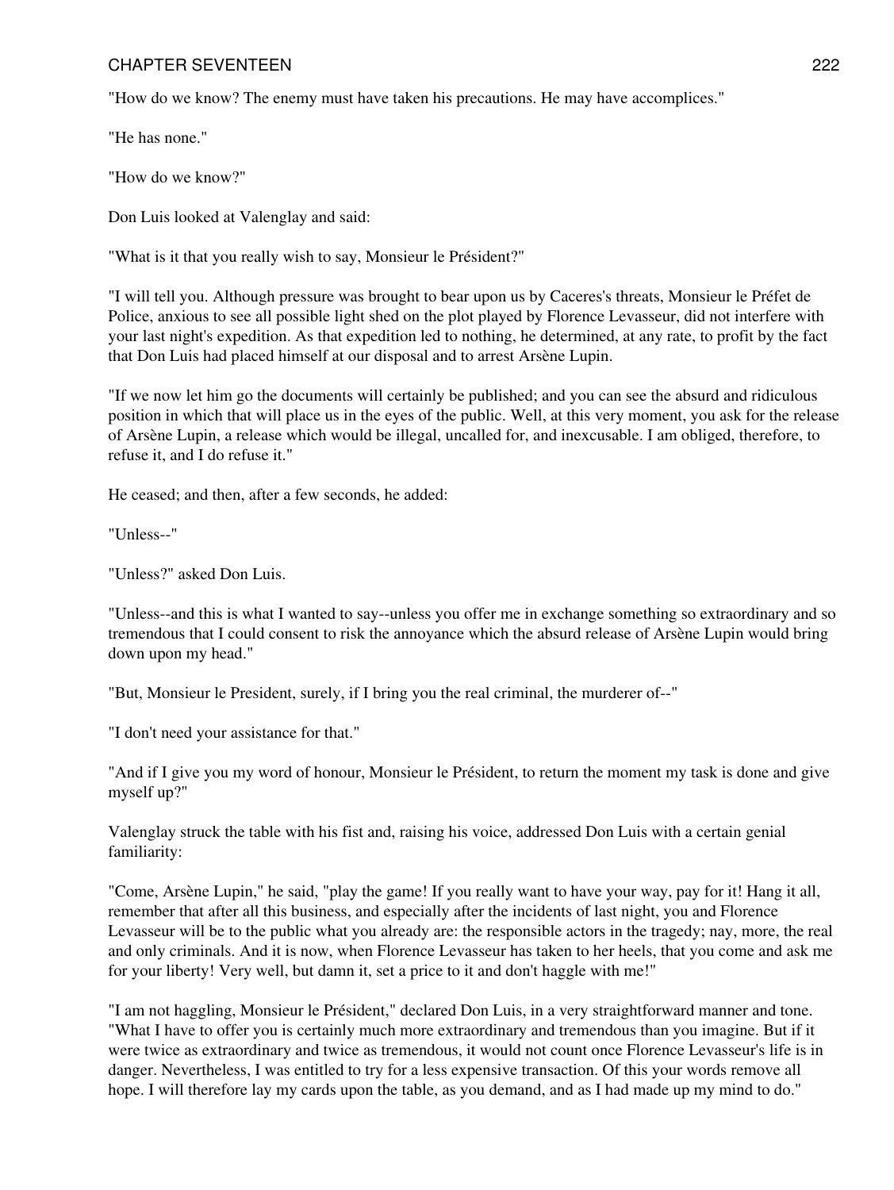"How do we know? The enemy must have taken his precautions. He may have accomplices."

"He has none."

"How do we know?"

Don Luis looked at Valenglay and said:

"What is it that you really wish to say, Monsieur le Président?"

"I will tell you. Although pressure was brought to bear upon us by Caceres's threats, Monsieur le Préfet de Police, anxious to see all possible light shed on the plot played by Florence Levasseur, did not interfere with your last night's expedition. As that expedition led to nothing, he determined, at any rate, to profit by the fact that Don Luis had placed himself at our disposal and to arrest Arsène Lupin.

"If we now let him go the documents will certainly be published; and you can see the absurd and ridiculous position in which that will place us in the eyes of the public. Well, at this very moment, you ask for the release of Arsène Lupin, a release which would be illegal, uncalled for, and inexcusable. I am obliged, therefore, to refuse it, and I do refuse it."

He ceased; and then, after a few seconds, he added:

"Unless--"

"Unless?" asked Don Luis.

"Unless--and this is what I wanted to say--unless you offer me in exchange something so extraordinary and so tremendous that I could consent to risk the annoyance which the absurd release of Arsène Lupin would bring down upon my head."

"But, Monsieur le President, surely, if I bring you the real criminal, the murderer of--"

"I don't need your assistance for that."

"And if I give you my word of honour, Monsieur le Président, to return the moment my task is done and give myself up?"

Valenglay struck the table with his fist and, raising his voice, addressed Don Luis with a certain genial familiarity:

"Come, Arsène Lupin," he said, "play the game! If you really want to have your way, pay for it! Hang it all, remember that after all this business, and especially after the incidents of last night, you and Florence Levasseur will be to the public what you already are: the responsible actors in the tragedy; nay, more, the real and only criminals. And it is now, when Florence Levasseur has taken to her heels, that you come and ask me for your liberty! Very well, but damn it, set a price to it and don't haggle with me!"

"I am not haggling, Monsieur le Président," declared Don Luis, in a very straightforward manner and tone. "What I have to offer you is certainly much more extraordinary and tremendous than you imagine. But if it were twice as extraordinary and twice as tremendous, it would not count once Florence Levasseur's life is in danger. Nevertheless, I was entitled to try for a less expensive transaction. Of this your words remove all hope. I will therefore lay my cards upon the table, as you demand, and as I had made up my mind to do."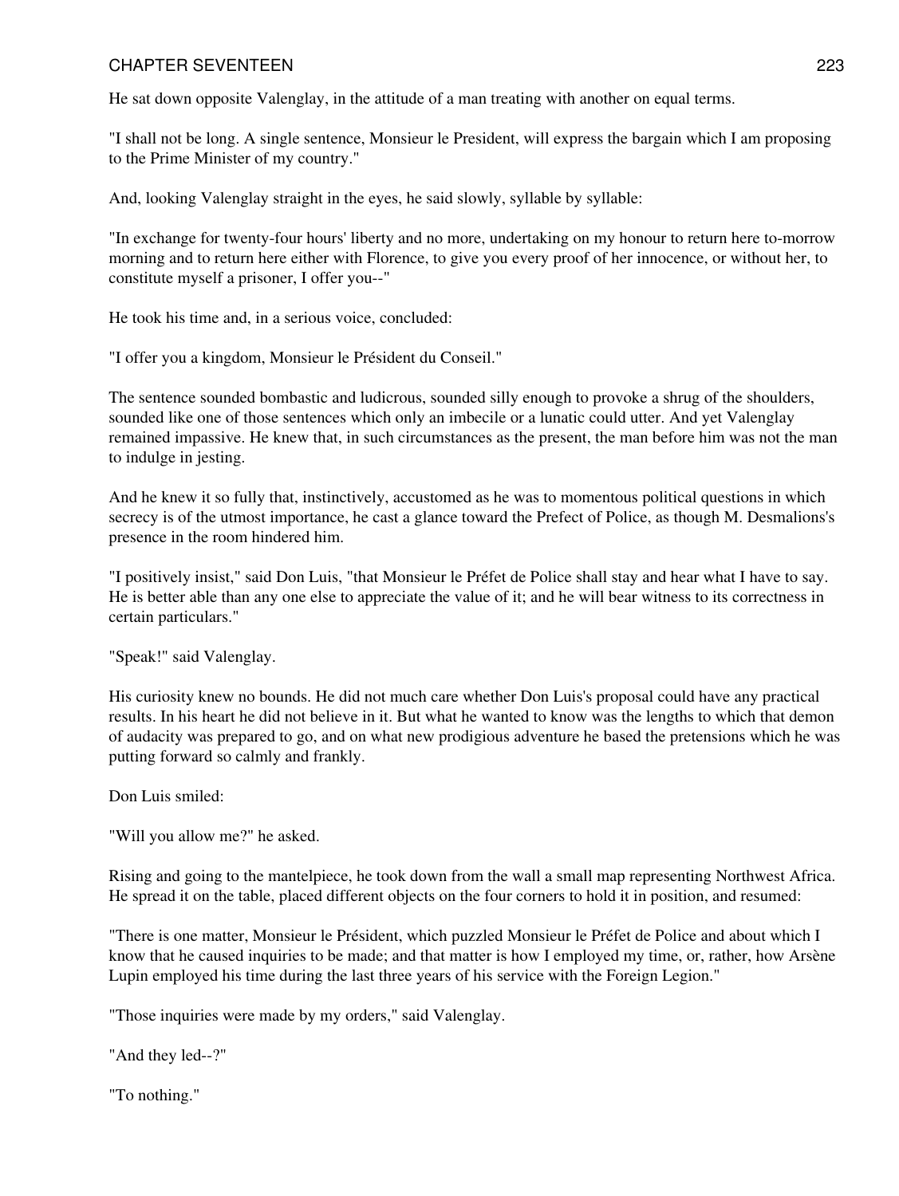He sat down opposite Valenglay, in the attitude of a man treating with another on equal terms.

"I shall not be long. A single sentence, Monsieur le President, will express the bargain which I am proposing to the Prime Minister of my country."

And, looking Valenglay straight in the eyes, he said slowly, syllable by syllable:

"In exchange for twenty-four hours' liberty and no more, undertaking on my honour to return here to-morrow morning and to return here either with Florence, to give you every proof of her innocence, or without her, to constitute myself a prisoner, I offer you--"

He took his time and, in a serious voice, concluded:

"I offer you a kingdom, Monsieur le Président du Conseil."

The sentence sounded bombastic and ludicrous, sounded silly enough to provoke a shrug of the shoulders, sounded like one of those sentences which only an imbecile or a lunatic could utter. And yet Valenglay remained impassive. He knew that, in such circumstances as the present, the man before him was not the man to indulge in jesting.

And he knew it so fully that, instinctively, accustomed as he was to momentous political questions in which secrecy is of the utmost importance, he cast a glance toward the Prefect of Police, as though M. Desmalions's presence in the room hindered him.

"I positively insist," said Don Luis, "that Monsieur le Préfet de Police shall stay and hear what I have to say. He is better able than any one else to appreciate the value of it; and he will bear witness to its correctness in certain particulars."

"Speak!" said Valenglay.

His curiosity knew no bounds. He did not much care whether Don Luis's proposal could have any practical results. In his heart he did not believe in it. But what he wanted to know was the lengths to which that demon of audacity was prepared to go, and on what new prodigious adventure he based the pretensions which he was putting forward so calmly and frankly.

Don Luis smiled:

"Will you allow me?" he asked.

Rising and going to the mantelpiece, he took down from the wall a small map representing Northwest Africa. He spread it on the table, placed different objects on the four corners to hold it in position, and resumed:

"There is one matter, Monsieur le Président, which puzzled Monsieur le Préfet de Police and about which I know that he caused inquiries to be made; and that matter is how I employed my time, or, rather, how Arsène Lupin employed his time during the last three years of his service with the Foreign Legion."

"Those inquiries were made by my orders," said Valenglay.

"And they led--?"

"To nothing."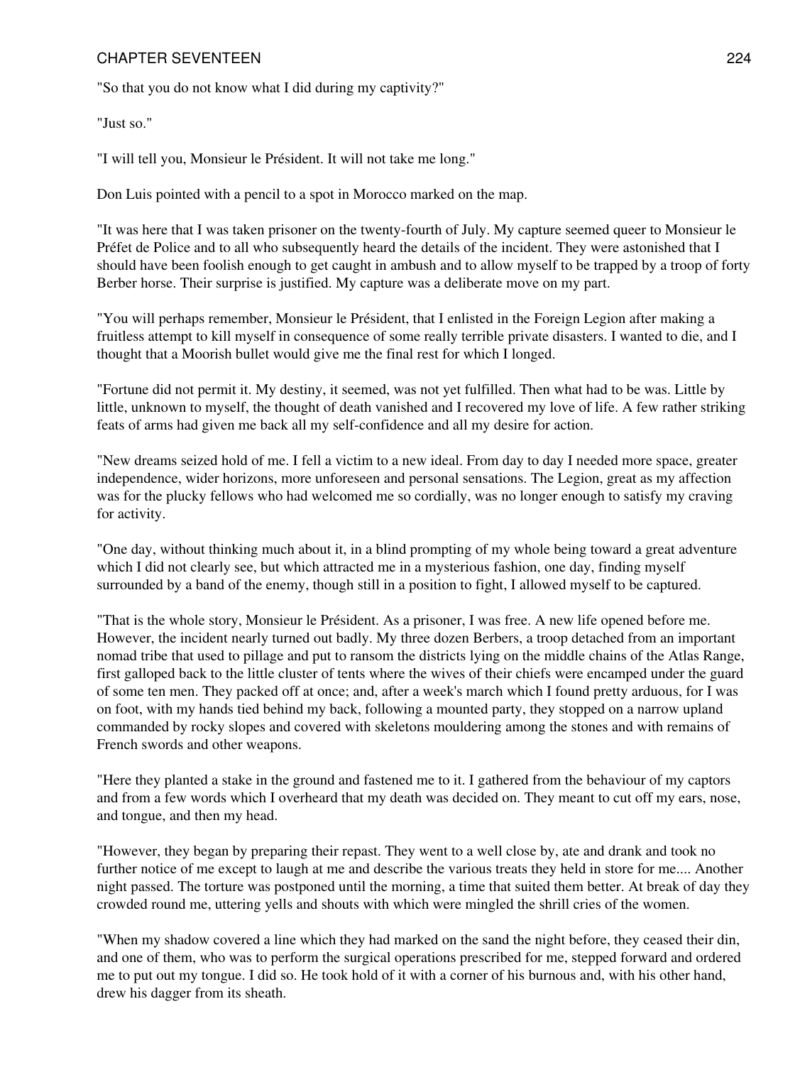"So that you do not know what I did during my captivity?"

"Just so."

"I will tell you, Monsieur le Président. It will not take me long."

Don Luis pointed with a pencil to a spot in Morocco marked on the map.

"It was here that I was taken prisoner on the twenty-fourth of July. My capture seemed queer to Monsieur le Préfet de Police and to all who subsequently heard the details of the incident. They were astonished that I should have been foolish enough to get caught in ambush and to allow myself to be trapped by a troop of forty Berber horse. Their surprise is justified. My capture was a deliberate move on my part.

"You will perhaps remember, Monsieur le Président, that I enlisted in the Foreign Legion after making a fruitless attempt to kill myself in consequence of some really terrible private disasters. I wanted to die, and I thought that a Moorish bullet would give me the final rest for which I longed.

"Fortune did not permit it. My destiny, it seemed, was not yet fulfilled. Then what had to be was. Little by little, unknown to myself, the thought of death vanished and I recovered my love of life. A few rather striking feats of arms had given me back all my self-confidence and all my desire for action.

"New dreams seized hold of me. I fell a victim to a new ideal. From day to day I needed more space, greater independence, wider horizons, more unforeseen and personal sensations. The Legion, great as my affection was for the plucky fellows who had welcomed me so cordially, was no longer enough to satisfy my craving for activity.

"One day, without thinking much about it, in a blind prompting of my whole being toward a great adventure which I did not clearly see, but which attracted me in a mysterious fashion, one day, finding myself surrounded by a band of the enemy, though still in a position to fight, I allowed myself to be captured.

"That is the whole story, Monsieur le Président. As a prisoner, I was free. A new life opened before me. However, the incident nearly turned out badly. My three dozen Berbers, a troop detached from an important nomad tribe that used to pillage and put to ransom the districts lying on the middle chains of the Atlas Range, first galloped back to the little cluster of tents where the wives of their chiefs were encamped under the guard of some ten men. They packed off at once; and, after a week's march which I found pretty arduous, for I was on foot, with my hands tied behind my back, following a mounted party, they stopped on a narrow upland commanded by rocky slopes and covered with skeletons mouldering among the stones and with remains of French swords and other weapons.

"Here they planted a stake in the ground and fastened me to it. I gathered from the behaviour of my captors and from a few words which I overheard that my death was decided on. They meant to cut off my ears, nose, and tongue, and then my head.

"However, they began by preparing their repast. They went to a well close by, ate and drank and took no further notice of me except to laugh at me and describe the various treats they held in store for me.... Another night passed. The torture was postponed until the morning, a time that suited them better. At break of day they crowded round me, uttering yells and shouts with which were mingled the shrill cries of the women.

"When my shadow covered a line which they had marked on the sand the night before, they ceased their din, and one of them, who was to perform the surgical operations prescribed for me, stepped forward and ordered me to put out my tongue. I did so. He took hold of it with a corner of his burnous and, with his other hand, drew his dagger from its sheath.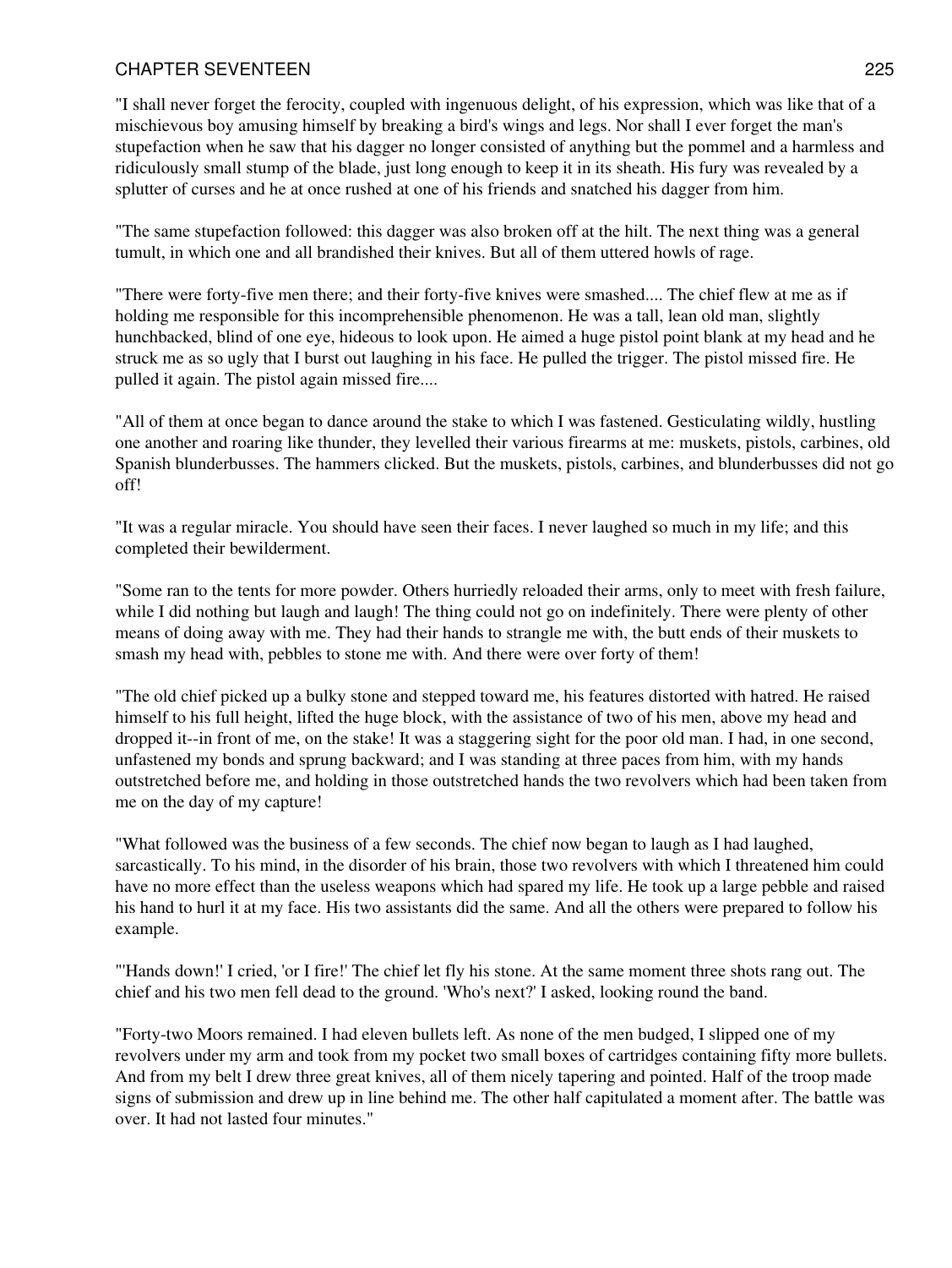"I shall never forget the ferocity, coupled with ingenuous delight, of his expression, which was like that of a mischievous boy amusing himself by breaking a bird's wings and legs. Nor shall I ever forget the man's stupefaction when he saw that his dagger no longer consisted of anything but the pommel and a harmless and ridiculously small stump of the blade, just long enough to keep it in its sheath. His fury was revealed by a splutter of curses and he at once rushed at one of his friends and snatched his dagger from him.

"The same stupefaction followed: this dagger was also broken off at the hilt. The next thing was a general tumult, in which one and all brandished their knives. But all of them uttered howls of rage.

"There were forty-five men there; and their forty-five knives were smashed.... The chief flew at me as if holding me responsible for this incomprehensible phenomenon. He was a tall, lean old man, slightly hunchbacked, blind of one eye, hideous to look upon. He aimed a huge pistol point blank at my head and he struck me as so ugly that I burst out laughing in his face. He pulled the trigger. The pistol missed fire. He pulled it again. The pistol again missed fire....

"All of them at once began to dance around the stake to which I was fastened. Gesticulating wildly, hustling one another and roaring like thunder, they levelled their various firearms at me: muskets, pistols, carbines, old Spanish blunderbusses. The hammers clicked. But the muskets, pistols, carbines, and blunderbusses did not go off!

"It was a regular miracle. You should have seen their faces. I never laughed so much in my life; and this completed their bewilderment.

"Some ran to the tents for more powder. Others hurriedly reloaded their arms, only to meet with fresh failure, while I did nothing but laugh and laugh! The thing could not go on indefinitely. There were plenty of other means of doing away with me. They had their hands to strangle me with, the butt ends of their muskets to smash my head with, pebbles to stone me with. And there were over forty of them!

"The old chief picked up a bulky stone and stepped toward me, his features distorted with hatred. He raised himself to his full height, lifted the huge block, with the assistance of two of his men, above my head and dropped it--in front of me, on the stake! It was a staggering sight for the poor old man. I had, in one second, unfastened my bonds and sprung backward; and I was standing at three paces from him, with my hands outstretched before me, and holding in those outstretched hands the two revolvers which had been taken from me on the day of my capture!

"What followed was the business of a few seconds. The chief now began to laugh as I had laughed, sarcastically. To his mind, in the disorder of his brain, those two revolvers with which I threatened him could have no more effect than the useless weapons which had spared my life. He took up a large pebble and raised his hand to hurl it at my face. His two assistants did the same. And all the others were prepared to follow his example.

"'Hands down!' I cried, 'or I fire!' The chief let fly his stone. At the same moment three shots rang out. The chief and his two men fell dead to the ground. 'Who's next?' I asked, looking round the band.

"Forty-two Moors remained. I had eleven bullets left. As none of the men budged, I slipped one of my revolvers under my arm and took from my pocket two small boxes of cartridges containing fifty more bullets. And from my belt I drew three great knives, all of them nicely tapering and pointed. Half of the troop made signs of submission and drew up in line behind me. The other half capitulated a moment after. The battle was over. It had not lasted four minutes."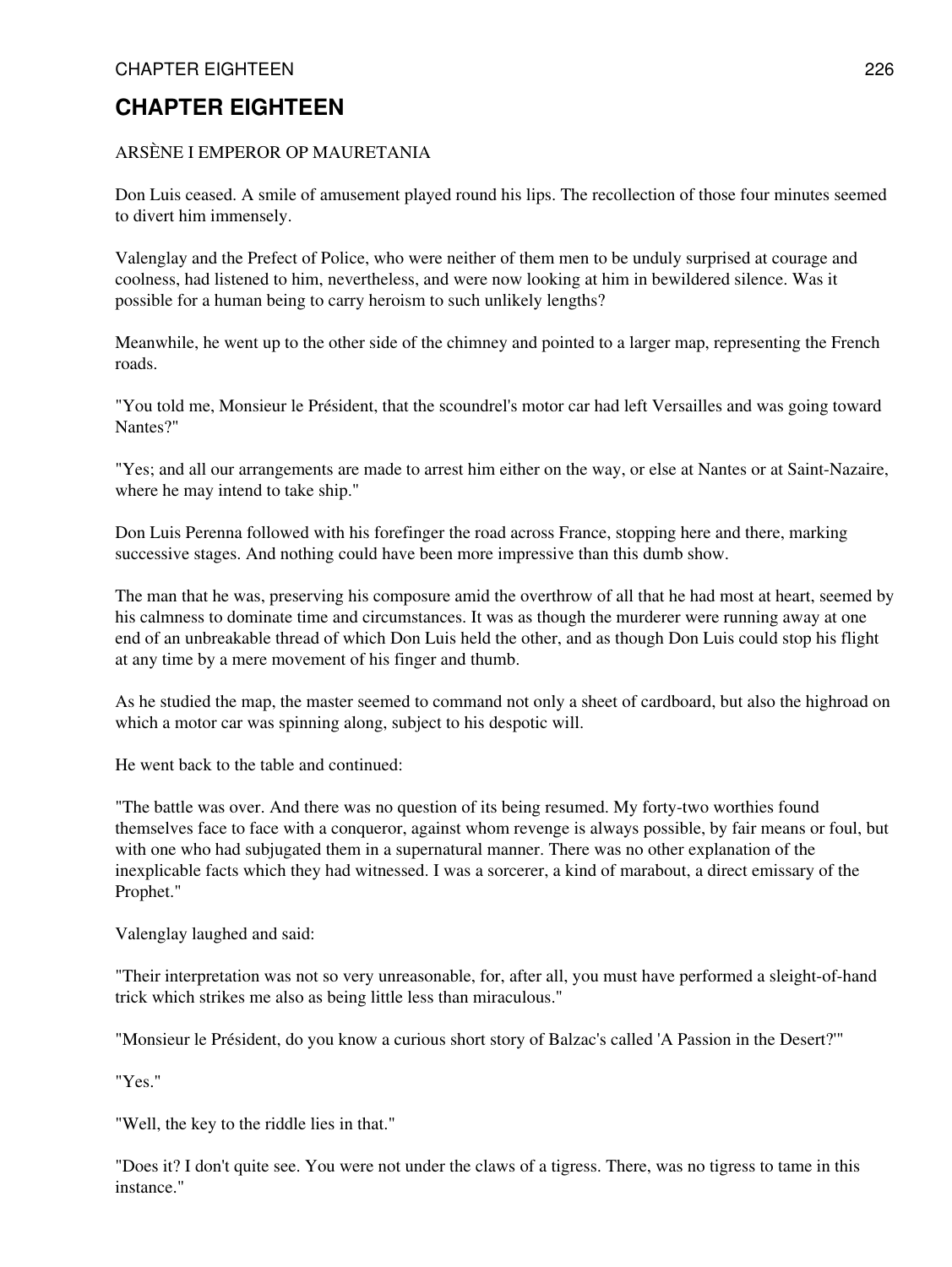# CHAPTER EIGHTEEN

ARSÈNE I EMPEROR OP MAURETANIA

Don Luis ceased. A smile of amusement played round his lips. The recollection of those four minutes seemed to divert him immensely.

Valenglay and the Prefect of Police, who were neither of them men to be unduly surprised at courage and coolness, had listened to him, nevertheless, and were now looking at him in bewildered silence. Was it possible for a human being to carry heroism to such unlikely lengths?

Meanwhile, he went up to the other side of the chimney and pointed to a larger map, representing the French roads.

"You told me, Monsieur le Président, that the scoundrel's motor car had left Versailles and was going toward Nantes?"

"Yes; and all our arrangements are made to arrest him either on the way, or else at Nantes or at Saint-Nazaire, where he may intend to take ship."

Don Luis Perenna followed with his forefinger the road across France, stopping here and there, marking successive stages. And nothing could have been more impressive than this dumb show.

The man that he was, preserving his composure amid the overthrow of all that he had most at heart, seemed by his calmness to dominate time and circumstances. It was as though the murderer were running away at one end of an unbreakable thread of which Don Luis held the other, and as though Don Luis could stop his flight at any time by a mere movement of his finger and thumb.

As he studied the map, the master seemed to command not only a sheet of cardboard, but also the highroad on which a motor car was spinning along, subject to his despotic will.

He went back to the table and continued:

"The battle was over. And there was no question of its being resumed. My forty-two worthies found themselves face to face with a conqueror, against whom revenge is always possible, by fair means or foul, but with one who had subjugated them in a supernatural manner. There was no other explanation of the inexplicable facts which they had witnessed. I was a sorcerer, a kind of marabout, a direct emissary of the Prophet."

Valenglay laughed and said:

"Their interpretation was not so very unreasonable, for, after all, you must have performed a sleight-of-hand trick which strikes me also as being little less than miraculous."

"Monsieur le Président, do you know a curious short story of Balzac's called 'A Passion in the Desert?'"

"Yes."

"Well, the key to the riddle lies in that."

"Does it? I don't quite see. You were not under the claws of a tigress. There, was no tigress to tame in this instance."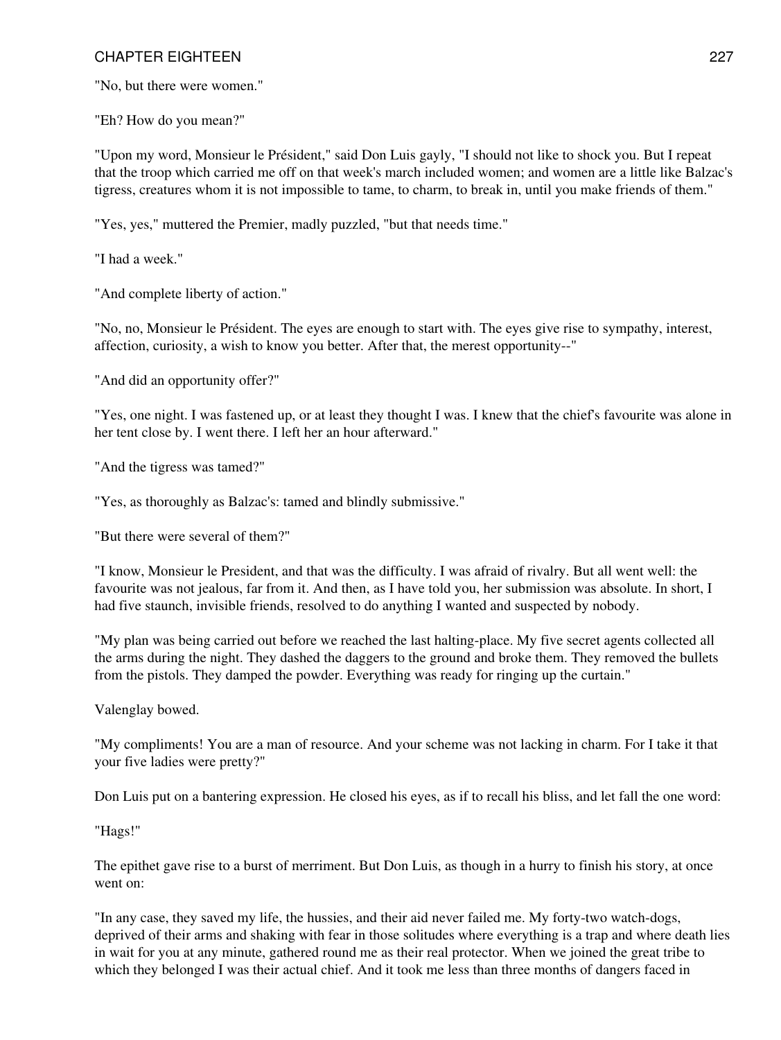"No, but there were women."

"Eh? How do you mean?"

"Upon my word, Monsieur le Président," said Don Luis gayly, "I should not like to shock you. But I repeat that the troop which carried me off on that week's march included women; and women are a little like Balzac's tigress, creatures whom it is not impossible to tame, to charm, to break in, until you make friends of them."

"Yes, yes," muttered the Premier, madly puzzled, "but that needs time."

"I had a week."

"And complete liberty of action."

"No, no, Monsieur le Président. The eyes are enough to start with. The eyes give rise to sympathy, interest, affection, curiosity, a wish to know you better. After that, the merest opportunity--"

"And did an opportunity offer?"

"Yes, one night. I was fastened up, or at least they thought I was. I knew that the chief's favourite was alone in her tent close by. I went there. I left her an hour afterward."

"And the tigress was tamed?"

"Yes, as thoroughly as Balzac's: tamed and blindly submissive."

"But there were several of them?"

"I know, Monsieur le President, and that was the difficulty. I was afraid of rivalry. But all went well: the favourite was not jealous, far from it. And then, as I have told you, her submission was absolute. In short, I had five staunch, invisible friends, resolved to do anything I wanted and suspected by nobody.

"My plan was being carried out before we reached the last halting-place. My five secret agents collected all the arms during the night. They dashed the daggers to the ground and broke them. They removed the bullets from the pistols. They damped the powder. Everything was ready for ringing up the curtain."

Valenglay bowed.

"My compliments! You are a man of resource. And your scheme was not lacking in charm. For I take it that your five ladies were pretty?"

Don Luis put on a bantering expression. He closed his eyes, as if to recall his bliss, and let fall the one word:

"Hags!"

The epithet gave rise to a burst of merriment. But Don Luis, as though in a hurry to finish his story, at once went on:

"In any case, they saved my life, the hussies, and their aid never failed me. My forty-two watch-dogs, deprived of their arms and shaking with fear in those solitudes where everything is a trap and where death lies in wait for you at any minute, gathered round me as their real protector. When we joined the great tribe to which they belonged I was their actual chief. And it took me less than three months of dangers faced in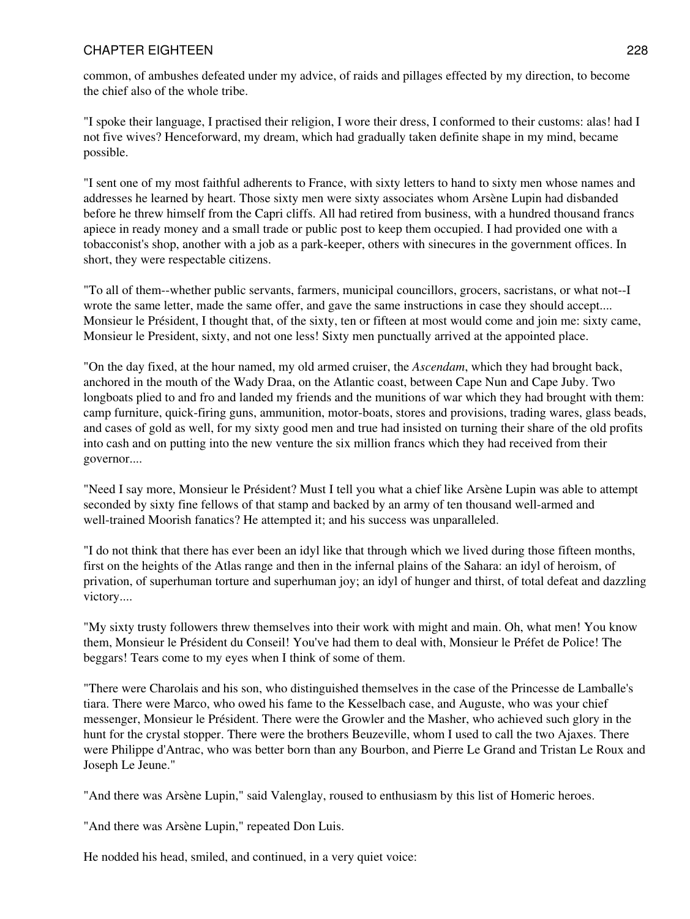common, of ambushes defeated under my advice, of raids and pillages effected by my direction, to become the chief also of the whole tribe.

"I spoke their language, I practised their religion, I wore their dress, I conformed to their customs: alas! had I not five wives? Henceforward, my dream, which had gradually taken definite shape in my mind, became possible.

"I sent one of my most faithful adherents to France, with sixty letters to hand to sixty men whose names and addresses he learned by heart. Those sixty men were sixty associates whom Arsène Lupin had disbanded before he threw himself from the Capri cliffs. All had retired from business, with a hundred thousand francs apiece in ready money and a small trade or public post to keep them occupied. I had provided one with a tobacconist's shop, another with a job as a park-keeper, others with sinecures in the government offices. In short, they were respectable citizens.

"To all of them--whether public servants, farmers, municipal councillors, grocers, sacristans, or what not--I wrote the same letter, made the same offer, and gave the same instructions in case they should accept.... Monsieur le Président, I thought that, of the sixty, ten or fifteen at most would come and join me: sixty came, Monsieur le President, sixty, and not one less! Sixty men punctually arrived at the appointed place.

"On the day fixed, at the hour named, my old armed cruiser, the *Ascendam*, which they had brought back, anchored in the mouth of the Wady Draa, on the Atlantic coast, between Cape Nun and Cape Juby. Two longboats plied to and fro and landed my friends and the munitions of war which they had brought with them: camp furniture, quick-firing guns, ammunition, motor-boats, stores and provisions, trading wares, glass beads, and cases of gold as well, for my sixty good men and true had insisted on turning their share of the old profits into cash and on putting into the new venture the six million francs which they had received from their governor....

"Need I say more, Monsieur le Président? Must I tell you what a chief like Arsène Lupin was able to attempt seconded by sixty fine fellows of that stamp and backed by an army of ten thousand well-armed and well-trained Moorish fanatics? He attempted it; and his success was unparalleled.

"I do not think that there has ever been an idyl like that through which we lived during those fifteen months, first on the heights of the Atlas range and then in the infernal plains of the Sahara: an idyl of heroism, of privation, of superhuman torture and superhuman joy; an idyl of hunger and thirst, of total defeat and dazzling victory....

"My sixty trusty followers threw themselves into their work with might and main. Oh, what men! You know them, Monsieur le Président du Conseil! You've had them to deal with, Monsieur le Préfet de Police! The beggars! Tears come to my eyes when I think of some of them.

"There were Charolais and his son, who distinguished themselves in the case of the Princesse de Lamballe's tiara. There were Marco, who owed his fame to the Kesselbach case, and Auguste, who was your chief messenger, Monsieur le Président. There were the Growler and the Masher, who achieved such glory in the hunt for the crystal stopper. There were the brothers Beuzeville, whom I used to call the two Ajaxes. There were Philippe d'Antrac, who was better born than any Bourbon, and Pierre Le Grand and Tristan Le Roux and Joseph Le Jeune."

"And there was Arsène Lupin," said Valenglay, roused to enthusiasm by this list of Homeric heroes.

"And there was Arsène Lupin," repeated Don Luis.

He nodded his head, smiled, and continued, in a very quiet voice: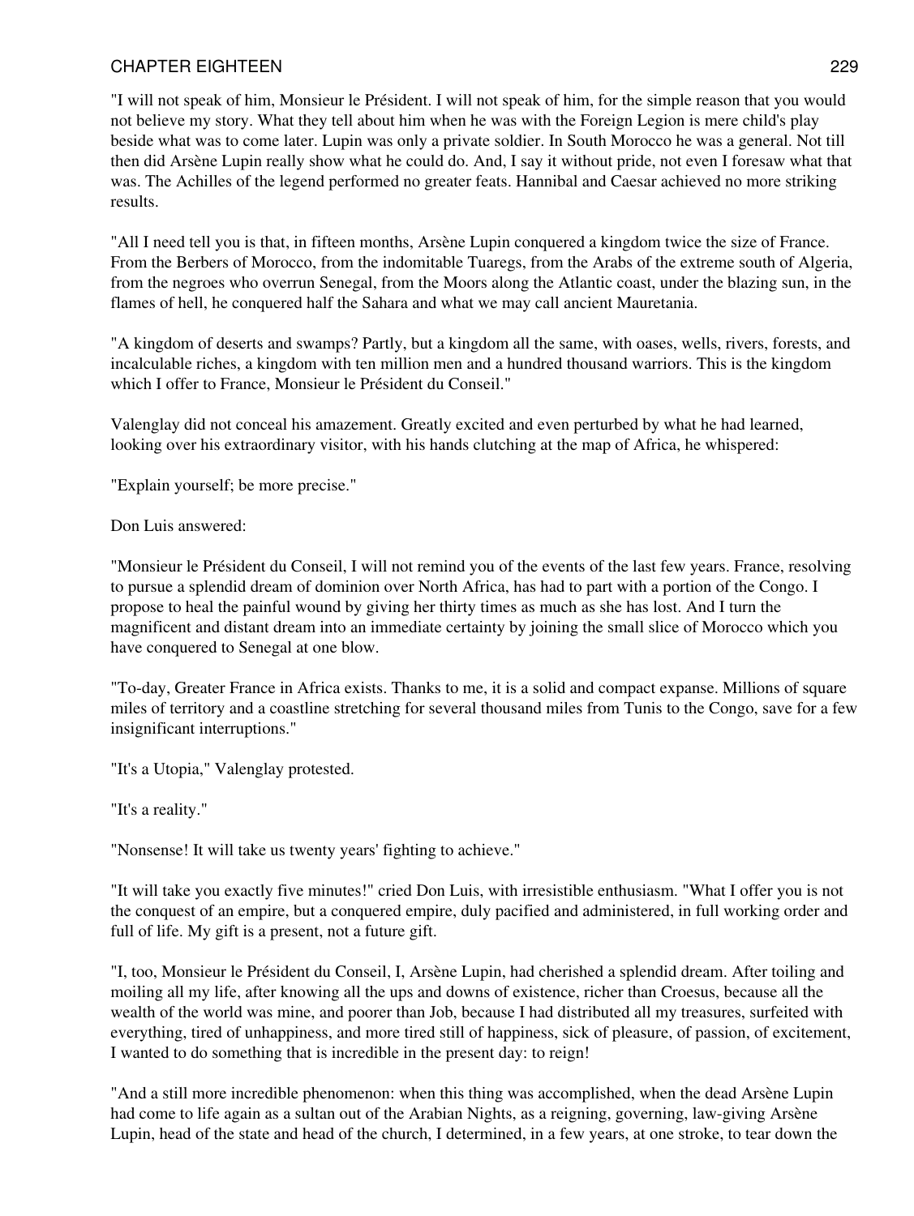"I will not speak of him, Monsieur le Président. I will not speak of him, for the simple reason that you would not believe my story. What they tell about him when he was with the Foreign Legion is mere child's play beside what was to come later. Lupin was only a private soldier. In South Morocco he was a general. Not till then did Arsène Lupin really show what he could do. And, I say it without pride, not even I foresaw what that was. The Achilles of the legend performed no greater feats. Hannibal and Caesar achieved no more striking results.

"All I need tell you is that, in fifteen months, Arsène Lupin conquered a kingdom twice the size of France. From the Berbers of Morocco, from the indomitable Tuaregs, from the Arabs of the extreme south of Algeria, from the negroes who overrun Senegal, from the Moors along the Atlantic coast, under the blazing sun, in the flames of hell, he conquered half the Sahara and what we may call ancient Mauretania.

"A kingdom of deserts and swamps? Partly, but a kingdom all the same, with oases, wells, rivers, forests, and incalculable riches, a kingdom with ten million men and a hundred thousand warriors. This is the kingdom which I offer to France, Monsieur le Président du Conseil."

Valenglay did not conceal his amazement. Greatly excited and even perturbed by what he had learned, looking over his extraordinary visitor, with his hands clutching at the map of Africa, he whispered:

"Explain yourself; be more precise."

Don Luis answered:

"Monsieur le Président du Conseil, I will not remind you of the events of the last few years. France, resolving to pursue a splendid dream of dominion over North Africa, has had to part with a portion of the Congo. I propose to heal the painful wound by giving her thirty times as much as she has lost. And I turn the magnificent and distant dream into an immediate certainty by joining the small slice of Morocco which you have conquered to Senegal at one blow.

"To-day, Greater France in Africa exists. Thanks to me, it is a solid and compact expanse. Millions of square miles of territory and a coastline stretching for several thousand miles from Tunis to the Congo, save for a few insignificant interruptions."

"It's a Utopia," Valenglay protested.

"It's a reality."

"Nonsense! It will take us twenty years' fighting to achieve."

"It will take you exactly five minutes!" cried Don Luis, with irresistible enthusiasm. "What I offer you is not the conquest of an empire, but a conquered empire, duly pacified and administered, in full working order and full of life. My gift is a present, not a future gift.

"I, too, Monsieur le Président du Conseil, I, Arsène Lupin, had cherished a splendid dream. After toiling and moiling all my life, after knowing all the ups and downs of existence, richer than Croesus, because all the wealth of the world was mine, and poorer than Job, because I had distributed all my treasures, surfeited with everything, tired of unhappiness, and more tired still of happiness, sick of pleasure, of passion, of excitement, I wanted to do something that is incredible in the present day: to reign!

"And a still more incredible phenomenon: when this thing was accomplished, when the dead Arsène Lupin had come to life again as a sultan out of the Arabian Nights, as a reigning, governing, law-giving Arsène Lupin, head of the state and head of the church, I determined, in a few years, at one stroke, to tear down the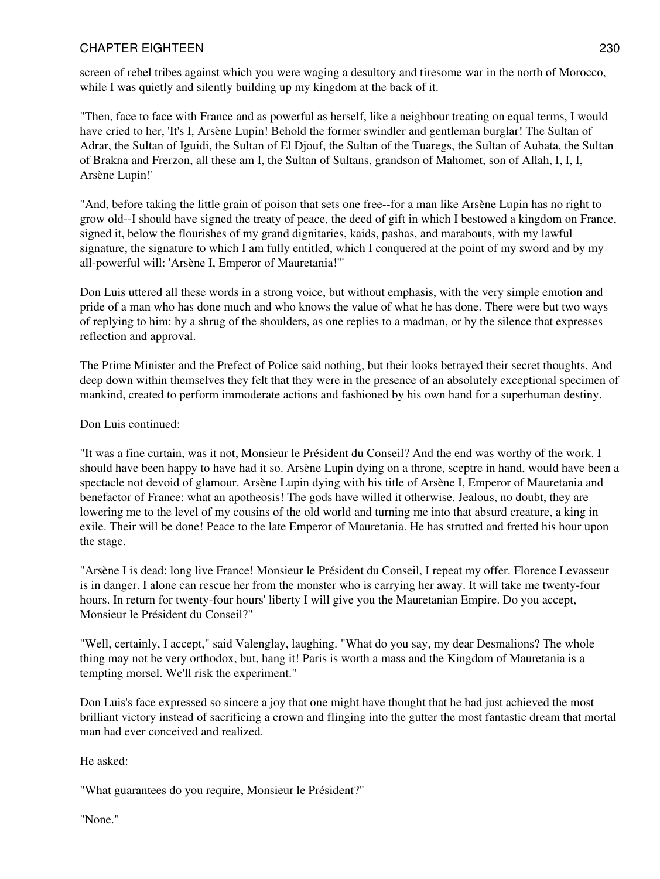screen of rebel tribes against which you were waging a desultory and tiresome war in the north of Morocco, while I was quietly and silently building up my kingdom at the back of it.

"Then, face to face with France and as powerful as herself, like a neighbour treating on equal terms, I would have cried to her, 'It's I, Arsène Lupin! Behold the former swindler and gentleman burglar! The Sultan of Adrar, the Sultan of Iguidi, the Sultan of El Djouf, the Sultan of the Tuaregs, the Sultan of Aubata, the Sultan of Brakna and Frerzon, all these am I, the Sultan of Sultans, grandson of Mahomet, son of Allah, I, I, I, Arsène Lupin!'

"And, before taking the little grain of poison that sets one free--for a man like Arsène Lupin has no right to grow old--I should have signed the treaty of peace, the deed of gift in which I bestowed a kingdom on France, signed it, below the flourishes of my grand dignitaries, kaids, pashas, and marabouts, with my lawful signature, the signature to which I am fully entitled, which I conquered at the point of my sword and by my all-powerful will: 'Arsène I, Emperor of Mauretania!'"

Don Luis uttered all these words in a strong voice, but without emphasis, with the very simple emotion and pride of a man who has done much and who knows the value of what he has done. There were but two ways of replying to him: by a shrug of the shoulders, as one replies to a madman, or by the silence that expresses reflection and approval.

The Prime Minister and the Prefect of Police said nothing, but their looks betrayed their secret thoughts. And deep down within themselves they felt that they were in the presence of an absolutely exceptional specimen of mankind, created to perform immoderate actions and fashioned by his own hand for a superhuman destiny.

Don Luis continued:

"It was a fine curtain, was it not, Monsieur le Président du Conseil? And the end was worthy of the work. I should have been happy to have had it so. Arsène Lupin dying on a throne, sceptre in hand, would have been a spectacle not devoid of glamour. Arsène Lupin dying with his title of Arsène I, Emperor of Mauretania and benefactor of France: what an apotheosis! The gods have willed it otherwise. Jealous, no doubt, they are lowering me to the level of my cousins of the old world and turning me into that absurd creature, a king in exile. Their will be done! Peace to the late Emperor of Mauretania. He has strutted and fretted his hour upon the stage.

"Arsène I is dead: long live France! Monsieur le Président du Conseil, I repeat my offer. Florence Levasseur is in danger. I alone can rescue her from the monster who is carrying her away. It will take me twenty-four hours. In return for twenty-four hours' liberty I will give you the Mauretanian Empire. Do you accept, Monsieur le Président du Conseil?"

"Well, certainly, I accept," said Valenglay, laughing. "What do you say, my dear Desmalions? The whole thing may not be very orthodox, but, hang it! Paris is worth a mass and the Kingdom of Mauretania is a tempting morsel. We'll risk the experiment."

Don Luis's face expressed so sincere a joy that one might have thought that he had just achieved the most brilliant victory instead of sacrificing a crown and flinging into the gutter the most fantastic dream that mortal man had ever conceived and realized.

He asked:

"What guarantees do you require, Monsieur le Président?"

"None."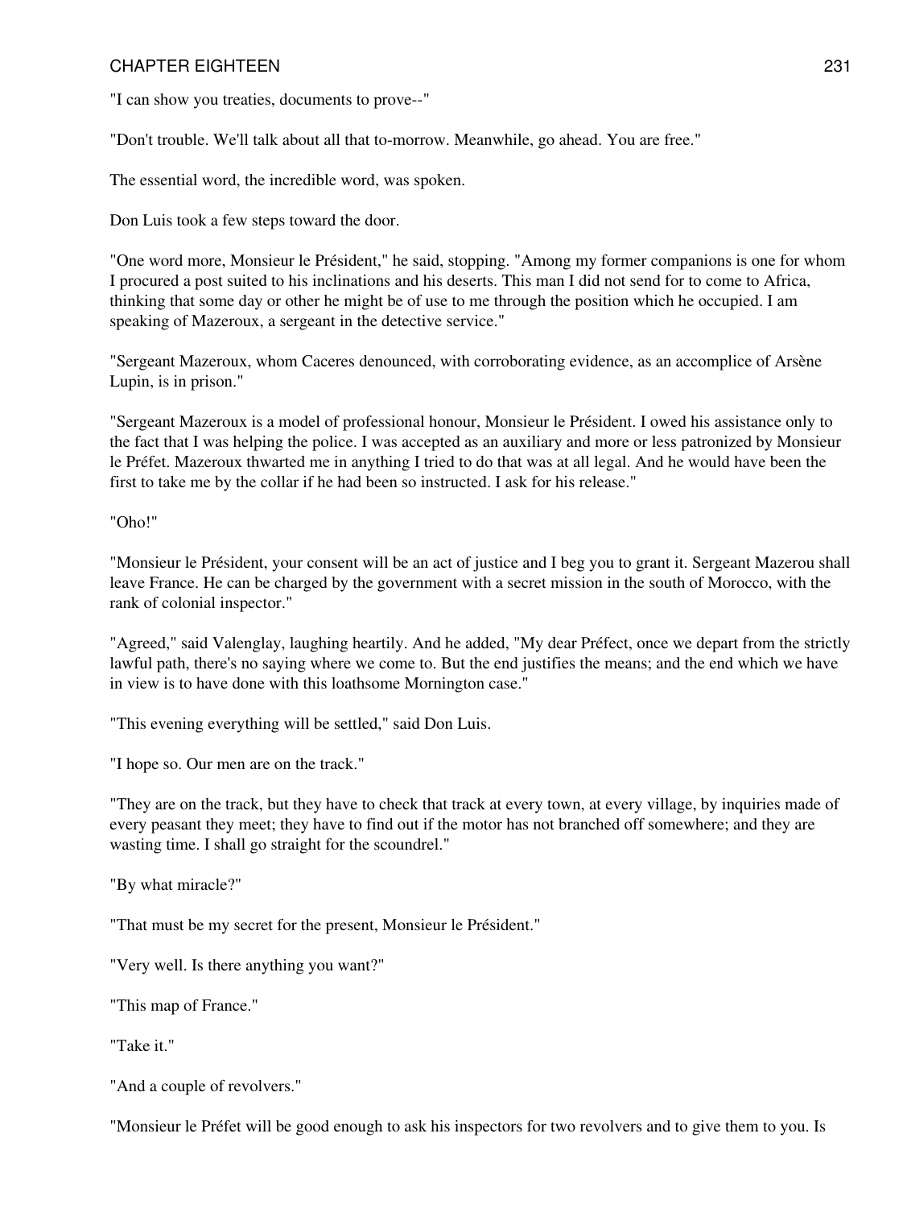"I can show you treaties, documents to prove--"

"Don't trouble. We'll talk about all that to-morrow. Meanwhile, go ahead. You are free."

The essential word, the incredible word, was spoken.

Don Luis took a few steps toward the door.

"One word more, Monsieur le Président," he said, stopping. "Among my former companions is one for whom I procured a post suited to his inclinations and his deserts. This man I did not send for to come to Africa, thinking that some day or other he might be of use to me through the position which he occupied. I am speaking of Mazeroux, a sergeant in the detective service."

"Sergeant Mazeroux, whom Caceres denounced, with corroborating evidence, as an accomplice of Arsène Lupin, is in prison."

"Sergeant Mazeroux is a model of professional honour, Monsieur le Président. I owed his assistance only to the fact that I was helping the police. I was accepted as an auxiliary and more or less patronized by Monsieur le Préfet. Mazeroux thwarted me in anything I tried to do that was at all legal. And he would have been the first to take me by the collar if he had been so instructed. I ask for his release."

"Oho!"

"Monsieur le Président, your consent will be an act of justice and I beg you to grant it. Sergeant Mazerou shall leave France. He can be charged by the government with a secret mission in the south of Morocco, with the rank of colonial inspector."

"Agreed," said Valenglay, laughing heartily. And he added, "My dear Préfect, once we depart from the strictly lawful path, there's no saying where we come to. But the end justifies the means; and the end which we have in view is to have done with this loathsome Mornington case."

"This evening everything will be settled," said Don Luis.

"I hope so. Our men are on the track."

"They are on the track, but they have to check that track at every town, at every village, by inquiries made of every peasant they meet; they have to find out if the motor has not branched off somewhere; and they are wasting time. I shall go straight for the scoundrel."

"By what miracle?"

"That must be my secret for the present, Monsieur le Président."

"Very well. Is there anything you want?"

"This map of France."

"Take it."

"And a couple of revolvers."

"Monsieur le Préfet will be good enough to ask his inspectors for two revolvers and to give them to you. Is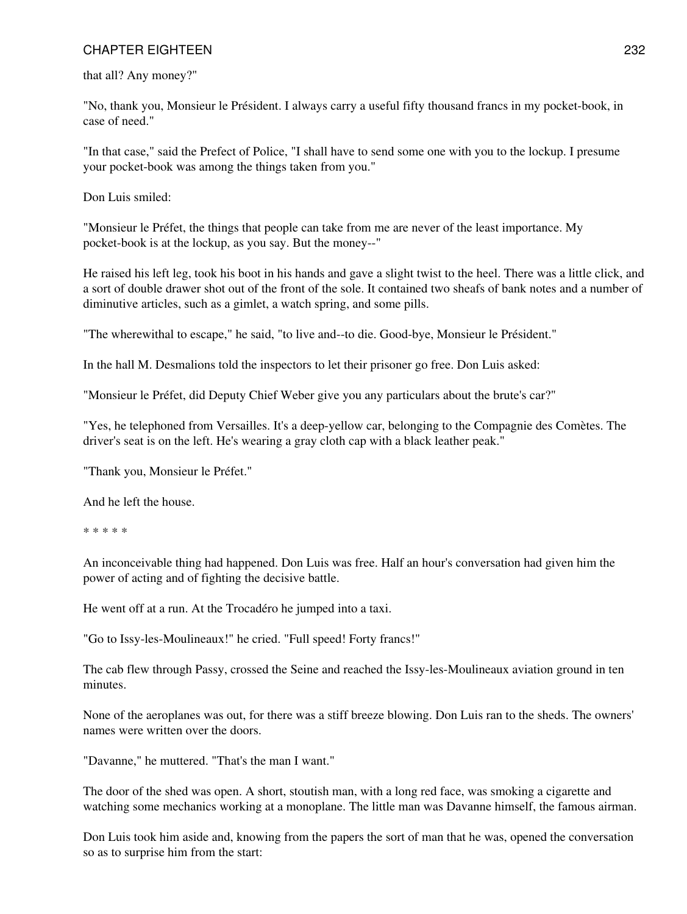that all? Any money?"

"No, thank you, Monsieur le Président. I always carry a useful fifty thousand francs in my pocket-book, in case of need."

"In that case," said the Prefect of Police, "I shall have to send some one with you to the lockup. I presume your pocket-book was among the things taken from you."

Don Luis smiled:

"Monsieur le Préfet, the things that people can take from me are never of the least importance. My pocket-book is at the lockup, as you say. But the money--"

He raised his left leg, took his boot in his hands and gave a slight twist to the heel. There was a little click, and a sort of double drawer shot out of the front of the sole. It contained two sheafs of bank notes and a number of diminutive articles, such as a gimlet, a watch spring, and some pills.

"The wherewithal to escape," he said, "to live and--to die. Good-bye, Monsieur le Président."

In the hall M. Desmalions told the inspectors to let their prisoner go free. Don Luis asked:

"Monsieur le Préfet, did Deputy Chief Weber give you any particulars about the brute's car?"

"Yes, he telephoned from Versailles. It's a deep-yellow car, belonging to the Compagnie des Comètes. The driver's seat is on the left. He's wearing a gray cloth cap with a black leather peak."

"Thank you, Monsieur le Préfet."

And he left the house.

* * * * *

An inconceivable thing had happened. Don Luis was free. Half an hour's conversation had given him the power of acting and of fighting the decisive battle.

He went off at a run. At the Trocadéro he jumped into a taxi.

"Go to Issy-les-Moulineaux!" he cried. "Full speed! Forty francs!"

The cab flew through Passy, crossed the Seine and reached the Issy-les-Moulineaux aviation ground in ten minutes.

None of the aeroplanes was out, for there was a stiff breeze blowing. Don Luis ran to the sheds. The owners' names were written over the doors.

"Davanne," he muttered. "That's the man I want."

The door of the shed was open. A short, stoutish man, with a long red face, was smoking a cigarette and watching some mechanics working at a monoplane. The little man was Davanne himself, the famous airman.

Don Luis took him aside and, knowing from the papers the sort of man that he was, opened the conversation so as to surprise him from the start: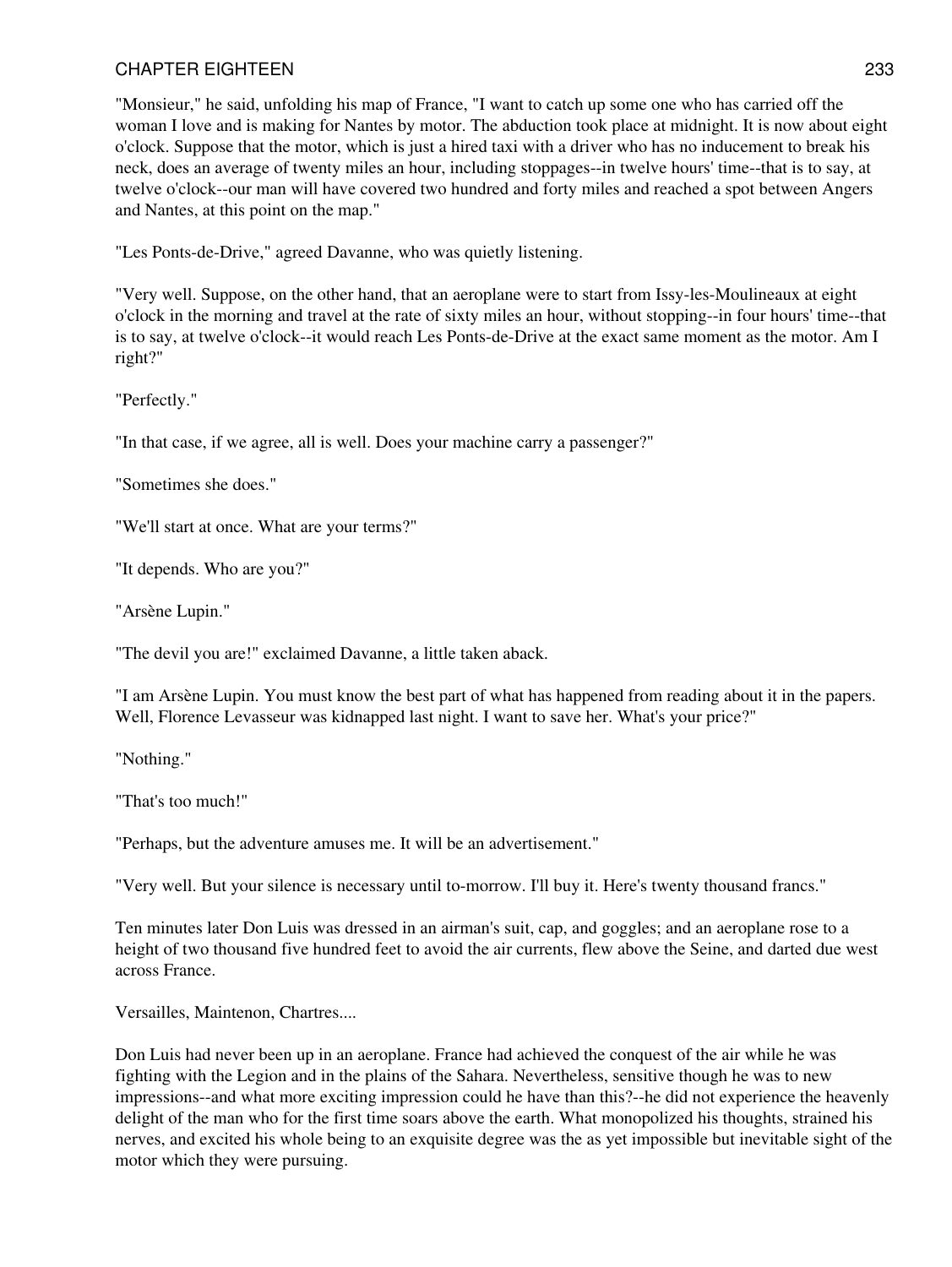"Monsieur," he said, unfolding his map of France, "I want to catch up some one who has carried off the woman I love and is making for Nantes by motor. The abduction took place at midnight. It is now about eight o'clock. Suppose that the motor, which is just a hired taxi with a driver who has no inducement to break his neck, does an average of twenty miles an hour, including stoppages--in twelve hours' time--that is to say, at twelve o'clock--our man will have covered two hundred and forty miles and reached a spot between Angers and Nantes, at this point on the map."

"Les Ponts-de-Drive," agreed Davanne, who was quietly listening.

"Very well. Suppose, on the other hand, that an aeroplane were to start from Issy-les-Moulineaux at eight o'clock in the morning and travel at the rate of sixty miles an hour, without stopping--in four hours' time--that is to say, at twelve o'clock--it would reach Les Ponts-de-Drive at the exact same moment as the motor. Am I right?"

"Perfectly."

"In that case, if we agree, all is well. Does your machine carry a passenger?"

"Sometimes she does."

"We'll start at once. What are your terms?"

"It depends. Who are you?"

"Arsène Lupin."

"The devil you are!" exclaimed Davanne, a little taken aback.

"I am Arsène Lupin. You must know the best part of what has happened from reading about it in the papers. Well, Florence Levasseur was kidnapped last night. I want to save her. What's your price?"

"Nothing."

"That's too much!"

"Perhaps, but the adventure amuses me. It will be an advertisement."

"Very well. But your silence is necessary until to-morrow. I'll buy it. Here's twenty thousand francs."

Ten minutes later Don Luis was dressed in an airman's suit, cap, and goggles; and an aeroplane rose to a height of two thousand five hundred feet to avoid the air currents, flew above the Seine, and darted due west across France.

Versailles, Maintenon, Chartres....

Don Luis had never been up in an aeroplane. France had achieved the conquest of the air while he was fighting with the Legion and in the plains of the Sahara. Nevertheless, sensitive though he was to new impressions--and what more exciting impression could he have than this?--he did not experience the heavenly delight of the man who for the first time soars above the earth. What monopolized his thoughts, strained his nerves, and excited his whole being to an exquisite degree was the as yet impossible but inevitable sight of the motor which they were pursuing.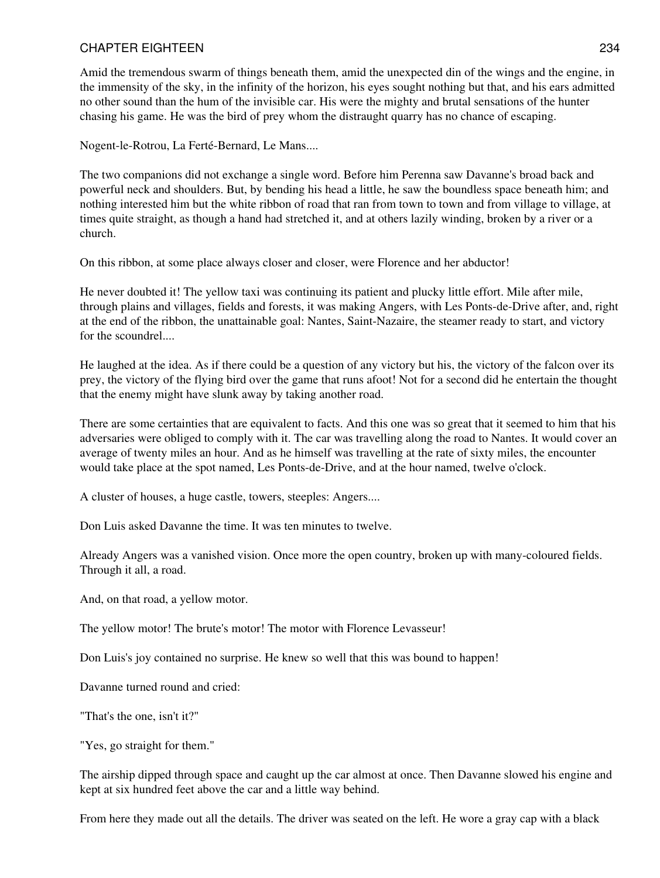Amid the tremendous swarm of things beneath them, amid the unexpected din of the wings and the engine, in the immensity of the sky, in the infinity of the horizon, his eyes sought nothing but that, and his ears admitted no other sound than the hum of the invisible car. His were the mighty and brutal sensations of the hunter chasing his game. He was the bird of prey whom the distraught quarry has no chance of escaping.

Nogent-le-Rotrou, La Ferté-Bernard, Le Mans....

The two companions did not exchange a single word. Before him Perenna saw Davanne's broad back and powerful neck and shoulders. But, by bending his head a little, he saw the boundless space beneath him; and nothing interested him but the white ribbon of road that ran from town to town and from village to village, at times quite straight, as though a hand had stretched it, and at others lazily winding, broken by a river or a church.

On this ribbon, at some place always closer and closer, were Florence and her abductor!

He never doubted it! The yellow taxi was continuing its patient and plucky little effort. Mile after mile, through plains and villages, fields and forests, it was making Angers, with Les Ponts-de-Drive after, and, right at the end of the ribbon, the unattainable goal: Nantes, Saint-Nazaire, the steamer ready to start, and victory for the scoundrel....

He laughed at the idea. As if there could be a question of any victory but his, the victory of the falcon over its prey, the victory of the flying bird over the game that runs afoot! Not for a second did he entertain the thought that the enemy might have slunk away by taking another road.

There are some certainties that are equivalent to facts. And this one was so great that it seemed to him that his adversaries were obliged to comply with it. The car was travelling along the road to Nantes. It would cover an average of twenty miles an hour. And as he himself was travelling at the rate of sixty miles, the encounter would take place at the spot named, Les Ponts-de-Drive, and at the hour named, twelve o'clock.

A cluster of houses, a huge castle, towers, steeples: Angers....

Don Luis asked Davanne the time. It was ten minutes to twelve.

Already Angers was a vanished vision. Once more the open country, broken up with many-coloured fields. Through it all, a road.

And, on that road, a yellow motor.

The yellow motor! The brute's motor! The motor with Florence Levasseur!

Don Luis's joy contained no surprise. He knew so well that this was bound to happen!

Davanne turned round and cried:

"That's the one, isn't it?"

"Yes, go straight for them."

The airship dipped through space and caught up the car almost at once. Then Davanne slowed his engine and kept at six hundred feet above the car and a little way behind.

From here they made out all the details. The driver was seated on the left. He wore a gray cap with a black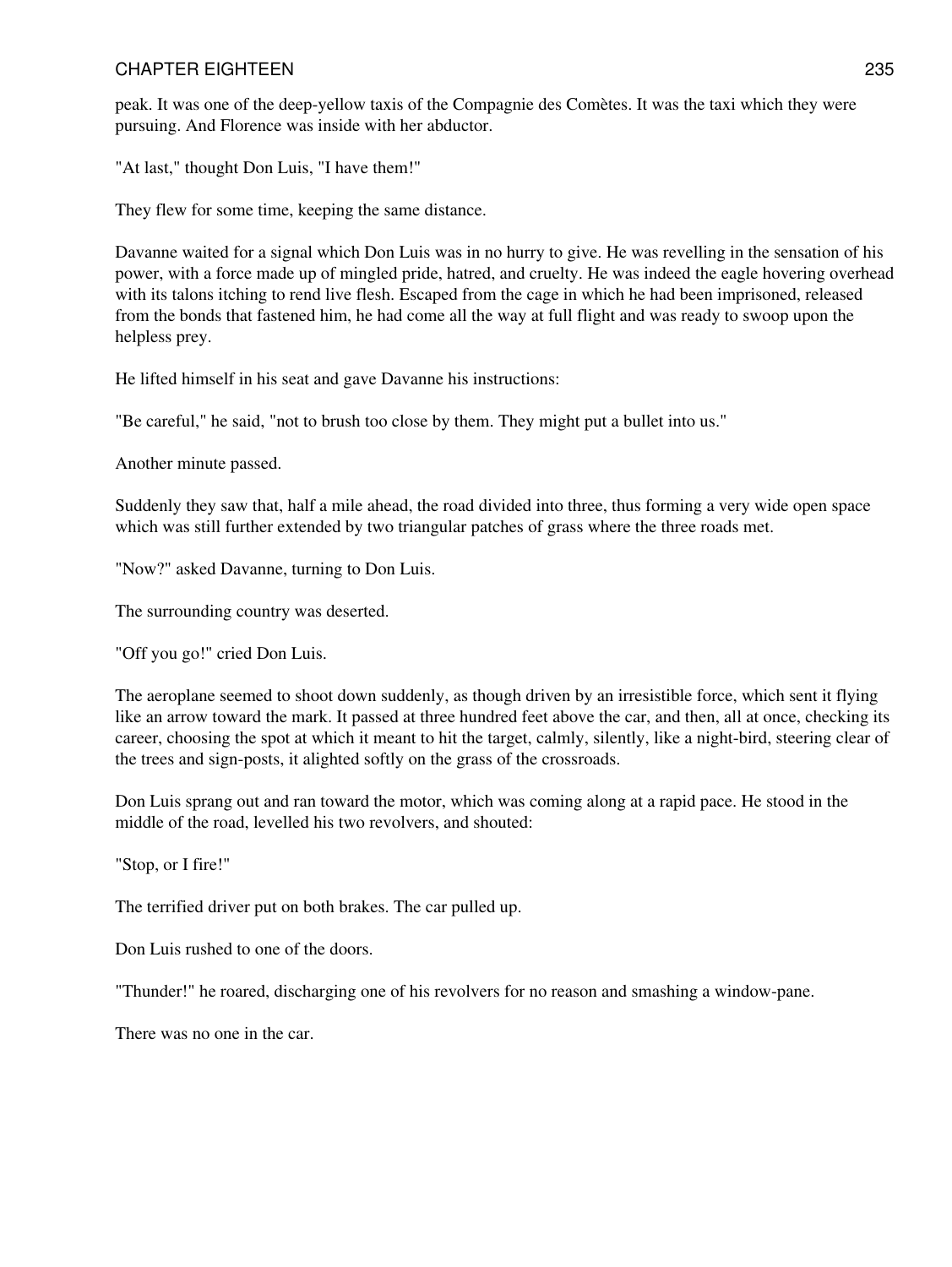peak. It was one of the deep-yellow taxis of the Compagnie des Comètes. It was the taxi which they were pursuing. And Florence was inside with her abductor.

"At last," thought Don Luis, "I have them!"

They flew for some time, keeping the same distance.

Davanne waited for a signal which Don Luis was in no hurry to give. He was revelling in the sensation of his power, with a force made up of mingled pride, hatred, and cruelty. He was indeed the eagle hovering overhead with its talons itching to rend live flesh. Escaped from the cage in which he had been imprisoned, released from the bonds that fastened him, he had come all the way at full flight and was ready to swoop upon the helpless prey.

He lifted himself in his seat and gave Davanne his instructions:

"Be careful," he said, "not to brush too close by them. They might put a bullet into us."

Another minute passed.

Suddenly they saw that, half a mile ahead, the road divided into three, thus forming a very wide open space which was still further extended by two triangular patches of grass where the three roads met.

"Now?" asked Davanne, turning to Don Luis.

The surrounding country was deserted.

"Off you go!" cried Don Luis.

The aeroplane seemed to shoot down suddenly, as though driven by an irresistible force, which sent it flying like an arrow toward the mark. It passed at three hundred feet above the car, and then, all at once, checking its career, choosing the spot at which it meant to hit the target, calmly, silently, like a night-bird, steering clear of the trees and sign-posts, it alighted softly on the grass of the crossroads.

Don Luis sprang out and ran toward the motor, which was coming along at a rapid pace. He stood in the middle of the road, levelled his two revolvers, and shouted:

"Stop, or I fire!"

The terrified driver put on both brakes. The car pulled up.

Don Luis rushed to one of the doors.

"Thunder!" he roared, discharging one of his revolvers for no reason and smashing a window-pane.

There was no one in the car.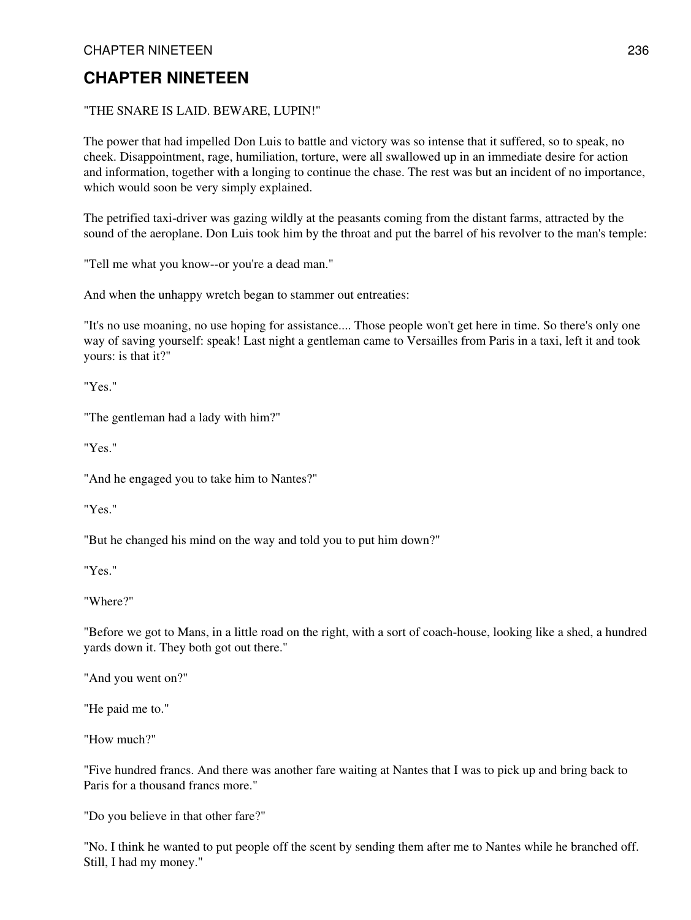# CHAPTER NINETEEN

"THE SNARE IS LAID. BEWARE, LUPIN!"

The power that had impelled Don Luis to battle and victory was so intense that it suffered, so to speak, no cheek. Disappointment, rage, humiliation, torture, were all swallowed up in an immediate desire for action and information, together with a longing to continue the chase. The rest was but an incident of no importance, which would soon be very simply explained.

The petrified taxi-driver was gazing wildly at the peasants coming from the distant farms, attracted by the sound of the aeroplane. Don Luis took him by the throat and put the barrel of his revolver to the man's temple:

"Tell me what you know--or you're a dead man."

And when the unhappy wretch began to stammer out entreaties:

"It's no use moaning, no use hoping for assistance.... Those people won't get here in time. So there's only one way of saving yourself: speak! Last night a gentleman came to Versailles from Paris in a taxi, left it and took yours: is that it?"

"Yes."

"The gentleman had a lady with him?"

"Yes."

"And he engaged you to take him to Nantes?"

"Yes."

"But he changed his mind on the way and told you to put him down?"

"Yes."

"Where?"

"Before we got to Mans, in a little road on the right, with a sort of coach-house, looking like a shed, a hundred yards down it. They both got out there."

"And you went on?"

"He paid me to."

"How much?"

"Five hundred francs. And there was another fare waiting at Nantes that I was to pick up and bring back to Paris for a thousand francs more."

"Do you believe in that other fare?"

"No. I think he wanted to put people off the scent by sending them after me to Nantes while he branched off. Still, I had my money."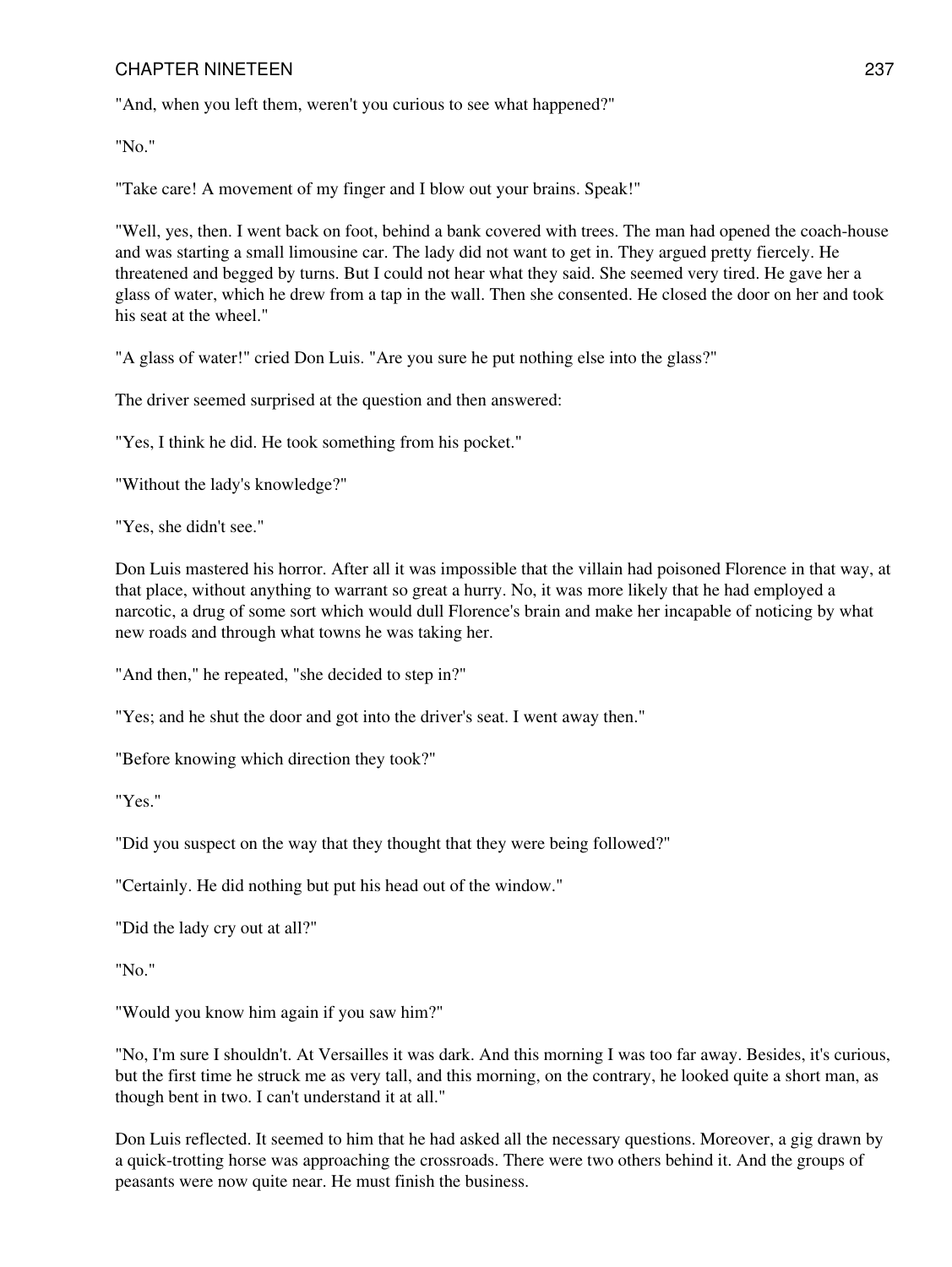"And, when you left them, weren't you curious to see what happened?"

"No."

"Take care! A movement of my finger and I blow out your brains. Speak!"

"Well, yes, then. I went back on foot, behind a bank covered with trees. The man had opened the coach-house and was starting a small limousine car. The lady did not want to get in. They argued pretty fiercely. He threatened and begged by turns. But I could not hear what they said. She seemed very tired. He gave her a glass of water, which he drew from a tap in the wall. Then she consented. He closed the door on her and took his seat at the wheel."

"A glass of water!" cried Don Luis. "Are you sure he put nothing else into the glass?"

The driver seemed surprised at the question and then answered:

"Yes, I think he did. He took something from his pocket."

"Without the lady's knowledge?"

"Yes, she didn't see."

Don Luis mastered his horror. After all it was impossible that the villain had poisoned Florence in that way, at that place, without anything to warrant so great a hurry. No, it was more likely that he had employed a narcotic, a drug of some sort which would dull Florence's brain and make her incapable of noticing by what new roads and through what towns he was taking her.

"And then," he repeated, "she decided to step in?"

"Yes; and he shut the door and got into the driver's seat. I went away then."

"Before knowing which direction they took?"

"Yes."

"Did you suspect on the way that they thought that they were being followed?"

"Certainly. He did nothing but put his head out of the window."

"Did the lady cry out at all?"

"No."

"Would you know him again if you saw him?"

"No, I'm sure I shouldn't. At Versailles it was dark. And this morning I was too far away. Besides, it's curious, but the first time he struck me as very tall, and this morning, on the contrary, he looked quite a short man, as though bent in two. I can't understand it at all."

Don Luis reflected. It seemed to him that he had asked all the necessary questions. Moreover, a gig drawn by a quick-trotting horse was approaching the crossroads. There were two others behind it. And the groups of peasants were now quite near. He must finish the business.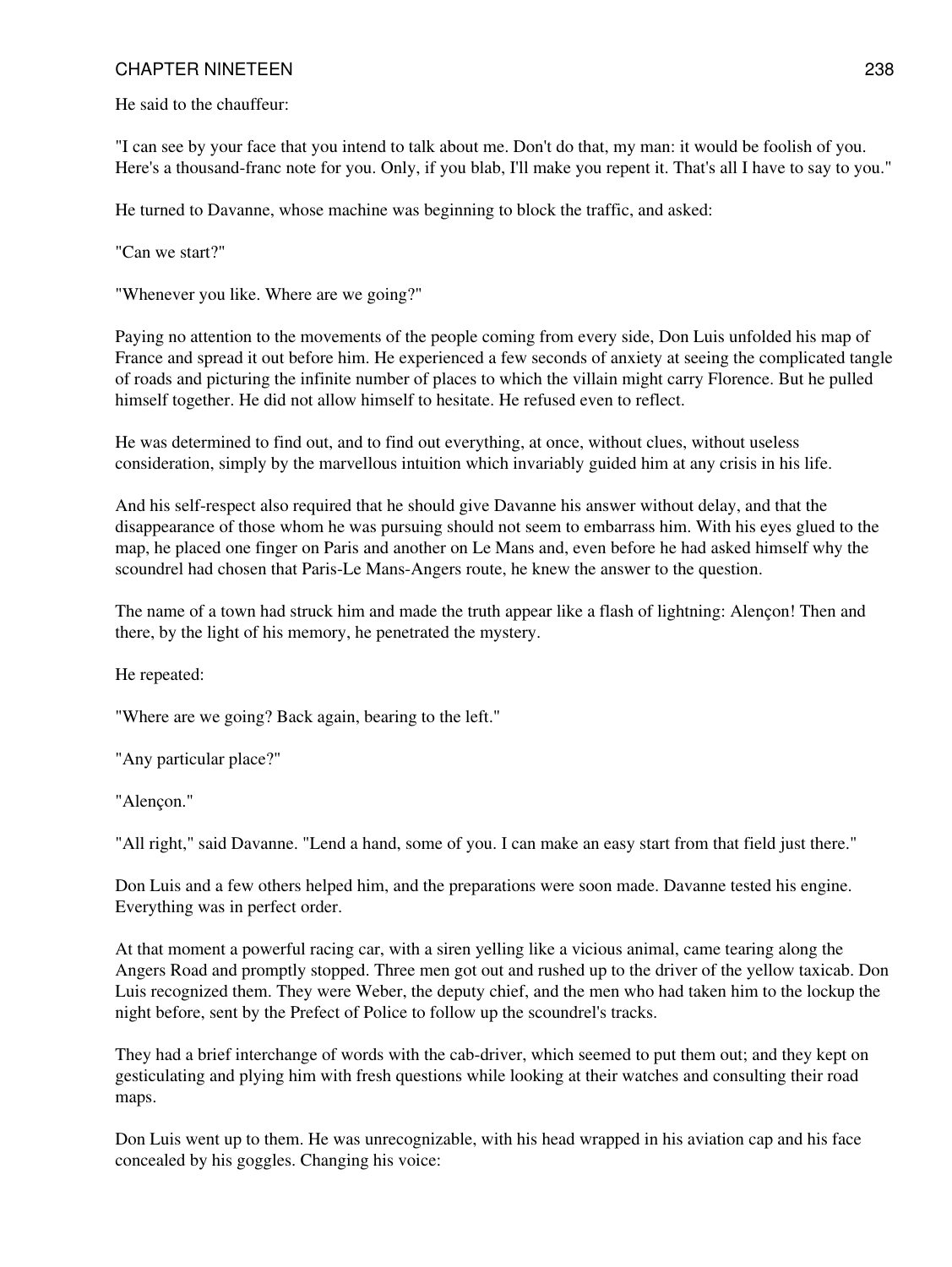He said to the chauffeur:

"I can see by your face that you intend to talk about me. Don't do that, my man: it would be foolish of you. Here's a thousand-franc note for you. Only, if you blab, I'll make you repent it. That's all I have to say to you."

He turned to Davanne, whose machine was beginning to block the traffic, and asked:

"Can we start?"

"Whenever you like. Where are we going?"

Paying no attention to the movements of the people coming from every side, Don Luis unfolded his map of France and spread it out before him. He experienced a few seconds of anxiety at seeing the complicated tangle of roads and picturing the infinite number of places to which the villain might carry Florence. But he pulled himself together. He did not allow himself to hesitate. He refused even to reflect.

He was determined to find out, and to find out everything, at once, without clues, without useless consideration, simply by the marvellous intuition which invariably guided him at any crisis in his life.

And his self-respect also required that he should give Davanne his answer without delay, and that the disappearance of those whom he was pursuing should not seem to embarrass him. With his eyes glued to the map, he placed one finger on Paris and another on Le Mans and, even before he had asked himself why the scoundrel had chosen that Paris-Le Mans-Angers route, he knew the answer to the question.

The name of a town had struck him and made the truth appear like a flash of lightning: Alençon! Then and there, by the light of his memory, he penetrated the mystery.

He repeated:

"Where are we going? Back again, bearing to the left."

"Any particular place?"

"Alençon."

"All right," said Davanne. "Lend a hand, some of you. I can make an easy start from that field just there."

Don Luis and a few others helped him, and the preparations were soon made. Davanne tested his engine. Everything was in perfect order.

At that moment a powerful racing car, with a siren yelling like a vicious animal, came tearing along the Angers Road and promptly stopped. Three men got out and rushed up to the driver of the yellow taxicab. Don Luis recognized them. They were Weber, the deputy chief, and the men who had taken him to the lockup the night before, sent by the Prefect of Police to follow up the scoundrel's tracks.

They had a brief interchange of words with the cab-driver, which seemed to put them out; and they kept on gesticulating and plying him with fresh questions while looking at their watches and consulting their road maps.

Don Luis went up to them. He was unrecognizable, with his head wrapped in his aviation cap and his face concealed by his goggles. Changing his voice: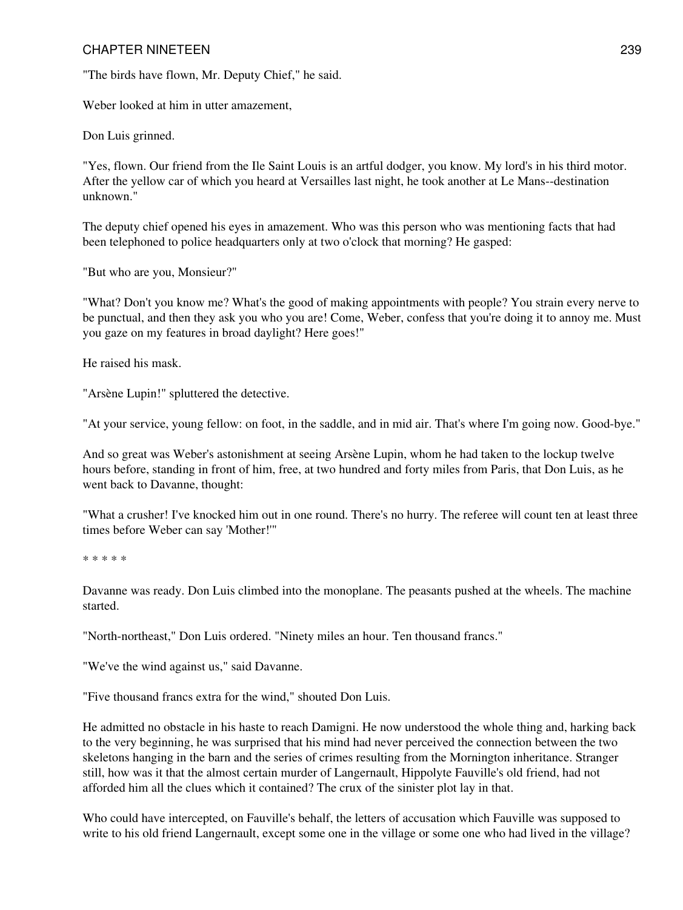"The birds have flown, Mr. Deputy Chief," he said.

Weber looked at him in utter amazement,

Don Luis grinned.

"Yes, flown. Our friend from the Ile Saint Louis is an artful dodger, you know. My lord's in his third motor. After the yellow car of which you heard at Versailles last night, he took another at Le Mans--destination unknown."

The deputy chief opened his eyes in amazement. Who was this person who was mentioning facts that had been telephoned to police headquarters only at two o'clock that morning? He gasped:

"But who are you, Monsieur?"

"What? Don't you know me? What's the good of making appointments with people? You strain every nerve to be punctual, and then they ask you who you are! Come, Weber, confess that you're doing it to annoy me. Must you gaze on my features in broad daylight? Here goes!"

He raised his mask.

"Arsène Lupin!" spluttered the detective.

"At your service, young fellow: on foot, in the saddle, and in mid air. That's where I'm going now. Good-bye."

And so great was Weber's astonishment at seeing Arsène Lupin, whom he had taken to the lockup twelve hours before, standing in front of him, free, at two hundred and forty miles from Paris, that Don Luis, as he went back to Davanne, thought:

"What a crusher! I've knocked him out in one round. There's no hurry. The referee will count ten at least three times before Weber can say 'Mother!'"

* * * * *

Davanne was ready. Don Luis climbed into the monoplane. The peasants pushed at the wheels. The machine started.

"North-northeast," Don Luis ordered. "Ninety miles an hour. Ten thousand francs."

"We've the wind against us," said Davanne.

"Five thousand francs extra for the wind," shouted Don Luis.

He admitted no obstacle in his haste to reach Damigni. He now understood the whole thing and, harking back to the very beginning, he was surprised that his mind had never perceived the connection between the two skeletons hanging in the barn and the series of crimes resulting from the Mornington inheritance. Stranger still, how was it that the almost certain murder of Langernault, Hippolyte Fauville's old friend, had not afforded him all the clues which it contained? The crux of the sinister plot lay in that.

Who could have intercepted, on Fauville's behalf, the letters of accusation which Fauville was supposed to write to his old friend Langernault, except some one in the village or some one who had lived in the village?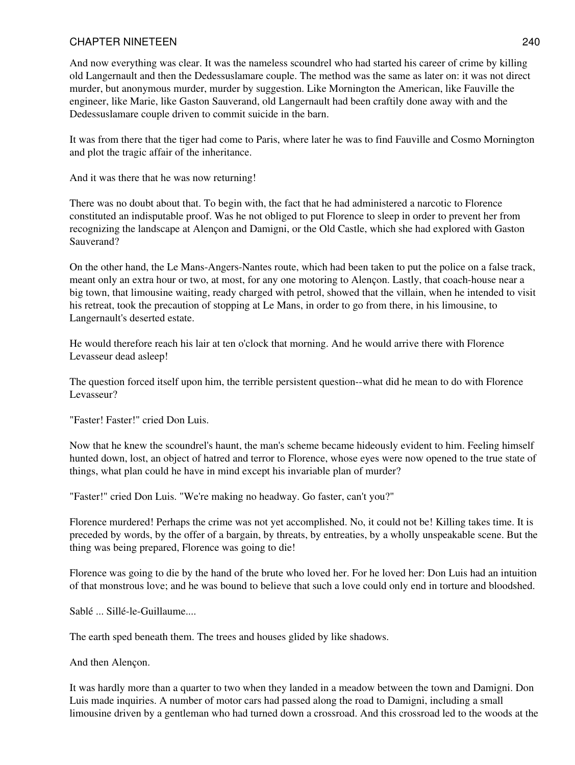And now everything was clear. It was the nameless scoundrel who had started his career of crime by killing old Langernault and then the Dedessuslamare couple. The method was the same as later on: it was not direct murder, but anonymous murder, murder by suggestion. Like Mornington the American, like Fauville the engineer, like Marie, like Gaston Sauverand, old Langernault had been craftily done away with and the Dedessuslamare couple driven to commit suicide in the barn.

It was from there that the tiger had come to Paris, where later he was to find Fauville and Cosmo Mornington and plot the tragic affair of the inheritance.

And it was there that he was now returning!

There was no doubt about that. To begin with, the fact that he had administered a narcotic to Florence constituted an indisputable proof. Was he not obliged to put Florence to sleep in order to prevent her from recognizing the landscape at Alençon and Damigni, or the Old Castle, which she had explored with Gaston Sauverand?

On the other hand, the Le Mans-Angers-Nantes route, which had been taken to put the police on a false track, meant only an extra hour or two, at most, for any one motoring to Alençon. Lastly, that coach-house near a big town, that limousine waiting, ready charged with petrol, showed that the villain, when he intended to visit his retreat, took the precaution of stopping at Le Mans, in order to go from there, in his limousine, to Langernault's deserted estate.

He would therefore reach his lair at ten o'clock that morning. And he would arrive there with Florence Levasseur dead asleep!

The question forced itself upon him, the terrible persistent question--what did he mean to do with Florence Levasseur?

"Faster! Faster!" cried Don Luis.

Now that he knew the scoundrel's haunt, the man's scheme became hideously evident to him. Feeling himself hunted down, lost, an object of hatred and terror to Florence, whose eyes were now opened to the true state of things, what plan could he have in mind except his invariable plan of murder?

"Faster!" cried Don Luis. "We're making no headway. Go faster, can't you?"

Florence murdered! Perhaps the crime was not yet accomplished. No, it could not be! Killing takes time. It is preceded by words, by the offer of a bargain, by threats, by entreaties, by a wholly unspeakable scene. But the thing was being prepared, Florence was going to die!

Florence was going to die by the hand of the brute who loved her. For he loved her: Don Luis had an intuition of that monstrous love; and he was bound to believe that such a love could only end in torture and bloodshed.

Sablé ... Sillé-le-Guillaume....

The earth sped beneath them. The trees and houses glided by like shadows.

And then Alençon.

It was hardly more than a quarter to two when they landed in a meadow between the town and Damigni. Don Luis made inquiries. A number of motor cars had passed along the road to Damigni, including a small limousine driven by a gentleman who had turned down a crossroad. And this crossroad led to the woods at the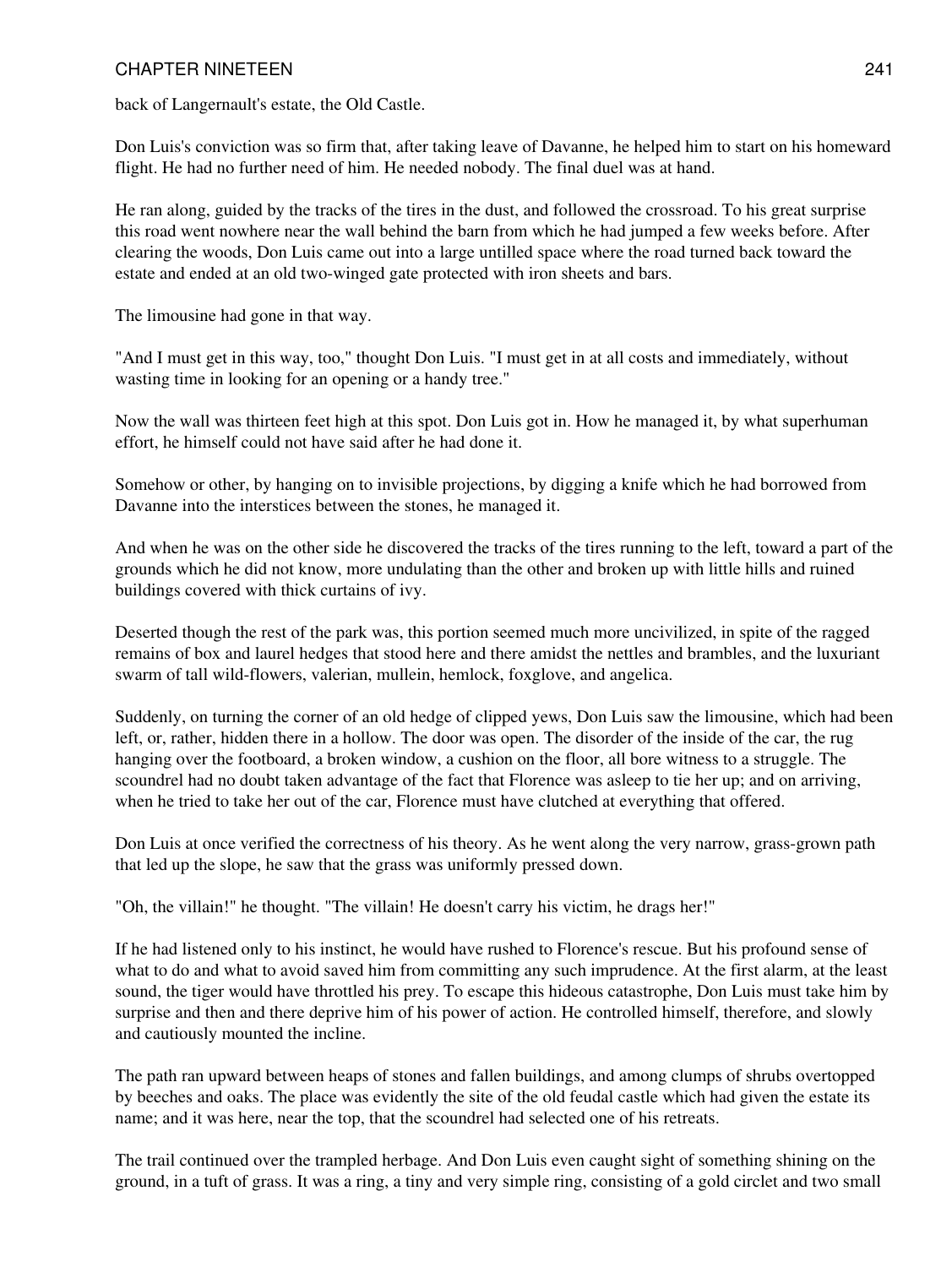back of Langernault's estate, the Old Castle.

Don Luis's conviction was so firm that, after taking leave of Davanne, he helped him to start on his homeward flight. He had no further need of him. He needed nobody. The final duel was at hand.

He ran along, guided by the tracks of the tires in the dust, and followed the crossroad. To his great surprise this road went nowhere near the wall behind the barn from which he had jumped a few weeks before. After clearing the woods, Don Luis came out into a large untilled space where the road turned back toward the estate and ended at an old two-winged gate protected with iron sheets and bars.

The limousine had gone in that way.

"And I must get in this way, too," thought Don Luis. "I must get in at all costs and immediately, without wasting time in looking for an opening or a handy tree."

Now the wall was thirteen feet high at this spot. Don Luis got in. How he managed it, by what superhuman effort, he himself could not have said after he had done it.

Somehow or other, by hanging on to invisible projections, by digging a knife which he had borrowed from Davanne into the interstices between the stones, he managed it.

And when he was on the other side he discovered the tracks of the tires running to the left, toward a part of the grounds which he did not know, more undulating than the other and broken up with little hills and ruined buildings covered with thick curtains of ivy.

Deserted though the rest of the park was, this portion seemed much more uncivilized, in spite of the ragged remains of box and laurel hedges that stood here and there amidst the nettles and brambles, and the luxuriant swarm of tall wild-flowers, valerian, mullein, hemlock, foxglove, and angelica.

Suddenly, on turning the corner of an old hedge of clipped yews, Don Luis saw the limousine, which had been left, or, rather, hidden there in a hollow. The door was open. The disorder of the inside of the car, the rug hanging over the footboard, a broken window, a cushion on the floor, all bore witness to a struggle. The scoundrel had no doubt taken advantage of the fact that Florence was asleep to tie her up; and on arriving, when he tried to take her out of the car, Florence must have clutched at everything that offered.

Don Luis at once verified the correctness of his theory. As he went along the very narrow, grass-grown path that led up the slope, he saw that the grass was uniformly pressed down.

"Oh, the villain!" he thought. "The villain! He doesn't carry his victim, he drags her!"

If he had listened only to his instinct, he would have rushed to Florence's rescue. But his profound sense of what to do and what to avoid saved him from committing any such imprudence. At the first alarm, at the least sound, the tiger would have throttled his prey. To escape this hideous catastrophe, Don Luis must take him by surprise and then and there deprive him of his power of action. He controlled himself, therefore, and slowly and cautiously mounted the incline.

The path ran upward between heaps of stones and fallen buildings, and among clumps of shrubs overtopped by beeches and oaks. The place was evidently the site of the old feudal castle which had given the estate its name; and it was here, near the top, that the scoundrel had selected one of his retreats.

The trail continued over the trampled herbage. And Don Luis even caught sight of something shining on the ground, in a tuft of grass. It was a ring, a tiny and very simple ring, consisting of a gold circlet and two small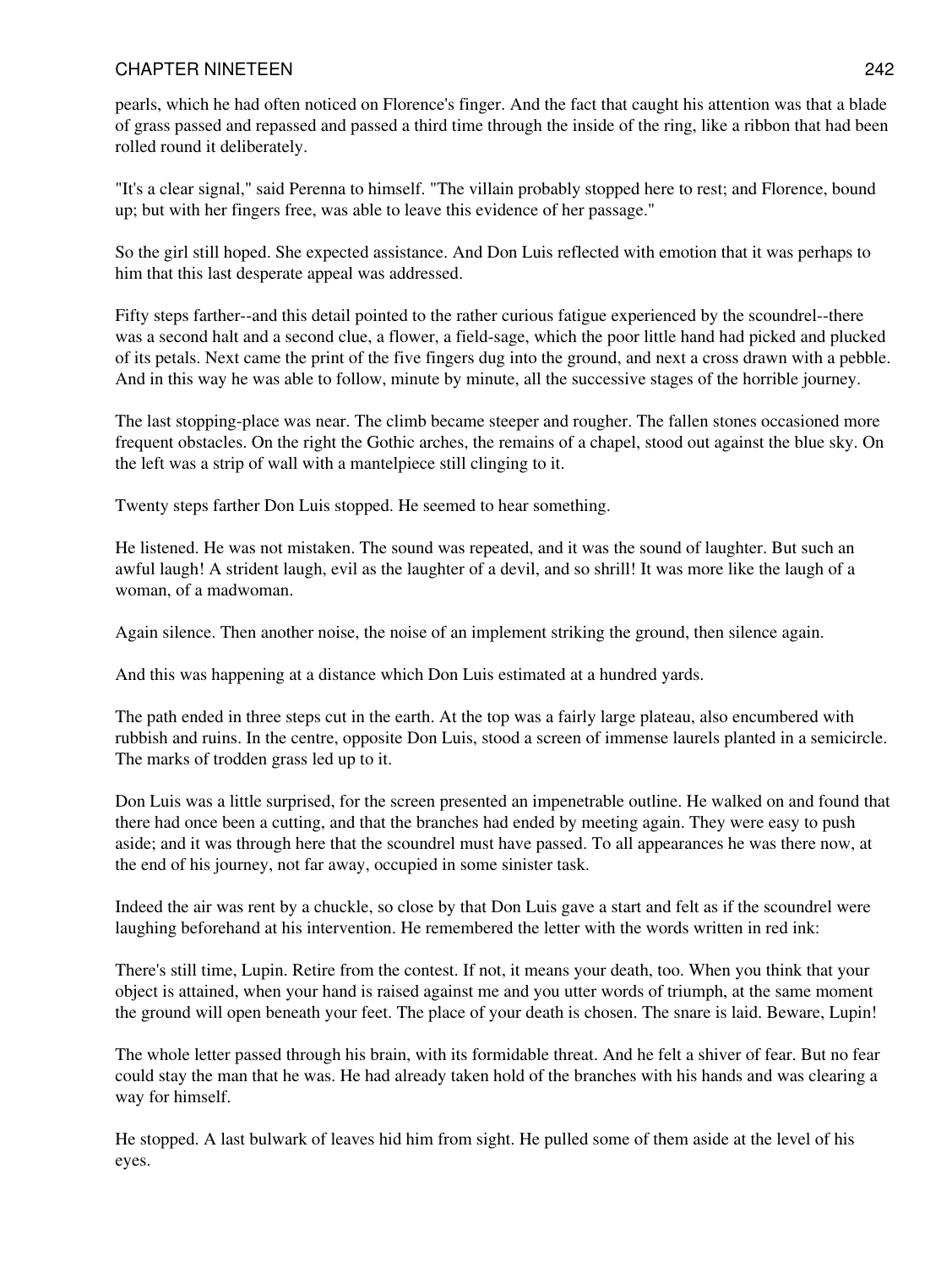pearls, which he had often noticed on Florence's finger. And the fact that caught his attention was that a blade of grass passed and repassed and passed a third time through the inside of the ring, like a ribbon that had been rolled round it deliberately.

"It's a clear signal," said Perenna to himself. "The villain probably stopped here to rest; and Florence, bound up; but with her fingers free, was able to leave this evidence of her passage."

So the girl still hoped. She expected assistance. And Don Luis reflected with emotion that it was perhaps to him that this last desperate appeal was addressed.

Fifty steps farther--and this detail pointed to the rather curious fatigue experienced by the scoundrel--there was a second halt and a second clue, a flower, a field-sage, which the poor little hand had picked and plucked of its petals. Next came the print of the five fingers dug into the ground, and next a cross drawn with a pebble. And in this way he was able to follow, minute by minute, all the successive stages of the horrible journey.

The last stopping-place was near. The climb became steeper and rougher. The fallen stones occasioned more frequent obstacles. On the right the Gothic arches, the remains of a chapel, stood out against the blue sky. On the left was a strip of wall with a mantelpiece still clinging to it.

Twenty steps farther Don Luis stopped. He seemed to hear something.

He listened. He was not mistaken. The sound was repeated, and it was the sound of laughter. But such an awful laugh! A strident laugh, evil as the laughter of a devil, and so shrill! It was more like the laugh of a woman, of a madwoman.

Again silence. Then another noise, the noise of an implement striking the ground, then silence again.

And this was happening at a distance which Don Luis estimated at a hundred yards.

The path ended in three steps cut in the earth. At the top was a fairly large plateau, also encumbered with rubbish and ruins. In the centre, opposite Don Luis, stood a screen of immense laurels planted in a semicircle. The marks of trodden grass led up to it.

Don Luis was a little surprised, for the screen presented an impenetrable outline. He walked on and found that there had once been a cutting, and that the branches had ended by meeting again. They were easy to push aside; and it was through here that the scoundrel must have passed. To all appearances he was there now, at the end of his journey, not far away, occupied in some sinister task.

Indeed the air was rent by a chuckle, so close by that Don Luis gave a start and felt as if the scoundrel were laughing beforehand at his intervention. He remembered the letter with the words written in red ink:

There's still time, Lupin. Retire from the contest. If not, it means your death, too. When you think that your object is attained, when your hand is raised against me and you utter words of triumph, at the same moment the ground will open beneath your feet. The place of your death is chosen. The snare is laid. Beware, Lupin!

The whole letter passed through his brain, with its formidable threat. And he felt a shiver of fear. But no fear could stay the man that he was. He had already taken hold of the branches with his hands and was clearing a way for himself.

He stopped. A last bulwark of leaves hid him from sight. He pulled some of them aside at the level of his eyes.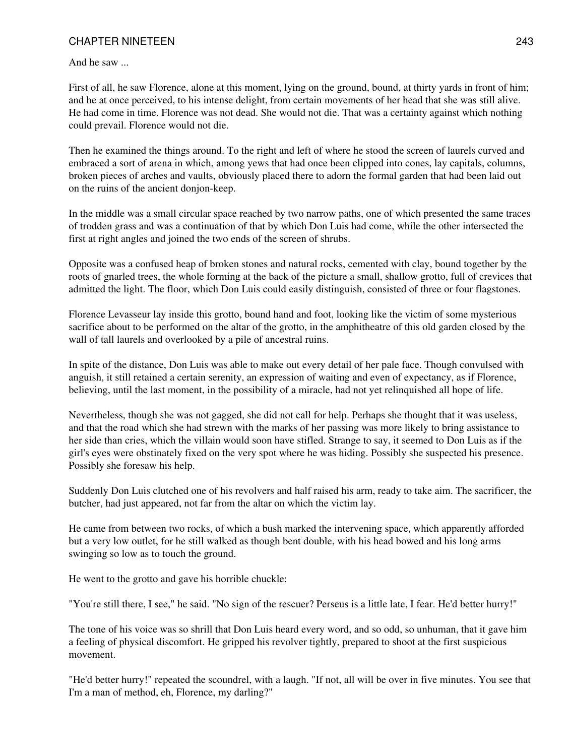And he saw ...

First of all, he saw Florence, alone at this moment, lying on the ground, bound, at thirty yards in front of him; and he at once perceived, to his intense delight, from certain movements of her head that she was still alive. He had come in time. Florence was not dead. She would not die. That was a certainty against which nothing could prevail. Florence would not die.

Then he examined the things around. To the right and left of where he stood the screen of laurels curved and embraced a sort of arena in which, among yews that had once been clipped into cones, lay capitals, columns, broken pieces of arches and vaults, obviously placed there to adorn the formal garden that had been laid out on the ruins of the ancient donjon-keep.

In the middle was a small circular space reached by two narrow paths, one of which presented the same traces of trodden grass and was a continuation of that by which Don Luis had come, while the other intersected the first at right angles and joined the two ends of the screen of shrubs.

Opposite was a confused heap of broken stones and natural rocks, cemented with clay, bound together by the roots of gnarled trees, the whole forming at the back of the picture a small, shallow grotto, full of crevices that admitted the light. The floor, which Don Luis could easily distinguish, consisted of three or four flagstones.

Florence Levasseur lay inside this grotto, bound hand and foot, looking like the victim of some mysterious sacrifice about to be performed on the altar of the grotto, in the amphitheatre of this old garden closed by the wall of tall laurels and overlooked by a pile of ancestral ruins.

In spite of the distance, Don Luis was able to make out every detail of her pale face. Though convulsed with anguish, it still retained a certain serenity, an expression of waiting and even of expectancy, as if Florence, believing, until the last moment, in the possibility of a miracle, had not yet relinquished all hope of life.

Nevertheless, though she was not gagged, she did not call for help. Perhaps she thought that it was useless, and that the road which she had strewn with the marks of her passing was more likely to bring assistance to her side than cries, which the villain would soon have stifled. Strange to say, it seemed to Don Luis as if the girl's eyes were obstinately fixed on the very spot where he was hiding. Possibly she suspected his presence. Possibly she foresaw his help.

Suddenly Don Luis clutched one of his revolvers and half raised his arm, ready to take aim. The sacrificer, the butcher, had just appeared, not far from the altar on which the victim lay.

He came from between two rocks, of which a bush marked the intervening space, which apparently afforded but a very low outlet, for he still walked as though bent double, with his head bowed and his long arms swinging so low as to touch the ground.

He went to the grotto and gave his horrible chuckle:

"You're still there, I see," he said. "No sign of the rescuer? Perseus is a little late, I fear. He'd better hurry!"

The tone of his voice was so shrill that Don Luis heard every word, and so odd, so unhuman, that it gave him a feeling of physical discomfort. He gripped his revolver tightly, prepared to shoot at the first suspicious movement.

"He'd better hurry!" repeated the scoundrel, with a laugh. "If not, all will be over in five minutes. You see that I'm a man of method, eh, Florence, my darling?"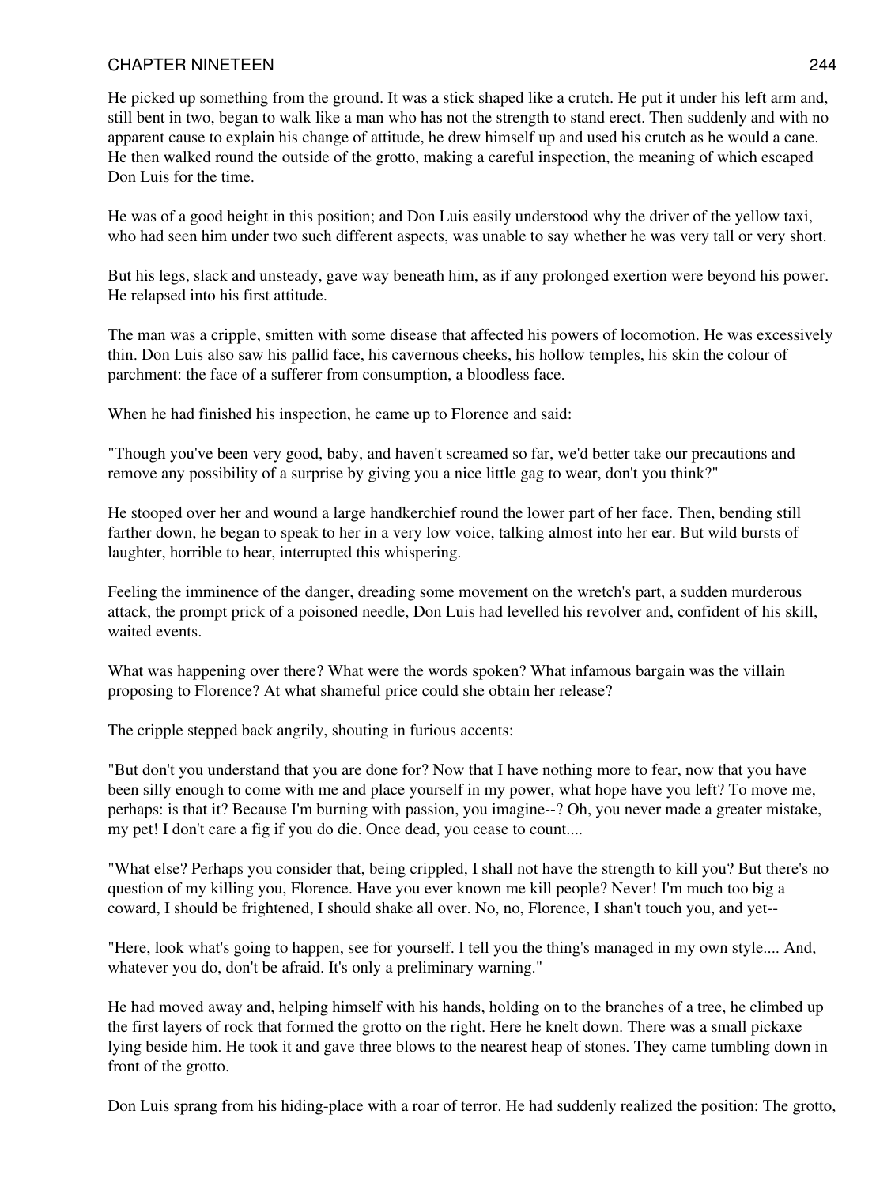He picked up something from the ground. It was a stick shaped like a crutch. He put it under his left arm and, still bent in two, began to walk like a man who has not the strength to stand erect. Then suddenly and with no apparent cause to explain his change of attitude, he drew himself up and used his crutch as he would a cane. He then walked round the outside of the grotto, making a careful inspection, the meaning of which escaped Don Luis for the time.

He was of a good height in this position; and Don Luis easily understood why the driver of the yellow taxi, who had seen him under two such different aspects, was unable to say whether he was very tall or very short.

But his legs, slack and unsteady, gave way beneath him, as if any prolonged exertion were beyond his power. He relapsed into his first attitude.

The man was a cripple, smitten with some disease that affected his powers of locomotion. He was excessively thin. Don Luis also saw his pallid face, his cavernous cheeks, his hollow temples, his skin the colour of parchment: the face of a sufferer from consumption, a bloodless face.

When he had finished his inspection, he came up to Florence and said:

"Though you've been very good, baby, and haven't screamed so far, we'd better take our precautions and remove any possibility of a surprise by giving you a nice little gag to wear, don't you think?"

He stooped over her and wound a large handkerchief round the lower part of her face. Then, bending still farther down, he began to speak to her in a very low voice, talking almost into her ear. But wild bursts of laughter, horrible to hear, interrupted this whispering.

Feeling the imminence of the danger, dreading some movement on the wretch's part, a sudden murderous attack, the prompt prick of a poisoned needle, Don Luis had levelled his revolver and, confident of his skill, waited events.

What was happening over there? What were the words spoken? What infamous bargain was the villain proposing to Florence? At what shameful price could she obtain her release?

The cripple stepped back angrily, shouting in furious accents:

"But don't you understand that you are done for? Now that I have nothing more to fear, now that you have been silly enough to come with me and place yourself in my power, what hope have you left? To move me, perhaps: is that it? Because I'm burning with passion, you imagine--? Oh, you never made a greater mistake, my pet! I don't care a fig if you do die. Once dead, you cease to count....

"What else? Perhaps you consider that, being crippled, I shall not have the strength to kill you? But there's no question of my killing you, Florence. Have you ever known me kill people? Never! I'm much too big a coward, I should be frightened, I should shake all over. No, no, Florence, I shan't touch you, and yet--

"Here, look what's going to happen, see for yourself. I tell you the thing's managed in my own style.... And, whatever you do, don't be afraid. It's only a preliminary warning."

He had moved away and, helping himself with his hands, holding on to the branches of a tree, he climbed up the first layers of rock that formed the grotto on the right. Here he knelt down. There was a small pickaxe lying beside him. He took it and gave three blows to the nearest heap of stones. They came tumbling down in front of the grotto.

Don Luis sprang from his hiding-place with a roar of terror. He had suddenly realized the position: The grotto,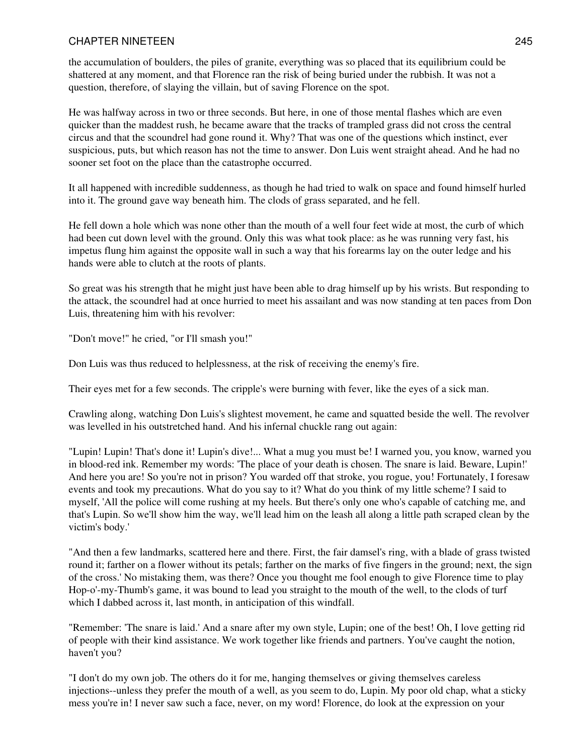the accumulation of boulders, the piles of granite, everything was so placed that its equilibrium could be shattered at any moment, and that Florence ran the risk of being buried under the rubbish. It was not a question, therefore, of slaying the villain, but of saving Florence on the spot.

He was halfway across in two or three seconds. But here, in one of those mental flashes which are even quicker than the maddest rush, he became aware that the tracks of trampled grass did not cross the central circus and that the scoundrel had gone round it. Why? That was one of the questions which instinct, ever suspicious, puts, but which reason has not the time to answer. Don Luis went straight ahead. And he had no sooner set foot on the place than the catastrophe occurred.

It all happened with incredible suddenness, as though he had tried to walk on space and found himself hurled into it. The ground gave way beneath him. The clods of grass separated, and he fell.

He fell down a hole which was none other than the mouth of a well four feet wide at most, the curb of which had been cut down level with the ground. Only this was what took place: as he was running very fast, his impetus flung him against the opposite wall in such a way that his forearms lay on the outer ledge and his hands were able to clutch at the roots of plants.

So great was his strength that he might just have been able to drag himself up by his wrists. But responding to the attack, the scoundrel had at once hurried to meet his assailant and was now standing at ten paces from Don Luis, threatening him with his revolver:

"Don't move!" he cried, "or I'll smash you!"

Don Luis was thus reduced to helplessness, at the risk of receiving the enemy's fire.

Their eyes met for a few seconds. The cripple's were burning with fever, like the eyes of a sick man.

Crawling along, watching Don Luis's slightest movement, he came and squatted beside the well. The revolver was levelled in his outstretched hand. And his infernal chuckle rang out again:

"Lupin! Lupin! That's done it! Lupin's dive!... What a mug you must be! I warned you, you know, warned you in blood-red ink. Remember my words: 'The place of your death is chosen. The snare is laid. Beware, Lupin!' And here you are! So you're not in prison? You warded off that stroke, you rogue, you! Fortunately, I foresaw events and took my precautions. What do you say to it? What do you think of my little scheme? I said to myself, 'All the police will come rushing at my heels. But there's only one who's capable of catching me, and that's Lupin. So we'll show him the way, we'll lead him on the leash all along a little path scraped clean by the victim's body.'

"And then a few landmarks, scattered here and there. First, the fair damsel's ring, with a blade of grass twisted round it; farther on a flower without its petals; farther on the marks of five fingers in the ground; next, the sign of the cross.' No mistaking them, was there? Once you thought me fool enough to give Florence time to play Hop-o'-my-Thumb's game, it was bound to lead you straight to the mouth of the well, to the clods of turf which I dabbed across it, last month, in anticipation of this windfall.

"Remember: 'The snare is laid.' And a snare after my own style, Lupin; one of the best! Oh, I love getting rid of people with their kind assistance. We work together like friends and partners. You've caught the notion, haven't you?

"I don't do my own job. The others do it for me, hanging themselves or giving themselves careless injections--unless they prefer the mouth of a well, as you seem to do, Lupin. My poor old chap, what a sticky mess you're in! I never saw such a face, never, on my word! Florence, do look at the expression on your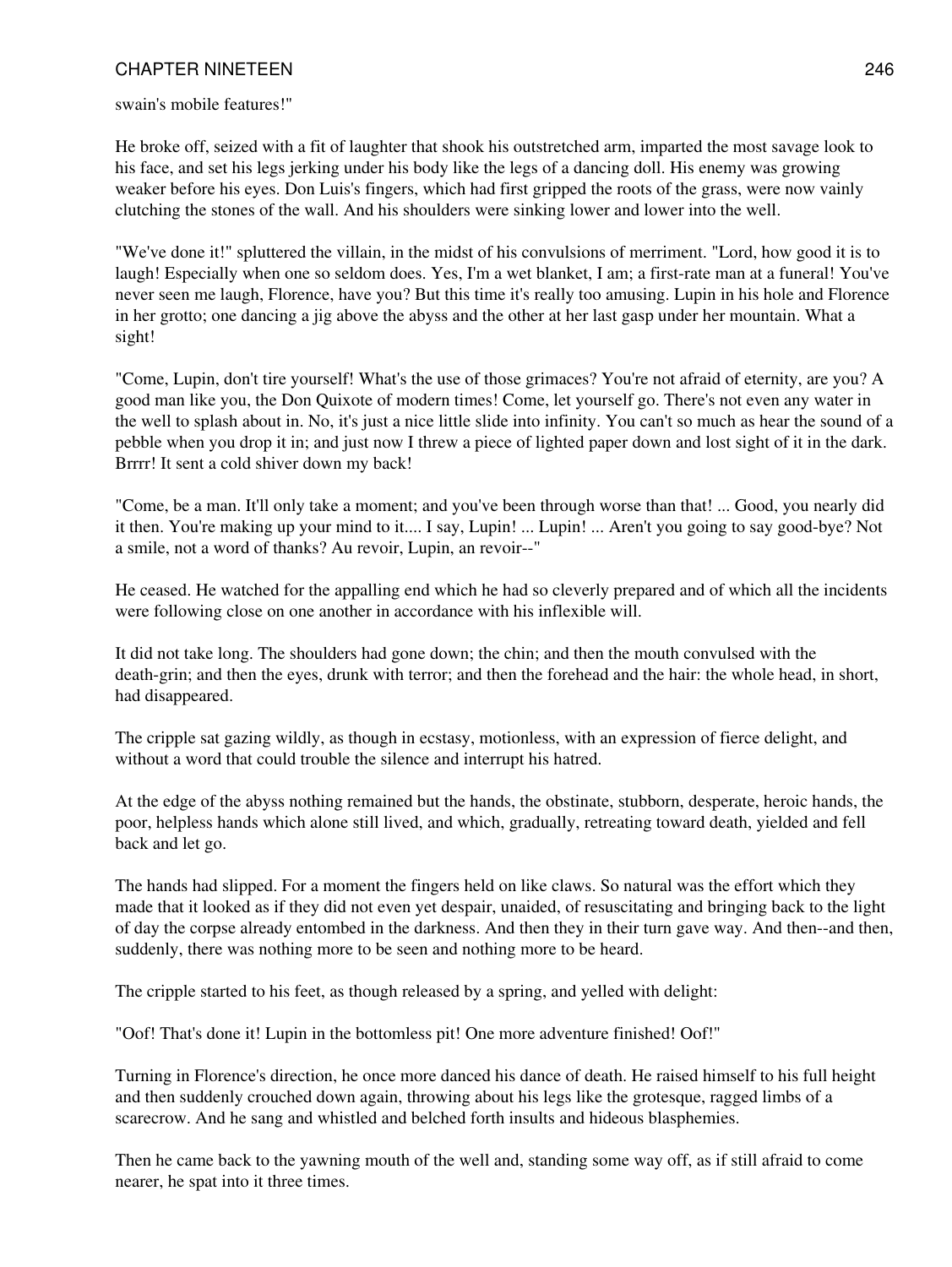swain's mobile features!"

He broke off, seized with a fit of laughter that shook his outstretched arm, imparted the most savage look to his face, and set his legs jerking under his body like the legs of a dancing doll. His enemy was growing weaker before his eyes. Don Luis's fingers, which had first gripped the roots of the grass, were now vainly clutching the stones of the wall. And his shoulders were sinking lower and lower into the well.

"We've done it!" spluttered the villain, in the midst of his convulsions of merriment. "Lord, how good it is to laugh! Especially when one so seldom does. Yes, I'm a wet blanket, I am; a first-rate man at a funeral! You've never seen me laugh, Florence, have you? But this time it's really too amusing. Lupin in his hole and Florence in her grotto; one dancing a jig above the abyss and the other at her last gasp under her mountain. What a sight!

"Come, Lupin, don't tire yourself! What's the use of those grimaces? You're not afraid of eternity, are you? A good man like you, the Don Quixote of modern times! Come, let yourself go. There's not even any water in the well to splash about in. No, it's just a nice little slide into infinity. You can't so much as hear the sound of a pebble when you drop it in; and just now I threw a piece of lighted paper down and lost sight of it in the dark. Brrrr! It sent a cold shiver down my back!

"Come, be a man. It'll only take a moment; and you've been through worse than that! ... Good, you nearly did it then. You're making up your mind to it.... I say, Lupin! ... Lupin! ... Aren't you going to say good-bye? Not a smile, not a word of thanks? Au revoir, Lupin, an revoir--"

He ceased. He watched for the appalling end which he had so cleverly prepared and of which all the incidents were following close on one another in accordance with his inflexible will.

It did not take long. The shoulders had gone down; the chin; and then the mouth convulsed with the death-grin; and then the eyes, drunk with terror; and then the forehead and the hair: the whole head, in short, had disappeared.

The cripple sat gazing wildly, as though in ecstasy, motionless, with an expression of fierce delight, and without a word that could trouble the silence and interrupt his hatred.

At the edge of the abyss nothing remained but the hands, the obstinate, stubborn, desperate, heroic hands, the poor, helpless hands which alone still lived, and which, gradually, retreating toward death, yielded and fell back and let go.

The hands had slipped. For a moment the fingers held on like claws. So natural was the effort which they made that it looked as if they did not even yet despair, unaided, of resuscitating and bringing back to the light of day the corpse already entombed in the darkness. And then they in their turn gave way. And then--and then, suddenly, there was nothing more to be seen and nothing more to be heard.

The cripple started to his feet, as though released by a spring, and yelled with delight:

"Oof! That's done it! Lupin in the bottomless pit! One more adventure finished! Oof!"

Turning in Florence's direction, he once more danced his dance of death. He raised himself to his full height and then suddenly crouched down again, throwing about his legs like the grotesque, ragged limbs of a scarecrow. And he sang and whistled and belched forth insults and hideous blasphemies.

Then he came back to the yawning mouth of the well and, standing some way off, as if still afraid to come nearer, he spat into it three times.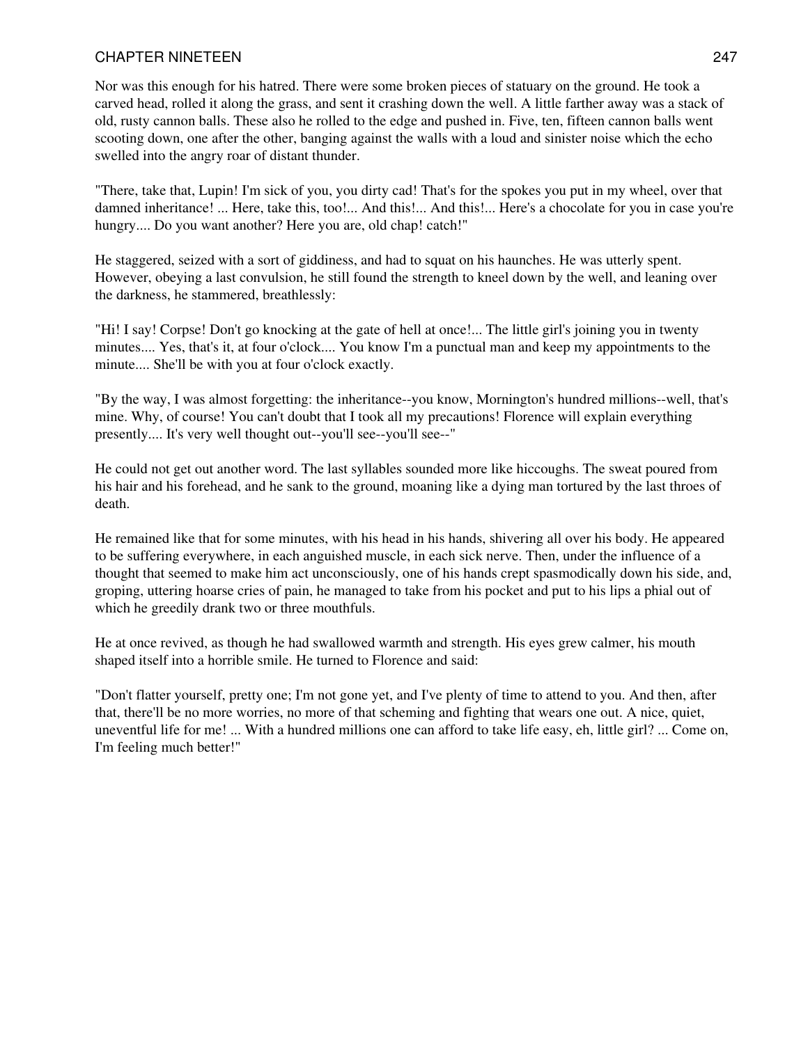Nor was this enough for his hatred. There were some broken pieces of statuary on the ground. He took a carved head, rolled it along the grass, and sent it crashing down the well. A little farther away was a stack of old, rusty cannon balls. These also he rolled to the edge and pushed in. Five, ten, fifteen cannon balls went scooting down, one after the other, banging against the walls with a loud and sinister noise which the echo swelled into the angry roar of distant thunder.

"There, take that, Lupin! I'm sick of you, you dirty cad! That's for the spokes you put in my wheel, over that damned inheritance! ... Here, take this, too!... And this!... And this!... Here's a chocolate for you in case you're hungry.... Do you want another? Here you are, old chap! catch!"

He staggered, seized with a sort of giddiness, and had to squat on his haunches. He was utterly spent. However, obeying a last convulsion, he still found the strength to kneel down by the well, and leaning over the darkness, he stammered, breathlessly:

"Hi! I say! Corpse! Don't go knocking at the gate of hell at once!... The little girl's joining you in twenty minutes.... Yes, that's it, at four o'clock.... You know I'm a punctual man and keep my appointments to the minute.... She'll be with you at four o'clock exactly.

"By the way, I was almost forgetting: the inheritance--you know, Mornington's hundred millions--well, that's mine. Why, of course! You can't doubt that I took all my precautions! Florence will explain everything presently.... It's very well thought out--you'll see--you'll see--"

He could not get out another word. The last syllables sounded more like hiccoughs. The sweat poured from his hair and his forehead, and he sank to the ground, moaning like a dying man tortured by the last throes of death.

He remained like that for some minutes, with his head in his hands, shivering all over his body. He appeared to be suffering everywhere, in each anguished muscle, in each sick nerve. Then, under the influence of a thought that seemed to make him act unconsciously, one of his hands crept spasmodically down his side, and, groping, uttering hoarse cries of pain, he managed to take from his pocket and put to his lips a phial out of which he greedily drank two or three mouthfuls.

He at once revived, as though he had swallowed warmth and strength. His eyes grew calmer, his mouth shaped itself into a horrible smile. He turned to Florence and said:

"Don't flatter yourself, pretty one; I'm not gone yet, and I've plenty of time to attend to you. And then, after that, there'll be no more worries, no more of that scheming and fighting that wears one out. A nice, quiet, uneventful life for me! ... With a hundred millions one can afford to take life easy, eh, little girl? ... Come on, I'm feeling much better!"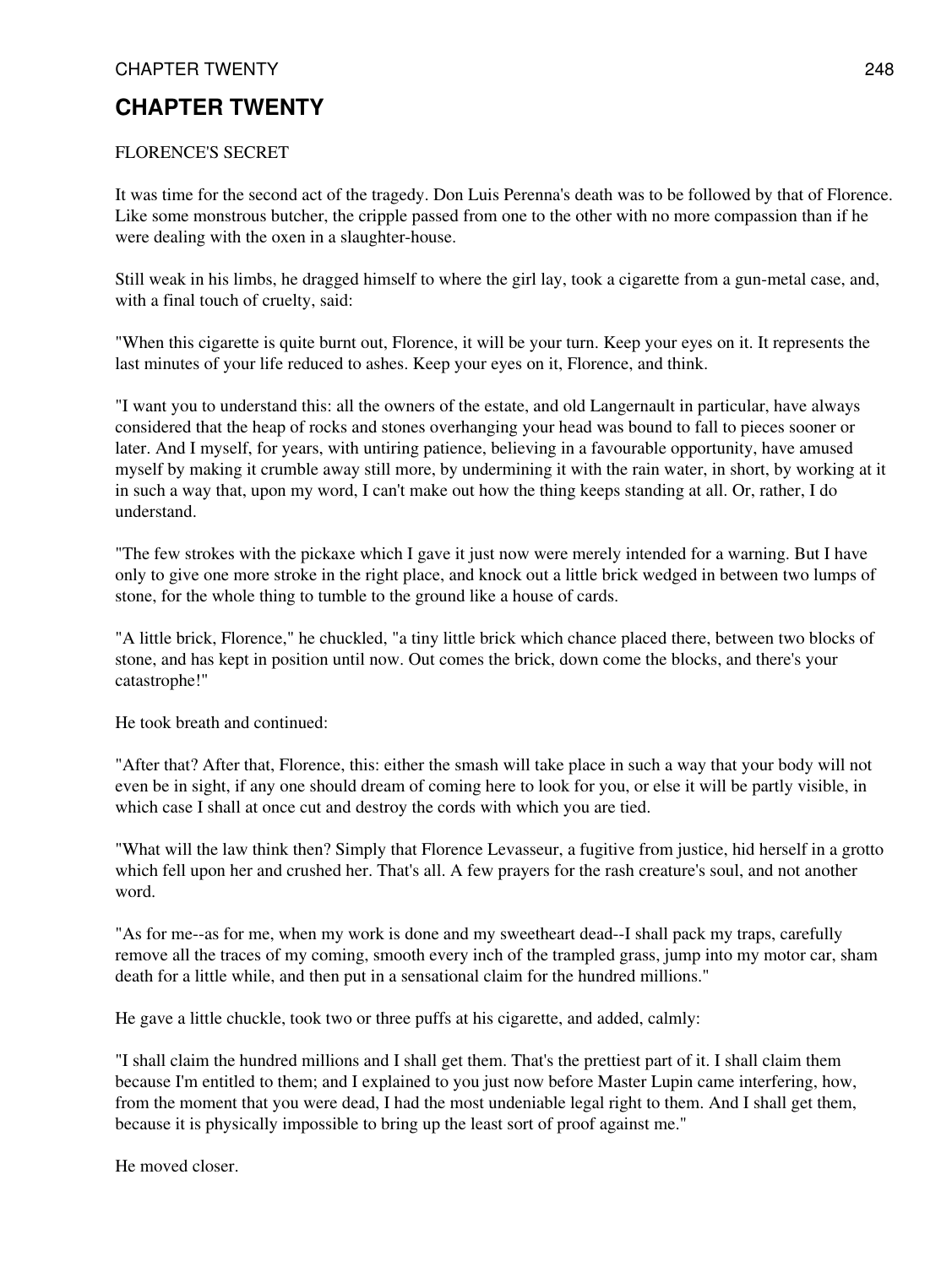# CHAPTER TWENTY

FLORENCE'S SECRET

It was time for the second act of the tragedy. Don Luis Perenna's death was to be followed by that of Florence. Like some monstrous butcher, the cripple passed from one to the other with no more compassion than if he were dealing with the oxen in a slaughter-house.

Still weak in his limbs, he dragged himself to where the girl lay, took a cigarette from a gun-metal case, and, with a final touch of cruelty, said:

"When this cigarette is quite burnt out, Florence, it will be your turn. Keep your eyes on it. It represents the last minutes of your life reduced to ashes. Keep your eyes on it, Florence, and think.

"I want you to understand this: all the owners of the estate, and old Langernault in particular, have always considered that the heap of rocks and stones overhanging your head was bound to fall to pieces sooner or later. And I myself, for years, with untiring patience, believing in a favourable opportunity, have amused myself by making it crumble away still more, by undermining it with the rain water, in short, by working at it in such a way that, upon my word, I can't make out how the thing keeps standing at all. Or, rather, I do understand.

"The few strokes with the pickaxe which I gave it just now were merely intended for a warning. But I have only to give one more stroke in the right place, and knock out a little brick wedged in between two lumps of stone, for the whole thing to tumble to the ground like a house of cards.

"A little brick, Florence," he chuckled, "a tiny little brick which chance placed there, between two blocks of stone, and has kept in position until now. Out comes the brick, down come the blocks, and there's your catastrophe!"

He took breath and continued:

"After that? After that, Florence, this: either the smash will take place in such a way that your body will not even be in sight, if any one should dream of coming here to look for you, or else it will be partly visible, in which case I shall at once cut and destroy the cords with which you are tied.

"What will the law think then? Simply that Florence Levasseur, a fugitive from justice, hid herself in a grotto which fell upon her and crushed her. That's all. A few prayers for the rash creature's soul, and not another word.

"As for me--as for me, when my work is done and my sweetheart dead--I shall pack my traps, carefully remove all the traces of my coming, smooth every inch of the trampled grass, jump into my motor car, sham death for a little while, and then put in a sensational claim for the hundred millions."

He gave a little chuckle, took two or three puffs at his cigarette, and added, calmly:

"I shall claim the hundred millions and I shall get them. That's the prettiest part of it. I shall claim them because I'm entitled to them; and I explained to you just now before Master Lupin came interfering, how, from the moment that you were dead, I had the most undeniable legal right to them. And I shall get them, because it is physically impossible to bring up the least sort of proof against me."

He moved closer.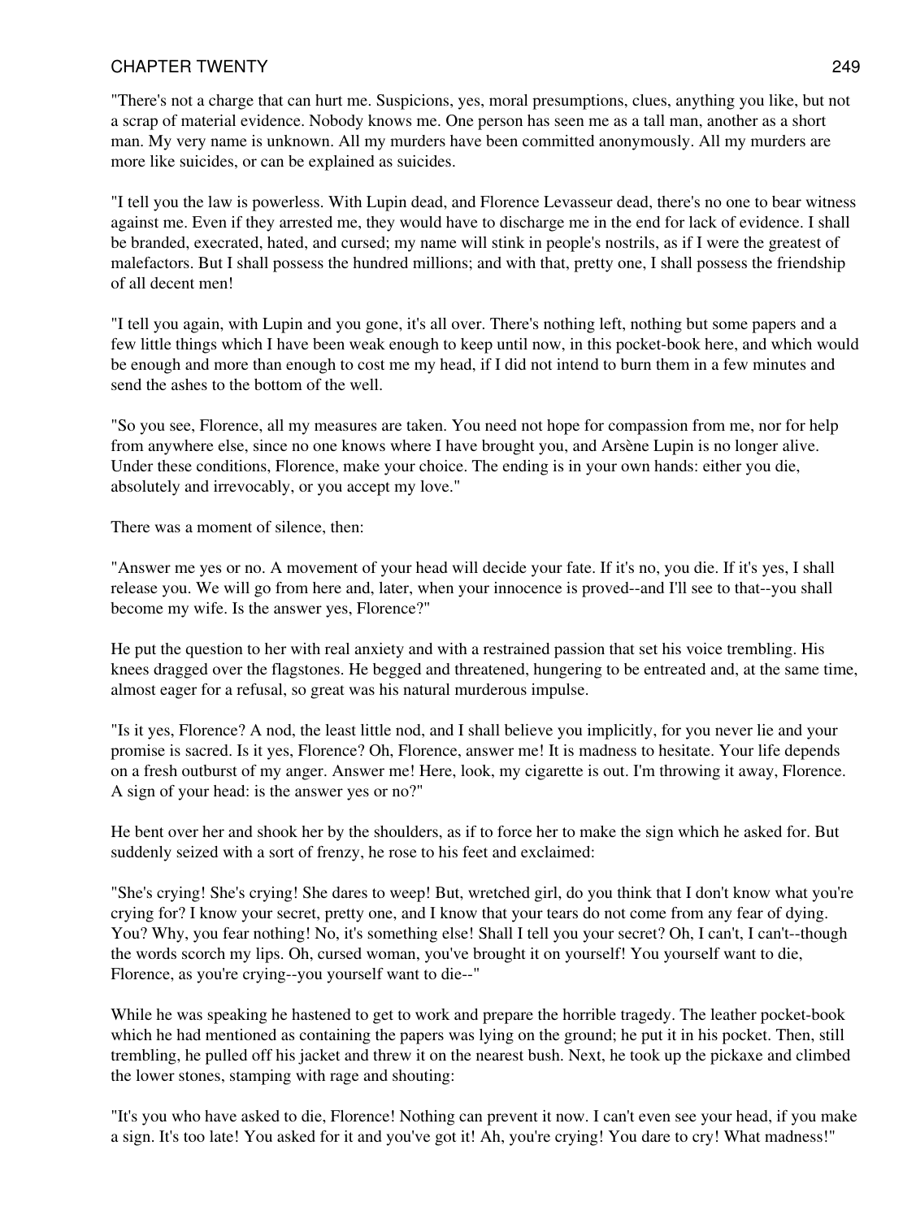"There's not a charge that can hurt me. Suspicions, yes, moral presumptions, clues, anything you like, but not a scrap of material evidence. Nobody knows me. One person has seen me as a tall man, another as a short man. My very name is unknown. All my murders have been committed anonymously. All my murders are more like suicides, or can be explained as suicides.

"I tell you the law is powerless. With Lupin dead, and Florence Levasseur dead, there's no one to bear witness against me. Even if they arrested me, they would have to discharge me in the end for lack of evidence. I shall be branded, execrated, hated, and cursed; my name will stink in people's nostrils, as if I were the greatest of malefactors. But I shall possess the hundred millions; and with that, pretty one, I shall possess the friendship of all decent men!

"I tell you again, with Lupin and you gone, it's all over. There's nothing left, nothing but some papers and a few little things which I have been weak enough to keep until now, in this pocket-book here, and which would be enough and more than enough to cost me my head, if I did not intend to burn them in a few minutes and send the ashes to the bottom of the well.

"So you see, Florence, all my measures are taken. You need not hope for compassion from me, nor for help from anywhere else, since no one knows where I have brought you, and Arsène Lupin is no longer alive. Under these conditions, Florence, make your choice. The ending is in your own hands: either you die, absolutely and irrevocably, or you accept my love."

There was a moment of silence, then:

"Answer me yes or no. A movement of your head will decide your fate. If it's no, you die. If it's yes, I shall release you. We will go from here and, later, when your innocence is proved--and I'll see to that--you shall become my wife. Is the answer yes, Florence?"

He put the question to her with real anxiety and with a restrained passion that set his voice trembling. His knees dragged over the flagstones. He begged and threatened, hungering to be entreated and, at the same time, almost eager for a refusal, so great was his natural murderous impulse.

"Is it yes, Florence? A nod, the least little nod, and I shall believe you implicitly, for you never lie and your promise is sacred. Is it yes, Florence? Oh, Florence, answer me! It is madness to hesitate. Your life depends on a fresh outburst of my anger. Answer me! Here, look, my cigarette is out. I'm throwing it away, Florence. A sign of your head: is the answer yes or no?"

He bent over her and shook her by the shoulders, as if to force her to make the sign which he asked for. But suddenly seized with a sort of frenzy, he rose to his feet and exclaimed:

"She's crying! She's crying! She dares to weep! But, wretched girl, do you think that I don't know what you're crying for? I know your secret, pretty one, and I know that your tears do not come from any fear of dying. You? Why, you fear nothing! No, it's something else! Shall I tell you your secret? Oh, I can't, I can't--though the words scorch my lips. Oh, cursed woman, you've brought it on yourself! You yourself want to die, Florence, as you're crying--you yourself want to die--"

While he was speaking he hastened to get to work and prepare the horrible tragedy. The leather pocket-book which he had mentioned as containing the papers was lying on the ground; he put it in his pocket. Then, still trembling, he pulled off his jacket and threw it on the nearest bush. Next, he took up the pickaxe and climbed the lower stones, stamping with rage and shouting:

"It's you who have asked to die, Florence! Nothing can prevent it now. I can't even see your head, if you make a sign. It's too late! You asked for it and you've got it! Ah, you're crying! You dare to cry! What madness!"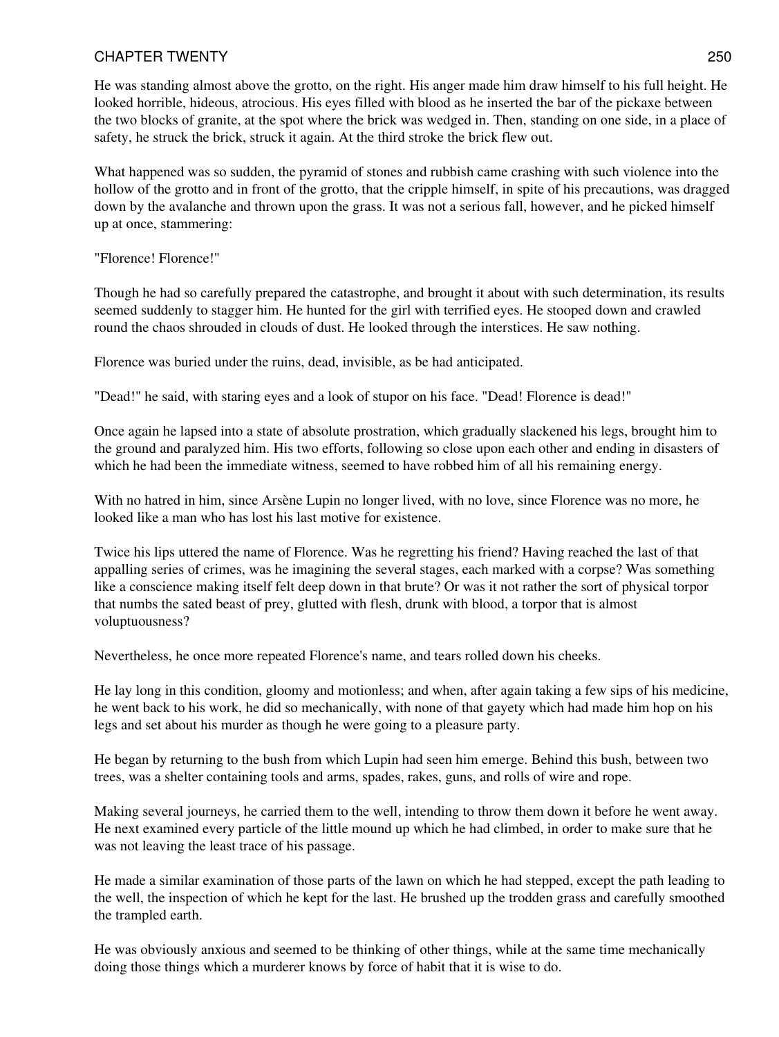He was standing almost above the grotto, on the right. His anger made him draw himself to his full height. He looked horrible, hideous, atrocious. His eyes filled with blood as he inserted the bar of the pickaxe between the two blocks of granite, at the spot where the brick was wedged in. Then, standing on one side, in a place of safety, he struck the brick, struck it again. At the third stroke the brick flew out.

What happened was so sudden, the pyramid of stones and rubbish came crashing with such violence into the hollow of the grotto and in front of the grotto, that the cripple himself, in spite of his precautions, was dragged down by the avalanche and thrown upon the grass. It was not a serious fall, however, and he picked himself up at once, stammering:

"Florence! Florence!"

Though he had so carefully prepared the catastrophe, and brought it about with such determination, its results seemed suddenly to stagger him. He hunted for the girl with terrified eyes. He stooped down and crawled round the chaos shrouded in clouds of dust. He looked through the interstices. He saw nothing.

Florence was buried under the ruins, dead, invisible, as be had anticipated.

"Dead!" he said, with staring eyes and a look of stupor on his face. "Dead! Florence is dead!"

Once again he lapsed into a state of absolute prostration, which gradually slackened his legs, brought him to the ground and paralyzed him. His two efforts, following so close upon each other and ending in disasters of which he had been the immediate witness, seemed to have robbed him of all his remaining energy.

With no hatred in him, since Arsène Lupin no longer lived, with no love, since Florence was no more, he looked like a man who has lost his last motive for existence.

Twice his lips uttered the name of Florence. Was he regretting his friend? Having reached the last of that appalling series of crimes, was he imagining the several stages, each marked with a corpse? Was something like a conscience making itself felt deep down in that brute? Or was it not rather the sort of physical torpor that numbs the sated beast of prey, glutted with flesh, drunk with blood, a torpor that is almost voluptuousness?

Nevertheless, he once more repeated Florence's name, and tears rolled down his cheeks.

He lay long in this condition, gloomy and motionless; and when, after again taking a few sips of his medicine, he went back to his work, he did so mechanically, with none of that gayety which had made him hop on his legs and set about his murder as though he were going to a pleasure party.

He began by returning to the bush from which Lupin had seen him emerge. Behind this bush, between two trees, was a shelter containing tools and arms, spades, rakes, guns, and rolls of wire and rope.

Making several journeys, he carried them to the well, intending to throw them down it before he went away. He next examined every particle of the little mound up which he had climbed, in order to make sure that he was not leaving the least trace of his passage.

He made a similar examination of those parts of the lawn on which he had stepped, except the path leading to the well, the inspection of which he kept for the last. He brushed up the trodden grass and carefully smoothed the trampled earth.

He was obviously anxious and seemed to be thinking of other things, while at the same time mechanically doing those things which a murderer knows by force of habit that it is wise to do.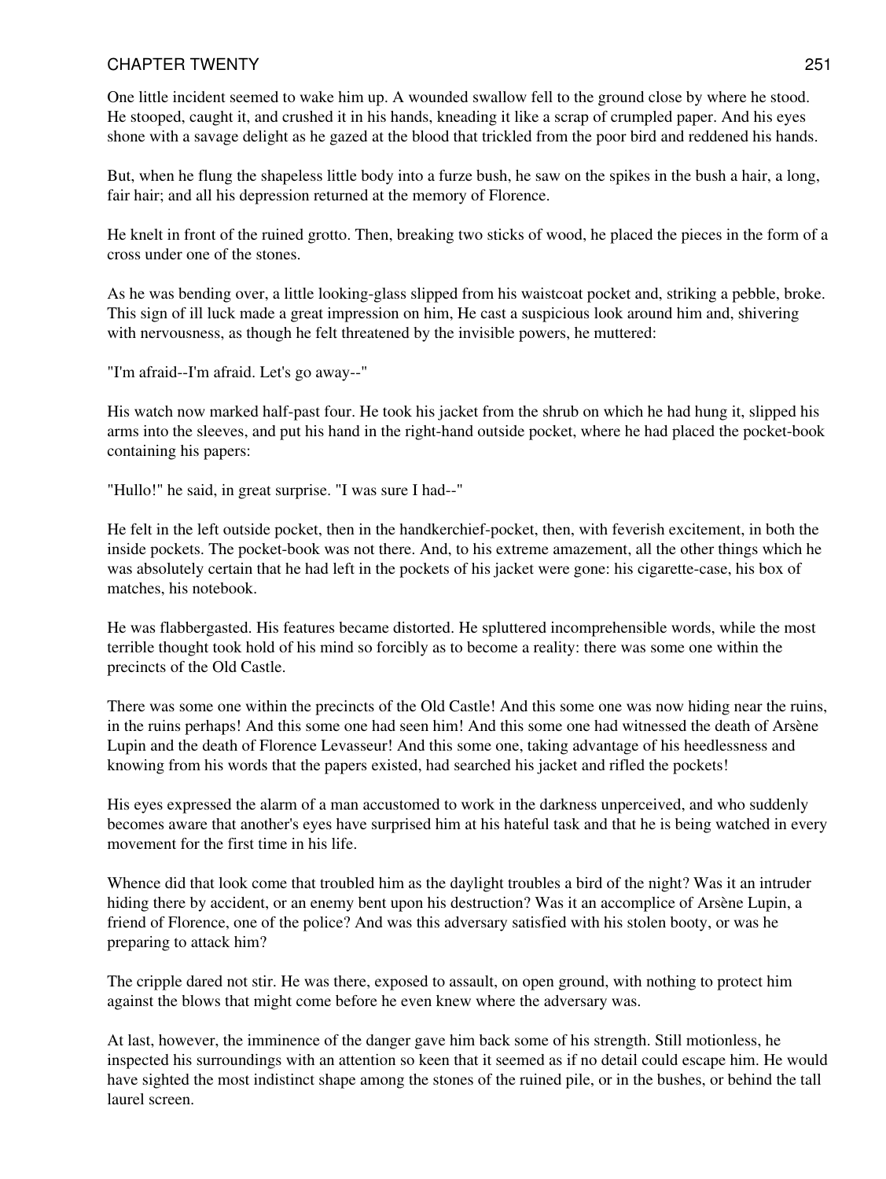One little incident seemed to wake him up. A wounded swallow fell to the ground close by where he stood. He stooped, caught it, and crushed it in his hands, kneading it like a scrap of crumpled paper. And his eyes shone with a savage delight as he gazed at the blood that trickled from the poor bird and reddened his hands.

But, when he flung the shapeless little body into a furze bush, he saw on the spikes in the bush a hair, a long, fair hair; and all his depression returned at the memory of Florence.

He knelt in front of the ruined grotto. Then, breaking two sticks of wood, he placed the pieces in the form of a cross under one of the stones.

As he was bending over, a little looking-glass slipped from his waistcoat pocket and, striking a pebble, broke. This sign of ill luck made a great impression on him, He cast a suspicious look around him and, shivering with nervousness, as though he felt threatened by the invisible powers, he muttered:

"I'm afraid--I'm afraid. Let's go away--"

His watch now marked half-past four. He took his jacket from the shrub on which he had hung it, slipped his arms into the sleeves, and put his hand in the right-hand outside pocket, where he had placed the pocket-book containing his papers:

"Hullo!" he said, in great surprise. "I was sure I had--"

He felt in the left outside pocket, then in the handkerchief-pocket, then, with feverish excitement, in both the inside pockets. The pocket-book was not there. And, to his extreme amazement, all the other things which he was absolutely certain that he had left in the pockets of his jacket were gone: his cigarette-case, his box of matches, his notebook.

He was flabbergasted. His features became distorted. He spluttered incomprehensible words, while the most terrible thought took hold of his mind so forcibly as to become a reality: there was some one within the precincts of the Old Castle.

There was some one within the precincts of the Old Castle! And this some one was now hiding near the ruins, in the ruins perhaps! And this some one had seen him! And this some one had witnessed the death of Arsène Lupin and the death of Florence Levasseur! And this some one, taking advantage of his heedlessness and knowing from his words that the papers existed, had searched his jacket and rifled the pockets!

His eyes expressed the alarm of a man accustomed to work in the darkness unperceived, and who suddenly becomes aware that another's eyes have surprised him at his hateful task and that he is being watched in every movement for the first time in his life.

Whence did that look come that troubled him as the daylight troubles a bird of the night? Was it an intruder hiding there by accident, or an enemy bent upon his destruction? Was it an accomplice of Arsène Lupin, a friend of Florence, one of the police? And was this adversary satisfied with his stolen booty, or was he preparing to attack him?

The cripple dared not stir. He was there, exposed to assault, on open ground, with nothing to protect him against the blows that might come before he even knew where the adversary was.

At last, however, the imminence of the danger gave him back some of his strength. Still motionless, he inspected his surroundings with an attention so keen that it seemed as if no detail could escape him. He would have sighted the most indistinct shape among the stones of the ruined pile, or in the bushes, or behind the tall laurel screen.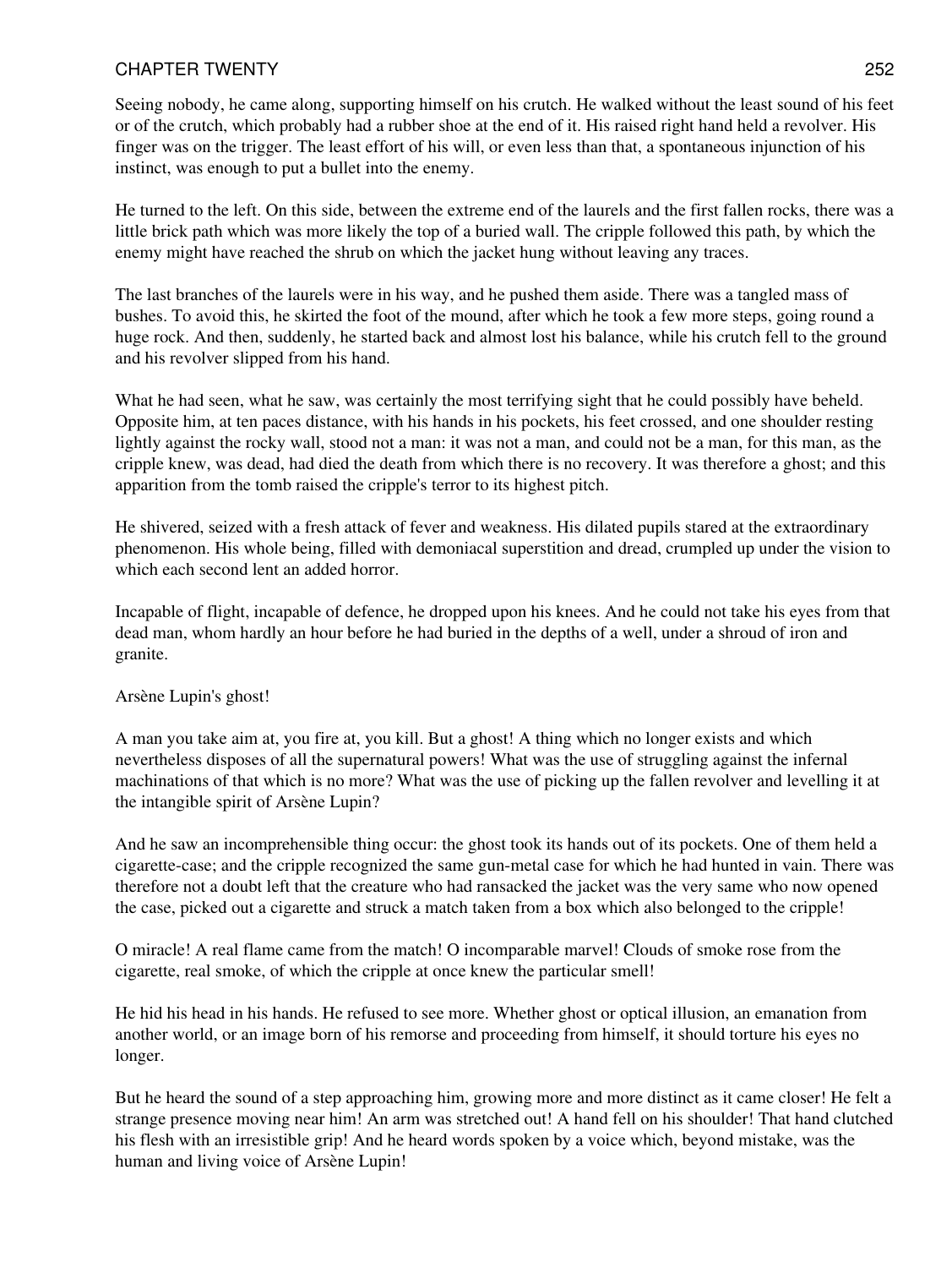Seeing nobody, he came along, supporting himself on his crutch. He walked without the least sound of his feet or of the crutch, which probably had a rubber shoe at the end of it. His raised right hand held a revolver. His finger was on the trigger. The least effort of his will, or even less than that, a spontaneous injunction of his instinct, was enough to put a bullet into the enemy.

He turned to the left. On this side, between the extreme end of the laurels and the first fallen rocks, there was a little brick path which was more likely the top of a buried wall. The cripple followed this path, by which the enemy might have reached the shrub on which the jacket hung without leaving any traces.

The last branches of the laurels were in his way, and he pushed them aside. There was a tangled mass of bushes. To avoid this, he skirted the foot of the mound, after which he took a few more steps, going round a huge rock. And then, suddenly, he started back and almost lost his balance, while his crutch fell to the ground and his revolver slipped from his hand.

What he had seen, what he saw, was certainly the most terrifying sight that he could possibly have beheld. Opposite him, at ten paces distance, with his hands in his pockets, his feet crossed, and one shoulder resting lightly against the rocky wall, stood not a man: it was not a man, and could not be a man, for this man, as the cripple knew, was dead, had died the death from which there is no recovery. It was therefore a ghost; and this apparition from the tomb raised the cripple's terror to its highest pitch.

He shivered, seized with a fresh attack of fever and weakness. His dilated pupils stared at the extraordinary phenomenon. His whole being, filled with demoniacal superstition and dread, crumpled up under the vision to which each second lent an added horror.

Incapable of flight, incapable of defence, he dropped upon his knees. And he could not take his eyes from that dead man, whom hardly an hour before he had buried in the depths of a well, under a shroud of iron and granite.

Arsène Lupin's ghost!

A man you take aim at, you fire at, you kill. But a ghost! A thing which no longer exists and which nevertheless disposes of all the supernatural powers! What was the use of struggling against the infernal machinations of that which is no more? What was the use of picking up the fallen revolver and levelling it at the intangible spirit of Arsène Lupin?

And he saw an incomprehensible thing occur: the ghost took its hands out of its pockets. One of them held a cigarette-case; and the cripple recognized the same gun-metal case for which he had hunted in vain. There was therefore not a doubt left that the creature who had ransacked the jacket was the very same who now opened the case, picked out a cigarette and struck a match taken from a box which also belonged to the cripple!

O miracle! A real flame came from the match! O incomparable marvel! Clouds of smoke rose from the cigarette, real smoke, of which the cripple at once knew the particular smell!

He hid his head in his hands. He refused to see more. Whether ghost or optical illusion, an emanation from another world, or an image born of his remorse and proceeding from himself, it should torture his eyes no longer.

But he heard the sound of a step approaching him, growing more and more distinct as it came closer! He felt a strange presence moving near him! An arm was stretched out! A hand fell on his shoulder! That hand clutched his flesh with an irresistible grip! And he heard words spoken by a voice which, beyond mistake, was the human and living voice of Arsène Lupin!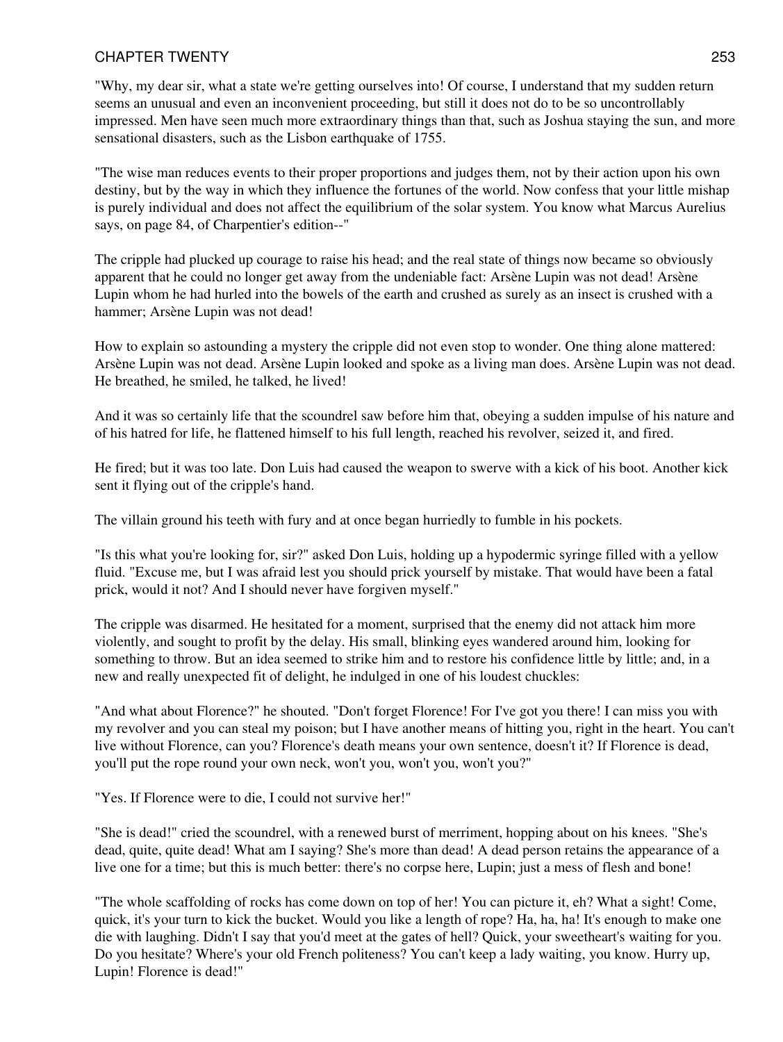"Why, my dear sir, what a state we're getting ourselves into! Of course, I understand that my sudden return seems an unusual and even an inconvenient proceeding, but still it does not do to be so uncontrollably impressed. Men have seen much more extraordinary things than that, such as Joshua staying the sun, and more sensational disasters, such as the Lisbon earthquake of 1755.

"The wise man reduces events to their proper proportions and judges them, not by their action upon his own destiny, but by the way in which they influence the fortunes of the world. Now confess that your little mishap is purely individual and does not affect the equilibrium of the solar system. You know what Marcus Aurelius says, on page 84, of Charpentier's edition--"

The cripple had plucked up courage to raise his head; and the real state of things now became so obviously apparent that he could no longer get away from the undeniable fact: Arsène Lupin was not dead! Arsène Lupin whom he had hurled into the bowels of the earth and crushed as surely as an insect is crushed with a hammer; Arsène Lupin was not dead!

How to explain so astounding a mystery the cripple did not even stop to wonder. One thing alone mattered: Arsène Lupin was not dead. Arsène Lupin looked and spoke as a living man does. Arsène Lupin was not dead. He breathed, he smiled, he talked, he lived!

And it was so certainly life that the scoundrel saw before him that, obeying a sudden impulse of his nature and of his hatred for life, he flattened himself to his full length, reached his revolver, seized it, and fired.

He fired; but it was too late. Don Luis had caused the weapon to swerve with a kick of his boot. Another kick sent it flying out of the cripple's hand.

The villain ground his teeth with fury and at once began hurriedly to fumble in his pockets.

"Is this what you're looking for, sir?" asked Don Luis, holding up a hypodermic syringe filled with a yellow fluid. "Excuse me, but I was afraid lest you should prick yourself by mistake. That would have been a fatal prick, would it not? And I should never have forgiven myself."

The cripple was disarmed. He hesitated for a moment, surprised that the enemy did not attack him more violently, and sought to profit by the delay. His small, blinking eyes wandered around him, looking for something to throw. But an idea seemed to strike him and to restore his confidence little by little; and, in a new and really unexpected fit of delight, he indulged in one of his loudest chuckles:

"And what about Florence?" he shouted. "Don't forget Florence! For I've got you there! I can miss you with my revolver and you can steal my poison; but I have another means of hitting you, right in the heart. You can't live without Florence, can you? Florence's death means your own sentence, doesn't it? If Florence is dead, you'll put the rope round your own neck, won't you, won't you, won't you?"

"Yes. If Florence were to die, I could not survive her!"

"She is dead!" cried the scoundrel, with a renewed burst of merriment, hopping about on his knees. "She's dead, quite, quite dead! What am I saying? She's more than dead! A dead person retains the appearance of a live one for a time; but this is much better: there's no corpse here, Lupin; just a mess of flesh and bone!

"The whole scaffolding of rocks has come down on top of her! You can picture it, eh? What a sight! Come, quick, it's your turn to kick the bucket. Would you like a length of rope? Ha, ha, ha! It's enough to make one die with laughing. Didn't I say that you'd meet at the gates of hell? Quick, your sweetheart's waiting for you. Do you hesitate? Where's your old French politeness? You can't keep a lady waiting, you know. Hurry up, Lupin! Florence is dead!"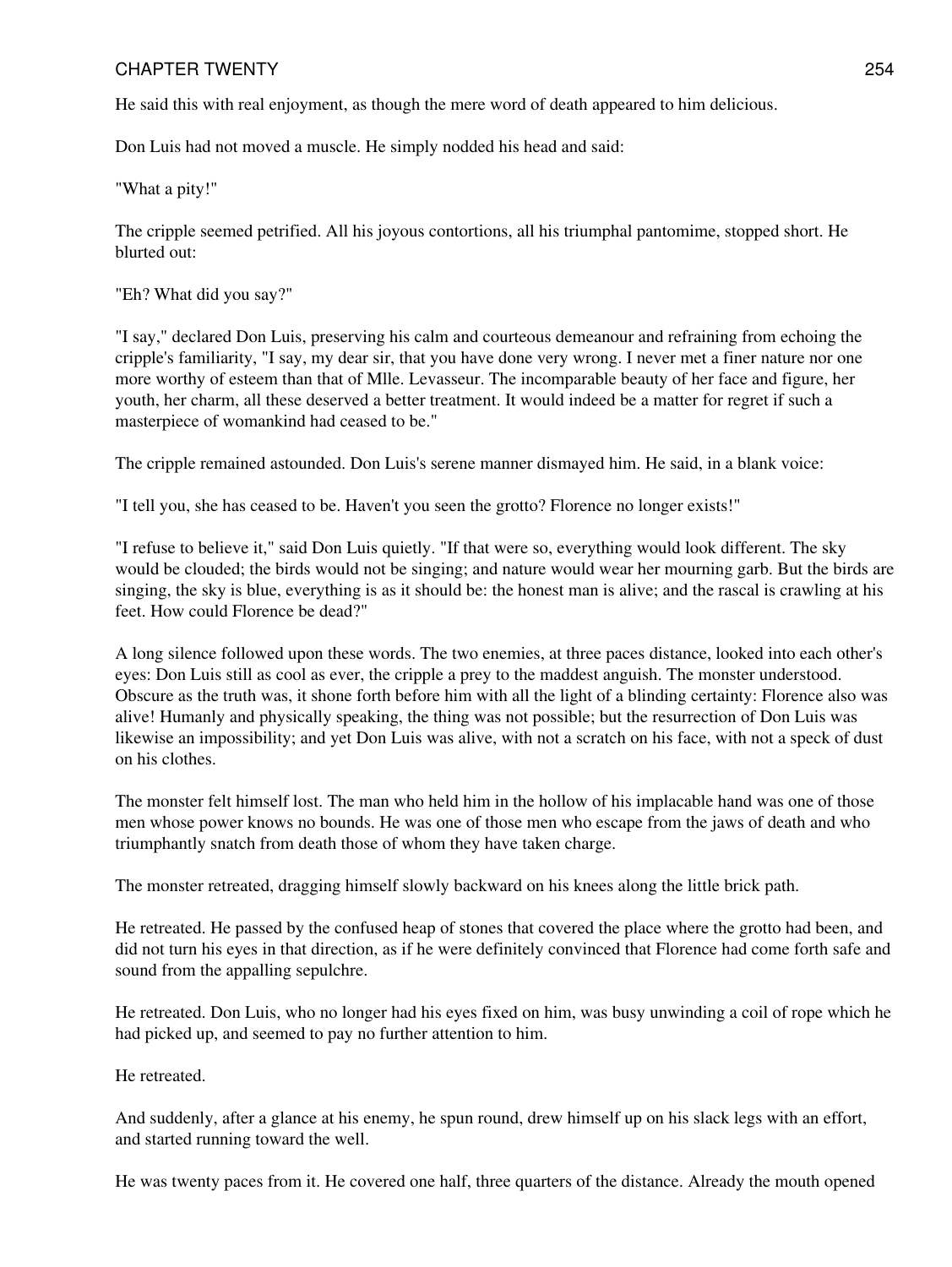He said this with real enjoyment, as though the mere word of death appeared to him delicious.

Don Luis had not moved a muscle. He simply nodded his head and said:

"What a pity!"

The cripple seemed petrified. All his joyous contortions, all his triumphal pantomime, stopped short. He blurted out:

"Eh? What did you say?"

"I say," declared Don Luis, preserving his calm and courteous demeanour and refraining from echoing the cripple's familiarity, "I say, my dear sir, that you have done very wrong. I never met a finer nature nor one more worthy of esteem than that of Mlle. Levasseur. The incomparable beauty of her face and figure, her youth, her charm, all these deserved a better treatment. It would indeed be a matter for regret if such a masterpiece of womankind had ceased to be."

The cripple remained astounded. Don Luis's serene manner dismayed him. He said, in a blank voice:

"I tell you, she has ceased to be. Haven't you seen the grotto? Florence no longer exists!"

"I refuse to believe it," said Don Luis quietly. "If that were so, everything would look different. The sky would be clouded; the birds would not be singing; and nature would wear her mourning garb. But the birds are singing, the sky is blue, everything is as it should be: the honest man is alive; and the rascal is crawling at his feet. How could Florence be dead?"

A long silence followed upon these words. The two enemies, at three paces distance, looked into each other's eyes: Don Luis still as cool as ever, the cripple a prey to the maddest anguish. The monster understood. Obscure as the truth was, it shone forth before him with all the light of a blinding certainty: Florence also was alive! Humanly and physically speaking, the thing was not possible; but the resurrection of Don Luis was likewise an impossibility; and yet Don Luis was alive, with not a scratch on his face, with not a speck of dust on his clothes.

The monster felt himself lost. The man who held him in the hollow of his implacable hand was one of those men whose power knows no bounds. He was one of those men who escape from the jaws of death and who triumphantly snatch from death those of whom they have taken charge.

The monster retreated, dragging himself slowly backward on his knees along the little brick path.

He retreated. He passed by the confused heap of stones that covered the place where the grotto had been, and did not turn his eyes in that direction, as if he were definitely convinced that Florence had come forth safe and sound from the appalling sepulchre.

He retreated. Don Luis, who no longer had his eyes fixed on him, was busy unwinding a coil of rope which he had picked up, and seemed to pay no further attention to him.

He retreated.

And suddenly, after a glance at his enemy, he spun round, drew himself up on his slack legs with an effort, and started running toward the well.

He was twenty paces from it. He covered one half, three quarters of the distance. Already the mouth opened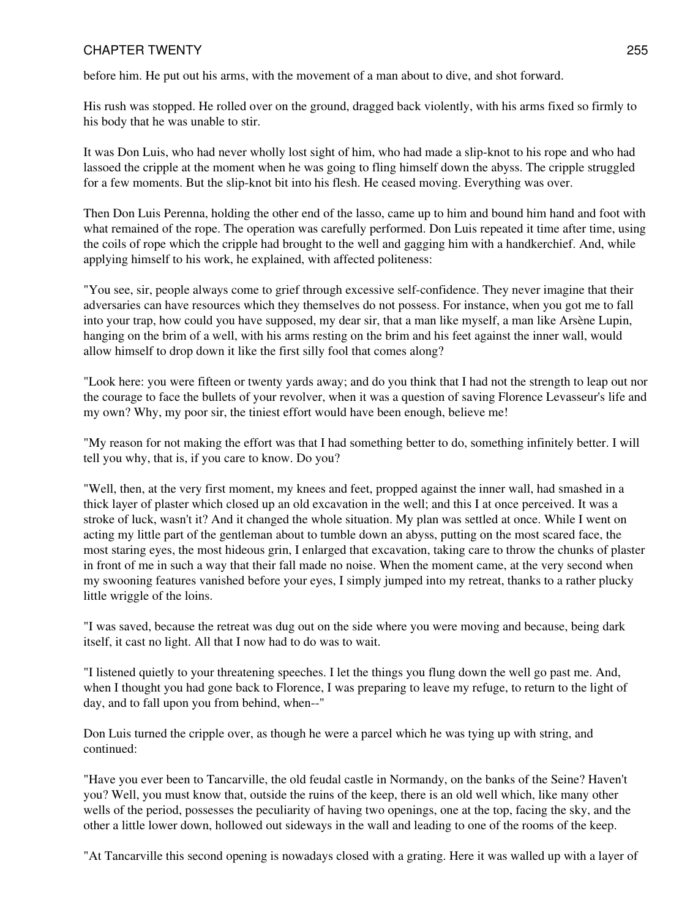before him. He put out his arms, with the movement of a man about to dive, and shot forward.

His rush was stopped. He rolled over on the ground, dragged back violently, with his arms fixed so firmly to his body that he was unable to stir.

It was Don Luis, who had never wholly lost sight of him, who had made a slip-knot to his rope and who had lassoed the cripple at the moment when he was going to fling himself down the abyss. The cripple struggled for a few moments. But the slip-knot bit into his flesh. He ceased moving. Everything was over.

Then Don Luis Perenna, holding the other end of the lasso, came up to him and bound him hand and foot with what remained of the rope. The operation was carefully performed. Don Luis repeated it time after time, using the coils of rope which the cripple had brought to the well and gagging him with a handkerchief. And, while applying himself to his work, he explained, with affected politeness:

"You see, sir, people always come to grief through excessive self-confidence. They never imagine that their adversaries can have resources which they themselves do not possess. For instance, when you got me to fall into your trap, how could you have supposed, my dear sir, that a man like myself, a man like Arsène Lupin, hanging on the brim of a well, with his arms resting on the brim and his feet against the inner wall, would allow himself to drop down it like the first silly fool that comes along?

"Look here: you were fifteen or twenty yards away; and do you think that I had not the strength to leap out nor the courage to face the bullets of your revolver, when it was a question of saving Florence Levasseur's life and my own? Why, my poor sir, the tiniest effort would have been enough, believe me!

"My reason for not making the effort was that I had something better to do, something infinitely better. I will tell you why, that is, if you care to know. Do you?

"Well, then, at the very first moment, my knees and feet, propped against the inner wall, had smashed in a thick layer of plaster which closed up an old excavation in the well; and this I at once perceived. It was a stroke of luck, wasn't it? And it changed the whole situation. My plan was settled at once. While I went on acting my little part of the gentleman about to tumble down an abyss, putting on the most scared face, the most staring eyes, the most hideous grin, I enlarged that excavation, taking care to throw the chunks of plaster in front of me in such a way that their fall made no noise. When the moment came, at the very second when my swooning features vanished before your eyes, I simply jumped into my retreat, thanks to a rather plucky little wriggle of the loins.

"I was saved, because the retreat was dug out on the side where you were moving and because, being dark itself, it cast no light. All that I now had to do was to wait.

"I listened quietly to your threatening speeches. I let the things you flung down the well go past me. And, when I thought you had gone back to Florence, I was preparing to leave my refuge, to return to the light of day, and to fall upon you from behind, when--"

Don Luis turned the cripple over, as though he were a parcel which he was tying up with string, and continued:

"Have you ever been to Tancarville, the old feudal castle in Normandy, on the banks of the Seine? Haven't you? Well, you must know that, outside the ruins of the keep, there is an old well which, like many other wells of the period, possesses the peculiarity of having two openings, one at the top, facing the sky, and the other a little lower down, hollowed out sideways in the wall and leading to one of the rooms of the keep.

"At Tancarville this second opening is nowadays closed with a grating. Here it was walled up with a layer of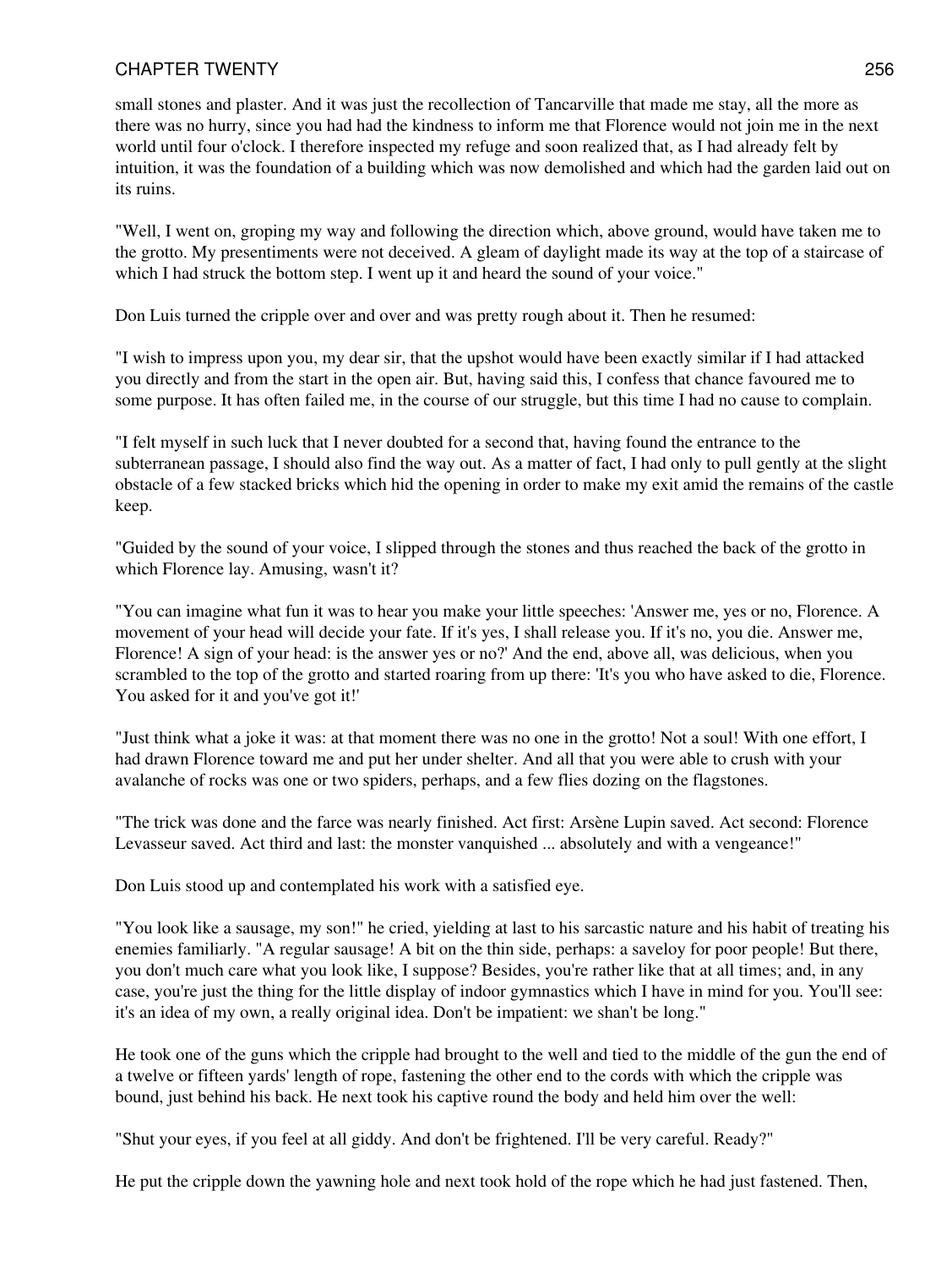small stones and plaster. And it was just the recollection of Tancarville that made me stay, all the more as there was no hurry, since you had had the kindness to inform me that Florence would not join me in the next world until four o'clock. I therefore inspected my refuge and soon realized that, as I had already felt by intuition, it was the foundation of a building which was now demolished and which had the garden laid out on its ruins.

"Well, I went on, groping my way and following the direction which, above ground, would have taken me to the grotto. My presentiments were not deceived. A gleam of daylight made its way at the top of a staircase of which I had struck the bottom step. I went up it and heard the sound of your voice."

Don Luis turned the cripple over and over and was pretty rough about it. Then he resumed:

"I wish to impress upon you, my dear sir, that the upshot would have been exactly similar if I had attacked you directly and from the start in the open air. But, having said this, I confess that chance favoured me to some purpose. It has often failed me, in the course of our struggle, but this time I had no cause to complain.

"I felt myself in such luck that I never doubted for a second that, having found the entrance to the subterranean passage, I should also find the way out. As a matter of fact, I had only to pull gently at the slight obstacle of a few stacked bricks which hid the opening in order to make my exit amid the remains of the castle keep.

"Guided by the sound of your voice, I slipped through the stones and thus reached the back of the grotto in which Florence lay. Amusing, wasn't it?

"You can imagine what fun it was to hear you make your little speeches: 'Answer me, yes or no, Florence. A movement of your head will decide your fate. If it's yes, I shall release you. If it's no, you die. Answer me, Florence! A sign of your head: is the answer yes or no?' And the end, above all, was delicious, when you scrambled to the top of the grotto and started roaring from up there: 'It's you who have asked to die, Florence. You asked for it and you've got it!'

"Just think what a joke it was: at that moment there was no one in the grotto! Not a soul! With one effort, I had drawn Florence toward me and put her under shelter. And all that you were able to crush with your avalanche of rocks was one or two spiders, perhaps, and a few flies dozing on the flagstones.

"The trick was done and the farce was nearly finished. Act first: Arsène Lupin saved. Act second: Florence Levasseur saved. Act third and last: the monster vanquished ... absolutely and with a vengeance!"

Don Luis stood up and contemplated his work with a satisfied eye.

"You look like a sausage, my son!" he cried, yielding at last to his sarcastic nature and his habit of treating his enemies familiarly. "A regular sausage! A bit on the thin side, perhaps: a saveloy for poor people! But there, you don't much care what you look like, I suppose? Besides, you're rather like that at all times; and, in any case, you're just the thing for the little display of indoor gymnastics which I have in mind for you. You'll see: it's an idea of my own, a really original idea. Don't be impatient: we shan't be long."

He took one of the guns which the cripple had brought to the well and tied to the middle of the gun the end of a twelve or fifteen yards' length of rope, fastening the other end to the cords with which the cripple was bound, just behind his back. He next took his captive round the body and held him over the well:

"Shut your eyes, if you feel at all giddy. And don't be frightened. I'll be very careful. Ready?"

He put the cripple down the yawning hole and next took hold of the rope which he had just fastened. Then,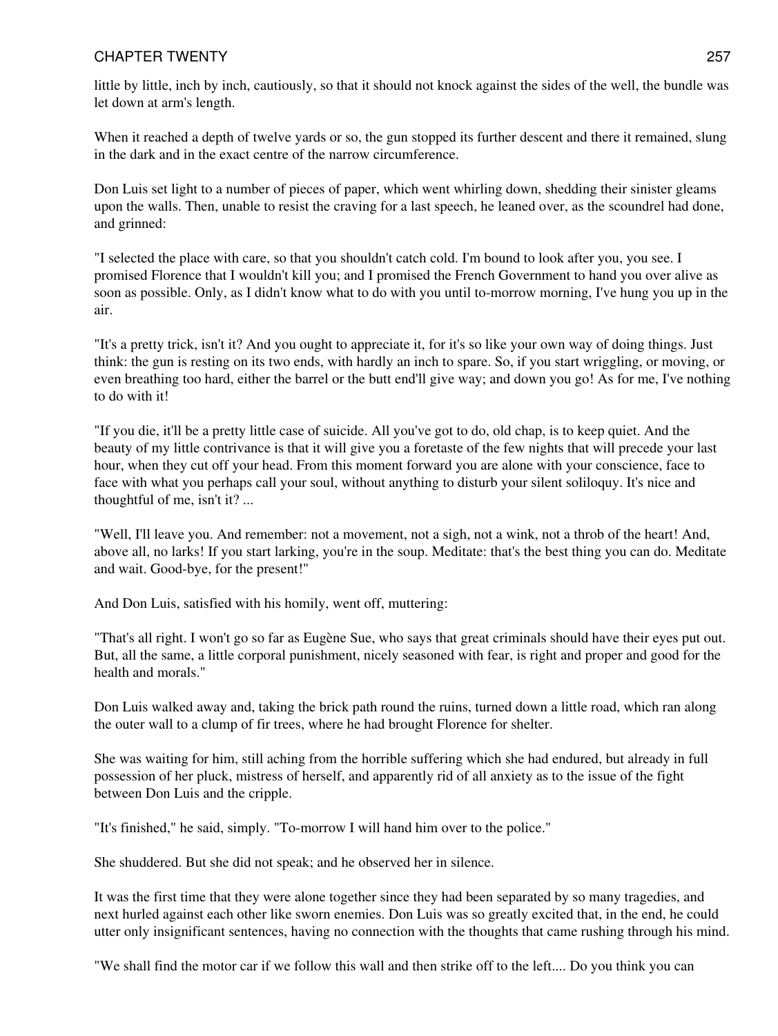little by little, inch by inch, cautiously, so that it should not knock against the sides of the well, the bundle was let down at arm's length.

When it reached a depth of twelve yards or so, the gun stopped its further descent and there it remained, slung in the dark and in the exact centre of the narrow circumference.

Don Luis set light to a number of pieces of paper, which went whirling down, shedding their sinister gleams upon the walls. Then, unable to resist the craving for a last speech, he leaned over, as the scoundrel had done, and grinned:

"I selected the place with care, so that you shouldn't catch cold. I'm bound to look after you, you see. I promised Florence that I wouldn't kill you; and I promised the French Government to hand you over alive as soon as possible. Only, as I didn't know what to do with you until to-morrow morning, I've hung you up in the air.

"It's a pretty trick, isn't it? And you ought to appreciate it, for it's so like your own way of doing things. Just think: the gun is resting on its two ends, with hardly an inch to spare. So, if you start wriggling, or moving, or even breathing too hard, either the barrel or the butt end'll give way; and down you go! As for me, I've nothing to do with it!

"If you die, it'll be a pretty little case of suicide. All you've got to do, old chap, is to keep quiet. And the beauty of my little contrivance is that it will give you a foretaste of the few nights that will precede your last hour, when they cut off your head. From this moment forward you are alone with your conscience, face to face with what you perhaps call your soul, without anything to disturb your silent soliloquy. It's nice and thoughtful of me, isn't it? ...

"Well, I'll leave you. And remember: not a movement, not a sigh, not a wink, not a throb of the heart! And, above all, no larks! If you start larking, you're in the soup. Meditate: that's the best thing you can do. Meditate and wait. Good-bye, for the present!"

And Don Luis, satisfied with his homily, went off, muttering:

"That's all right. I won't go so far as Eugène Sue, who says that great criminals should have their eyes put out. But, all the same, a little corporal punishment, nicely seasoned with fear, is right and proper and good for the health and morals."

Don Luis walked away and, taking the brick path round the ruins, turned down a little road, which ran along the outer wall to a clump of fir trees, where he had brought Florence for shelter.

She was waiting for him, still aching from the horrible suffering which she had endured, but already in full possession of her pluck, mistress of herself, and apparently rid of all anxiety as to the issue of the fight between Don Luis and the cripple.

"It's finished," he said, simply. "To-morrow I will hand him over to the police."

She shuddered. But she did not speak; and he observed her in silence.

It was the first time that they were alone together since they had been separated by so many tragedies, and next hurled against each other like sworn enemies. Don Luis was so greatly excited that, in the end, he could utter only insignificant sentences, having no connection with the thoughts that came rushing through his mind.

"We shall find the motor car if we follow this wall and then strike off to the left.... Do you think you can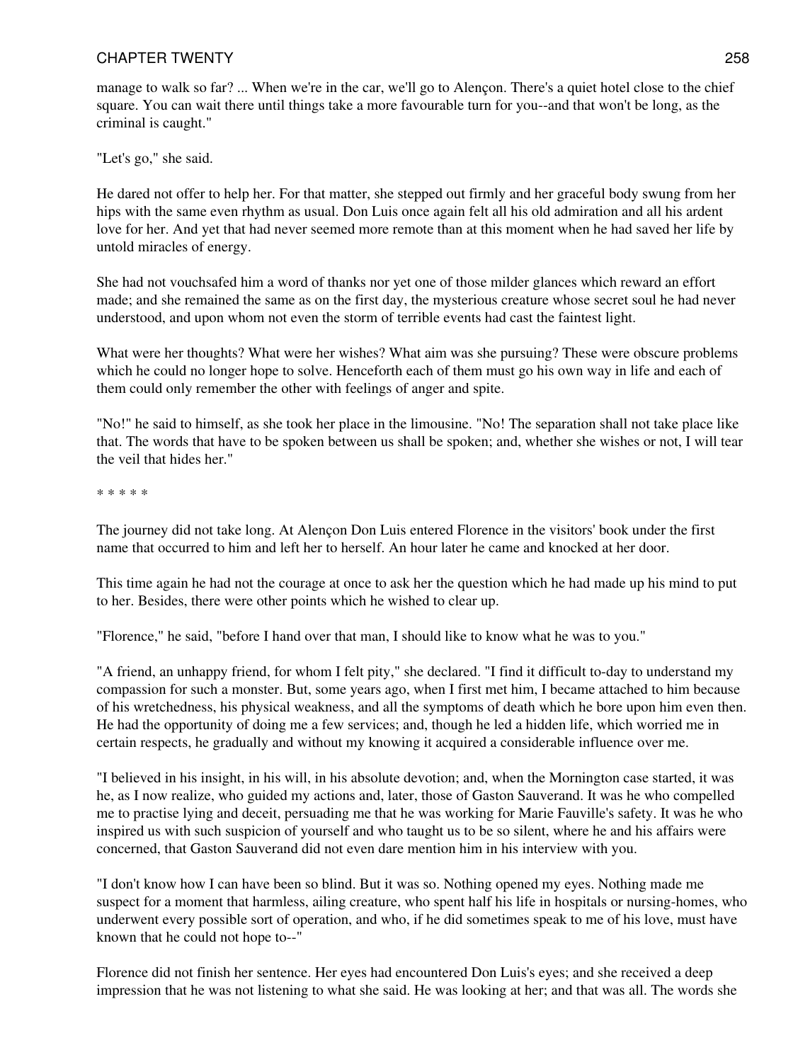manage to walk so far? ... When we're in the car, we'll go to Alençon. There's a quiet hotel close to the chief square. You can wait there until things take a more favourable turn for you--and that won't be long, as the criminal is caught."

"Let's go," she said.

He dared not offer to help her. For that matter, she stepped out firmly and her graceful body swung from her hips with the same even rhythm as usual. Don Luis once again felt all his old admiration and all his ardent love for her. And yet that had never seemed more remote than at this moment when he had saved her life by untold miracles of energy.

She had not vouchsafed him a word of thanks nor yet one of those milder glances which reward an effort made; and she remained the same as on the first day, the mysterious creature whose secret soul he had never understood, and upon whom not even the storm of terrible events had cast the faintest light.

What were her thoughts? What were her wishes? What aim was she pursuing? These were obscure problems which he could no longer hope to solve. Henceforth each of them must go his own way in life and each of them could only remember the other with feelings of anger and spite.

"No!" he said to himself, as she took her place in the limousine. "No! The separation shall not take place like that. The words that have to be spoken between us shall be spoken; and, whether she wishes or not, I will tear the veil that hides her."

\* \* \* \* \*

The journey did not take long. At Alençon Don Luis entered Florence in the visitors' book under the first name that occurred to him and left her to herself. An hour later he came and knocked at her door.

This time again he had not the courage at once to ask her the question which he had made up his mind to put to her. Besides, there were other points which he wished to clear up.

"Florence," he said, "before I hand over that man, I should like to know what he was to you."

"A friend, an unhappy friend, for whom I felt pity," she declared. "I find it difficult to-day to understand my compassion for such a monster. But, some years ago, when I first met him, I became attached to him because of his wretchedness, his physical weakness, and all the symptoms of death which he bore upon him even then. He had the opportunity of doing me a few services; and, though he led a hidden life, which worried me in certain respects, he gradually and without my knowing it acquired a considerable influence over me.

"I believed in his insight, in his will, in his absolute devotion; and, when the Mornington case started, it was he, as I now realize, who guided my actions and, later, those of Gaston Sauverand. It was he who compelled me to practise lying and deceit, persuading me that he was working for Marie Fauville's safety. It was he who inspired us with such suspicion of yourself and who taught us to be so silent, where he and his affairs were concerned, that Gaston Sauverand did not even dare mention him in his interview with you.

"I don't know how I can have been so blind. But it was so. Nothing opened my eyes. Nothing made me suspect for a moment that harmless, ailing creature, who spent half his life in hospitals or nursing-homes, who underwent every possible sort of operation, and who, if he did sometimes speak to me of his love, must have known that he could not hope to--"

Florence did not finish her sentence. Her eyes had encountered Don Luis's eyes; and she received a deep impression that he was not listening to what she said. He was looking at her; and that was all. The words she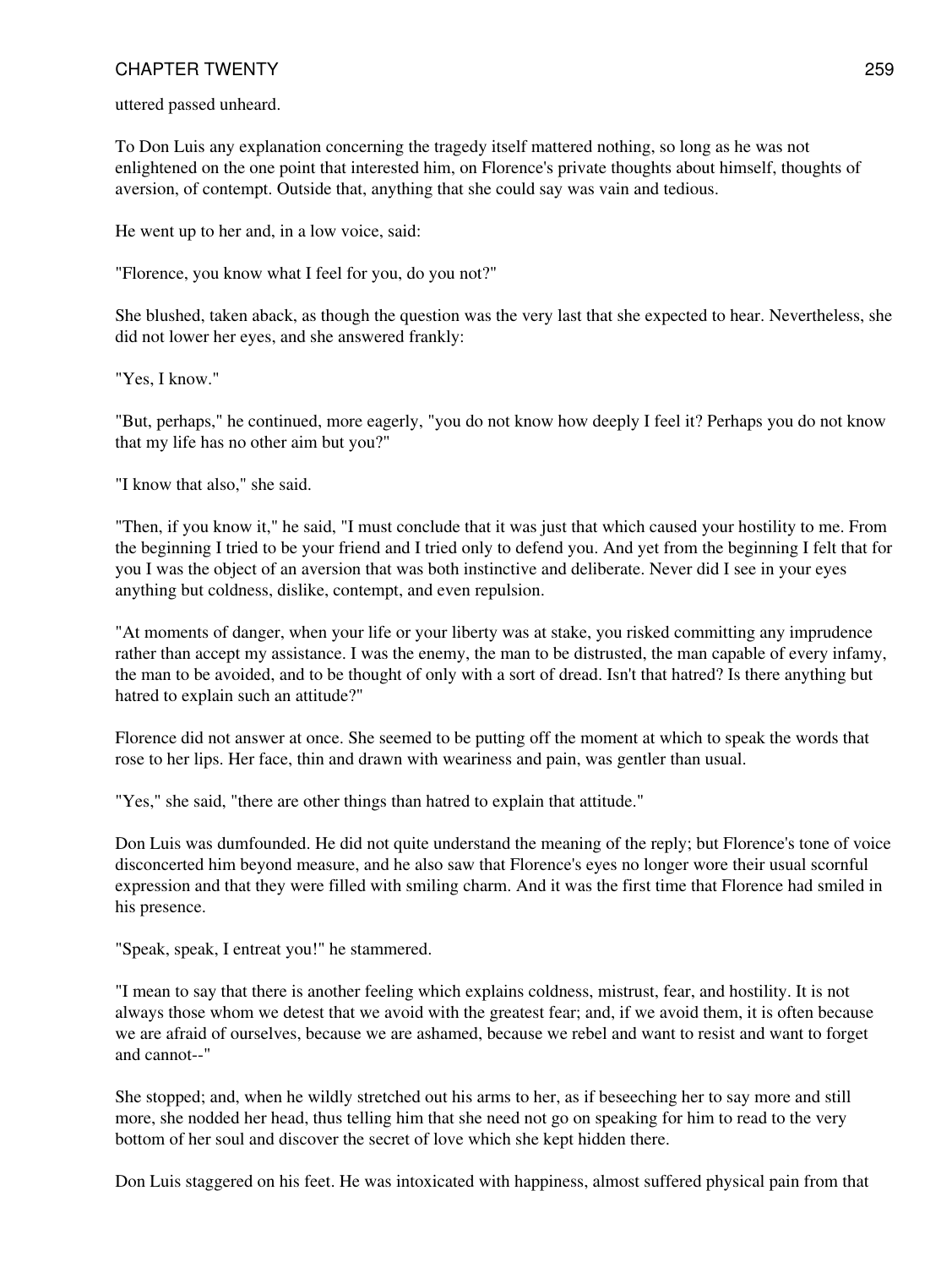uttered passed unheard.

To Don Luis any explanation concerning the tragedy itself mattered nothing, so long as he was not enlightened on the one point that interested him, on Florence's private thoughts about himself, thoughts of aversion, of contempt. Outside that, anything that she could say was vain and tedious.

He went up to her and, in a low voice, said:

"Florence, you know what I feel for you, do you not?"

She blushed, taken aback, as though the question was the very last that she expected to hear. Nevertheless, she did not lower her eyes, and she answered frankly:

"Yes, I know."

"But, perhaps," he continued, more eagerly, "you do not know how deeply I feel it? Perhaps you do not know that my life has no other aim but you?"

"I know that also," she said.

"Then, if you know it," he said, "I must conclude that it was just that which caused your hostility to me. From the beginning I tried to be your friend and I tried only to defend you. And yet from the beginning I felt that for you I was the object of an aversion that was both instinctive and deliberate. Never did I see in your eyes anything but coldness, dislike, contempt, and even repulsion.

"At moments of danger, when your life or your liberty was at stake, you risked committing any imprudence rather than accept my assistance. I was the enemy, the man to be distrusted, the man capable of every infamy, the man to be avoided, and to be thought of only with a sort of dread. Isn't that hatred? Is there anything but hatred to explain such an attitude?"

Florence did not answer at once. She seemed to be putting off the moment at which to speak the words that rose to her lips. Her face, thin and drawn with weariness and pain, was gentler than usual.

"Yes," she said, "there are other things than hatred to explain that attitude."

Don Luis was dumfounded. He did not quite understand the meaning of the reply; but Florence's tone of voice disconcerted him beyond measure, and he also saw that Florence's eyes no longer wore their usual scornful expression and that they were filled with smiling charm. And it was the first time that Florence had smiled in his presence.

"Speak, speak, I entreat you!" he stammered.

"I mean to say that there is another feeling which explains coldness, mistrust, fear, and hostility. It is not always those whom we detest that we avoid with the greatest fear; and, if we avoid them, it is often because we are afraid of ourselves, because we are ashamed, because we rebel and want to resist and want to forget and cannot--"

She stopped; and, when he wildly stretched out his arms to her, as if beseeching her to say more and still more, she nodded her head, thus telling him that she need not go on speaking for him to read to the very bottom of her soul and discover the secret of love which she kept hidden there.

Don Luis staggered on his feet. He was intoxicated with happiness, almost suffered physical pain from that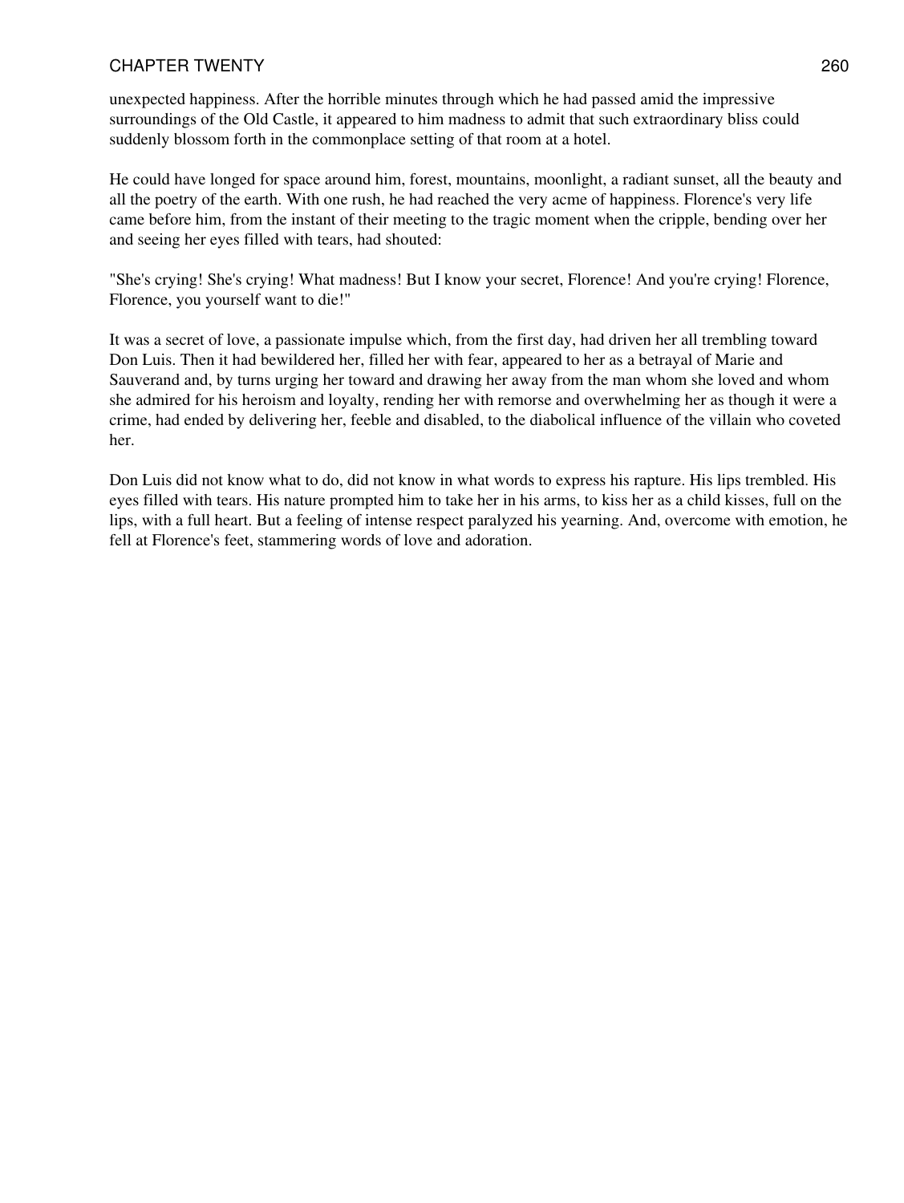unexpected happiness. After the horrible minutes through which he had passed amid the impressive surroundings of the Old Castle, it appeared to him madness to admit that such extraordinary bliss could suddenly blossom forth in the commonplace setting of that room at a hotel.

He could have longed for space around him, forest, mountains, moonlight, a radiant sunset, all the beauty and all the poetry of the earth. With one rush, he had reached the very acme of happiness. Florence's very life came before him, from the instant of their meeting to the tragic moment when the cripple, bending over her and seeing her eyes filled with tears, had shouted:

"She's crying! She's crying! What madness! But I know your secret, Florence! And you're crying! Florence, Florence, you yourself want to die!"

It was a secret of love, a passionate impulse which, from the first day, had driven her all trembling toward Don Luis. Then it had bewildered her, filled her with fear, appeared to her as a betrayal of Marie and Sauverand and, by turns urging her toward and drawing her away from the man whom she loved and whom she admired for his heroism and loyalty, rending her with remorse and overwhelming her as though it were a crime, had ended by delivering her, feeble and disabled, to the diabolical influence of the villain who coveted her.

Don Luis did not know what to do, did not know in what words to express his rapture. His lips trembled. His eyes filled with tears. His nature prompted him to take her in his arms, to kiss her as a child kisses, full on the lips, with a full heart. But a feeling of intense respect paralyzed his yearning. And, overcome with emotion, he fell at Florence's feet, stammering words of love and adoration.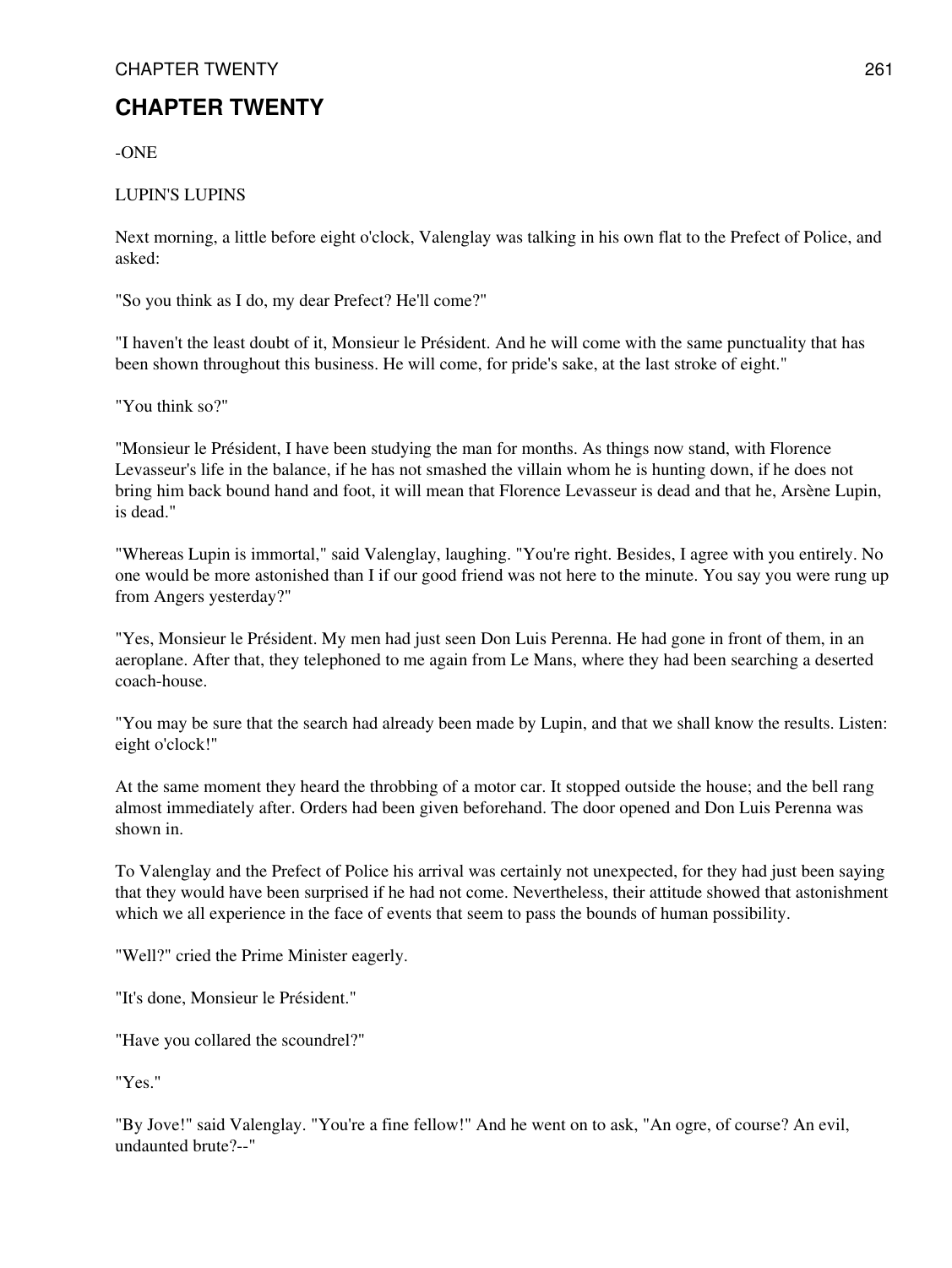# CHAPTER TWENTY

-ONE

LUPIN'S LUPINS

Next morning, a little before eight o'clock, Valenglay was talking in his own flat to the Prefect of Police, and asked:

"So you think as I do, my dear Prefect? He'll come?"

"I haven't the least doubt of it, Monsieur le Président. And he will come with the same punctuality that has been shown throughout this business. He will come, for pride's sake, at the last stroke of eight."

"You think so?"

"Monsieur le Président, I have been studying the man for months. As things now stand, with Florence Levasseur's life in the balance, if he has not smashed the villain whom he is hunting down, if he does not bring him back bound hand and foot, it will mean that Florence Levasseur is dead and that he, Arsène Lupin, is dead."

"Whereas Lupin is immortal," said Valenglay, laughing. "You're right. Besides, I agree with you entirely. No one would be more astonished than I if our good friend was not here to the minute. You say you were rung up from Angers yesterday?"

"Yes, Monsieur le Président. My men had just seen Don Luis Perenna. He had gone in front of them, in an aeroplane. After that, they telephoned to me again from Le Mans, where they had been searching a deserted coach-house.

"You may be sure that the search had already been made by Lupin, and that we shall know the results. Listen: eight o'clock!"

At the same moment they heard the throbbing of a motor car. It stopped outside the house; and the bell rang almost immediately after. Orders had been given beforehand. The door opened and Don Luis Perenna was shown in.

To Valenglay and the Prefect of Police his arrival was certainly not unexpected, for they had just been saying that they would have been surprised if he had not come. Nevertheless, their attitude showed that astonishment which we all experience in the face of events that seem to pass the bounds of human possibility.

"Well?" cried the Prime Minister eagerly.

"It's done, Monsieur le Président."

"Have you collared the scoundrel?"

"Yes."

"By Jove!" said Valenglay. "You're a fine fellow!" And he went on to ask, "An ogre, of course? An evil, undaunted brute?--"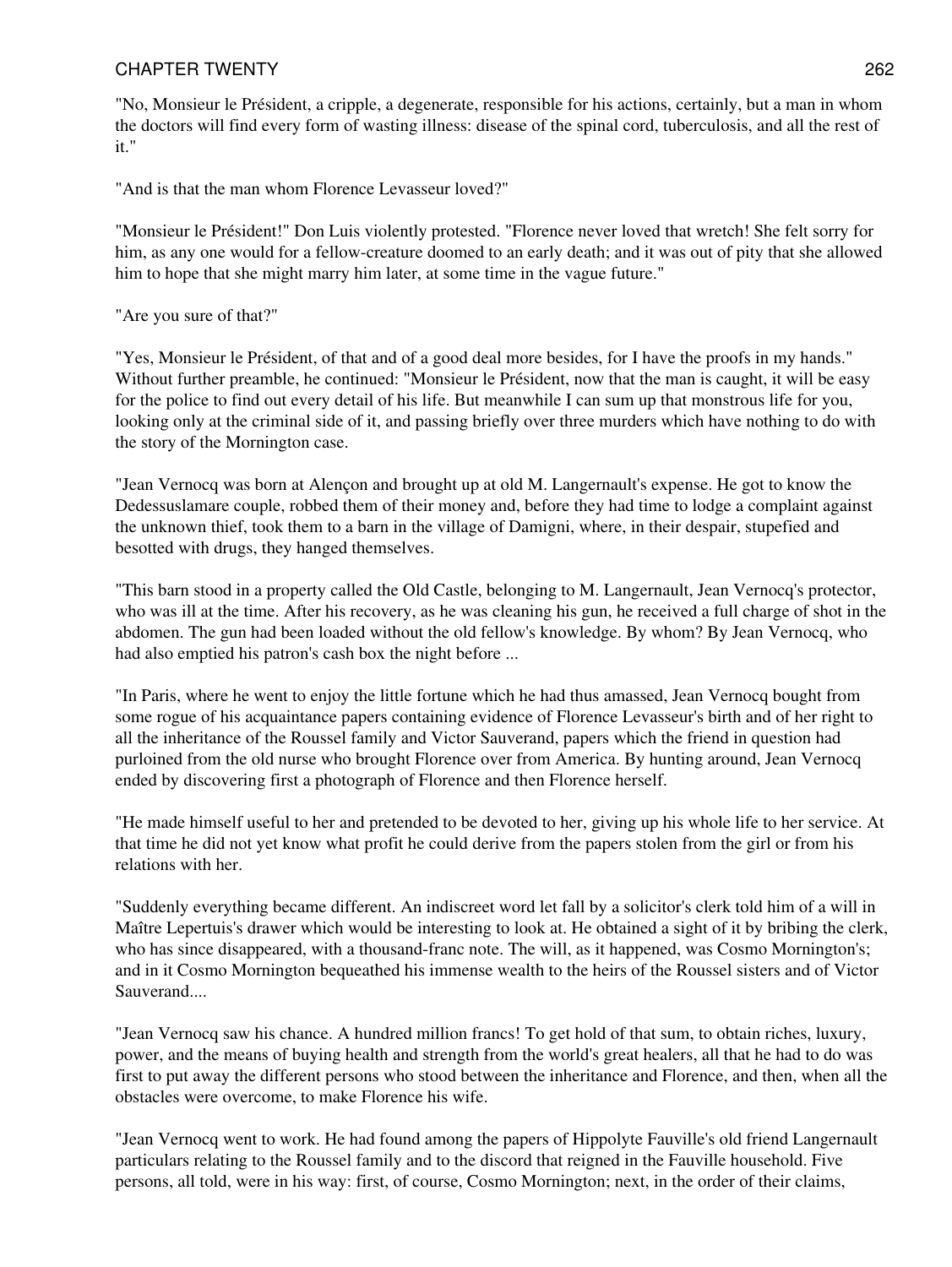"No, Monsieur le Président, a cripple, a degenerate, responsible for his actions, certainly, but a man in whom the doctors will find every form of wasting illness: disease of the spinal cord, tuberculosis, and all the rest of it."

"And is that the man whom Florence Levasseur loved?"

"Monsieur le Président!" Don Luis violently protested. "Florence never loved that wretch! She felt sorry for him, as any one would for a fellow-creature doomed to an early death; and it was out of pity that she allowed him to hope that she might marry him later, at some time in the vague future."

"Are you sure of that?"

"Yes, Monsieur le Président, of that and of a good deal more besides, for I have the proofs in my hands." Without further preamble, he continued: "Monsieur le Président, now that the man is caught, it will be easy for the police to find out every detail of his life. But meanwhile I can sum up that monstrous life for you, looking only at the criminal side of it, and passing briefly over three murders which have nothing to do with the story of the Mornington case.

"Jean Vernocq was born at Alençon and brought up at old M. Langernault's expense. He got to know the Dedessuslamare couple, robbed them of their money and, before they had time to lodge a complaint against the unknown thief, took them to a barn in the village of Damigni, where, in their despair, stupefied and besotted with drugs, they hanged themselves.

"This barn stood in a property called the Old Castle, belonging to M. Langernault, Jean Vernocq's protector, who was ill at the time. After his recovery, as he was cleaning his gun, he received a full charge of shot in the abdomen. The gun had been loaded without the old fellow's knowledge. By whom? By Jean Vernocq, who had also emptied his patron's cash box the night before ...

"In Paris, where he went to enjoy the little fortune which he had thus amassed, Jean Vernocq bought from some rogue of his acquaintance papers containing evidence of Florence Levasseur's birth and of her right to all the inheritance of the Roussel family and Victor Sauverand, papers which the friend in question had purloined from the old nurse who brought Florence over from America. By hunting around, Jean Vernocq ended by discovering first a photograph of Florence and then Florence herself.

"He made himself useful to her and pretended to be devoted to her, giving up his whole life to her service. At that time he did not yet know what profit he could derive from the papers stolen from the girl or from his relations with her.

"Suddenly everything became different. An indiscreet word let fall by a solicitor's clerk told him of a will in Maître Lepertuis's drawer which would be interesting to look at. He obtained a sight of it by bribing the clerk, who has since disappeared, with a thousand-franc note. The will, as it happened, was Cosmo Mornington's; and in it Cosmo Mornington bequeathed his immense wealth to the heirs of the Roussel sisters and of Victor Sauverand....

"Jean Vernocq saw his chance. A hundred million francs! To get hold of that sum, to obtain riches, luxury, power, and the means of buying health and strength from the world's great healers, all that he had to do was first to put away the different persons who stood between the inheritance and Florence, and then, when all the obstacles were overcome, to make Florence his wife.

"Jean Vernocq went to work. He had found among the papers of Hippolyte Fauville's old friend Langernault particulars relating to the Roussel family and to the discord that reigned in the Fauville household. Five persons, all told, were in his way: first, of course, Cosmo Mornington; next, in the order of their claims,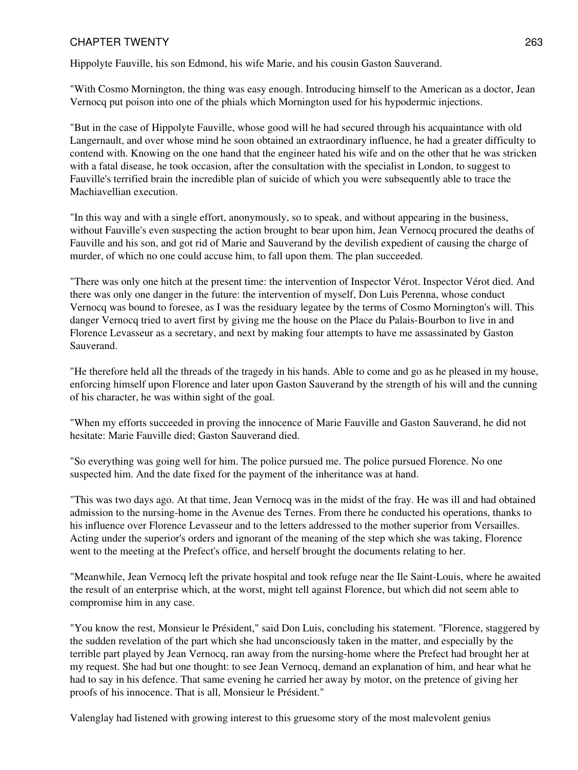Hippolyte Fauville, his son Edmond, his wife Marie, and his cousin Gaston Sauverand.

"With Cosmo Mornington, the thing was easy enough. Introducing himself to the American as a doctor, Jean Vernocq put poison into one of the phials which Mornington used for his hypodermic injections.

"But in the case of Hippolyte Fauville, whose good will he had secured through his acquaintance with old Langernault, and over whose mind he soon obtained an extraordinary influence, he had a greater difficulty to contend with. Knowing on the one hand that the engineer hated his wife and on the other that he was stricken with a fatal disease, he took occasion, after the consultation with the specialist in London, to suggest to Fauville's terrified brain the incredible plan of suicide of which you were subsequently able to trace the Machiavellian execution.

"In this way and with a single effort, anonymously, so to speak, and without appearing in the business, without Fauville's even suspecting the action brought to bear upon him, Jean Vernocq procured the deaths of Fauville and his son, and got rid of Marie and Sauverand by the devilish expedient of causing the charge of murder, of which no one could accuse him, to fall upon them. The plan succeeded.

"There was only one hitch at the present time: the intervention of Inspector Vérot. Inspector Vérot died. And there was only one danger in the future: the intervention of myself, Don Luis Perenna, whose conduct Vernocq was bound to foresee, as I was the residuary legatee by the terms of Cosmo Mornington's will. This danger Vernocq tried to avert first by giving me the house on the Place du Palais-Bourbon to live in and Florence Levasseur as a secretary, and next by making four attempts to have me assassinated by Gaston Sauverand.

"He therefore held all the threads of the tragedy in his hands. Able to come and go as he pleased in my house, enforcing himself upon Florence and later upon Gaston Sauverand by the strength of his will and the cunning of his character, he was within sight of the goal.

"When my efforts succeeded in proving the innocence of Marie Fauville and Gaston Sauverand, he did not hesitate: Marie Fauville died; Gaston Sauverand died.

"So everything was going well for him. The police pursued me. The police pursued Florence. No one suspected him. And the date fixed for the payment of the inheritance was at hand.

"This was two days ago. At that time, Jean Vernocq was in the midst of the fray. He was ill and had obtained admission to the nursing-home in the Avenue des Ternes. From there he conducted his operations, thanks to his influence over Florence Levasseur and to the letters addressed to the mother superior from Versailles. Acting under the superior's orders and ignorant of the meaning of the step which she was taking, Florence went to the meeting at the Prefect's office, and herself brought the documents relating to her.

"Meanwhile, Jean Vernocq left the private hospital and took refuge near the Ile Saint-Louis, where he awaited the result of an enterprise which, at the worst, might tell against Florence, but which did not seem able to compromise him in any case.

"You know the rest, Monsieur le Président," said Don Luis, concluding his statement. "Florence, staggered by the sudden revelation of the part which she had unconsciously taken in the matter, and especially by the terrible part played by Jean Vernocq, ran away from the nursing-home where the Prefect had brought her at my request. She had but one thought: to see Jean Vernocq, demand an explanation of him, and hear what he had to say in his defence. That same evening he carried her away by motor, on the pretence of giving her proofs of his innocence. That is all, Monsieur le Président."

Valenglay had listened with growing interest to this gruesome story of the most malevolent genius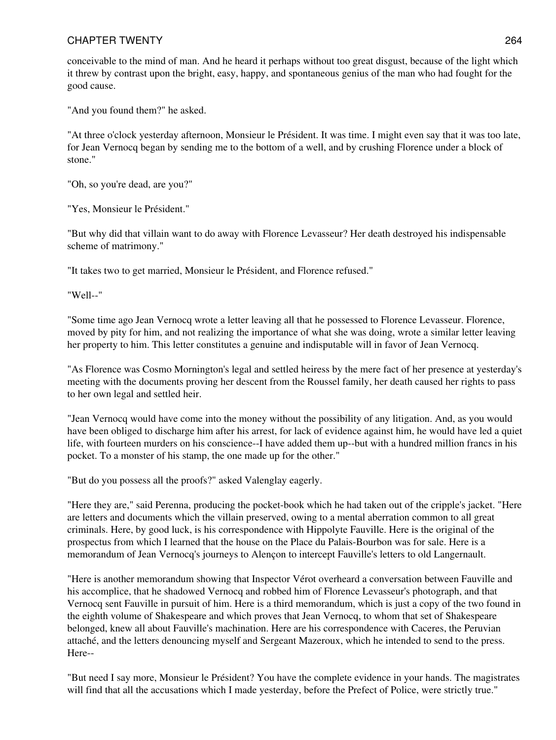conceivable to the mind of man. And he heard it perhaps without too great disgust, because of the light which it threw by contrast upon the bright, easy, happy, and spontaneous genius of the man who had fought for the good cause.

"And you found them?" he asked.

"At three o'clock yesterday afternoon, Monsieur le Président. It was time. I might even say that it was too late, for Jean Vernocq began by sending me to the bottom of a well, and by crushing Florence under a block of stone."

"Oh, so you're dead, are you?"

"Yes, Monsieur le Président."

"But why did that villain want to do away with Florence Levasseur? Her death destroyed his indispensable scheme of matrimony."

"It takes two to get married, Monsieur le Président, and Florence refused."

"Well--"

"Some time ago Jean Vernocq wrote a letter leaving all that he possessed to Florence Levasseur. Florence, moved by pity for him, and not realizing the importance of what she was doing, wrote a similar letter leaving her property to him. This letter constitutes a genuine and indisputable will in favor of Jean Vernocq.

"As Florence was Cosmo Mornington's legal and settled heiress by the mere fact of her presence at yesterday's meeting with the documents proving her descent from the Roussel family, her death caused her rights to pass to her own legal and settled heir.

"Jean Vernocq would have come into the money without the possibility of any litigation. And, as you would have been obliged to discharge him after his arrest, for lack of evidence against him, he would have led a quiet life, with fourteen murders on his conscience--I have added them up--but with a hundred million francs in his pocket. To a monster of his stamp, the one made up for the other."

"But do you possess all the proofs?" asked Valenglay eagerly.

"Here they are," said Perenna, producing the pocket-book which he had taken out of the cripple's jacket. "Here are letters and documents which the villain preserved, owing to a mental aberration common to all great criminals. Here, by good luck, is his correspondence with Hippolyte Fauville. Here is the original of the prospectus from which I learned that the house on the Place du Palais-Bourbon was for sale. Here is a memorandum of Jean Vernocq's journeys to Alençon to intercept Fauville's letters to old Langernault.

"Here is another memorandum showing that Inspector Vérot overheard a conversation between Fauville and his accomplice, that he shadowed Vernocq and robbed him of Florence Levasseur's photograph, and that Vernocq sent Fauville in pursuit of him. Here is a third memorandum, which is just a copy of the two found in the eighth volume of Shakespeare and which proves that Jean Vernocq, to whom that set of Shakespeare belonged, knew all about Fauville's machination. Here are his correspondence with Caceres, the Peruvian attaché, and the letters denouncing myself and Sergeant Mazeroux, which he intended to send to the press. Here--

"But need I say more, Monsieur le Président? You have the complete evidence in your hands. The magistrates will find that all the accusations which I made yesterday, before the Prefect of Police, were strictly true."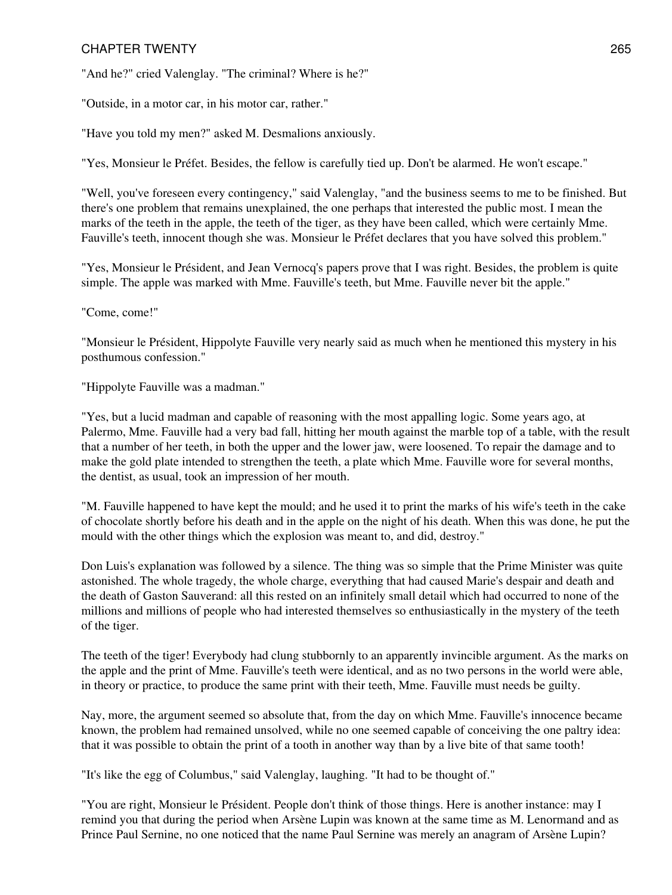"And he?" cried Valenglay. "The criminal? Where is he?"

"Outside, in a motor car, in his motor car, rather."

"Have you told my men?" asked M. Desmalions anxiously.

"Yes, Monsieur le Préfet. Besides, the fellow is carefully tied up. Don't be alarmed. He won't escape."

"Well, you've foreseen every contingency," said Valenglay, "and the business seems to me to be finished. But there's one problem that remains unexplained, the one perhaps that interested the public most. I mean the marks of the teeth in the apple, the teeth of the tiger, as they have been called, which were certainly Mme. Fauville's teeth, innocent though she was. Monsieur le Préfet declares that you have solved this problem."

"Yes, Monsieur le Président, and Jean Vernocq's papers prove that I was right. Besides, the problem is quite simple. The apple was marked with Mme. Fauville's teeth, but Mme. Fauville never bit the apple."

"Come, come!"

"Monsieur le Président, Hippolyte Fauville very nearly said as much when he mentioned this mystery in his posthumous confession."

"Hippolyte Fauville was a madman."

"Yes, but a lucid madman and capable of reasoning with the most appalling logic. Some years ago, at Palermo, Mme. Fauville had a very bad fall, hitting her mouth against the marble top of a table, with the result that a number of her teeth, in both the upper and the lower jaw, were loosened. To repair the damage and to make the gold plate intended to strengthen the teeth, a plate which Mme. Fauville wore for several months, the dentist, as usual, took an impression of her mouth.

"M. Fauville happened to have kept the mould; and he used it to print the marks of his wife's teeth in the cake of chocolate shortly before his death and in the apple on the night of his death. When this was done, he put the mould with the other things which the explosion was meant to, and did, destroy."

Don Luis's explanation was followed by a silence. The thing was so simple that the Prime Minister was quite astonished. The whole tragedy, the whole charge, everything that had caused Marie's despair and death and the death of Gaston Sauverand: all this rested on an infinitely small detail which had occurred to none of the millions and millions of people who had interested themselves so enthusiastically in the mystery of the teeth of the tiger.

The teeth of the tiger! Everybody had clung stubbornly to an apparently invincible argument. As the marks on the apple and the print of Mme. Fauville's teeth were identical, and as no two persons in the world were able, in theory or practice, to produce the same print with their teeth, Mme. Fauville must needs be guilty.

Nay, more, the argument seemed so absolute that, from the day on which Mme. Fauville's innocence became known, the problem had remained unsolved, while no one seemed capable of conceiving the one paltry idea: that it was possible to obtain the print of a tooth in another way than by a live bite of that same tooth!

"It's like the egg of Columbus," said Valenglay, laughing. "It had to be thought of."

"You are right, Monsieur le Président. People don't think of those things. Here is another instance: may I remind you that during the period when Arsène Lupin was known at the same time as M. Lenormand and as Prince Paul Sernine, no one noticed that the name Paul Sernine was merely an anagram of Arsène Lupin?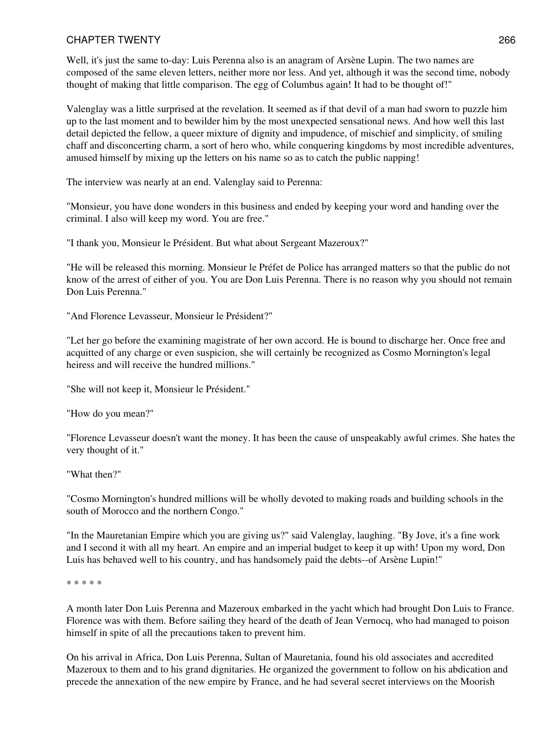Well, it's just the same to-day: Luis Perenna also is an anagram of Arsène Lupin. The two names are composed of the same eleven letters, neither more nor less. And yet, although it was the second time, nobody thought of making that little comparison. The egg of Columbus again! It had to be thought of!"

Valenglay was a little surprised at the revelation. It seemed as if that devil of a man had sworn to puzzle him up to the last moment and to bewilder him by the most unexpected sensational news. And how well this last detail depicted the fellow, a queer mixture of dignity and impudence, of mischief and simplicity, of smiling chaff and disconcerting charm, a sort of hero who, while conquering kingdoms by most incredible adventures, amused himself by mixing up the letters on his name so as to catch the public napping!

The interview was nearly at an end. Valenglay said to Perenna:

"Monsieur, you have done wonders in this business and ended by keeping your word and handing over the criminal. I also will keep my word. You are free."

"I thank you, Monsieur le Président. But what about Sergeant Mazeroux?"

"He will be released this morning. Monsieur le Préfet de Police has arranged matters so that the public do not know of the arrest of either of you. You are Don Luis Perenna. There is no reason why you should not remain Don Luis Perenna."

"And Florence Levasseur, Monsieur le Président?"

"Let her go before the examining magistrate of her own accord. He is bound to discharge her. Once free and acquitted of any charge or even suspicion, she will certainly be recognized as Cosmo Mornington's legal heiress and will receive the hundred millions."

"She will not keep it, Monsieur le Président."

"How do you mean?"

"Florence Levasseur doesn't want the money. It has been the cause of unspeakably awful crimes. She hates the very thought of it."

"What then?"

"Cosmo Mornington's hundred millions will be wholly devoted to making roads and building schools in the south of Morocco and the northern Congo."

"In the Mauretanian Empire which you are giving us?" said Valenglay, laughing. "By Jove, it's a fine work and I second it with all my heart. An empire and an imperial budget to keep it up with! Upon my word, Don Luis has behaved well to his country, and has handsomely paid the debts--of Arsène Lupin!"

* * * * *

A month later Don Luis Perenna and Mazeroux embarked in the yacht which had brought Don Luis to France. Florence was with them. Before sailing they heard of the death of Jean Vernocq, who had managed to poison himself in spite of all the precautions taken to prevent him.

On his arrival in Africa, Don Luis Perenna, Sultan of Mauretania, found his old associates and accredited Mazeroux to them and to his grand dignitaries. He organized the government to follow on his abdication and precede the annexation of the new empire by France, and he had several secret interviews on the Moorish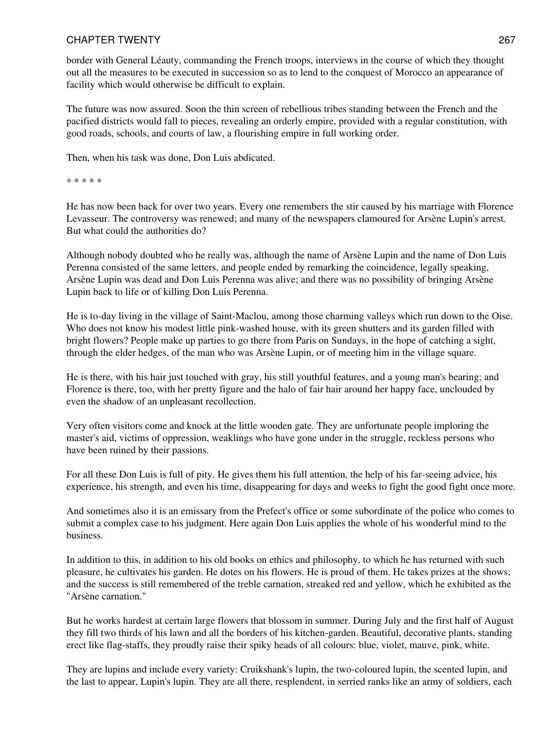border with General Léauty, commanding the French troops, interviews in the course of which they thought out all the measures to be executed in succession so as to lend to the conquest of Morocco an appearance of facility which would otherwise be difficult to explain.

The future was now assured. Soon the thin screen of rebellious tribes standing between the French and the pacified districts would fall to pieces, revealing an orderly empire, provided with a regular constitution, with good roads, schools, and courts of law, a flourishing empire in full working order.

Then, when his task was done, Don Luis abdicated.

* * * * *

He has now been back for over two years. Every one remembers the stir caused by his marriage with Florence Levasseur. The controversy was renewed; and many of the newspapers clamoured for Arsène Lupin's arrest. But what could the authorities do?

Although nobody doubted who he really was, although the name of Arsène Lupin and the name of Don Luis Perenna consisted of the same letters, and people ended by remarking the coincidence, legally speaking, Arsène Lupin was dead and Don Luis Perenna was alive; and there was no possibility of bringing Arsène Lupin back to life or of killing Don Luis Perenna.

He is to-day living in the village of Saint-Maclou, among those charming valleys which run down to the Oise. Who does not know his modest little pink-washed house, with its green shutters and its garden filled with bright flowers? People make up parties to go there from Paris on Sundays, in the hope of catching a sight, through the elder hedges, of the man who was Arsène Lupin, or of meeting him in the village square.

He is there, with his hair just touched with gray, his still youthful features, and a young man's bearing; and Florence is there, too, with her pretty figure and the halo of fair hair around her happy face, unclouded by even the shadow of an unpleasant recollection.

Very often visitors come and knock at the little wooden gate. They are unfortunate people imploring the master's aid, victims of oppression, weaklings who have gone under in the struggle, reckless persons who have been ruined by their passions.

For all these Don Luis is full of pity. He gives them his full attention, the help of his far-seeing advice, his experience, his strength, and even his time, disappearing for days and weeks to fight the good fight once more.

And sometimes also it is an emissary from the Prefect's office or some subordinate of the police who comes to submit a complex case to his judgment. Here again Don Luis applies the whole of his wonderful mind to the business.

In addition to this, in addition to his old books on ethics and philosophy, to which he has returned with such pleasure, he cultivates his garden. He dotes on his flowers. He is proud of them. He takes prizes at the shows; and the success is still remembered of the treble carnation, streaked red and yellow, which he exhibited as the "Arsène carnation."

But he works hardest at certain large flowers that blossom in summer. During July and the first half of August they fill two thirds of his lawn and all the borders of his kitchen-garden. Beautiful, decorative plants, standing erect like flag-staffs, they proudly raise their spiky heads of all colours: blue, violet, mauve, pink, white.

They are lupins and include every variety: Cruikshank's lupin, the two-coloured lupin, the scented lupin, and the last to appear, Lupin's lupin. They are all there, resplendent, in serried ranks like an army of soldiers, each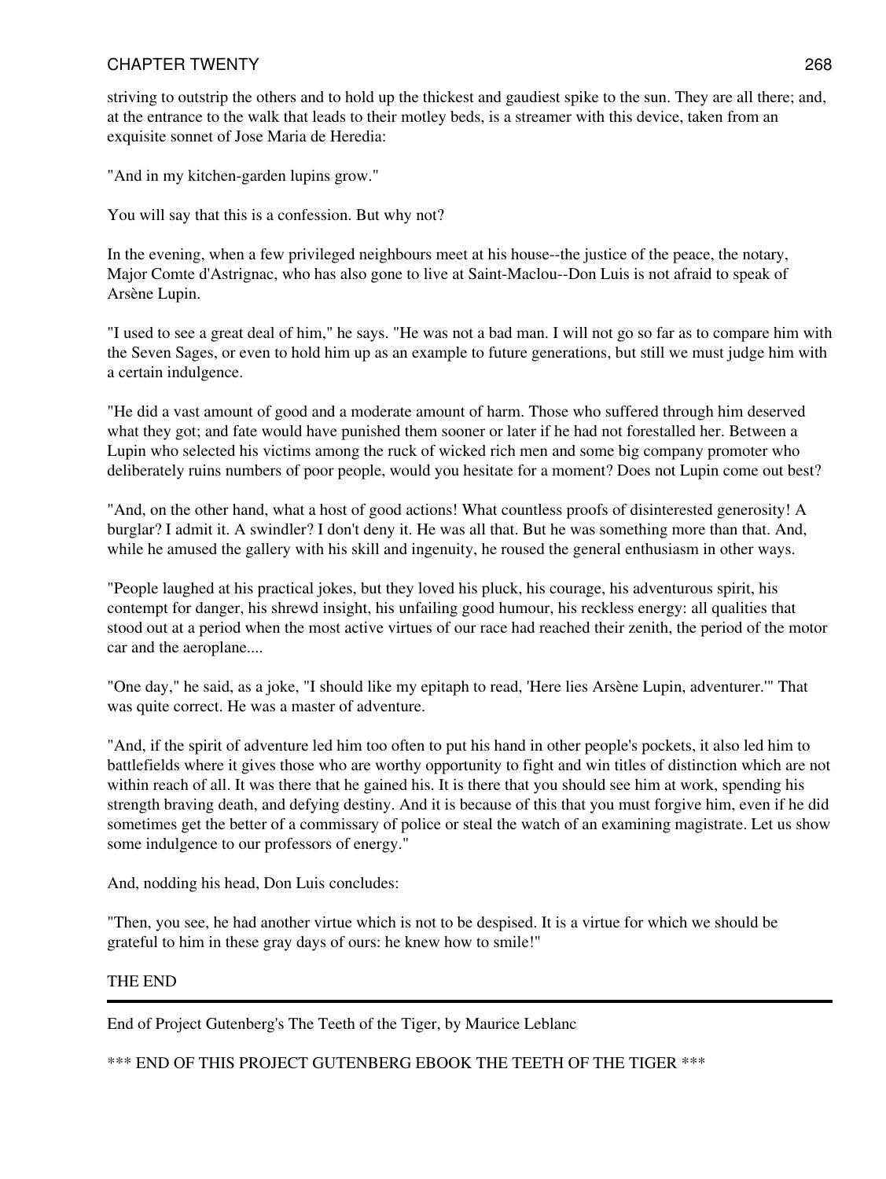striving to outstrip the others and to hold up the thickest and gaudiest spike to the sun. They are all there; and, at the entrance to the walk that leads to their motley beds, is a streamer with this device, taken from an exquisite sonnet of Jose Maria de Heredia:

"And in my kitchen-garden lupins grow."

You will say that this is a confession. But why not?

In the evening, when a few privileged neighbours meet at his house--the justice of the peace, the notary, Major Comte d'Astrignac, who has also gone to live at Saint-Maclou--Don Luis is not afraid to speak of Arsène Lupin.

"I used to see a great deal of him," he says. "He was not a bad man. I will not go so far as to compare him with the Seven Sages, or even to hold him up as an example to future generations, but still we must judge him with a certain indulgence.

"He did a vast amount of good and a moderate amount of harm. Those who suffered through him deserved what they got; and fate would have punished them sooner or later if he had not forestalled her. Between a Lupin who selected his victims among the ruck of wicked rich men and some big company promoter who deliberately ruins numbers of poor people, would you hesitate for a moment? Does not Lupin come out best?

"And, on the other hand, what a host of good actions! What countless proofs of disinterested generosity! A burglar? I admit it. A swindler? I don't deny it. He was all that. But he was something more than that. And, while he amused the gallery with his skill and ingenuity, he roused the general enthusiasm in other ways.

"People laughed at his practical jokes, but they loved his pluck, his courage, his adventurous spirit, his contempt for danger, his shrewd insight, his unfailing good humour, his reckless energy: all qualities that stood out at a period when the most active virtues of our race had reached their zenith, the period of the motor car and the aeroplane....

"One day," he said, as a joke, "I should like my epitaph to read, 'Here lies Arsène Lupin, adventurer.'" That was quite correct. He was a master of adventure.

"And, if the spirit of adventure led him too often to put his hand in other people's pockets, it also led him to battlefields where it gives those who are worthy opportunity to fight and win titles of distinction which are not within reach of all. It was there that he gained his. It is there that you should see him at work, spending his strength braving death, and defying destiny. And it is because of this that you must forgive him, even if he did sometimes get the better of a commissary of police or steal the watch of an examining magistrate. Let us show some indulgence to our professors of energy."

And, nodding his head, Don Luis concludes:

"Then, you see, he had another virtue which is not to be despised. It is a virtue for which we should be grateful to him in these gray days of ours: he knew how to smile!"

THE END

---

End of Project Gutenberg's The Teeth of the Tiger, by Maurice Leblanc

*** END OF THIS PROJECT GUTENBERG EBOOK THE TEETH OF THE TIGER ***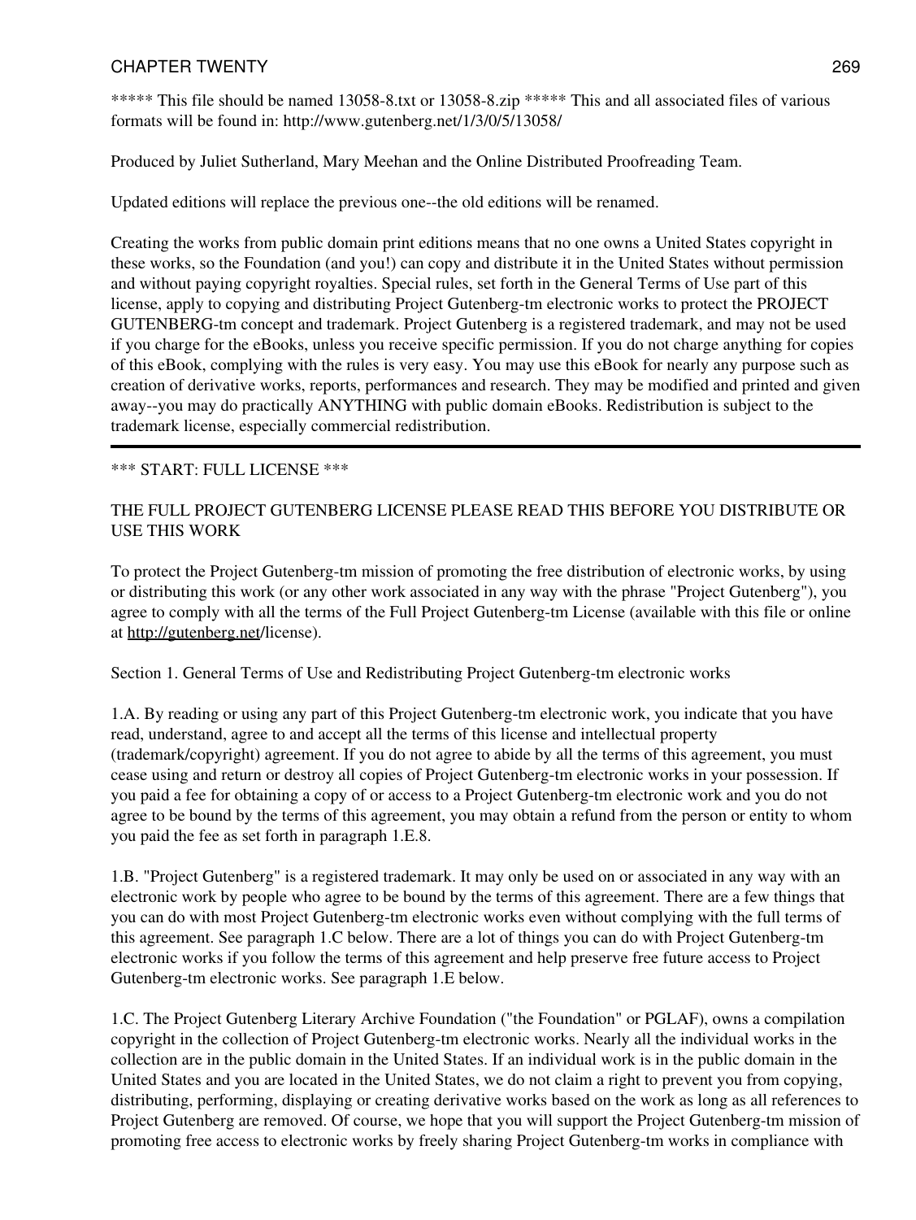***** This file should be named 13058-8.txt or 13058-8.zip ***** This and all associated files of various formats will be found in: http://www.gutenberg.net/1/3/0/5/13058/

Produced by Juliet Sutherland, Mary Meehan and the Online Distributed Proofreading Team.

Updated editions will replace the previous one--the old editions will be renamed.

Creating the works from public domain print editions means that no one owns a United States copyright in these works, so the Foundation (and you!) can copy and distribute it in the United States without permission and without paying copyright royalties. Special rules, set forth in the General Terms of Use part of this license, apply to copying and distributing Project Gutenberg-tm electronic works to protect the PROJECT GUTENBERG-tm concept and trademark. Project Gutenberg is a registered trademark, and may not be used if you charge for the eBooks, unless you receive specific permission. If you do not charge anything for copies of this eBook, complying with the rules is very easy. You may use this eBook for nearly any purpose such as creation of derivative works, reports, performances and research. They may be modified and printed and given away--you may do practically ANYTHING with public domain eBooks. Redistribution is subject to the trademark license, especially commercial redistribution.

---

*** START: FULL LICENSE ***

THE FULL PROJECT GUTENBERG LICENSE PLEASE READ THIS BEFORE YOU DISTRIBUTE OR USE THIS WORK

To protect the Project Gutenberg-tm mission of promoting the free distribution of electronic works, by using or distributing this work (or any other work associated in any way with the phrase "Project Gutenberg"), you agree to comply with all the terms of the Full Project Gutenberg-tm License (available with this file or online at http://gutenberg.net/license).

Section 1. General Terms of Use and Redistributing Project Gutenberg-tm electronic works

1.A. By reading or using any part of this Project Gutenberg-tm electronic work, you indicate that you have read, understand, agree to and accept all the terms of this license and intellectual property (trademark/copyright) agreement. If you do not agree to abide by all the terms of this agreement, you must cease using and return or destroy all copies of Project Gutenberg-tm electronic works in your possession. If you paid a fee for obtaining a copy of or access to a Project Gutenberg-tm electronic work and you do not agree to be bound by the terms of this agreement, you may obtain a refund from the person or entity to whom you paid the fee as set forth in paragraph 1.E.8.

1.B. "Project Gutenberg" is a registered trademark. It may only be used on or associated in any way with an electronic work by people who agree to be bound by the terms of this agreement. There are a few things that you can do with most Project Gutenberg-tm electronic works even without complying with the full terms of this agreement. See paragraph 1.C below. There are a lot of things you can do with Project Gutenberg-tm electronic works if you follow the terms of this agreement and help preserve free future access to Project Gutenberg-tm electronic works. See paragraph 1.E below.

1.C. The Project Gutenberg Literary Archive Foundation ("the Foundation" or PGLAF), owns a compilation copyright in the collection of Project Gutenberg-tm electronic works. Nearly all the individual works in the collection are in the public domain in the United States. If an individual work is in the public domain in the United States and you are located in the United States, we do not claim a right to prevent you from copying, distributing, performing, displaying or creating derivative works based on the work as long as all references to Project Gutenberg are removed. Of course, we hope that you will support the Project Gutenberg-tm mission of promoting free access to electronic works by freely sharing Project Gutenberg-tm works in compliance with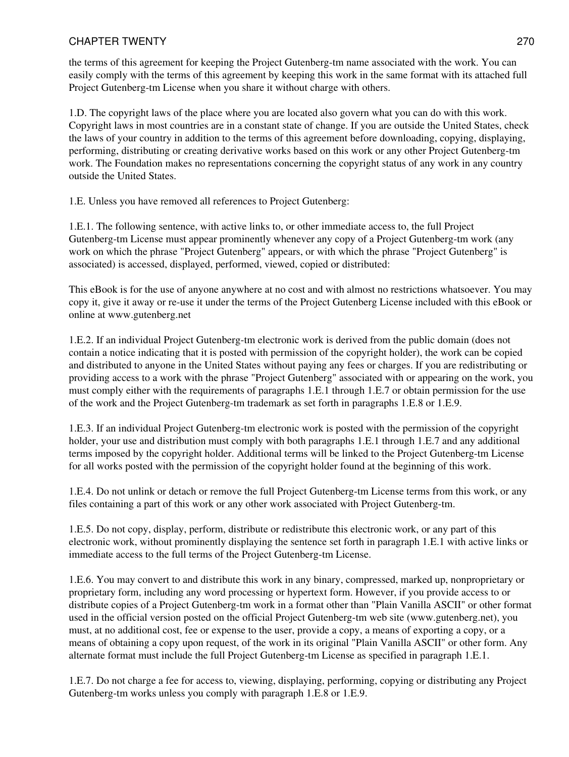the terms of this agreement for keeping the Project Gutenberg-tm name associated with the work. You can easily comply with the terms of this agreement by keeping this work in the same format with its attached full Project Gutenberg-tm License when you share it without charge with others.

1.D. The copyright laws of the place where you are located also govern what you can do with this work. Copyright laws in most countries are in a constant state of change. If you are outside the United States, check the laws of your country in addition to the terms of this agreement before downloading, copying, displaying, performing, distributing or creating derivative works based on this work or any other Project Gutenberg-tm work. The Foundation makes no representations concerning the copyright status of any work in any country outside the United States.

1.E. Unless you have removed all references to Project Gutenberg:

1.E.1. The following sentence, with active links to, or other immediate access to, the full Project Gutenberg-tm License must appear prominently whenever any copy of a Project Gutenberg-tm work (any work on which the phrase "Project Gutenberg" appears, or with which the phrase "Project Gutenberg" is associated) is accessed, displayed, performed, viewed, copied or distributed:

This eBook is for the use of anyone anywhere at no cost and with almost no restrictions whatsoever. You may copy it, give it away or re-use it under the terms of the Project Gutenberg License included with this eBook or online at www.gutenberg.net

1.E.2. If an individual Project Gutenberg-tm electronic work is derived from the public domain (does not contain a notice indicating that it is posted with permission of the copyright holder), the work can be copied and distributed to anyone in the United States without paying any fees or charges. If you are redistributing or providing access to a work with the phrase "Project Gutenberg" associated with or appearing on the work, you must comply either with the requirements of paragraphs 1.E.1 through 1.E.7 or obtain permission for the use of the work and the Project Gutenberg-tm trademark as set forth in paragraphs 1.E.8 or 1.E.9.

1.E.3. If an individual Project Gutenberg-tm electronic work is posted with the permission of the copyright holder, your use and distribution must comply with both paragraphs 1.E.1 through 1.E.7 and any additional terms imposed by the copyright holder. Additional terms will be linked to the Project Gutenberg-tm License for all works posted with the permission of the copyright holder found at the beginning of this work.

1.E.4. Do not unlink or detach or remove the full Project Gutenberg-tm License terms from this work, or any files containing a part of this work or any other work associated with Project Gutenberg-tm.

1.E.5. Do not copy, display, perform, distribute or redistribute this electronic work, or any part of this electronic work, without prominently displaying the sentence set forth in paragraph 1.E.1 with active links or immediate access to the full terms of the Project Gutenberg-tm License.

1.E.6. You may convert to and distribute this work in any binary, compressed, marked up, nonproprietary or proprietary form, including any word processing or hypertext form. However, if you provide access to or distribute copies of a Project Gutenberg-tm work in a format other than "Plain Vanilla ASCII" or other format used in the official version posted on the official Project Gutenberg-tm web site (www.gutenberg.net), you must, at no additional cost, fee or expense to the user, provide a copy, a means of exporting a copy, or a means of obtaining a copy upon request, of the work in its original "Plain Vanilla ASCII" or other form. Any alternate format must include the full Project Gutenberg-tm License as specified in paragraph 1.E.1.

1.E.7. Do not charge a fee for access to, viewing, displaying, performing, copying or distributing any Project Gutenberg-tm works unless you comply with paragraph 1.E.8 or 1.E.9.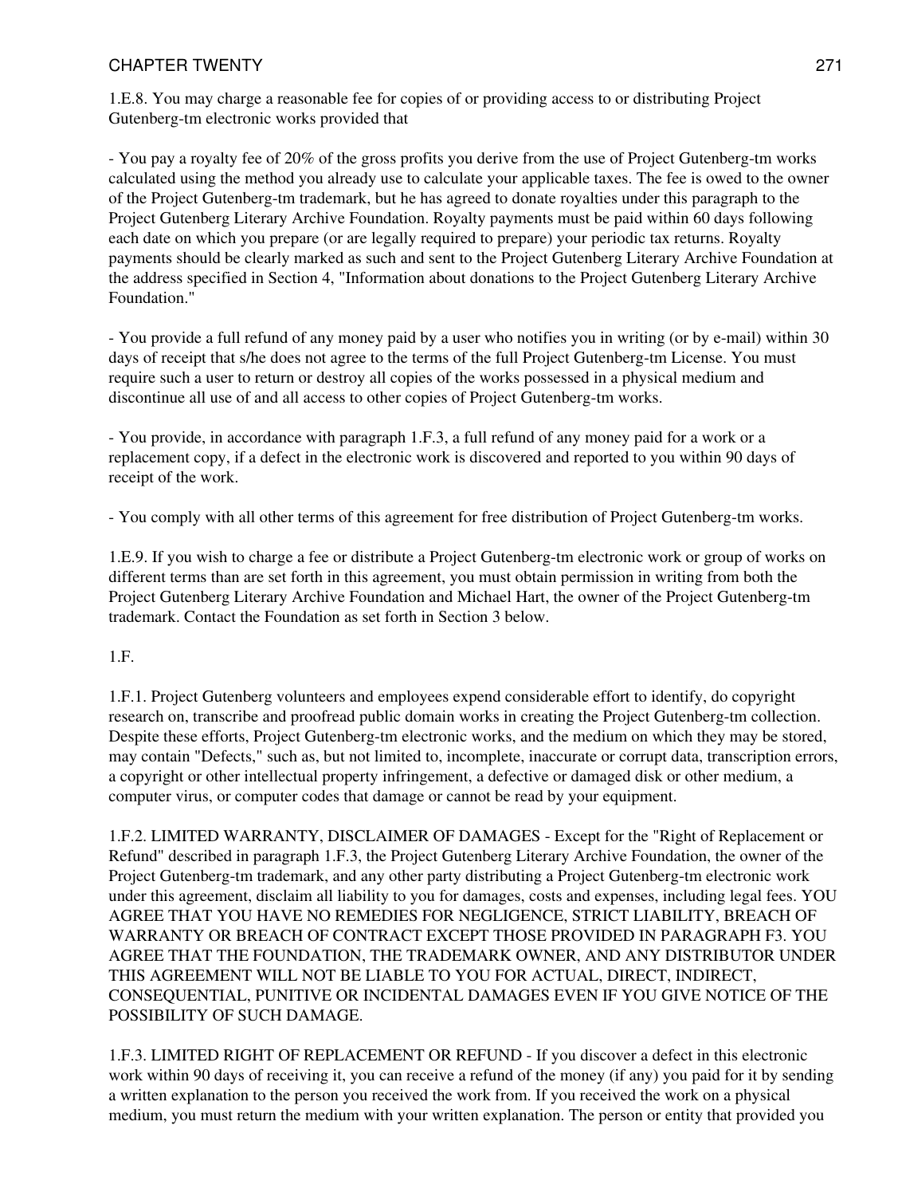1.E.8. You may charge a reasonable fee for copies of or providing access to or distributing Project Gutenberg-tm electronic works provided that

- You pay a royalty fee of 20% of the gross profits you derive from the use of Project Gutenberg-tm works calculated using the method you already use to calculate your applicable taxes. The fee is owed to the owner of the Project Gutenberg-tm trademark, but he has agreed to donate royalties under this paragraph to the Project Gutenberg Literary Archive Foundation. Royalty payments must be paid within 60 days following each date on which you prepare (or are legally required to prepare) your periodic tax returns. Royalty payments should be clearly marked as such and sent to the Project Gutenberg Literary Archive Foundation at the address specified in Section 4, "Information about donations to the Project Gutenberg Literary Archive Foundation."

- You provide a full refund of any money paid by a user who notifies you in writing (or by e-mail) within 30 days of receipt that s/he does not agree to the terms of the full Project Gutenberg-tm License. You must require such a user to return or destroy all copies of the works possessed in a physical medium and discontinue all use of and all access to other copies of Project Gutenberg-tm works.

- You provide, in accordance with paragraph 1.F.3, a full refund of any money paid for a work or a replacement copy, if a defect in the electronic work is discovered and reported to you within 90 days of receipt of the work.

- You comply with all other terms of this agreement for free distribution of Project Gutenberg-tm works.

1.E.9. If you wish to charge a fee or distribute a Project Gutenberg-tm electronic work or group of works on different terms than are set forth in this agreement, you must obtain permission in writing from both the Project Gutenberg Literary Archive Foundation and Michael Hart, the owner of the Project Gutenberg-tm trademark. Contact the Foundation as set forth in Section 3 below.

1.F.

1.F.1. Project Gutenberg volunteers and employees expend considerable effort to identify, do copyright research on, transcribe and proofread public domain works in creating the Project Gutenberg-tm collection. Despite these efforts, Project Gutenberg-tm electronic works, and the medium on which they may be stored, may contain "Defects," such as, but not limited to, incomplete, inaccurate or corrupt data, transcription errors, a copyright or other intellectual property infringement, a defective or damaged disk or other medium, a computer virus, or computer codes that damage or cannot be read by your equipment.

1.F.2. LIMITED WARRANTY, DISCLAIMER OF DAMAGES - Except for the "Right of Replacement or Refund" described in paragraph 1.F.3, the Project Gutenberg Literary Archive Foundation, the owner of the Project Gutenberg-tm trademark, and any other party distributing a Project Gutenberg-tm electronic work under this agreement, disclaim all liability to you for damages, costs and expenses, including legal fees. YOU AGREE THAT YOU HAVE NO REMEDIES FOR NEGLIGENCE, STRICT LIABILITY, BREACH OF WARRANTY OR BREACH OF CONTRACT EXCEPT THOSE PROVIDED IN PARAGRAPH F3. YOU AGREE THAT THE FOUNDATION, THE TRADEMARK OWNER, AND ANY DISTRIBUTOR UNDER THIS AGREEMENT WILL NOT BE LIABLE TO YOU FOR ACTUAL, DIRECT, INDIRECT, CONSEQUENTIAL, PUNITIVE OR INCIDENTAL DAMAGES EVEN IF YOU GIVE NOTICE OF THE POSSIBILITY OF SUCH DAMAGE.

1.F.3. LIMITED RIGHT OF REPLACEMENT OR REFUND - If you discover a defect in this electronic work within 90 days of receiving it, you can receive a refund of the money (if any) you paid for it by sending a written explanation to the person you received the work from. If you received the work on a physical medium, you must return the medium with your written explanation. The person or entity that provided you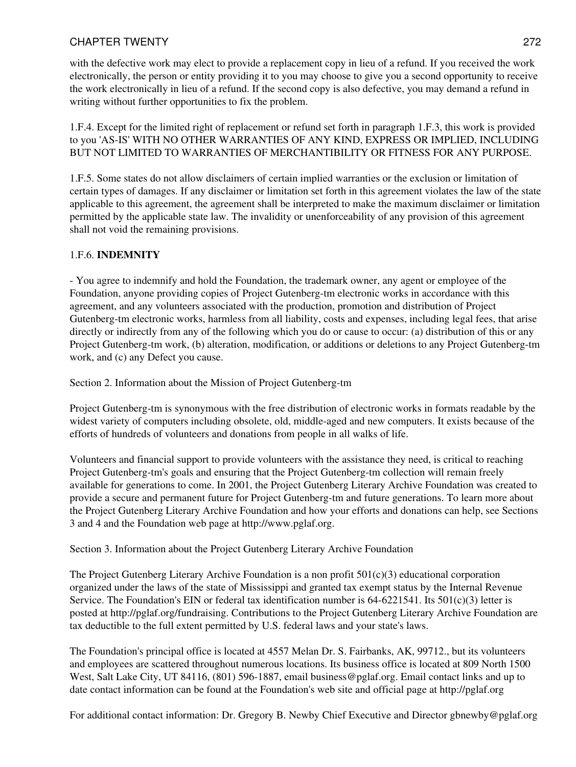with the defective work may elect to provide a replacement copy in lieu of a refund. If you received the work electronically, the person or entity providing it to you may choose to give you a second opportunity to receive the work electronically in lieu of a refund. If the second copy is also defective, you may demand a refund in writing without further opportunities to fix the problem.

1.F.4. Except for the limited right of replacement or refund set forth in paragraph 1.F.3, this work is provided to you 'AS-IS' WITH NO OTHER WARRANTIES OF ANY KIND, EXPRESS OR IMPLIED, INCLUDING BUT NOT LIMITED TO WARRANTIES OF MERCHANTIBILITY OR FITNESS FOR ANY PURPOSE.

1.F.5. Some states do not allow disclaimers of certain implied warranties or the exclusion or limitation of certain types of damages. If any disclaimer or limitation set forth in this agreement violates the law of the state applicable to this agreement, the agreement shall be interpreted to make the maximum disclaimer or limitation permitted by the applicable state law. The invalidity or unenforceability of any provision of this agreement shall not void the remaining provisions.

1.F.6. **INDEMNITY**

- You agree to indemnify and hold the Foundation, the trademark owner, any agent or employee of the Foundation, anyone providing copies of Project Gutenberg-tm electronic works in accordance with this agreement, and any volunteers associated with the production, promotion and distribution of Project Gutenberg-tm electronic works, harmless from all liability, costs and expenses, including legal fees, that arise directly or indirectly from any of the following which you do or cause to occur: (a) distribution of this or any Project Gutenberg-tm work, (b) alteration, modification, or additions or deletions to any Project Gutenberg-tm work, and (c) any Defect you cause.

Section 2. Information about the Mission of Project Gutenberg-tm

Project Gutenberg-tm is synonymous with the free distribution of electronic works in formats readable by the widest variety of computers including obsolete, old, middle-aged and new computers. It exists because of the efforts of hundreds of volunteers and donations from people in all walks of life.

Volunteers and financial support to provide volunteers with the assistance they need, is critical to reaching Project Gutenberg-tm's goals and ensuring that the Project Gutenberg-tm collection will remain freely available for generations to come. In 2001, the Project Gutenberg Literary Archive Foundation was created to provide a secure and permanent future for Project Gutenberg-tm and future generations. To learn more about the Project Gutenberg Literary Archive Foundation and how your efforts and donations can help, see Sections 3 and 4 and the Foundation web page at http://www.pglaf.org.

Section 3. Information about the Project Gutenberg Literary Archive Foundation

The Project Gutenberg Literary Archive Foundation is a non profit 501(c)(3) educational corporation organized under the laws of the state of Mississippi and granted tax exempt status by the Internal Revenue Service. The Foundation's EIN or federal tax identification number is 64-6221541. Its 501(c)(3) letter is posted at http://pglaf.org/fundraising. Contributions to the Project Gutenberg Literary Archive Foundation are tax deductible to the full extent permitted by U.S. federal laws and your state's laws.

The Foundation's principal office is located at 4557 Melan Dr. S. Fairbanks, AK, 99712., but its volunteers and employees are scattered throughout numerous locations. Its business office is located at 809 North 1500 West, Salt Lake City, UT 84116, (801) 596-1887, email business@pglaf.org. Email contact links and up to date contact information can be found at the Foundation's web site and official page at http://pglaf.org

For additional contact information: Dr. Gregory B. Newby Chief Executive and Director gbnewby@pglaf.org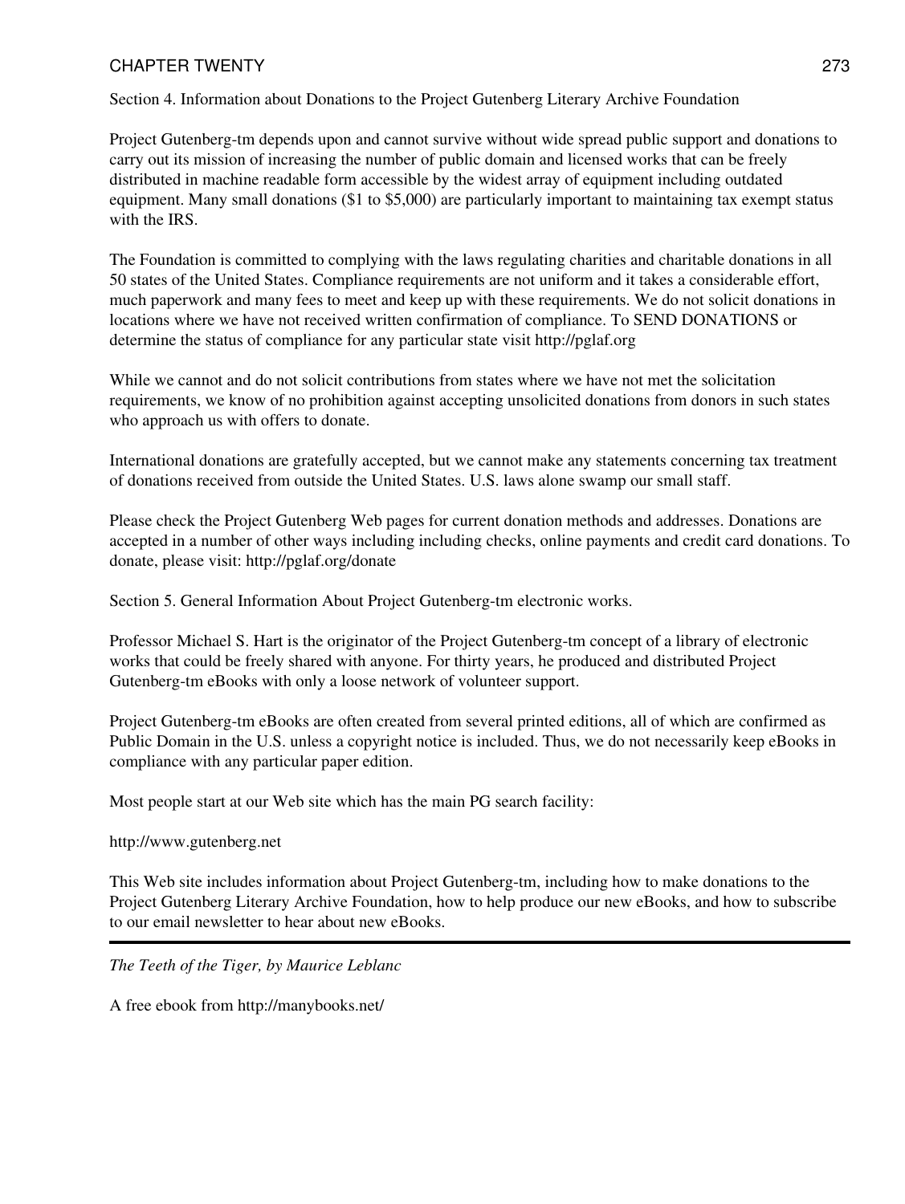Section 4. Information about Donations to the Project Gutenberg Literary Archive Foundation

Project Gutenberg-tm depends upon and cannot survive without wide spread public support and donations to carry out its mission of increasing the number of public domain and licensed works that can be freely distributed in machine readable form accessible by the widest array of equipment including outdated equipment. Many small donations ($1 to $5,000) are particularly important to maintaining tax exempt status with the IRS.

The Foundation is committed to complying with the laws regulating charities and charitable donations in all 50 states of the United States. Compliance requirements are not uniform and it takes a considerable effort, much paperwork and many fees to meet and keep up with these requirements. We do not solicit donations in locations where we have not received written confirmation of compliance. To SEND DONATIONS or determine the status of compliance for any particular state visit http://pglaf.org

While we cannot and do not solicit contributions from states where we have not met the solicitation requirements, we know of no prohibition against accepting unsolicited donations from donors in such states who approach us with offers to donate.

International donations are gratefully accepted, but we cannot make any statements concerning tax treatment of donations received from outside the United States. U.S. laws alone swamp our small staff.

Please check the Project Gutenberg Web pages for current donation methods and addresses. Donations are accepted in a number of other ways including including checks, online payments and credit card donations. To donate, please visit: http://pglaf.org/donate

Section 5. General Information About Project Gutenberg-tm electronic works.

Professor Michael S. Hart is the originator of the Project Gutenberg-tm concept of a library of electronic works that could be freely shared with anyone. For thirty years, he produced and distributed Project Gutenberg-tm eBooks with only a loose network of volunteer support.

Project Gutenberg-tm eBooks are often created from several printed editions, all of which are confirmed as Public Domain in the U.S. unless a copyright notice is included. Thus, we do not necessarily keep eBooks in compliance with any particular paper edition.

Most people start at our Web site which has the main PG search facility:

http://www.gutenberg.net

This Web site includes information about Project Gutenberg-tm, including how to make donations to the Project Gutenberg Literary Archive Foundation, how to help produce our new eBooks, and how to subscribe to our email newsletter to hear about new eBooks.

---

*The Teeth of the Tiger, by Maurice Leblanc*

A free ebook from http://manybooks.net/